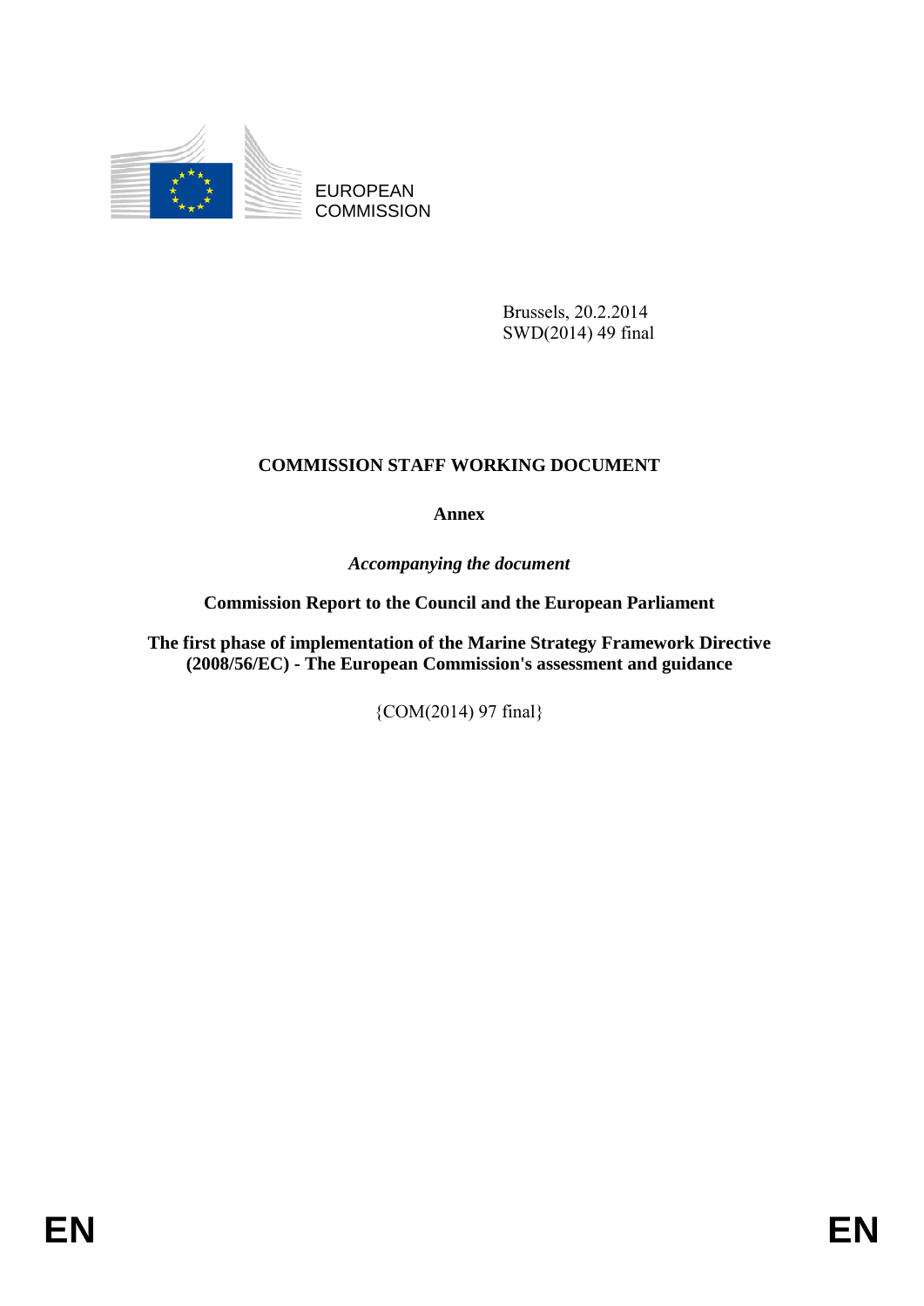EUROPEAN COMMISSION

Brussels, 20.2.2014
SWD(2014) 49 final

# COMMISSION STAFF WORKING DOCUMENT

**Annex**

*Accompanying the document*

**Commission Report to the Council and the European Parliament**

**The first phase of implementation of the Marine Strategy Framework Directive (2008/56/EC) - The European Commission's assessment and guidance**

{COM(2014) 97 final}

EN EN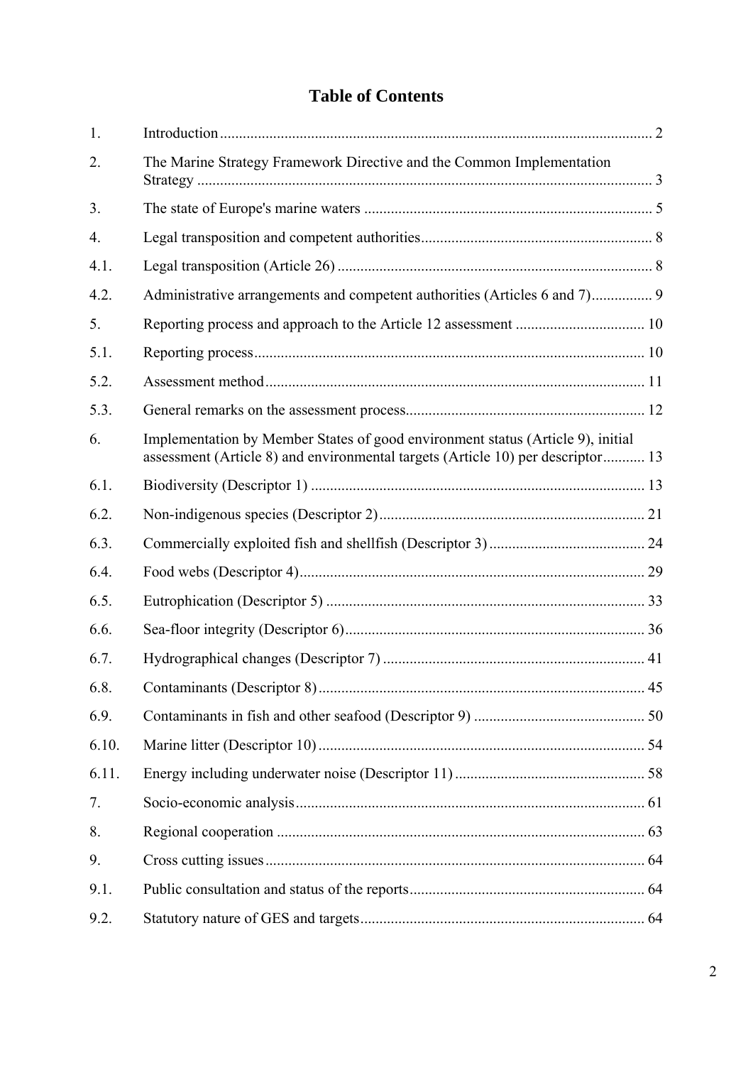# Table of Contents

| | | |
|---|---|---|
| 1. | Introduction | 2 |
| 2. | The Marine Strategy Framework Directive and the Common Implementation Strategy | 3 |
| 3. | The state of Europe's marine waters | 5 |
| 4. | Legal transposition and competent authorities | 8 |
| 4.1. | Legal transposition (Article 26) | 8 |
| 4.2. | Administrative arrangements and competent authorities (Articles 6 and 7) | 9 |
| 5. | Reporting process and approach to the Article 12 assessment | 10 |
| 5.1. | Reporting process | 10 |
| 5.2. | Assessment method | 11 |
| 5.3. | General remarks on the assessment process | 12 |
| 6. | Implementation by Member States of good environment status (Article 9), initial assessment (Article 8) and environmental targets (Article 10) per descriptor | 13 |
| 6.1. | Biodiversity (Descriptor 1) | 13 |
| 6.2. | Non-indigenous species (Descriptor 2) | 21 |
| 6.3. | Commercially exploited fish and shellfish (Descriptor 3) | 24 |
| 6.4. | Food webs (Descriptor 4) | 29 |
| 6.5. | Eutrophication (Descriptor 5) | 33 |
| 6.6. | Sea-floor integrity (Descriptor 6) | 36 |
| 6.7. | Hydrographical changes (Descriptor 7) | 41 |
| 6.8. | Contaminants (Descriptor 8) | 45 |
| 6.9. | Contaminants in fish and other seafood (Descriptor 9) | 50 |
| 6.10. | Marine litter (Descriptor 10) | 54 |
| 6.11. | Energy including underwater noise (Descriptor 11) | 58 |
| 7. | Socio-economic analysis | 61 |
| 8. | Regional cooperation | 63 |
| 9. | Cross cutting issues | 64 |
| 9.1. | Public consultation and status of the reports | 64 |
| 9.2. | Statutory nature of GES and targets | 64 |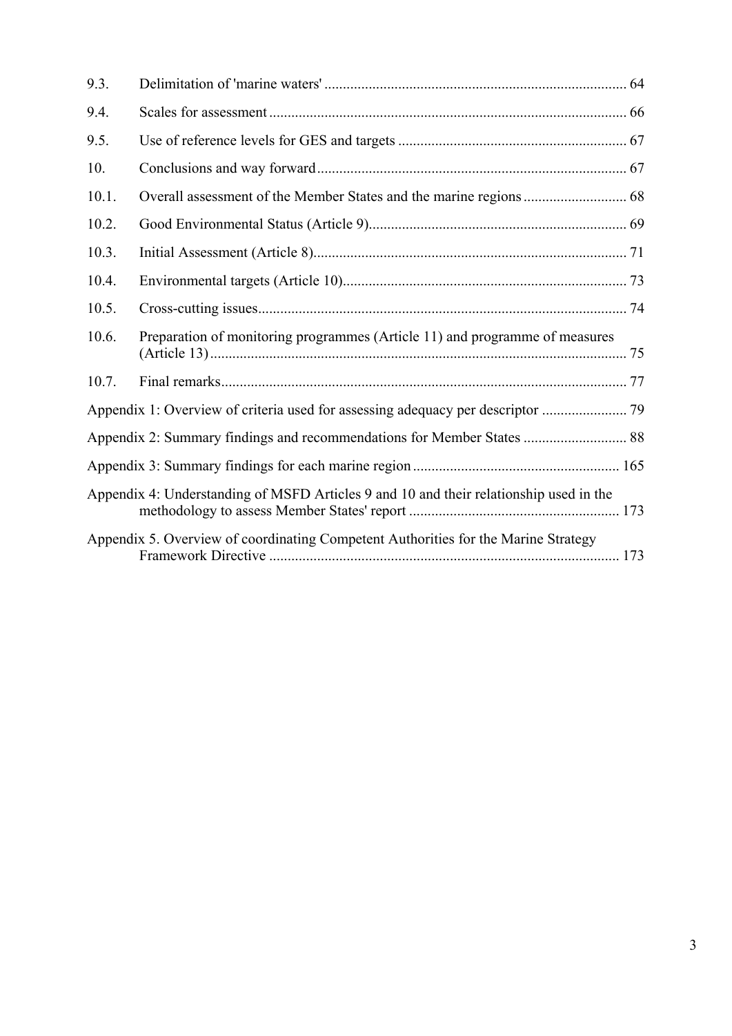| | | |
|---|---|---|
| 9.3. | Delimitation of 'marine waters' | 64 |
| 9.4. | Scales for assessment | 66 |
| 9.5. | Use of reference levels for GES and targets | 67 |
| 10. | Conclusions and way forward | 67 |
| 10.1. | Overall assessment of the Member States and the marine regions | 68 |
| 10.2. | Good Environmental Status (Article 9) | 69 |
| 10.3. | Initial Assessment (Article 8) | 71 |
| 10.4. | Environmental targets (Article 10) | 73 |
| 10.5. | Cross-cutting issues | 74 |
| 10.6. | Preparation of monitoring programmes (Article 11) and programme of measures (Article 13) | 75 |
| 10.7. | Final remarks | 77 |
| Appendix 1: Overview of criteria used for assessing adequacy per descriptor | | 79 |
| Appendix 2: Summary findings and recommendations for Member States | | 88 |
| Appendix 3: Summary findings for each marine region | | 165 |
| Appendix 4: Understanding of MSFD Articles 9 and 10 and their relationship used in the methodology to assess Member States' report | | 173 |
| Appendix 5. Overview of coordinating Competent Authorities for the Marine Strategy Framework Directive | | 173 |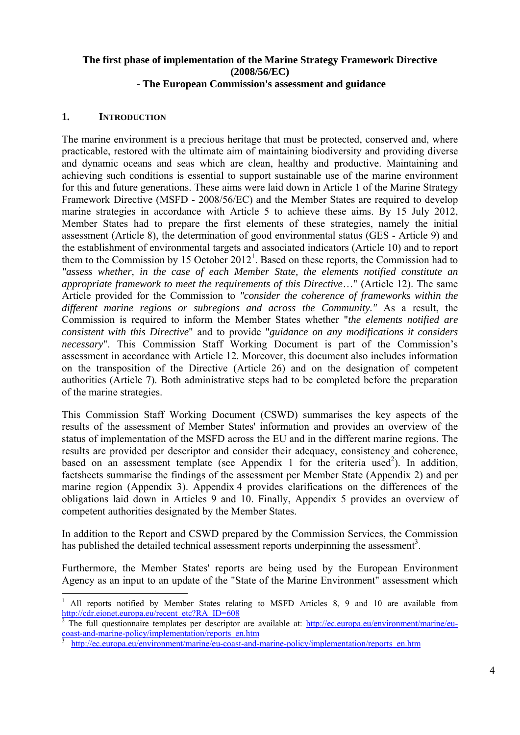**The first phase of implementation of the Marine Strategy Framework Directive (2008/56/EC)**
**- The European Commission's assessment and guidance**

## 1. INTRODUCTION

The marine environment is a precious heritage that must be protected, conserved and, where practicable, restored with the ultimate aim of maintaining biodiversity and providing diverse and dynamic oceans and seas which are clean, healthy and productive. Maintaining and achieving such conditions is essential to support sustainable use of the marine environment for this and future generations. These aims were laid down in Article 1 of the Marine Strategy Framework Directive (MSFD - 2008/56/EC) and the Member States are required to develop marine strategies in accordance with Article 5 to achieve these aims. By 15 July 2012, Member States had to prepare the first elements of these strategies, namely the initial assessment (Article 8), the determination of good environmental status (GES - Article 9) and the establishment of environmental targets and associated indicators (Article 10) and to report them to the Commission by 15 October 2012[1]. Based on these reports, the Commission had to *"assess whether, in the case of each Member State, the elements notified constitute an appropriate framework to meet the requirements of this Directive*…" (Article 12). The same Article provided for the Commission to *"consider the coherence of frameworks within the different marine regions or subregions and across the Community."* As a result, the Commission is required to inform the Member States whether "*the elements notified are consistent with this Directive*" and to provide "*guidance on any modifications it considers necessary*". This Commission Staff Working Document is part of the Commission's assessment in accordance with Article 12. Moreover, this document also includes information on the transposition of the Directive (Article 26) and on the designation of competent authorities (Article 7). Both administrative steps had to be completed before the preparation of the marine strategies.

This Commission Staff Working Document (CSWD) summarises the key aspects of the results of the assessment of Member States' information and provides an overview of the status of implementation of the MSFD across the EU and in the different marine regions. The results are provided per descriptor and consider their adequacy, consistency and coherence, based on an assessment template (see Appendix 1 for the criteria used[2]). In addition, factsheets summarise the findings of the assessment per Member State (Appendix 2) and per marine region (Appendix 3). Appendix 4 provides clarifications on the differences of the obligations laid down in Articles 9 and 10. Finally, Appendix 5 provides an overview of competent authorities designated by the Member States.

In addition to the Report and CSWD prepared by the Commission Services, the Commission has published the detailed technical assessment reports underpinning the assessment[3].

Furthermore, the Member States' reports are being used by the European Environment Agency as an input to an update of the "State of the Marine Environment" assessment which

---

[1] All reports notified by Member States relating to MSFD Articles 8, 9 and 10 are available from http://cdr.eionet.europa.eu/recent_etc?RA_ID=608

[2] The full questionnaire templates per descriptor are available at: http://ec.europa.eu/environment/marine/eu-coast-and-marine-policy/implementation/reports_en.htm

[3] http://ec.europa.eu/environment/marine/eu-coast-and-marine-policy/implementation/reports_en.htm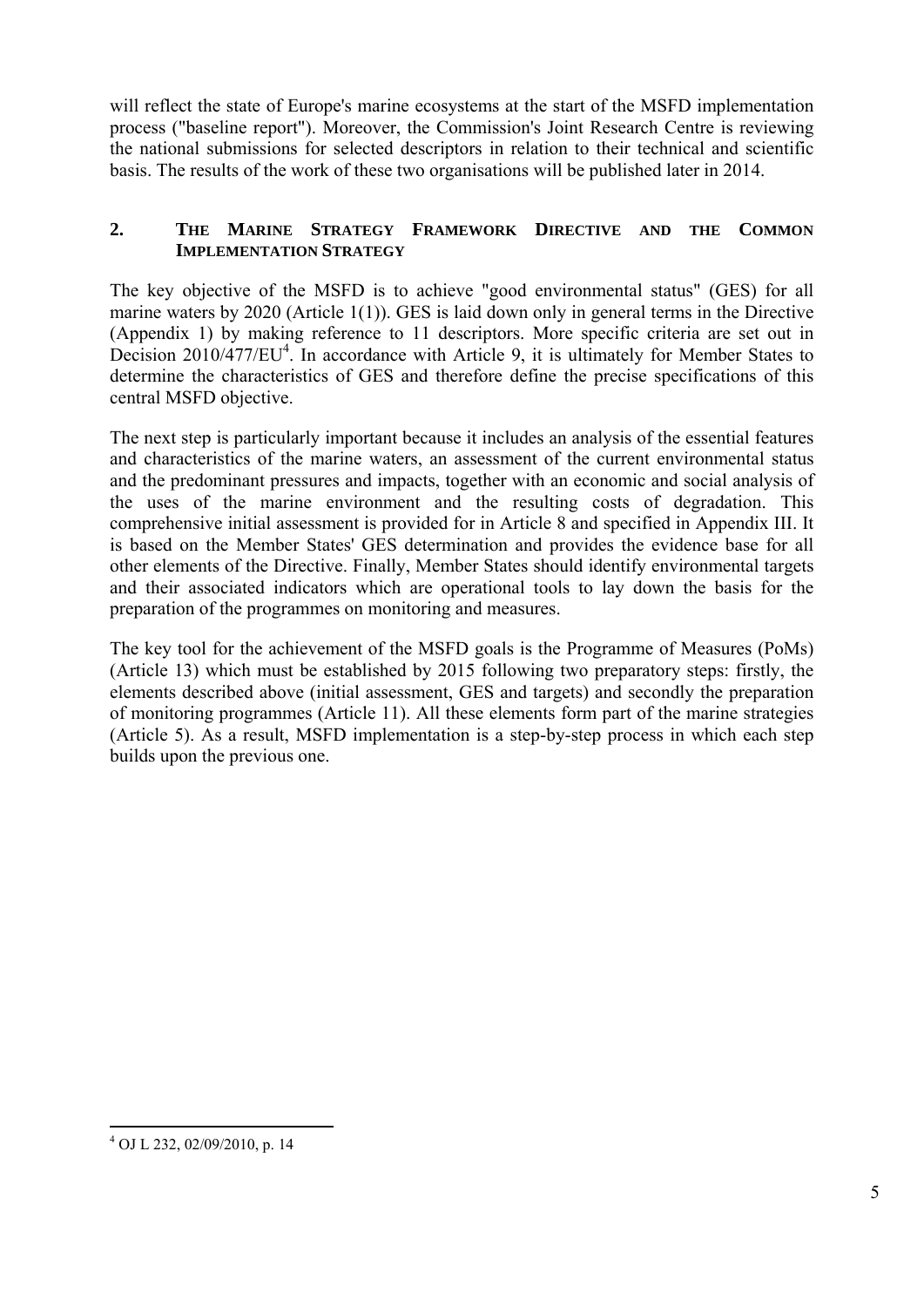will reflect the state of Europe's marine ecosystems at the start of the MSFD implementation process ("baseline report"). Moreover, the Commission's Joint Research Centre is reviewing the national submissions for selected descriptors in relation to their technical and scientific basis. The results of the work of these two organisations will be published later in 2014.

## 2. THE MARINE STRATEGY FRAMEWORK DIRECTIVE AND THE COMMON IMPLEMENTATION STRATEGY

The key objective of the MSFD is to achieve "good environmental status" (GES) for all marine waters by 2020 (Article 1(1)). GES is laid down only in general terms in the Directive (Appendix 1) by making reference to 11 descriptors. More specific criteria are set out in Decision 2010/477/EU[4]. In accordance with Article 9, it is ultimately for Member States to determine the characteristics of GES and therefore define the precise specifications of this central MSFD objective.

The next step is particularly important because it includes an analysis of the essential features and characteristics of the marine waters, an assessment of the current environmental status and the predominant pressures and impacts, together with an economic and social analysis of the uses of the marine environment and the resulting costs of degradation. This comprehensive initial assessment is provided for in Article 8 and specified in Appendix III. It is based on the Member States' GES determination and provides the evidence base for all other elements of the Directive. Finally, Member States should identify environmental targets and their associated indicators which are operational tools to lay down the basis for the preparation of the programmes on monitoring and measures.

The key tool for the achievement of the MSFD goals is the Programme of Measures (PoMs) (Article 13) which must be established by 2015 following two preparatory steps: firstly, the elements described above (initial assessment, GES and targets) and secondly the preparation of monitoring programmes (Article 11). All these elements form part of the marine strategies (Article 5). As a result, MSFD implementation is a step-by-step process in which each step builds upon the previous one.

[4] OJ L 232, 02/09/2010, p. 14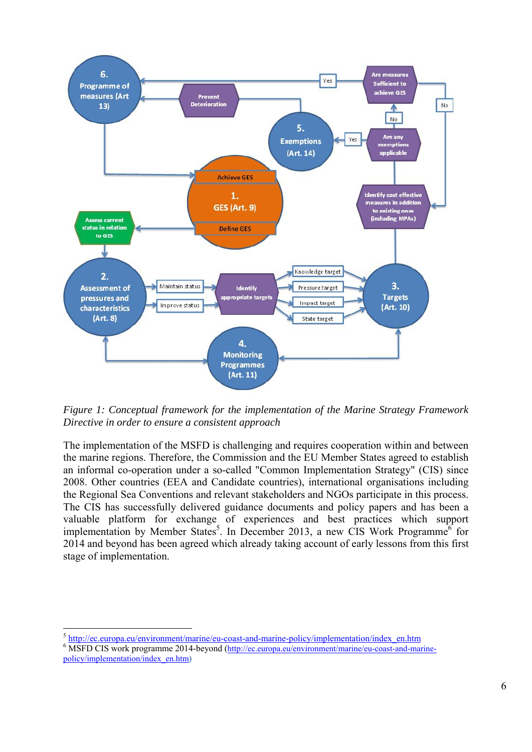*Figure 1: Conceptual framework for the implementation of the Marine Strategy Framework Directive in order to ensure a consistent approach*

The implementation of the MSFD is challenging and requires cooperation within and between the marine regions. Therefore, the Commission and the EU Member States agreed to establish an informal co-operation under a so-called "Common Implementation Strategy" (CIS) since 2008. Other countries (EEA and Candidate countries), international organisations including the Regional Sea Conventions and relevant stakeholders and NGOs participate in this process. The CIS has successfully delivered guidance documents and policy papers and has been a valuable platform for exchange of experiences and best practices which support implementation by Member States[5]. In December 2013, a new CIS Work Programme[6] for 2014 and beyond has been agreed which already taking account of early lessons from this first stage of implementation.

[5] http://ec.europa.eu/environment/marine/eu-coast-and-marine-policy/implementation/index_en.htm

[6] MSFD CIS work programme 2014-beyond (http://ec.europa.eu/environment/marine/eu-coast-and-marine-policy/implementation/index_en.htm)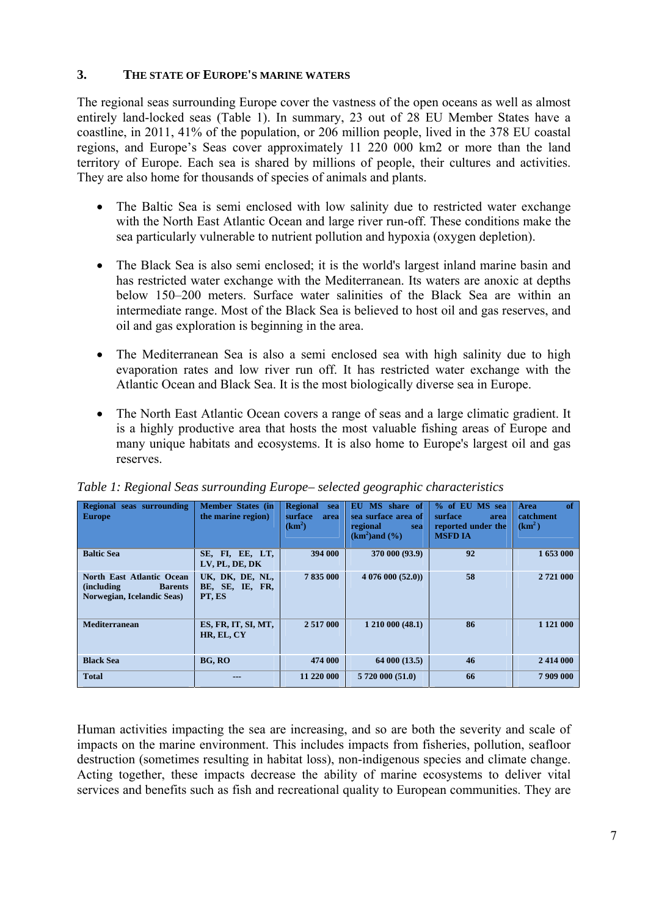## 3. THE STATE OF EUROPE'S MARINE WATERS

The regional seas surrounding Europe cover the vastness of the open oceans as well as almost entirely land-locked seas (Table 1). In summary, 23 out of 28 EU Member States have a coastline, in 2011, 41% of the population, or 206 million people, lived in the 378 EU coastal regions, and Europe's Seas cover approximately 11 220 000 km2 or more than the land territory of Europe. Each sea is shared by millions of people, their cultures and activities. They are also home for thousands of species of animals and plants.

- The Baltic Sea is semi enclosed with low salinity due to restricted water exchange with the North East Atlantic Ocean and large river run-off. These conditions make the sea particularly vulnerable to nutrient pollution and hypoxia (oxygen depletion).
- The Black Sea is also semi enclosed; it is the world's largest inland marine basin and has restricted water exchange with the Mediterranean. Its waters are anoxic at depths below 150–200 meters. Surface water salinities of the Black Sea are within an intermediate range. Most of the Black Sea is believed to host oil and gas reserves, and oil and gas exploration is beginning in the area.
- The Mediterranean Sea is also a semi enclosed sea with high salinity due to high evaporation rates and low river run off. It has restricted water exchange with the Atlantic Ocean and Black Sea. It is the most biologically diverse sea in Europe.
- The North East Atlantic Ocean covers a range of seas and a large climatic gradient. It is a highly productive area that hosts the most valuable fishing areas of Europe and many unique habitats and ecosystems. It is also home to Europe's largest oil and gas reserves.

*Table 1: Regional Seas surrounding Europe– selected geographic characteristics*

| Regional seas surrounding Europe | Member States (in the marine region) | Regional sea surface area ($km^2$) | EU MS share of sea surface area of regional sea ($km^2$)and (%) | % of EU MS sea surface area reported under the MSFD IA | Area of catchment ($km^2$) |
|---|---|---|---|---|---|
| Baltic Sea | SE, FI, EE, LT, LV, PL, DE, DK | 394 000 | 370 000 (93.9) | 92 | 1 653 000 |
| North East Atlantic Ocean (including Barents Norwegian, Icelandic Seas) | UK, DK, DE, NL, BE, SE, IE, FR, PT, ES | 7 835 000 | 4 076 000 (52.0)) | 58 | 2 721 000 |
| Mediterranean | ES, FR, IT, SI, MT, HR, EL, CY | 2 517 000 | 1 210 000 (48.1) | 86 | 1 121 000 |
| Black Sea | BG, RO | 474 000 | 64 000 (13.5) | 46 | 2 414 000 |
| Total | --- | 11 220 000 | 5 720 000 (51.0) | 66 | 7 909 000 |

Human activities impacting the sea are increasing, and so are both the severity and scale of impacts on the marine environment. This includes impacts from fisheries, pollution, seafloor destruction (sometimes resulting in habitat loss), non-indigenous species and climate change. Acting together, these impacts decrease the ability of marine ecosystems to deliver vital services and benefits such as fish and recreational quality to European communities. They are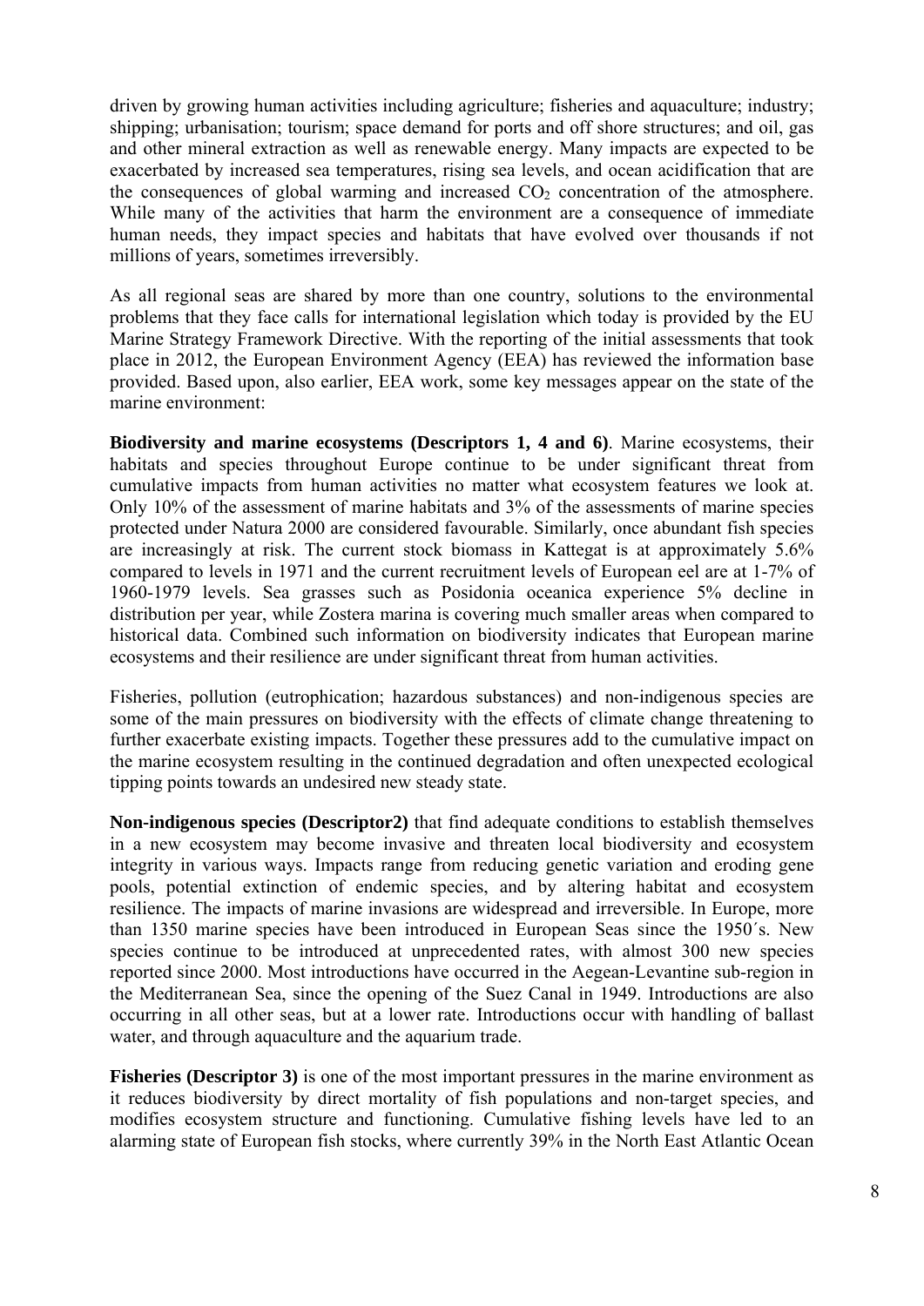driven by growing human activities including agriculture; fisheries and aquaculture; industry; shipping; urbanisation; tourism; space demand for ports and off shore structures; and oil, gas and other mineral extraction as well as renewable energy. Many impacts are expected to be exacerbated by increased sea temperatures, rising sea levels, and ocean acidification that are the consequences of global warming and increased $CO_2$ concentration of the atmosphere. While many of the activities that harm the environment are a consequence of immediate human needs, they impact species and habitats that have evolved over thousands if not millions of years, sometimes irreversibly.

As all regional seas are shared by more than one country, solutions to the environmental problems that they face calls for international legislation which today is provided by the EU Marine Strategy Framework Directive. With the reporting of the initial assessments that took place in 2012, the European Environment Agency (EEA) has reviewed the information base provided. Based upon, also earlier, EEA work, some key messages appear on the state of the marine environment:

**Biodiversity and marine ecosystems (Descriptors 1, 4 and 6)**. Marine ecosystems, their habitats and species throughout Europe continue to be under significant threat from cumulative impacts from human activities no matter what ecosystem features we look at. Only 10% of the assessment of marine habitats and 3% of the assessments of marine species protected under Natura 2000 are considered favourable. Similarly, once abundant fish species are increasingly at risk. The current stock biomass in Kattegat is at approximately 5.6% compared to levels in 1971 and the current recruitment levels of European eel are at 1-7% of 1960-1979 levels. Sea grasses such as Posidonia oceanica experience 5% decline in distribution per year, while Zostera marina is covering much smaller areas when compared to historical data. Combined such information on biodiversity indicates that European marine ecosystems and their resilience are under significant threat from human activities.

Fisheries, pollution (eutrophication; hazardous substances) and non-indigenous species are some of the main pressures on biodiversity with the effects of climate change threatening to further exacerbate existing impacts. Together these pressures add to the cumulative impact on the marine ecosystem resulting in the continued degradation and often unexpected ecological tipping points towards an undesired new steady state.

**Non-indigenous species (Descriptor2)** that find adequate conditions to establish themselves in a new ecosystem may become invasive and threaten local biodiversity and ecosystem integrity in various ways. Impacts range from reducing genetic variation and eroding gene pools, potential extinction of endemic species, and by altering habitat and ecosystem resilience. The impacts of marine invasions are widespread and irreversible. In Europe, more than 1350 marine species have been introduced in European Seas since the 1950´s. New species continue to be introduced at unprecedented rates, with almost 300 new species reported since 2000. Most introductions have occurred in the Aegean-Levantine sub-region in the Mediterranean Sea, since the opening of the Suez Canal in 1949. Introductions are also occurring in all other seas, but at a lower rate. Introductions occur with handling of ballast water, and through aquaculture and the aquarium trade.

**Fisheries (Descriptor 3)** is one of the most important pressures in the marine environment as it reduces biodiversity by direct mortality of fish populations and non-target species, and modifies ecosystem structure and functioning. Cumulative fishing levels have led to an alarming state of European fish stocks, where currently 39% in the North East Atlantic Ocean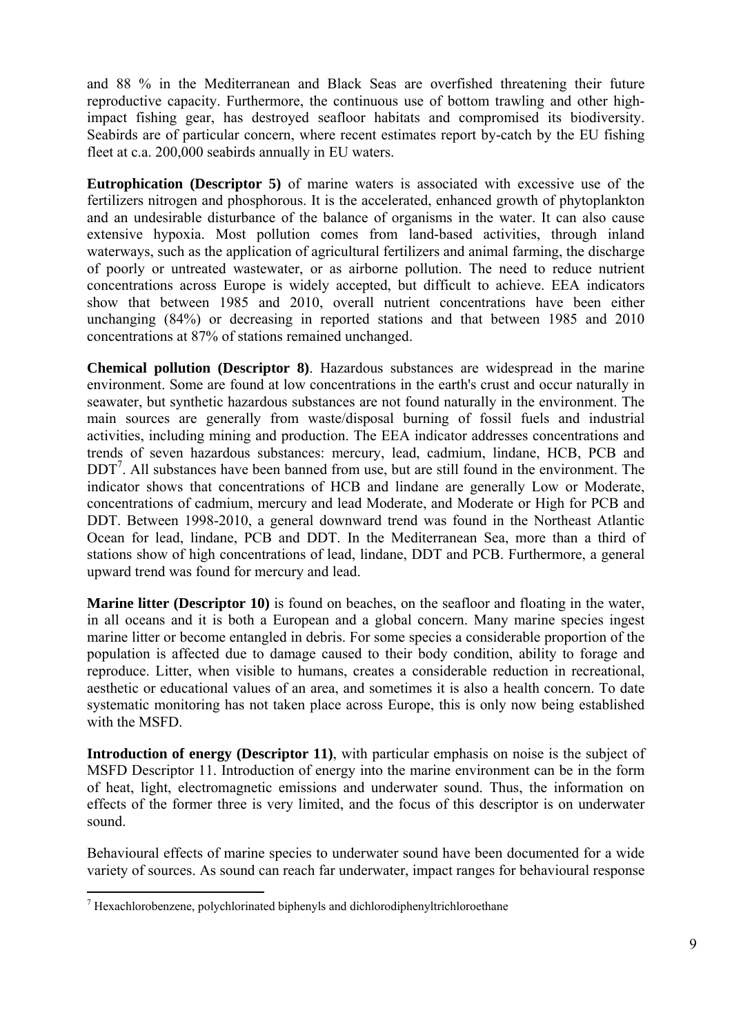and 88 % in the Mediterranean and Black Seas are overfished threatening their future reproductive capacity. Furthermore, the continuous use of bottom trawling and other high-impact fishing gear, has destroyed seafloor habitats and compromised its biodiversity. Seabirds are of particular concern, where recent estimates report by-catch by the EU fishing fleet at c.a. 200,000 seabirds annually in EU waters.

**Eutrophication (Descriptor 5)** of marine waters is associated with excessive use of the fertilizers nitrogen and phosphorous. It is the accelerated, enhanced growth of phytoplankton and an undesirable disturbance of the balance of organisms in the water. It can also cause extensive hypoxia. Most pollution comes from land-based activities, through inland waterways, such as the application of agricultural fertilizers and animal farming, the discharge of poorly or untreated wastewater, or as airborne pollution. The need to reduce nutrient concentrations across Europe is widely accepted, but difficult to achieve. EEA indicators show that between 1985 and 2010, overall nutrient concentrations have been either unchanging (84%) or decreasing in reported stations and that between 1985 and 2010 concentrations at 87% of stations remained unchanged.

**Chemical pollution (Descriptor 8)**. Hazardous substances are widespread in the marine environment. Some are found at low concentrations in the earth's crust and occur naturally in seawater, but synthetic hazardous substances are not found naturally in the environment. The main sources are generally from waste/disposal burning of fossil fuels and industrial activities, including mining and production. The EEA indicator addresses concentrations and trends of seven hazardous substances: mercury, lead, cadmium, lindane, HCB, PCB and DDT[7]. All substances have been banned from use, but are still found in the environment. The indicator shows that concentrations of HCB and lindane are generally Low or Moderate, concentrations of cadmium, mercury and lead Moderate, and Moderate or High for PCB and DDT. Between 1998-2010, a general downward trend was found in the Northeast Atlantic Ocean for lead, lindane, PCB and DDT. In the Mediterranean Sea, more than a third of stations show of high concentrations of lead, lindane, DDT and PCB. Furthermore, a general upward trend was found for mercury and lead.

**Marine litter (Descriptor 10)** is found on beaches, on the seafloor and floating in the water, in all oceans and it is both a European and a global concern. Many marine species ingest marine litter or become entangled in debris. For some species a considerable proportion of the population is affected due to damage caused to their body condition, ability to forage and reproduce. Litter, when visible to humans, creates a considerable reduction in recreational, aesthetic or educational values of an area, and sometimes it is also a health concern. To date systematic monitoring has not taken place across Europe, this is only now being established with the MSFD.

**Introduction of energy (Descriptor 11)**, with particular emphasis on noise is the subject of MSFD Descriptor 11. Introduction of energy into the marine environment can be in the form of heat, light, electromagnetic emissions and underwater sound. Thus, the information on effects of the former three is very limited, and the focus of this descriptor is on underwater sound.

Behavioural effects of marine species to underwater sound have been documented for a wide variety of sources. As sound can reach far underwater, impact ranges for behavioural response

[7] Hexachlorobenzene, polychlorinated biphenyls and dichlorodiphenyltrichloroethane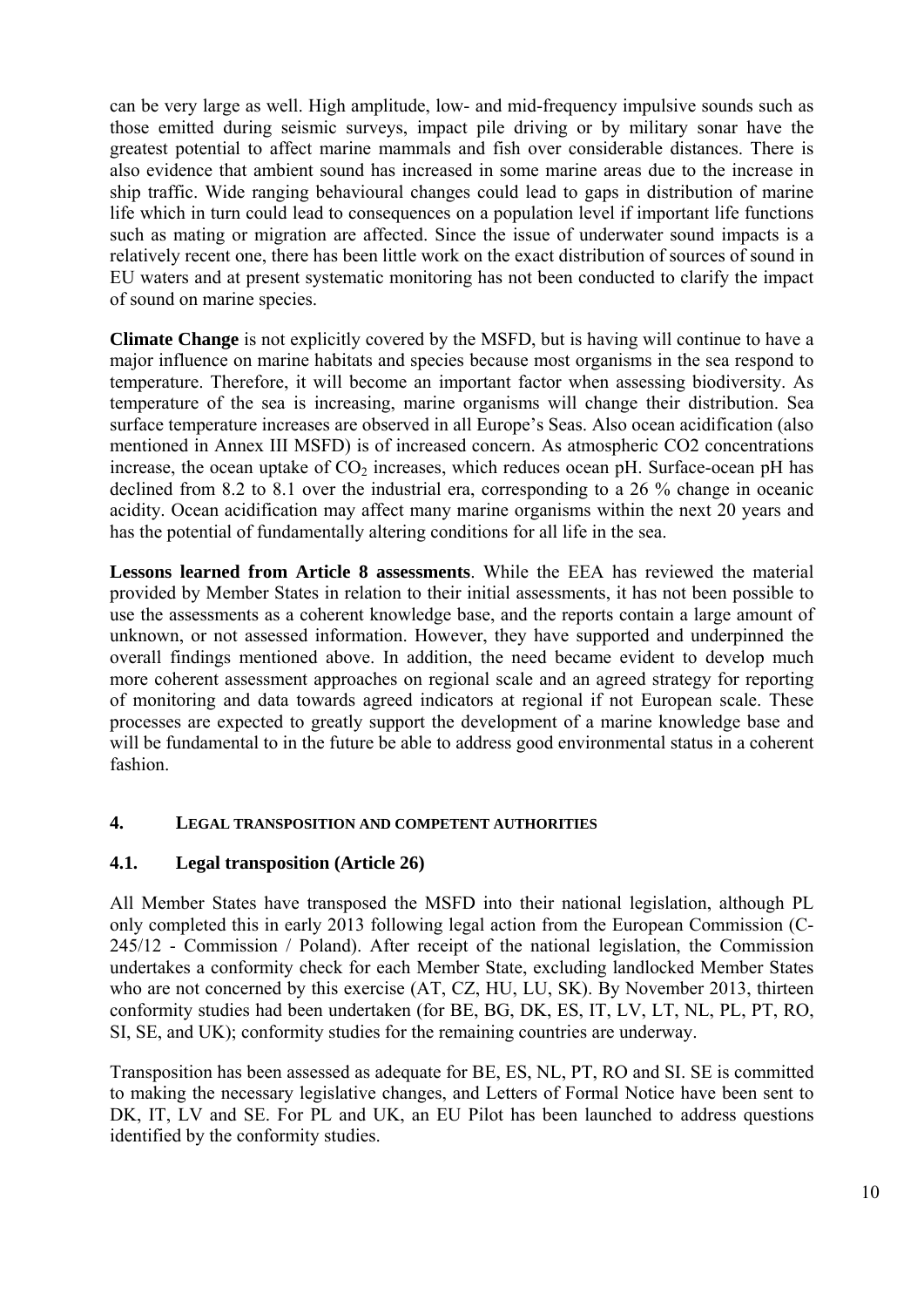can be very large as well. High amplitude, low- and mid-frequency impulsive sounds such as those emitted during seismic surveys, impact pile driving or by military sonar have the greatest potential to affect marine mammals and fish over considerable distances. There is also evidence that ambient sound has increased in some marine areas due to the increase in ship traffic. Wide ranging behavioural changes could lead to gaps in distribution of marine life which in turn could lead to consequences on a population level if important life functions such as mating or migration are affected. Since the issue of underwater sound impacts is a relatively recent one, there has been little work on the exact distribution of sources of sound in EU waters and at present systematic monitoring has not been conducted to clarify the impact of sound on marine species.

**Climate Change** is not explicitly covered by the MSFD, but is having will continue to have a major influence on marine habitats and species because most organisms in the sea respond to temperature. Therefore, it will become an important factor when assessing biodiversity. As temperature of the sea is increasing, marine organisms will change their distribution. Sea surface temperature increases are observed in all Europe's Seas. Also ocean acidification (also mentioned in Annex III MSFD) is of increased concern. As atmospheric CO2 concentrations increase, the ocean uptake of $CO_2$ increases, which reduces ocean pH. Surface-ocean pH has declined from 8.2 to 8.1 over the industrial era, corresponding to a 26 % change in oceanic acidity. Ocean acidification may affect many marine organisms within the next 20 years and has the potential of fundamentally altering conditions for all life in the sea.

**Lessons learned from Article 8 assessments**. While the EEA has reviewed the material provided by Member States in relation to their initial assessments, it has not been possible to use the assessments as a coherent knowledge base, and the reports contain a large amount of unknown, or not assessed information. However, they have supported and underpinned the overall findings mentioned above. In addition, the need became evident to develop much more coherent assessment approaches on regional scale and an agreed strategy for reporting of monitoring and data towards agreed indicators at regional if not European scale. These processes are expected to greatly support the development of a marine knowledge base and will be fundamental to in the future be able to address good environmental status in a coherent fashion.

## 4. LEGAL TRANSPOSITION AND COMPETENT AUTHORITIES

### 4.1. Legal transposition (Article 26)

All Member States have transposed the MSFD into their national legislation, although PL only completed this in early 2013 following legal action from the European Commission (C-245/12 - Commission / Poland). After receipt of the national legislation, the Commission undertakes a conformity check for each Member State, excluding landlocked Member States who are not concerned by this exercise (AT, CZ, HU, LU, SK). By November 2013, thirteen conformity studies had been undertaken (for BE, BG, DK, ES, IT, LV, LT, NL, PL, PT, RO, SI, SE, and UK); conformity studies for the remaining countries are underway.

Transposition has been assessed as adequate for BE, ES, NL, PT, RO and SI. SE is committed to making the necessary legislative changes, and Letters of Formal Notice have been sent to DK, IT, LV and SE. For PL and UK, an EU Pilot has been launched to address questions identified by the conformity studies.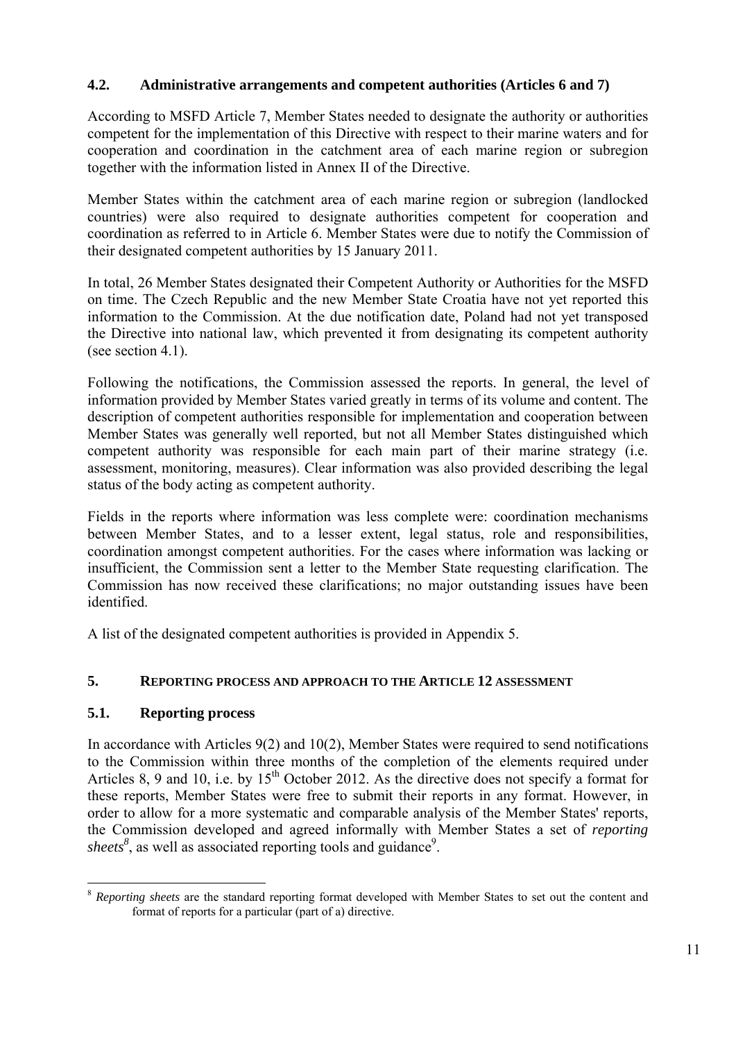### 4.2. Administrative arrangements and competent authorities (Articles 6 and 7)

According to MSFD Article 7, Member States needed to designate the authority or authorities competent for the implementation of this Directive with respect to their marine waters and for cooperation and coordination in the catchment area of each marine region or subregion together with the information listed in Annex II of the Directive.

Member States within the catchment area of each marine region or subregion (landlocked countries) were also required to designate authorities competent for cooperation and coordination as referred to in Article 6. Member States were due to notify the Commission of their designated competent authorities by 15 January 2011.

In total, 26 Member States designated their Competent Authority or Authorities for the MSFD on time. The Czech Republic and the new Member State Croatia have not yet reported this information to the Commission. At the due notification date, Poland had not yet transposed the Directive into national law, which prevented it from designating its competent authority (see section 4.1).

Following the notifications, the Commission assessed the reports. In general, the level of information provided by Member States varied greatly in terms of its volume and content. The description of competent authorities responsible for implementation and cooperation between Member States was generally well reported, but not all Member States distinguished which competent authority was responsible for each main part of their marine strategy (i.e. assessment, monitoring, measures). Clear information was also provided describing the legal status of the body acting as competent authority.

Fields in the reports where information was less complete were: coordination mechanisms between Member States, and to a lesser extent, legal status, role and responsibilities, coordination amongst competent authorities. For the cases where information was lacking or insufficient, the Commission sent a letter to the Member State requesting clarification. The Commission has now received these clarifications; no major outstanding issues have been identified.

A list of the designated competent authorities is provided in Appendix 5.

## 5. Reporting process and approach to the Article 12 assessment

### 5.1. Reporting process

In accordance with Articles 9(2) and 10(2), Member States were required to send notifications to the Commission within three months of the completion of the elements required under Articles 8, 9 and 10, i.e. by 15th October 2012. As the directive does not specify a format for these reports, Member States were free to submit their reports in any format. However, in order to allow for a more systematic and comparable analysis of the Member States' reports, the Commission developed and agreed informally with Member States a set of *reporting sheets*[8], as well as associated reporting tools and guidance[9].

---

[8] *Reporting sheets* are the standard reporting format developed with Member States to set out the content and format of reports for a particular (part of a) directive.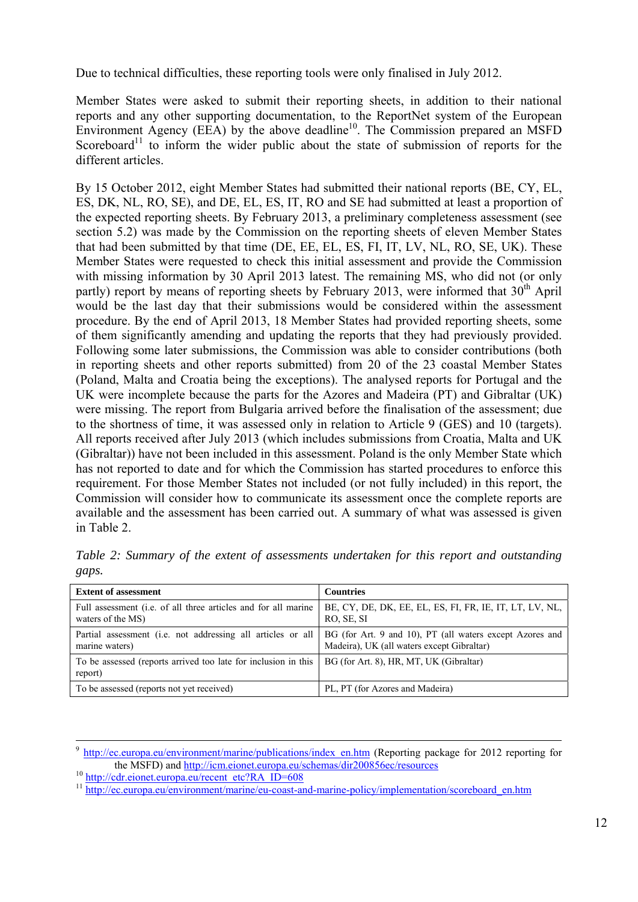Due to technical difficulties, these reporting tools were only finalised in July 2012.

Member States were asked to submit their reporting sheets, in addition to their national reports and any other supporting documentation, to the ReportNet system of the European Environment Agency (EEA) by the above deadline[10]. The Commission prepared an MSFD Scoreboard[11] to inform the wider public about the state of submission of reports for the different articles.

By 15 October 2012, eight Member States had submitted their national reports (BE, CY, EL, ES, DK, NL, RO, SE), and DE, EL, ES, IT, RO and SE had submitted at least a proportion of the expected reporting sheets. By February 2013, a preliminary completeness assessment (see section 5.2) was made by the Commission on the reporting sheets of eleven Member States that had been submitted by that time (DE, EE, EL, ES, FI, IT, LV, NL, RO, SE, UK). These Member States were requested to check this initial assessment and provide the Commission with missing information by 30 April 2013 latest. The remaining MS, who did not (or only partly) report by means of reporting sheets by February 2013, were informed that 30th April would be the last day that their submissions would be considered within the assessment procedure. By the end of April 2013, 18 Member States had provided reporting sheets, some of them significantly amending and updating the reports that they had previously provided. Following some later submissions, the Commission was able to consider contributions (both in reporting sheets and other reports submitted) from 20 of the 23 coastal Member States (Poland, Malta and Croatia being the exceptions). The analysed reports for Portugal and the UK were incomplete because the parts for the Azores and Madeira (PT) and Gibraltar (UK) were missing. The report from Bulgaria arrived before the finalisation of the assessment; due to the shortness of time, it was assessed only in relation to Article 9 (GES) and 10 (targets). All reports received after July 2013 (which includes submissions from Croatia, Malta and UK (Gibraltar)) have not been included in this assessment. Poland is the only Member State which has not reported to date and for which the Commission has started procedures to enforce this requirement. For those Member States not included (or not fully included) in this report, the Commission will consider how to communicate its assessment once the complete reports are available and the assessment has been carried out. A summary of what was assessed is given in Table 2.

*Table 2: Summary of the extent of assessments undertaken for this report and outstanding gaps.*

| Extent of assessment | Countries |
|---|---|
| Full assessment (i.e. of all three articles and for all marine waters of the MS) | BE, CY, DE, DK, EE, EL, ES, FI, FR, IE, IT, LT, LV, NL, RO, SE, SI |
| Partial assessment (i.e. not addressing all articles or all marine waters) | BG (for Art. 9 and 10), PT (all waters except Azores and Madeira), UK (all waters except Gibraltar) |
| To be assessed (reports arrived too late for inclusion in this report) | BG (for Art. 8), HR, MT, UK (Gibraltar) |
| To be assessed (reports not yet received) | PL, PT (for Azores and Madeira) |

---

[9] http://ec.europa.eu/environment/marine/publications/index_en.htm (Reporting package for 2012 reporting for the MSFD) and http://icm.eionet.europa.eu/schemas/dir200856ec/resources

[10] http://cdr.eionet.europa.eu/recent_etc?RA_ID=608

[11] http://ec.europa.eu/environment/marine/eu-coast-and-marine-policy/implementation/scoreboard_en.htm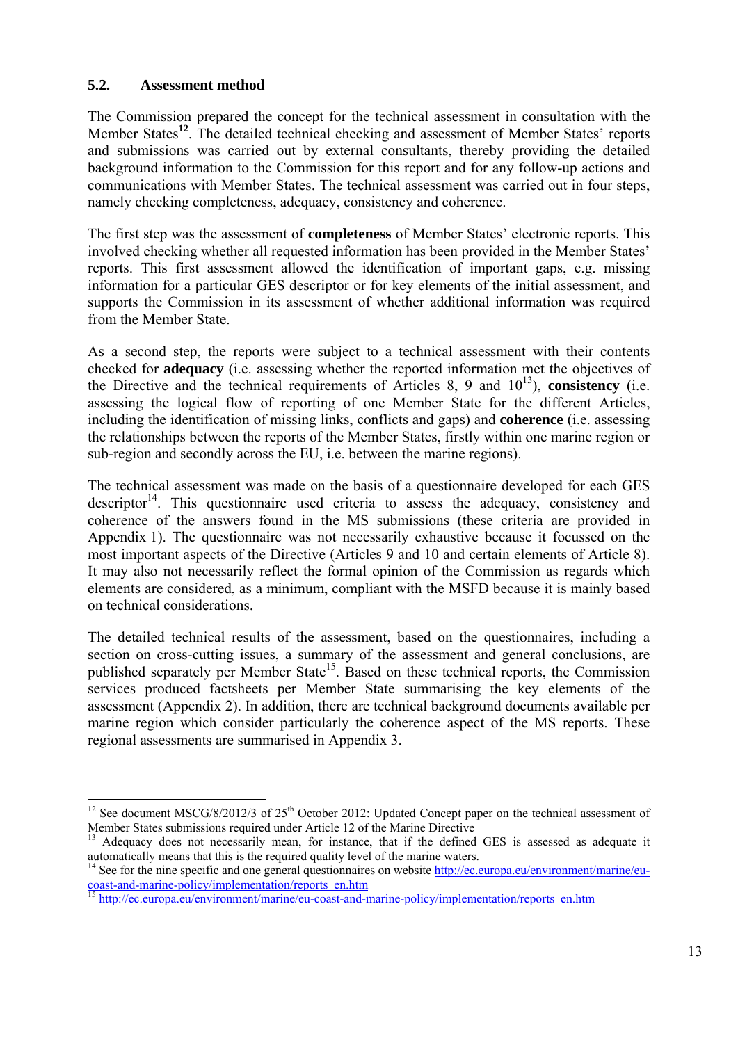## 5.2. Assessment method

The Commission prepared the concept for the technical assessment in consultation with the Member States[12]. The detailed technical checking and assessment of Member States' reports and submissions was carried out by external consultants, thereby providing the detailed background information to the Commission for this report and for any follow-up actions and communications with Member States. The technical assessment was carried out in four steps, namely checking completeness, adequacy, consistency and coherence.

The first step was the assessment of **completeness** of Member States' electronic reports. This involved checking whether all requested information has been provided in the Member States' reports. This first assessment allowed the identification of important gaps, e.g. missing information for a particular GES descriptor or for key elements of the initial assessment, and supports the Commission in its assessment of whether additional information was required from the Member State.

As a second step, the reports were subject to a technical assessment with their contents checked for **adequacy** (i.e. assessing whether the reported information met the objectives of the Directive and the technical requirements of Articles 8, 9 and 10[13]), **consistency** (i.e. assessing the logical flow of reporting of one Member State for the different Articles, including the identification of missing links, conflicts and gaps) and **coherence** (i.e. assessing the relationships between the reports of the Member States, firstly within one marine region or sub-region and secondly across the EU, i.e. between the marine regions).

The technical assessment was made on the basis of a questionnaire developed for each GES descriptor[14]. This questionnaire used criteria to assess the adequacy, consistency and coherence of the answers found in the MS submissions (these criteria are provided in Appendix 1). The questionnaire was not necessarily exhaustive because it focussed on the most important aspects of the Directive (Articles 9 and 10 and certain elements of Article 8). It may also not necessarily reflect the formal opinion of the Commission as regards which elements are considered, as a minimum, compliant with the MSFD because it is mainly based on technical considerations.

The detailed technical results of the assessment, based on the questionnaires, including a section on cross-cutting issues, a summary of the assessment and general conclusions, are published separately per Member State[15]. Based on these technical reports, the Commission services produced factsheets per Member State summarising the key elements of the assessment (Appendix 2). In addition, there are technical background documents available per marine region which consider particularly the coherence aspect of the MS reports. These regional assessments are summarised in Appendix 3.

---

[12] See document MSCG/8/2012/3 of 25th October 2012: Updated Concept paper on the technical assessment of Member States submissions required under Article 12 of the Marine Directive

[13] Adequacy does not necessarily mean, for instance, that if the defined GES is assessed as adequate it automatically means that this is the required quality level of the marine waters.

[14] See for the nine specific and one general questionnaires on website http://ec.europa.eu/environment/marine/eu-coast-and-marine-policy/implementation/reports_en.htm

[15] http://ec.europa.eu/environment/marine/eu-coast-and-marine-policy/implementation/reports_en.htm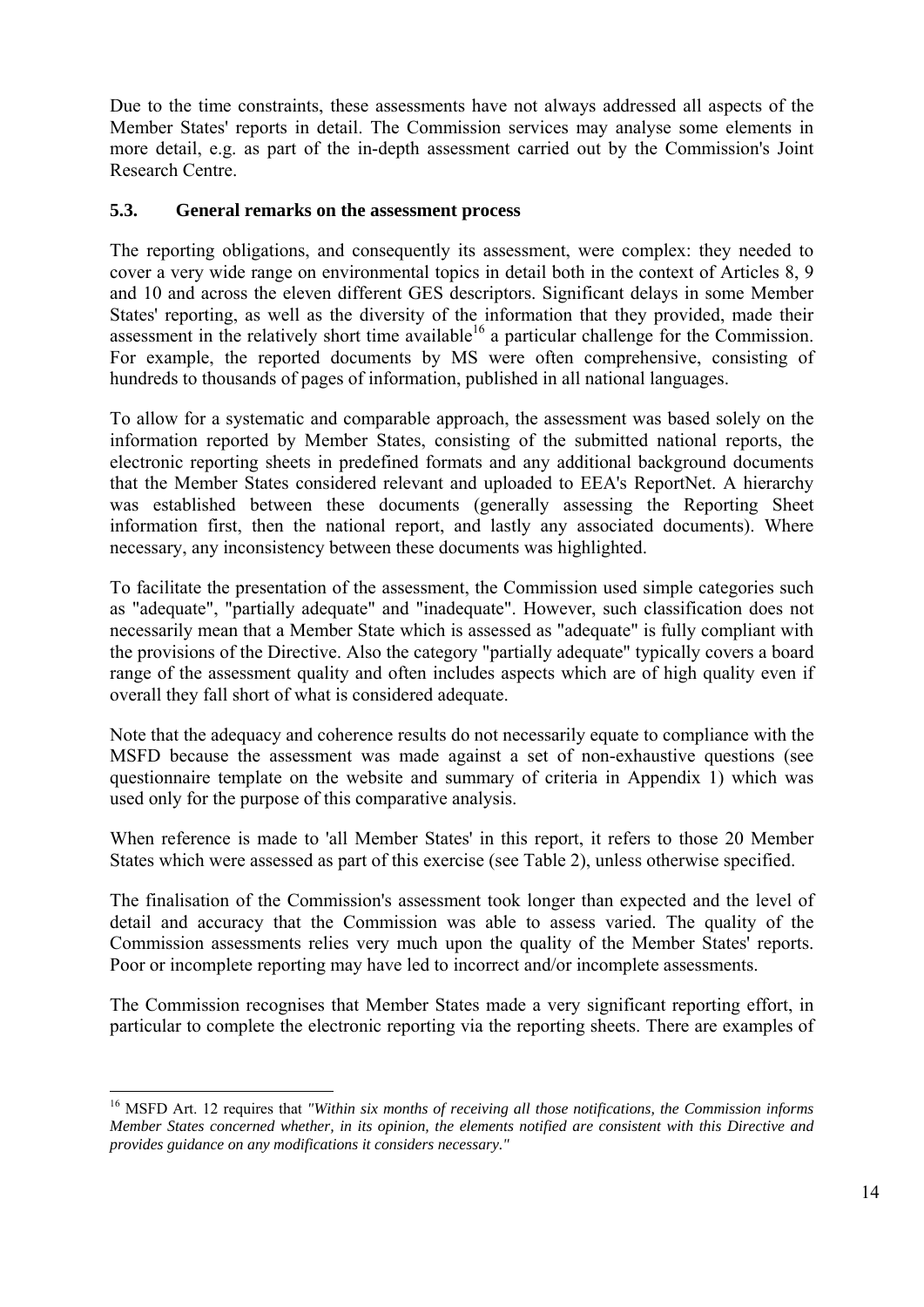Due to the time constraints, these assessments have not always addressed all aspects of the Member States' reports in detail. The Commission services may analyse some elements in more detail, e.g. as part of the in-depth assessment carried out by the Commission's Joint Research Centre.

### 5.3. General remarks on the assessment process

The reporting obligations, and consequently its assessment, were complex: they needed to cover a very wide range on environmental topics in detail both in the context of Articles 8, 9 and 10 and across the eleven different GES descriptors. Significant delays in some Member States' reporting, as well as the diversity of the information that they provided, made their assessment in the relatively short time available[16] a particular challenge for the Commission. For example, the reported documents by MS were often comprehensive, consisting of hundreds to thousands of pages of information, published in all national languages.

To allow for a systematic and comparable approach, the assessment was based solely on the information reported by Member States, consisting of the submitted national reports, the electronic reporting sheets in predefined formats and any additional background documents that the Member States considered relevant and uploaded to EEA's ReportNet. A hierarchy was established between these documents (generally assessing the Reporting Sheet information first, then the national report, and lastly any associated documents). Where necessary, any inconsistency between these documents was highlighted.

To facilitate the presentation of the assessment, the Commission used simple categories such as "adequate", "partially adequate" and "inadequate". However, such classification does not necessarily mean that a Member State which is assessed as "adequate" is fully compliant with the provisions of the Directive. Also the category "partially adequate" typically covers a board range of the assessment quality and often includes aspects which are of high quality even if overall they fall short of what is considered adequate.

Note that the adequacy and coherence results do not necessarily equate to compliance with the MSFD because the assessment was made against a set of non-exhaustive questions (see questionnaire template on the website and summary of criteria in Appendix 1) which was used only for the purpose of this comparative analysis.

When reference is made to 'all Member States' in this report, it refers to those 20 Member States which were assessed as part of this exercise (see Table 2), unless otherwise specified.

The finalisation of the Commission's assessment took longer than expected and the level of detail and accuracy that the Commission was able to assess varied. The quality of the Commission assessments relies very much upon the quality of the Member States' reports. Poor or incomplete reporting may have led to incorrect and/or incomplete assessments.

The Commission recognises that Member States made a very significant reporting effort, in particular to complete the electronic reporting via the reporting sheets. There are examples of

---

[16] MSFD Art. 12 requires that *"Within six months of receiving all those notifications, the Commission informs Member States concerned whether, in its opinion, the elements notified are consistent with this Directive and provides guidance on any modifications it considers necessary."*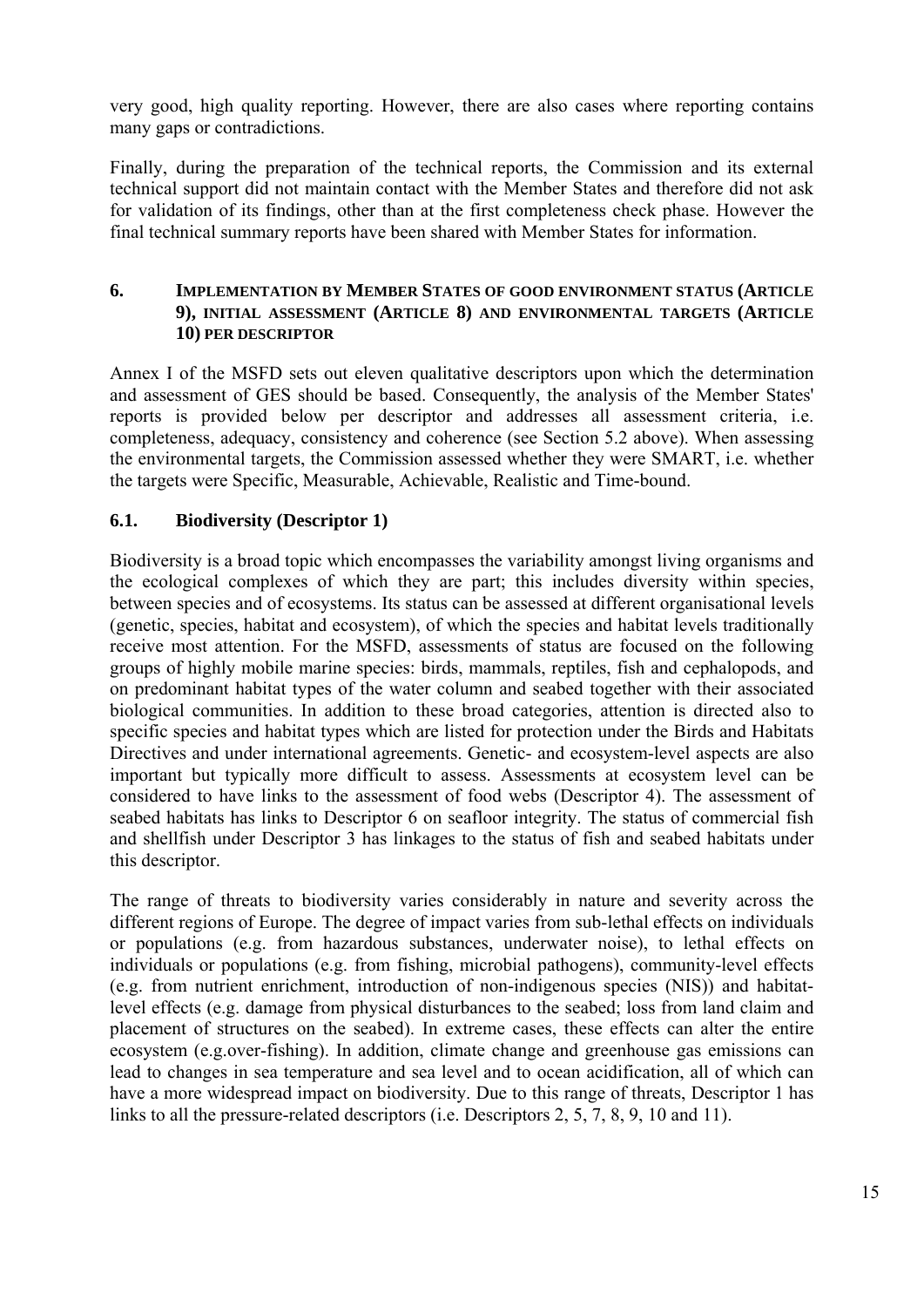very good, high quality reporting. However, there are also cases where reporting contains many gaps or contradictions.

Finally, during the preparation of the technical reports, the Commission and its external technical support did not maintain contact with the Member States and therefore did not ask for validation of its findings, other than at the first completeness check phase. However the final technical summary reports have been shared with Member States for information.

## 6. Implementation by Member States of good environment status (Article 9), initial assessment (Article 8) and environmental targets (Article 10) per descriptor

Annex I of the MSFD sets out eleven qualitative descriptors upon which the determination and assessment of GES should be based. Consequently, the analysis of the Member States' reports is provided below per descriptor and addresses all assessment criteria, i.e. completeness, adequacy, consistency and coherence (see Section 5.2 above). When assessing the environmental targets, the Commission assessed whether they were SMART, i.e. whether the targets were Specific, Measurable, Achievable, Realistic and Time-bound.

### 6.1. Biodiversity (Descriptor 1)

Biodiversity is a broad topic which encompasses the variability amongst living organisms and the ecological complexes of which they are part; this includes diversity within species, between species and of ecosystems. Its status can be assessed at different organisational levels (genetic, species, habitat and ecosystem), of which the species and habitat levels traditionally receive most attention. For the MSFD, assessments of status are focused on the following groups of highly mobile marine species: birds, mammals, reptiles, fish and cephalopods, and on predominant habitat types of the water column and seabed together with their associated biological communities. In addition to these broad categories, attention is directed also to specific species and habitat types which are listed for protection under the Birds and Habitats Directives and under international agreements. Genetic- and ecosystem-level aspects are also important but typically more difficult to assess. Assessments at ecosystem level can be considered to have links to the assessment of food webs (Descriptor 4). The assessment of seabed habitats has links to Descriptor 6 on seafloor integrity. The status of commercial fish and shellfish under Descriptor 3 has linkages to the status of fish and seabed habitats under this descriptor.

The range of threats to biodiversity varies considerably in nature and severity across the different regions of Europe. The degree of impact varies from sub-lethal effects on individuals or populations (e.g. from hazardous substances, underwater noise), to lethal effects on individuals or populations (e.g. from fishing, microbial pathogens), community-level effects (e.g. from nutrient enrichment, introduction of non-indigenous species (NIS)) and habitat-level effects (e.g. damage from physical disturbances to the seabed; loss from land claim and placement of structures on the seabed). In extreme cases, these effects can alter the entire ecosystem (e.g.over-fishing). In addition, climate change and greenhouse gas emissions can lead to changes in sea temperature and sea level and to ocean acidification, all of which can have a more widespread impact on biodiversity. Due to this range of threats, Descriptor 1 has links to all the pressure-related descriptors (i.e. Descriptors 2, 5, 7, 8, 9, 10 and 11).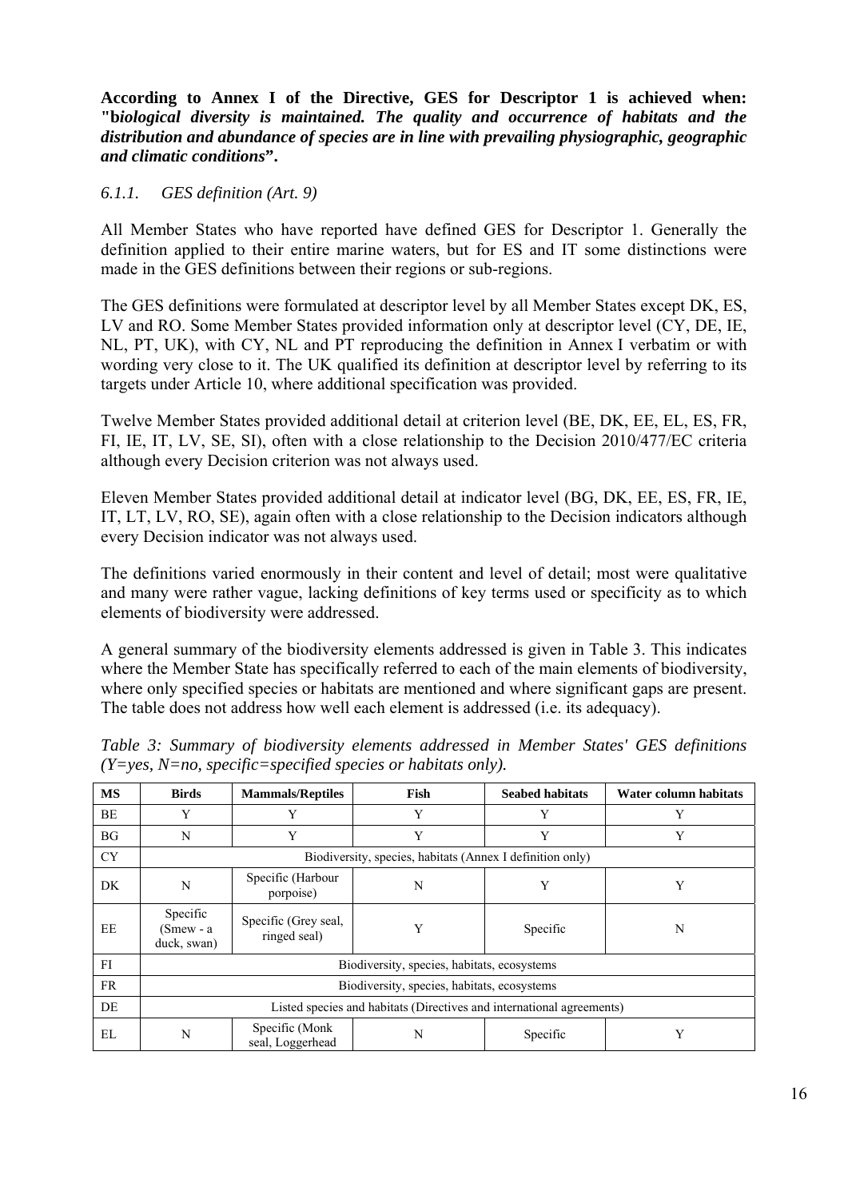**According to Annex I of the Directive, GES for Descriptor 1 is achieved when: "*biological diversity is maintained. The quality and occurrence of habitats and the distribution and abundance of species are in line with prevailing physiographic, geographic and climatic conditions*".**

### *6.1.1. GES definition (Art. 9)*

All Member States who have reported have defined GES for Descriptor 1. Generally the definition applied to their entire marine waters, but for ES and IT some distinctions were made in the GES definitions between their regions or sub-regions.

The GES definitions were formulated at descriptor level by all Member States except DK, ES, LV and RO. Some Member States provided information only at descriptor level (CY, DE, IE, NL, PT, UK), with CY, NL and PT reproducing the definition in Annex I verbatim or with wording very close to it. The UK qualified its definition at descriptor level by referring to its targets under Article 10, where additional specification was provided.

Twelve Member States provided additional detail at criterion level (BE, DK, EE, EL, ES, FR, FI, IE, IT, LV, SE, SI), often with a close relationship to the Decision 2010/477/EC criteria although every Decision criterion was not always used.

Eleven Member States provided additional detail at indicator level (BG, DK, EE, ES, FR, IE, IT, LT, LV, RO, SE), again often with a close relationship to the Decision indicators although every Decision indicator was not always used.

The definitions varied enormously in their content and level of detail; most were qualitative and many were rather vague, lacking definitions of key terms used or specificity as to which elements of biodiversity were addressed.

A general summary of the biodiversity elements addressed is given in Table 3. This indicates where the Member State has specifically referred to each of the main elements of biodiversity, where only specified species or habitats are mentioned and where significant gaps are present. The table does not address how well each element is addressed (i.e. its adequacy).

*Table 3: Summary of biodiversity elements addressed in Member States' GES definitions (Y=yes, N=no, specific=specified species or habitats only).*

| MS | Birds | Mammals/Reptiles | Fish | Seabed habitats | Water column habitats |
|---|---|---|---|---|---|
| BE | Y | Y | Y | Y | Y |
| BG | N | Y | Y | Y | Y |
| CY | Biodiversity, species, habitats (Annex I definition only) | | | | |
| DK | N | Specific (Harbour porpoise) | N | Y | Y |
| EE | Specific (Smew - a duck, swan) | Specific (Grey seal, ringed seal) | Y | Specific | N |
| FI | Biodiversity, species, habitats, ecosystems | | | | |
| FR | Biodiversity, species, habitats, ecosystems | | | | |
| DE | Listed species and habitats (Directives and international agreements) | | | | |
| EL | N | Specific (Monk seal, Loggerhead | N | Specific | Y |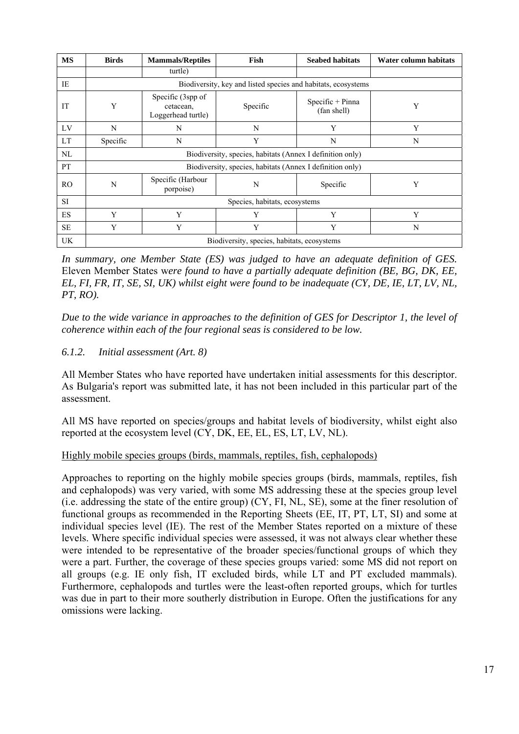| MS | Birds | Mammals/Reptiles | Fish | Seabed habitats | Water column habitats |
|---|---|---|---|---|---|
| | | turtle) | | | |
| IE | Biodiversity, key and listed species and habitats, ecosystems | | | | |
| IT | Y | Specific (3spp of cetacean, Loggerhead turtle) | Specific | Specific + Pinna (fan shell) | Y |
| LV | N | N | N | Y | Y |
| LT | Specific | N | Y | N | N |
| NL | Biodiversity, species, habitats (Annex I definition only) | | | | |
| PT | Biodiversity, species, habitats (Annex I definition only) | | | | |
| RO | N | Specific (Harbour porpoise) | N | Specific | Y |
| SI | Species, habitats, ecosystems | | | | |
| ES | Y | Y | Y | Y | Y |
| SE | Y | Y | Y | Y | N |
| UK | Biodiversity, species, habitats, ecosystems | | | | |

*In summary, one Member State (ES) was judged to have an adequate definition of GES.* Eleven Member States w*ere found to have a partially adequate definition (BE, BG, DK, EE, EL, FI, FR, IT, SE, SI, UK) whilst eight were found to be inadequate (CY, DE, IE, LT, LV, NL, PT, RO).*

*Due to the wide variance in approaches to the definition of GES for Descriptor 1, the level of coherence within each of the four regional seas is considered to be low.*

### *6.1.2. Initial assessment (Art. 8)*

All Member States who have reported have undertaken initial assessments for this descriptor. As Bulgaria's report was submitted late, it has not been included in this particular part of the assessment.

All MS have reported on species/groups and habitat levels of biodiversity, whilst eight also reported at the ecosystem level (CY, DK, EE, EL, ES, LT, LV, NL).

Highly mobile species groups (birds, mammals, reptiles, fish, cephalopods)

Approaches to reporting on the highly mobile species groups (birds, mammals, reptiles, fish and cephalopods) was very varied, with some MS addressing these at the species group level (i.e. addressing the state of the entire group) (CY, FI, NL, SE), some at the finer resolution of functional groups as recommended in the Reporting Sheets (EE, IT, PT, LT, SI) and some at individual species level (IE). The rest of the Member States reported on a mixture of these levels. Where specific individual species were assessed, it was not always clear whether these were intended to be representative of the broader species/functional groups of which they were a part. Further, the coverage of these species groups varied: some MS did not report on all groups (e.g. IE only fish, IT excluded birds, while LT and PT excluded mammals). Furthermore, cephalopods and turtles were the least-often reported groups, which for turtles was due in part to their more southerly distribution in Europe. Often the justifications for any omissions were lacking.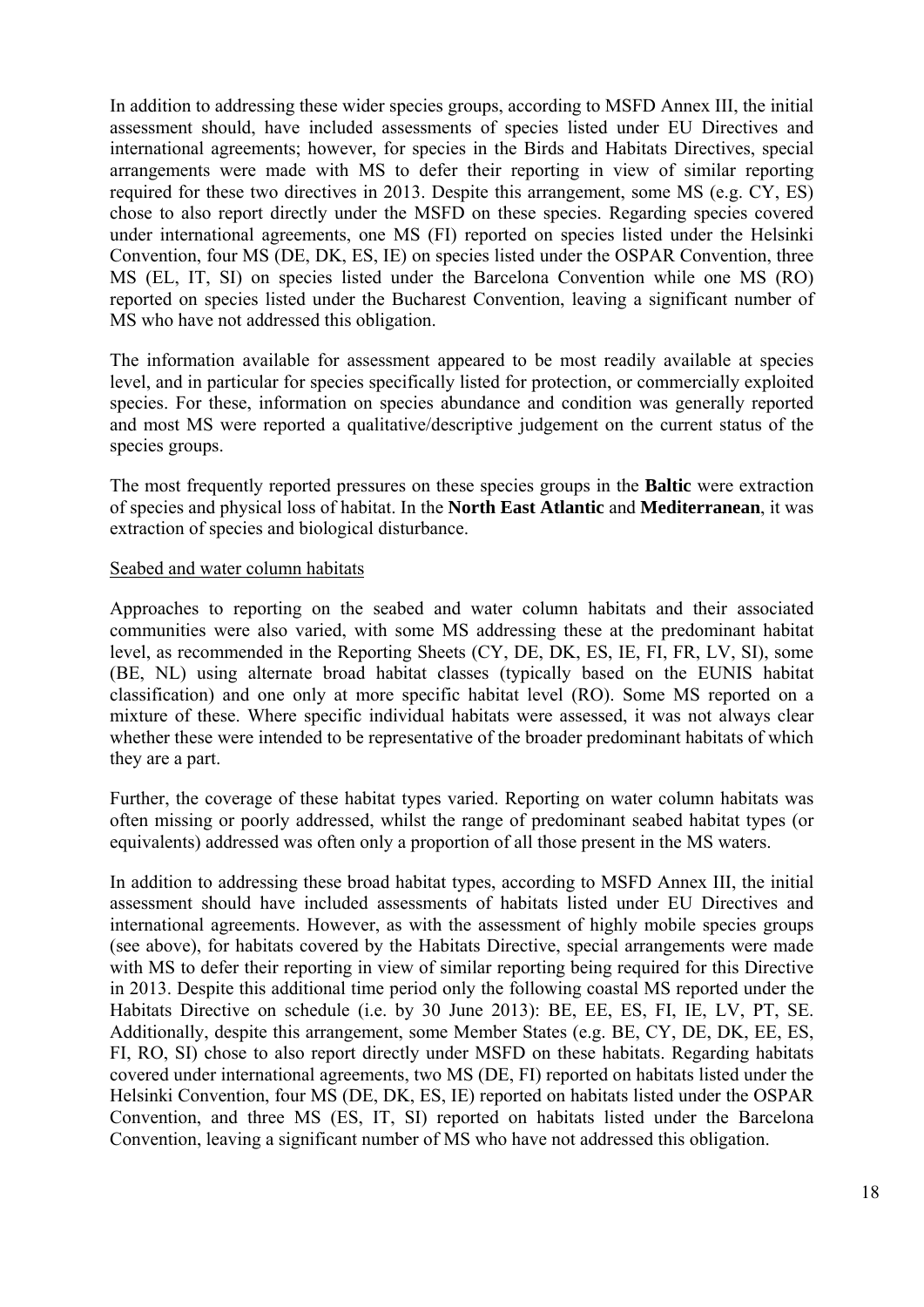In addition to addressing these wider species groups, according to MSFD Annex III, the initial assessment should, have included assessments of species listed under EU Directives and international agreements; however, for species in the Birds and Habitats Directives, special arrangements were made with MS to defer their reporting in view of similar reporting required for these two directives in 2013. Despite this arrangement, some MS (e.g. CY, ES) chose to also report directly under the MSFD on these species. Regarding species covered under international agreements, one MS (FI) reported on species listed under the Helsinki Convention, four MS (DE, DK, ES, IE) on species listed under the OSPAR Convention, three MS (EL, IT, SI) on species listed under the Barcelona Convention while one MS (RO) reported on species listed under the Bucharest Convention, leaving a significant number of MS who have not addressed this obligation.

The information available for assessment appeared to be most readily available at species level, and in particular for species specifically listed for protection, or commercially exploited species. For these, information on species abundance and condition was generally reported and most MS were reported a qualitative/descriptive judgement on the current status of the species groups.

The most frequently reported pressures on these species groups in the **Baltic** were extraction of species and physical loss of habitat. In the **North East Atlantic** and **Mediterranean**, it was extraction of species and biological disturbance.

Seabed and water column habitats

Approaches to reporting on the seabed and water column habitats and their associated communities were also varied, with some MS addressing these at the predominant habitat level, as recommended in the Reporting Sheets (CY, DE, DK, ES, IE, FI, FR, LV, SI), some (BE, NL) using alternate broad habitat classes (typically based on the EUNIS habitat classification) and one only at more specific habitat level (RO). Some MS reported on a mixture of these. Where specific individual habitats were assessed, it was not always clear whether these were intended to be representative of the broader predominant habitats of which they are a part.

Further, the coverage of these habitat types varied. Reporting on water column habitats was often missing or poorly addressed, whilst the range of predominant seabed habitat types (or equivalents) addressed was often only a proportion of all those present in the MS waters.

In addition to addressing these broad habitat types, according to MSFD Annex III, the initial assessment should have included assessments of habitats listed under EU Directives and international agreements. However, as with the assessment of highly mobile species groups (see above), for habitats covered by the Habitats Directive, special arrangements were made with MS to defer their reporting in view of similar reporting being required for this Directive in 2013. Despite this additional time period only the following coastal MS reported under the Habitats Directive on schedule (i.e. by 30 June 2013): BE, EE, ES, FI, IE, LV, PT, SE. Additionally, despite this arrangement, some Member States (e.g. BE, CY, DE, DK, EE, ES, FI, RO, SI) chose to also report directly under MSFD on these habitats. Regarding habitats covered under international agreements, two MS (DE, FI) reported on habitats listed under the Helsinki Convention, four MS (DE, DK, ES, IE) reported on habitats listed under the OSPAR Convention, and three MS (ES, IT, SI) reported on habitats listed under the Barcelona Convention, leaving a significant number of MS who have not addressed this obligation.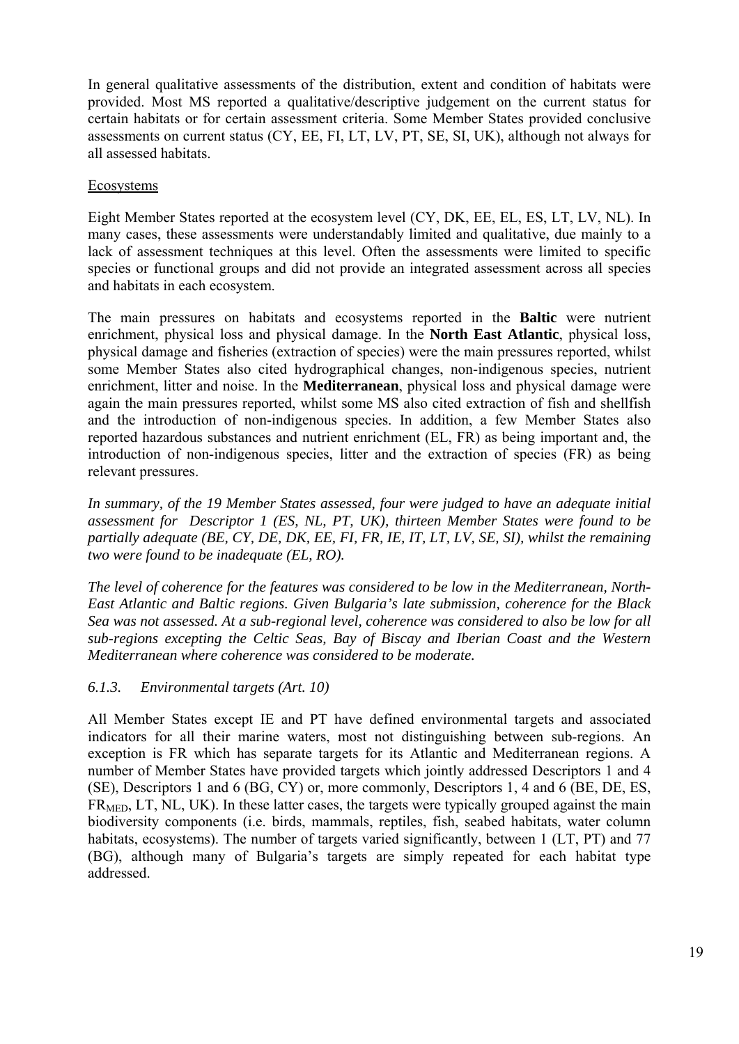In general qualitative assessments of the distribution, extent and condition of habitats were provided. Most MS reported a qualitative/descriptive judgement on the current status for certain habitats or for certain assessment criteria. Some Member States provided conclusive assessments on current status (CY, EE, FI, LT, LV, PT, SE, SI, UK), although not always for all assessed habitats.

Ecosystems

Eight Member States reported at the ecosystem level (CY, DK, EE, EL, ES, LT, LV, NL). In many cases, these assessments were understandably limited and qualitative, due mainly to a lack of assessment techniques at this level. Often the assessments were limited to specific species or functional groups and did not provide an integrated assessment across all species and habitats in each ecosystem.

The main pressures on habitats and ecosystems reported in the **Baltic** were nutrient enrichment, physical loss and physical damage. In the **North East Atlantic**, physical loss, physical damage and fisheries (extraction of species) were the main pressures reported, whilst some Member States also cited hydrographical changes, non-indigenous species, nutrient enrichment, litter and noise. In the **Mediterranean**, physical loss and physical damage were again the main pressures reported, whilst some MS also cited extraction of fish and shellfish and the introduction of non-indigenous species. In addition, a few Member States also reported hazardous substances and nutrient enrichment (EL, FR) as being important and, the introduction of non-indigenous species, litter and the extraction of species (FR) as being relevant pressures.

*In summary, of the 19 Member States assessed, four were judged to have an adequate initial assessment for Descriptor 1 (ES, NL, PT, UK), thirteen Member States were found to be partially adequate (BE, CY, DE, DK, EE, FI, FR, IE, IT, LT, LV, SE, SI), whilst the remaining two were found to be inadequate (EL, RO).*

*The level of coherence for the features was considered to be low in the Mediterranean, North-East Atlantic and Baltic regions. Given Bulgaria's late submission, coherence for the Black Sea was not assessed. At a sub-regional level, coherence was considered to also be low for all sub-regions excepting the Celtic Seas, Bay of Biscay and Iberian Coast and the Western Mediterranean where coherence was considered to be moderate.*

### *6.1.3. Environmental targets (Art. 10)*

All Member States except IE and PT have defined environmental targets and associated indicators for all their marine waters, most not distinguishing between sub-regions. An exception is FR which has separate targets for its Atlantic and Mediterranean regions. A number of Member States have provided targets which jointly addressed Descriptors 1 and 4 (SE), Descriptors 1 and 6 (BG, CY) or, more commonly, Descriptors 1, 4 and 6 (BE, DE, ES, $FR_{MED}$, LT, NL, UK). In these latter cases, the targets were typically grouped against the main biodiversity components (i.e. birds, mammals, reptiles, fish, seabed habitats, water column habitats, ecosystems). The number of targets varied significantly, between 1 (LT, PT) and 77 (BG), although many of Bulgaria's targets are simply repeated for each habitat type addressed.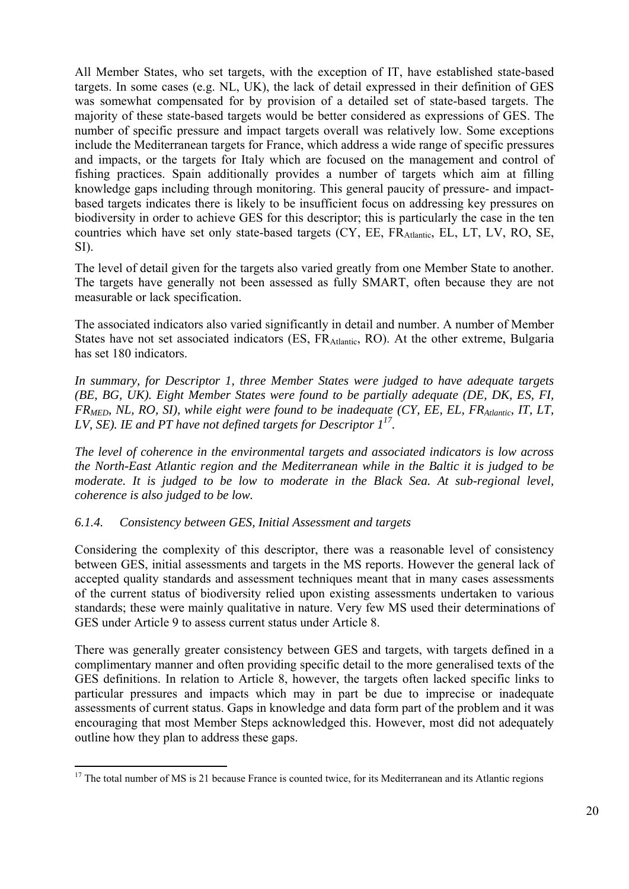All Member States, who set targets, with the exception of IT, have established state-based targets. In some cases (e.g. NL, UK), the lack of detail expressed in their definition of GES was somewhat compensated for by provision of a detailed set of state-based targets. The majority of these state-based targets would be better considered as expressions of GES. The number of specific pressure and impact targets overall was relatively low. Some exceptions include the Mediterranean targets for France, which address a wide range of specific pressures and impacts, or the targets for Italy which are focused on the management and control of fishing practices. Spain additionally provides a number of targets which aim at filling knowledge gaps including through monitoring. This general paucity of pressure- and impact-based targets indicates there is likely to be insufficient focus on addressing key pressures on biodiversity in order to achieve GES for this descriptor; this is particularly the case in the ten countries which have set only state-based targets (CY, EE, $FR_{Atlantic}$, EL, LT, LV, RO, SE, SI).

The level of detail given for the targets also varied greatly from one Member State to another. The targets have generally not been assessed as fully SMART, often because they are not measurable or lack specification.

The associated indicators also varied significantly in detail and number. A number of Member States have not set associated indicators (ES, $FR_{Atlantic}$, RO). At the other extreme, Bulgaria has set 180 indicators.

*In summary, for Descriptor 1, three Member States were judged to have adequate targets (BE, BG, UK). Eight Member States were found to be partially adequate (DE, DK, ES, FI, $FR_{MED}$, NL, RO, SI), while eight were found to be inadequate (CY, EE, EL, $FR_{Atlantic}$, IT, LT, LV, SE). IE and PT have not defined targets for Descriptor 1*[17].

*The level of coherence in the environmental targets and associated indicators is low across the North-East Atlantic region and the Mediterranean while in the Baltic it is judged to be moderate. It is judged to be low to moderate in the Black Sea. At sub-regional level, coherence is also judged to be low.*

### *6.1.4. Consistency between GES, Initial Assessment and targets*

Considering the complexity of this descriptor, there was a reasonable level of consistency between GES, initial assessments and targets in the MS reports. However the general lack of accepted quality standards and assessment techniques meant that in many cases assessments of the current status of biodiversity relied upon existing assessments undertaken to various standards; these were mainly qualitative in nature. Very few MS used their determinations of GES under Article 9 to assess current status under Article 8.

There was generally greater consistency between GES and targets, with targets defined in a complimentary manner and often providing specific detail to the more generalised texts of the GES definitions. In relation to Article 8, however, the targets often lacked specific links to particular pressures and impacts which may in part be due to imprecise or inadequate assessments of current status. Gaps in knowledge and data form part of the problem and it was encouraging that most Member Steps acknowledged this. However, most did not adequately outline how they plan to address these gaps.

[17] The total number of MS is 21 because France is counted twice, for its Mediterranean and its Atlantic regions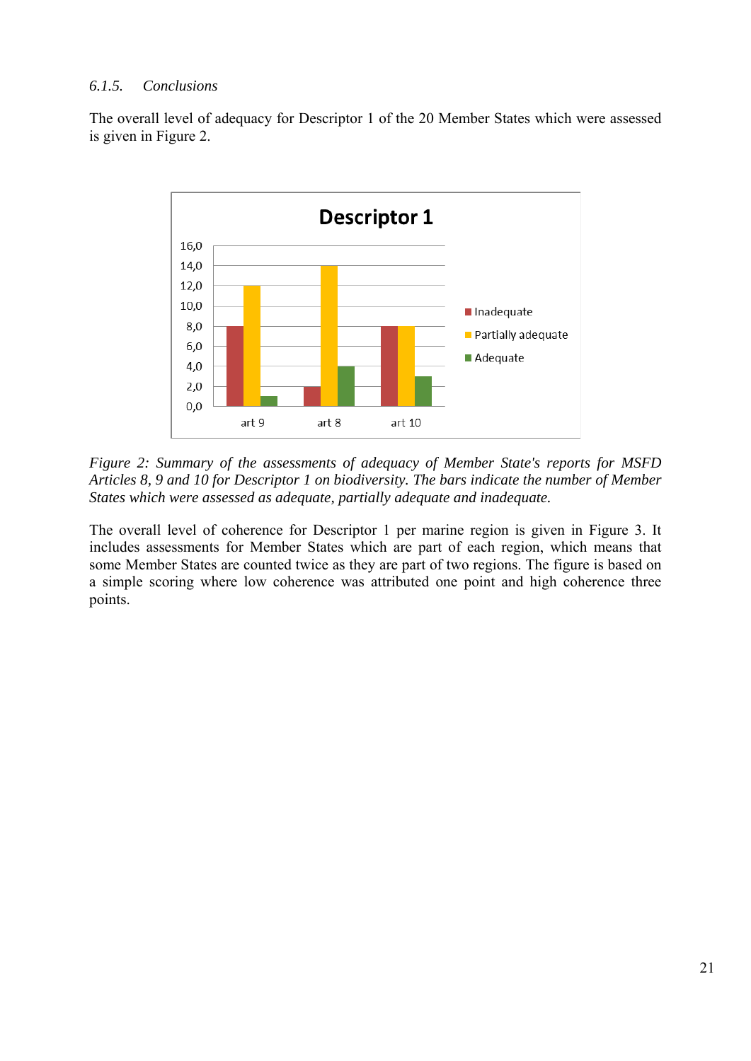### 6.1.5. Conclusions

The overall level of adequacy for Descriptor 1 of the 20 Member States which were assessed is given in Figure 2.

*Figure 2: Summary of the assessments of adequacy of Member State's reports for MSFD Articles 8, 9 and 10 for Descriptor 1 on biodiversity. The bars indicate the number of Member States which were assessed as adequate, partially adequate and inadequate.*

The overall level of coherence for Descriptor 1 per marine region is given in Figure 3. It includes assessments for Member States which are part of each region, which means that some Member States are counted twice as they are part of two regions. The figure is based on a simple scoring where low coherence was attributed one point and high coherence three points.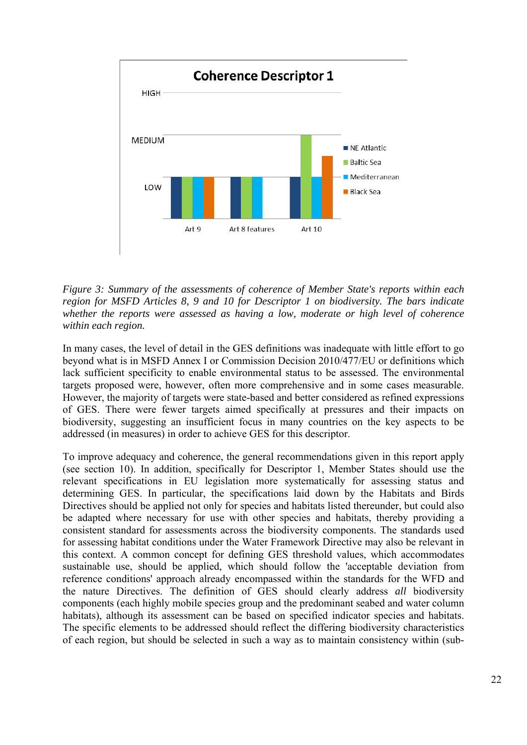*Figure 3: Summary of the assessments of coherence of Member State's reports within each region for MSFD Articles 8, 9 and 10 for Descriptor 1 on biodiversity. The bars indicate whether the reports were assessed as having a low, moderate or high level of coherence within each region.*

In many cases, the level of detail in the GES definitions was inadequate with little effort to go beyond what is in MSFD Annex I or Commission Decision 2010/477/EU or definitions which lack sufficient specificity to enable environmental status to be assessed. The environmental targets proposed were, however, often more comprehensive and in some cases measurable. However, the majority of targets were state-based and better considered as refined expressions of GES. There were fewer targets aimed specifically at pressures and their impacts on biodiversity, suggesting an insufficient focus in many countries on the key aspects to be addressed (in measures) in order to achieve GES for this descriptor.

To improve adequacy and coherence, the general recommendations given in this report apply (see section 10). In addition, specifically for Descriptor 1, Member States should use the relevant specifications in EU legislation more systematically for assessing status and determining GES. In particular, the specifications laid down by the Habitats and Birds Directives should be applied not only for species and habitats listed thereunder, but could also be adapted where necessary for use with other species and habitats, thereby providing a consistent standard for assessments across the biodiversity components. The standards used for assessing habitat conditions under the Water Framework Directive may also be relevant in this context. A common concept for defining GES threshold values, which accommodates sustainable use, should be applied, which should follow the 'acceptable deviation from reference conditions' approach already encompassed within the standards for the WFD and the nature Directives. The definition of GES should clearly address *all* biodiversity components (each highly mobile species group and the predominant seabed and water column habitats), although its assessment can be based on specified indicator species and habitats. The specific elements to be addressed should reflect the differing biodiversity characteristics of each region, but should be selected in such a way as to maintain consistency within (sub-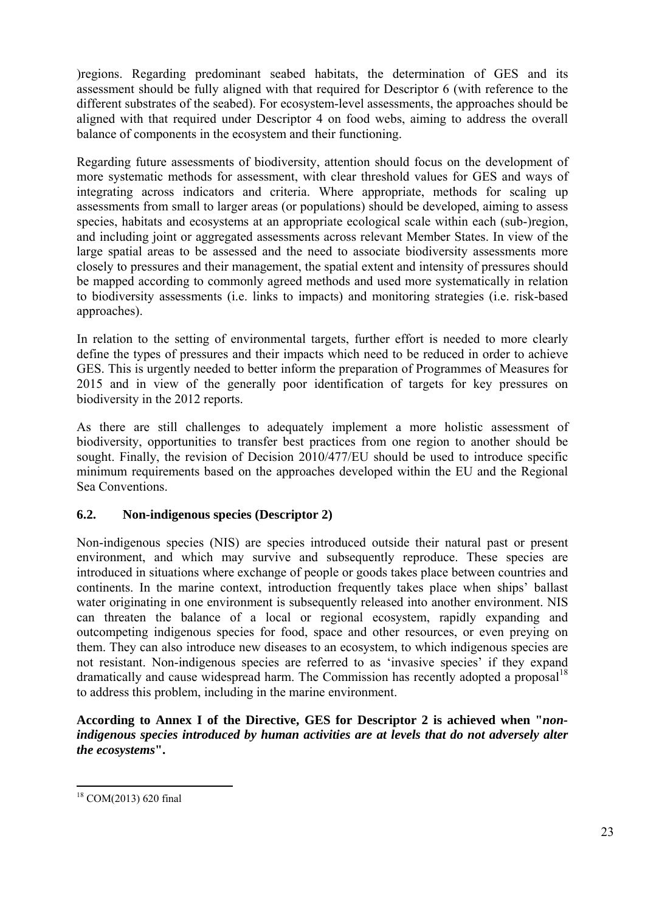)regions. Regarding predominant seabed habitats, the determination of GES and its assessment should be fully aligned with that required for Descriptor 6 (with reference to the different substrates of the seabed). For ecosystem-level assessments, the approaches should be aligned with that required under Descriptor 4 on food webs, aiming to address the overall balance of components in the ecosystem and their functioning.

Regarding future assessments of biodiversity, attention should focus on the development of more systematic methods for assessment, with clear threshold values for GES and ways of integrating across indicators and criteria. Where appropriate, methods for scaling up assessments from small to larger areas (or populations) should be developed, aiming to assess species, habitats and ecosystems at an appropriate ecological scale within each (sub-)region, and including joint or aggregated assessments across relevant Member States. In view of the large spatial areas to be assessed and the need to associate biodiversity assessments more closely to pressures and their management, the spatial extent and intensity of pressures should be mapped according to commonly agreed methods and used more systematically in relation to biodiversity assessments (i.e. links to impacts) and monitoring strategies (i.e. risk-based approaches).

In relation to the setting of environmental targets, further effort is needed to more clearly define the types of pressures and their impacts which need to be reduced in order to achieve GES. This is urgently needed to better inform the preparation of Programmes of Measures for 2015 and in view of the generally poor identification of targets for key pressures on biodiversity in the 2012 reports.

As there are still challenges to adequately implement a more holistic assessment of biodiversity, opportunities to transfer best practices from one region to another should be sought. Finally, the revision of Decision 2010/477/EU should be used to introduce specific minimum requirements based on the approaches developed within the EU and the Regional Sea Conventions.

## 6.2. Non-indigenous species (Descriptor 2)

Non-indigenous species (NIS) are species introduced outside their natural past or present environment, and which may survive and subsequently reproduce. These species are introduced in situations where exchange of people or goods takes place between countries and continents. In the marine context, introduction frequently takes place when ships' ballast water originating in one environment is subsequently released into another environment. NIS can threaten the balance of a local or regional ecosystem, rapidly expanding and outcompeting indigenous species for food, space and other resources, or even preying on them. They can also introduce new diseases to an ecosystem, to which indigenous species are not resistant. Non-indigenous species are referred to as 'invasive species' if they expand dramatically and cause widespread harm. The Commission has recently adopted a proposal[18] to address this problem, including in the marine environment.

**According to Annex I of the Directive, GES for Descriptor 2 is achieved when "*non-indigenous species introduced by human activities are at levels that do not adversely alter the ecosystems*".**

---

[18] COM(2013) 620 final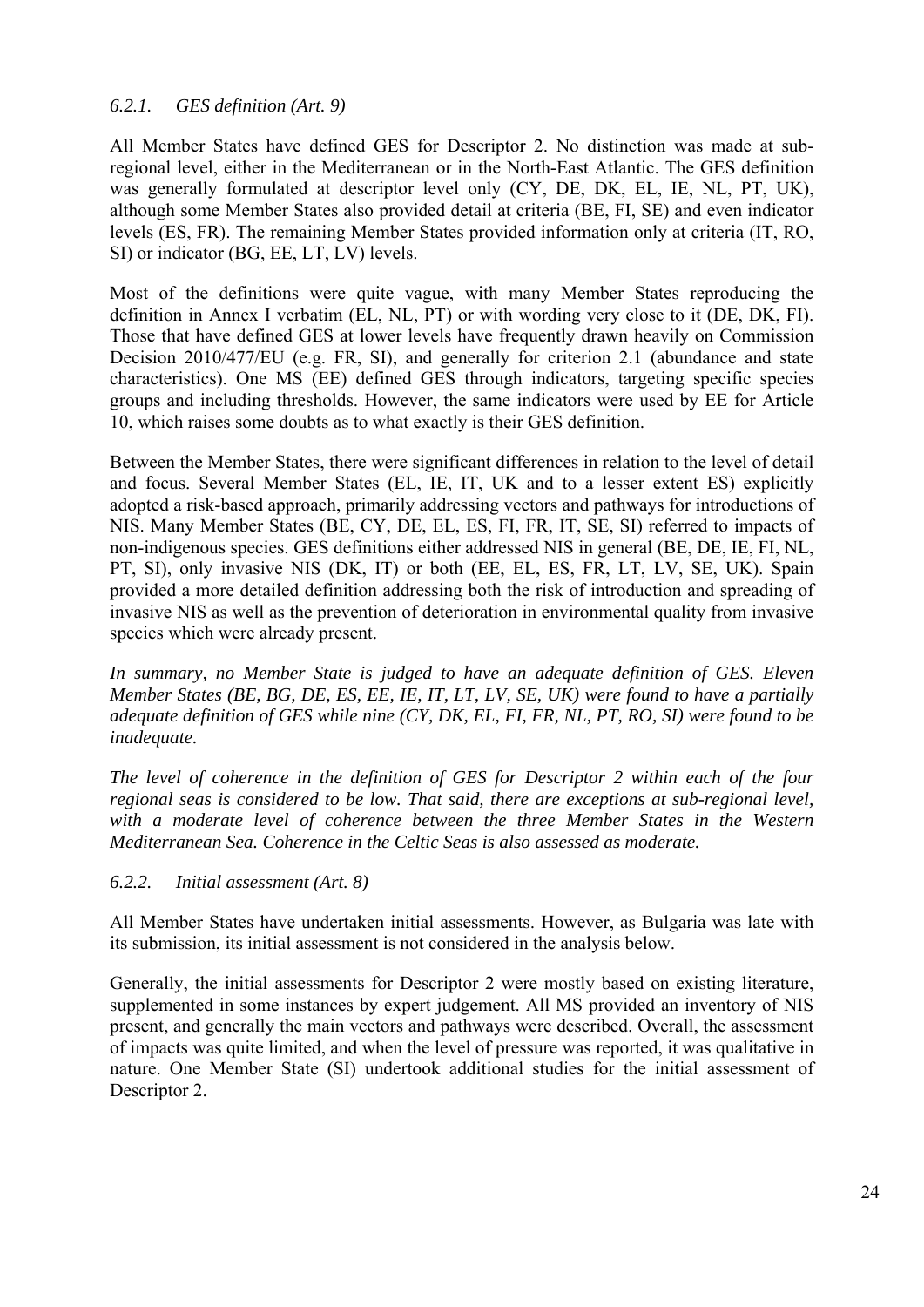### *6.2.1. GES definition (Art. 9)*

All Member States have defined GES for Descriptor 2. No distinction was made at sub-regional level, either in the Mediterranean or in the North-East Atlantic. The GES definition was generally formulated at descriptor level only (CY, DE, DK, EL, IE, NL, PT, UK), although some Member States also provided detail at criteria (BE, FI, SE) and even indicator levels (ES, FR). The remaining Member States provided information only at criteria (IT, RO, SI) or indicator (BG, EE, LT, LV) levels.

Most of the definitions were quite vague, with many Member States reproducing the definition in Annex I verbatim (EL, NL, PT) or with wording very close to it (DE, DK, FI). Those that have defined GES at lower levels have frequently drawn heavily on Commission Decision 2010/477/EU (e.g. FR, SI), and generally for criterion 2.1 (abundance and state characteristics). One MS (EE) defined GES through indicators, targeting specific species groups and including thresholds. However, the same indicators were used by EE for Article 10, which raises some doubts as to what exactly is their GES definition.

Between the Member States, there were significant differences in relation to the level of detail and focus. Several Member States (EL, IE, IT, UK and to a lesser extent ES) explicitly adopted a risk-based approach, primarily addressing vectors and pathways for introductions of NIS. Many Member States (BE, CY, DE, EL, ES, FI, FR, IT, SE, SI) referred to impacts of non-indigenous species. GES definitions either addressed NIS in general (BE, DE, IE, FI, NL, PT, SI), only invasive NIS (DK, IT) or both (EE, EL, ES, FR, LT, LV, SE, UK). Spain provided a more detailed definition addressing both the risk of introduction and spreading of invasive NIS as well as the prevention of deterioration in environmental quality from invasive species which were already present.

*In summary, no Member State is judged to have an adequate definition of GES. Eleven Member States (BE, BG, DE, ES, EE, IE, IT, LT, LV, SE, UK) were found to have a partially adequate definition of GES while nine (CY, DK, EL, FI, FR, NL, PT, RO, SI) were found to be inadequate.*

*The level of coherence in the definition of GES for Descriptor 2 within each of the four regional seas is considered to be low. That said, there are exceptions at sub-regional level, with a moderate level of coherence between the three Member States in the Western Mediterranean Sea. Coherence in the Celtic Seas is also assessed as moderate.*

### *6.2.2. Initial assessment (Art. 8)*

All Member States have undertaken initial assessments. However, as Bulgaria was late with its submission, its initial assessment is not considered in the analysis below.

Generally, the initial assessments for Descriptor 2 were mostly based on existing literature, supplemented in some instances by expert judgement. All MS provided an inventory of NIS present, and generally the main vectors and pathways were described. Overall, the assessment of impacts was quite limited, and when the level of pressure was reported, it was qualitative in nature. One Member State (SI) undertook additional studies for the initial assessment of Descriptor 2.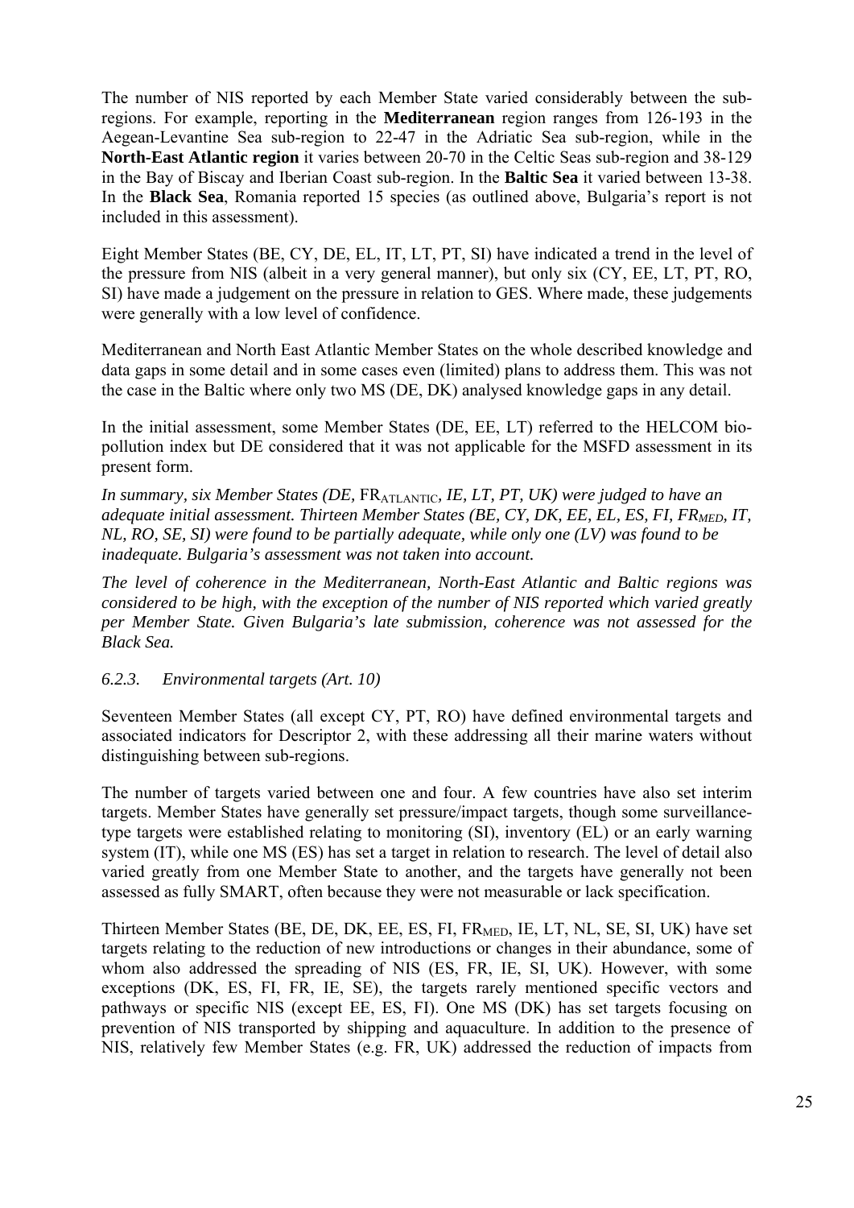The number of NIS reported by each Member State varied considerably between the sub-regions. For example, reporting in the **Mediterranean** region ranges from 126-193 in the Aegean-Levantine Sea sub-region to 22-47 in the Adriatic Sea sub-region, while in the **North-East Atlantic region** it varies between 20-70 in the Celtic Seas sub-region and 38-129 in the Bay of Biscay and Iberian Coast sub-region. In the **Baltic Sea** it varied between 13-38. In the **Black Sea**, Romania reported 15 species (as outlined above, Bulgaria's report is not included in this assessment).

Eight Member States (BE, CY, DE, EL, IT, LT, PT, SI) have indicated a trend in the level of the pressure from NIS (albeit in a very general manner), but only six (CY, EE, LT, PT, RO, SI) have made a judgement on the pressure in relation to GES. Where made, these judgements were generally with a low level of confidence.

Mediterranean and North East Atlantic Member States on the whole described knowledge and data gaps in some detail and in some cases even (limited) plans to address them. This was not the case in the Baltic where only two MS (DE, DK) analysed knowledge gaps in any detail.

In the initial assessment, some Member States (DE, EE, LT) referred to the HELCOM bio-pollution index but DE considered that it was not applicable for the MSFD assessment in its present form.

*In summary, six Member States (DE,* $FR_{ATLANTIC}$*, IE, LT, PT, UK) were judged to have an adequate initial assessment. Thirteen Member States (BE, CY, DK, EE, EL, ES, FI,* $FR_{MED}$*, IT, NL, RO, SE, SI) were found to be partially adequate, while only one (LV) was found to be inadequate. Bulgaria's assessment was not taken into account.*

*The level of coherence in the Mediterranean, North-East Atlantic and Baltic regions was considered to be high, with the exception of the number of NIS reported which varied greatly per Member State. Given Bulgaria's late submission, coherence was not assessed for the Black Sea.*

### *6.2.3. Environmental targets (Art. 10)*

Seventeen Member States (all except CY, PT, RO) have defined environmental targets and associated indicators for Descriptor 2, with these addressing all their marine waters without distinguishing between sub-regions.

The number of targets varied between one and four. A few countries have also set interim targets. Member States have generally set pressure/impact targets, though some surveillance-type targets were established relating to monitoring (SI), inventory (EL) or an early warning system (IT), while one MS (ES) has set a target in relation to research. The level of detail also varied greatly from one Member State to another, and the targets have generally not been assessed as fully SMART, often because they were not measurable or lack specification.

Thirteen Member States (BE, DE, DK, EE, ES, FI, $FR_{MED}$, IE, LT, NL, SE, SI, UK) have set targets relating to the reduction of new introductions or changes in their abundance, some of whom also addressed the spreading of NIS (ES, FR, IE, SI, UK). However, with some exceptions (DK, ES, FI, FR, IE, SE), the targets rarely mentioned specific vectors and pathways or specific NIS (except EE, ES, FI). One MS (DK) has set targets focusing on prevention of NIS transported by shipping and aquaculture. In addition to the presence of NIS, relatively few Member States (e.g. FR, UK) addressed the reduction of impacts from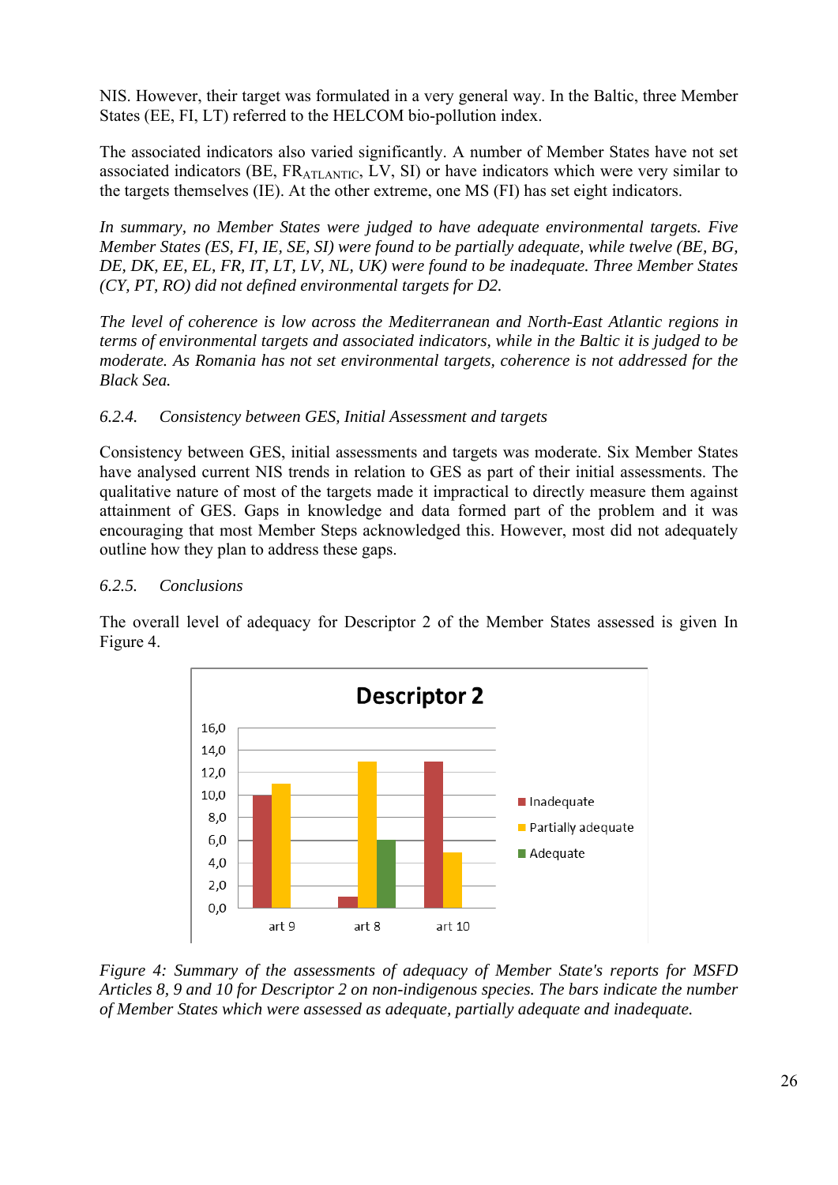NIS. However, their target was formulated in a very general way. In the Baltic, three Member States (EE, FI, LT) referred to the HELCOM bio-pollution index.

The associated indicators also varied significantly. A number of Member States have not set associated indicators (BE, $FR_{ATLANTIC}$, LV, SI) or have indicators which were very similar to the targets themselves (IE). At the other extreme, one MS (FI) has set eight indicators.

*In summary, no Member States were judged to have adequate environmental targets. Five Member States (ES, FI, IE, SE, SI) were found to be partially adequate, while twelve (BE, BG, DE, DK, EE, EL, FR, IT, LT, LV, NL, UK) were found to be inadequate. Three Member States (CY, PT, RO) did not defined environmental targets for D2.*

*The level of coherence is low across the Mediterranean and North-East Atlantic regions in terms of environmental targets and associated indicators, while in the Baltic it is judged to be moderate. As Romania has not set environmental targets, coherence is not addressed for the Black Sea.*

#### *6.2.4. Consistency between GES, Initial Assessment and targets*

Consistency between GES, initial assessments and targets was moderate. Six Member States have analysed current NIS trends in relation to GES as part of their initial assessments. The qualitative nature of most of the targets made it impractical to directly measure them against attainment of GES. Gaps in knowledge and data formed part of the problem and it was encouraging that most Member Steps acknowledged this. However, most did not adequately outline how they plan to address these gaps.

#### *6.2.5. Conclusions*

The overall level of adequacy for Descriptor 2 of the Member States assessed is given In Figure 4.

**Descriptor 2**

| | Inadequate | Partially adequate | Adequate |
|---|---|---|---|
| art 9 | 10 | 11 | 0 |
| art 8 | 1 | 13 | 6 |
| art 10 | 13 | 5 | 0 |

*Figure 4: Summary of the assessments of adequacy of Member State's reports for MSFD Articles 8, 9 and 10 for Descriptor 2 on non-indigenous species. The bars indicate the number of Member States which were assessed as adequate, partially adequate and inadequate.*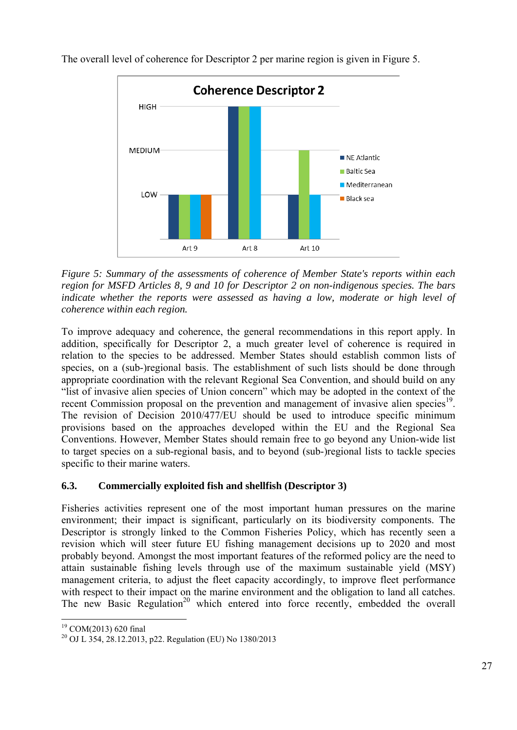The overall level of coherence for Descriptor 2 per marine region is given in Figure 5.

*Figure 5: Summary of the assessments of coherence of Member State's reports within each region for MSFD Articles 8, 9 and 10 for Descriptor 2 on non-indigenous species. The bars indicate whether the reports were assessed as having a low, moderate or high level of coherence within each region.*

To improve adequacy and coherence, the general recommendations in this report apply. In addition, specifically for Descriptor 2, a much greater level of coherence is required in relation to the species to be addressed. Member States should establish common lists of species, on a (sub-)regional basis. The establishment of such lists should be done through appropriate coordination with the relevant Regional Sea Convention, and should build on any "list of invasive alien species of Union concern" which may be adopted in the context of the recent Commission proposal on the prevention and management of invasive alien species[19]. The revision of Decision 2010/477/EU should be used to introduce specific minimum provisions based on the approaches developed within the EU and the Regional Sea Conventions. However, Member States should remain free to go beyond any Union-wide list to target species on a sub-regional basis, and to beyond (sub-)regional lists to tackle species specific to their marine waters.

### 6.3. Commercially exploited fish and shellfish (Descriptor 3)

Fisheries activities represent one of the most important human pressures on the marine environment; their impact is significant, particularly on its biodiversity components. The Descriptor is strongly linked to the Common Fisheries Policy, which has recently seen a revision which will steer future EU fishing management decisions up to 2020 and most probably beyond. Amongst the most important features of the reformed policy are the need to attain sustainable fishing levels through use of the maximum sustainable yield (MSY) management criteria, to adjust the fleet capacity accordingly, to improve fleet performance with respect to their impact on the marine environment and the obligation to land all catches. The new Basic Regulation[20] which entered into force recently, embedded the overall

[19] COM(2013) 620 final

[20] OJ L 354, 28.12.2013, p22. Regulation (EU) No 1380/2013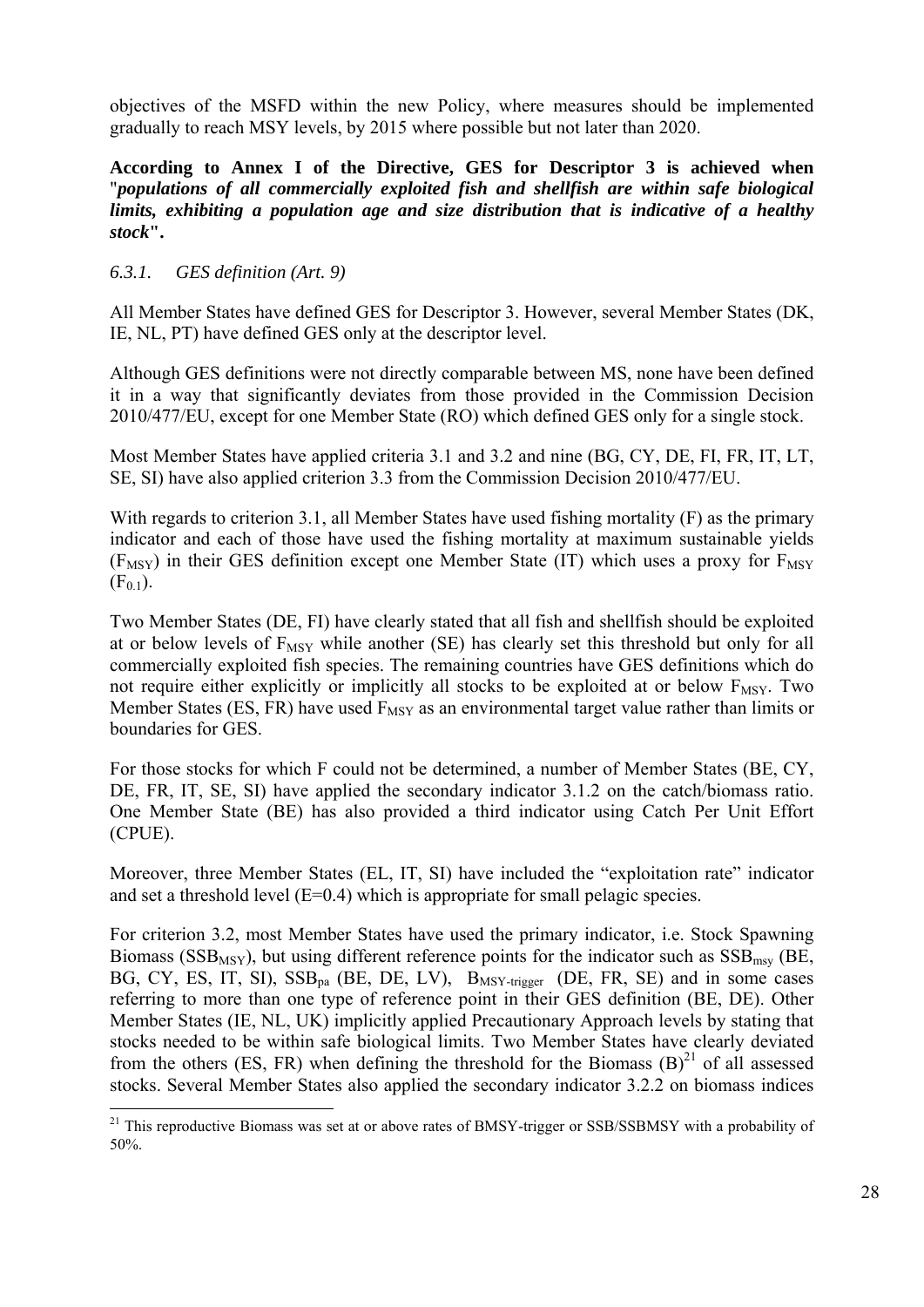objectives of the MSFD within the new Policy, where measures should be implemented gradually to reach MSY levels, by 2015 where possible but not later than 2020.

**According to Annex I of the Directive, GES for Descriptor 3 is achieved when "*populations of all commercially exploited fish and shellfish are within safe biological limits, exhibiting a population age and size distribution that is indicative of a healthy stock*".**

### *6.3.1. GES definition (Art. 9)*

All Member States have defined GES for Descriptor 3. However, several Member States (DK, IE, NL, PT) have defined GES only at the descriptor level.

Although GES definitions were not directly comparable between MS, none have been defined it in a way that significantly deviates from those provided in the Commission Decision 2010/477/EU, except for one Member State (RO) which defined GES only for a single stock.

Most Member States have applied criteria 3.1 and 3.2 and nine (BG, CY, DE, FI, FR, IT, LT, SE, SI) have also applied criterion 3.3 from the Commission Decision 2010/477/EU.

With regards to criterion 3.1, all Member States have used fishing mortality (F) as the primary indicator and each of those have used the fishing mortality at maximum sustainable yields ($F_{MSY}$) in their GES definition except one Member State (IT) which uses a proxy for $F_{MSY}$ ($F_{0.1}$).

Two Member States (DE, FI) have clearly stated that all fish and shellfish should be exploited at or below levels of $F_{MSY}$ while another (SE) has clearly set this threshold but only for all commercially exploited fish species. The remaining countries have GES definitions which do not require either explicitly or implicitly all stocks to be exploited at or below $F_{MSY}$. Two Member States (ES, FR) have used $F_{MSY}$ as an environmental target value rather than limits or boundaries for GES.

For those stocks for which F could not be determined, a number of Member States (BE, CY, DE, FR, IT, SE, SI) have applied the secondary indicator 3.1.2 on the catch/biomass ratio. One Member State (BE) has also provided a third indicator using Catch Per Unit Effort (CPUE).

Moreover, three Member States (EL, IT, SI) have included the "exploitation rate" indicator and set a threshold level (E=0.4) which is appropriate for small pelagic species.

For criterion 3.2, most Member States have used the primary indicator, i.e. Stock Spawning Biomass ($SSB_{MSY}$), but using different reference points for the indicator such as $SSB_{msy}$ (BE, BG, CY, ES, IT, SI), $SSB_{pa}$ (BE, DE, LV), $B_{MSY\text{-}trigger}$ (DE, FR, SE) and in some cases referring to more than one type of reference point in their GES definition (BE, DE). Other Member States (IE, NL, UK) implicitly applied Precautionary Approach levels by stating that stocks needed to be within safe biological limits. Two Member States have clearly deviated from the others (ES, FR) when defining the threshold for the Biomass (B)[21] of all assessed stocks. Several Member States also applied the secondary indicator 3.2.2 on biomass indices

[21] This reproductive Biomass was set at or above rates of BMSY-trigger or SSB/SSBMSY with a probability of 50%.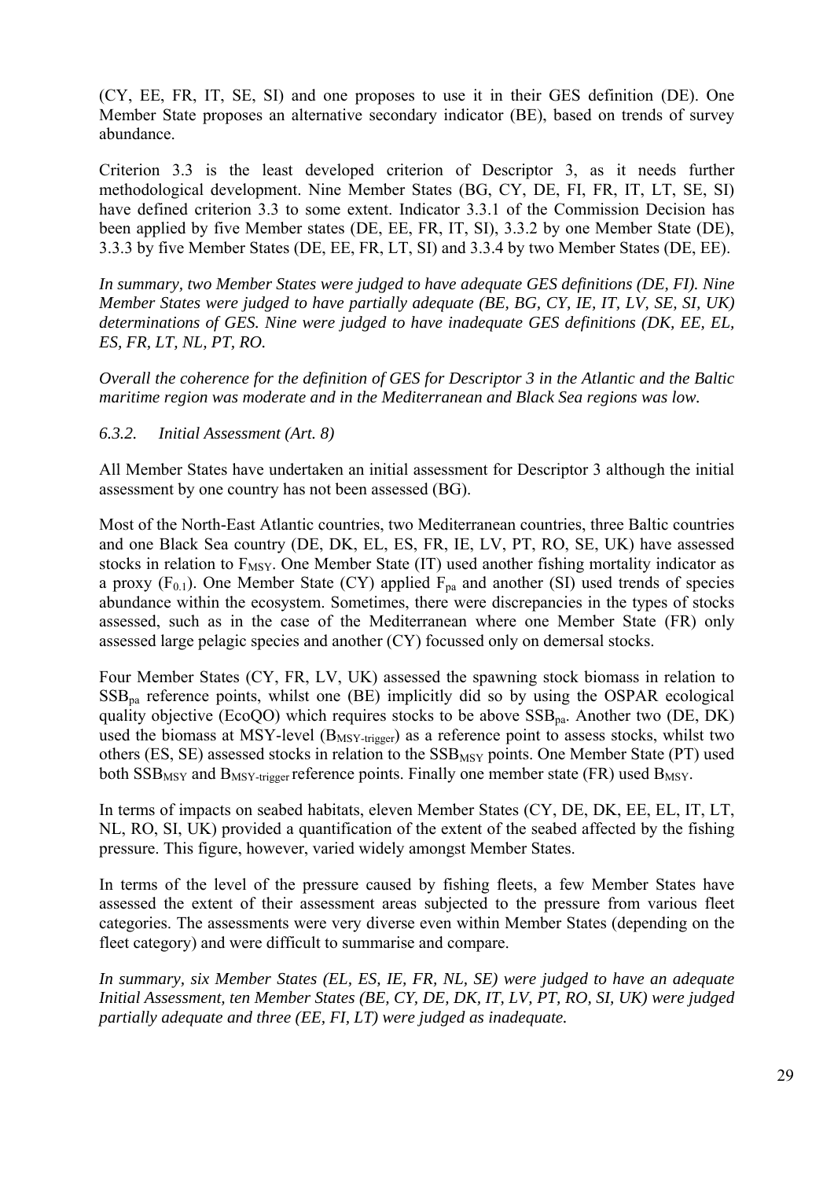(CY, EE, FR, IT, SE, SI) and one proposes to use it in their GES definition (DE). One Member State proposes an alternative secondary indicator (BE), based on trends of survey abundance.

Criterion 3.3 is the least developed criterion of Descriptor 3, as it needs further methodological development. Nine Member States (BG, CY, DE, FI, FR, IT, LT, SE, SI) have defined criterion 3.3 to some extent. Indicator 3.3.1 of the Commission Decision has been applied by five Member states (DE, EE, FR, IT, SI), 3.3.2 by one Member State (DE), 3.3.3 by five Member States (DE, EE, FR, LT, SI) and 3.3.4 by two Member States (DE, EE).

*In summary, two Member States were judged to have adequate GES definitions (DE, FI). Nine Member States were judged to have partially adequate (BE, BG, CY, IE, IT, LV, SE, SI, UK) determinations of GES. Nine were judged to have inadequate GES definitions (DK, EE, EL, ES, FR, LT, NL, PT, RO.*

*Overall the coherence for the definition of GES for Descriptor 3 in the Atlantic and the Baltic maritime region was moderate and in the Mediterranean and Black Sea regions was low.*

### *6.3.2. Initial Assessment (Art. 8)*

All Member States have undertaken an initial assessment for Descriptor 3 although the initial assessment by one country has not been assessed (BG).

Most of the North-East Atlantic countries, two Mediterranean countries, three Baltic countries and one Black Sea country (DE, DK, EL, ES, FR, IE, LV, PT, RO, SE, UK) have assessed stocks in relation to $F_{MSY}$. One Member State (IT) used another fishing mortality indicator as a proxy ($F_{0.1}$). One Member State (CY) applied $F_{pa}$ and another (SI) used trends of species abundance within the ecosystem. Sometimes, there were discrepancies in the types of stocks assessed, such as in the case of the Mediterranean where one Member State (FR) only assessed large pelagic species and another (CY) focussed only on demersal stocks.

Four Member States (CY, FR, LV, UK) assessed the spawning stock biomass in relation to $SSB_{pa}$ reference points, whilst one (BE) implicitly did so by using the OSPAR ecological quality objective (EcoQO) which requires stocks to be above $SSB_{pa}$. Another two (DE, DK) used the biomass at MSY-level ($B_{MSY\text{-}trigger}$) as a reference point to assess stocks, whilst two others (ES, SE) assessed stocks in relation to the $SSB_{MSY}$ points. One Member State (PT) used both $SSB_{MSY}$ and $B_{MSY\text{-}trigger}$ reference points. Finally one member state (FR) used $B_{MSY}$.

In terms of impacts on seabed habitats, eleven Member States (CY, DE, DK, EE, EL, IT, LT, NL, RO, SI, UK) provided a quantification of the extent of the seabed affected by the fishing pressure. This figure, however, varied widely amongst Member States.

In terms of the level of the pressure caused by fishing fleets, a few Member States have assessed the extent of their assessment areas subjected to the pressure from various fleet categories. The assessments were very diverse even within Member States (depending on the fleet category) and were difficult to summarise and compare.

*In summary, six Member States (EL, ES, IE, FR, NL, SE) were judged to have an adequate Initial Assessment, ten Member States (BE, CY, DE, DK, IT, LV, PT, RO, SI, UK) were judged partially adequate and three (EE, FI, LT) were judged as inadequate.*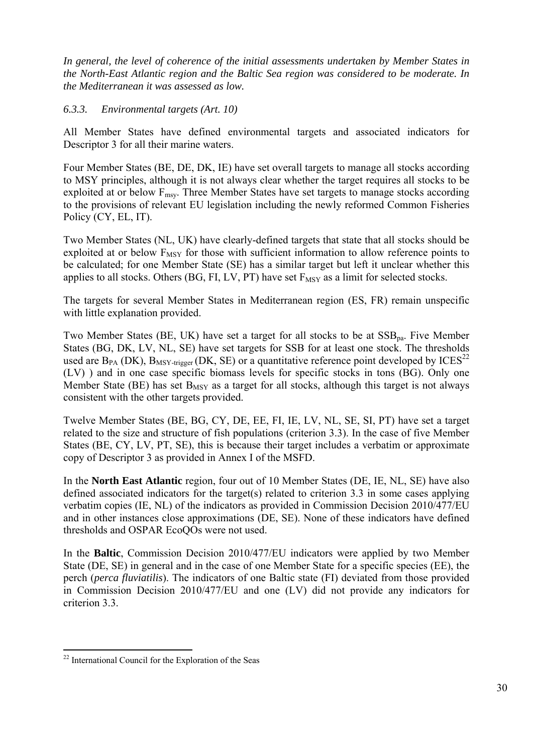*In general, the level of coherence of the initial assessments undertaken by Member States in the North-East Atlantic region and the Baltic Sea region was considered to be moderate. In the Mediterranean it was assessed as low.*

### *6.3.3. Environmental targets (Art. 10)*

All Member States have defined environmental targets and associated indicators for Descriptor 3 for all their marine waters.

Four Member States (BE, DE, DK, IE) have set overall targets to manage all stocks according to MSY principles, although it is not always clear whether the target requires all stocks to be exploited at or below $F_{msy}$. Three Member States have set targets to manage stocks according to the provisions of relevant EU legislation including the newly reformed Common Fisheries Policy (CY, EL, IT).

Two Member States (NL, UK) have clearly-defined targets that state that all stocks should be exploited at or below $F_{MSY}$ for those with sufficient information to allow reference points to be calculated; for one Member State (SE) has a similar target but left it unclear whether this applies to all stocks. Others (BG, FI, LV, PT) have set $F_{MSY}$ as a limit for selected stocks.

The targets for several Member States in Mediterranean region (ES, FR) remain unspecific with little explanation provided.

Two Member States (BE, UK) have set a target for all stocks to be at $SSB_{pa}$. Five Member States (BG, DK, LV, NL, SE) have set targets for SSB for at least one stock. The thresholds used are $B_{PA}$ (DK), $B_{MSY\text{-}trigger}$ (DK, SE) or a quantitative reference point developed by ICES[22] (LV) ) and in one case specific biomass levels for specific stocks in tons (BG). Only one Member State (BE) has set $B_{MSY}$ as a target for all stocks, although this target is not always consistent with the other targets provided.

Twelve Member States (BE, BG, CY, DE, EE, FI, IE, LV, NL, SE, SI, PT) have set a target related to the size and structure of fish populations (criterion 3.3). In the case of five Member States (BE, CY, LV, PT, SE), this is because their target includes a verbatim or approximate copy of Descriptor 3 as provided in Annex I of the MSFD.

In the **North East Atlantic** region, four out of 10 Member States (DE, IE, NL, SE) have also defined associated indicators for the target(s) related to criterion 3.3 in some cases applying verbatim copies (IE, NL) of the indicators as provided in Commission Decision 2010/477/EU and in other instances close approximations (DE, SE). None of these indicators have defined thresholds and OSPAR EcoQOs were not used.

In the **Baltic**, Commission Decision 2010/477/EU indicators were applied by two Member State (DE, SE) in general and in the case of one Member State for a specific species (EE), the perch (*perca fluviatilis*). The indicators of one Baltic state (FI) deviated from those provided in Commission Decision 2010/477/EU and one (LV) did not provide any indicators for criterion 3.3.

---

[22] International Council for the Exploration of the Seas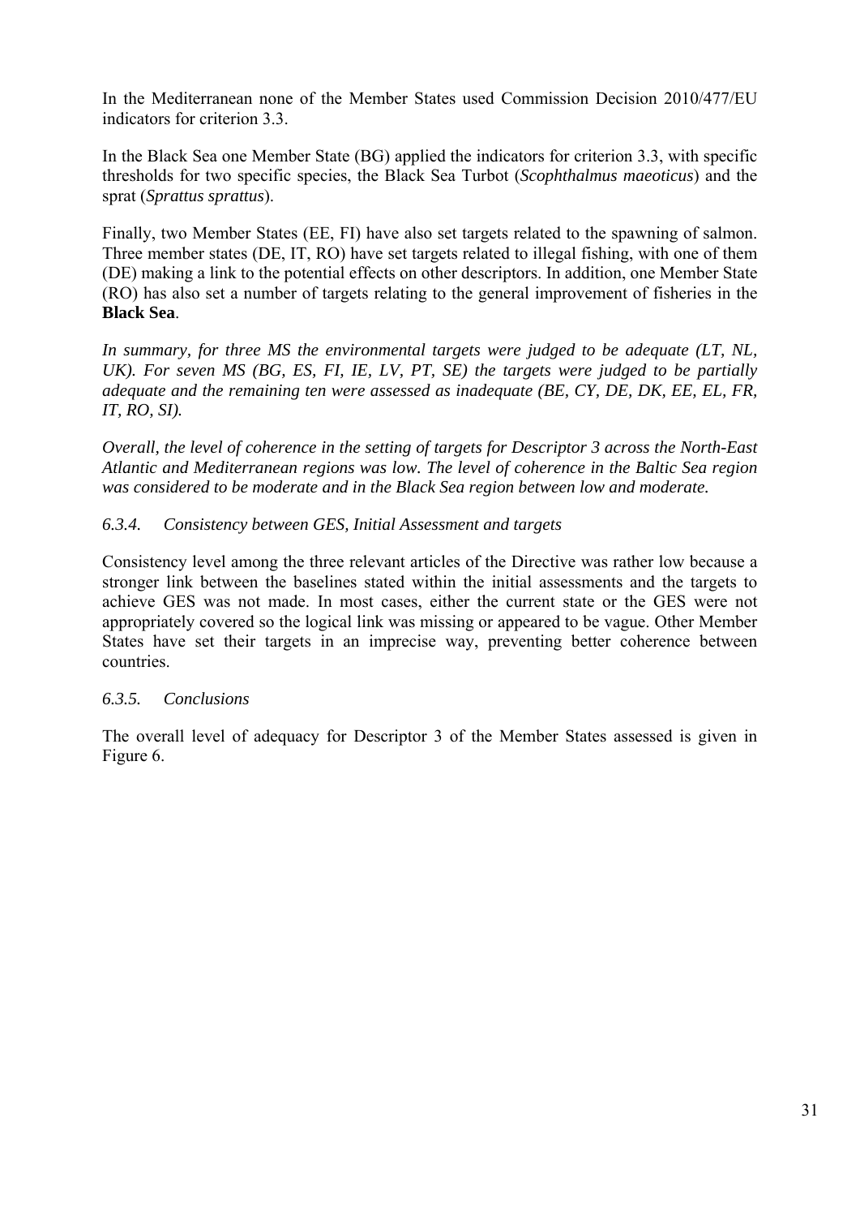In the Mediterranean none of the Member States used Commission Decision 2010/477/EU indicators for criterion 3.3.

In the Black Sea one Member State (BG) applied the indicators for criterion 3.3, with specific thresholds for two specific species, the Black Sea Turbot (*Scophthalmus maeoticus*) and the sprat (*Sprattus sprattus*).

Finally, two Member States (EE, FI) have also set targets related to the spawning of salmon. Three member states (DE, IT, RO) have set targets related to illegal fishing, with one of them (DE) making a link to the potential effects on other descriptors. In addition, one Member State (RO) has also set a number of targets relating to the general improvement of fisheries in the **Black Sea**.

*In summary, for three MS the environmental targets were judged to be adequate (LT, NL, UK). For seven MS (BG, ES, FI, IE, LV, PT, SE) the targets were judged to be partially adequate and the remaining ten were assessed as inadequate (BE, CY, DE, DK, EE, EL, FR, IT, RO, SI).*

*Overall, the level of coherence in the setting of targets for Descriptor 3 across the North-East Atlantic and Mediterranean regions was low. The level of coherence in the Baltic Sea region was considered to be moderate and in the Black Sea region between low and moderate.*

### *6.3.4. Consistency between GES, Initial Assessment and targets*

Consistency level among the three relevant articles of the Directive was rather low because a stronger link between the baselines stated within the initial assessments and the targets to achieve GES was not made. In most cases, either the current state or the GES were not appropriately covered so the logical link was missing or appeared to be vague. Other Member States have set their targets in an imprecise way, preventing better coherence between countries.

### *6.3.5. Conclusions*

The overall level of adequacy for Descriptor 3 of the Member States assessed is given in Figure 6.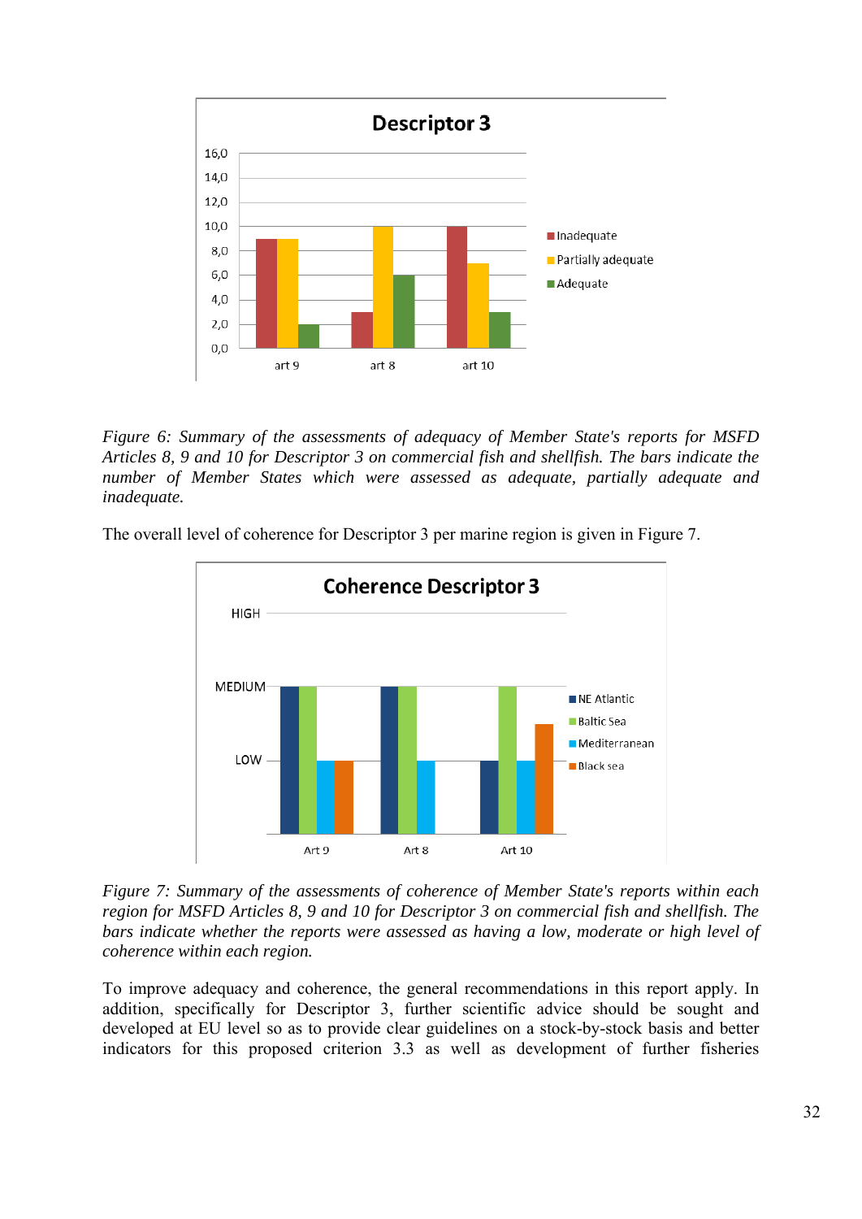*Figure 6: Summary of the assessments of adequacy of Member State's reports for MSFD Articles 8, 9 and 10 for Descriptor 3 on commercial fish and shellfish. The bars indicate the number of Member States which were assessed as adequate, partially adequate and inadequate.*

The overall level of coherence for Descriptor 3 per marine region is given in Figure 7.

*Figure 7: Summary of the assessments of coherence of Member State's reports within each region for MSFD Articles 8, 9 and 10 for Descriptor 3 on commercial fish and shellfish. The bars indicate whether the reports were assessed as having a low, moderate or high level of coherence within each region.*

To improve adequacy and coherence, the general recommendations in this report apply. In addition, specifically for Descriptor 3, further scientific advice should be sought and developed at EU level so as to provide clear guidelines on a stock-by-stock basis and better indicators for this proposed criterion 3.3 as well as development of further fisheries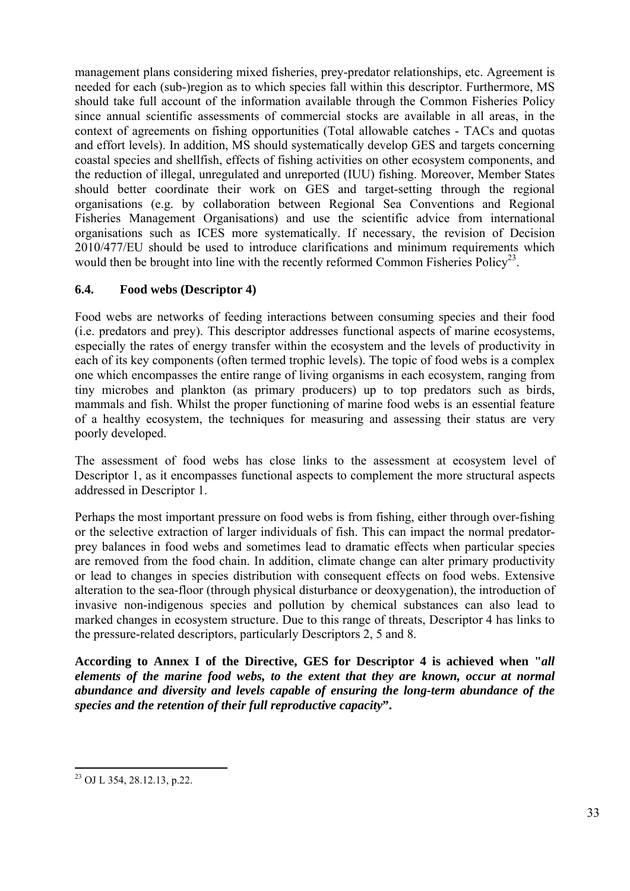management plans considering mixed fisheries, prey-predator relationships, etc. Agreement is needed for each (sub-)region as to which species fall within this descriptor. Furthermore, MS should take full account of the information available through the Common Fisheries Policy since annual scientific assessments of commercial stocks are available in all areas, in the context of agreements on fishing opportunities (Total allowable catches - TACs and quotas and effort levels). In addition, MS should systematically develop GES and targets concerning coastal species and shellfish, effects of fishing activities on other ecosystem components, and the reduction of illegal, unregulated and unreported (IUU) fishing. Moreover, Member States should better coordinate their work on GES and target-setting through the regional organisations (e.g. by collaboration between Regional Sea Conventions and Regional Fisheries Management Organisations) and use the scientific advice from international organisations such as ICES more systematically. If necessary, the revision of Decision 2010/477/EU should be used to introduce clarifications and minimum requirements which would then be brought into line with the recently reformed Common Fisheries Policy[23].

### 6.4. Food webs (Descriptor 4)

Food webs are networks of feeding interactions between consuming species and their food (i.e. predators and prey). This descriptor addresses functional aspects of marine ecosystems, especially the rates of energy transfer within the ecosystem and the levels of productivity in each of its key components (often termed trophic levels). The topic of food webs is a complex one which encompasses the entire range of living organisms in each ecosystem, ranging from tiny microbes and plankton (as primary producers) up to top predators such as birds, mammals and fish. Whilst the proper functioning of marine food webs is an essential feature of a healthy ecosystem, the techniques for measuring and assessing their status are very poorly developed.

The assessment of food webs has close links to the assessment at ecosystem level of Descriptor 1, as it encompasses functional aspects to complement the more structural aspects addressed in Descriptor 1.

Perhaps the most important pressure on food webs is from fishing, either through over-fishing or the selective extraction of larger individuals of fish. This can impact the normal predator-prey balances in food webs and sometimes lead to dramatic effects when particular species are removed from the food chain. In addition, climate change can alter primary productivity or lead to changes in species distribution with consequent effects on food webs. Extensive alteration to the sea-floor (through physical disturbance or deoxygenation), the introduction of invasive non-indigenous species and pollution by chemical substances can also lead to marked changes in ecosystem structure. Due to this range of threats, Descriptor 4 has links to the pressure-related descriptors, particularly Descriptors 2, 5 and 8.

**According to Annex I of the Directive, GES for Descriptor 4 is achieved when "*all elements of the marine food webs, to the extent that they are known, occur at normal abundance and diversity and levels capable of ensuring the long-term abundance of the species and the retention of their full reproductive capacity*".**

---

[23] OJ L 354, 28.12.13, p.22.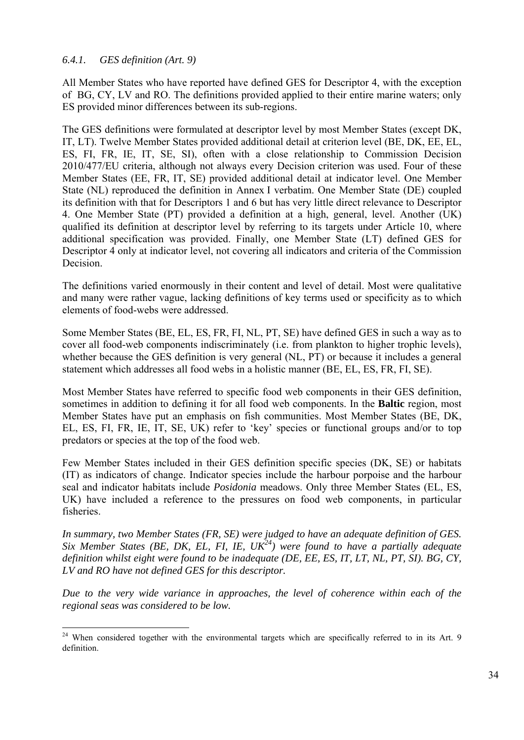#### 6.4.1. GES definition (Art. 9)

All Member States who have reported have defined GES for Descriptor 4, with the exception of BG, CY, LV and RO. The definitions provided applied to their entire marine waters; only ES provided minor differences between its sub-regions.

The GES definitions were formulated at descriptor level by most Member States (except DK, IT, LT). Twelve Member States provided additional detail at criterion level (BE, DK, EE, EL, ES, FI, FR, IE, IT, SE, SI), often with a close relationship to Commission Decision 2010/477/EU criteria, although not always every Decision criterion was used. Four of these Member States (EE, FR, IT, SE) provided additional detail at indicator level. One Member State (NL) reproduced the definition in Annex I verbatim. One Member State (DE) coupled its definition with that for Descriptors 1 and 6 but has very little direct relevance to Descriptor 4. One Member State (PT) provided a definition at a high, general, level. Another (UK) qualified its definition at descriptor level by referring to its targets under Article 10, where additional specification was provided. Finally, one Member State (LT) defined GES for Descriptor 4 only at indicator level, not covering all indicators and criteria of the Commission Decision.

The definitions varied enormously in their content and level of detail. Most were qualitative and many were rather vague, lacking definitions of key terms used or specificity as to which elements of food-webs were addressed.

Some Member States (BE, EL, ES, FR, FI, NL, PT, SE) have defined GES in such a way as to cover all food-web components indiscriminately (i.e. from plankton to higher trophic levels), whether because the GES definition is very general (NL, PT) or because it includes a general statement which addresses all food webs in a holistic manner (BE, EL, ES, FR, FI, SE).

Most Member States have referred to specific food web components in their GES definition, sometimes in addition to defining it for all food web components. In the **Baltic** region, most Member States have put an emphasis on fish communities. Most Member States (BE, DK, EL, ES, FI, FR, IE, IT, SE, UK) refer to 'key' species or functional groups and/or to top predators or species at the top of the food web.

Few Member States included in their GES definition specific species (DK, SE) or habitats (IT) as indicators of change. Indicator species include the harbour porpoise and the harbour seal and indicator habitats include *Posidonia* meadows. Only three Member States (EL, ES, UK) have included a reference to the pressures on food web components, in particular fisheries.

*In summary, two Member States (FR, SE) were judged to have an adequate definition of GES. Six Member States (BE, DK, EL, FI, IE, UK[24]) were found to have a partially adequate definition whilst eight were found to be inadequate (DE, EE, ES, IT, LT, NL, PT, SI). BG, CY, LV and RO have not defined GES for this descriptor.*

*Due to the very wide variance in approaches, the level of coherence within each of the regional seas was considered to be low.*

[24] When considered together with the environmental targets which are specifically referred to in its Art. 9 definition.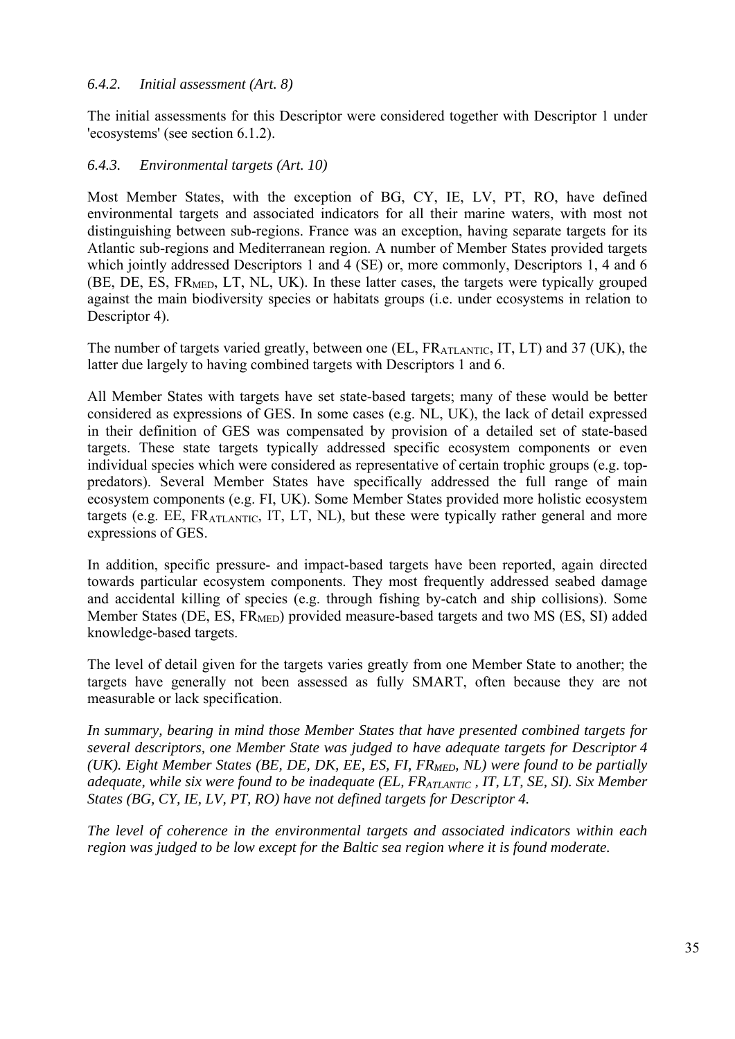### *6.4.2. Initial assessment (Art. 8)*

The initial assessments for this Descriptor were considered together with Descriptor 1 under 'ecosystems' (see section 6.1.2).

### *6.4.3. Environmental targets (Art. 10)*

Most Member States, with the exception of BG, CY, IE, LV, PT, RO, have defined environmental targets and associated indicators for all their marine waters, with most not distinguishing between sub-regions. France was an exception, having separate targets for its Atlantic sub-regions and Mediterranean region. A number of Member States provided targets which jointly addressed Descriptors 1 and 4 (SE) or, more commonly, Descriptors 1, 4 and 6 (BE, DE, ES, $FR_{MED}$, LT, NL, UK). In these latter cases, the targets were typically grouped against the main biodiversity species or habitats groups (i.e. under ecosystems in relation to Descriptor 4).

The number of targets varied greatly, between one (EL, $FR_{ATLANTIC}$, IT, LT) and 37 (UK), the latter due largely to having combined targets with Descriptors 1 and 6.

All Member States with targets have set state-based targets; many of these would be better considered as expressions of GES. In some cases (e.g. NL, UK), the lack of detail expressed in their definition of GES was compensated by provision of a detailed set of state-based targets. These state targets typically addressed specific ecosystem components or even individual species which were considered as representative of certain trophic groups (e.g. top-predators). Several Member States have specifically addressed the full range of main ecosystem components (e.g. FI, UK). Some Member States provided more holistic ecosystem targets (e.g. EE, $FR_{ATLANTIC}$, IT, LT, NL), but these were typically rather general and more expressions of GES.

In addition, specific pressure- and impact-based targets have been reported, again directed towards particular ecosystem components. They most frequently addressed seabed damage and accidental killing of species (e.g. through fishing by-catch and ship collisions). Some Member States (DE, ES, $FR_{MED}$) provided measure-based targets and two MS (ES, SI) added knowledge-based targets.

The level of detail given for the targets varies greatly from one Member State to another; the targets have generally not been assessed as fully SMART, often because they are not measurable or lack specification.

*In summary, bearing in mind those Member States that have presented combined targets for several descriptors, one Member State was judged to have adequate targets for Descriptor 4 (UK). Eight Member States (BE, DE, DK, EE, ES, FI, $FR_{MED}$, NL) were found to be partially adequate, while six were found to be inadequate (EL, $FR_{ATLANTIC}$ , IT, LT, SE, SI). Six Member States (BG, CY, IE, LV, PT, RO) have not defined targets for Descriptor 4.*

*The level of coherence in the environmental targets and associated indicators within each region was judged to be low except for the Baltic sea region where it is found moderate.*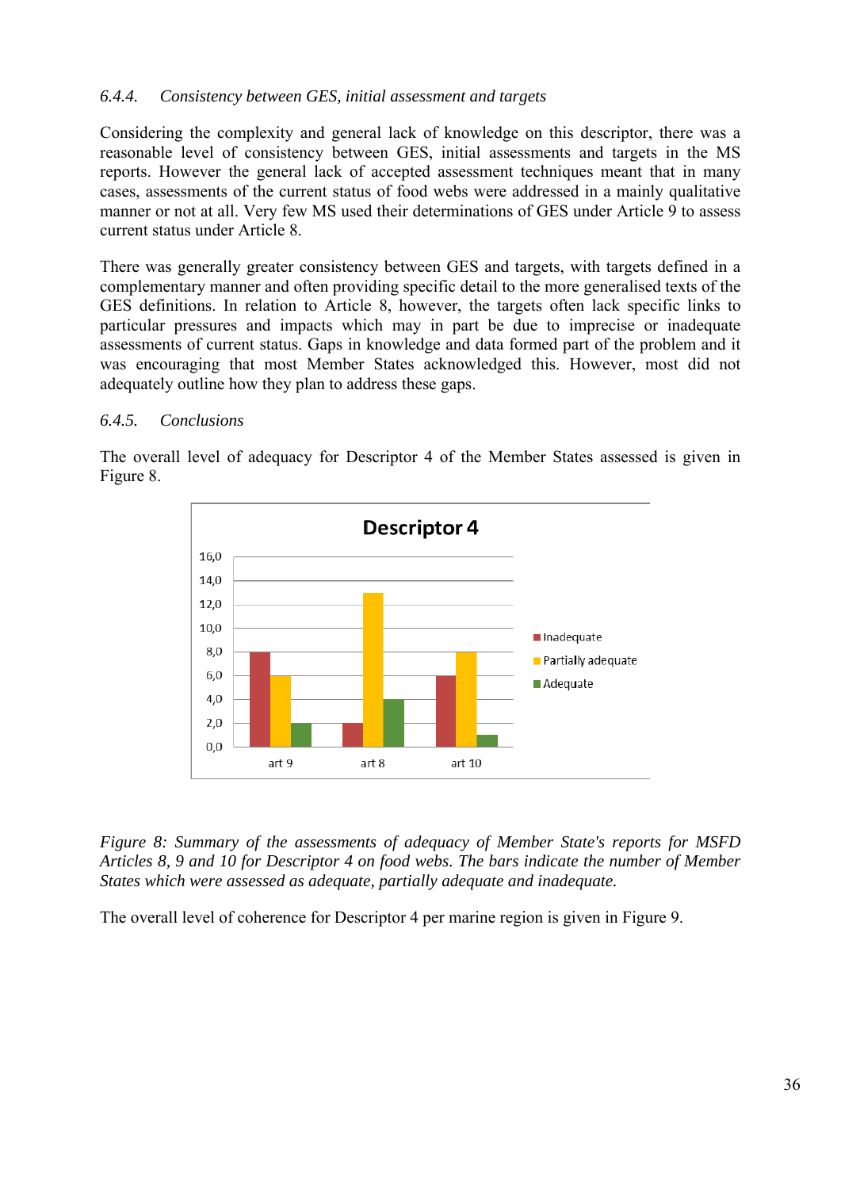#### *6.4.4. Consistency between GES, initial assessment and targets*

Considering the complexity and general lack of knowledge on this descriptor, there was a reasonable level of consistency between GES, initial assessments and targets in the MS reports. However the general lack of accepted assessment techniques meant that in many cases, assessments of the current status of food webs were addressed in a mainly qualitative manner or not at all. Very few MS used their determinations of GES under Article 9 to assess current status under Article 8.

There was generally greater consistency between GES and targets, with targets defined in a complementary manner and often providing specific detail to the more generalised texts of the GES definitions. In relation to Article 8, however, the targets often lack specific links to particular pressures and impacts which may in part be due to imprecise or inadequate assessments of current status. Gaps in knowledge and data formed part of the problem and it was encouraging that most Member States acknowledged this. However, most did not adequately outline how they plan to address these gaps.

#### *6.4.5. Conclusions*

The overall level of adequacy for Descriptor 4 of the Member States assessed is given in Figure 8.

**Descriptor 4**

| | Inadequate | Partially adequate | Adequate |
|---|---|---|---|
| art 9 | 8,0 | 6,0 | 2,0 |
| art 8 | 2,0 | 13,0 | 4,0 |
| art 10 | 6,0 | 8,0 | 1,0 |

*Figure 8: Summary of the assessments of adequacy of Member State's reports for MSFD Articles 8, 9 and 10 for Descriptor 4 on food webs. The bars indicate the number of Member States which were assessed as adequate, partially adequate and inadequate.*

The overall level of coherence for Descriptor 4 per marine region is given in Figure 9.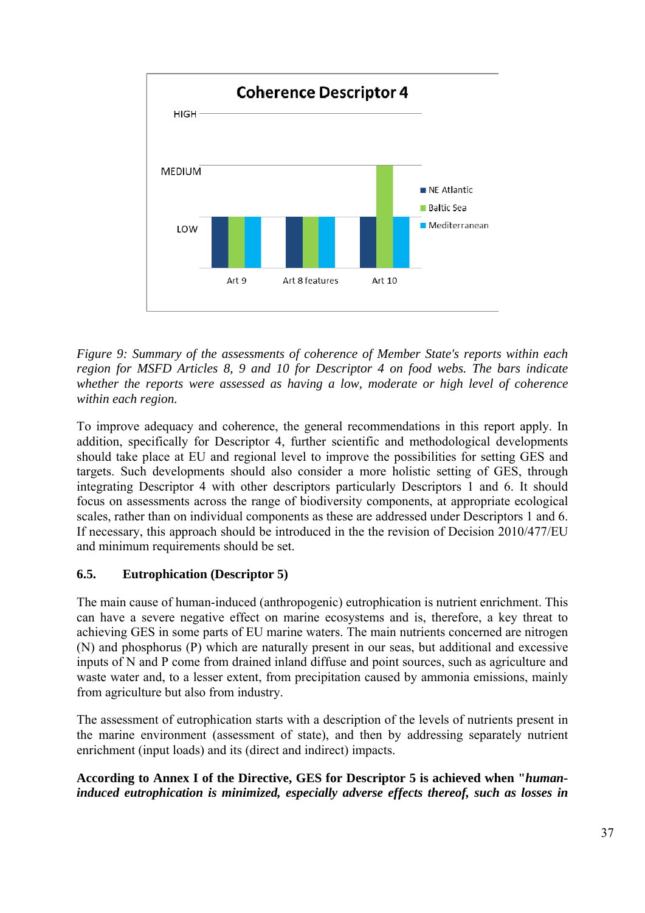*Figure 9: Summary of the assessments of coherence of Member State's reports within each region for MSFD Articles 8, 9 and 10 for Descriptor 4 on food webs. The bars indicate whether the reports were assessed as having a low, moderate or high level of coherence within each region.*

To improve adequacy and coherence, the general recommendations in this report apply. In addition, specifically for Descriptor 4, further scientific and methodological developments should take place at EU and regional level to improve the possibilities for setting GES and targets. Such developments should also consider a more holistic setting of GES, through integrating Descriptor 4 with other descriptors particularly Descriptors 1 and 6. It should focus on assessments across the range of biodiversity components, at appropriate ecological scales, rather than on individual components as these are addressed under Descriptors 1 and 6. If necessary, this approach should be introduced in the the revision of Decision 2010/477/EU and minimum requirements should be set.

### 6.5. Eutrophication (Descriptor 5)

The main cause of human-induced (anthropogenic) eutrophication is nutrient enrichment. This can have a severe negative effect on marine ecosystems and is, therefore, a key threat to achieving GES in some parts of EU marine waters. The main nutrients concerned are nitrogen (N) and phosphorus (P) which are naturally present in our seas, but additional and excessive inputs of N and P come from drained inland diffuse and point sources, such as agriculture and waste water and, to a lesser extent, from precipitation caused by ammonia emissions, mainly from agriculture but also from industry.

The assessment of eutrophication starts with a description of the levels of nutrients present in the marine environment (assessment of state), and then by addressing separately nutrient enrichment (input loads) and its (direct and indirect) impacts.

**According to Annex I of the Directive, GES for Descriptor 5 is achieved when "*human-induced eutrophication is minimized, especially adverse effects thereof, such as losses in***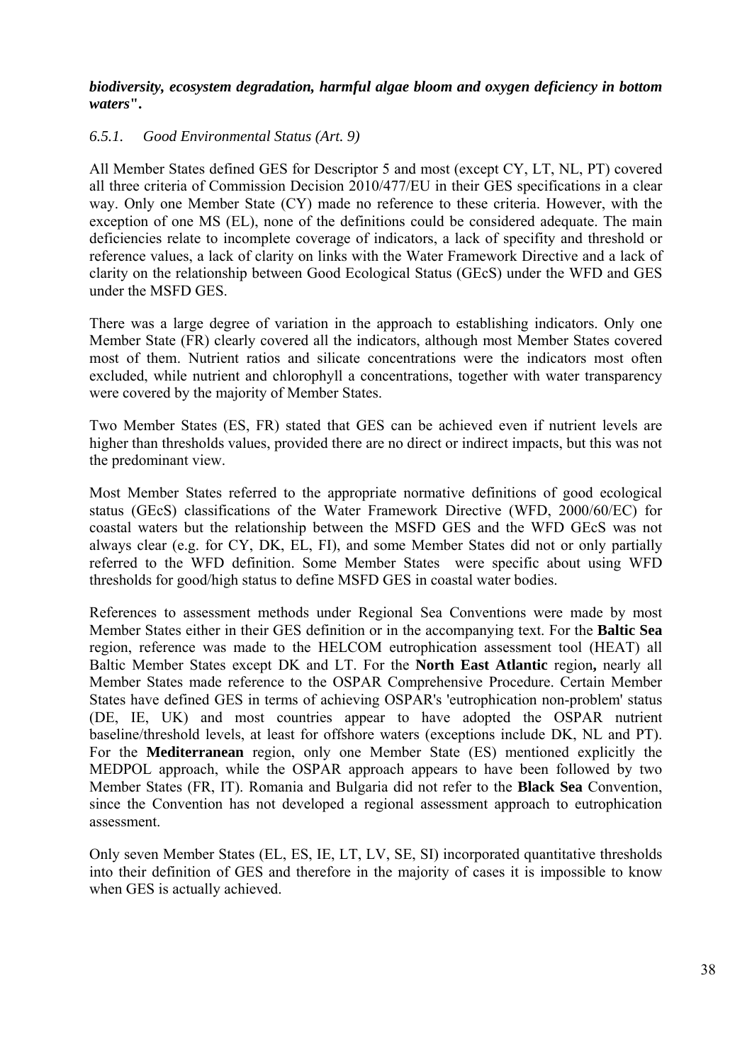***biodiversity, ecosystem degradation, harmful algae bloom and oxygen deficiency in bottom waters".***

### *6.5.1. Good Environmental Status (Art. 9)*

All Member States defined GES for Descriptor 5 and most (except CY, LT, NL, PT) covered all three criteria of Commission Decision 2010/477/EU in their GES specifications in a clear way. Only one Member State (CY) made no reference to these criteria. However, with the exception of one MS (EL), none of the definitions could be considered adequate. The main deficiencies relate to incomplete coverage of indicators, a lack of specifity and threshold or reference values, a lack of clarity on links with the Water Framework Directive and a lack of clarity on the relationship between Good Ecological Status (GEcS) under the WFD and GES under the MSFD GES.

There was a large degree of variation in the approach to establishing indicators. Only one Member State (FR) clearly covered all the indicators, although most Member States covered most of them. Nutrient ratios and silicate concentrations were the indicators most often excluded, while nutrient and chlorophyll a concentrations, together with water transparency were covered by the majority of Member States.

Two Member States (ES, FR) stated that GES can be achieved even if nutrient levels are higher than thresholds values, provided there are no direct or indirect impacts, but this was not the predominant view.

Most Member States referred to the appropriate normative definitions of good ecological status (GEcS) classifications of the Water Framework Directive (WFD, 2000/60/EC) for coastal waters but the relationship between the MSFD GES and the WFD GEcS was not always clear (e.g. for CY, DK, EL, FI), and some Member States did not or only partially referred to the WFD definition. Some Member States were specific about using WFD thresholds for good/high status to define MSFD GES in coastal water bodies.

References to assessment methods under Regional Sea Conventions were made by most Member States either in their GES definition or in the accompanying text. For the **Baltic Sea** region, reference was made to the HELCOM eutrophication assessment tool (HEAT) all Baltic Member States except DK and LT. For the **North East Atlantic** region**,** nearly all Member States made reference to the OSPAR Comprehensive Procedure. Certain Member States have defined GES in terms of achieving OSPAR's 'eutrophication non-problem' status (DE, IE, UK) and most countries appear to have adopted the OSPAR nutrient baseline/threshold levels, at least for offshore waters (exceptions include DK, NL and PT). For the **Mediterranean** region, only one Member State (ES) mentioned explicitly the MEDPOL approach, while the OSPAR approach appears to have been followed by two Member States (FR, IT). Romania and Bulgaria did not refer to the **Black Sea** Convention, since the Convention has not developed a regional assessment approach to eutrophication assessment.

Only seven Member States (EL, ES, IE, LT, LV, SE, SI) incorporated quantitative thresholds into their definition of GES and therefore in the majority of cases it is impossible to know when GES is actually achieved.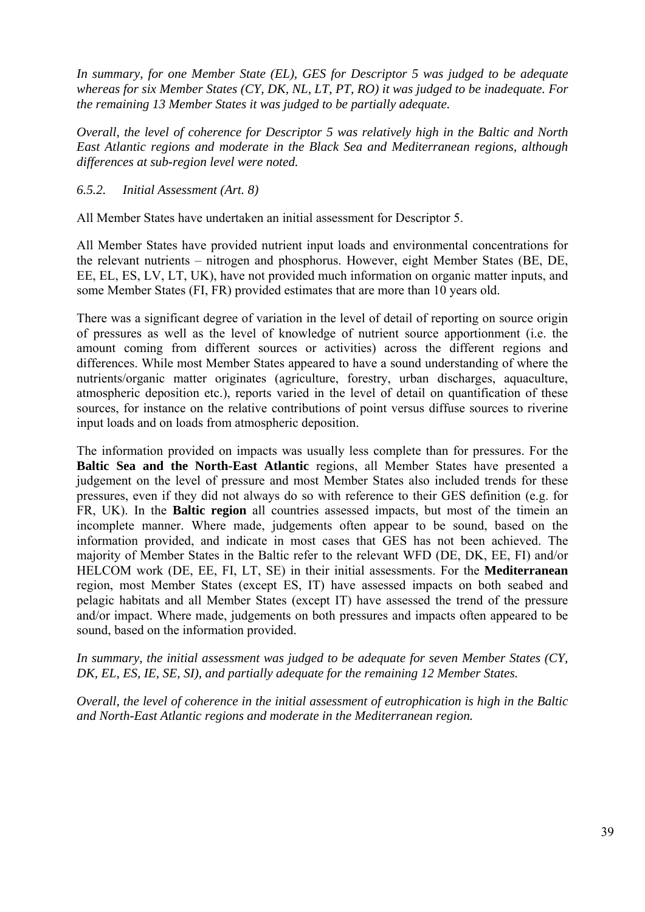*In summary, for one Member State (EL), GES for Descriptor 5 was judged to be adequate whereas for six Member States (CY, DK, NL, LT, PT, RO) it was judged to be inadequate. For the remaining 13 Member States it was judged to be partially adequate.*

*Overall, the level of coherence for Descriptor 5 was relatively high in the Baltic and North East Atlantic regions and moderate in the Black Sea and Mediterranean regions, although differences at sub-region level were noted.*

### *6.5.2. Initial Assessment (Art. 8)*

All Member States have undertaken an initial assessment for Descriptor 5.

All Member States have provided nutrient input loads and environmental concentrations for the relevant nutrients – nitrogen and phosphorus. However, eight Member States (BE, DE, EE, EL, ES, LV, LT, UK), have not provided much information on organic matter inputs, and some Member States (FI, FR) provided estimates that are more than 10 years old.

There was a significant degree of variation in the level of detail of reporting on source origin of pressures as well as the level of knowledge of nutrient source apportionment (i.e. the amount coming from different sources or activities) across the different regions and differences. While most Member States appeared to have a sound understanding of where the nutrients/organic matter originates (agriculture, forestry, urban discharges, aquaculture, atmospheric deposition etc.), reports varied in the level of detail on quantification of these sources, for instance on the relative contributions of point versus diffuse sources to riverine input loads and on loads from atmospheric deposition.

The information provided on impacts was usually less complete than for pressures. For the **Baltic Sea and the North-East Atlantic** regions, all Member States have presented a judgement on the level of pressure and most Member States also included trends for these pressures, even if they did not always do so with reference to their GES definition (e.g. for FR, UK). In the **Baltic region** all countries assessed impacts, but most of the timein an incomplete manner. Where made, judgements often appear to be sound, based on the information provided, and indicate in most cases that GES has not been achieved. The majority of Member States in the Baltic refer to the relevant WFD (DE, DK, EE, FI) and/or HELCOM work (DE, EE, FI, LT, SE) in their initial assessments. For the **Mediterranean** region, most Member States (except ES, IT) have assessed impacts on both seabed and pelagic habitats and all Member States (except IT) have assessed the trend of the pressure and/or impact. Where made, judgements on both pressures and impacts often appeared to be sound, based on the information provided.

*In summary, the initial assessment was judged to be adequate for seven Member States (CY, DK, EL, ES, IE, SE, SI), and partially adequate for the remaining 12 Member States.*

*Overall, the level of coherence in the initial assessment of eutrophication is high in the Baltic and North-East Atlantic regions and moderate in the Mediterranean region.*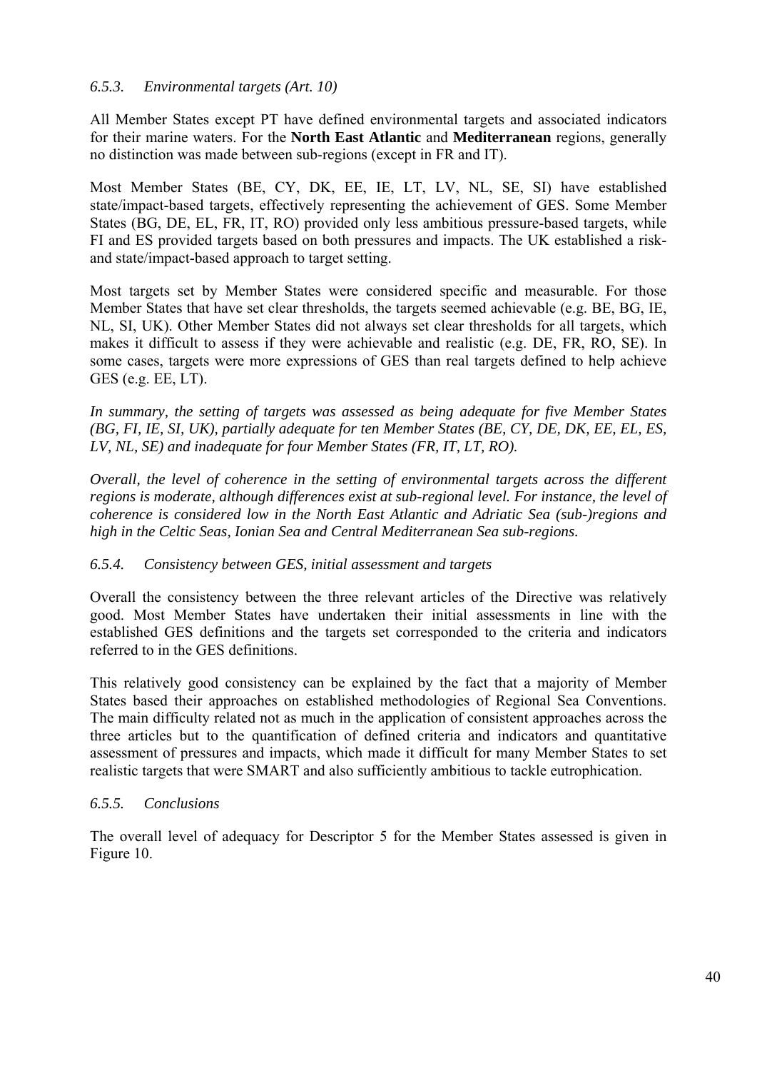#### *6.5.3. Environmental targets (Art. 10)*

All Member States except PT have defined environmental targets and associated indicators for their marine waters. For the **North East Atlantic** and **Mediterranean** regions, generally no distinction was made between sub-regions (except in FR and IT).

Most Member States (BE, CY, DK, EE, IE, LT, LV, NL, SE, SI) have established state/impact-based targets, effectively representing the achievement of GES. Some Member States (BG, DE, EL, FR, IT, RO) provided only less ambitious pressure-based targets, while FI and ES provided targets based on both pressures and impacts. The UK established a risk- and state/impact-based approach to target setting.

Most targets set by Member States were considered specific and measurable. For those Member States that have set clear thresholds, the targets seemed achievable (e.g. BE, BG, IE, NL, SI, UK). Other Member States did not always set clear thresholds for all targets, which makes it difficult to assess if they were achievable and realistic (e.g. DE, FR, RO, SE). In some cases, targets were more expressions of GES than real targets defined to help achieve GES (e.g. EE, LT).

*In summary, the setting of targets was assessed as being adequate for five Member States (BG, FI, IE, SI, UK), partially adequate for ten Member States (BE, CY, DE, DK, EE, EL, ES, LV, NL, SE) and inadequate for four Member States (FR, IT, LT, RO).*

*Overall, the level of coherence in the setting of environmental targets across the different regions is moderate, although differences exist at sub-regional level. For instance, the level of coherence is considered low in the North East Atlantic and Adriatic Sea (sub-)regions and high in the Celtic Seas, Ionian Sea and Central Mediterranean Sea sub-regions.*

#### *6.5.4. Consistency between GES, initial assessment and targets*

Overall the consistency between the three relevant articles of the Directive was relatively good. Most Member States have undertaken their initial assessments in line with the established GES definitions and the targets set corresponded to the criteria and indicators referred to in the GES definitions.

This relatively good consistency can be explained by the fact that a majority of Member States based their approaches on established methodologies of Regional Sea Conventions. The main difficulty related not as much in the application of consistent approaches across the three articles but to the quantification of defined criteria and indicators and quantitative assessment of pressures and impacts, which made it difficult for many Member States to set realistic targets that were SMART and also sufficiently ambitious to tackle eutrophication.

#### *6.5.5. Conclusions*

The overall level of adequacy for Descriptor 5 for the Member States assessed is given in Figure 10.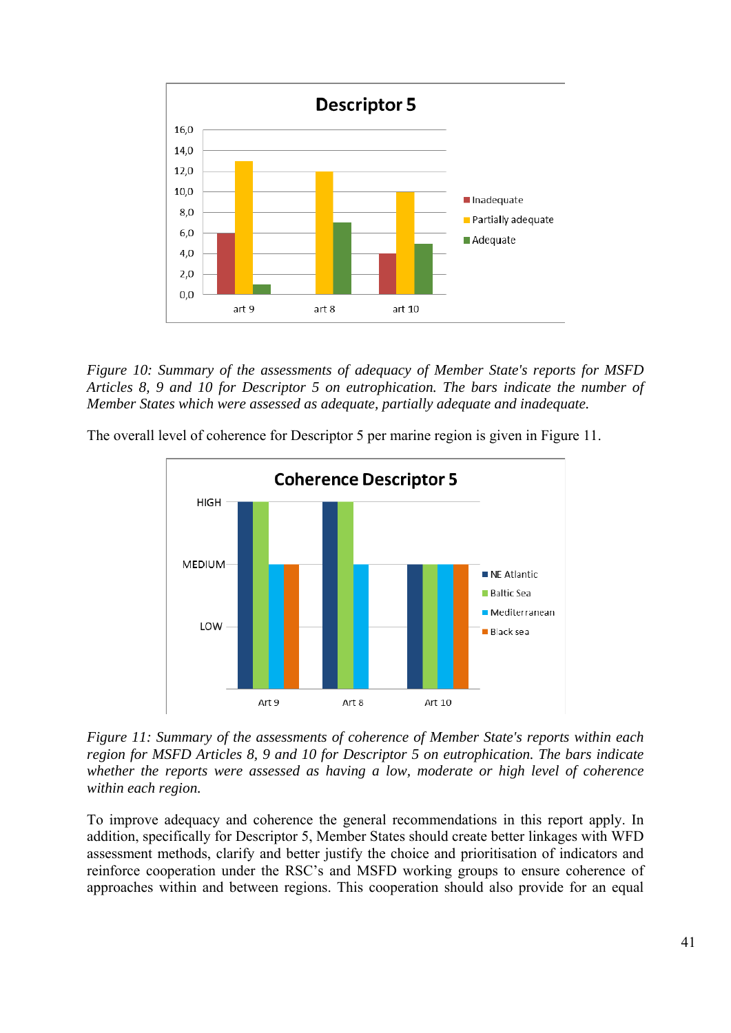*Figure 10: Summary of the assessments of adequacy of Member State's reports for MSFD Articles 8, 9 and 10 for Descriptor 5 on eutrophication. The bars indicate the number of Member States which were assessed as adequate, partially adequate and inadequate.*

The overall level of coherence for Descriptor 5 per marine region is given in Figure 11.

*Figure 11: Summary of the assessments of coherence of Member State's reports within each region for MSFD Articles 8, 9 and 10 for Descriptor 5 on eutrophication. The bars indicate whether the reports were assessed as having a low, moderate or high level of coherence within each region.*

To improve adequacy and coherence the general recommendations in this report apply. In addition, specifically for Descriptor 5, Member States should create better linkages with WFD assessment methods, clarify and better justify the choice and prioritisation of indicators and reinforce cooperation under the RSC's and MSFD working groups to ensure coherence of approaches within and between regions. This cooperation should also provide for an equal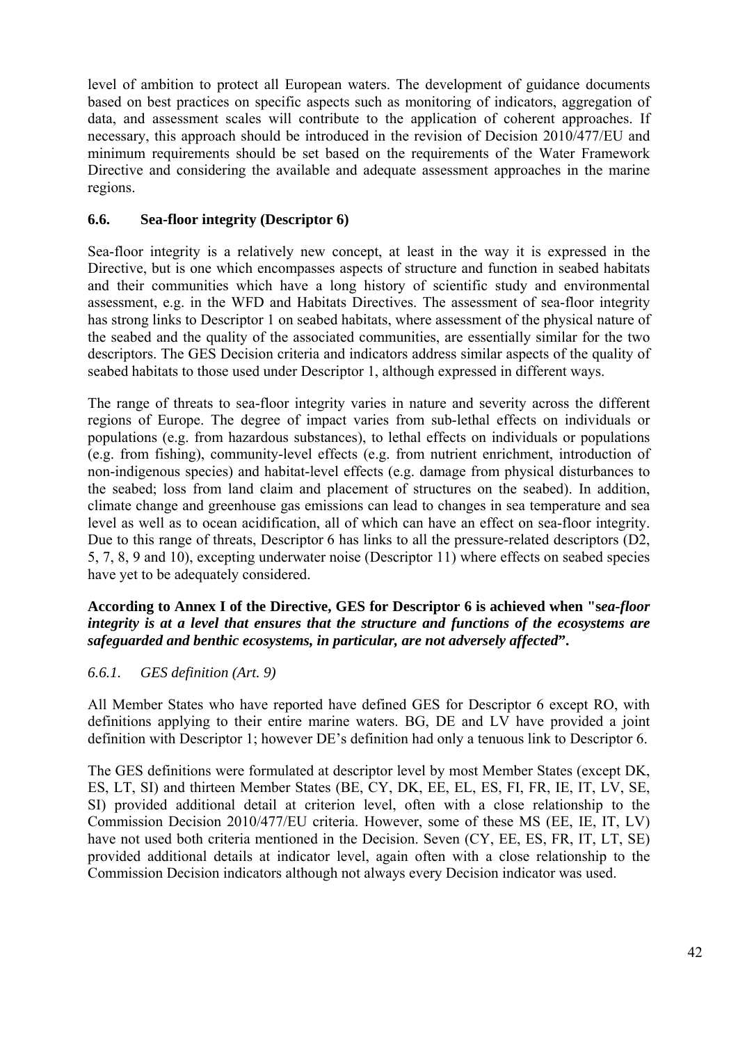level of ambition to protect all European waters. The development of guidance documents based on best practices on specific aspects such as monitoring of indicators, aggregation of data, and assessment scales will contribute to the application of coherent approaches. If necessary, this approach should be introduced in the revision of Decision 2010/477/EU and minimum requirements should be set based on the requirements of the Water Framework Directive and considering the available and adequate assessment approaches in the marine regions.

## 6.6. Sea-floor integrity (Descriptor 6)

Sea-floor integrity is a relatively new concept, at least in the way it is expressed in the Directive, but is one which encompasses aspects of structure and function in seabed habitats and their communities which have a long history of scientific study and environmental assessment, e.g. in the WFD and Habitats Directives. The assessment of sea-floor integrity has strong links to Descriptor 1 on seabed habitats, where assessment of the physical nature of the seabed and the quality of the associated communities, are essentially similar for the two descriptors. The GES Decision criteria and indicators address similar aspects of the quality of seabed habitats to those used under Descriptor 1, although expressed in different ways.

The range of threats to sea-floor integrity varies in nature and severity across the different regions of Europe. The degree of impact varies from sub-lethal effects on individuals or populations (e.g. from hazardous substances), to lethal effects on individuals or populations (e.g. from fishing), community-level effects (e.g. from nutrient enrichment, introduction of non-indigenous species) and habitat-level effects (e.g. damage from physical disturbances to the seabed; loss from land claim and placement of structures on the seabed). In addition, climate change and greenhouse gas emissions can lead to changes in sea temperature and sea level as well as to ocean acidification, all of which can have an effect on sea-floor integrity. Due to this range of threats, Descriptor 6 has links to all the pressure-related descriptors (D2, 5, 7, 8, 9 and 10), excepting underwater noise (Descriptor 11) where effects on seabed species have yet to be adequately considered.

**According to Annex I of the Directive, GES for Descriptor 6 is achieved when "s*ea-floor integrity is at a level that ensures that the structure and functions of the ecosystems are safeguarded and benthic ecosystems, in particular, are not adversely affected*".**

### *6.6.1. GES definition (Art. 9)*

All Member States who have reported have defined GES for Descriptor 6 except RO, with definitions applying to their entire marine waters. BG, DE and LV have provided a joint definition with Descriptor 1; however DE's definition had only a tenuous link to Descriptor 6.

The GES definitions were formulated at descriptor level by most Member States (except DK, ES, LT, SI) and thirteen Member States (BE, CY, DK, EE, EL, ES, FI, FR, IE, IT, LV, SE, SI) provided additional detail at criterion level, often with a close relationship to the Commission Decision 2010/477/EU criteria. However, some of these MS (EE, IE, IT, LV) have not used both criteria mentioned in the Decision. Seven (CY, EE, ES, FR, IT, LT, SE) provided additional details at indicator level, again often with a close relationship to the Commission Decision indicators although not always every Decision indicator was used.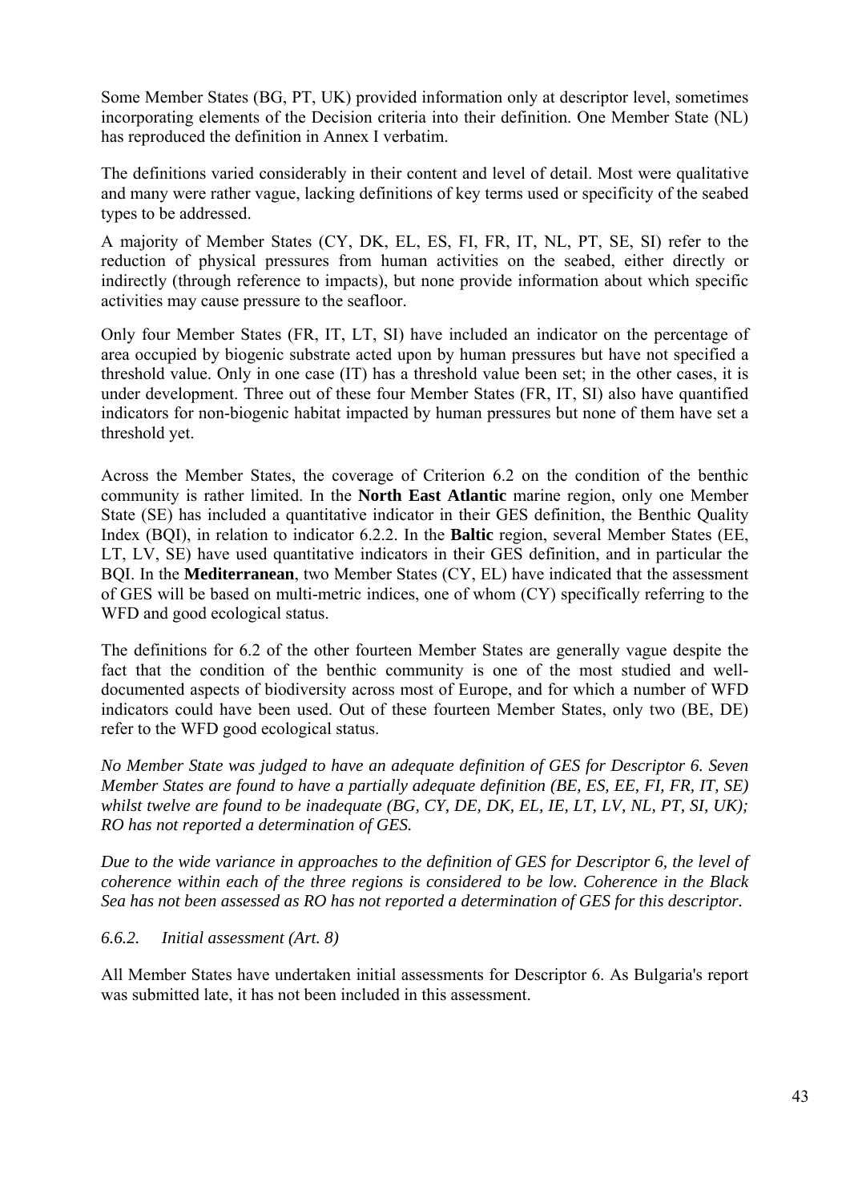Some Member States (BG, PT, UK) provided information only at descriptor level, sometimes incorporating elements of the Decision criteria into their definition. One Member State (NL) has reproduced the definition in Annex I verbatim.

The definitions varied considerably in their content and level of detail. Most were qualitative and many were rather vague, lacking definitions of key terms used or specificity of the seabed types to be addressed.

A majority of Member States (CY, DK, EL, ES, FI, FR, IT, NL, PT, SE, SI) refer to the reduction of physical pressures from human activities on the seabed, either directly or indirectly (through reference to impacts), but none provide information about which specific activities may cause pressure to the seafloor.

Only four Member States (FR, IT, LT, SI) have included an indicator on the percentage of area occupied by biogenic substrate acted upon by human pressures but have not specified a threshold value. Only in one case (IT) has a threshold value been set; in the other cases, it is under development. Three out of these four Member States (FR, IT, SI) also have quantified indicators for non-biogenic habitat impacted by human pressures but none of them have set a threshold yet.

Across the Member States, the coverage of Criterion 6.2 on the condition of the benthic community is rather limited. In the **North East Atlantic** marine region, only one Member State (SE) has included a quantitative indicator in their GES definition, the Benthic Quality Index (BQI), in relation to indicator 6.2.2. In the **Baltic** region, several Member States (EE, LT, LV, SE) have used quantitative indicators in their GES definition, and in particular the BQI. In the **Mediterranean**, two Member States (CY, EL) have indicated that the assessment of GES will be based on multi-metric indices, one of whom (CY) specifically referring to the WFD and good ecological status.

The definitions for 6.2 of the other fourteen Member States are generally vague despite the fact that the condition of the benthic community is one of the most studied and well-documented aspects of biodiversity across most of Europe, and for which a number of WFD indicators could have been used. Out of these fourteen Member States, only two (BE, DE) refer to the WFD good ecological status.

*No Member State was judged to have an adequate definition of GES for Descriptor 6. Seven Member States are found to have a partially adequate definition (BE, ES, EE, FI, FR, IT, SE) whilst twelve are found to be inadequate (BG, CY, DE, DK, EL, IE, LT, LV, NL, PT, SI, UK); RO has not reported a determination of GES.*

*Due to the wide variance in approaches to the definition of GES for Descriptor 6, the level of coherence within each of the three regions is considered to be low. Coherence in the Black Sea has not been assessed as RO has not reported a determination of GES for this descriptor.*

#### *6.6.2. Initial assessment (Art. 8)*

All Member States have undertaken initial assessments for Descriptor 6. As Bulgaria's report was submitted late, it has not been included in this assessment.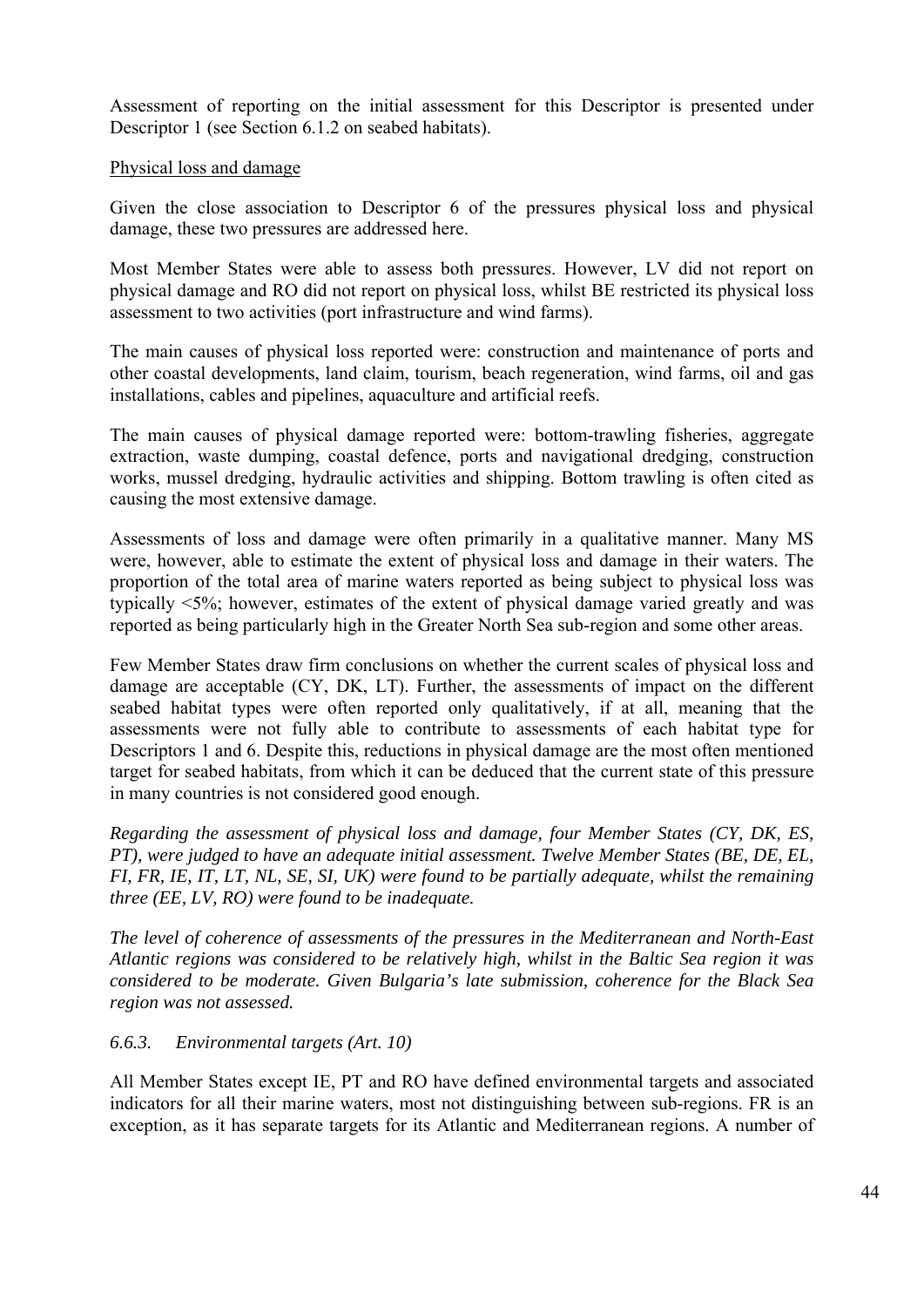Assessment of reporting on the initial assessment for this Descriptor is presented under Descriptor 1 (see Section 6.1.2 on seabed habitats).

<u>Physical loss and damage</u>

Given the close association to Descriptor 6 of the pressures physical loss and physical damage, these two pressures are addressed here.

Most Member States were able to assess both pressures. However, LV did not report on physical damage and RO did not report on physical loss, whilst BE restricted its physical loss assessment to two activities (port infrastructure and wind farms).

The main causes of physical loss reported were: construction and maintenance of ports and other coastal developments, land claim, tourism, beach regeneration, wind farms, oil and gas installations, cables and pipelines, aquaculture and artificial reefs.

The main causes of physical damage reported were: bottom-trawling fisheries, aggregate extraction, waste dumping, coastal defence, ports and navigational dredging, construction works, mussel dredging, hydraulic activities and shipping. Bottom trawling is often cited as causing the most extensive damage.

Assessments of loss and damage were often primarily in a qualitative manner. Many MS were, however, able to estimate the extent of physical loss and damage in their waters. The proportion of the total area of marine waters reported as being subject to physical loss was typically <5%; however, estimates of the extent of physical damage varied greatly and was reported as being particularly high in the Greater North Sea sub-region and some other areas.

Few Member States draw firm conclusions on whether the current scales of physical loss and damage are acceptable (CY, DK, LT). Further, the assessments of impact on the different seabed habitat types were often reported only qualitatively, if at all, meaning that the assessments were not fully able to contribute to assessments of each habitat type for Descriptors 1 and 6. Despite this, reductions in physical damage are the most often mentioned target for seabed habitats, from which it can be deduced that the current state of this pressure in many countries is not considered good enough.

*Regarding the assessment of physical loss and damage, four Member States (CY, DK, ES, PT), were judged to have an adequate initial assessment. Twelve Member States (BE, DE, EL, FI, FR, IE, IT, LT, NL, SE, SI, UK) were found to be partially adequate, whilst the remaining three (EE, LV, RO) were found to be inadequate.*

*The level of coherence of assessments of the pressures in the Mediterranean and North-East Atlantic regions was considered to be relatively high, whilst in the Baltic Sea region it was considered to be moderate. Given Bulgaria's late submission, coherence for the Black Sea region was not assessed.*

### *6.6.3. Environmental targets (Art. 10)*

All Member States except IE, PT and RO have defined environmental targets and associated indicators for all their marine waters, most not distinguishing between sub-regions. FR is an exception, as it has separate targets for its Atlantic and Mediterranean regions. A number of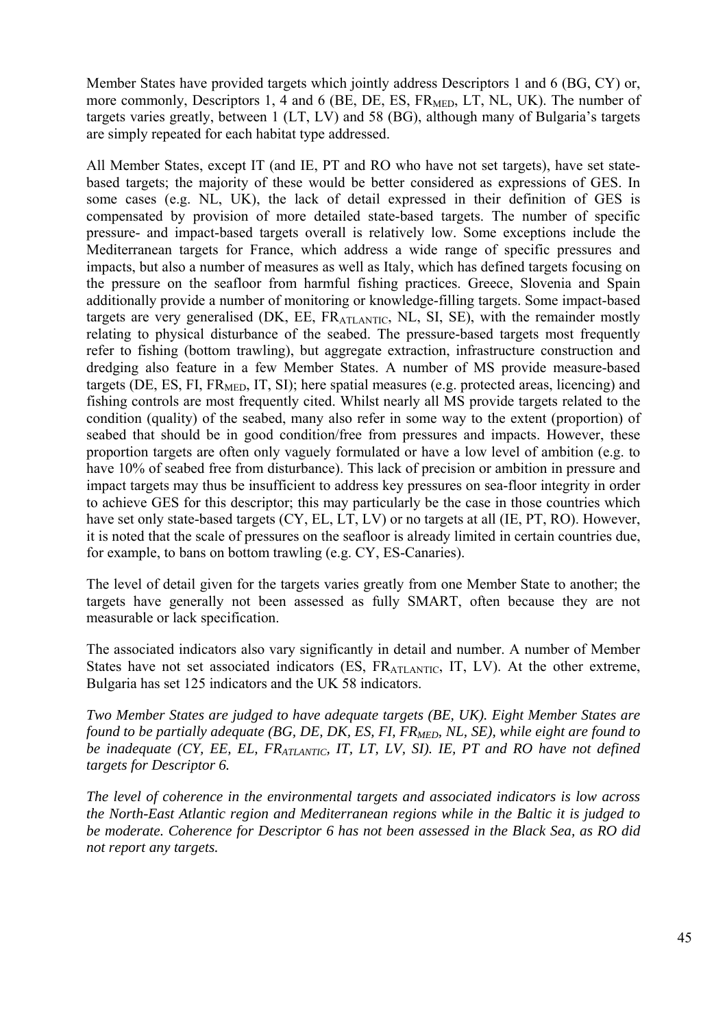Member States have provided targets which jointly address Descriptors 1 and 6 (BG, CY) or, more commonly, Descriptors 1, 4 and 6 (BE, DE, ES, $FR_{MED}$, LT, NL, UK). The number of targets varies greatly, between 1 (LT, LV) and 58 (BG), although many of Bulgaria's targets are simply repeated for each habitat type addressed.

All Member States, except IT (and IE, PT and RO who have not set targets), have set state-based targets; the majority of these would be better considered as expressions of GES. In some cases (e.g. NL, UK), the lack of detail expressed in their definition of GES is compensated by provision of more detailed state-based targets. The number of specific pressure- and impact-based targets overall is relatively low. Some exceptions include the Mediterranean targets for France, which address a wide range of specific pressures and impacts, but also a number of measures as well as Italy, which has defined targets focusing on the pressure on the seafloor from harmful fishing practices. Greece, Slovenia and Spain additionally provide a number of monitoring or knowledge-filling targets. Some impact-based targets are very generalised (DK, EE, $FR_{ATLANTIC}$, NL, SI, SE), with the remainder mostly relating to physical disturbance of the seabed. The pressure-based targets most frequently refer to fishing (bottom trawling), but aggregate extraction, infrastructure construction and dredging also feature in a few Member States. A number of MS provide measure-based targets (DE, ES, FI, $FR_{MED}$, IT, SI); here spatial measures (e.g. protected areas, licencing) and fishing controls are most frequently cited. Whilst nearly all MS provide targets related to the condition (quality) of the seabed, many also refer in some way to the extent (proportion) of seabed that should be in good condition/free from pressures and impacts. However, these proportion targets are often only vaguely formulated or have a low level of ambition (e.g. to have 10% of seabed free from disturbance). This lack of precision or ambition in pressure and impact targets may thus be insufficient to address key pressures on sea-floor integrity in order to achieve GES for this descriptor; this may particularly be the case in those countries which have set only state-based targets (CY, EL, LT, LV) or no targets at all (IE, PT, RO). However, it is noted that the scale of pressures on the seafloor is already limited in certain countries due, for example, to bans on bottom trawling (e.g. CY, ES-Canaries).

The level of detail given for the targets varies greatly from one Member State to another; the targets have generally not been assessed as fully SMART, often because they are not measurable or lack specification.

The associated indicators also vary significantly in detail and number. A number of Member States have not set associated indicators (ES, $FR_{ATLANTIC}$, IT, LV). At the other extreme, Bulgaria has set 125 indicators and the UK 58 indicators.

*Two Member States are judged to have adequate targets (BE, UK). Eight Member States are found to be partially adequate (BG, DE, DK, ES, FI, $FR_{MED}$, NL, SE), while eight are found to be inadequate (CY, EE, EL, $FR_{ATLANTIC}$, IT, LT, LV, SI). IE, PT and RO have not defined targets for Descriptor 6.*

*The level of coherence in the environmental targets and associated indicators is low across the North-East Atlantic region and Mediterranean regions while in the Baltic it is judged to be moderate. Coherence for Descriptor 6 has not been assessed in the Black Sea, as RO did not report any targets.*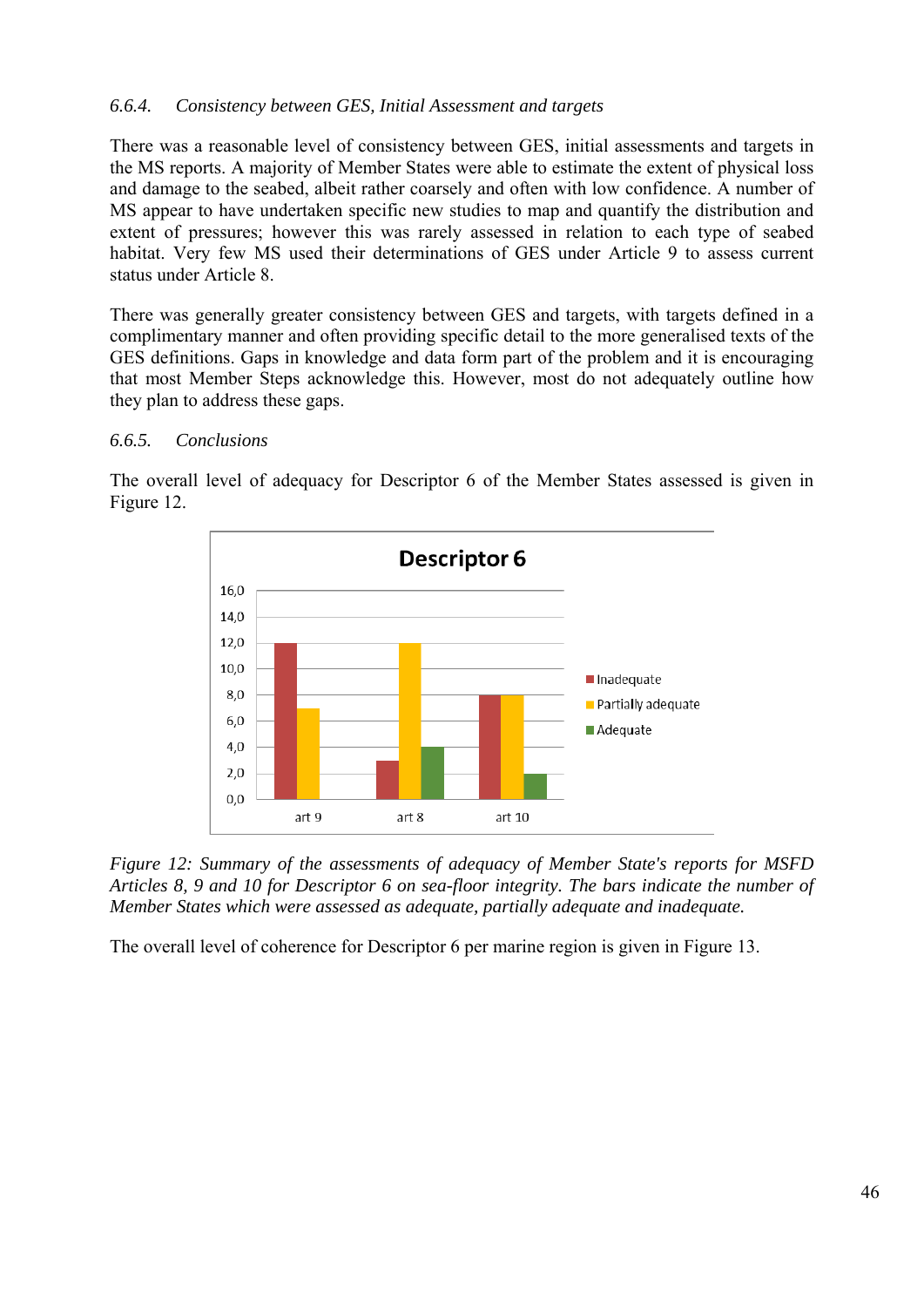### *6.6.4. Consistency between GES, Initial Assessment and targets*

There was a reasonable level of consistency between GES, initial assessments and targets in the MS reports. A majority of Member States were able to estimate the extent of physical loss and damage to the seabed, albeit rather coarsely and often with low confidence. A number of MS appear to have undertaken specific new studies to map and quantify the distribution and extent of pressures; however this was rarely assessed in relation to each type of seabed habitat. Very few MS used their determinations of GES under Article 9 to assess current status under Article 8.

There was generally greater consistency between GES and targets, with targets defined in a complimentary manner and often providing specific detail to the more generalised texts of the GES definitions. Gaps in knowledge and data form part of the problem and it is encouraging that most Member Steps acknowledge this. However, most do not adequately outline how they plan to address these gaps.

### *6.6.5. Conclusions*

The overall level of adequacy for Descriptor 6 of the Member States assessed is given in Figure 12.

*Figure 12: Summary of the assessments of adequacy of Member State's reports for MSFD Articles 8, 9 and 10 for Descriptor 6 on sea-floor integrity. The bars indicate the number of Member States which were assessed as adequate, partially adequate and inadequate.*

The overall level of coherence for Descriptor 6 per marine region is given in Figure 13.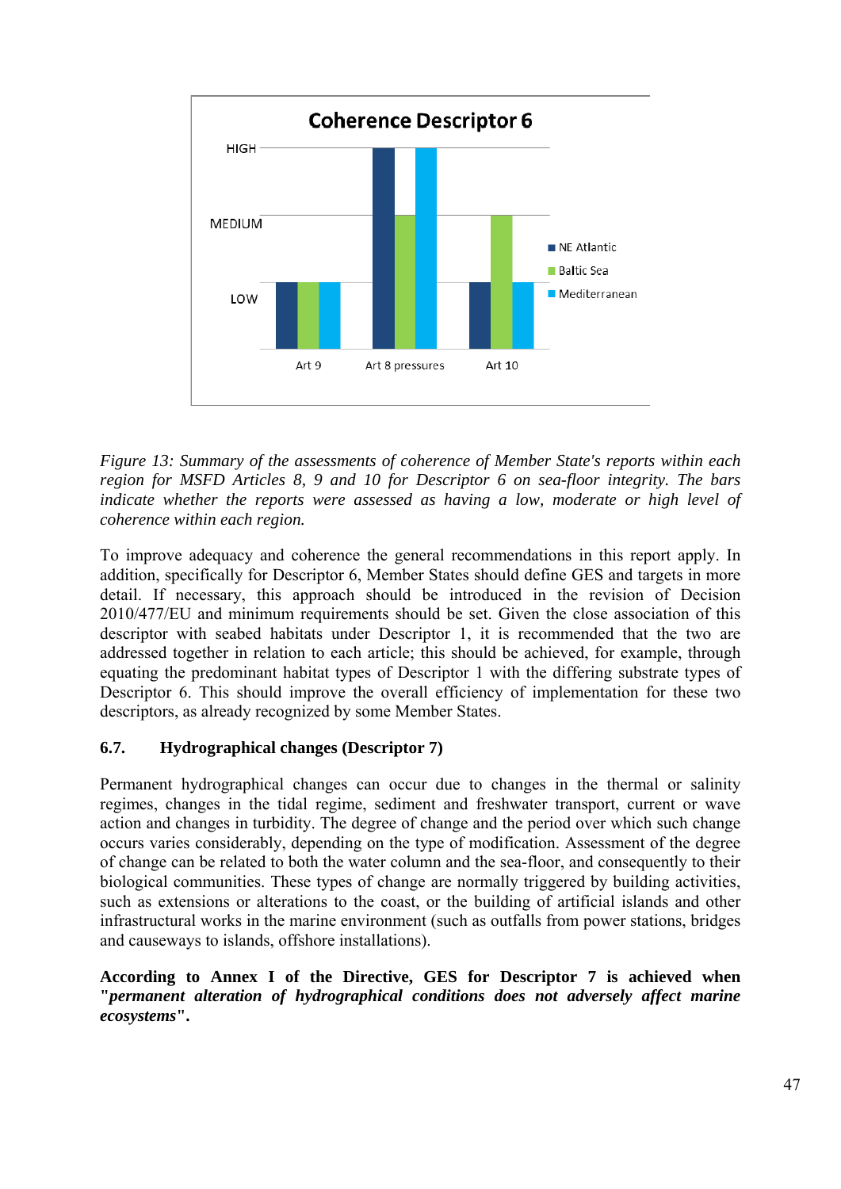*Figure 13: Summary of the assessments of coherence of Member State's reports within each region for MSFD Articles 8, 9 and 10 for Descriptor 6 on sea-floor integrity. The bars indicate whether the reports were assessed as having a low, moderate or high level of coherence within each region.*

To improve adequacy and coherence the general recommendations in this report apply. In addition, specifically for Descriptor 6, Member States should define GES and targets in more detail. If necessary, this approach should be introduced in the revision of Decision 2010/477/EU and minimum requirements should be set. Given the close association of this descriptor with seabed habitats under Descriptor 1, it is recommended that the two are addressed together in relation to each article; this should be achieved, for example, through equating the predominant habitat types of Descriptor 1 with the differing substrate types of Descriptor 6. This should improve the overall efficiency of implementation for these two descriptors, as already recognized by some Member States.

### 6.7. Hydrographical changes (Descriptor 7)

Permanent hydrographical changes can occur due to changes in the thermal or salinity regimes, changes in the tidal regime, sediment and freshwater transport, current or wave action and changes in turbidity. The degree of change and the period over which such change occurs varies considerably, depending on the type of modification. Assessment of the degree of change can be related to both the water column and the sea-floor, and consequently to their biological communities. These types of change are normally triggered by building activities, such as extensions or alterations to the coast, or the building of artificial islands and other infrastructural works in the marine environment (such as outfalls from power stations, bridges and causeways to islands, offshore installations).

**According to Annex I of the Directive, GES for Descriptor 7 is achieved when "*permanent alteration of hydrographical conditions does not adversely affect marine ecosystems*".**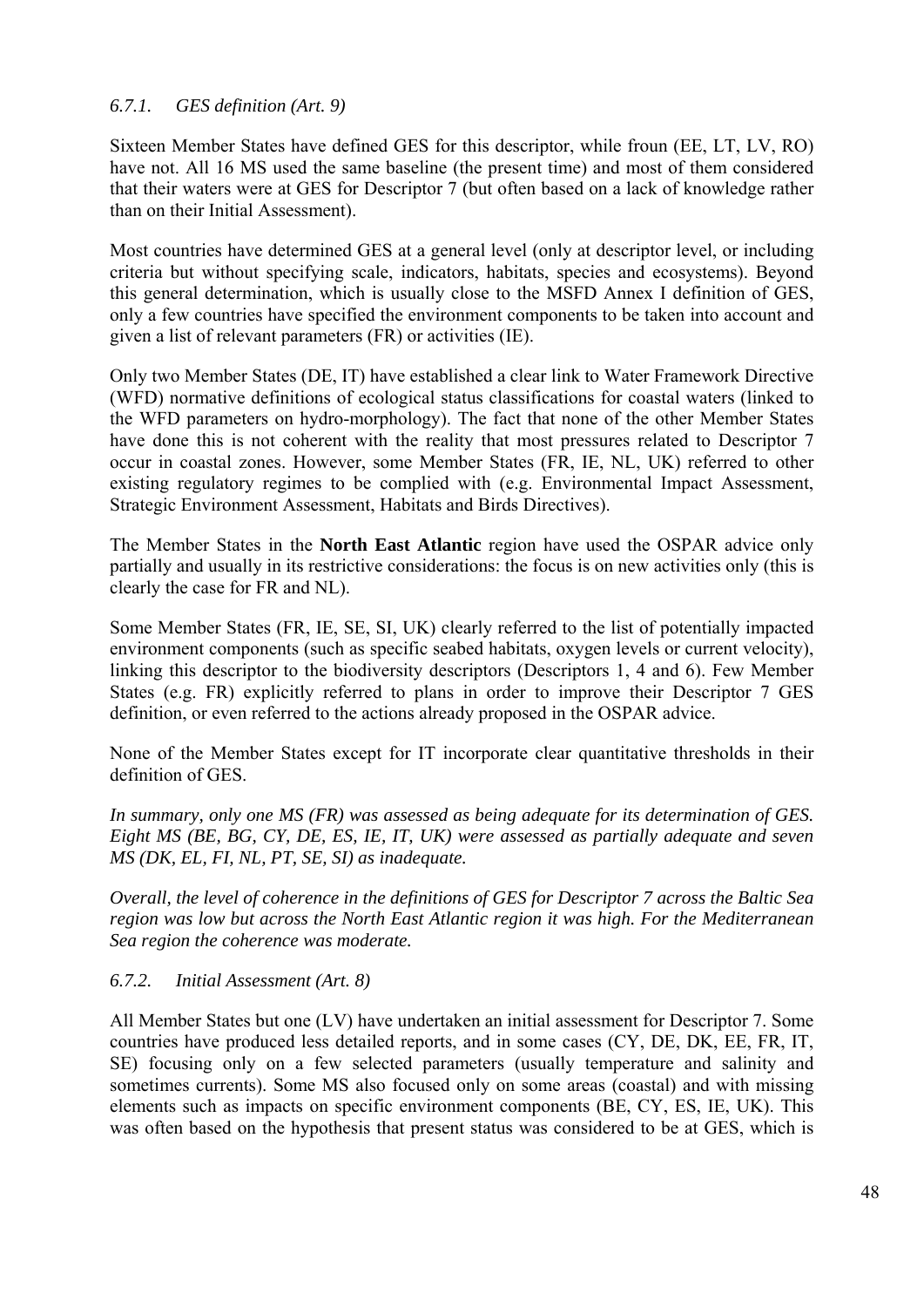### *6.7.1. GES definition (Art. 9)*

Sixteen Member States have defined GES for this descriptor, while froun (EE, LT, LV, RO) have not. All 16 MS used the same baseline (the present time) and most of them considered that their waters were at GES for Descriptor 7 (but often based on a lack of knowledge rather than on their Initial Assessment).

Most countries have determined GES at a general level (only at descriptor level, or including criteria but without specifying scale, indicators, habitats, species and ecosystems). Beyond this general determination, which is usually close to the MSFD Annex I definition of GES, only a few countries have specified the environment components to be taken into account and given a list of relevant parameters (FR) or activities (IE).

Only two Member States (DE, IT) have established a clear link to Water Framework Directive (WFD) normative definitions of ecological status classifications for coastal waters (linked to the WFD parameters on hydro-morphology). The fact that none of the other Member States have done this is not coherent with the reality that most pressures related to Descriptor 7 occur in coastal zones. However, some Member States (FR, IE, NL, UK) referred to other existing regulatory regimes to be complied with (e.g. Environmental Impact Assessment, Strategic Environment Assessment, Habitats and Birds Directives).

The Member States in the **North East Atlantic** region have used the OSPAR advice only partially and usually in its restrictive considerations: the focus is on new activities only (this is clearly the case for FR and NL).

Some Member States (FR, IE, SE, SI, UK) clearly referred to the list of potentially impacted environment components (such as specific seabed habitats, oxygen levels or current velocity), linking this descriptor to the biodiversity descriptors (Descriptors 1, 4 and 6). Few Member States (e.g. FR) explicitly referred to plans in order to improve their Descriptor 7 GES definition, or even referred to the actions already proposed in the OSPAR advice.

None of the Member States except for IT incorporate clear quantitative thresholds in their definition of GES.

*In summary, only one MS (FR) was assessed as being adequate for its determination of GES. Eight MS (BE, BG, CY, DE, ES, IE, IT, UK) were assessed as partially adequate and seven MS (DK, EL, FI, NL, PT, SE, SI) as inadequate.*

*Overall, the level of coherence in the definitions of GES for Descriptor 7 across the Baltic Sea region was low but across the North East Atlantic region it was high. For the Mediterranean Sea region the coherence was moderate.*

### *6.7.2. Initial Assessment (Art. 8)*

All Member States but one (LV) have undertaken an initial assessment for Descriptor 7. Some countries have produced less detailed reports, and in some cases (CY, DE, DK, EE, FR, IT, SE) focusing only on a few selected parameters (usually temperature and salinity and sometimes currents). Some MS also focused only on some areas (coastal) and with missing elements such as impacts on specific environment components (BE, CY, ES, IE, UK). This was often based on the hypothesis that present status was considered to be at GES, which is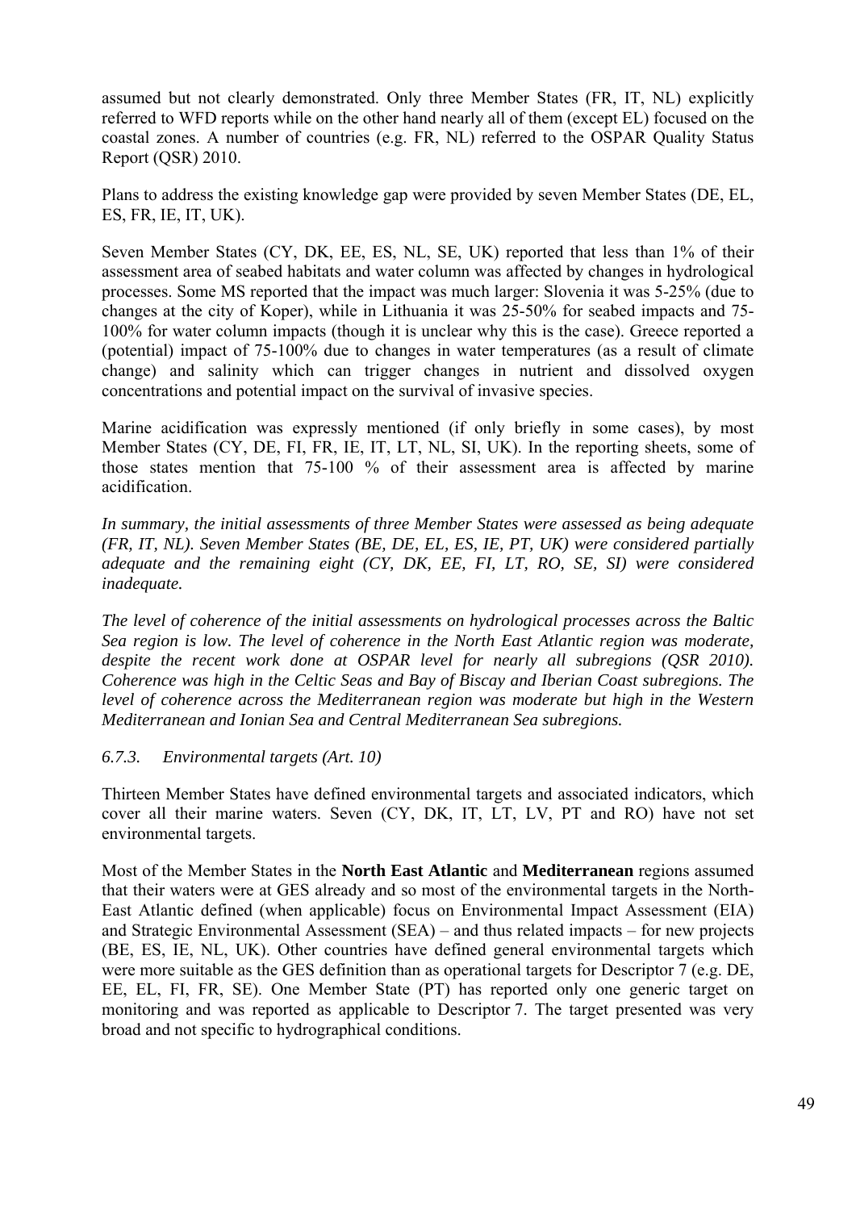assumed but not clearly demonstrated. Only three Member States (FR, IT, NL) explicitly referred to WFD reports while on the other hand nearly all of them (except EL) focused on the coastal zones. A number of countries (e.g. FR, NL) referred to the OSPAR Quality Status Report (QSR) 2010.

Plans to address the existing knowledge gap were provided by seven Member States (DE, EL, ES, FR, IE, IT, UK).

Seven Member States (CY, DK, EE, ES, NL, SE, UK) reported that less than 1% of their assessment area of seabed habitats and water column was affected by changes in hydrological processes. Some MS reported that the impact was much larger: Slovenia it was 5-25% (due to changes at the city of Koper), while in Lithuania it was 25-50% for seabed impacts and 75-100% for water column impacts (though it is unclear why this is the case). Greece reported a (potential) impact of 75-100% due to changes in water temperatures (as a result of climate change) and salinity which can trigger changes in nutrient and dissolved oxygen concentrations and potential impact on the survival of invasive species.

Marine acidification was expressly mentioned (if only briefly in some cases), by most Member States (CY, DE, FI, FR, IE, IT, LT, NL, SI, UK). In the reporting sheets, some of those states mention that 75-100 % of their assessment area is affected by marine acidification.

*In summary, the initial assessments of three Member States were assessed as being adequate (FR, IT, NL). Seven Member States (BE, DE, EL, ES, IE, PT, UK) were considered partially adequate and the remaining eight (CY, DK, EE, FI, LT, RO, SE, SI) were considered inadequate.*

*The level of coherence of the initial assessments on hydrological processes across the Baltic Sea region is low. The level of coherence in the North East Atlantic region was moderate, despite the recent work done at OSPAR level for nearly all subregions (QSR 2010). Coherence was high in the Celtic Seas and Bay of Biscay and Iberian Coast subregions. The level of coherence across the Mediterranean region was moderate but high in the Western Mediterranean and Ionian Sea and Central Mediterranean Sea subregions.*

### *6.7.3. Environmental targets (Art. 10)*

Thirteen Member States have defined environmental targets and associated indicators, which cover all their marine waters. Seven (CY, DK, IT, LT, LV, PT and RO) have not set environmental targets.

Most of the Member States in the **North East Atlantic** and **Mediterranean** regions assumed that their waters were at GES already and so most of the environmental targets in the North-East Atlantic defined (when applicable) focus on Environmental Impact Assessment (EIA) and Strategic Environmental Assessment (SEA) – and thus related impacts – for new projects (BE, ES, IE, NL, UK). Other countries have defined general environmental targets which were more suitable as the GES definition than as operational targets for Descriptor 7 (e.g. DE, EE, EL, FI, FR, SE). One Member State (PT) has reported only one generic target on monitoring and was reported as applicable to Descriptor 7. The target presented was very broad and not specific to hydrographical conditions.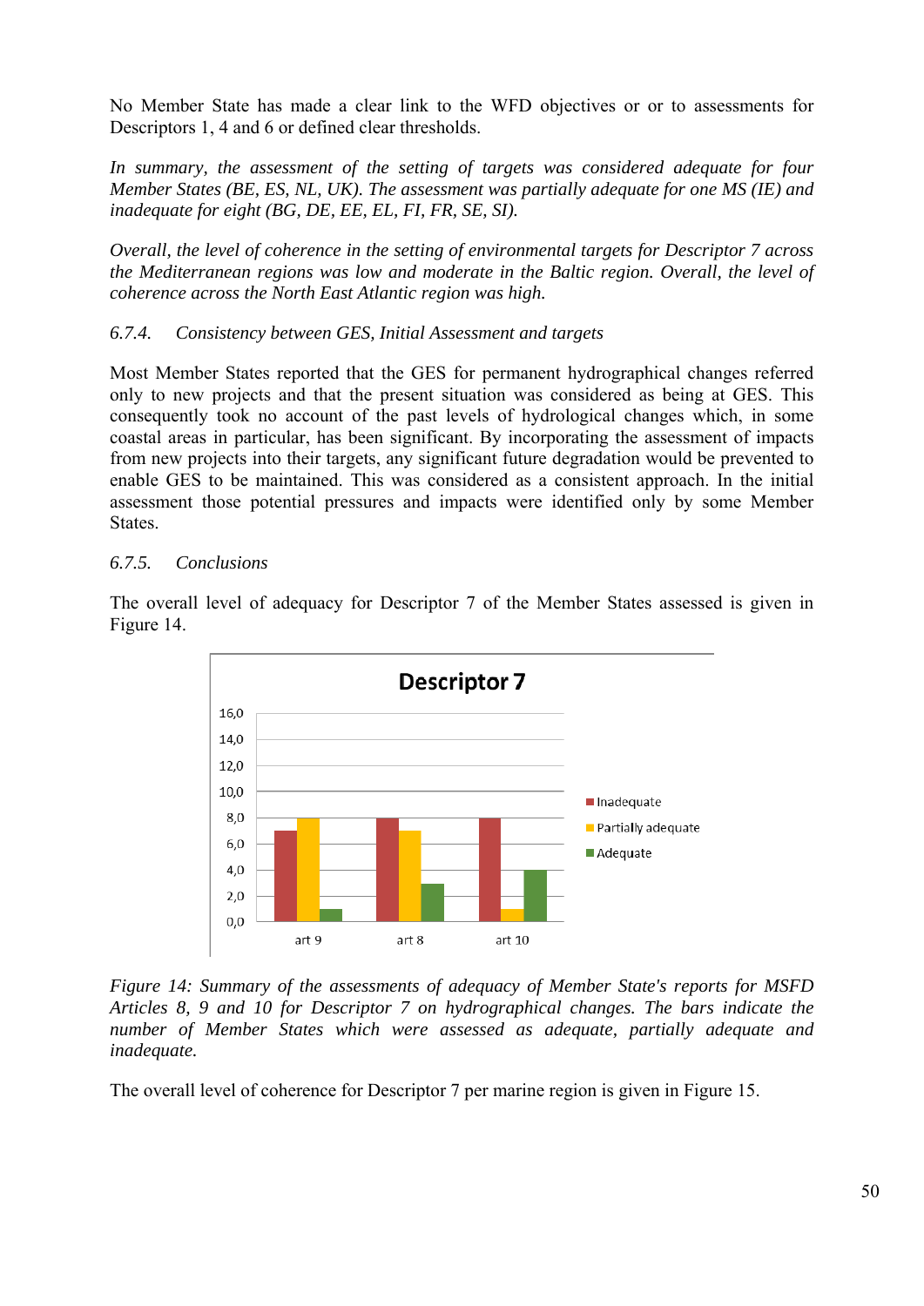No Member State has made a clear link to the WFD objectives or or to assessments for Descriptors 1, 4 and 6 or defined clear thresholds.

*In summary, the assessment of the setting of targets was considered adequate for four Member States (BE, ES, NL, UK). The assessment was partially adequate for one MS (IE) and inadequate for eight (BG, DE, EE, EL, FI, FR, SE, SI).*

*Overall, the level of coherence in the setting of environmental targets for Descriptor 7 across the Mediterranean regions was low and moderate in the Baltic region. Overall, the level of coherence across the North East Atlantic region was high.*

### *6.7.4. Consistency between GES, Initial Assessment and targets*

Most Member States reported that the GES for permanent hydrographical changes referred only to new projects and that the present situation was considered as being at GES. This consequently took no account of the past levels of hydrological changes which, in some coastal areas in particular, has been significant. By incorporating the assessment of impacts from new projects into their targets, any significant future degradation would be prevented to enable GES to be maintained. This was considered as a consistent approach. In the initial assessment those potential pressures and impacts were identified only by some Member States.

### *6.7.5. Conclusions*

The overall level of adequacy for Descriptor 7 of the Member States assessed is given in Figure 14.

**Descriptor 7**

| | Inadequate | Partially adequate | Adequate |
|---|---|---|---|
| art 9 | 7,0 | 8,0 | 1,0 |
| art 8 | 8,0 | 7,0 | 3,0 |
| art 10 | 8,0 | 1,0 | 4,0 |

*Figure 14: Summary of the assessments of adequacy of Member State's reports for MSFD Articles 8, 9 and 10 for Descriptor 7 on hydrographical changes. The bars indicate the number of Member States which were assessed as adequate, partially adequate and inadequate.*

The overall level of coherence for Descriptor 7 per marine region is given in Figure 15.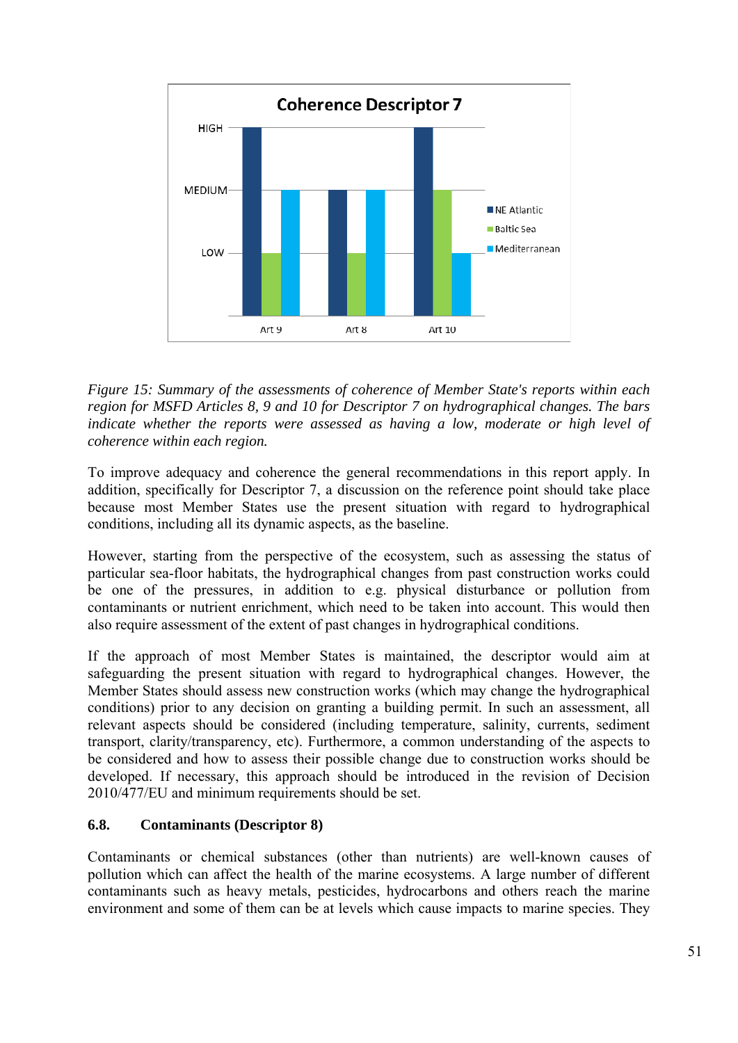Figure 15: *Summary of the assessments of coherence of Member State's reports within each region for MSFD Articles 8, 9 and 10 for Descriptor 7 on hydrographical changes. The bars indicate whether the reports were assessed as having a low, moderate or high level of coherence within each region.*

To improve adequacy and coherence the general recommendations in this report apply. In addition, specifically for Descriptor 7, a discussion on the reference point should take place because most Member States use the present situation with regard to hydrographical conditions, including all its dynamic aspects, as the baseline.

However, starting from the perspective of the ecosystem, such as assessing the status of particular sea-floor habitats, the hydrographical changes from past construction works could be one of the pressures, in addition to e.g. physical disturbance or pollution from contaminants or nutrient enrichment, which need to be taken into account. This would then also require assessment of the extent of past changes in hydrographical conditions.

If the approach of most Member States is maintained, the descriptor would aim at safeguarding the present situation with regard to hydrographical changes. However, the Member States should assess new construction works (which may change the hydrographical conditions) prior to any decision on granting a building permit. In such an assessment, all relevant aspects should be considered (including temperature, salinity, currents, sediment transport, clarity/transparency, etc). Furthermore, a common understanding of the aspects to be considered and how to assess their possible change due to construction works should be developed. If necessary, this approach should be introduced in the revision of Decision 2010/477/EU and minimum requirements should be set.

### 6.8. Contaminants (Descriptor 8)

Contaminants or chemical substances (other than nutrients) are well-known causes of pollution which can affect the health of the marine ecosystems. A large number of different contaminants such as heavy metals, pesticides, hydrocarbons and others reach the marine environment and some of them can be at levels which cause impacts to marine species. They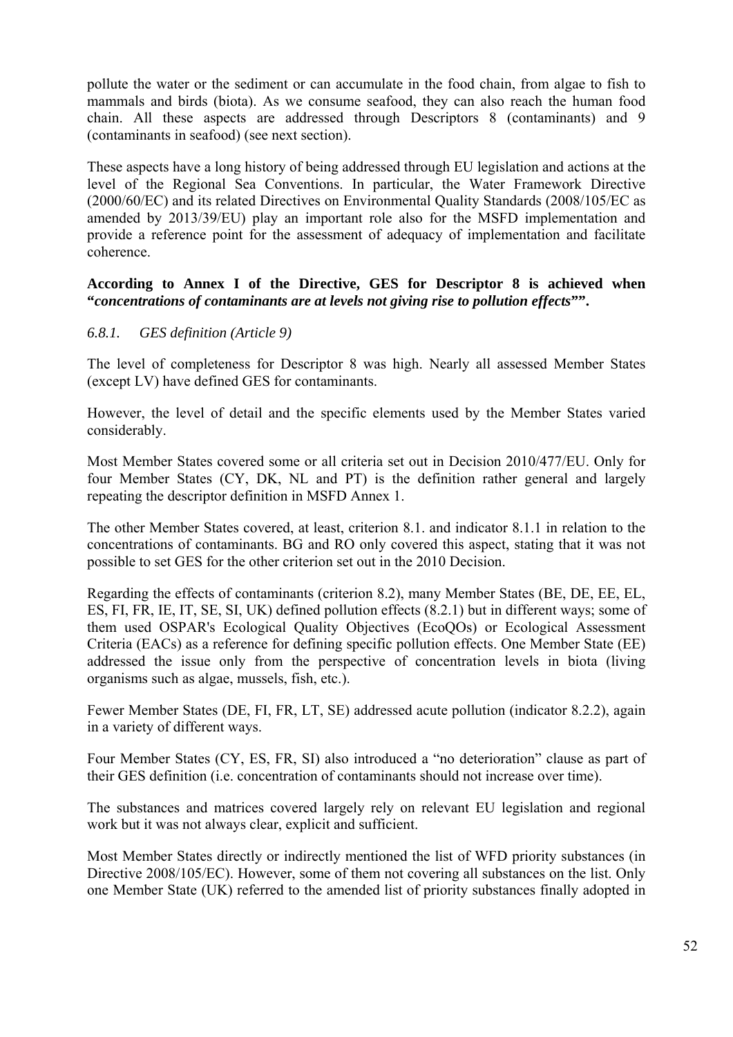pollute the water or the sediment or can accumulate in the food chain, from algae to fish to mammals and birds (biota). As we consume seafood, they can also reach the human food chain. All these aspects are addressed through Descriptors 8 (contaminants) and 9 (contaminants in seafood) (see next section).

These aspects have a long history of being addressed through EU legislation and actions at the level of the Regional Sea Conventions. In particular, the Water Framework Directive (2000/60/EC) and its related Directives on Environmental Quality Standards (2008/105/EC as amended by 2013/39/EU) play an important role also for the MSFD implementation and provide a reference point for the assessment of adequacy of implementation and facilitate coherence.

**According to Annex I of the Directive, GES for Descriptor 8 is achieved when "*concentrations of contaminants are at levels not giving rise to pollution effects*"".**

### *6.8.1. GES definition (Article 9)*

The level of completeness for Descriptor 8 was high. Nearly all assessed Member States (except LV) have defined GES for contaminants.

However, the level of detail and the specific elements used by the Member States varied considerably.

Most Member States covered some or all criteria set out in Decision 2010/477/EU. Only for four Member States (CY, DK, NL and PT) is the definition rather general and largely repeating the descriptor definition in MSFD Annex 1.

The other Member States covered, at least, criterion 8.1. and indicator 8.1.1 in relation to the concentrations of contaminants. BG and RO only covered this aspect, stating that it was not possible to set GES for the other criterion set out in the 2010 Decision.

Regarding the effects of contaminants (criterion 8.2), many Member States (BE, DE, EE, EL, ES, FI, FR, IE, IT, SE, SI, UK) defined pollution effects (8.2.1) but in different ways; some of them used OSPAR's Ecological Quality Objectives (EcoQOs) or Ecological Assessment Criteria (EACs) as a reference for defining specific pollution effects. One Member State (EE) addressed the issue only from the perspective of concentration levels in biota (living organisms such as algae, mussels, fish, etc.).

Fewer Member States (DE, FI, FR, LT, SE) addressed acute pollution (indicator 8.2.2), again in a variety of different ways.

Four Member States (CY, ES, FR, SI) also introduced a "no deterioration" clause as part of their GES definition (i.e. concentration of contaminants should not increase over time).

The substances and matrices covered largely rely on relevant EU legislation and regional work but it was not always clear, explicit and sufficient.

Most Member States directly or indirectly mentioned the list of WFD priority substances (in Directive 2008/105/EC). However, some of them not covering all substances on the list. Only one Member State (UK) referred to the amended list of priority substances finally adopted in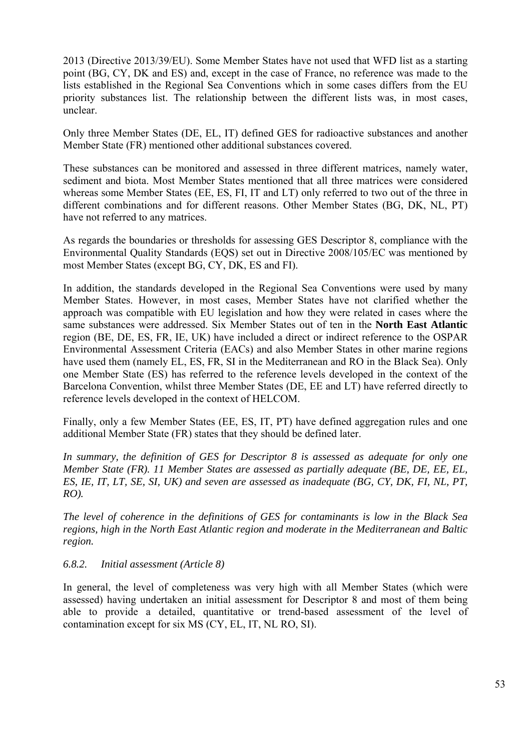2013 (Directive 2013/39/EU). Some Member States have not used that WFD list as a starting point (BG, CY, DK and ES) and, except in the case of France, no reference was made to the lists established in the Regional Sea Conventions which in some cases differs from the EU priority substances list. The relationship between the different lists was, in most cases, unclear.

Only three Member States (DE, EL, IT) defined GES for radioactive substances and another Member State (FR) mentioned other additional substances covered.

These substances can be monitored and assessed in three different matrices, namely water, sediment and biota. Most Member States mentioned that all three matrices were considered whereas some Member States (EE, ES, FI, IT and LT) only referred to two out of the three in different combinations and for different reasons. Other Member States (BG, DK, NL, PT) have not referred to any matrices.

As regards the boundaries or thresholds for assessing GES Descriptor 8, compliance with the Environmental Quality Standards (EQS) set out in Directive 2008/105/EC was mentioned by most Member States (except BG, CY, DK, ES and FI).

In addition, the standards developed in the Regional Sea Conventions were used by many Member States. However, in most cases, Member States have not clarified whether the approach was compatible with EU legislation and how they were related in cases where the same substances were addressed. Six Member States out of ten in the **North East Atlantic** region (BE, DE, ES, FR, IE, UK) have included a direct or indirect reference to the OSPAR Environmental Assessment Criteria (EACs) and also Member States in other marine regions have used them (namely EL, ES, FR, SI in the Mediterranean and RO in the Black Sea). Only one Member State (ES) has referred to the reference levels developed in the context of the Barcelona Convention, whilst three Member States (DE, EE and LT) have referred directly to reference levels developed in the context of HELCOM.

Finally, only a few Member States (EE, ES, IT, PT) have defined aggregation rules and one additional Member State (FR) states that they should be defined later.

*In summary, the definition of GES for Descriptor 8 is assessed as adequate for only one Member State (FR). 11 Member States are assessed as partially adequate (BE, DE, EE, EL, ES, IE, IT, LT, SE, SI, UK) and seven are assessed as inadequate (BG, CY, DK, FI, NL, PT, RO).*

*The level of coherence in the definitions of GES for contaminants is low in the Black Sea regions, high in the North East Atlantic region and moderate in the Mediterranean and Baltic region.*

### *6.8.2. Initial assessment (Article 8)*

In general, the level of completeness was very high with all Member States (which were assessed) having undertaken an initial assessment for Descriptor 8 and most of them being able to provide a detailed, quantitative or trend-based assessment of the level of contamination except for six MS (CY, EL, IT, NL RO, SI).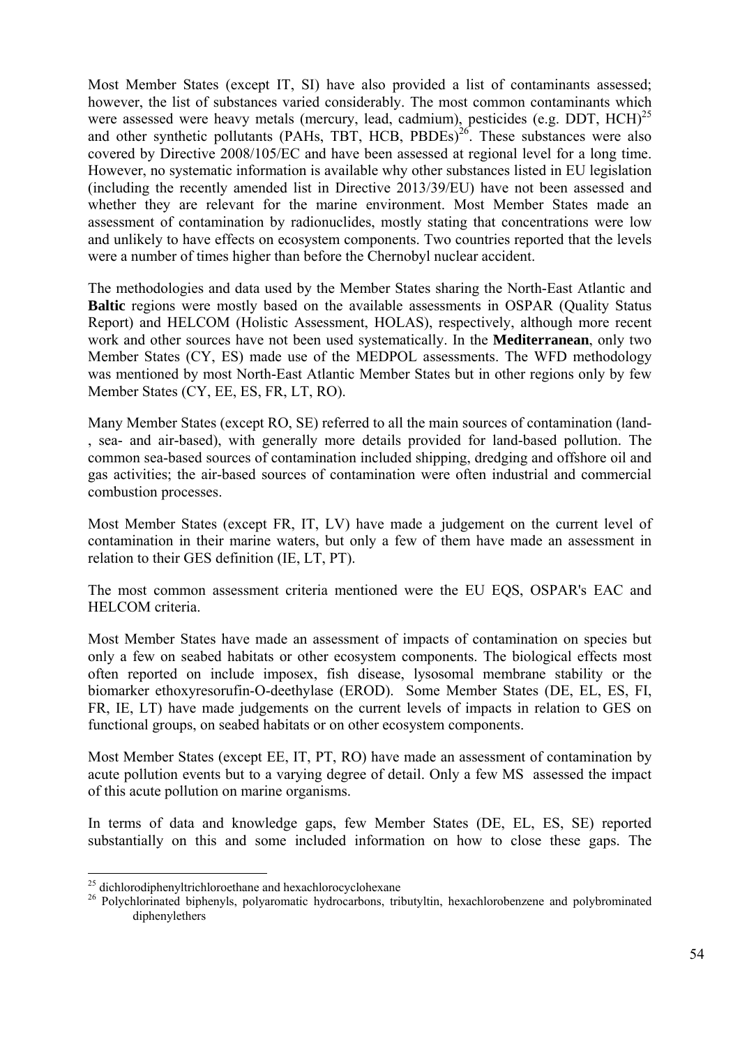Most Member States (except IT, SI) have also provided a list of contaminants assessed; however, the list of substances varied considerably. The most common contaminants which were assessed were heavy metals (mercury, lead, cadmium), pesticides (e.g. DDT, HCH)[25] and other synthetic pollutants (PAHs, TBT, HCB, PBDEs)[26]. These substances were also covered by Directive 2008/105/EC and have been assessed at regional level for a long time. However, no systematic information is available why other substances listed in EU legislation (including the recently amended list in Directive 2013/39/EU) have not been assessed and whether they are relevant for the marine environment. Most Member States made an assessment of contamination by radionuclides, mostly stating that concentrations were low and unlikely to have effects on ecosystem components. Two countries reported that the levels were a number of times higher than before the Chernobyl nuclear accident.

The methodologies and data used by the Member States sharing the North-East Atlantic and **Baltic** regions were mostly based on the available assessments in OSPAR (Quality Status Report) and HELCOM (Holistic Assessment, HOLAS), respectively, although more recent work and other sources have not been used systematically. In the **Mediterranean**, only two Member States (CY, ES) made use of the MEDPOL assessments. The WFD methodology was mentioned by most North-East Atlantic Member States but in other regions only by few Member States (CY, EE, ES, FR, LT, RO).

Many Member States (except RO, SE) referred to all the main sources of contamination (land-, sea- and air-based), with generally more details provided for land-based pollution. The common sea-based sources of contamination included shipping, dredging and offshore oil and gas activities; the air-based sources of contamination were often industrial and commercial combustion processes.

Most Member States (except FR, IT, LV) have made a judgement on the current level of contamination in their marine waters, but only a few of them have made an assessment in relation to their GES definition (IE, LT, PT).

The most common assessment criteria mentioned were the EU EQS, OSPAR's EAC and HELCOM criteria.

Most Member States have made an assessment of impacts of contamination on species but only a few on seabed habitats or other ecosystem components. The biological effects most often reported on include imposex, fish disease, lysosomal membrane stability or the biomarker ethoxyresorufin-O-deethylase (EROD). Some Member States (DE, EL, ES, FI, FR, IE, LT) have made judgements on the current levels of impacts in relation to GES on functional groups, on seabed habitats or on other ecosystem components.

Most Member States (except EE, IT, PT, RO) have made an assessment of contamination by acute pollution events but to a varying degree of detail. Only a few MS assessed the impact of this acute pollution on marine organisms.

In terms of data and knowledge gaps, few Member States (DE, EL, ES, SE) reported substantially on this and some included information on how to close these gaps. The

[25] dichlorodiphenyltrichloroethane and hexachlorocyclohexane

[26] Polychlorinated biphenyls, polyaromatic hydrocarbons, tributyltin, hexachlorobenzene and polybrominated diphenylethers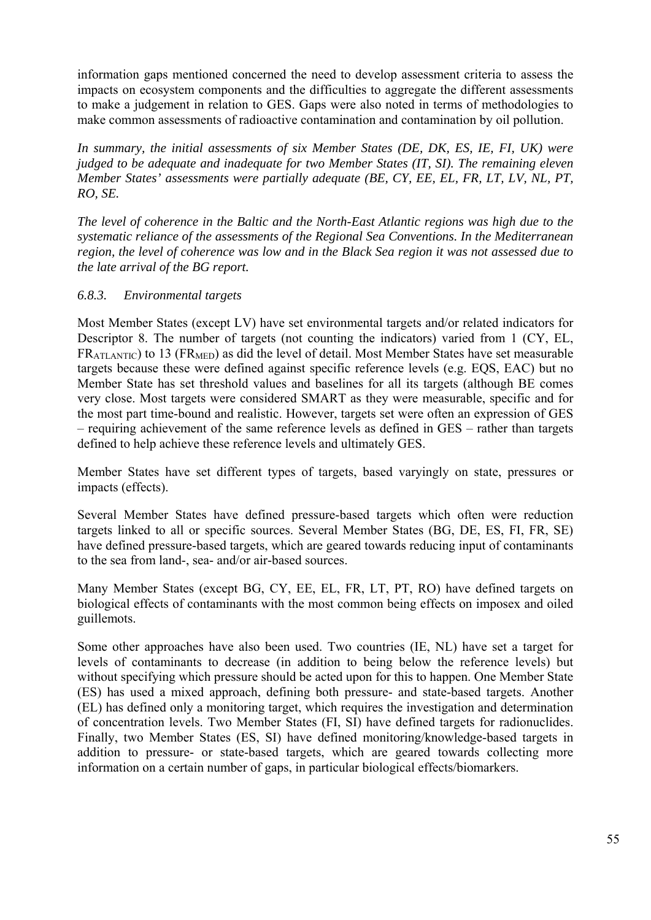information gaps mentioned concerned the need to develop assessment criteria to assess the impacts on ecosystem components and the difficulties to aggregate the different assessments to make a judgement in relation to GES. Gaps were also noted in terms of methodologies to make common assessments of radioactive contamination and contamination by oil pollution.

*In summary, the initial assessments of six Member States (DE, DK, ES, IE, FI, UK) were judged to be adequate and inadequate for two Member States (IT, SI). The remaining eleven Member States' assessments were partially adequate (BE, CY, EE, EL, FR, LT, LV, NL, PT, RO, SE.*

*The level of coherence in the Baltic and the North-East Atlantic regions was high due to the systematic reliance of the assessments of the Regional Sea Conventions. In the Mediterranean region, the level of coherence was low and in the Black Sea region it was not assessed due to the late arrival of the BG report.*

### *6.8.3. Environmental targets*

Most Member States (except LV) have set environmental targets and/or related indicators for Descriptor 8. The number of targets (not counting the indicators) varied from 1 (CY, EL, $FR_{ATLANTIC}$) to 13 ($FR_{MED}$) as did the level of detail. Most Member States have set measurable targets because these were defined against specific reference levels (e.g. EQS, EAC) but no Member State has set threshold values and baselines for all its targets (although BE comes very close. Most targets were considered SMART as they were measurable, specific and for the most part time-bound and realistic. However, targets set were often an expression of GES – requiring achievement of the same reference levels as defined in GES – rather than targets defined to help achieve these reference levels and ultimately GES.

Member States have set different types of targets, based varyingly on state, pressures or impacts (effects).

Several Member States have defined pressure-based targets which often were reduction targets linked to all or specific sources. Several Member States (BG, DE, ES, FI, FR, SE) have defined pressure-based targets, which are geared towards reducing input of contaminants to the sea from land-, sea- and/or air-based sources.

Many Member States (except BG, CY, EE, EL, FR, LT, PT, RO) have defined targets on biological effects of contaminants with the most common being effects on imposex and oiled guillemots.

Some other approaches have also been used. Two countries (IE, NL) have set a target for levels of contaminants to decrease (in addition to being below the reference levels) but without specifying which pressure should be acted upon for this to happen. One Member State (ES) has used a mixed approach, defining both pressure- and state-based targets. Another (EL) has defined only a monitoring target, which requires the investigation and determination of concentration levels. Two Member States (FI, SI) have defined targets for radionuclides. Finally, two Member States (ES, SI) have defined monitoring/knowledge-based targets in addition to pressure- or state-based targets, which are geared towards collecting more information on a certain number of gaps, in particular biological effects/biomarkers.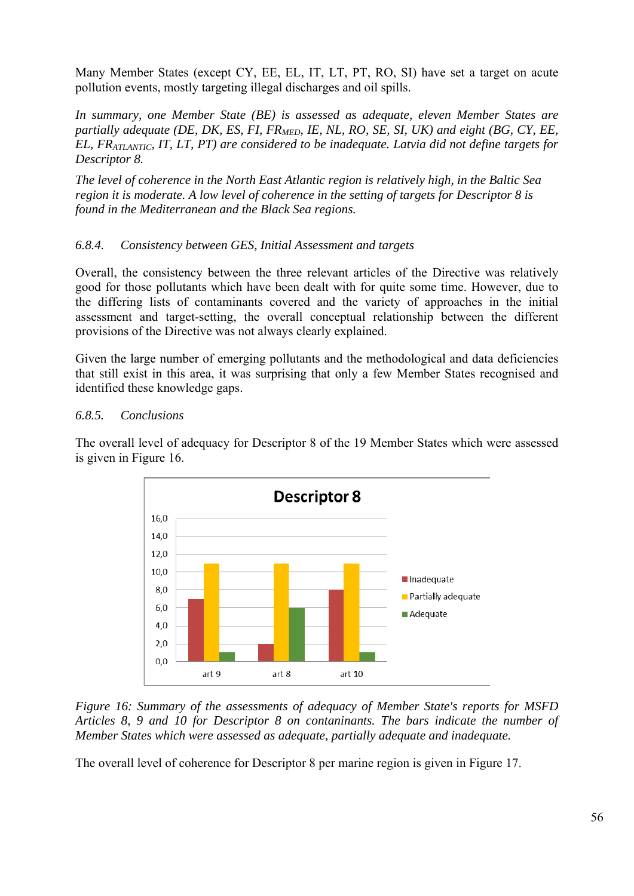Many Member States (except CY, EE, EL, IT, LT, PT, RO, SI) have set a target on acute pollution events, mostly targeting illegal discharges and oil spills.

*In summary, one Member State (BE) is assessed as adequate, eleven Member States are partially adequate (DE, DK, ES, FI, $FR_{MED}$, IE, NL, RO, SE, SI, UK) and eight (BG, CY, EE, EL, $FR_{ATLANTIC}$, IT, LT, PT) are considered to be inadequate. Latvia did not define targets for Descriptor 8.*

*The level of coherence in the North East Atlantic region is relatively high, in the Baltic Sea region it is moderate. A low level of coherence in the setting of targets for Descriptor 8 is found in the Mediterranean and the Black Sea regions.*

#### *6.8.4. Consistency between GES, Initial Assessment and targets*

Overall, the consistency between the three relevant articles of the Directive was relatively good for those pollutants which have been dealt with for quite some time. However, due to the differing lists of contaminants covered and the variety of approaches in the initial assessment and target-setting, the overall conceptual relationship between the different provisions of the Directive was not always clearly explained.

Given the large number of emerging pollutants and the methodological and data deficiencies that still exist in this area, it was surprising that only a few Member States recognised and identified these knowledge gaps.

#### *6.8.5. Conclusions*

The overall level of adequacy for Descriptor 8 of the 19 Member States which were assessed is given in Figure 16.

**Descriptor 8**

| | Inadequate | Partially adequate | Adequate |
|---|---|---|---|
| art 9 | 7 | 11 | 1 |
| art 8 | 2 | 11 | 6 |
| art 10 | 8 | 11 | 1 |

*Figure 16: Summary of the assessments of adequacy of Member State's reports for MSFD Articles 8, 9 and 10 for Descriptor 8 on contaninants. The bars indicate the number of Member States which were assessed as adequate, partially adequate and inadequate.*

The overall level of coherence for Descriptor 8 per marine region is given in Figure 17.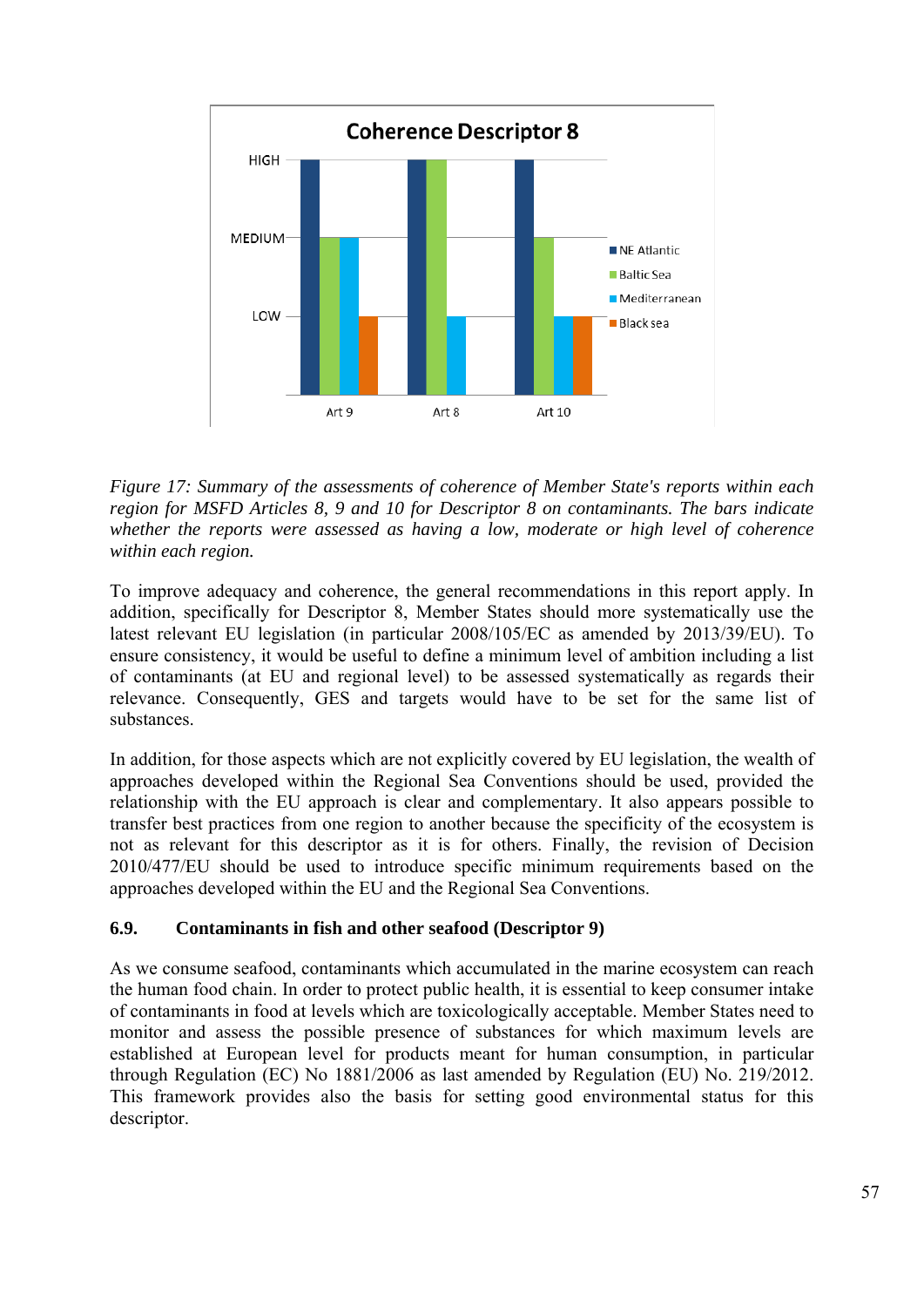*Figure 17: Summary of the assessments of coherence of Member State's reports within each region for MSFD Articles 8, 9 and 10 for Descriptor 8 on contaminants. The bars indicate whether the reports were assessed as having a low, moderate or high level of coherence within each region.*

To improve adequacy and coherence, the general recommendations in this report apply. In addition, specifically for Descriptor 8, Member States should more systematically use the latest relevant EU legislation (in particular 2008/105/EC as amended by 2013/39/EU). To ensure consistency, it would be useful to define a minimum level of ambition including a list of contaminants (at EU and regional level) to be assessed systematically as regards their relevance. Consequently, GES and targets would have to be set for the same list of substances.

In addition, for those aspects which are not explicitly covered by EU legislation, the wealth of approaches developed within the Regional Sea Conventions should be used, provided the relationship with the EU approach is clear and complementary. It also appears possible to transfer best practices from one region to another because the specificity of the ecosystem is not as relevant for this descriptor as it is for others. Finally, the revision of Decision 2010/477/EU should be used to introduce specific minimum requirements based on the approaches developed within the EU and the Regional Sea Conventions.

### 6.9. Contaminants in fish and other seafood (Descriptor 9)

As we consume seafood, contaminants which accumulated in the marine ecosystem can reach the human food chain. In order to protect public health, it is essential to keep consumer intake of contaminants in food at levels which are toxicologically acceptable. Member States need to monitor and assess the possible presence of substances for which maximum levels are established at European level for products meant for human consumption, in particular through Regulation (EC) No 1881/2006 as last amended by Regulation (EU) No. 219/2012. This framework provides also the basis for setting good environmental status for this descriptor.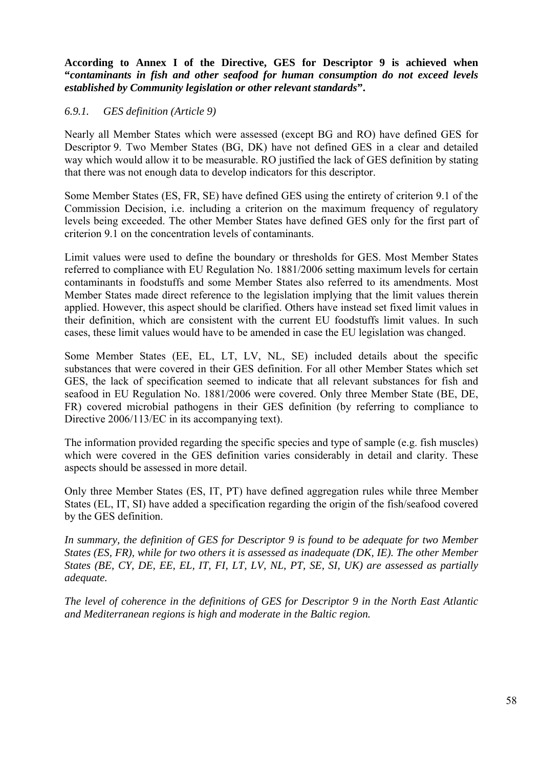**According to Annex I of the Directive, GES for Descriptor 9 is achieved when "*contaminants in fish and other seafood for human consumption do not exceed levels established by Community legislation or other relevant standards*".**

### *6.9.1. GES definition (Article 9)*

Nearly all Member States which were assessed (except BG and RO) have defined GES for Descriptor 9. Two Member States (BG, DK) have not defined GES in a clear and detailed way which would allow it to be measurable. RO justified the lack of GES definition by stating that there was not enough data to develop indicators for this descriptor.

Some Member States (ES, FR, SE) have defined GES using the entirety of criterion 9.1 of the Commission Decision, i.e. including a criterion on the maximum frequency of regulatory levels being exceeded. The other Member States have defined GES only for the first part of criterion 9.1 on the concentration levels of contaminants.

Limit values were used to define the boundary or thresholds for GES. Most Member States referred to compliance with EU Regulation No. 1881/2006 setting maximum levels for certain contaminants in foodstuffs and some Member States also referred to its amendments. Most Member States made direct reference to the legislation implying that the limit values therein applied. However, this aspect should be clarified. Others have instead set fixed limit values in their definition, which are consistent with the current EU foodstuffs limit values. In such cases, these limit values would have to be amended in case the EU legislation was changed.

Some Member States (EE, EL, LT, LV, NL, SE) included details about the specific substances that were covered in their GES definition. For all other Member States which set GES, the lack of specification seemed to indicate that all relevant substances for fish and seafood in EU Regulation No. 1881/2006 were covered. Only three Member State (BE, DE, FR) covered microbial pathogens in their GES definition (by referring to compliance to Directive 2006/113/EC in its accompanying text).

The information provided regarding the specific species and type of sample (e.g. fish muscles) which were covered in the GES definition varies considerably in detail and clarity. These aspects should be assessed in more detail.

Only three Member States (ES, IT, PT) have defined aggregation rules while three Member States (EL, IT, SI) have added a specification regarding the origin of the fish/seafood covered by the GES definition.

*In summary, the definition of GES for Descriptor 9 is found to be adequate for two Member States (ES, FR), while for two others it is assessed as inadequate (DK, IE). The other Member States (BE, CY, DE, EE, EL, IT, FI, LT, LV, NL, PT, SE, SI, UK) are assessed as partially adequate.*

*The level of coherence in the definitions of GES for Descriptor 9 in the North East Atlantic and Mediterranean regions is high and moderate in the Baltic region.*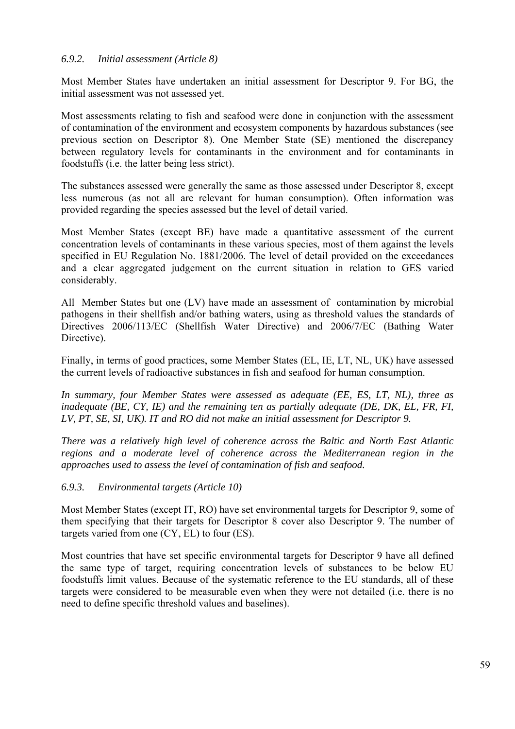### *6.9.2. Initial assessment (Article 8)*

Most Member States have undertaken an initial assessment for Descriptor 9. For BG, the initial assessment was not assessed yet.

Most assessments relating to fish and seafood were done in conjunction with the assessment of contamination of the environment and ecosystem components by hazardous substances (see previous section on Descriptor 8). One Member State (SE) mentioned the discrepancy between regulatory levels for contaminants in the environment and for contaminants in foodstuffs (i.e. the latter being less strict).

The substances assessed were generally the same as those assessed under Descriptor 8, except less numerous (as not all are relevant for human consumption). Often information was provided regarding the species assessed but the level of detail varied.

Most Member States (except BE) have made a quantitative assessment of the current concentration levels of contaminants in these various species, most of them against the levels specified in EU Regulation No. 1881/2006. The level of detail provided on the exceedances and a clear aggregated judgement on the current situation in relation to GES varied considerably.

All Member States but one (LV) have made an assessment of contamination by microbial pathogens in their shellfish and/or bathing waters, using as threshold values the standards of Directives 2006/113/EC (Shellfish Water Directive) and 2006/7/EC (Bathing Water Directive).

Finally, in terms of good practices, some Member States (EL, IE, LT, NL, UK) have assessed the current levels of radioactive substances in fish and seafood for human consumption.

*In summary, four Member States were assessed as adequate (EE, ES, LT, NL), three as inadequate (BE, CY, IE) and the remaining ten as partially adequate (DE, DK, EL, FR, FI, LV, PT, SE, SI, UK). IT and RO did not make an initial assessment for Descriptor 9.*

*There was a relatively high level of coherence across the Baltic and North East Atlantic regions and a moderate level of coherence across the Mediterranean region in the approaches used to assess the level of contamination of fish and seafood.*

### *6.9.3. Environmental targets (Article 10)*

Most Member States (except IT, RO) have set environmental targets for Descriptor 9, some of them specifying that their targets for Descriptor 8 cover also Descriptor 9. The number of targets varied from one (CY, EL) to four (ES).

Most countries that have set specific environmental targets for Descriptor 9 have all defined the same type of target, requiring concentration levels of substances to be below EU foodstuffs limit values. Because of the systematic reference to the EU standards, all of these targets were considered to be measurable even when they were not detailed (i.e. there is no need to define specific threshold values and baselines).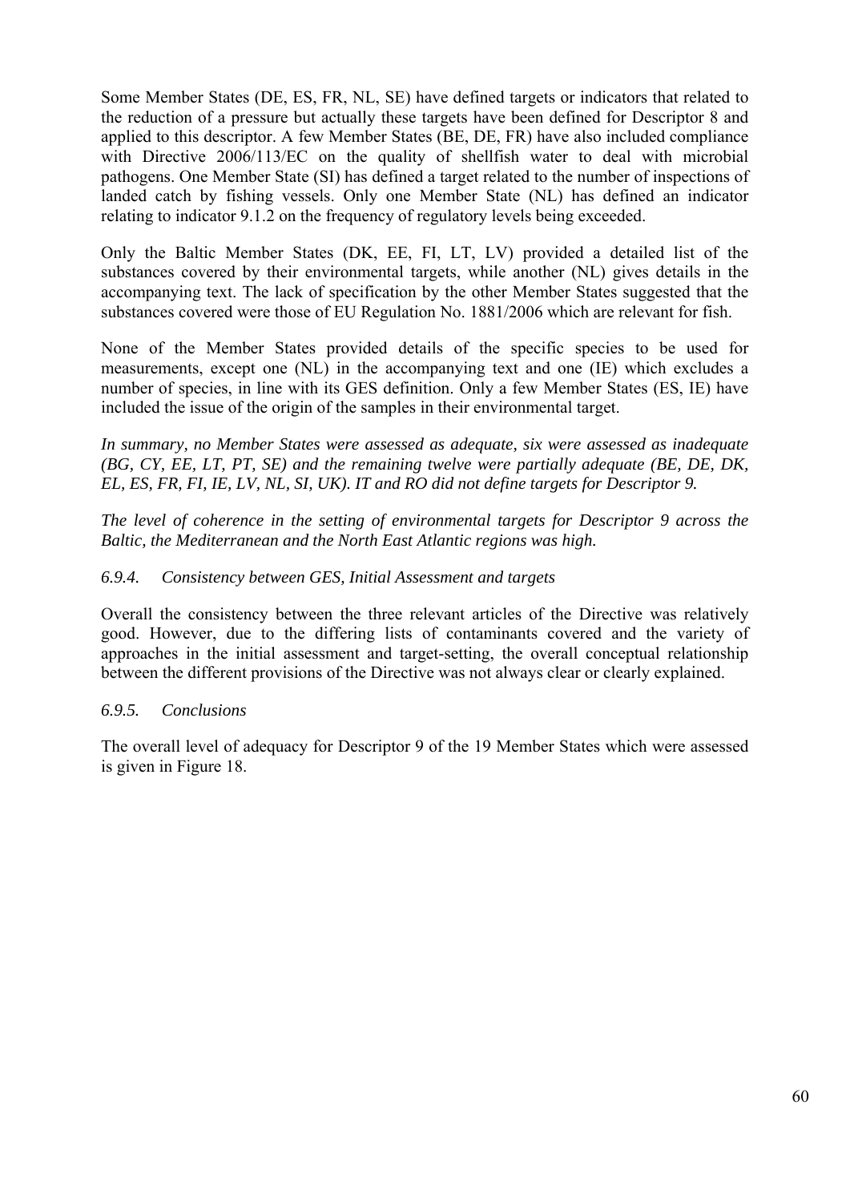Some Member States (DE, ES, FR, NL, SE) have defined targets or indicators that related to the reduction of a pressure but actually these targets have been defined for Descriptor 8 and applied to this descriptor. A few Member States (BE, DE, FR) have also included compliance with Directive 2006/113/EC on the quality of shellfish water to deal with microbial pathogens. One Member State (SI) has defined a target related to the number of inspections of landed catch by fishing vessels. Only one Member State (NL) has defined an indicator relating to indicator 9.1.2 on the frequency of regulatory levels being exceeded.

Only the Baltic Member States (DK, EE, FI, LT, LV) provided a detailed list of the substances covered by their environmental targets, while another (NL) gives details in the accompanying text. The lack of specification by the other Member States suggested that the substances covered were those of EU Regulation No. 1881/2006 which are relevant for fish.

None of the Member States provided details of the specific species to be used for measurements, except one (NL) in the accompanying text and one (IE) which excludes a number of species, in line with its GES definition. Only a few Member States (ES, IE) have included the issue of the origin of the samples in their environmental target.

*In summary, no Member States were assessed as adequate, six were assessed as inadequate (BG, CY, EE, LT, PT, SE) and the remaining twelve were partially adequate (BE, DE, DK, EL, ES, FR, FI, IE, LV, NL, SI, UK). IT and RO did not define targets for Descriptor 9.*

*The level of coherence in the setting of environmental targets for Descriptor 9 across the Baltic, the Mediterranean and the North East Atlantic regions was high.*

#### *6.9.4. Consistency between GES, Initial Assessment and targets*

Overall the consistency between the three relevant articles of the Directive was relatively good. However, due to the differing lists of contaminants covered and the variety of approaches in the initial assessment and target-setting, the overall conceptual relationship between the different provisions of the Directive was not always clear or clearly explained.

#### *6.9.5. Conclusions*

The overall level of adequacy for Descriptor 9 of the 19 Member States which were assessed is given in Figure 18.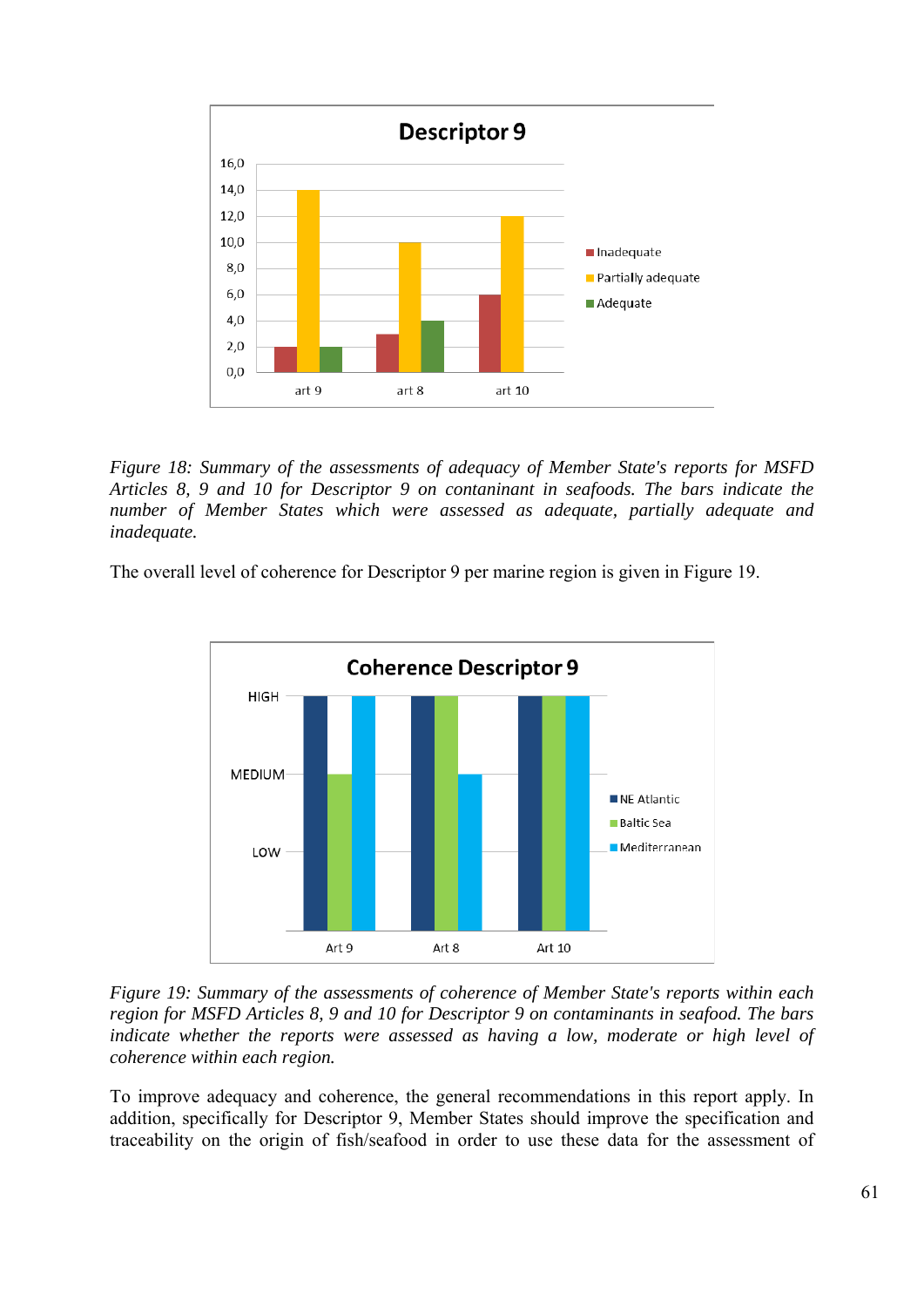*Figure 18: Summary of the assessments of adequacy of Member State's reports for MSFD Articles 8, 9 and 10 for Descriptor 9 on contaninant in seafoods. The bars indicate the number of Member States which were assessed as adequate, partially adequate and inadequate.*

The overall level of coherence for Descriptor 9 per marine region is given in Figure 19.

*Figure 19: Summary of the assessments of coherence of Member State's reports within each region for MSFD Articles 8, 9 and 10 for Descriptor 9 on contaminants in seafood. The bars indicate whether the reports were assessed as having a low, moderate or high level of coherence within each region.*

To improve adequacy and coherence, the general recommendations in this report apply. In addition, specifically for Descriptor 9, Member States should improve the specification and traceability on the origin of fish/seafood in order to use these data for the assessment of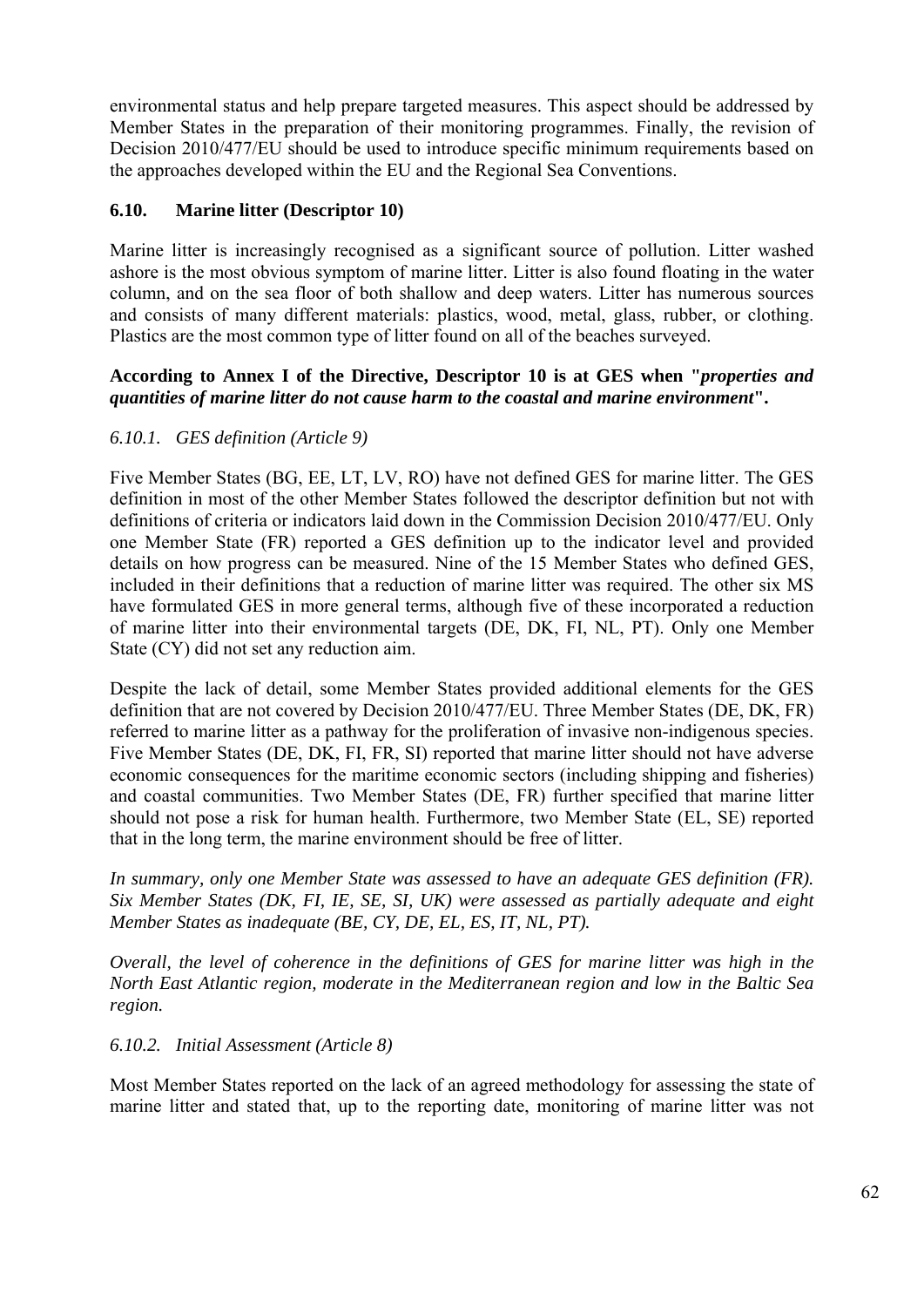environmental status and help prepare targeted measures. This aspect should be addressed by Member States in the preparation of their monitoring programmes. Finally, the revision of Decision 2010/477/EU should be used to introduce specific minimum requirements based on the approaches developed within the EU and the Regional Sea Conventions.

### 6.10. Marine litter (Descriptor 10)

Marine litter is increasingly recognised as a significant source of pollution. Litter washed ashore is the most obvious symptom of marine litter. Litter is also found floating in the water column, and on the sea floor of both shallow and deep waters. Litter has numerous sources and consists of many different materials: plastics, wood, metal, glass, rubber, or clothing. Plastics are the most common type of litter found on all of the beaches surveyed.

**According to Annex I of the Directive, Descriptor 10 is at GES when "*properties and quantities of marine litter do not cause harm to the coastal and marine environment*".**

#### *6.10.1. GES definition (Article 9)*

Five Member States (BG, EE, LT, LV, RO) have not defined GES for marine litter. The GES definition in most of the other Member States followed the descriptor definition but not with definitions of criteria or indicators laid down in the Commission Decision 2010/477/EU. Only one Member State (FR) reported a GES definition up to the indicator level and provided details on how progress can be measured. Nine of the 15 Member States who defined GES, included in their definitions that a reduction of marine litter was required. The other six MS have formulated GES in more general terms, although five of these incorporated a reduction of marine litter into their environmental targets (DE, DK, FI, NL, PT). Only one Member State (CY) did not set any reduction aim.

Despite the lack of detail, some Member States provided additional elements for the GES definition that are not covered by Decision 2010/477/EU. Three Member States (DE, DK, FR) referred to marine litter as a pathway for the proliferation of invasive non-indigenous species. Five Member States (DE, DK, FI, FR, SI) reported that marine litter should not have adverse economic consequences for the maritime economic sectors (including shipping and fisheries) and coastal communities. Two Member States (DE, FR) further specified that marine litter should not pose a risk for human health. Furthermore, two Member State (EL, SE) reported that in the long term, the marine environment should be free of litter.

*In summary, only one Member State was assessed to have an adequate GES definition (FR). Six Member States (DK, FI, IE, SE, SI, UK) were assessed as partially adequate and eight Member States as inadequate (BE, CY, DE, EL, ES, IT, NL, PT).*

*Overall, the level of coherence in the definitions of GES for marine litter was high in the North East Atlantic region, moderate in the Mediterranean region and low in the Baltic Sea region.*

#### *6.10.2. Initial Assessment (Article 8)*

Most Member States reported on the lack of an agreed methodology for assessing the state of marine litter and stated that, up to the reporting date, monitoring of marine litter was not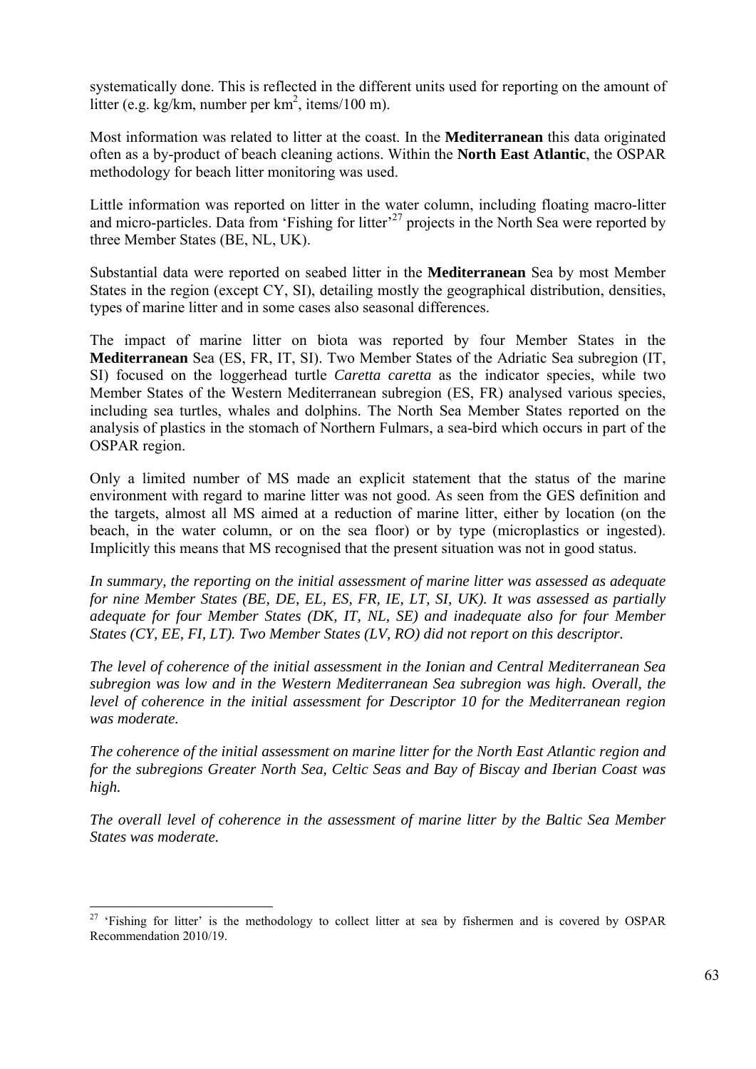systematically done. This is reflected in the different units used for reporting on the amount of litter (e.g. kg/km, number per km$^2$, items/100 m).

Most information was related to litter at the coast. In the **Mediterranean** this data originated often as a by-product of beach cleaning actions. Within the **North East Atlantic**, the OSPAR methodology for beach litter monitoring was used.

Little information was reported on litter in the water column, including floating macro-litter and micro-particles. Data from 'Fishing for litter'[27] projects in the North Sea were reported by three Member States (BE, NL, UK).

Substantial data were reported on seabed litter in the **Mediterranean** Sea by most Member States in the region (except CY, SI), detailing mostly the geographical distribution, densities, types of marine litter and in some cases also seasonal differences.

The impact of marine litter on biota was reported by four Member States in the **Mediterranean** Sea (ES, FR, IT, SI). Two Member States of the Adriatic Sea subregion (IT, SI) focused on the loggerhead turtle *Caretta caretta* as the indicator species, while two Member States of the Western Mediterranean subregion (ES, FR) analysed various species, including sea turtles, whales and dolphins. The North Sea Member States reported on the analysis of plastics in the stomach of Northern Fulmars, a sea-bird which occurs in part of the OSPAR region.

Only a limited number of MS made an explicit statement that the status of the marine environment with regard to marine litter was not good. As seen from the GES definition and the targets, almost all MS aimed at a reduction of marine litter, either by location (on the beach, in the water column, or on the sea floor) or by type (microplastics or ingested). Implicitly this means that MS recognised that the present situation was not in good status.

*In summary, the reporting on the initial assessment of marine litter was assessed as adequate for nine Member States (BE, DE, EL, ES, FR, IE, LT, SI, UK). It was assessed as partially adequate for four Member States (DK, IT, NL, SE) and inadequate also for four Member States (CY, EE, FI, LT). Two Member States (LV, RO) did not report on this descriptor.*

*The level of coherence of the initial assessment in the Ionian and Central Mediterranean Sea subregion was low and in the Western Mediterranean Sea subregion was high. Overall, the level of coherence in the initial assessment for Descriptor 10 for the Mediterranean region was moderate.*

*The coherence of the initial assessment on marine litter for the North East Atlantic region and for the subregions Greater North Sea, Celtic Seas and Bay of Biscay and Iberian Coast was high.*

*The overall level of coherence in the assessment of marine litter by the Baltic Sea Member States was moderate.*

---

[27] 'Fishing for litter' is the methodology to collect litter at sea by fishermen and is covered by OSPAR Recommendation 2010/19.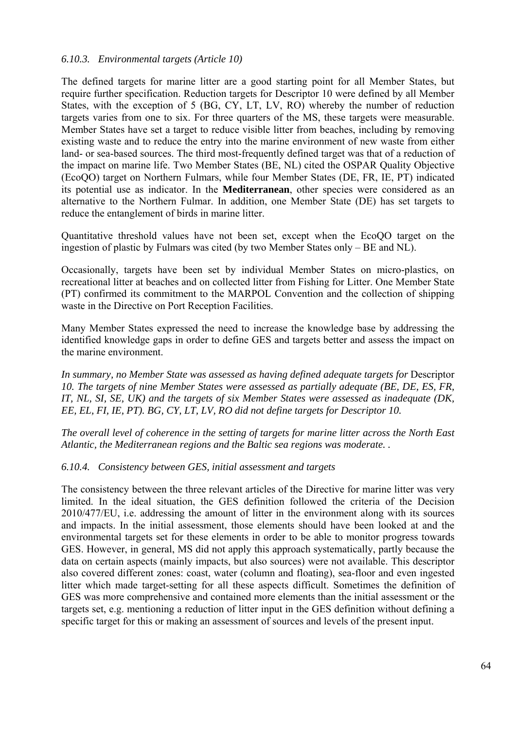### *6.10.3. Environmental targets (Article 10)*

The defined targets for marine litter are a good starting point for all Member States, but require further specification. Reduction targets for Descriptor 10 were defined by all Member States, with the exception of 5 (BG, CY, LT, LV, RO) whereby the number of reduction targets varies from one to six. For three quarters of the MS, these targets were measurable. Member States have set a target to reduce visible litter from beaches, including by removing existing waste and to reduce the entry into the marine environment of new waste from either land- or sea-based sources. The third most-frequently defined target was that of a reduction of the impact on marine life. Two Member States (BE, NL) cited the OSPAR Quality Objective (EcoQO) target on Northern Fulmars, while four Member States (DE, FR, IE, PT) indicated its potential use as indicator. In the **Mediterranean**, other species were considered as an alternative to the Northern Fulmar. In addition, one Member State (DE) has set targets to reduce the entanglement of birds in marine litter.

Quantitative threshold values have not been set, except when the EcoQO target on the ingestion of plastic by Fulmars was cited (by two Member States only – BE and NL).

Occasionally, targets have been set by individual Member States on micro-plastics, on recreational litter at beaches and on collected litter from Fishing for Litter. One Member State (PT) confirmed its commitment to the MARPOL Convention and the collection of shipping waste in the Directive on Port Reception Facilities.

Many Member States expressed the need to increase the knowledge base by addressing the identified knowledge gaps in order to define GES and targets better and assess the impact on the marine environment.

*In summary, no Member State was assessed as having defined adequate targets for* Descriptor *10. The targets of nine Member States were assessed as partially adequate (BE, DE, ES, FR, IT, NL, SI, SE, UK) and the targets of six Member States were assessed as inadequate (DK, EE, EL, FI, IE, PT). BG, CY, LT, LV, RO did not define targets for Descriptor 10.*

*The overall level of coherence in the setting of targets for marine litter across the North East Atlantic, the Mediterranean regions and the Baltic sea regions was moderate. .*

### *6.10.4. Consistency between GES, initial assessment and targets*

The consistency between the three relevant articles of the Directive for marine litter was very limited. In the ideal situation, the GES definition followed the criteria of the Decision 2010/477/EU, i.e. addressing the amount of litter in the environment along with its sources and impacts. In the initial assessment, those elements should have been looked at and the environmental targets set for these elements in order to be able to monitor progress towards GES. However, in general, MS did not apply this approach systematically, partly because the data on certain aspects (mainly impacts, but also sources) were not available. This descriptor also covered different zones: coast, water (column and floating), sea-floor and even ingested litter which made target-setting for all these aspects difficult. Sometimes the definition of GES was more comprehensive and contained more elements than the initial assessment or the targets set, e.g. mentioning a reduction of litter input in the GES definition without defining a specific target for this or making an assessment of sources and levels of the present input.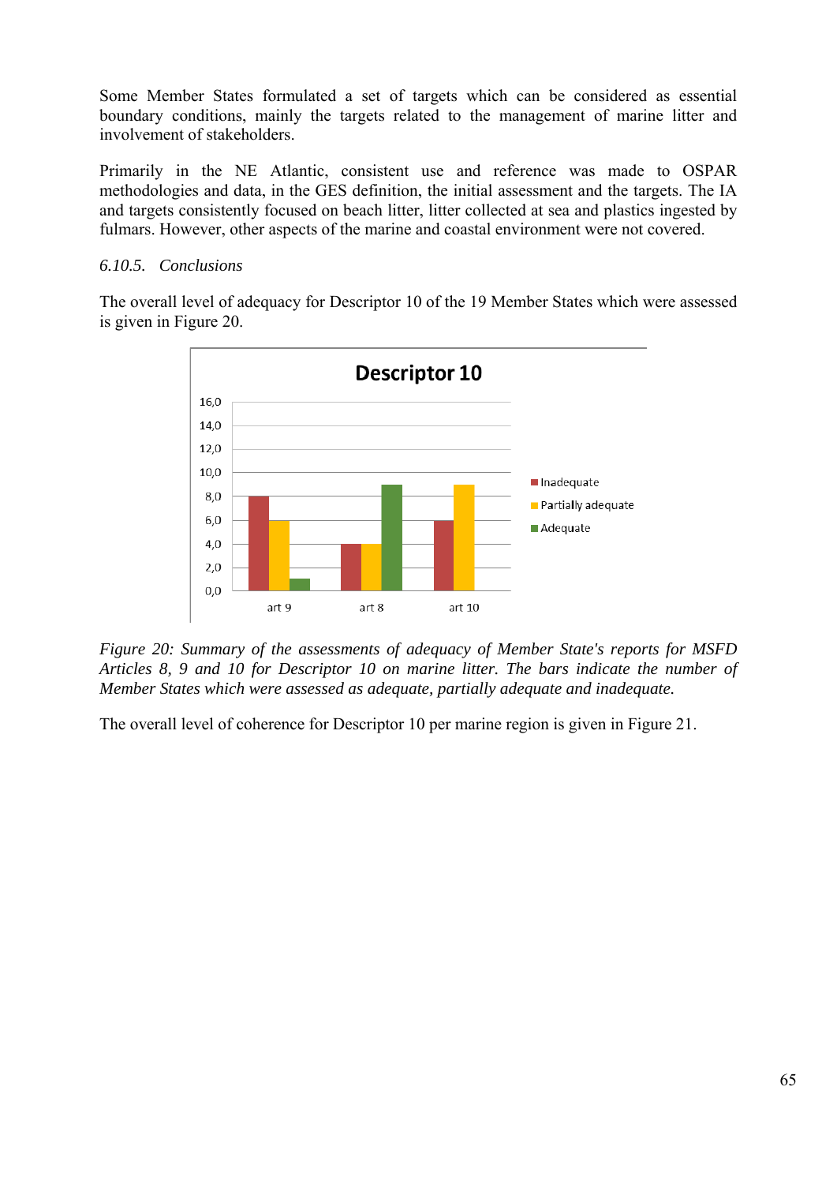Some Member States formulated a set of targets which can be considered as essential boundary conditions, mainly the targets related to the management of marine litter and involvement of stakeholders.

Primarily in the NE Atlantic, consistent use and reference was made to OSPAR methodologies and data, in the GES definition, the initial assessment and the targets. The IA and targets consistently focused on beach litter, litter collected at sea and plastics ingested by fulmars. However, other aspects of the marine and coastal environment were not covered.

### *6.10.5. Conclusions*

The overall level of adequacy for Descriptor 10 of the 19 Member States which were assessed is given in Figure 20.

*Figure 20: Summary of the assessments of adequacy of Member State's reports for MSFD Articles 8, 9 and 10 for Descriptor 10 on marine litter. The bars indicate the number of Member States which were assessed as adequate, partially adequate and inadequate.*

The overall level of coherence for Descriptor 10 per marine region is given in Figure 21.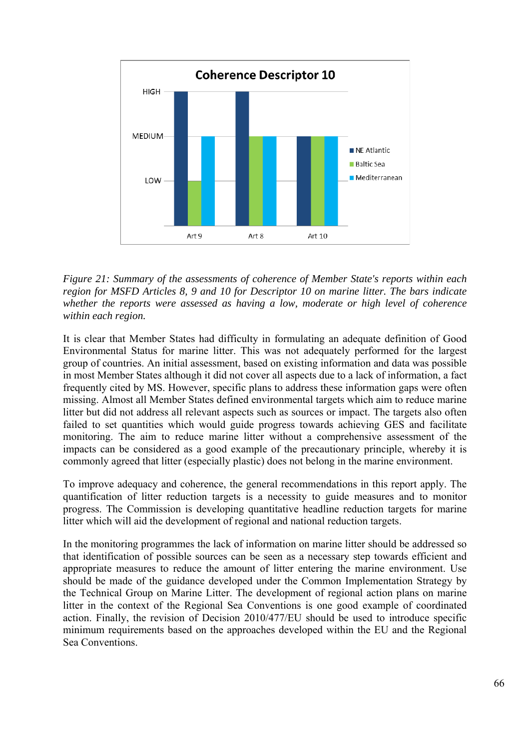*Figure 21: Summary of the assessments of coherence of Member State's reports within each region for MSFD Articles 8, 9 and 10 for Descriptor 10 on marine litter. The bars indicate whether the reports were assessed as having a low, moderate or high level of coherence within each region.*

It is clear that Member States had difficulty in formulating an adequate definition of Good Environmental Status for marine litter. This was not adequately performed for the largest group of countries. An initial assessment, based on existing information and data was possible in most Member States although it did not cover all aspects due to a lack of information, a fact frequently cited by MS. However, specific plans to address these information gaps were often missing. Almost all Member States defined environmental targets which aim to reduce marine litter but did not address all relevant aspects such as sources or impact. The targets also often failed to set quantities which would guide progress towards achieving GES and facilitate monitoring. The aim to reduce marine litter without a comprehensive assessment of the impacts can be considered as a good example of the precautionary principle, whereby it is commonly agreed that litter (especially plastic) does not belong in the marine environment.

To improve adequacy and coherence, the general recommendations in this report apply. The quantification of litter reduction targets is a necessity to guide measures and to monitor progress. The Commission is developing quantitative headline reduction targets for marine litter which will aid the development of regional and national reduction targets.

In the monitoring programmes the lack of information on marine litter should be addressed so that identification of possible sources can be seen as a necessary step towards efficient and appropriate measures to reduce the amount of litter entering the marine environment. Use should be made of the guidance developed under the Common Implementation Strategy by the Technical Group on Marine Litter. The development of regional action plans on marine litter in the context of the Regional Sea Conventions is one good example of coordinated action. Finally, the revision of Decision 2010/477/EU should be used to introduce specific minimum requirements based on the approaches developed within the EU and the Regional Sea Conventions.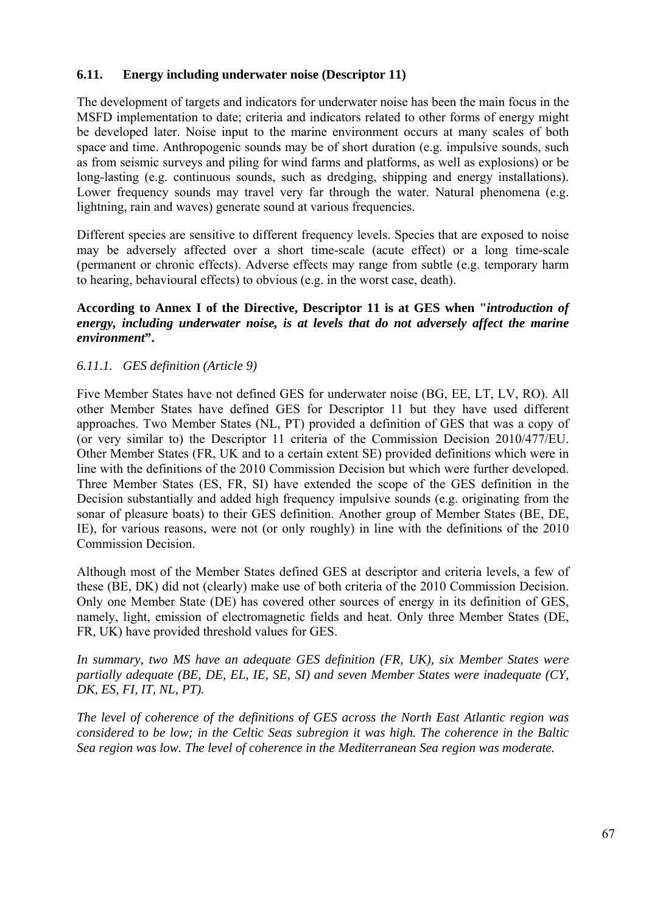## 6.11. Energy including underwater noise (Descriptor 11)

The development of targets and indicators for underwater noise has been the main focus in the MSFD implementation to date; criteria and indicators related to other forms of energy might be developed later. Noise input to the marine environment occurs at many scales of both space and time. Anthropogenic sounds may be of short duration (e.g. impulsive sounds, such as from seismic surveys and piling for wind farms and platforms, as well as explosions) or be long-lasting (e.g. continuous sounds, such as dredging, shipping and energy installations). Lower frequency sounds may travel very far through the water. Natural phenomena (e.g. lightning, rain and waves) generate sound at various frequencies.

Different species are sensitive to different frequency levels. Species that are exposed to noise may be adversely affected over a short time-scale (acute effect) or a long time-scale (permanent or chronic effects). Adverse effects may range from subtle (e.g. temporary harm to hearing, behavioural effects) to obvious (e.g. in the worst case, death).

**According to Annex I of the Directive, Descriptor 11 is at GES when "*introduction of energy, including underwater noise, is at levels that do not adversely affect the marine environment*".**

### *6.11.1. GES definition (Article 9)*

Five Member States have not defined GES for underwater noise (BG, EE, LT, LV, RO). All other Member States have defined GES for Descriptor 11 but they have used different approaches. Two Member States (NL, PT) provided a definition of GES that was a copy of (or very similar to) the Descriptor 11 criteria of the Commission Decision 2010/477/EU. Other Member States (FR, UK and to a certain extent SE) provided definitions which were in line with the definitions of the 2010 Commission Decision but which were further developed. Three Member States (ES, FR, SI) have extended the scope of the GES definition in the Decision substantially and added high frequency impulsive sounds (e.g. originating from the sonar of pleasure boats) to their GES definition. Another group of Member States (BE, DE, IE), for various reasons, were not (or only roughly) in line with the definitions of the 2010 Commission Decision.

Although most of the Member States defined GES at descriptor and criteria levels, a few of these (BE, DK) did not (clearly) make use of both criteria of the 2010 Commission Decision. Only one Member State (DE) has covered other sources of energy in its definition of GES, namely, light, emission of electromagnetic fields and heat. Only three Member States (DE, FR, UK) have provided threshold values for GES.

*In summary, two MS have an adequate GES definition (FR, UK), six Member States were partially adequate (BE, DE, EL, IE, SE, SI) and seven Member States were inadequate (CY, DK, ES, FI, IT, NL, PT).*

*The level of coherence of the definitions of GES across the North East Atlantic region was considered to be low; in the Celtic Seas subregion it was high. The coherence in the Baltic Sea region was low. The level of coherence in the Mediterranean Sea region was moderate.*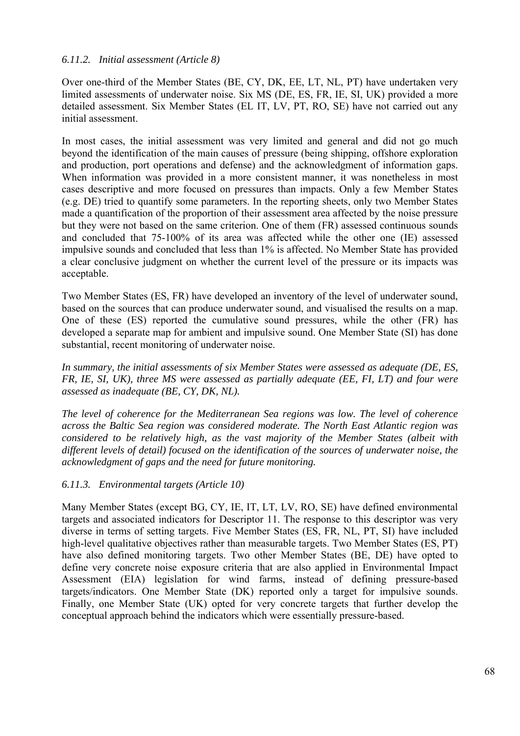### *6.11.2. Initial assessment (Article 8)*

Over one-third of the Member States (BE, CY, DK, EE, LT, NL, PT) have undertaken very limited assessments of underwater noise. Six MS (DE, ES, FR, IE, SI, UK) provided a more detailed assessment. Six Member States (EL IT, LV, PT, RO, SE) have not carried out any initial assessment.

In most cases, the initial assessment was very limited and general and did not go much beyond the identification of the main causes of pressure (being shipping, offshore exploration and production, port operations and defense) and the acknowledgment of information gaps. When information was provided in a more consistent manner, it was nonetheless in most cases descriptive and more focused on pressures than impacts. Only a few Member States (e.g. DE) tried to quantify some parameters. In the reporting sheets, only two Member States made a quantification of the proportion of their assessment area affected by the noise pressure but they were not based on the same criterion. One of them (FR) assessed continuous sounds and concluded that 75-100% of its area was affected while the other one (IE) assessed impulsive sounds and concluded that less than 1% is affected. No Member State has provided a clear conclusive judgment on whether the current level of the pressure or its impacts was acceptable.

Two Member States (ES, FR) have developed an inventory of the level of underwater sound, based on the sources that can produce underwater sound, and visualised the results on a map. One of these (ES) reported the cumulative sound pressures, while the other (FR) has developed a separate map for ambient and impulsive sound. One Member State (SI) has done substantial, recent monitoring of underwater noise.

*In summary, the initial assessments of six Member States were assessed as adequate (DE, ES, FR, IE, SI, UK), three MS were assessed as partially adequate (EE, FI, LT) and four were assessed as inadequate (BE, CY, DK, NL).*

*The level of coherence for the Mediterranean Sea regions was low. The level of coherence across the Baltic Sea region was considered moderate. The North East Atlantic region was considered to be relatively high, as the vast majority of the Member States (albeit with different levels of detail) focused on the identification of the sources of underwater noise, the acknowledgment of gaps and the need for future monitoring.*

### *6.11.3. Environmental targets (Article 10)*

Many Member States (except BG, CY, IE, IT, LT, LV, RO, SE) have defined environmental targets and associated indicators for Descriptor 11. The response to this descriptor was very diverse in terms of setting targets. Five Member States (ES, FR, NL, PT, SI) have included high-level qualitative objectives rather than measurable targets. Two Member States (ES, PT) have also defined monitoring targets. Two other Member States (BE, DE) have opted to define very concrete noise exposure criteria that are also applied in Environmental Impact Assessment (EIA) legislation for wind farms, instead of defining pressure-based targets/indicators. One Member State (DK) reported only a target for impulsive sounds. Finally, one Member State (UK) opted for very concrete targets that further develop the conceptual approach behind the indicators which were essentially pressure-based.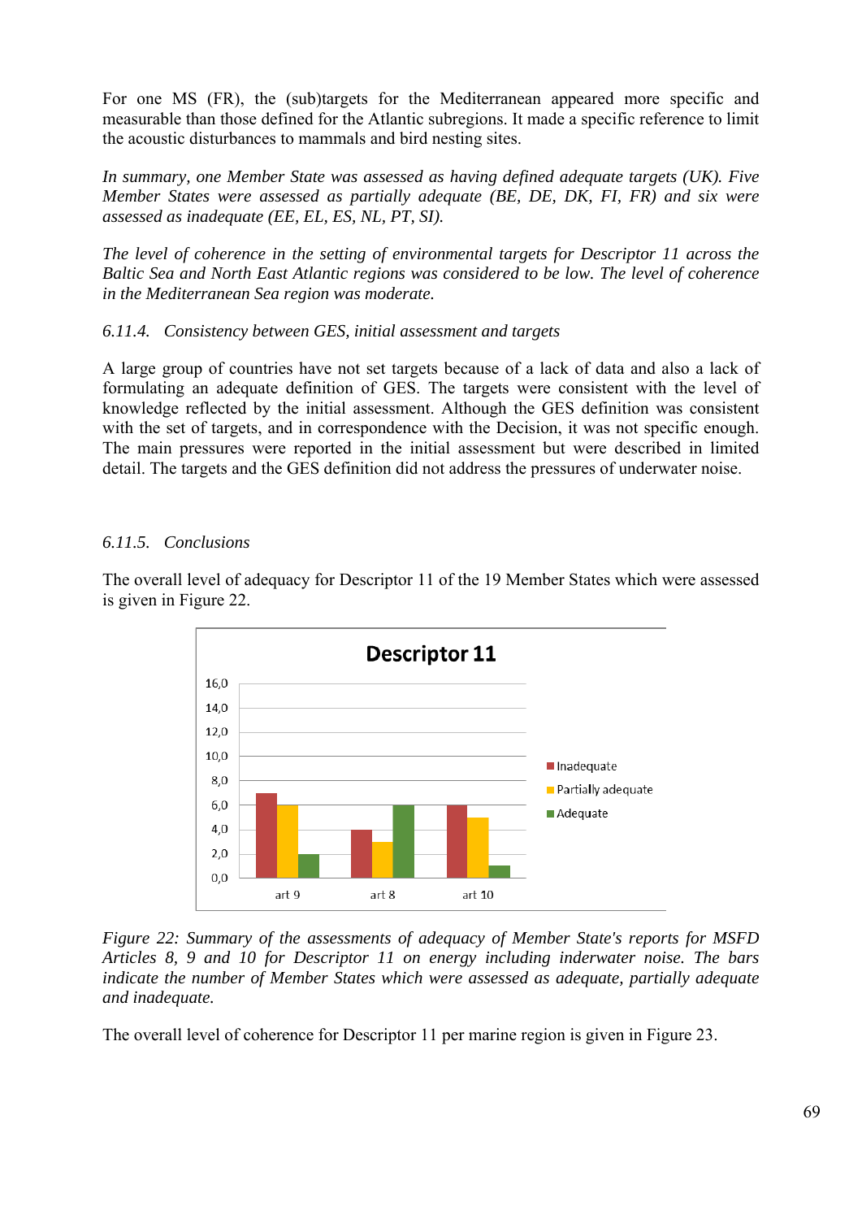For one MS (FR), the (sub)targets for the Mediterranean appeared more specific and measurable than those defined for the Atlantic subregions. It made a specific reference to limit the acoustic disturbances to mammals and bird nesting sites.

*In summary, one Member State was assessed as having defined adequate targets (UK). Five Member States were assessed as partially adequate (BE, DE, DK, FI, FR) and six were assessed as inadequate (EE, EL, ES, NL, PT, SI).*

*The level of coherence in the setting of environmental targets for Descriptor 11 across the Baltic Sea and North East Atlantic regions was considered to be low. The level of coherence in the Mediterranean Sea region was moderate.*

### *6.11.4. Consistency between GES, initial assessment and targets*

A large group of countries have not set targets because of a lack of data and also a lack of formulating an adequate definition of GES. The targets were consistent with the level of knowledge reflected by the initial assessment. Although the GES definition was consistent with the set of targets, and in correspondence with the Decision, it was not specific enough. The main pressures were reported in the initial assessment but were described in limited detail. The targets and the GES definition did not address the pressures of underwater noise.

### *6.11.5. Conclusions*

The overall level of adequacy for Descriptor 11 of the 19 Member States which were assessed is given in Figure 22.

**Descriptor 11**

| | art 9 | art 8 | art 10 |
|---|---|---|---|
| Inadequate | 7 | 4 | 6 |
| Partially adequate | 6 | 3 | 5 |
| Adequate | 2 | 6 | 1 |

*Figure 22: Summary of the assessments of adequacy of Member State's reports for MSFD Articles 8, 9 and 10 for Descriptor 11 on energy including inderwater noise. The bars indicate the number of Member States which were assessed as adequate, partially adequate and inadequate.*

The overall level of coherence for Descriptor 11 per marine region is given in Figure 23.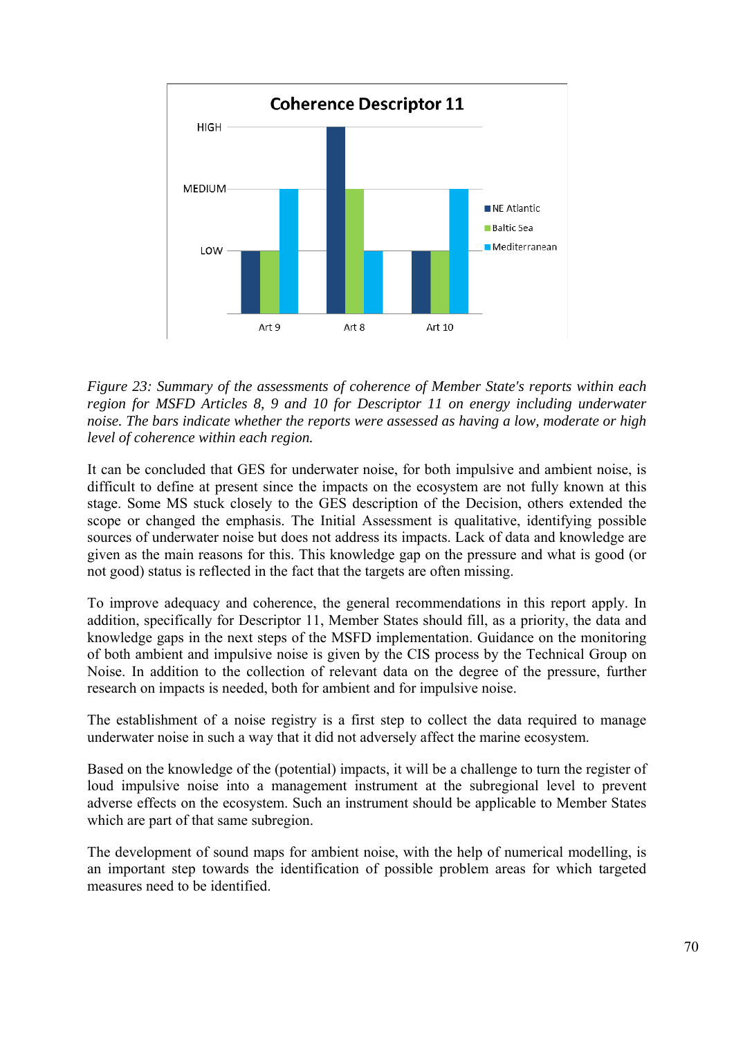*Figure 23: Summary of the assessments of coherence of Member State's reports within each region for MSFD Articles 8, 9 and 10 for Descriptor 11 on energy including underwater noise. The bars indicate whether the reports were assessed as having a low, moderate or high level of coherence within each region.*

It can be concluded that GES for underwater noise, for both impulsive and ambient noise, is difficult to define at present since the impacts on the ecosystem are not fully known at this stage. Some MS stuck closely to the GES description of the Decision, others extended the scope or changed the emphasis. The Initial Assessment is qualitative, identifying possible sources of underwater noise but does not address its impacts. Lack of data and knowledge are given as the main reasons for this. This knowledge gap on the pressure and what is good (or not good) status is reflected in the fact that the targets are often missing.

To improve adequacy and coherence, the general recommendations in this report apply. In addition, specifically for Descriptor 11, Member States should fill, as a priority, the data and knowledge gaps in the next steps of the MSFD implementation. Guidance on the monitoring of both ambient and impulsive noise is given by the CIS process by the Technical Group on Noise. In addition to the collection of relevant data on the degree of the pressure, further research on impacts is needed, both for ambient and for impulsive noise.

The establishment of a noise registry is a first step to collect the data required to manage underwater noise in such a way that it did not adversely affect the marine ecosystem.

Based on the knowledge of the (potential) impacts, it will be a challenge to turn the register of loud impulsive noise into a management instrument at the subregional level to prevent adverse effects on the ecosystem. Such an instrument should be applicable to Member States which are part of that same subregion.

The development of sound maps for ambient noise, with the help of numerical modelling, is an important step towards the identification of possible problem areas for which targeted measures need to be identified.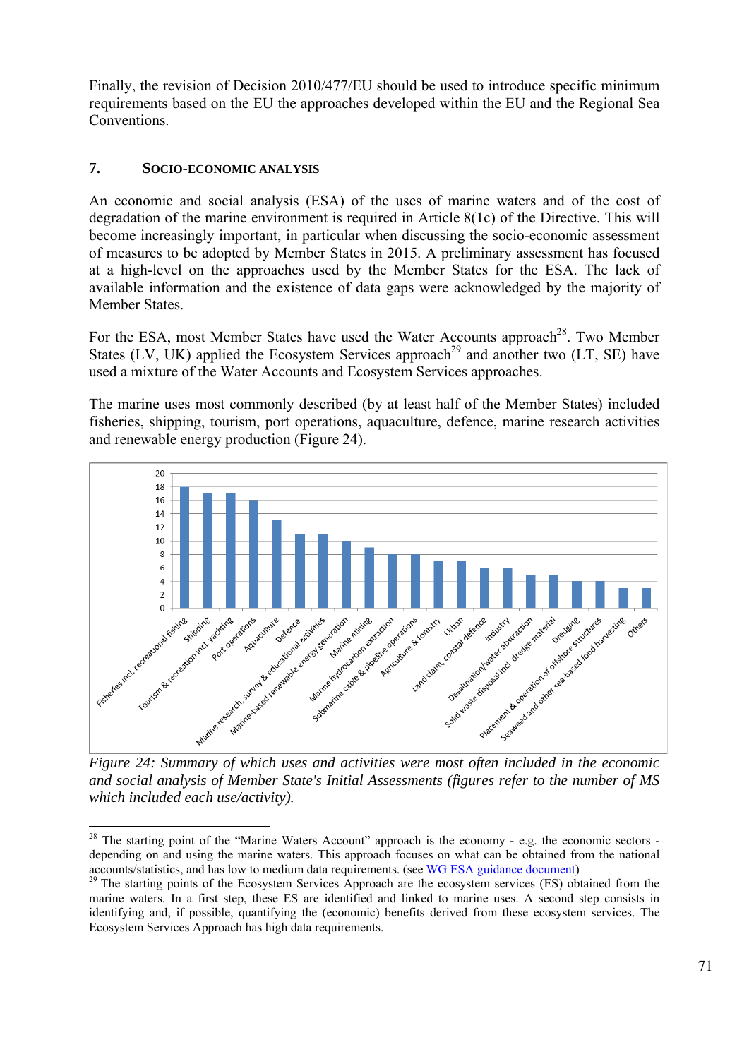Finally, the revision of Decision 2010/477/EU should be used to introduce specific minimum requirements based on the EU the approaches developed within the EU and the Regional Sea Conventions.

## 7. Socio-economic analysis

An economic and social analysis (ESA) of the uses of marine waters and of the cost of degradation of the marine environment is required in Article 8(1c) of the Directive. This will become increasingly important, in particular when discussing the socio-economic assessment of measures to be adopted by Member States in 2015. A preliminary assessment has focused at a high-level on the approaches used by the Member States for the ESA. The lack of available information and the existence of data gaps were acknowledged by the majority of Member States.

For the ESA, most Member States have used the Water Accounts approach[28]. Two Member States (LV, UK) applied the Ecosystem Services approach[29] and another two (LT, SE) have used a mixture of the Water Accounts and Ecosystem Services approaches.

The marine uses most commonly described (by at least half of the Member States) included fisheries, shipping, tourism, port operations, aquaculture, defence, marine research activities and renewable energy production (Figure 24).

| Use/activity | Number of MS |
|---|---|
| Fisheries incl. recreational fishing | 18 |
| Shipping | 17 |
| Tourism & recreation incl. yachting | 17 |
| Port operations | 16 |
| Aquaculture | 13 |
| Defence | 11 |
| Marine research, survey & educational activities | 11 |
| Marine-based renewable energy generation | 10 |
| Marine mining | 9 |
| Marine hydrocarbon extraction | 8 |
| Submarine cable & pipeline operations | 8 |
| Agriculture & forestry | 7 |
| Urban | 7 |
| Land claim, coastal defence | 6 |
| Industry | 6 |
| Desalination/water abstraction | 5 |
| Solid waste disposal incl. dredge material | 5 |
| Dredging | 4 |
| Placement & operation of offshore structures | 4 |
| Seaweed and other sea-based food harvesting | 3 |
| Others | 3 |

*Figure 24: Summary of which uses and activities were most often included in the economic and social analysis of Member State's Initial Assessments (figures refer to the number of MS which included each use/activity).*

---

[28] The starting point of the "Marine Waters Account" approach is the economy - e.g. the economic sectors - depending on and using the marine waters. This approach focuses on what can be obtained from the national accounts/statistics, and has low to medium data requirements. (see WG ESA guidance document)

[29] The starting points of the Ecosystem Services Approach are the ecosystem services (ES) obtained from the marine waters. In a first step, these ES are identified and linked to marine uses. A second step consists in identifying and, if possible, quantifying the (economic) benefits derived from these ecosystem services. The Ecosystem Services Approach has high data requirements.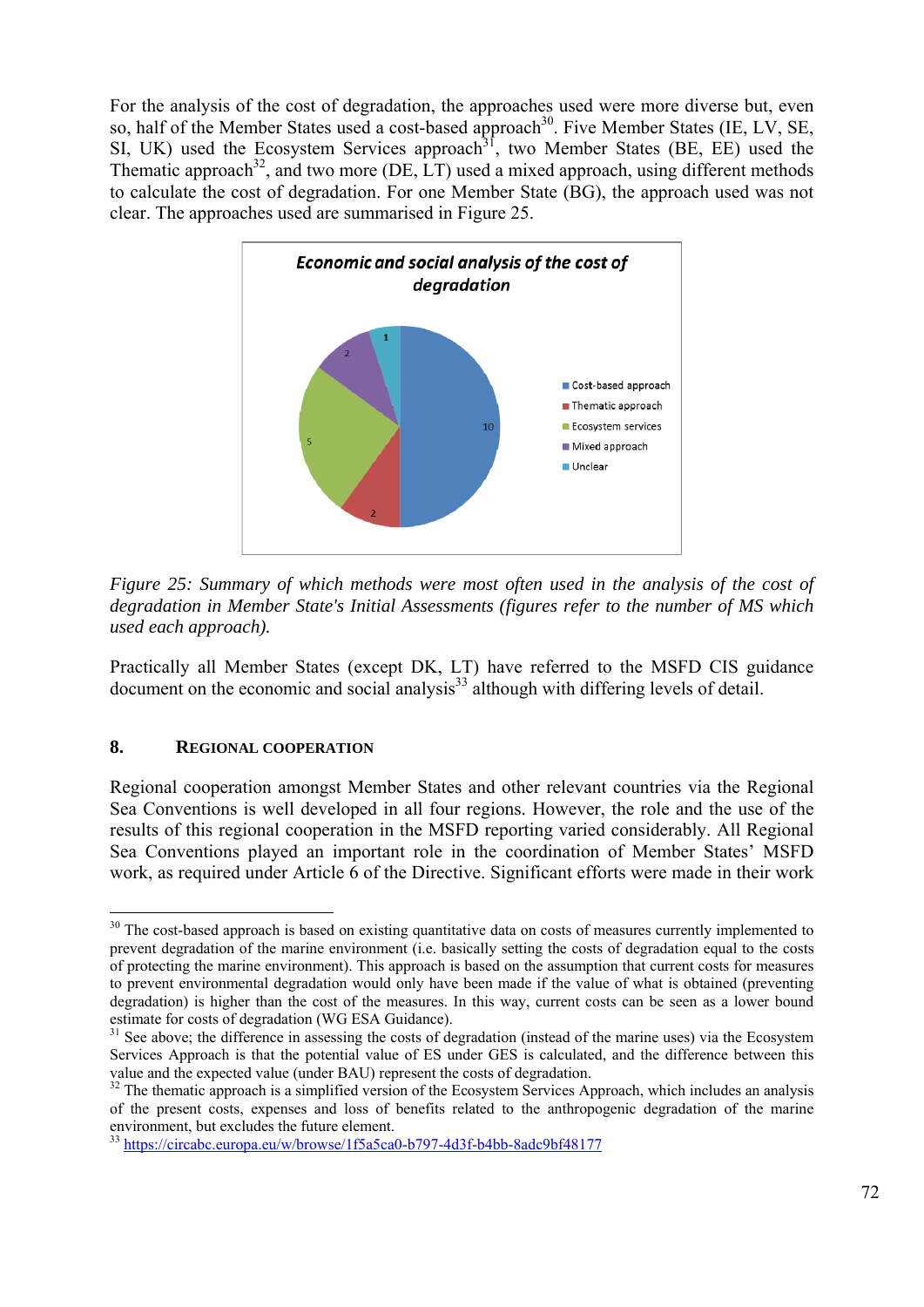For the analysis of the cost of degradation, the approaches used were more diverse but, even so, half of the Member States used a cost-based approach[30]. Five Member States (IE, LV, SE, SI, UK) used the Ecosystem Services approach[31], two Member States (BE, EE) used the Thematic approach[32], and two more (DE, LT) used a mixed approach, using different methods to calculate the cost of degradation. For one Member State (BG), the approach used was not clear. The approaches used are summarised in Figure 25.

*Figure 25: Summary of which methods were most often used in the analysis of the cost of degradation in Member State's Initial Assessments (figures refer to the number of MS which used each approach).*

Practically all Member States (except DK, LT) have referred to the MSFD CIS guidance document on the economic and social analysis[33] although with differing levels of detail.

## 8. REGIONAL COOPERATION

Regional cooperation amongst Member States and other relevant countries via the Regional Sea Conventions is well developed in all four regions. However, the role and the use of the results of this regional cooperation in the MSFD reporting varied considerably. All Regional Sea Conventions played an important role in the coordination of Member States' MSFD work, as required under Article 6 of the Directive. Significant efforts were made in their work

---

[30] The cost-based approach is based on existing quantitative data on costs of measures currently implemented to prevent degradation of the marine environment (i.e. basically setting the costs of degradation equal to the costs of protecting the marine environment). This approach is based on the assumption that current costs for measures to prevent environmental degradation would only have been made if the value of what is obtained (preventing degradation) is higher than the cost of the measures. In this way, current costs can be seen as a lower bound estimate for costs of degradation (WG ESA Guidance).

[31] See above; the difference in assessing the costs of degradation (instead of the marine uses) via the Ecosystem Services Approach is that the potential value of ES under GES is calculated, and the difference between this value and the expected value (under BAU) represent the costs of degradation.

[32] The thematic approach is a simplified version of the Ecosystem Services Approach, which includes an analysis of the present costs, expenses and loss of benefits related to the anthropogenic degradation of the marine environment, but excludes the future element.

[33] https://circabc.europa.eu/w/browse/1f5a5ca0-b797-4d3f-b4bb-8adc9bf48177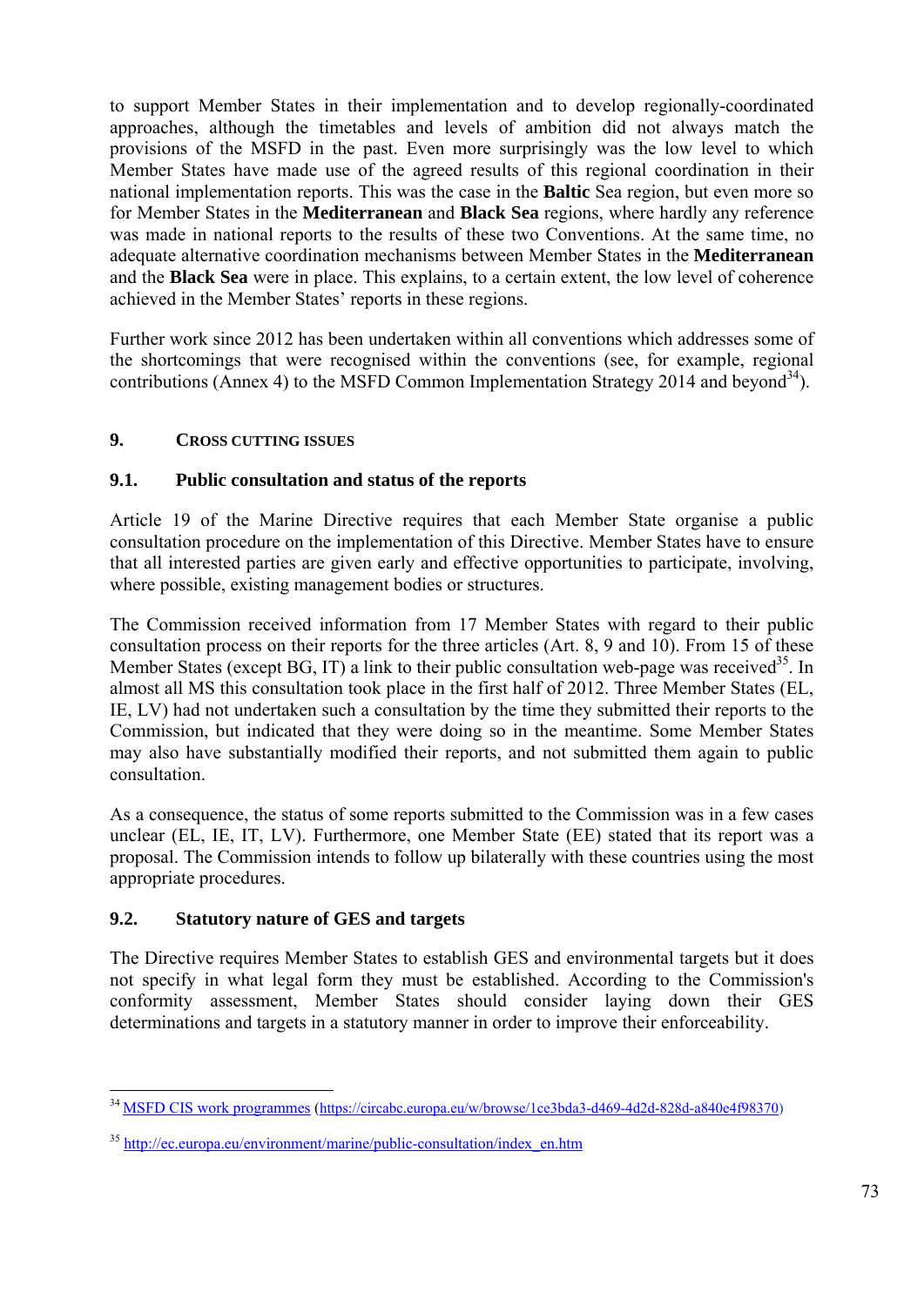to support Member States in their implementation and to develop regionally-coordinated approaches, although the timetables and levels of ambition did not always match the provisions of the MSFD in the past. Even more surprisingly was the low level to which Member States have made use of the agreed results of this regional coordination in their national implementation reports. This was the case in the **Baltic** Sea region, but even more so for Member States in the **Mediterranean** and **Black Sea** regions, where hardly any reference was made in national reports to the results of these two Conventions. At the same time, no adequate alternative coordination mechanisms between Member States in the **Mediterranean** and the **Black Sea** were in place. This explains, to a certain extent, the low level of coherence achieved in the Member States' reports in these regions.

Further work since 2012 has been undertaken within all conventions which addresses some of the shortcomings that were recognised within the conventions (see, for example, regional contributions (Annex 4) to the MSFD Common Implementation Strategy 2014 and beyond[34]).

## 9. CROSS CUTTING ISSUES

### 9.1. Public consultation and status of the reports

Article 19 of the Marine Directive requires that each Member State organise a public consultation procedure on the implementation of this Directive. Member States have to ensure that all interested parties are given early and effective opportunities to participate, involving, where possible, existing management bodies or structures.

The Commission received information from 17 Member States with regard to their public consultation process on their reports for the three articles (Art. 8, 9 and 10). From 15 of these Member States (except BG, IT) a link to their public consultation web-page was received[35]. In almost all MS this consultation took place in the first half of 2012. Three Member States (EL, IE, LV) had not undertaken such a consultation by the time they submitted their reports to the Commission, but indicated that they were doing so in the meantime. Some Member States may also have substantially modified their reports, and not submitted them again to public consultation.

As a consequence, the status of some reports submitted to the Commission was in a few cases unclear (EL, IE, IT, LV). Furthermore, one Member State (EE) stated that its report was a proposal. The Commission intends to follow up bilaterally with these countries using the most appropriate procedures.

### 9.2. Statutory nature of GES and targets

The Directive requires Member States to establish GES and environmental targets but it does not specify in what legal form they must be established. According to the Commission's conformity assessment, Member States should consider laying down their GES determinations and targets in a statutory manner in order to improve their enforceability.

---

[34] MSFD CIS work programmes (https://circabc.europa.eu/w/browse/1ce3bda3-d469-4d2d-828d-a840e4f98370)

[35] http://ec.europa.eu/environment/marine/public-consultation/index_en.htm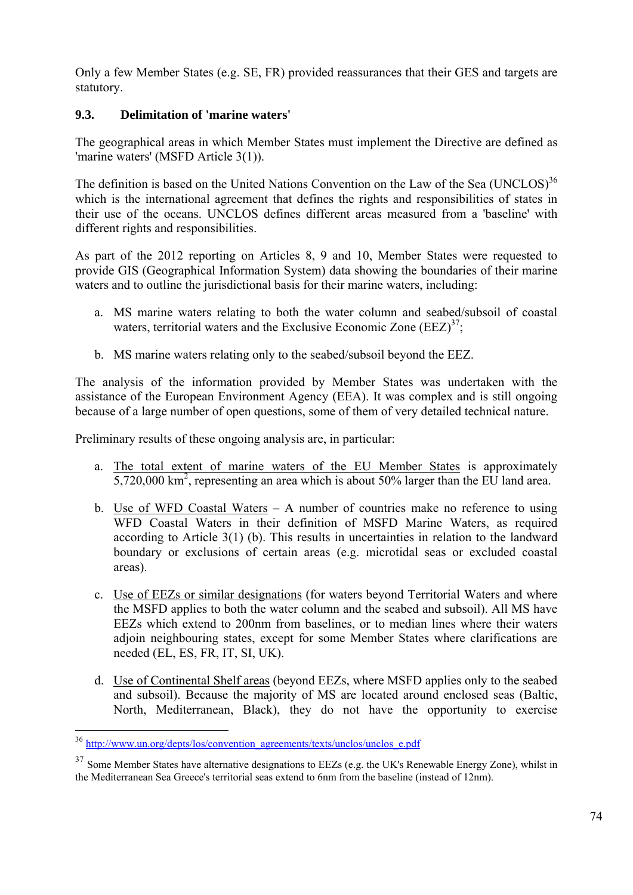Only a few Member States (e.g. SE, FR) provided reassurances that their GES and targets are statutory.

### 9.3. Delimitation of 'marine waters'

The geographical areas in which Member States must implement the Directive are defined as 'marine waters' (MSFD Article 3(1)).

The definition is based on the United Nations Convention on the Law of the Sea (UNCLOS)[36] which is the international agreement that defines the rights and responsibilities of states in their use of the oceans. UNCLOS defines different areas measured from a 'baseline' with different rights and responsibilities.

As part of the 2012 reporting on Articles 8, 9 and 10, Member States were requested to provide GIS (Geographical Information System) data showing the boundaries of their marine waters and to outline the jurisdictional basis for their marine waters, including:

a. MS marine waters relating to both the water column and seabed/subsoil of coastal waters, territorial waters and the Exclusive Economic Zone (EEZ)[37];

b. MS marine waters relating only to the seabed/subsoil beyond the EEZ.

The analysis of the information provided by Member States was undertaken with the assistance of the European Environment Agency (EEA). It was complex and is still ongoing because of a large number of open questions, some of them of very detailed technical nature.

Preliminary results of these ongoing analysis are, in particular:

a. The total extent of marine waters of the EU Member States is approximately 5,720,000 km$^2$, representing an area which is about 50% larger than the EU land area.

b. Use of WFD Coastal Waters – A number of countries make no reference to using WFD Coastal Waters in their definition of MSFD Marine Waters, as required according to Article 3(1) (b). This results in uncertainties in relation to the landward boundary or exclusions of certain areas (e.g. microtidal seas or excluded coastal areas).

c. Use of EEZs or similar designations (for waters beyond Territorial Waters and where the MSFD applies to both the water column and the seabed and subsoil). All MS have EEZs which extend to 200nm from baselines, or to median lines where their waters adjoin neighbouring states, except for some Member States where clarifications are needed (EL, ES, FR, IT, SI, UK).

d. Use of Continental Shelf areas (beyond EEZs, where MSFD applies only to the seabed and subsoil). Because the majority of MS are located around enclosed seas (Baltic, North, Mediterranean, Black), they do not have the opportunity to exercise

---

[36] http://www.un.org/depts/los/convention_agreements/texts/unclos/unclos_e.pdf

[37] Some Member States have alternative designations to EEZs (e.g. the UK's Renewable Energy Zone), whilst in the Mediterranean Sea Greece's territorial seas extend to 6nm from the baseline (instead of 12nm).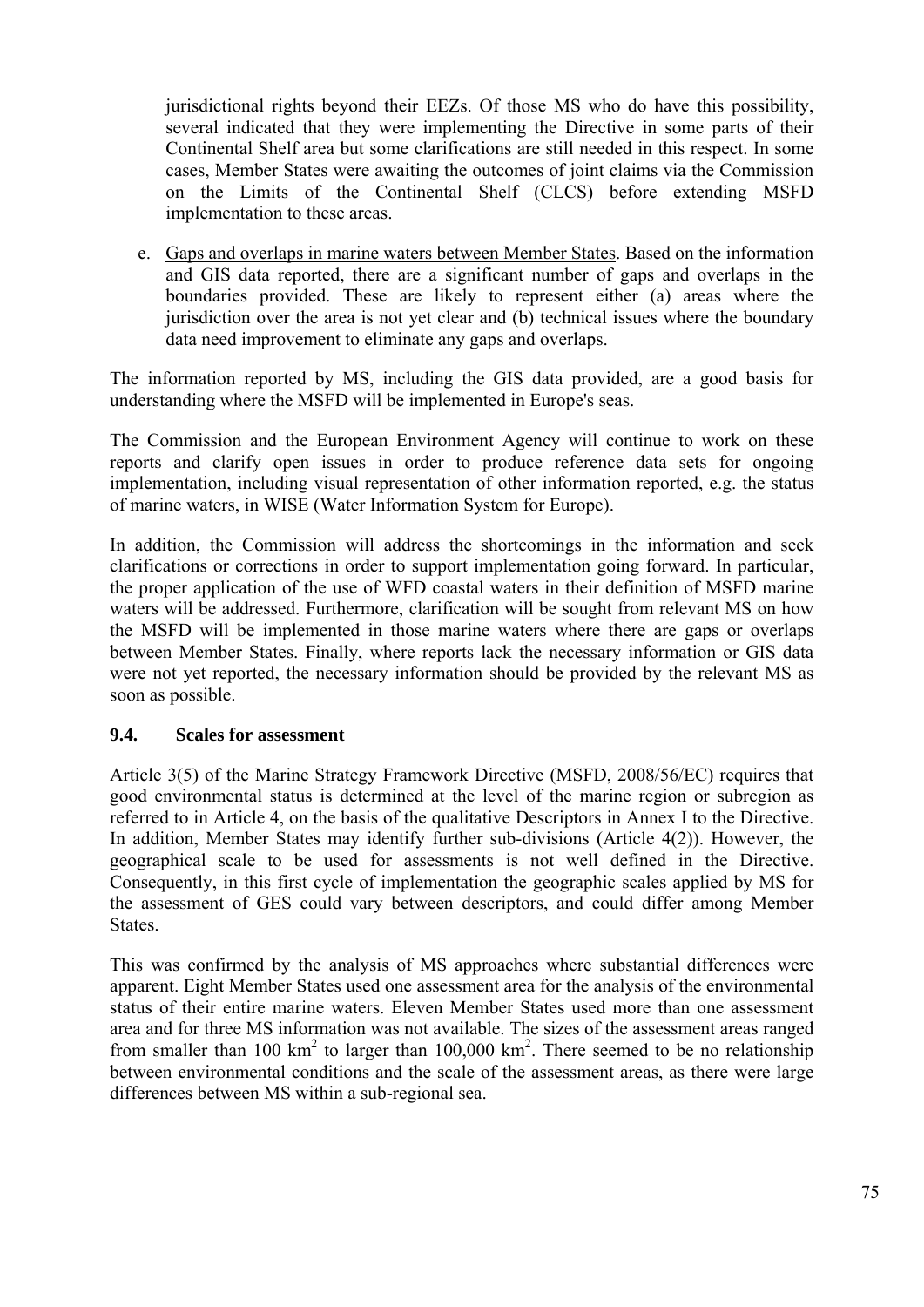jurisdictional rights beyond their EEZs. Of those MS who do have this possibility, several indicated that they were implementing the Directive in some parts of their Continental Shelf area but some clarifications are still needed in this respect. In some cases, Member States were awaiting the outcomes of joint claims via the Commission on the Limits of the Continental Shelf (CLCS) before extending MSFD implementation to these areas.

e. Gaps and overlaps in marine waters between Member States. Based on the information and GIS data reported, there are a significant number of gaps and overlaps in the boundaries provided. These are likely to represent either (a) areas where the jurisdiction over the area is not yet clear and (b) technical issues where the boundary data need improvement to eliminate any gaps and overlaps.

The information reported by MS, including the GIS data provided, are a good basis for understanding where the MSFD will be implemented in Europe's seas.

The Commission and the European Environment Agency will continue to work on these reports and clarify open issues in order to produce reference data sets for ongoing implementation, including visual representation of other information reported, e.g. the status of marine waters, in WISE (Water Information System for Europe).

In addition, the Commission will address the shortcomings in the information and seek clarifications or corrections in order to support implementation going forward. In particular, the proper application of the use of WFD coastal waters in their definition of MSFD marine waters will be addressed. Furthermore, clarification will be sought from relevant MS on how the MSFD will be implemented in those marine waters where there are gaps or overlaps between Member States. Finally, where reports lack the necessary information or GIS data were not yet reported, the necessary information should be provided by the relevant MS as soon as possible.

### 9.4. Scales for assessment

Article 3(5) of the Marine Strategy Framework Directive (MSFD, 2008/56/EC) requires that good environmental status is determined at the level of the marine region or subregion as referred to in Article 4, on the basis of the qualitative Descriptors in Annex I to the Directive. In addition, Member States may identify further sub-divisions (Article 4(2)). However, the geographical scale to be used for assessments is not well defined in the Directive. Consequently, in this first cycle of implementation the geographic scales applied by MS for the assessment of GES could vary between descriptors, and could differ among Member States.

This was confirmed by the analysis of MS approaches where substantial differences were apparent. Eight Member States used one assessment area for the analysis of the environmental status of their entire marine waters. Eleven Member States used more than one assessment area and for three MS information was not available. The sizes of the assessment areas ranged from smaller than 100 $km^2$ to larger than 100,000 $km^2$. There seemed to be no relationship between environmental conditions and the scale of the assessment areas, as there were large differences between MS within a sub-regional sea.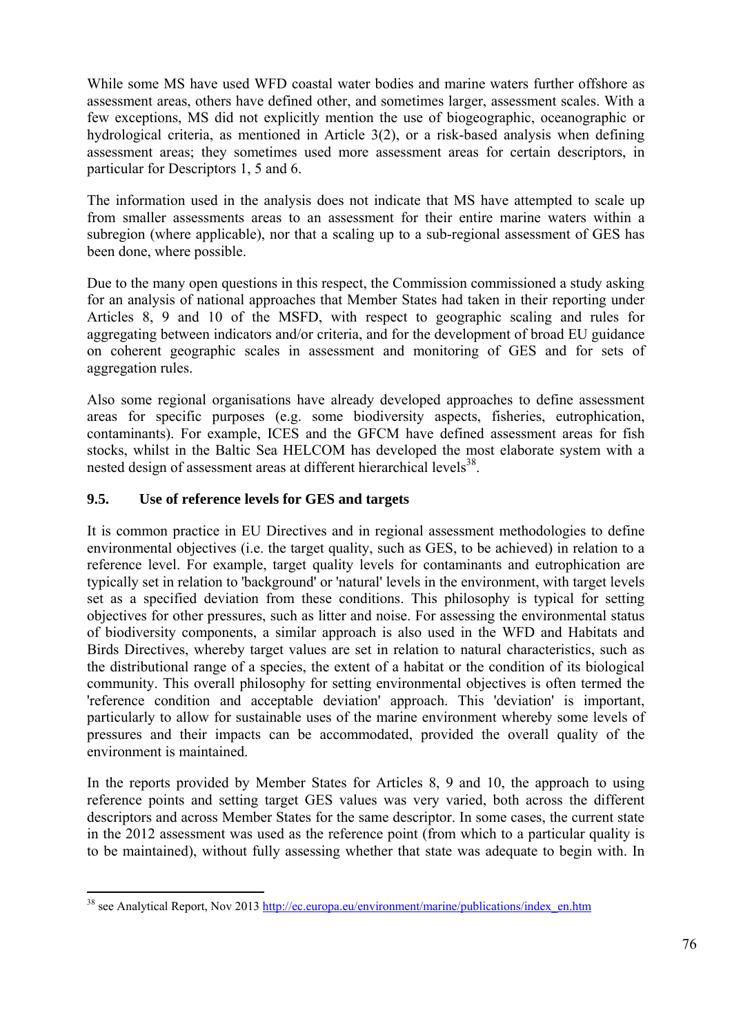While some MS have used WFD coastal water bodies and marine waters further offshore as assessment areas, others have defined other, and sometimes larger, assessment scales. With a few exceptions, MS did not explicitly mention the use of biogeographic, oceanographic or hydrological criteria, as mentioned in Article 3(2), or a risk-based analysis when defining assessment areas; they sometimes used more assessment areas for certain descriptors, in particular for Descriptors 1, 5 and 6.

The information used in the analysis does not indicate that MS have attempted to scale up from smaller assessments areas to an assessment for their entire marine waters within a subregion (where applicable), nor that a scaling up to a sub-regional assessment of GES has been done, where possible.

Due to the many open questions in this respect, the Commission commissioned a study asking for an analysis of national approaches that Member States had taken in their reporting under Articles 8, 9 and 10 of the MSFD, with respect to geographic scaling and rules for aggregating between indicators and/or criteria, and for the development of broad EU guidance on coherent geographic scales in assessment and monitoring of GES and for sets of aggregation rules.

Also some regional organisations have already developed approaches to define assessment areas for specific purposes (e.g. some biodiversity aspects, fisheries, eutrophication, contaminants). For example, ICES and the GFCM have defined assessment areas for fish stocks, whilst in the Baltic Sea HELCOM has developed the most elaborate system with a nested design of assessment areas at different hierarchical levels[38].

## 9.5. Use of reference levels for GES and targets

It is common practice in EU Directives and in regional assessment methodologies to define environmental objectives (i.e. the target quality, such as GES, to be achieved) in relation to a reference level. For example, target quality levels for contaminants and eutrophication are typically set in relation to 'background' or 'natural' levels in the environment, with target levels set as a specified deviation from these conditions. This philosophy is typical for setting objectives for other pressures, such as litter and noise. For assessing the environmental status of biodiversity components, a similar approach is also used in the WFD and Habitats and Birds Directives, whereby target values are set in relation to natural characteristics, such as the distributional range of a species, the extent of a habitat or the condition of its biological community. This overall philosophy for setting environmental objectives is often termed the 'reference condition and acceptable deviation' approach. This 'deviation' is important, particularly to allow for sustainable uses of the marine environment whereby some levels of pressures and their impacts can be accommodated, provided the overall quality of the environment is maintained.

In the reports provided by Member States for Articles 8, 9 and 10, the approach to using reference points and setting target GES values was very varied, both across the different descriptors and across Member States for the same descriptor. In some cases, the current state in the 2012 assessment was used as the reference point (from which to a particular quality is to be maintained), without fully assessing whether that state was adequate to begin with. In

---

[38] see Analytical Report, Nov 2013 http://ec.europa.eu/environment/marine/publications/index_en.htm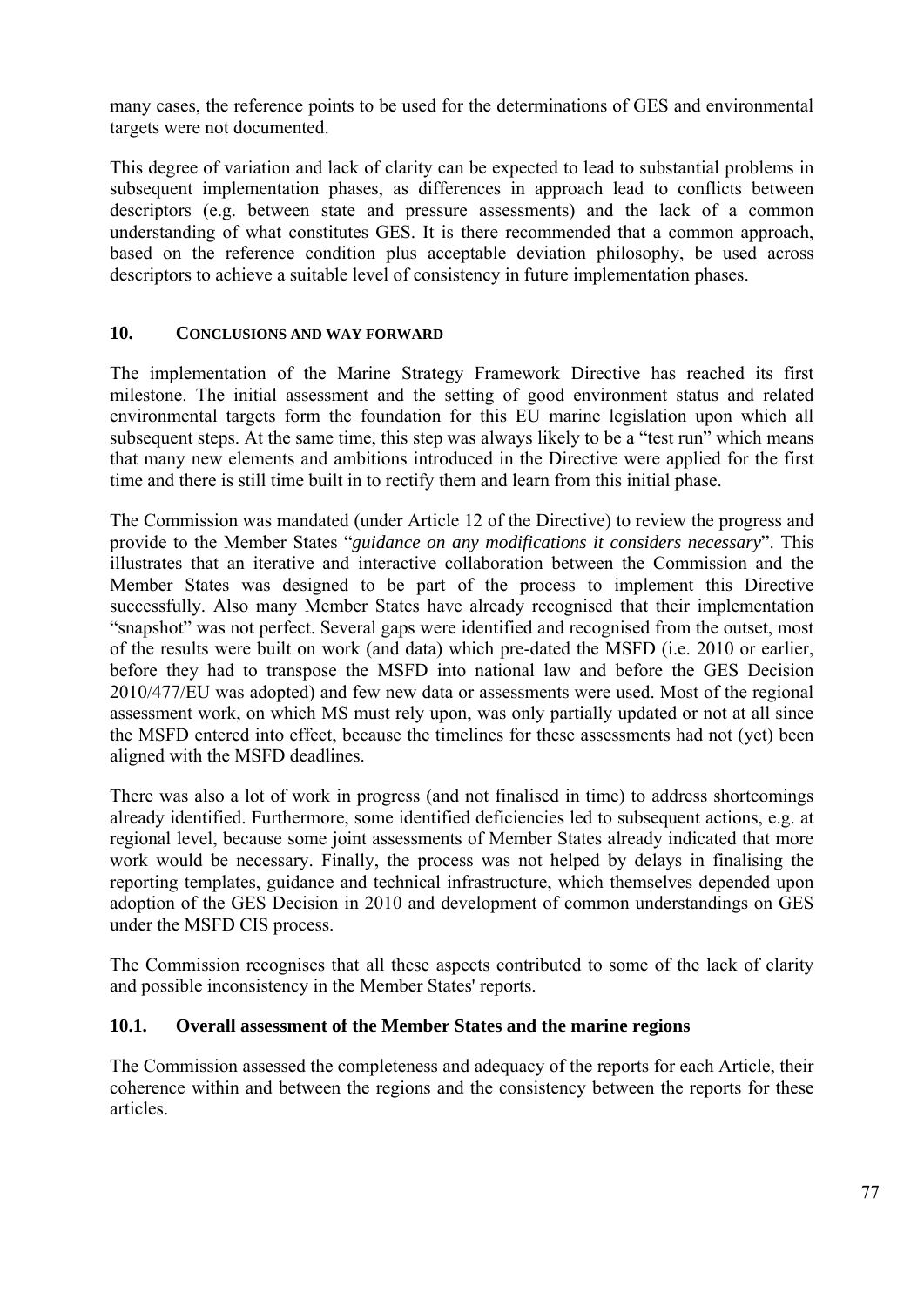many cases, the reference points to be used for the determinations of GES and environmental targets were not documented.

This degree of variation and lack of clarity can be expected to lead to substantial problems in subsequent implementation phases, as differences in approach lead to conflicts between descriptors (e.g. between state and pressure assessments) and the lack of a common understanding of what constitutes GES. It is there recommended that a common approach, based on the reference condition plus acceptable deviation philosophy, be used across descriptors to achieve a suitable level of consistency in future implementation phases.

## 10. CONCLUSIONS AND WAY FORWARD

The implementation of the Marine Strategy Framework Directive has reached its first milestone. The initial assessment and the setting of good environment status and related environmental targets form the foundation for this EU marine legislation upon which all subsequent steps. At the same time, this step was always likely to be a "test run" which means that many new elements and ambitions introduced in the Directive were applied for the first time and there is still time built in to rectify them and learn from this initial phase.

The Commission was mandated (under Article 12 of the Directive) to review the progress and provide to the Member States "*guidance on any modifications it considers necessary*". This illustrates that an iterative and interactive collaboration between the Commission and the Member States was designed to be part of the process to implement this Directive successfully. Also many Member States have already recognised that their implementation "snapshot" was not perfect. Several gaps were identified and recognised from the outset, most of the results were built on work (and data) which pre-dated the MSFD (i.e. 2010 or earlier, before they had to transpose the MSFD into national law and before the GES Decision 2010/477/EU was adopted) and few new data or assessments were used. Most of the regional assessment work, on which MS must rely upon, was only partially updated or not at all since the MSFD entered into effect, because the timelines for these assessments had not (yet) been aligned with the MSFD deadlines.

There was also a lot of work in progress (and not finalised in time) to address shortcomings already identified. Furthermore, some identified deficiencies led to subsequent actions, e.g. at regional level, because some joint assessments of Member States already indicated that more work would be necessary. Finally, the process was not helped by delays in finalising the reporting templates, guidance and technical infrastructure, which themselves depended upon adoption of the GES Decision in 2010 and development of common understandings on GES under the MSFD CIS process.

The Commission recognises that all these aspects contributed to some of the lack of clarity and possible inconsistency in the Member States' reports.

### 10.1. Overall assessment of the Member States and the marine regions

The Commission assessed the completeness and adequacy of the reports for each Article, their coherence within and between the regions and the consistency between the reports for these articles.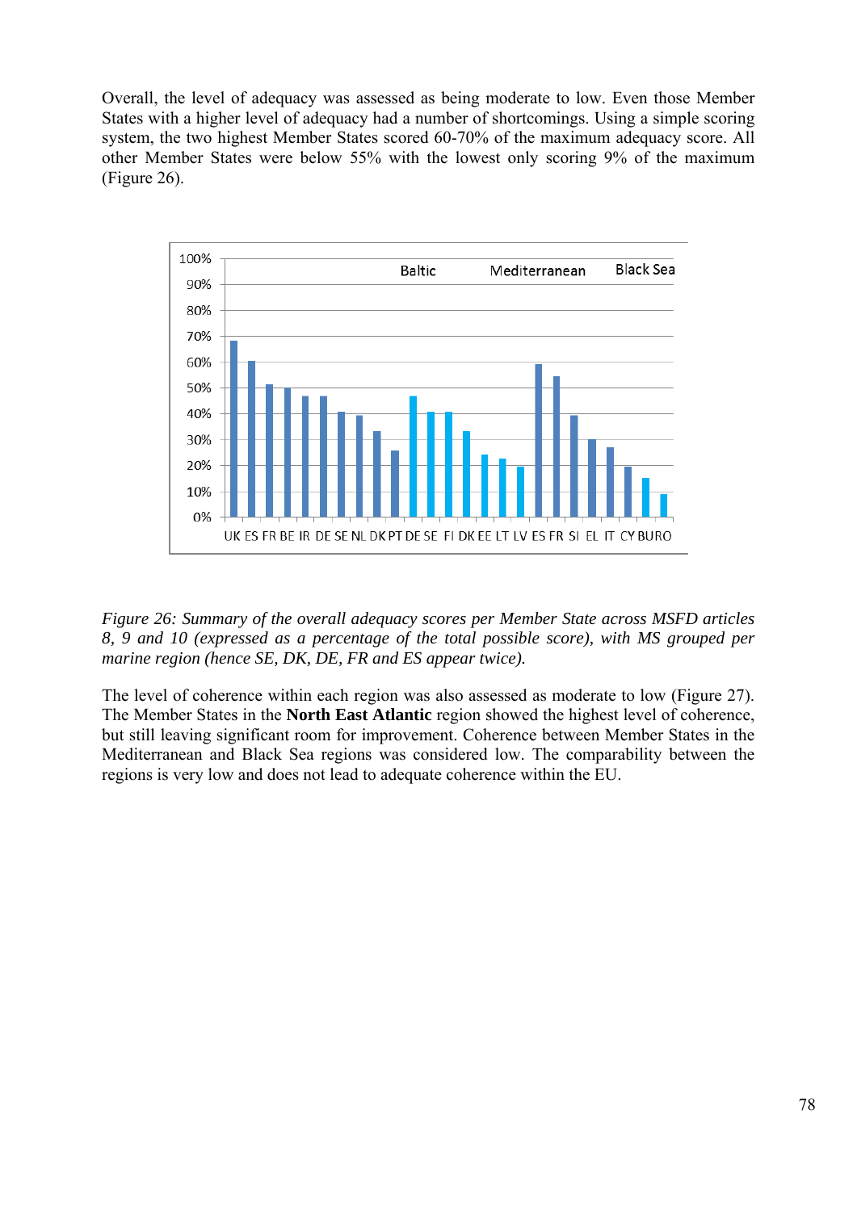Overall, the level of adequacy was assessed as being moderate to low. Even those Member States with a higher level of adequacy had a number of shortcomings. Using a simple scoring system, the two highest Member States scored 60-70% of the maximum adequacy score. All other Member States were below 55% with the lowest only scoring 9% of the maximum (Figure 26).

*Figure 26: Summary of the overall adequacy scores per Member State across MSFD articles 8, 9 and 10 (expressed as a percentage of the total possible score), with MS grouped per marine region (hence SE, DK, DE, FR and ES appear twice).*

The level of coherence within each region was also assessed as moderate to low (Figure 27). The Member States in the **North East Atlantic** region showed the highest level of coherence, but still leaving significant room for improvement. Coherence between Member States in the Mediterranean and Black Sea regions was considered low. The comparability between the regions is very low and does not lead to adequate coherence within the EU.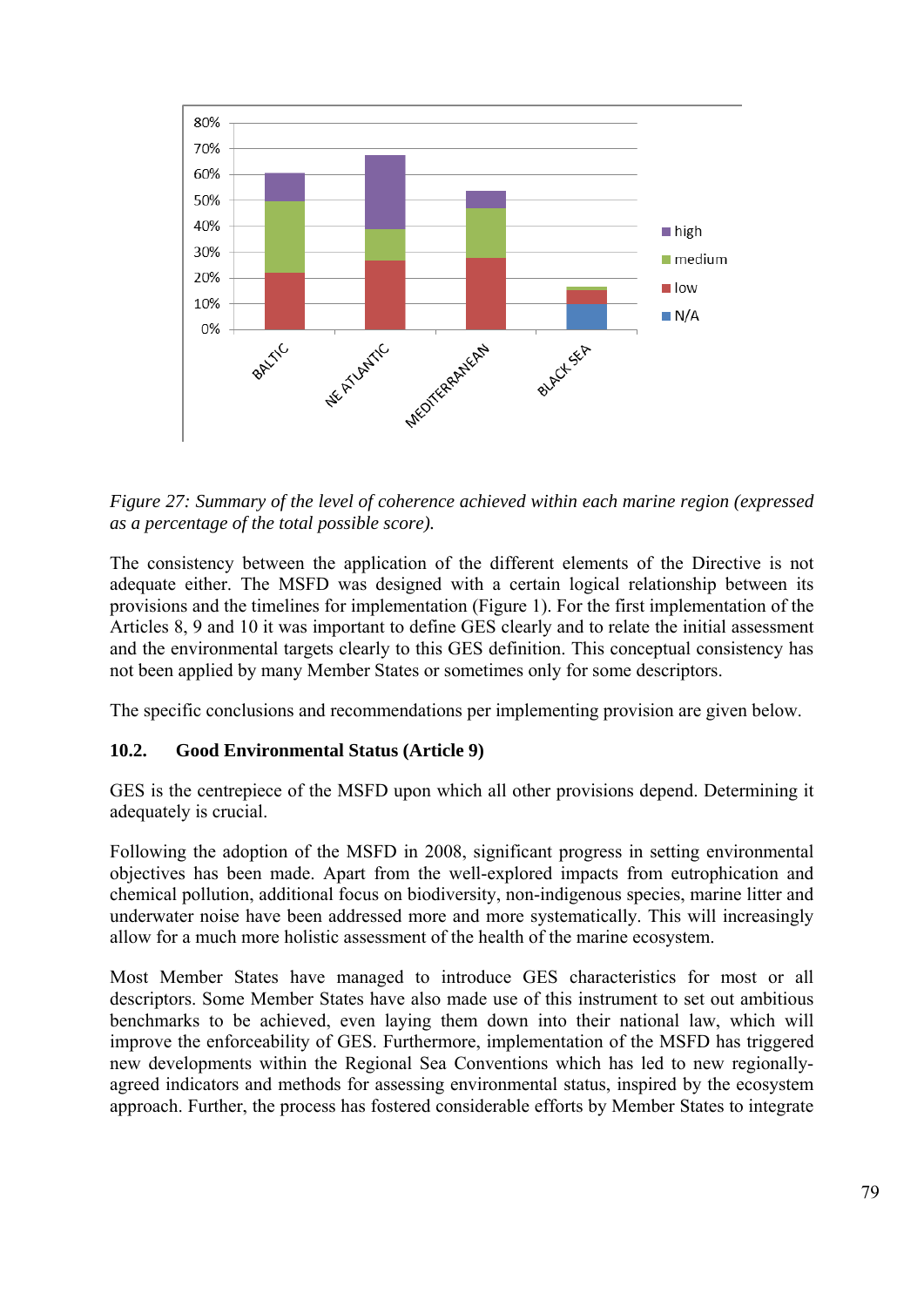*Figure 27: Summary of the level of coherence achieved within each marine region (expressed as a percentage of the total possible score).*

The consistency between the application of the different elements of the Directive is not adequate either. The MSFD was designed with a certain logical relationship between its provisions and the timelines for implementation (Figure 1). For the first implementation of the Articles 8, 9 and 10 it was important to define GES clearly and to relate the initial assessment and the environmental targets clearly to this GES definition. This conceptual consistency has not been applied by many Member States or sometimes only for some descriptors.

The specific conclusions and recommendations per implementing provision are given below.

### 10.2. Good Environmental Status (Article 9)

GES is the centrepiece of the MSFD upon which all other provisions depend. Determining it adequately is crucial.

Following the adoption of the MSFD in 2008, significant progress in setting environmental objectives has been made. Apart from the well-explored impacts from eutrophication and chemical pollution, additional focus on biodiversity, non-indigenous species, marine litter and underwater noise have been addressed more and more systematically. This will increasingly allow for a much more holistic assessment of the health of the marine ecosystem.

Most Member States have managed to introduce GES characteristics for most or all descriptors. Some Member States have also made use of this instrument to set out ambitious benchmarks to be achieved, even laying them down into their national law, which will improve the enforceability of GES. Furthermore, implementation of the MSFD has triggered new developments within the Regional Sea Conventions which has led to new regionally-agreed indicators and methods for assessing environmental status, inspired by the ecosystem approach. Further, the process has fostered considerable efforts by Member States to integrate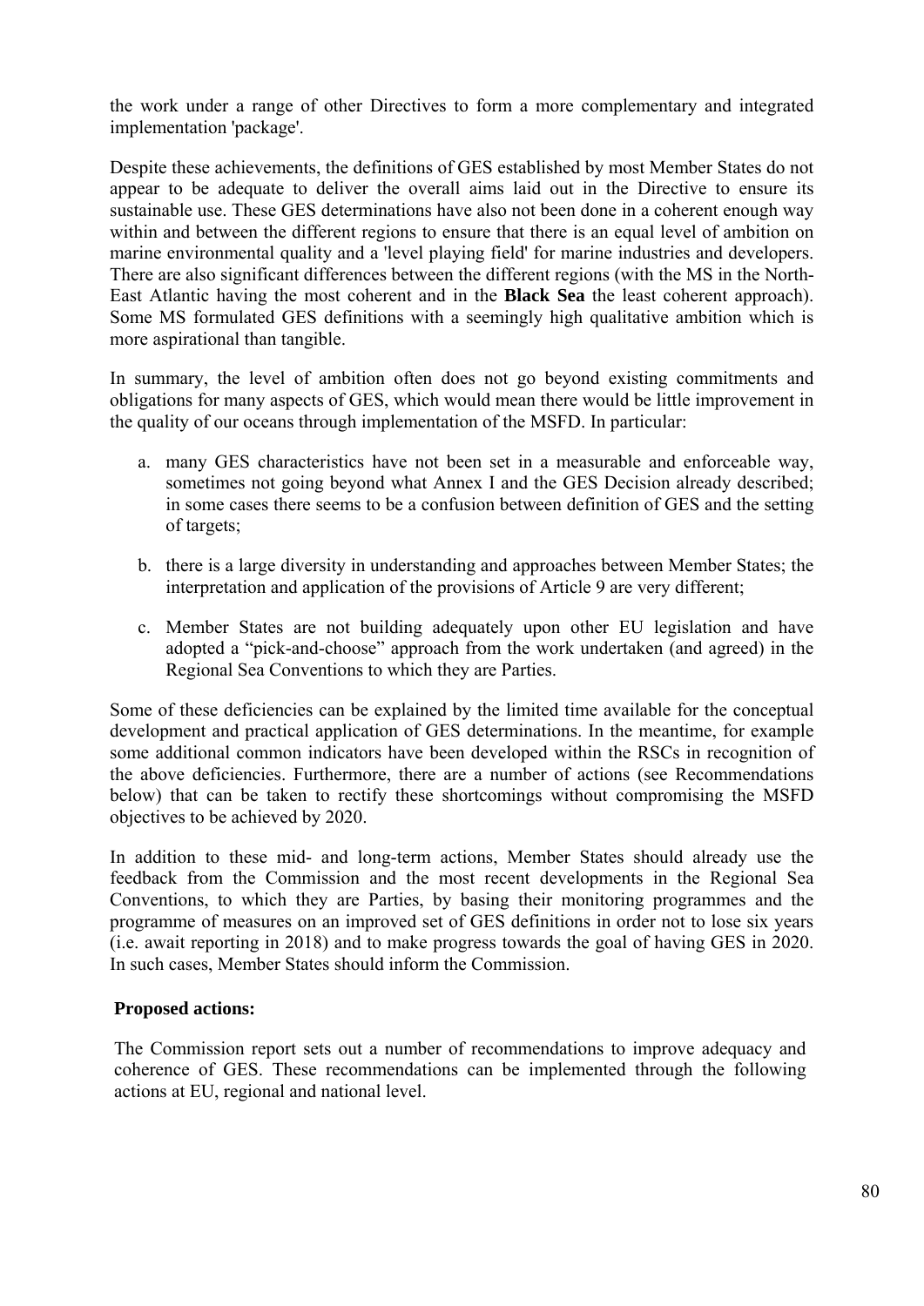the work under a range of other Directives to form a more complementary and integrated implementation 'package'.

Despite these achievements, the definitions of GES established by most Member States do not appear to be adequate to deliver the overall aims laid out in the Directive to ensure its sustainable use. These GES determinations have also not been done in a coherent enough way within and between the different regions to ensure that there is an equal level of ambition on marine environmental quality and a 'level playing field' for marine industries and developers. There are also significant differences between the different regions (with the MS in the North-East Atlantic having the most coherent and in the **Black Sea** the least coherent approach). Some MS formulated GES definitions with a seemingly high qualitative ambition which is more aspirational than tangible.

In summary, the level of ambition often does not go beyond existing commitments and obligations for many aspects of GES, which would mean there would be little improvement in the quality of our oceans through implementation of the MSFD. In particular:

a. many GES characteristics have not been set in a measurable and enforceable way, sometimes not going beyond what Annex I and the GES Decision already described; in some cases there seems to be a confusion between definition of GES and the setting of targets;

b. there is a large diversity in understanding and approaches between Member States; the interpretation and application of the provisions of Article 9 are very different;

c. Member States are not building adequately upon other EU legislation and have adopted a "pick-and-choose" approach from the work undertaken (and agreed) in the Regional Sea Conventions to which they are Parties.

Some of these deficiencies can be explained by the limited time available for the conceptual development and practical application of GES determinations. In the meantime, for example some additional common indicators have been developed within the RSCs in recognition of the above deficiencies. Furthermore, there are a number of actions (see Recommendations below) that can be taken to rectify these shortcomings without compromising the MSFD objectives to be achieved by 2020.

In addition to these mid- and long-term actions, Member States should already use the feedback from the Commission and the most recent developments in the Regional Sea Conventions, to which they are Parties, by basing their monitoring programmes and the programme of measures on an improved set of GES definitions in order not to lose six years (i.e. await reporting in 2018) and to make progress towards the goal of having GES in 2020. In such cases, Member States should inform the Commission.

**Proposed actions:**

The Commission report sets out a number of recommendations to improve adequacy and coherence of GES. These recommendations can be implemented through the following actions at EU, regional and national level.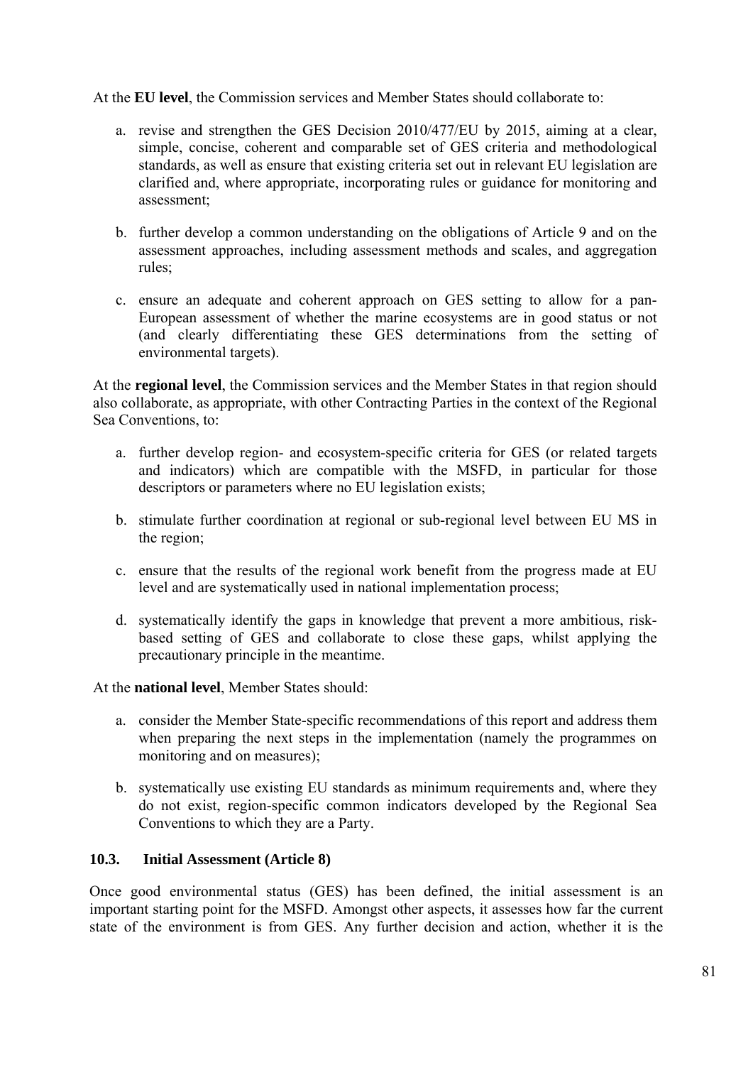At the **EU level**, the Commission services and Member States should collaborate to:

a. revise and strengthen the GES Decision 2010/477/EU by 2015, aiming at a clear, simple, concise, coherent and comparable set of GES criteria and methodological standards, as well as ensure that existing criteria set out in relevant EU legislation are clarified and, where appropriate, incorporating rules or guidance for monitoring and assessment;

b. further develop a common understanding on the obligations of Article 9 and on the assessment approaches, including assessment methods and scales, and aggregation rules;

c. ensure an adequate and coherent approach on GES setting to allow for a pan-European assessment of whether the marine ecosystems are in good status or not (and clearly differentiating these GES determinations from the setting of environmental targets).

At the **regional level**, the Commission services and the Member States in that region should also collaborate, as appropriate, with other Contracting Parties in the context of the Regional Sea Conventions, to:

a. further develop region- and ecosystem-specific criteria for GES (or related targets and indicators) which are compatible with the MSFD, in particular for those descriptors or parameters where no EU legislation exists;

b. stimulate further coordination at regional or sub-regional level between EU MS in the region;

c. ensure that the results of the regional work benefit from the progress made at EU level and are systematically used in national implementation process;

d. systematically identify the gaps in knowledge that prevent a more ambitious, risk-based setting of GES and collaborate to close these gaps, whilst applying the precautionary principle in the meantime.

At the **national level**, Member States should:

a. consider the Member State-specific recommendations of this report and address them when preparing the next steps in the implementation (namely the programmes on monitoring and on measures);

b. systematically use existing EU standards as minimum requirements and, where they do not exist, region-specific common indicators developed by the Regional Sea Conventions to which they are a Party.

### 10.3. Initial Assessment (Article 8)

Once good environmental status (GES) has been defined, the initial assessment is an important starting point for the MSFD. Amongst other aspects, it assesses how far the current state of the environment is from GES. Any further decision and action, whether it is the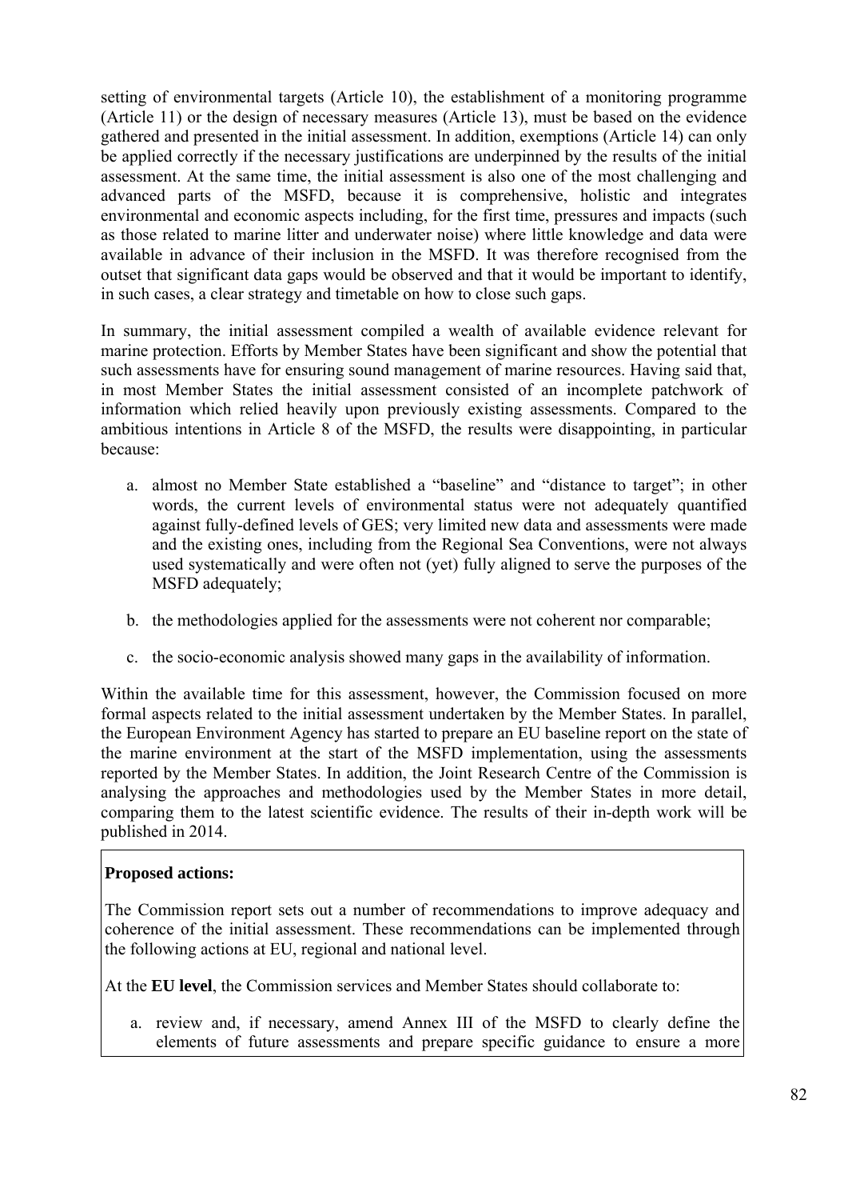setting of environmental targets (Article 10), the establishment of a monitoring programme (Article 11) or the design of necessary measures (Article 13), must be based on the evidence gathered and presented in the initial assessment. In addition, exemptions (Article 14) can only be applied correctly if the necessary justifications are underpinned by the results of the initial assessment. At the same time, the initial assessment is also one of the most challenging and advanced parts of the MSFD, because it is comprehensive, holistic and integrates environmental and economic aspects including, for the first time, pressures and impacts (such as those related to marine litter and underwater noise) where little knowledge and data were available in advance of their inclusion in the MSFD. It was therefore recognised from the outset that significant data gaps would be observed and that it would be important to identify, in such cases, a clear strategy and timetable on how to close such gaps.

In summary, the initial assessment compiled a wealth of available evidence relevant for marine protection. Efforts by Member States have been significant and show the potential that such assessments have for ensuring sound management of marine resources. Having said that, in most Member States the initial assessment consisted of an incomplete patchwork of information which relied heavily upon previously existing assessments. Compared to the ambitious intentions in Article 8 of the MSFD, the results were disappointing, in particular because:

a. almost no Member State established a "baseline" and "distance to target"; in other words, the current levels of environmental status were not adequately quantified against fully-defined levels of GES; very limited new data and assessments were made and the existing ones, including from the Regional Sea Conventions, were not always used systematically and were often not (yet) fully aligned to serve the purposes of the MSFD adequately;

b. the methodologies applied for the assessments were not coherent nor comparable;

c. the socio-economic analysis showed many gaps in the availability of information.

Within the available time for this assessment, however, the Commission focused on more formal aspects related to the initial assessment undertaken by the Member States. In parallel, the European Environment Agency has started to prepare an EU baseline report on the state of the marine environment at the start of the MSFD implementation, using the assessments reported by the Member States. In addition, the Joint Research Centre of the Commission is analysing the approaches and methodologies used by the Member States in more detail, comparing them to the latest scientific evidence. The results of their in-depth work will be published in 2014.

**Proposed actions:**

The Commission report sets out a number of recommendations to improve adequacy and coherence of the initial assessment. These recommendations can be implemented through the following actions at EU, regional and national level.

At the **EU level**, the Commission services and Member States should collaborate to:

a. review and, if necessary, amend Annex III of the MSFD to clearly define the elements of future assessments and prepare specific guidance to ensure a more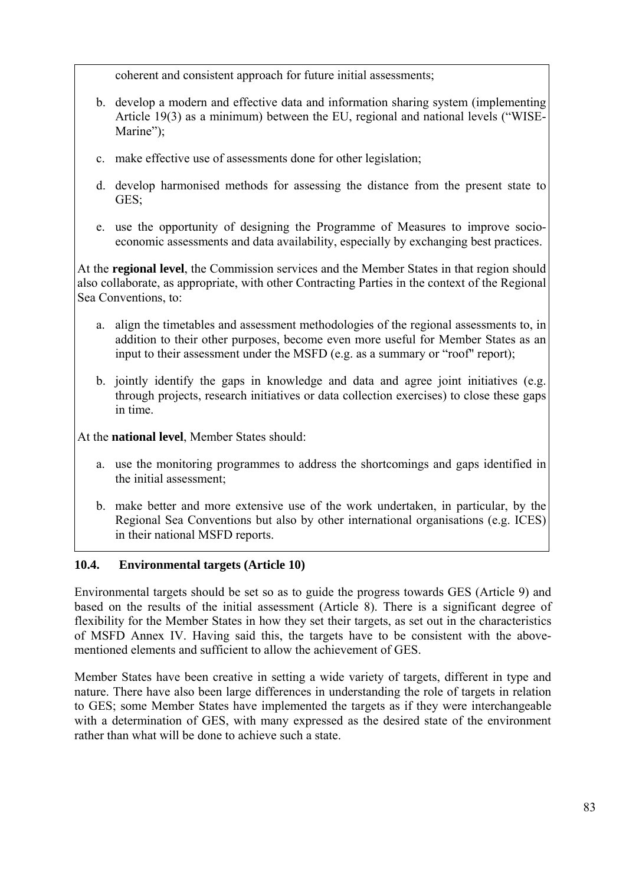coherent and consistent approach for future initial assessments;

b. develop a modern and effective data and information sharing system (implementing Article 19(3) as a minimum) between the EU, regional and national levels ("WISE-Marine");

c. make effective use of assessments done for other legislation;

d. develop harmonised methods for assessing the distance from the present state to GES;

e. use the opportunity of designing the Programme of Measures to improve socio-economic assessments and data availability, especially by exchanging best practices.

At the **regional level**, the Commission services and the Member States in that region should also collaborate, as appropriate, with other Contracting Parties in the context of the Regional Sea Conventions, to:

a. align the timetables and assessment methodologies of the regional assessments to, in addition to their other purposes, become even more useful for Member States as an input to their assessment under the MSFD (e.g. as a summary or "roof" report);

b. jointly identify the gaps in knowledge and data and agree joint initiatives (e.g. through projects, research initiatives or data collection exercises) to close these gaps in time.

At the **national level**, Member States should:

a. use the monitoring programmes to address the shortcomings and gaps identified in the initial assessment;

b. make better and more extensive use of the work undertaken, in particular, by the Regional Sea Conventions but also by other international organisations (e.g. ICES) in their national MSFD reports.

### 10.4. Environmental targets (Article 10)

Environmental targets should be set so as to guide the progress towards GES (Article 9) and based on the results of the initial assessment (Article 8). There is a significant degree of flexibility for the Member States in how they set their targets, as set out in the characteristics of MSFD Annex IV. Having said this, the targets have to be consistent with the above-mentioned elements and sufficient to allow the achievement of GES.

Member States have been creative in setting a wide variety of targets, different in type and nature. There have also been large differences in understanding the role of targets in relation to GES; some Member States have implemented the targets as if they were interchangeable with a determination of GES, with many expressed as the desired state of the environment rather than what will be done to achieve such a state.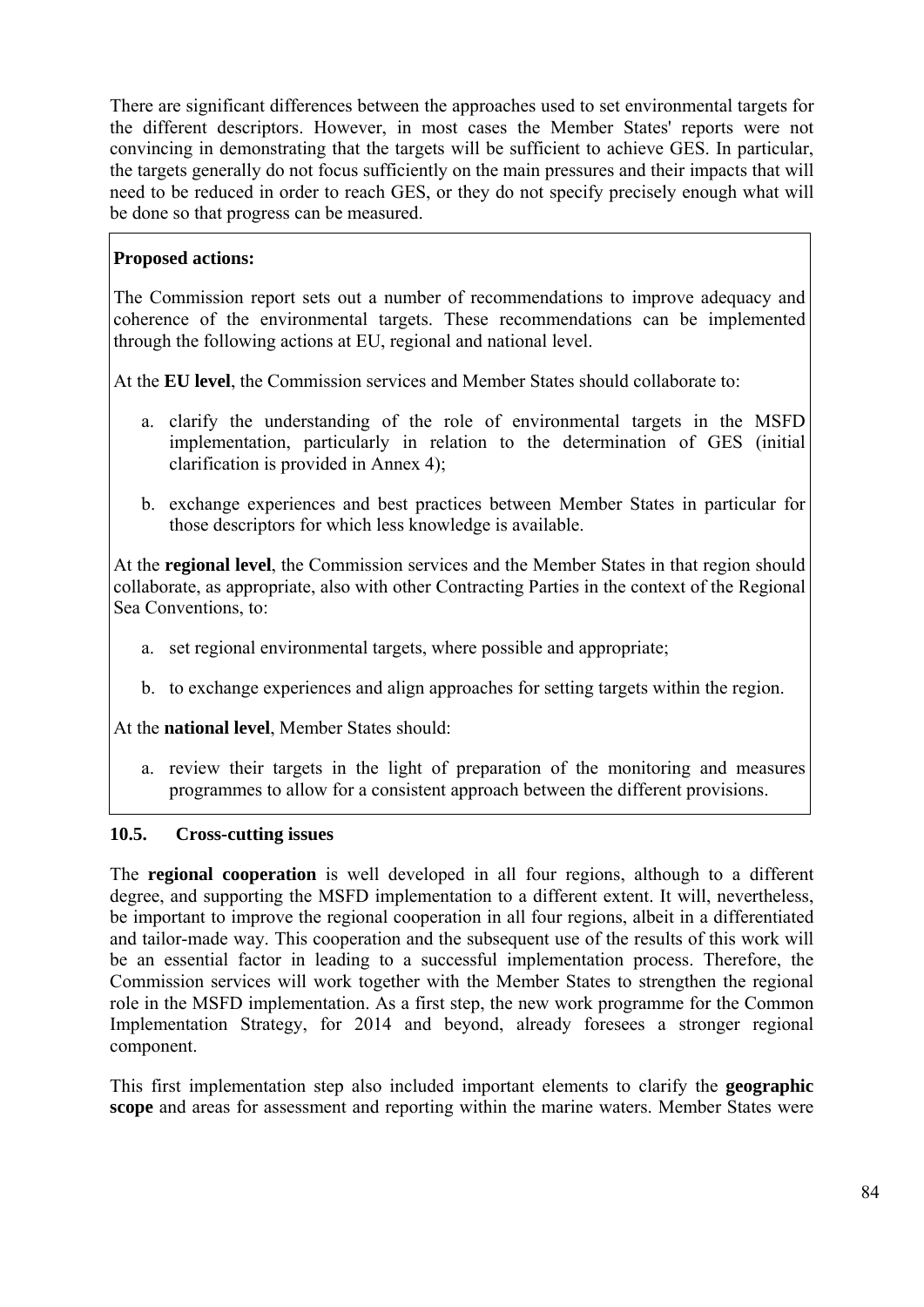There are significant differences between the approaches used to set environmental targets for the different descriptors. However, in most cases the Member States' reports were not convincing in demonstrating that the targets will be sufficient to achieve GES. In particular, the targets generally do not focus sufficiently on the main pressures and their impacts that will need to be reduced in order to reach GES, or they do not specify precisely enough what will be done so that progress can be measured.

**Proposed actions:**

The Commission report sets out a number of recommendations to improve adequacy and coherence of the environmental targets. These recommendations can be implemented through the following actions at EU, regional and national level.

At the **EU level**, the Commission services and Member States should collaborate to:

a. clarify the understanding of the role of environmental targets in the MSFD implementation, particularly in relation to the determination of GES (initial clarification is provided in Annex 4);

b. exchange experiences and best practices between Member States in particular for those descriptors for which less knowledge is available.

At the **regional level**, the Commission services and the Member States in that region should collaborate, as appropriate, also with other Contracting Parties in the context of the Regional Sea Conventions, to:

a. set regional environmental targets, where possible and appropriate;

b. to exchange experiences and align approaches for setting targets within the region.

At the **national level**, Member States should:

a. review their targets in the light of preparation of the monitoring and measures programmes to allow for a consistent approach between the different provisions.

### 10.5. Cross-cutting issues

The **regional cooperation** is well developed in all four regions, although to a different degree, and supporting the MSFD implementation to a different extent. It will, nevertheless, be important to improve the regional cooperation in all four regions, albeit in a differentiated and tailor-made way. This cooperation and the subsequent use of the results of this work will be an essential factor in leading to a successful implementation process. Therefore, the Commission services will work together with the Member States to strengthen the regional role in the MSFD implementation. As a first step, the new work programme for the Common Implementation Strategy, for 2014 and beyond, already foresees a stronger regional component.

This first implementation step also included important elements to clarify the **geographic scope** and areas for assessment and reporting within the marine waters. Member States were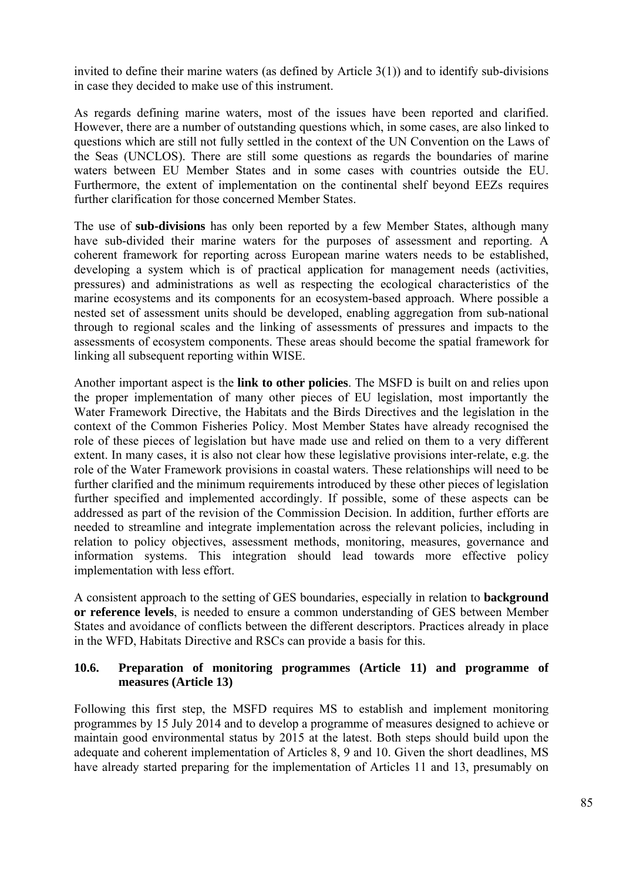invited to define their marine waters (as defined by Article 3(1)) and to identify sub-divisions in case they decided to make use of this instrument.

As regards defining marine waters, most of the issues have been reported and clarified. However, there are a number of outstanding questions which, in some cases, are also linked to questions which are still not fully settled in the context of the UN Convention on the Laws of the Seas (UNCLOS). There are still some questions as regards the boundaries of marine waters between EU Member States and in some cases with countries outside the EU. Furthermore, the extent of implementation on the continental shelf beyond EEZs requires further clarification for those concerned Member States.

The use of **sub-divisions** has only been reported by a few Member States, although many have sub-divided their marine waters for the purposes of assessment and reporting. A coherent framework for reporting across European marine waters needs to be established, developing a system which is of practical application for management needs (activities, pressures) and administrations as well as respecting the ecological characteristics of the marine ecosystems and its components for an ecosystem-based approach. Where possible a nested set of assessment units should be developed, enabling aggregation from sub-national through to regional scales and the linking of assessments of pressures and impacts to the assessments of ecosystem components. These areas should become the spatial framework for linking all subsequent reporting within WISE.

Another important aspect is the **link to other policies**. The MSFD is built on and relies upon the proper implementation of many other pieces of EU legislation, most importantly the Water Framework Directive, the Habitats and the Birds Directives and the legislation in the context of the Common Fisheries Policy. Most Member States have already recognised the role of these pieces of legislation but have made use and relied on them to a very different extent. In many cases, it is also not clear how these legislative provisions inter-relate, e.g. the role of the Water Framework provisions in coastal waters. These relationships will need to be further clarified and the minimum requirements introduced by these other pieces of legislation further specified and implemented accordingly. If possible, some of these aspects can be addressed as part of the revision of the Commission Decision. In addition, further efforts are needed to streamline and integrate implementation across the relevant policies, including in relation to policy objectives, assessment methods, monitoring, measures, governance and information systems. This integration should lead towards more effective policy implementation with less effort.

A consistent approach to the setting of GES boundaries, especially in relation to **background or reference levels**, is needed to ensure a common understanding of GES between Member States and avoidance of conflicts between the different descriptors. Practices already in place in the WFD, Habitats Directive and RSCs can provide a basis for this.

### 10.6. Preparation of monitoring programmes (Article 11) and programme of measures (Article 13)

Following this first step, the MSFD requires MS to establish and implement monitoring programmes by 15 July 2014 and to develop a programme of measures designed to achieve or maintain good environmental status by 2015 at the latest. Both steps should build upon the adequate and coherent implementation of Articles 8, 9 and 10. Given the short deadlines, MS have already started preparing for the implementation of Articles 11 and 13, presumably on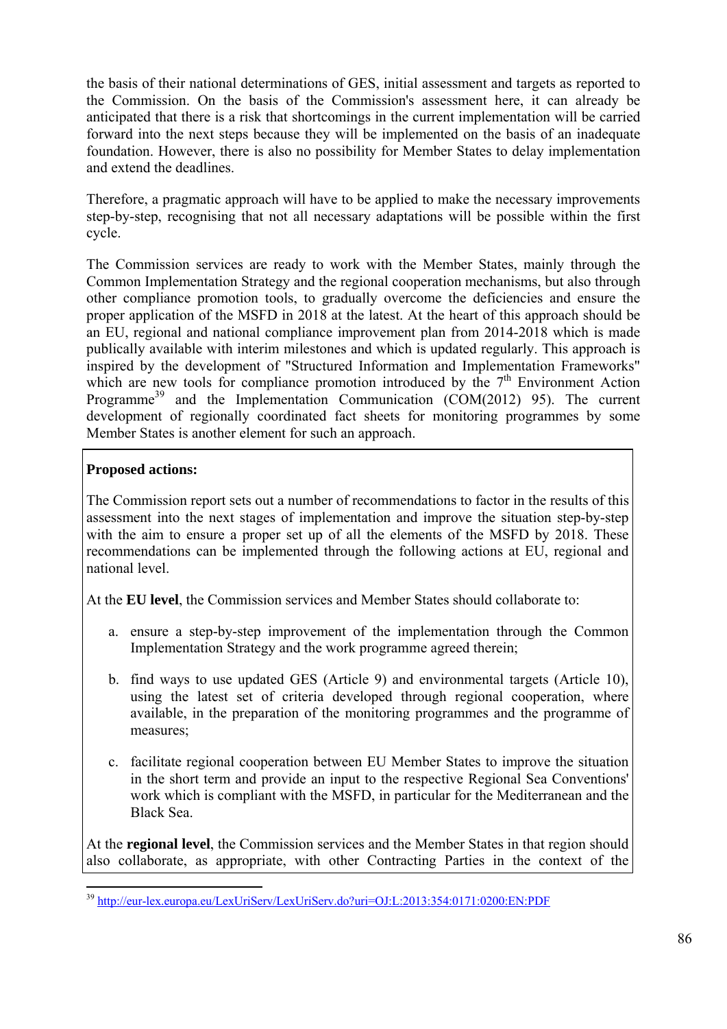the basis of their national determinations of GES, initial assessment and targets as reported to the Commission. On the basis of the Commission's assessment here, it can already be anticipated that there is a risk that shortcomings in the current implementation will be carried forward into the next steps because they will be implemented on the basis of an inadequate foundation. However, there is also no possibility for Member States to delay implementation and extend the deadlines.

Therefore, a pragmatic approach will have to be applied to make the necessary improvements step-by-step, recognising that not all necessary adaptations will be possible within the first cycle.

The Commission services are ready to work with the Member States, mainly through the Common Implementation Strategy and the regional cooperation mechanisms, but also through other compliance promotion tools, to gradually overcome the deficiencies and ensure the proper application of the MSFD in 2018 at the latest. At the heart of this approach should be an EU, regional and national compliance improvement plan from 2014-2018 which is made publically available with interim milestones and which is updated regularly. This approach is inspired by the development of "Structured Information and Implementation Frameworks" which are new tools for compliance promotion introduced by the 7th Environment Action Programme[39] and the Implementation Communication (COM(2012) 95). The current development of regionally coordinated fact sheets for monitoring programmes by some Member States is another element for such an approach.

**Proposed actions:**

The Commission report sets out a number of recommendations to factor in the results of this assessment into the next stages of implementation and improve the situation step-by-step with the aim to ensure a proper set up of all the elements of the MSFD by 2018. These recommendations can be implemented through the following actions at EU, regional and national level.

At the **EU level**, the Commission services and Member States should collaborate to:

a. ensure a step-by-step improvement of the implementation through the Common Implementation Strategy and the work programme agreed therein;

b. find ways to use updated GES (Article 9) and environmental targets (Article 10), using the latest set of criteria developed through regional cooperation, where available, in the preparation of the monitoring programmes and the programme of measures;

c. facilitate regional cooperation between EU Member States to improve the situation in the short term and provide an input to the respective Regional Sea Conventions' work which is compliant with the MSFD, in particular for the Mediterranean and the Black Sea.

At the **regional level**, the Commission services and the Member States in that region should also collaborate, as appropriate, with other Contracting Parties in the context of the

[39] http://eur-lex.europa.eu/LexUriServ/LexUriServ.do?uri=OJ:L:2013:354:0171:0200:EN:PDF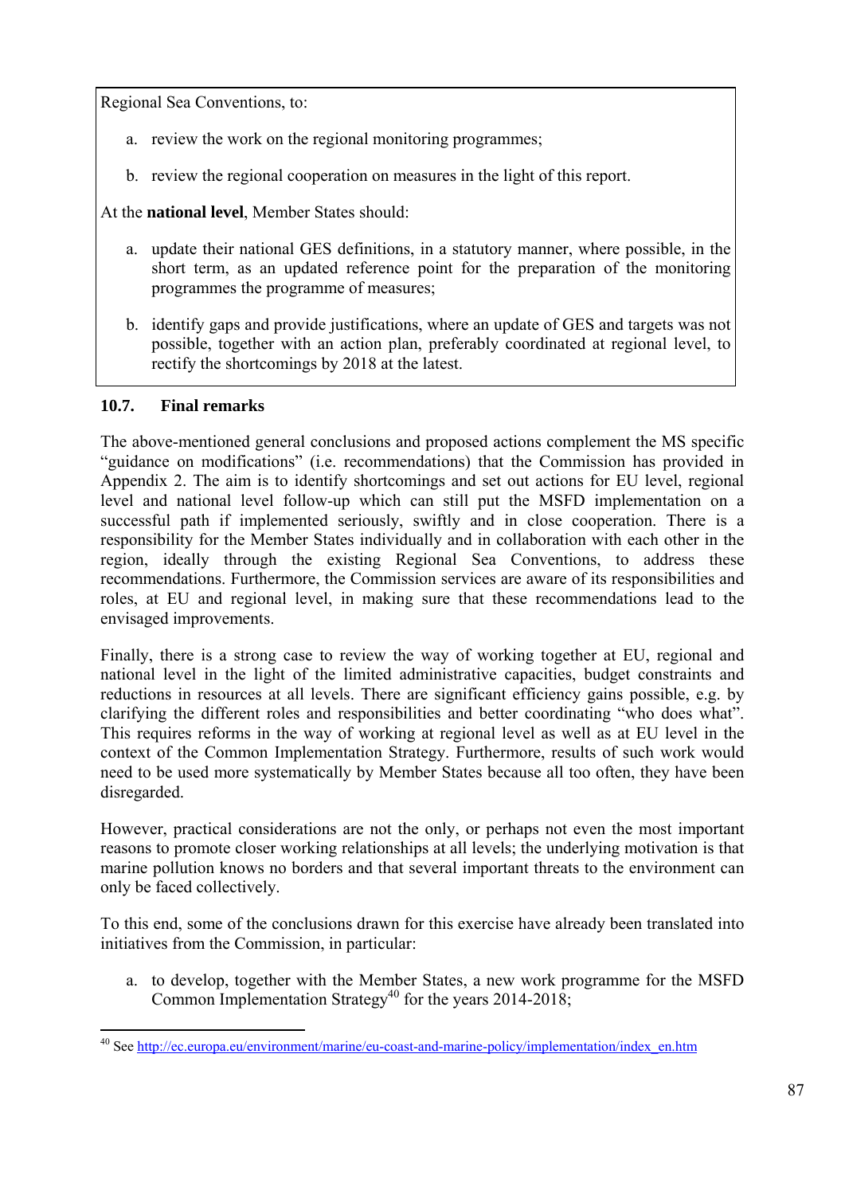Regional Sea Conventions, to:

a. review the work on the regional monitoring programmes;

b. review the regional cooperation on measures in the light of this report.

At the **national level**, Member States should:

a. update their national GES definitions, in a statutory manner, where possible, in the short term, as an updated reference point for the preparation of the monitoring programmes the programme of measures;

b. identify gaps and provide justifications, where an update of GES and targets was not possible, together with an action plan, preferably coordinated at regional level, to rectify the shortcomings by 2018 at the latest.

### 10.7. Final remarks

The above-mentioned general conclusions and proposed actions complement the MS specific "guidance on modifications" (i.e. recommendations) that the Commission has provided in Appendix 2. The aim is to identify shortcomings and set out actions for EU level, regional level and national level follow-up which can still put the MSFD implementation on a successful path if implemented seriously, swiftly and in close cooperation. There is a responsibility for the Member States individually and in collaboration with each other in the region, ideally through the existing Regional Sea Conventions, to address these recommendations. Furthermore, the Commission services are aware of its responsibilities and roles, at EU and regional level, in making sure that these recommendations lead to the envisaged improvements.

Finally, there is a strong case to review the way of working together at EU, regional and national level in the light of the limited administrative capacities, budget constraints and reductions in resources at all levels. There are significant efficiency gains possible, e.g. by clarifying the different roles and responsibilities and better coordinating "who does what". This requires reforms in the way of working at regional level as well as at EU level in the context of the Common Implementation Strategy. Furthermore, results of such work would need to be used more systematically by Member States because all too often, they have been disregarded.

However, practical considerations are not the only, or perhaps not even the most important reasons to promote closer working relationships at all levels; the underlying motivation is that marine pollution knows no borders and that several important threats to the environment can only be faced collectively.

To this end, some of the conclusions drawn for this exercise have already been translated into initiatives from the Commission, in particular:

a. to develop, together with the Member States, a new work programme for the MSFD Common Implementation Strategy[40] for the years 2014-2018;

[40] See http://ec.europa.eu/environment/marine/eu-coast-and-marine-policy/implementation/index_en.htm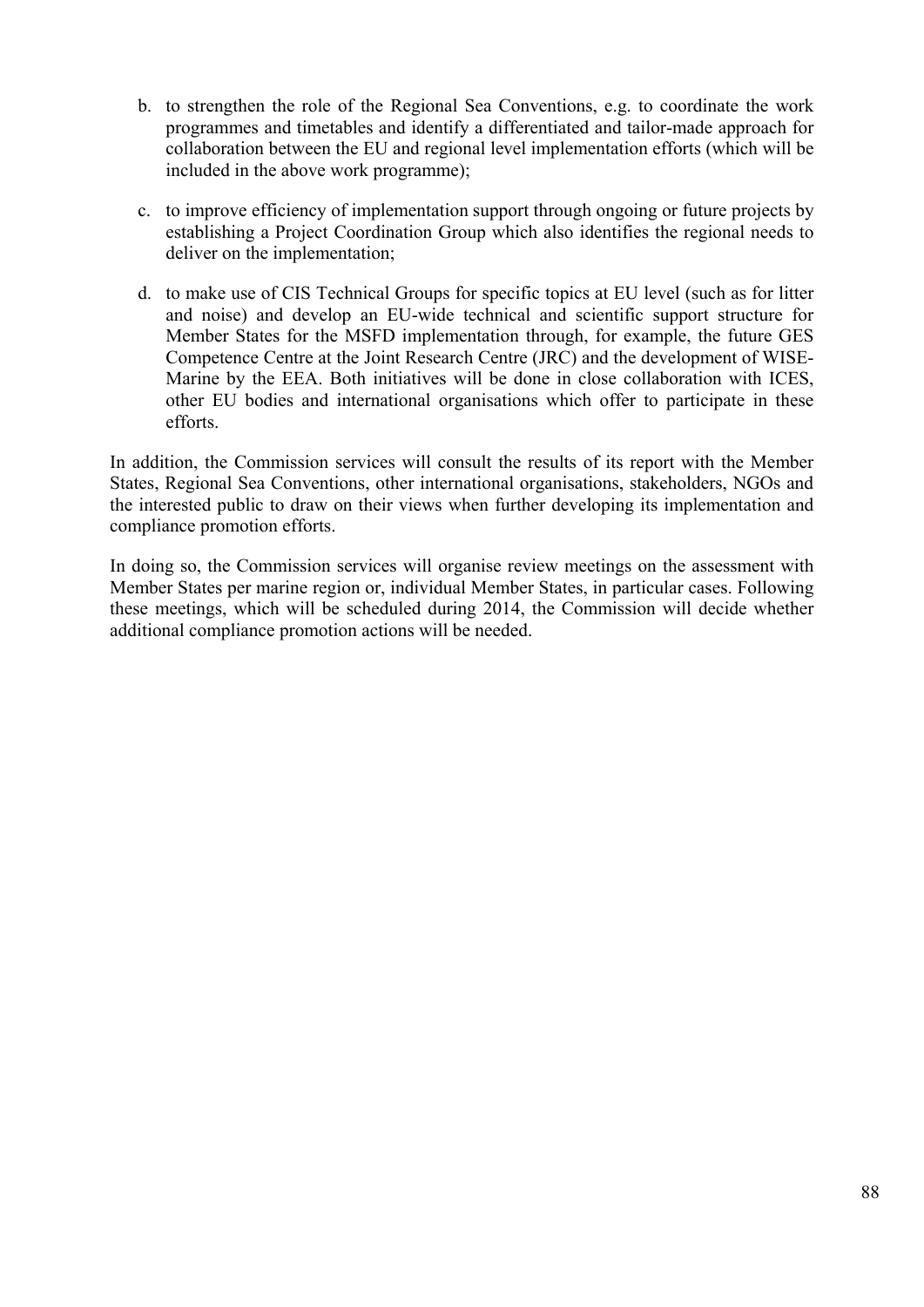b. to strengthen the role of the Regional Sea Conventions, e.g. to coordinate the work programmes and timetables and identify a differentiated and tailor-made approach for collaboration between the EU and regional level implementation efforts (which will be included in the above work programme);

c. to improve efficiency of implementation support through ongoing or future projects by establishing a Project Coordination Group which also identifies the regional needs to deliver on the implementation;

d. to make use of CIS Technical Groups for specific topics at EU level (such as for litter and noise) and develop an EU-wide technical and scientific support structure for Member States for the MSFD implementation through, for example, the future GES Competence Centre at the Joint Research Centre (JRC) and the development of WISE-Marine by the EEA. Both initiatives will be done in close collaboration with ICES, other EU bodies and international organisations which offer to participate in these efforts.

In addition, the Commission services will consult the results of its report with the Member States, Regional Sea Conventions, other international organisations, stakeholders, NGOs and the interested public to draw on their views when further developing its implementation and compliance promotion efforts.

In doing so, the Commission services will organise review meetings on the assessment with Member States per marine region or, individual Member States, in particular cases. Following these meetings, which will be scheduled during 2014, the Commission will decide whether additional compliance promotion actions will be needed.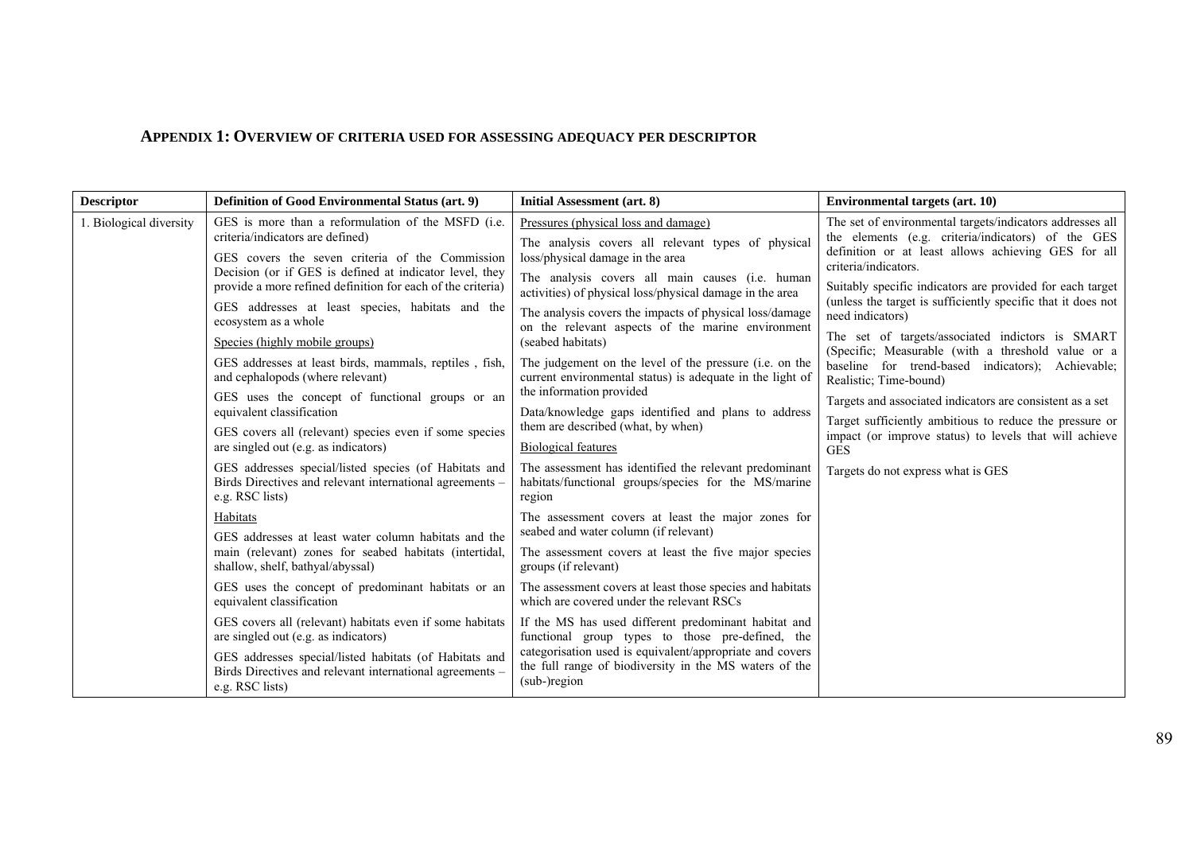## APPENDIX 1: OVERVIEW OF CRITERIA USED FOR ASSESSING ADEQUACY PER DESCRIPTOR

| Descriptor | Definition of Good Environmental Status (art. 9) | Initial Assessment (art. 8) | Environmental targets (art. 10) |
|---|---|---|---|
| 1. Biological diversity | GES is more than a reformulation of the MSFD (i.e. criteria/indicators are defined)<br><br>GES covers the seven criteria of the Commission Decision (or if GES is defined at indicator level, they provide a more refined definition for each of the criteria)<br><br>GES addresses at least species, habitats and the ecosystem as a whole<br><br>Species (highly mobile groups)<br><br>GES addresses at least birds, mammals, reptiles , fish, and cephalopods (where relevant)<br><br>GES uses the concept of functional groups or an equivalent classification<br><br>GES covers all (relevant) species even if some species are singled out (e.g. as indicators)<br><br>GES addresses special/listed species (of Habitats and Birds Directives and relevant international agreements – e.g. RSC lists)<br><br>Habitats<br><br>GES addresses at least water column habitats and the main (relevant) zones for seabed habitats (intertidal, shallow, shelf, bathyal/abyssal)<br><br>GES uses the concept of predominant habitats or an equivalent classification<br><br>GES covers all (relevant) habitats even if some habitats are singled out (e.g. as indicators)<br><br>GES addresses special/listed habitats (of Habitats and Birds Directives and relevant international agreements – e.g. RSC lists) | Pressures (physical loss and damage)<br><br>The analysis covers all relevant types of physical loss/physical damage in the area<br><br>The analysis covers all main causes (i.e. human activities) of physical loss/physical damage in the area<br><br>The analysis covers the impacts of physical loss/damage on the relevant aspects of the marine environment (seabed habitats)<br><br>The judgement on the level of the pressure (i.e. on the current environmental status) is adequate in the light of the information provided<br><br>Data/knowledge gaps identified and plans to address them are described (what, by when)<br><br>Biological features<br><br>The assessment has identified the relevant predominant habitats/functional groups/species for the MS/marine region<br><br>The assessment covers at least the major zones for seabed and water column (if relevant)<br><br>The assessment covers at least the five major species groups (if relevant)<br><br>The assessment covers at least those species and habitats which are covered under the relevant RSCs<br><br>If the MS has used different predominant habitat and functional group types to those pre-defined, the categorisation used is equivalent/appropriate and covers the full range of biodiversity in the MS waters of the (sub-)region | The set of environmental targets/indicators addresses all the elements (e.g. criteria/indicators) of the GES definition or at least allows achieving GES for all criteria/indicators.<br><br>Suitably specific indicators are provided for each target (unless the target is sufficiently specific that it does not need indicators)<br><br>The set of targets/associated indictors is SMART (Specific; Measurable (with a threshold value or a baseline for trend-based indicators); Achievable; Realistic; Time-bound)<br><br>Targets and associated indicators are consistent as a set<br><br>Target sufficiently ambitious to reduce the pressure or impact (or improve status) to levels that will achieve GES<br><br>Targets do not express what is GES |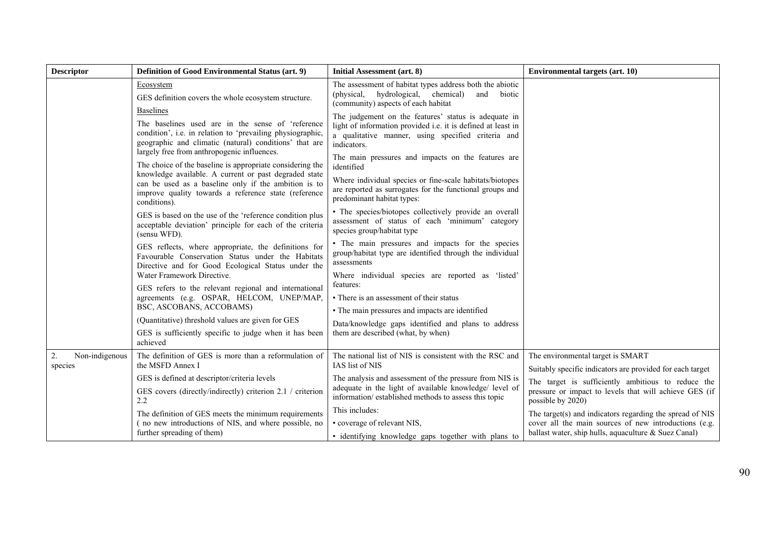| Descriptor | Definition of Good Environmental Status (art. 9) | Initial Assessment (art. 8) | Environmental targets (art. 10) |
|---|---|---|---|
| | Ecosystem<br>GES definition covers the whole ecosystem structure.<br>Baselines<br>The baselines used are in the sense of 'reference condition', i.e. in relation to 'prevailing physiographic, geographic and climatic (natural) conditions' that are largely free from anthropogenic influences.<br>The choice of the baseline is appropriate considering the knowledge available. A current or past degraded state can be used as a baseline only if the ambition is to improve quality towards a reference state (reference conditions).<br>GES is based on the use of the 'reference condition plus acceptable deviation' principle for each of the criteria (sensu WFD).<br>GES reflects, where appropriate, the definitions for Favourable Conservation Status under the Habitats Directive and for Good Ecological Status under the Water Framework Directive.<br>GES refers to the relevant regional and international agreements (e.g. OSPAR, HELCOM, UNEP/MAP, BSC, ASCOBANS, ACCOBAMS)<br>(Quantitative) threshold values are given for GES<br>GES is sufficiently specific to judge when it has been achieved | The assessment of habitat types address both the abiotic (physical, hydrological, chemical) and biotic (community) aspects of each habitat<br>The judgement on the features' status is adequate in light of information provided i.e. it is defined at least in a qualitative manner, using specified criteria and indicators.<br>The main pressures and impacts on the features are identified<br>Where individual species or fine-scale habitats/biotopes are reported as surrogates for the functional groups and predominant habitat types:<br>• The species/biotopes collectively provide an overall assessment of status of each 'minimum' category species group/habitat type<br>• The main pressures and impacts for the species group/habitat type are identified through the individual assessments<br>Where individual species are reported as 'listed' features:<br>• There is an assessment of their status<br>• The main pressures and impacts are identified<br>Data/knowledge gaps identified and plans to address them are described (what, by when) | |
| 2. Non-indigenous species | The definition of GES is more than a reformulation of the MSFD Annex I<br>GES is defined at descriptor/criteria levels<br>GES covers (directly/indirectly) criterion 2.1 / criterion 2.2<br>The definition of GES meets the minimum requirements ( no new introductions of NIS, and where possible, no further spreading of them) | The national list of NIS is consistent with the RSC and IAS list of NIS<br>The analysis and assessment of the pressure from NIS is adequate in the light of available knowledge/ level of information/ established methods to assess this topic<br>This includes:<br>• coverage of relevant NIS,<br>• identifying knowledge gaps together with plans to | The environmental target is SMART<br>Suitably specific indicators are provided for each target<br>The target is sufficiently ambitious to reduce the pressure or impact to levels that will achieve GES (if possible by 2020)<br>The target(s) and indicators regarding the spread of NIS cover all the main sources of new introductions (e.g. ballast water, ship hulls, aquaculture & Suez Canal) |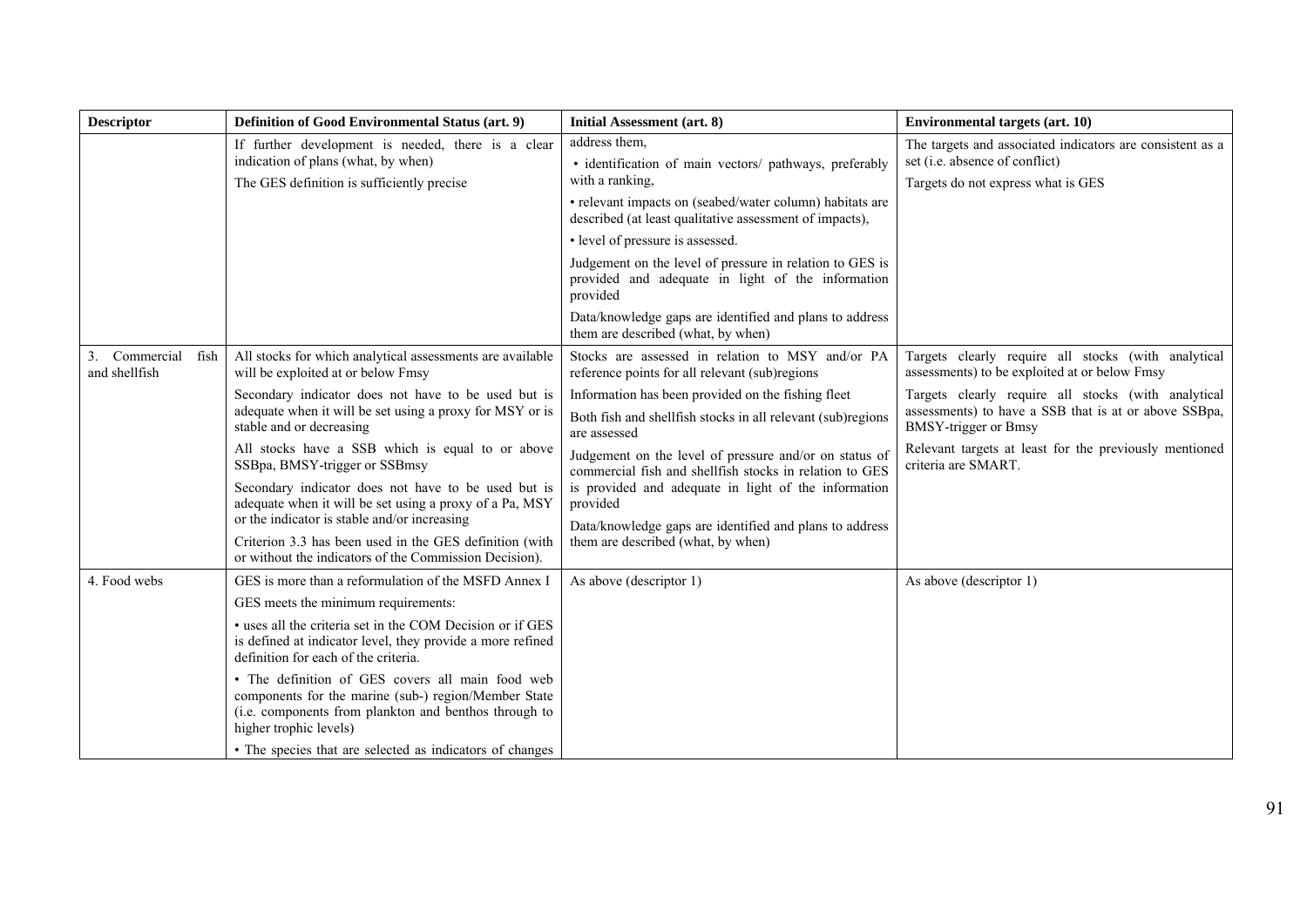| Descriptor | Definition of Good Environmental Status (art. 9) | Initial Assessment (art. 8) | Environmental targets (art. 10) |
|---|---|---|---|
| | If further development is needed, there is a clear indication of plans (what, by when)<br>The GES definition is sufficiently precise | address them,<br>• identification of main vectors/ pathways, preferably with a ranking,<br>• relevant impacts on (seabed/water column) habitats are described (at least qualitative assessment of impacts),<br>• level of pressure is assessed.<br>Judgement on the level of pressure in relation to GES is provided and adequate in light of the information provided<br>Data/knowledge gaps are identified and plans to address them are described (what, by when) | The targets and associated indicators are consistent as a set (i.e. absence of conflict)<br>Targets do not express what is GES |
| 3. Commercial fish and shellfish | All stocks for which analytical assessments are available will be exploited at or below Fmsy<br>Secondary indicator does not have to be used but is adequate when it will be set using a proxy for MSY or is stable and or decreasing<br>All stocks have a SSB which is equal to or above SSBpa, BMSY-trigger or SSBmsy<br>Secondary indicator does not have to be used but is adequate when it will be set using a proxy of a Pa, MSY or the indicator is stable and/or increasing<br>Criterion 3.3 has been used in the GES definition (with or without the indicators of the Commission Decision). | Stocks are assessed in relation to MSY and/or PA reference points for all relevant (sub)regions<br>Information has been provided on the fishing fleet<br>Both fish and shellfish stocks in all relevant (sub)regions are assessed<br>Judgement on the level of pressure and/or on status of commercial fish and shellfish stocks in relation to GES is provided and adequate in light of the information provided<br>Data/knowledge gaps are identified and plans to address them are described (what, by when) | Targets clearly require all stocks (with analytical assessments) to be exploited at or below Fmsy<br>Targets clearly require all stocks (with analytical assessments) to have a SSB that is at or above SSBpa, BMSY-trigger or Bmsy<br>Relevant targets at least for the previously mentioned criteria are SMART. |
| 4. Food webs | GES is more than a reformulation of the MSFD Annex I<br>GES meets the minimum requirements:<br>• uses all the criteria set in the COM Decision or if GES is defined at indicator level, they provide a more refined definition for each of the criteria.<br>• The definition of GES covers all main food web components for the marine (sub-) region/Member State (i.e. components from plankton and benthos through to higher trophic levels)<br>• The species that are selected as indicators of changes | As above (descriptor 1) | As above (descriptor 1) |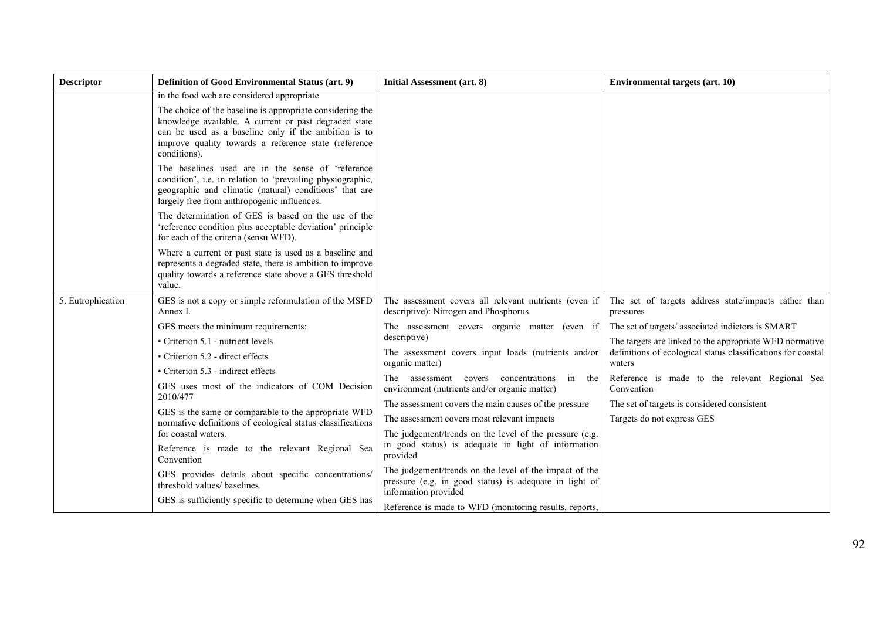| Descriptor | Definition of Good Environmental Status (art. 9) | Initial Assessment (art. 8) | Environmental targets (art. 10) |
|---|---|---|---|
| | in the food web are considered appropriate<br><br>The choice of the baseline is appropriate considering the knowledge available. A current or past degraded state can be used as a baseline only if the ambition is to improve quality towards a reference state (reference conditions).<br><br>The baselines used are in the sense of 'reference condition', i.e. in relation to 'prevailing physiographic, geographic and climatic (natural) conditions' that are largely free from anthropogenic influences.<br><br>The determination of GES is based on the use of the 'reference condition plus acceptable deviation' principle for each of the criteria (sensu WFD).<br><br>Where a current or past state is used as a baseline and represents a degraded state, there is ambition to improve quality towards a reference state above a GES threshold value. | | |
| 5. Eutrophication | GES is not a copy or simple reformulation of the MSFD Annex I.<br><br>GES meets the minimum requirements:<br>• Criterion 5.1 - nutrient levels<br>• Criterion 5.2 - direct effects<br>• Criterion 5.3 - indirect effects<br><br>GES uses most of the indicators of COM Decision 2010/477<br><br>GES is the same or comparable to the appropriate WFD normative definitions of ecological status classifications for coastal waters.<br><br>Reference is made to the relevant Regional Sea Convention<br><br>GES provides details about specific concentrations/ threshold values/ baselines.<br><br>GES is sufficiently specific to determine when GES has | The assessment covers all relevant nutrients (even if descriptive): Nitrogen and Phosphorus.<br><br>The assessment covers organic matter (even if descriptive)<br><br>The assessment covers input loads (nutrients and/or organic matter)<br><br>The assessment covers concentrations in the environment (nutrients and/or organic matter)<br><br>The assessment covers the main causes of the pressure<br><br>The assessment covers most relevant impacts<br><br>The judgement/trends on the level of the pressure (e.g. in good status) is adequate in light of information provided<br><br>The judgement/trends on the level of the impact of the pressure (e.g. in good status) is adequate in light of information provided<br><br>Reference is made to WFD (monitoring results, reports, | The set of targets address state/impacts rather than pressures<br><br>The set of targets/ associated indictors is SMART<br><br>The targets are linked to the appropriate WFD normative definitions of ecological status classifications for coastal waters<br><br>Reference is made to the relevant Regional Sea Convention<br><br>The set of targets is considered consistent<br><br>Targets do not express GES |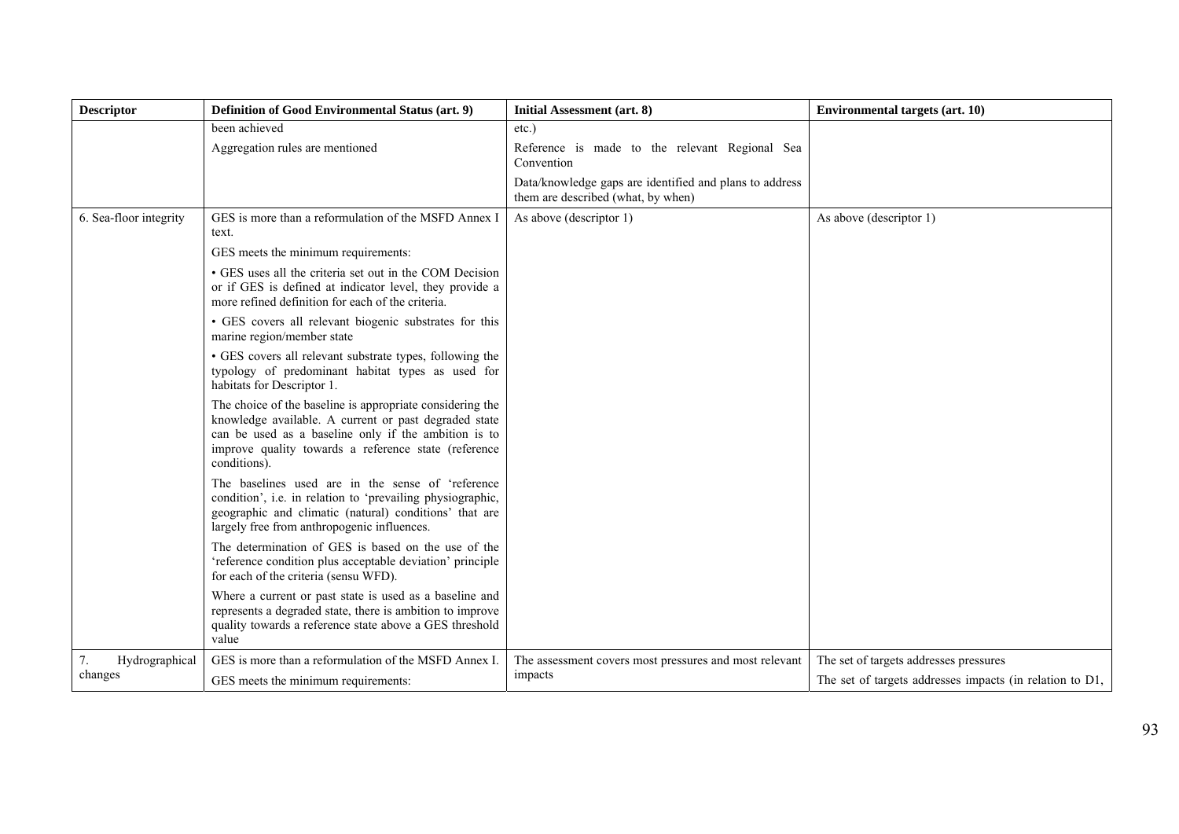| Descriptor | Definition of Good Environmental Status (art. 9) | Initial Assessment (art. 8) | Environmental targets (art. 10) |
|---|---|---|---|
| | been achieved<br><br>Aggregation rules are mentioned | etc.)<br><br>Reference is made to the relevant Regional Sea Convention<br><br>Data/knowledge gaps are identified and plans to address them are described (what, by when) | |
| 6. Sea-floor integrity | GES is more than a reformulation of the MSFD Annex I text.<br><br>GES meets the minimum requirements:<br><br>• GES uses all the criteria set out in the COM Decision or if GES is defined at indicator level, they provide a more refined definition for each of the criteria.<br><br>• GES covers all relevant biogenic substrates for this marine region/member state<br><br>• GES covers all relevant substrate types, following the typology of predominant habitat types as used for habitats for Descriptor 1.<br><br>The choice of the baseline is appropriate considering the knowledge available. A current or past degraded state can be used as a baseline only if the ambition is to improve quality towards a reference state (reference conditions).<br><br>The baselines used are in the sense of 'reference condition', i.e. in relation to 'prevailing physiographic, geographic and climatic (natural) conditions' that are largely free from anthropogenic influences.<br><br>The determination of GES is based on the use of the 'reference condition plus acceptable deviation' principle for each of the criteria (sensu WFD).<br><br>Where a current or past state is used as a baseline and represents a degraded state, there is ambition to improve quality towards a reference state above a GES threshold value | As above (descriptor 1) | As above (descriptor 1) |
| 7. Hydrographical changes | GES is more than a reformulation of the MSFD Annex I.<br><br>GES meets the minimum requirements: | The assessment covers most pressures and most relevant impacts | The set of targets addresses pressures<br><br>The set of targets addresses impacts (in relation to D1, |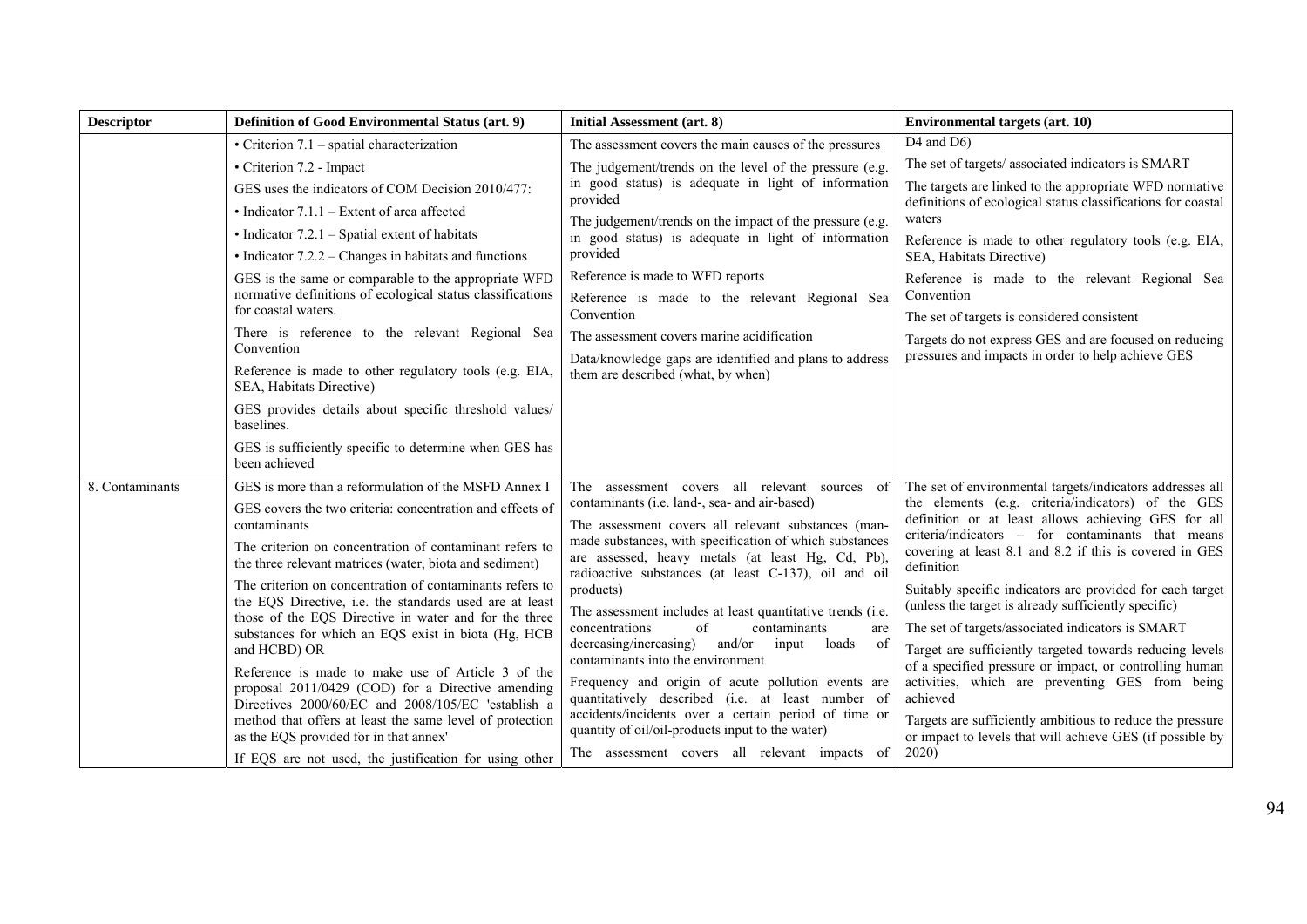| Descriptor | Definition of Good Environmental Status (art. 9) | Initial Assessment (art. 8) | Environmental targets (art. 10) |
|---|---|---|---|
| | • Criterion 7.1 – spatial characterization<br>• Criterion 7.2 - Impact<br>GES uses the indicators of COM Decision 2010/477:<br>• Indicator 7.1.1 – Extent of area affected<br>• Indicator 7.2.1 – Spatial extent of habitats<br>• Indicator 7.2.2 – Changes in habitats and functions<br>GES is the same or comparable to the appropriate WFD normative definitions of ecological status classifications for coastal waters.<br>There is reference to the relevant Regional Sea Convention<br>Reference is made to other regulatory tools (e.g. EIA, SEA, Habitats Directive)<br>GES provides details about specific threshold values/ baselines.<br>GES is sufficiently specific to determine when GES has been achieved | The assessment covers the main causes of the pressures<br>The judgement/trends on the level of the pressure (e.g. in good status) is adequate in light of information provided<br>The judgement/trends on the impact of the pressure (e.g. in good status) is adequate in light of information provided<br>Reference is made to WFD reports<br>Reference is made to the relevant Regional Sea Convention<br>The assessment covers marine acidification<br>Data/knowledge gaps are identified and plans to address them are described (what, by when) | D4 and D6)<br>The set of targets/ associated indicators is SMART<br>The targets are linked to the appropriate WFD normative definitions of ecological status classifications for coastal waters<br>Reference is made to other regulatory tools (e.g. EIA, SEA, Habitats Directive)<br>Reference is made to the relevant Regional Sea Convention<br>The set of targets is considered consistent<br>Targets do not express GES and are focused on reducing pressures and impacts in order to help achieve GES |
| 8. Contaminants | GES is more than a reformulation of the MSFD Annex I<br>GES covers the two criteria: concentration and effects of contaminants<br>The criterion on concentration of contaminant refers to the three relevant matrices (water, biota and sediment)<br>The criterion on concentration of contaminants refers to the EQS Directive, i.e. the standards used are at least those of the EQS Directive in water and for the three substances for which an EQS exist in biota (Hg, HCB and HCBD) OR<br>Reference is made to make use of Article 3 of the proposal 2011/0429 (COD) for a Directive amending Directives 2000/60/EC and 2008/105/EC 'establish a method that offers at least the same level of protection as the EQS provided for in that annex'<br>If EQS are not used, the justification for using other | The assessment covers all relevant sources of contaminants (i.e. land-, sea- and air-based)<br>The assessment covers all relevant substances (man-made substances, with specification of which substances are assessed, heavy metals (at least Hg, Cd, Pb), radioactive substances (at least C-137), oil and oil products)<br>The assessment includes at least quantitative trends (i.e. concentrations of contaminants are decreasing/increasing) and/or input loads of contaminants into the environment<br>Frequency and origin of acute pollution events are quantitatively described (i.e. at least number of accidents/incidents over a certain period of time or quantity of oil/oil-products input to the water)<br>The assessment covers all relevant impacts of | The set of environmental targets/indicators addresses all the elements (e.g. criteria/indicators) of the GES definition or at least allows achieving GES for all criteria/indicators – for contaminants that means covering at least 8.1 and 8.2 if this is covered in GES definition<br>Suitably specific indicators are provided for each target (unless the target is already sufficiently specific)<br>The set of targets/associated indicators is SMART<br>Target are sufficiently targeted towards reducing levels of a specified pressure or impact, or controlling human activities, which are preventing GES from being achieved<br>Targets are sufficiently ambitious to reduce the pressure or impact to levels that will achieve GES (if possible by 2020) |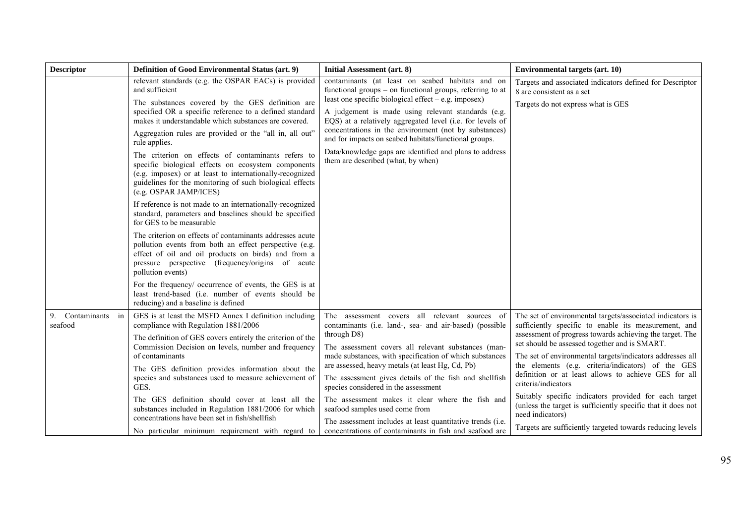| Descriptor | Definition of Good Environmental Status (art. 9) | Initial Assessment (art. 8) | Environmental targets (art. 10) |
|---|---|---|---|
| | relevant standards (e.g. the OSPAR EACs) is provided and sufficient<br><br>The substances covered by the GES definition are specified OR a specific reference to a defined standard makes it understandable which substances are covered.<br><br>Aggregation rules are provided or the "all in, all out" rule applies.<br><br>The criterion on effects of contaminants refers to specific biological effects on ecosystem components (e.g. imposex) or at least to internationally-recognized guidelines for the monitoring of such biological effects (e.g. OSPAR JAMP/ICES)<br><br>If reference is not made to an internationally-recognized standard, parameters and baselines should be specified for GES to be measurable<br><br>The criterion on effects of contaminants addresses acute pollution events from both an effect perspective (e.g. effect of oil and oil products on birds) and from a pressure perspective (frequency/origins of acute pollution events)<br><br>For the frequency/ occurrence of events, the GES is at least trend-based (i.e. number of events should be reducing) and a baseline is defined | contaminants (at least on seabed habitats and on functional groups – on functional groups, referring to at least one specific biological effect – e.g. imposex)<br><br>A judgement is made using relevant standards (e.g. EQS) at a relatively aggregated level (i.e. for levels of concentrations in the environment (not by substances) and for impacts on seabed habitats/functional groups.<br><br>Data/knowledge gaps are identified and plans to address them are described (what, by when) | Targets and associated indicators defined for Descriptor 8 are consistent as a set<br><br>Targets do not express what is GES |
| 9. Contaminants in seafood | GES is at least the MSFD Annex I definition including compliance with Regulation 1881/2006<br><br>The definition of GES covers entirely the criterion of the Commission Decision on levels, number and frequency of contaminants<br><br>The GES definition provides information about the species and substances used to measure achievement of GES.<br><br>The GES definition should cover at least all the substances included in Regulation 1881/2006 for which concentrations have been set in fish/shellfish<br><br>No particular minimum requirement with regard to | The assessment covers all relevant sources of contaminants (i.e. land-, sea- and air-based) (possible through D8)<br><br>The assessment covers all relevant substances (man-made substances, with specification of which substances are assessed, heavy metals (at least Hg, Cd, Pb)<br><br>The assessment gives details of the fish and shellfish species considered in the assessment<br><br>The assessment makes it clear where the fish and seafood samples used come from<br><br>The assessment includes at least quantitative trends (i.e. concentrations of contaminants in fish and seafood are | The set of environmental targets/associated indicators is sufficiently specific to enable its measurement, and assessment of progress towards achieving the target. The set should be assessed together and is SMART.<br><br>The set of environmental targets/indicators addresses all the elements (e.g. criteria/indicators) of the GES definition or at least allows to achieve GES for all criteria/indicators<br><br>Suitably specific indicators provided for each target (unless the target is sufficiently specific that it does not need indicators)<br><br>Targets are sufficiently targeted towards reducing levels |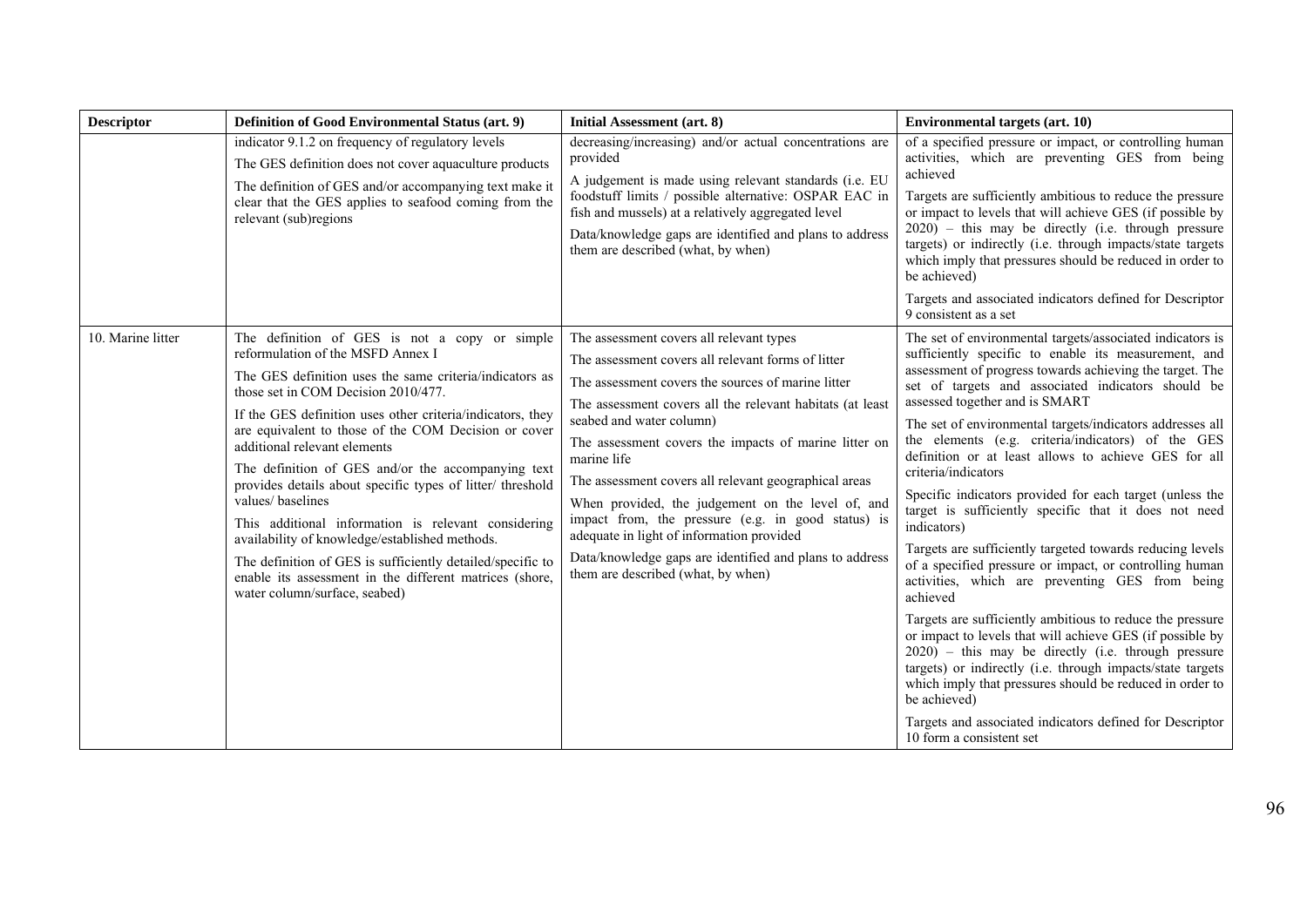| Descriptor | Definition of Good Environmental Status (art. 9) | Initial Assessment (art. 8) | Environmental targets (art. 10) |
|---|---|---|---|
| | indicator 9.1.2 on frequency of regulatory levels<br><br>The GES definition does not cover aquaculture products<br><br>The definition of GES and/or accompanying text make it clear that the GES applies to seafood coming from the relevant (sub)regions | decreasing/increasing) and/or actual concentrations are provided<br><br>A judgement is made using relevant standards (i.e. EU foodstuff limits / possible alternative: OSPAR EAC in fish and mussels) at a relatively aggregated level<br><br>Data/knowledge gaps are identified and plans to address them are described (what, by when) | of a specified pressure or impact, or controlling human activities, which are preventing GES from being achieved<br><br>Targets are sufficiently ambitious to reduce the pressure or impact to levels that will achieve GES (if possible by 2020) – this may be directly (i.e. through pressure targets) or indirectly (i.e. through impacts/state targets which imply that pressures should be reduced in order to be achieved)<br><br>Targets and associated indicators defined for Descriptor 9 consistent as a set |
| 10. Marine litter | The definition of GES is not a copy or simple reformulation of the MSFD Annex I<br><br>The GES definition uses the same criteria/indicators as those set in COM Decision 2010/477.<br><br>If the GES definition uses other criteria/indicators, they are equivalent to those of the COM Decision or cover additional relevant elements<br><br>The definition of GES and/or the accompanying text provides details about specific types of litter/ threshold values/ baselines<br><br>This additional information is relevant considering availability of knowledge/established methods.<br><br>The definition of GES is sufficiently detailed/specific to enable its assessment in the different matrices (shore, water column/surface, seabed) | The assessment covers all relevant types<br><br>The assessment covers all relevant forms of litter<br><br>The assessment covers the sources of marine litter<br><br>The assessment covers all the relevant habitats (at least seabed and water column)<br><br>The assessment covers the impacts of marine litter on marine life<br><br>The assessment covers all relevant geographical areas<br><br>When provided, the judgement on the level of, and impact from, the pressure (e.g. in good status) is adequate in light of information provided<br><br>Data/knowledge gaps are identified and plans to address them are described (what, by when) | The set of environmental targets/associated indicators is sufficiently specific to enable its measurement, and assessment of progress towards achieving the target. The set of targets and associated indicators should be assessed together and is SMART<br><br>The set of environmental targets/indicators addresses all the elements (e.g. criteria/indicators) of the GES definition or at least allows to achieve GES for all criteria/indicators<br><br>Specific indicators provided for each target (unless the target is sufficiently specific that it does not need indicators)<br><br>Targets are sufficiently targeted towards reducing levels of a specified pressure or impact, or controlling human activities, which are preventing GES from being achieved<br><br>Targets are sufficiently ambitious to reduce the pressure or impact to levels that will achieve GES (if possible by 2020) – this may be directly (i.e. through pressure targets) or indirectly (i.e. through impacts/state targets which imply that pressures should be reduced in order to be achieved)<br><br>Targets and associated indicators defined for Descriptor 10 form a consistent set |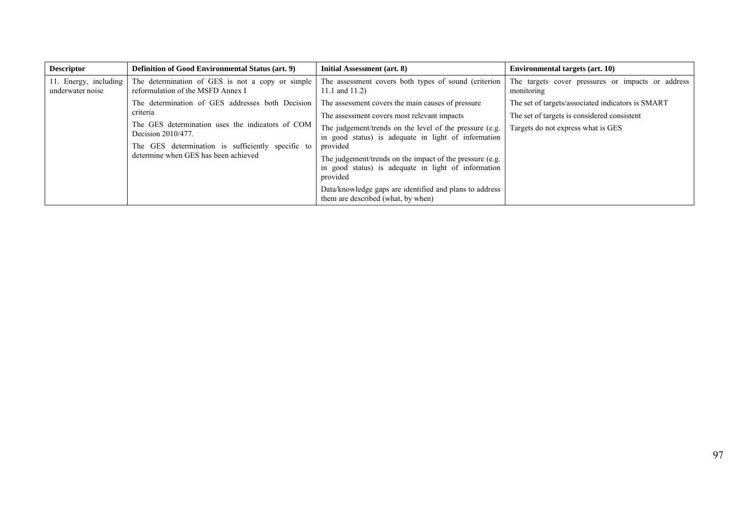| Descriptor | Definition of Good Environmental Status (art. 9) | Initial Assessment (art. 8) | Environmental targets (art. 10) |
|---|---|---|---|
| 11. Energy, including underwater noise | The determination of GES is not a copy or simple reformulation of the MSFD Annex I<br><br>The determination of GES addresses both Decision criteria<br><br>The GES determination uses the indicators of COM Decision 2010/477.<br><br>The GES determination is sufficiently specific to determine when GES has been achieved | The assessment covers both types of sound (criterion 11.1 and 11.2)<br><br>The assessment covers the main causes of pressure<br><br>The assessment covers most relevant impacts<br><br>The judgement/trends on the level of the pressure (e.g. in good status) is adequate in light of information provided<br><br>The judgement/trends on the impact of the pressure (e.g. in good status) is adequate in light of information provided<br><br>Data/knowledge gaps are identified and plans to address them are described (what, by when) | The targets cover pressures or impacts or address monitoring<br><br>The set of targets/associated indicators is SMART<br><br>The set of targets is considered consistent<br><br>Targets do not express what is GES |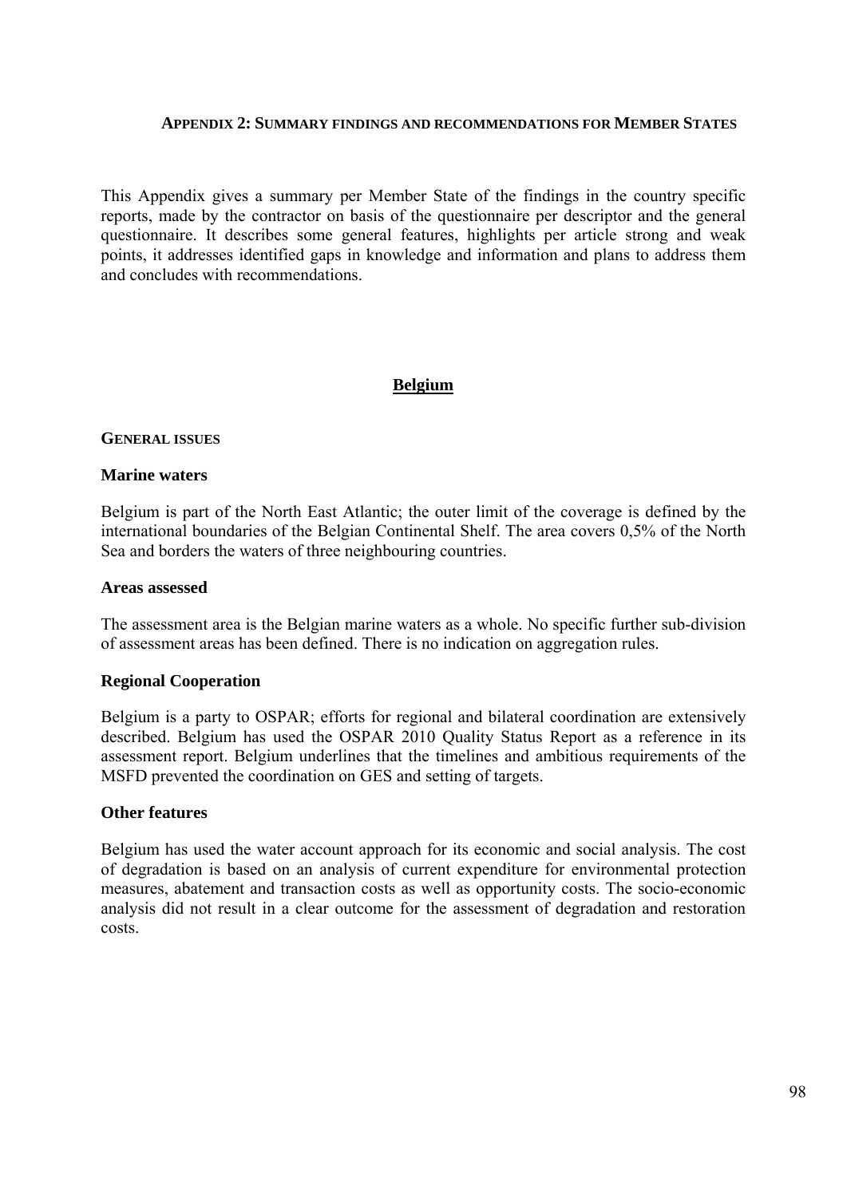## APPENDIX 2: SUMMARY FINDINGS AND RECOMMENDATIONS FOR MEMBER STATES

This Appendix gives a summary per Member State of the findings in the country specific reports, made by the contractor on basis of the questionnaire per descriptor and the general questionnaire. It describes some general features, highlights per article strong and weak points, it addresses identified gaps in knowledge and information and plans to address them and concludes with recommendations.

## Belgium

### GENERAL ISSUES

#### Marine waters

Belgium is part of the North East Atlantic; the outer limit of the coverage is defined by the international boundaries of the Belgian Continental Shelf. The area covers 0,5% of the North Sea and borders the waters of three neighbouring countries.

#### Areas assessed

The assessment area is the Belgian marine waters as a whole. No specific further sub-division of assessment areas has been defined. There is no indication on aggregation rules.

#### Regional Cooperation

Belgium is a party to OSPAR; efforts for regional and bilateral coordination are extensively described. Belgium has used the OSPAR 2010 Quality Status Report as a reference in its assessment report. Belgium underlines that the timelines and ambitious requirements of the MSFD prevented the coordination on GES and setting of targets.

#### Other features

Belgium has used the water account approach for its economic and social analysis. The cost of degradation is based on an analysis of current expenditure for environmental protection measures, abatement and transaction costs as well as opportunity costs. The socio-economic analysis did not result in a clear outcome for the assessment of degradation and restoration costs.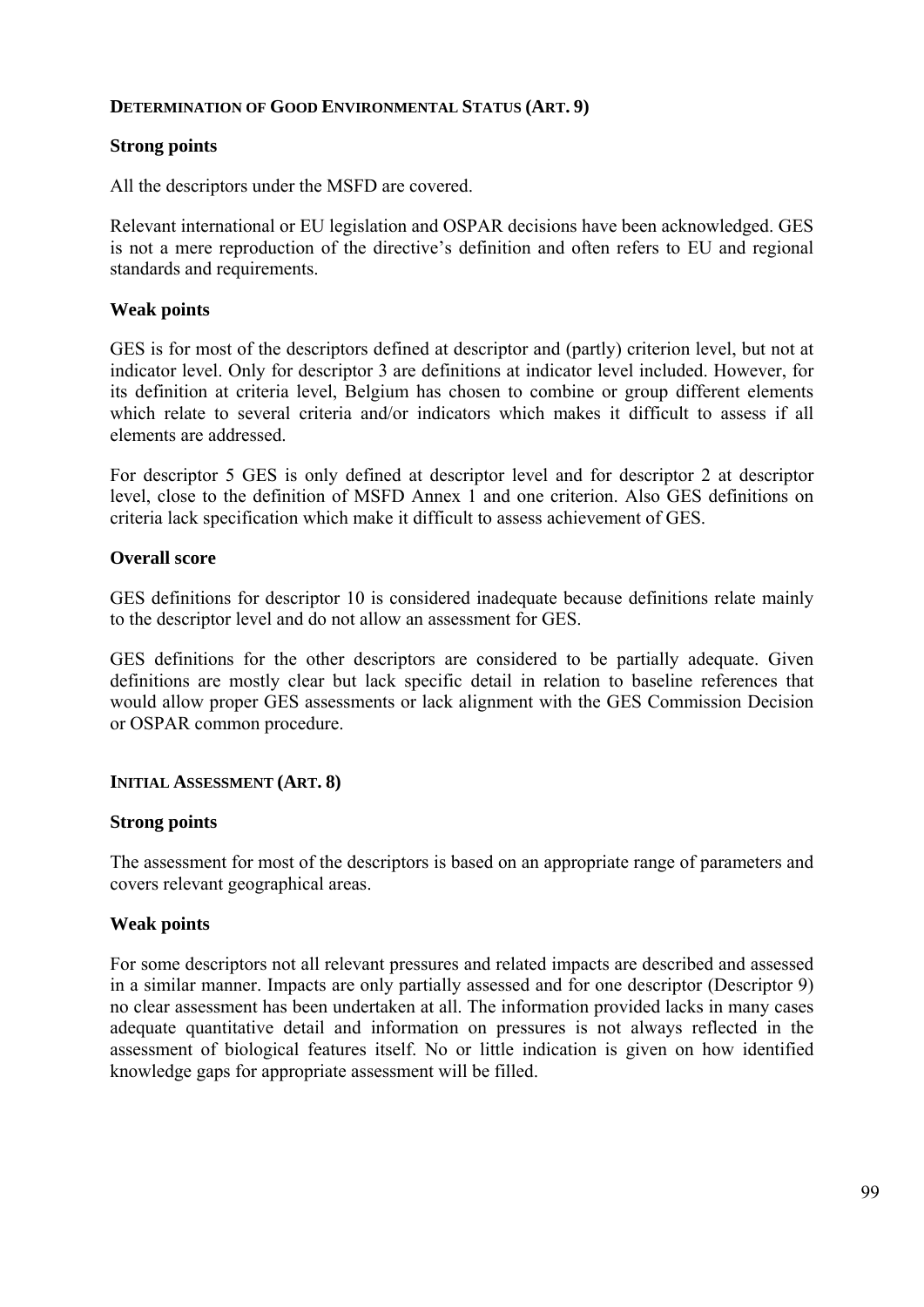## DETERMINATION OF GOOD ENVIRONMENTAL STATUS (ART. 9)

### Strong points

All the descriptors under the MSFD are covered.

Relevant international or EU legislation and OSPAR decisions have been acknowledged. GES is not a mere reproduction of the directive's definition and often refers to EU and regional standards and requirements.

### Weak points

GES is for most of the descriptors defined at descriptor and (partly) criterion level, but not at indicator level. Only for descriptor 3 are definitions at indicator level included. However, for its definition at criteria level, Belgium has chosen to combine or group different elements which relate to several criteria and/or indicators which makes it difficult to assess if all elements are addressed.

For descriptor 5 GES is only defined at descriptor level and for descriptor 2 at descriptor level, close to the definition of MSFD Annex 1 and one criterion. Also GES definitions on criteria lack specification which make it difficult to assess achievement of GES.

### Overall score

GES definitions for descriptor 10 is considered inadequate because definitions relate mainly to the descriptor level and do not allow an assessment for GES.

GES definitions for the other descriptors are considered to be partially adequate. Given definitions are mostly clear but lack specific detail in relation to baseline references that would allow proper GES assessments or lack alignment with the GES Commission Decision or OSPAR common procedure.

## INITIAL ASSESSMENT (ART. 8)

### Strong points

The assessment for most of the descriptors is based on an appropriate range of parameters and covers relevant geographical areas.

### Weak points

For some descriptors not all relevant pressures and related impacts are described and assessed in a similar manner. Impacts are only partially assessed and for one descriptor (Descriptor 9) no clear assessment has been undertaken at all. The information provided lacks in many cases adequate quantitative detail and information on pressures is not always reflected in the assessment of biological features itself. No or little indication is given on how identified knowledge gaps for appropriate assessment will be filled.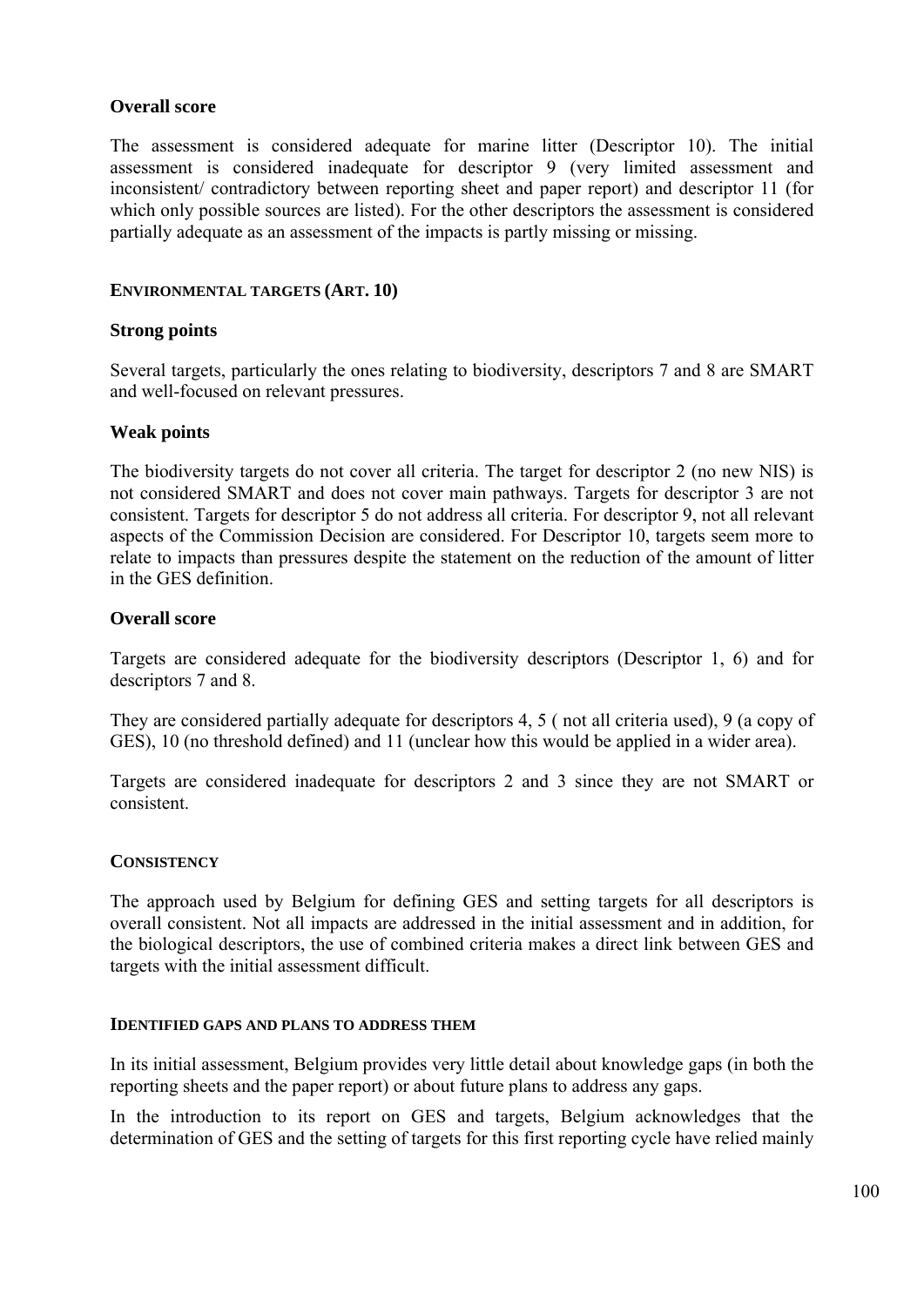**Overall score**

The assessment is considered adequate for marine litter (Descriptor 10). The initial assessment is considered inadequate for descriptor 9 (very limited assessment and inconsistent/ contradictory between reporting sheet and paper report) and descriptor 11 (for which only possible sources are listed). For the other descriptors the assessment is considered partially adequate as an assessment of the impacts is partly missing or missing.

**ENVIRONMENTAL TARGETS (ART. 10)**

**Strong points**

Several targets, particularly the ones relating to biodiversity, descriptors 7 and 8 are SMART and well-focused on relevant pressures.

**Weak points**

The biodiversity targets do not cover all criteria. The target for descriptor 2 (no new NIS) is not considered SMART and does not cover main pathways. Targets for descriptor 3 are not consistent. Targets for descriptor 5 do not address all criteria. For descriptor 9, not all relevant aspects of the Commission Decision are considered. For Descriptor 10, targets seem more to relate to impacts than pressures despite the statement on the reduction of the amount of litter in the GES definition.

**Overall score**

Targets are considered adequate for the biodiversity descriptors (Descriptor 1, 6) and for descriptors 7 and 8.

They are considered partially adequate for descriptors 4, 5 ( not all criteria used), 9 (a copy of GES), 10 (no threshold defined) and 11 (unclear how this would be applied in a wider area).

Targets are considered inadequate for descriptors 2 and 3 since they are not SMART or consistent.

**CONSISTENCY**

The approach used by Belgium for defining GES and setting targets for all descriptors is overall consistent. Not all impacts are addressed in the initial assessment and in addition, for the biological descriptors, the use of combined criteria makes a direct link between GES and targets with the initial assessment difficult.

**IDENTIFIED GAPS AND PLANS TO ADDRESS THEM**

In its initial assessment, Belgium provides very little detail about knowledge gaps (in both the reporting sheets and the paper report) or about future plans to address any gaps.

In the introduction to its report on GES and targets, Belgium acknowledges that the determination of GES and the setting of targets for this first reporting cycle have relied mainly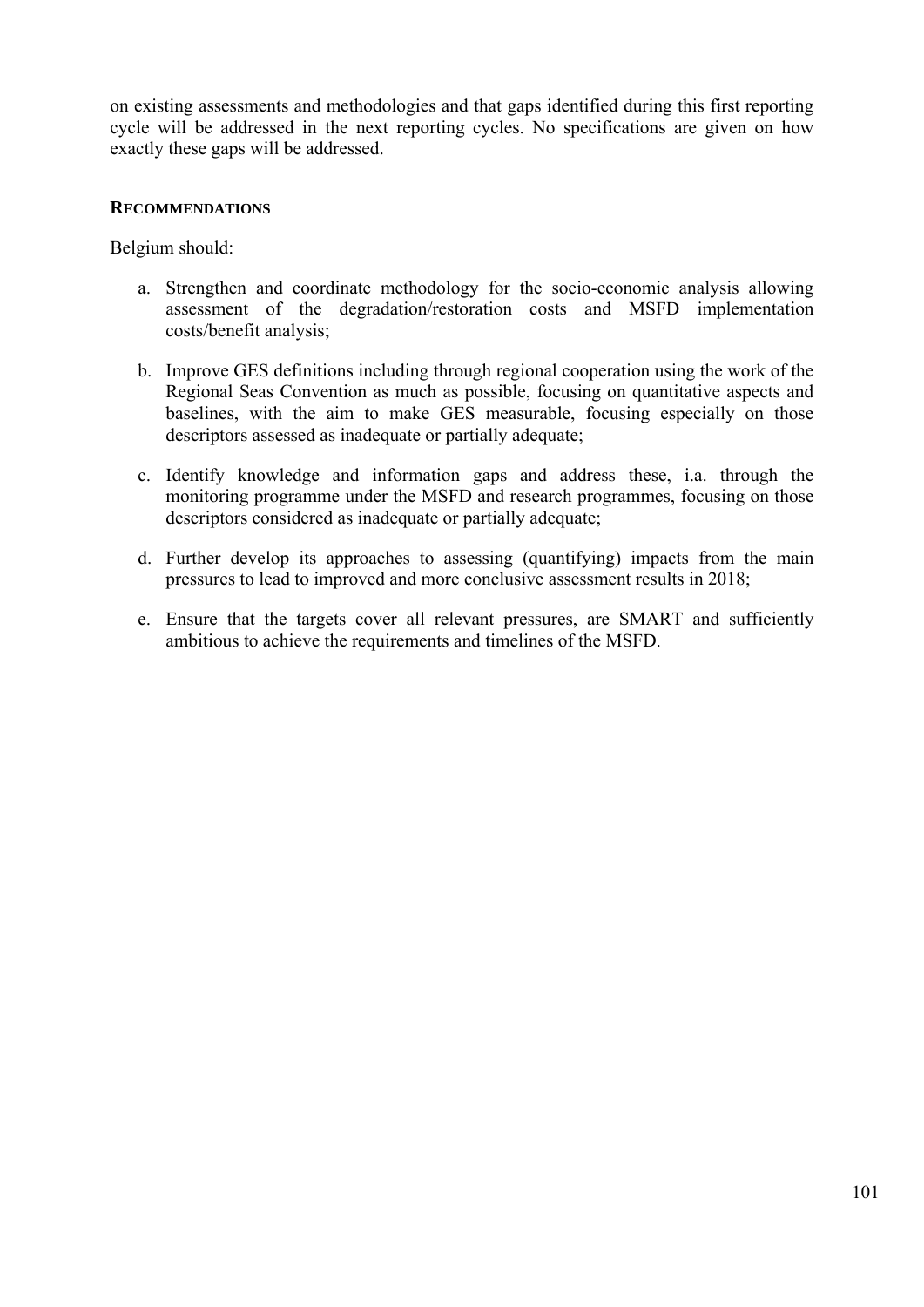on existing assessments and methodologies and that gaps identified during this first reporting cycle will be addressed in the next reporting cycles. No specifications are given on how exactly these gaps will be addressed.

**RECOMMENDATIONS**

Belgium should:

a. Strengthen and coordinate methodology for the socio-economic analysis allowing assessment of the degradation/restoration costs and MSFD implementation costs/benefit analysis;

b. Improve GES definitions including through regional cooperation using the work of the Regional Seas Convention as much as possible, focusing on quantitative aspects and baselines, with the aim to make GES measurable, focusing especially on those descriptors assessed as inadequate or partially adequate;

c. Identify knowledge and information gaps and address these, i.a. through the monitoring programme under the MSFD and research programmes, focusing on those descriptors considered as inadequate or partially adequate;

d. Further develop its approaches to assessing (quantifying) impacts from the main pressures to lead to improved and more conclusive assessment results in 2018;

e. Ensure that the targets cover all relevant pressures, are SMART and sufficiently ambitious to achieve the requirements and timelines of the MSFD.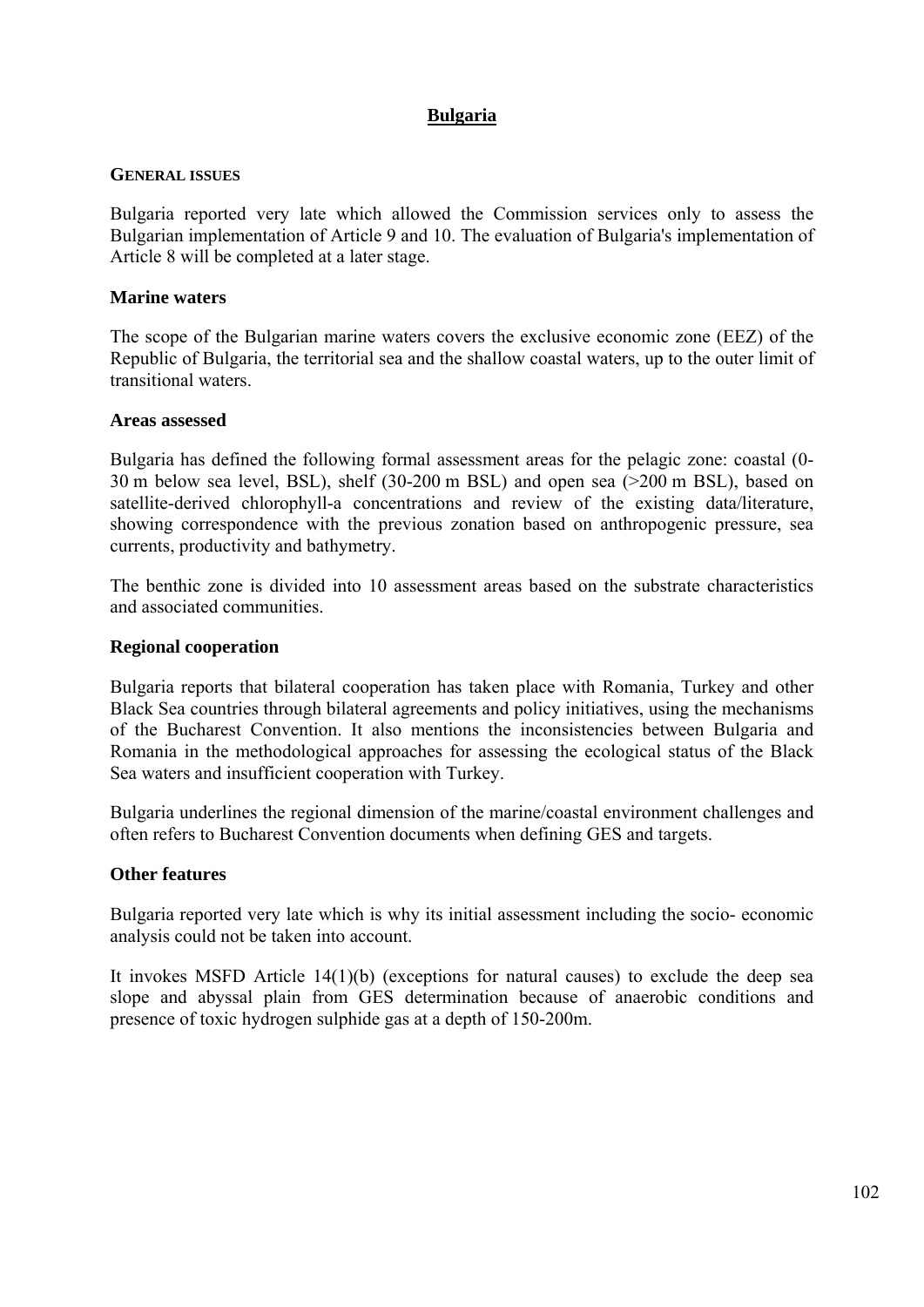# Bulgaria

## GENERAL ISSUES

Bulgaria reported very late which allowed the Commission services only to assess the Bulgarian implementation of Article 9 and 10. The evaluation of Bulgaria's implementation of Article 8 will be completed at a later stage.

### Marine waters

The scope of the Bulgarian marine waters covers the exclusive economic zone (EEZ) of the Republic of Bulgaria, the territorial sea and the shallow coastal waters, up to the outer limit of transitional waters.

### Areas assessed

Bulgaria has defined the following formal assessment areas for the pelagic zone: coastal (0-30 m below sea level, BSL), shelf (30-200 m BSL) and open sea (>200 m BSL), based on satellite-derived chlorophyll-a concentrations and review of the existing data/literature, showing correspondence with the previous zonation based on anthropogenic pressure, sea currents, productivity and bathymetry.

The benthic zone is divided into 10 assessment areas based on the substrate characteristics and associated communities.

### Regional cooperation

Bulgaria reports that bilateral cooperation has taken place with Romania, Turkey and other Black Sea countries through bilateral agreements and policy initiatives, using the mechanisms of the Bucharest Convention. It also mentions the inconsistencies between Bulgaria and Romania in the methodological approaches for assessing the ecological status of the Black Sea waters and insufficient cooperation with Turkey.

Bulgaria underlines the regional dimension of the marine/coastal environment challenges and often refers to Bucharest Convention documents when defining GES and targets.

### Other features

Bulgaria reported very late which is why its initial assessment including the socio- economic analysis could not be taken into account.

It invokes MSFD Article 14(1)(b) (exceptions for natural causes) to exclude the deep sea slope and abyssal plain from GES determination because of anaerobic conditions and presence of toxic hydrogen sulphide gas at a depth of 150-200m.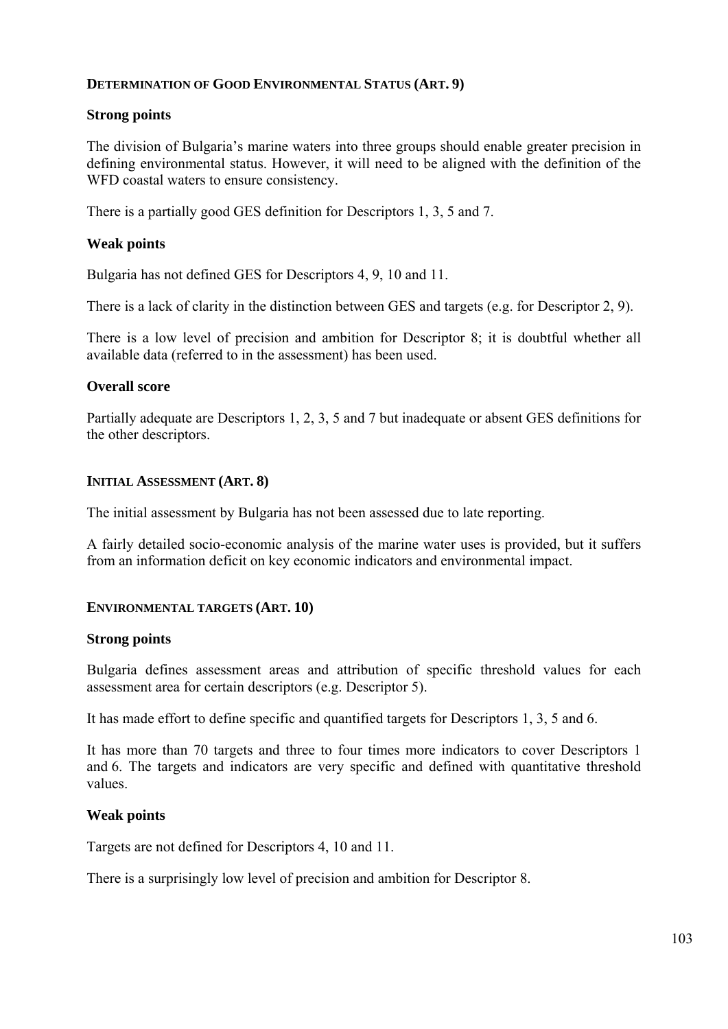### DETERMINATION OF GOOD ENVIRONMENTAL STATUS (ART. 9)

#### Strong points

The division of Bulgaria's marine waters into three groups should enable greater precision in defining environmental status. However, it will need to be aligned with the definition of the WFD coastal waters to ensure consistency.

There is a partially good GES definition for Descriptors 1, 3, 5 and 7.

#### Weak points

Bulgaria has not defined GES for Descriptors 4, 9, 10 and 11.

There is a lack of clarity in the distinction between GES and targets (e.g. for Descriptor 2, 9).

There is a low level of precision and ambition for Descriptor 8; it is doubtful whether all available data (referred to in the assessment) has been used.

#### Overall score

Partially adequate are Descriptors 1, 2, 3, 5 and 7 but inadequate or absent GES definitions for the other descriptors.

### INITIAL ASSESSMENT (ART. 8)

The initial assessment by Bulgaria has not been assessed due to late reporting.

A fairly detailed socio-economic analysis of the marine water uses is provided, but it suffers from an information deficit on key economic indicators and environmental impact.

### ENVIRONMENTAL TARGETS (ART. 10)

#### Strong points

Bulgaria defines assessment areas and attribution of specific threshold values for each assessment area for certain descriptors (e.g. Descriptor 5).

It has made effort to define specific and quantified targets for Descriptors 1, 3, 5 and 6.

It has more than 70 targets and three to four times more indicators to cover Descriptors 1 and 6. The targets and indicators are very specific and defined with quantitative threshold values.

#### Weak points

Targets are not defined for Descriptors 4, 10 and 11.

There is a surprisingly low level of precision and ambition for Descriptor 8.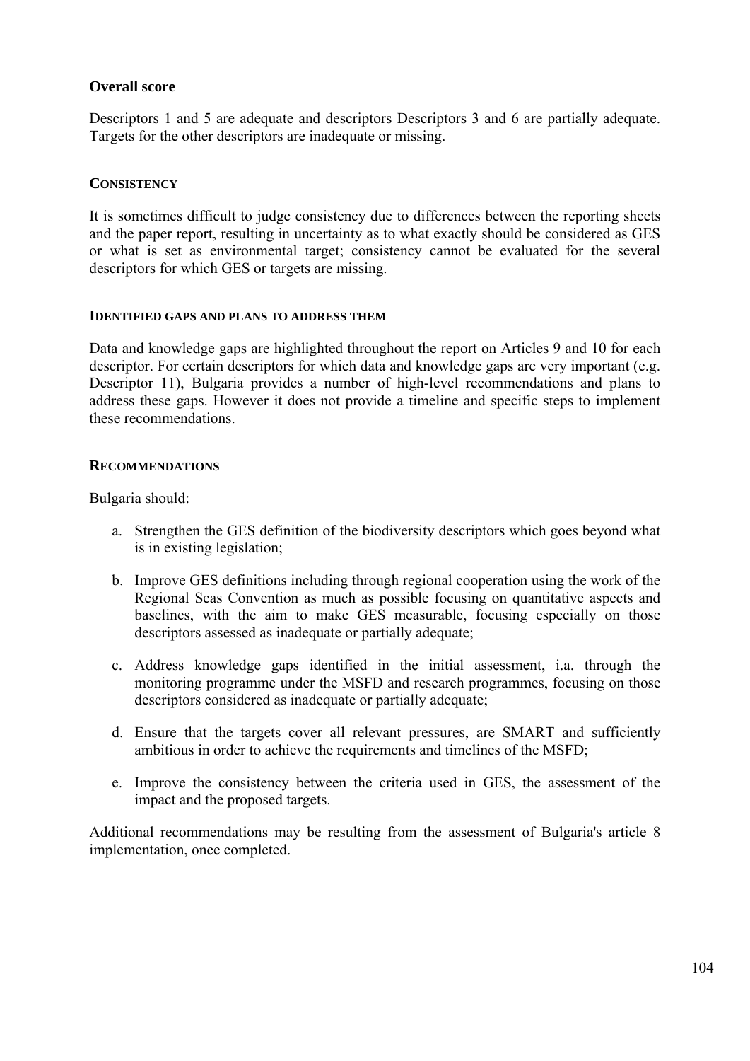### Overall score

Descriptors 1 and 5 are adequate and descriptors Descriptors 3 and 6 are partially adequate. Targets for the other descriptors are inadequate or missing.

#### CONSISTENCY

It is sometimes difficult to judge consistency due to differences between the reporting sheets and the paper report, resulting in uncertainty as to what exactly should be considered as GES or what is set as environmental target; consistency cannot be evaluated for the several descriptors for which GES or targets are missing.

#### IDENTIFIED GAPS AND PLANS TO ADDRESS THEM

Data and knowledge gaps are highlighted throughout the report on Articles 9 and 10 for each descriptor. For certain descriptors for which data and knowledge gaps are very important (e.g. Descriptor 11), Bulgaria provides a number of high-level recommendations and plans to address these gaps. However it does not provide a timeline and specific steps to implement these recommendations.

#### RECOMMENDATIONS

Bulgaria should:

a. Strengthen the GES definition of the biodiversity descriptors which goes beyond what is in existing legislation;

b. Improve GES definitions including through regional cooperation using the work of the Regional Seas Convention as much as possible focusing on quantitative aspects and baselines, with the aim to make GES measurable, focusing especially on those descriptors assessed as inadequate or partially adequate;

c. Address knowledge gaps identified in the initial assessment, i.a. through the monitoring programme under the MSFD and research programmes, focusing on those descriptors considered as inadequate or partially adequate;

d. Ensure that the targets cover all relevant pressures, are SMART and sufficiently ambitious in order to achieve the requirements and timelines of the MSFD;

e. Improve the consistency between the criteria used in GES, the assessment of the impact and the proposed targets.

Additional recommendations may be resulting from the assessment of Bulgaria's article 8 implementation, once completed.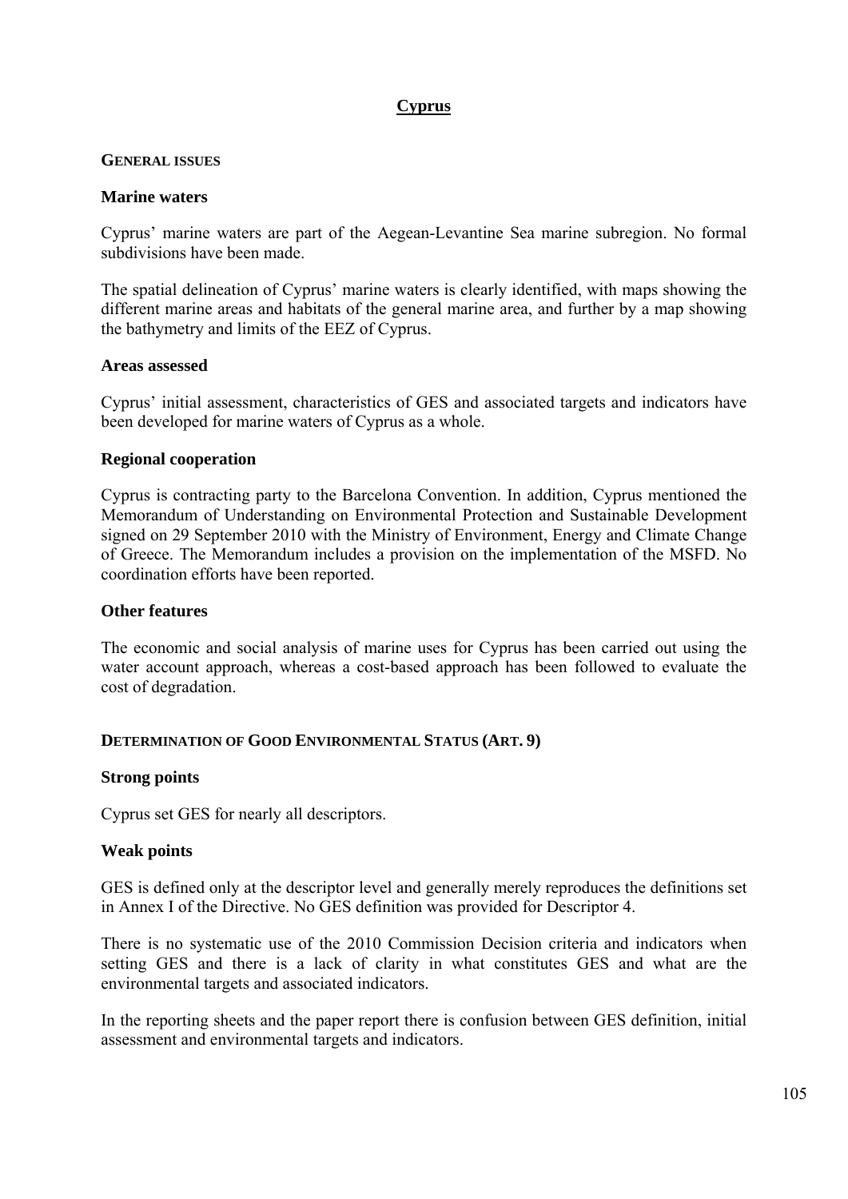# Cyprus

## General issues

### Marine waters

Cyprus' marine waters are part of the Aegean-Levantine Sea marine subregion. No formal subdivisions have been made.

The spatial delineation of Cyprus' marine waters is clearly identified, with maps showing the different marine areas and habitats of the general marine area, and further by a map showing the bathymetry and limits of the EEZ of Cyprus.

### Areas assessed

Cyprus' initial assessment, characteristics of GES and associated targets and indicators have been developed for marine waters of Cyprus as a whole.

### Regional cooperation

Cyprus is contracting party to the Barcelona Convention. In addition, Cyprus mentioned the Memorandum of Understanding on Environmental Protection and Sustainable Development signed on 29 September 2010 with the Ministry of Environment, Energy and Climate Change of Greece. The Memorandum includes a provision on the implementation of the MSFD. No coordination efforts have been reported.

### Other features

The economic and social analysis of marine uses for Cyprus has been carried out using the water account approach, whereas a cost-based approach has been followed to evaluate the cost of degradation.

## Determination of Good Environmental Status (Art. 9)

### Strong points

Cyprus set GES for nearly all descriptors.

### Weak points

GES is defined only at the descriptor level and generally merely reproduces the definitions set in Annex I of the Directive. No GES definition was provided for Descriptor 4.

There is no systematic use of the 2010 Commission Decision criteria and indicators when setting GES and there is a lack of clarity in what constitutes GES and what are the environmental targets and associated indicators.

In the reporting sheets and the paper report there is confusion between GES definition, initial assessment and environmental targets and indicators.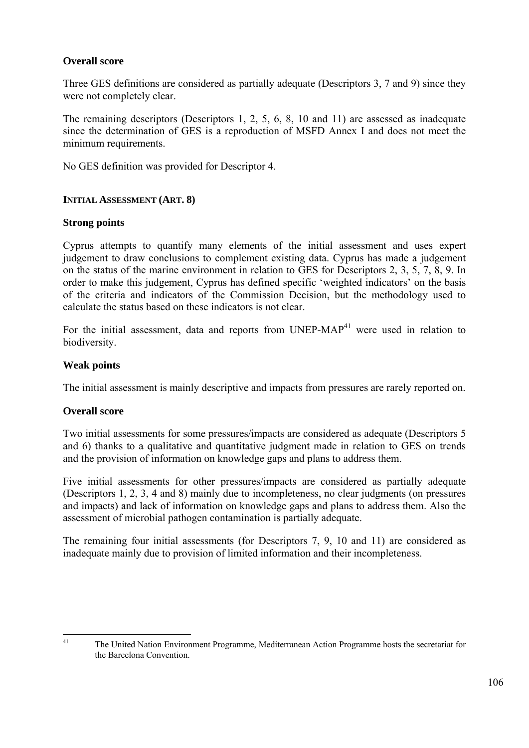**Overall score**

Three GES definitions are considered as partially adequate (Descriptors 3, 7 and 9) since they were not completely clear.

The remaining descriptors (Descriptors 1, 2, 5, 6, 8, 10 and 11) are assessed as inadequate since the determination of GES is a reproduction of MSFD Annex I and does not meet the minimum requirements.

No GES definition was provided for Descriptor 4.

**INITIAL ASSESSMENT (ART. 8)**

**Strong points**

Cyprus attempts to quantify many elements of the initial assessment and uses expert judgement to draw conclusions to complement existing data. Cyprus has made a judgement on the status of the marine environment in relation to GES for Descriptors 2, 3, 5, 7, 8, 9. In order to make this judgement, Cyprus has defined specific 'weighted indicators' on the basis of the criteria and indicators of the Commission Decision, but the methodology used to calculate the status based on these indicators is not clear.

For the initial assessment, data and reports from UNEP-MAP[41] were used in relation to biodiversity.

**Weak points**

The initial assessment is mainly descriptive and impacts from pressures are rarely reported on.

**Overall score**

Two initial assessments for some pressures/impacts are considered as adequate (Descriptors 5 and 6) thanks to a qualitative and quantitative judgment made in relation to GES on trends and the provision of information on knowledge gaps and plans to address them.

Five initial assessments for other pressures/impacts are considered as partially adequate (Descriptors 1, 2, 3, 4 and 8) mainly due to incompleteness, no clear judgments (on pressures and impacts) and lack of information on knowledge gaps and plans to address them. Also the assessment of microbial pathogen contamination is partially adequate.

The remaining four initial assessments (for Descriptors 7, 9, 10 and 11) are considered as inadequate mainly due to provision of limited information and their incompleteness.

---

[41] The United Nation Environment Programme, Mediterranean Action Programme hosts the secretariat for the Barcelona Convention.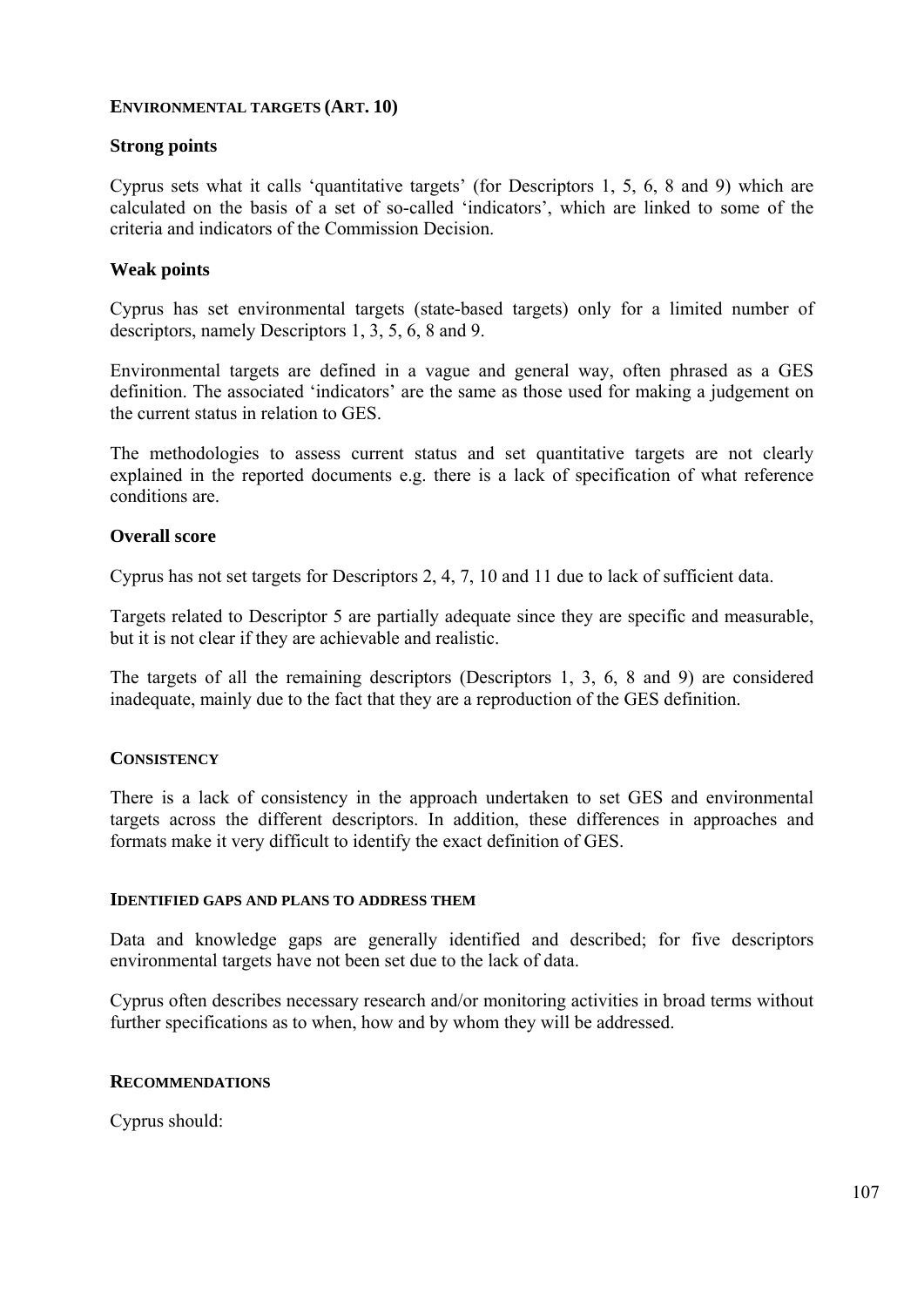### ENVIRONMENTAL TARGETS (ART. 10)

#### Strong points

Cyprus sets what it calls 'quantitative targets' (for Descriptors 1, 5, 6, 8 and 9) which are calculated on the basis of a set of so-called 'indicators', which are linked to some of the criteria and indicators of the Commission Decision.

#### Weak points

Cyprus has set environmental targets (state-based targets) only for a limited number of descriptors, namely Descriptors 1, 3, 5, 6, 8 and 9.

Environmental targets are defined in a vague and general way, often phrased as a GES definition. The associated 'indicators' are the same as those used for making a judgement on the current status in relation to GES.

The methodologies to assess current status and set quantitative targets are not clearly explained in the reported documents e.g. there is a lack of specification of what reference conditions are.

#### Overall score

Cyprus has not set targets for Descriptors 2, 4, 7, 10 and 11 due to lack of sufficient data.

Targets related to Descriptor 5 are partially adequate since they are specific and measurable, but it is not clear if they are achievable and realistic.

The targets of all the remaining descriptors (Descriptors 1, 3, 6, 8 and 9) are considered inadequate, mainly due to the fact that they are a reproduction of the GES definition.

### CONSISTENCY

There is a lack of consistency in the approach undertaken to set GES and environmental targets across the different descriptors. In addition, these differences in approaches and formats make it very difficult to identify the exact definition of GES.

### IDENTIFIED GAPS AND PLANS TO ADDRESS THEM

Data and knowledge gaps are generally identified and described; for five descriptors environmental targets have not been set due to the lack of data.

Cyprus often describes necessary research and/or monitoring activities in broad terms without further specifications as to when, how and by whom they will be addressed.

### RECOMMENDATIONS

Cyprus should: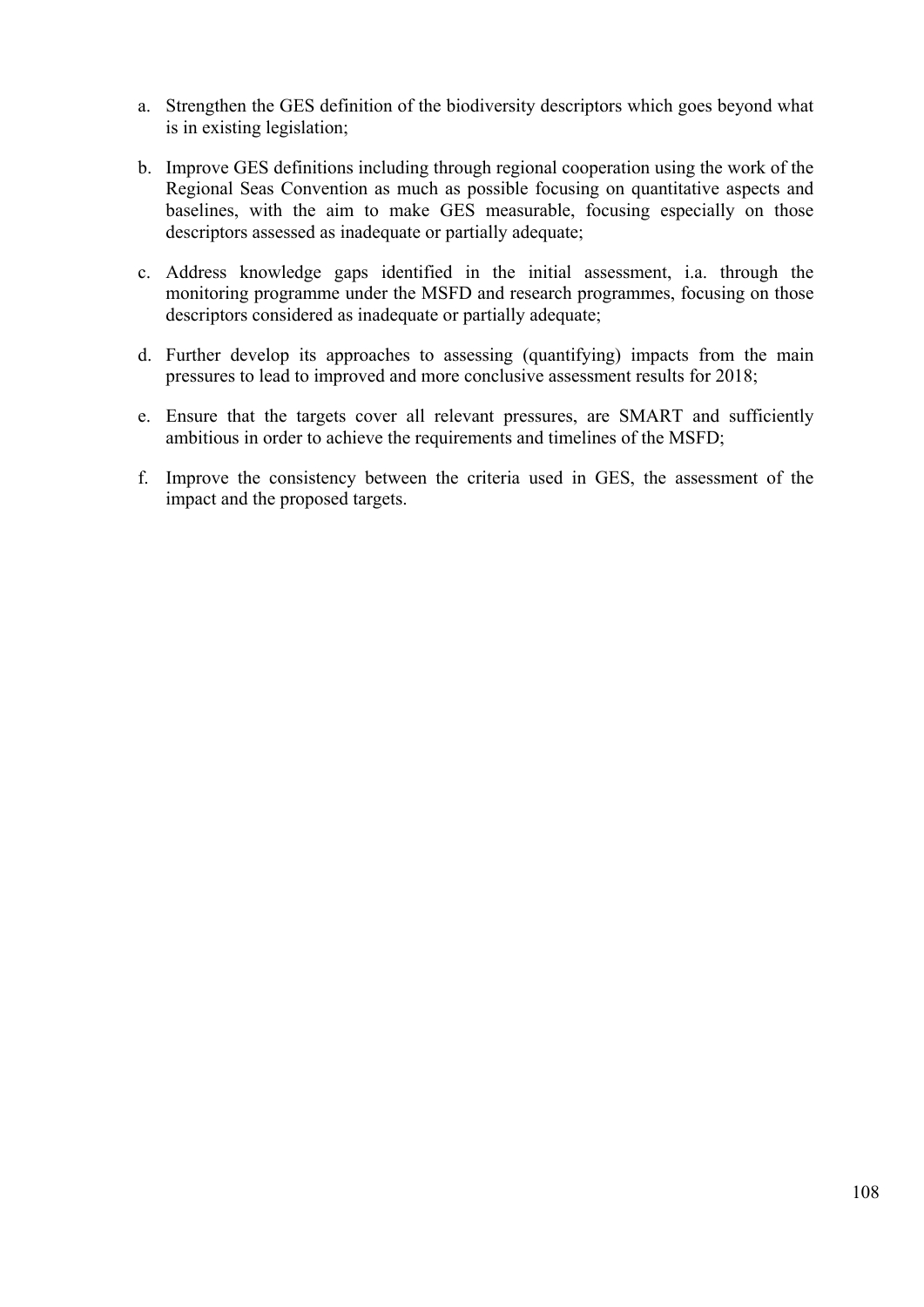a. Strengthen the GES definition of the biodiversity descriptors which goes beyond what is in existing legislation;

b. Improve GES definitions including through regional cooperation using the work of the Regional Seas Convention as much as possible focusing on quantitative aspects and baselines, with the aim to make GES measurable, focusing especially on those descriptors assessed as inadequate or partially adequate;

c. Address knowledge gaps identified in the initial assessment, i.a. through the monitoring programme under the MSFD and research programmes, focusing on those descriptors considered as inadequate or partially adequate;

d. Further develop its approaches to assessing (quantifying) impacts from the main pressures to lead to improved and more conclusive assessment results for 2018;

e. Ensure that the targets cover all relevant pressures, are SMART and sufficiently ambitious in order to achieve the requirements and timelines of the MSFD;

f. Improve the consistency between the criteria used in GES, the assessment of the impact and the proposed targets.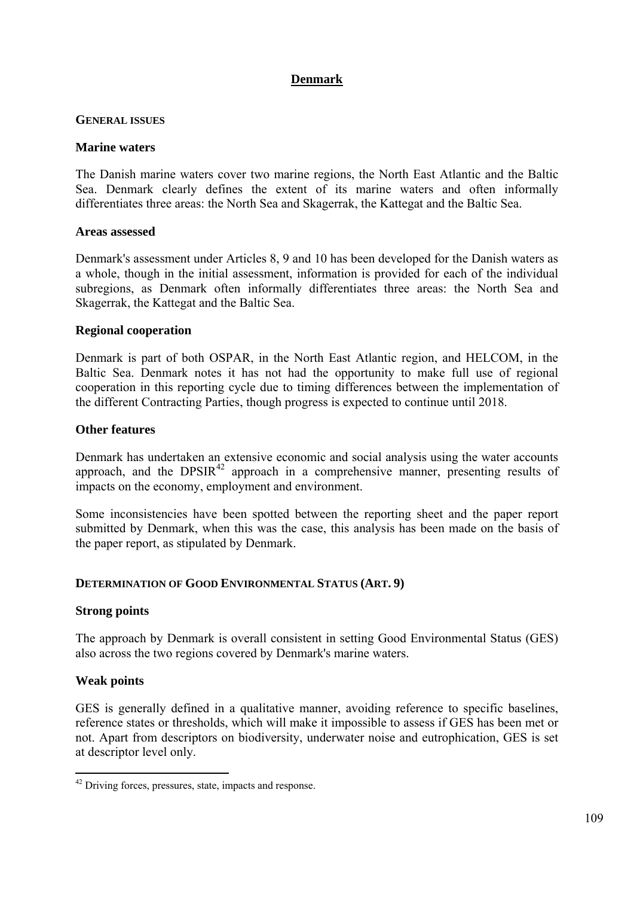# Denmark

## General issues

### Marine waters

The Danish marine waters cover two marine regions, the North East Atlantic and the Baltic Sea. Denmark clearly defines the extent of its marine waters and often informally differentiates three areas: the North Sea and Skagerrak, the Kattegat and the Baltic Sea.

### Areas assessed

Denmark's assessment under Articles 8, 9 and 10 has been developed for the Danish waters as a whole, though in the initial assessment, information is provided for each of the individual subregions, as Denmark often informally differentiates three areas: the North Sea and Skagerrak, the Kattegat and the Baltic Sea.

### Regional cooperation

Denmark is part of both OSPAR, in the North East Atlantic region, and HELCOM, in the Baltic Sea. Denmark notes it has not had the opportunity to make full use of regional cooperation in this reporting cycle due to timing differences between the implementation of the different Contracting Parties, though progress is expected to continue until 2018.

### Other features

Denmark has undertaken an extensive economic and social analysis using the water accounts approach, and the DPSIR[42] approach in a comprehensive manner, presenting results of impacts on the economy, employment and environment.

Some inconsistencies have been spotted between the reporting sheet and the paper report submitted by Denmark, when this was the case, this analysis has been made on the basis of the paper report, as stipulated by Denmark.

## Determination of Good Environmental Status (Art. 9)

### Strong points

The approach by Denmark is overall consistent in setting Good Environmental Status (GES) also across the two regions covered by Denmark's marine waters.

### Weak points

GES is generally defined in a qualitative manner, avoiding reference to specific baselines, reference states or thresholds, which will make it impossible to assess if GES has been met or not. Apart from descriptors on biodiversity, underwater noise and eutrophication, GES is set at descriptor level only.

[42] Driving forces, pressures, state, impacts and response.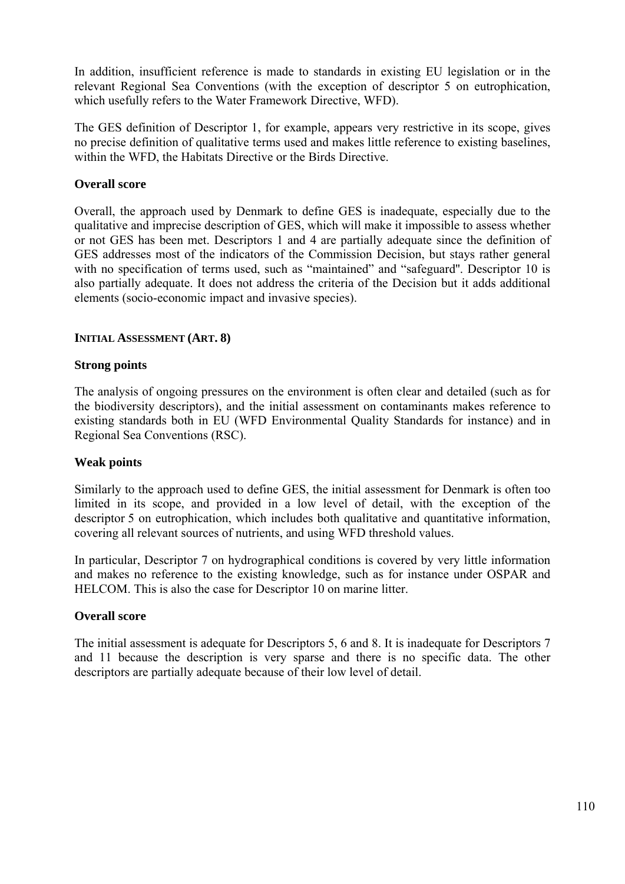In addition, insufficient reference is made to standards in existing EU legislation or in the relevant Regional Sea Conventions (with the exception of descriptor 5 on eutrophication, which usefully refers to the Water Framework Directive, WFD).

The GES definition of Descriptor 1, for example, appears very restrictive in its scope, gives no precise definition of qualitative terms used and makes little reference to existing baselines, within the WFD, the Habitats Directive or the Birds Directive.

**Overall score**

Overall, the approach used by Denmark to define GES is inadequate, especially due to the qualitative and imprecise description of GES, which will make it impossible to assess whether or not GES has been met. Descriptors 1 and 4 are partially adequate since the definition of GES addresses most of the indicators of the Commission Decision, but stays rather general with no specification of terms used, such as “maintained” and “safeguard". Descriptor 10 is also partially adequate. It does not address the criteria of the Decision but it adds additional elements (socio-economic impact and invasive species).

### INITIAL ASSESSMENT (ART. 8)

**Strong points**

The analysis of ongoing pressures on the environment is often clear and detailed (such as for the biodiversity descriptors), and the initial assessment on contaminants makes reference to existing standards both in EU (WFD Environmental Quality Standards for instance) and in Regional Sea Conventions (RSC).

**Weak points**

Similarly to the approach used to define GES, the initial assessment for Denmark is often too limited in its scope, and provided in a low level of detail, with the exception of the descriptor 5 on eutrophication, which includes both qualitative and quantitative information, covering all relevant sources of nutrients, and using WFD threshold values.

In particular, Descriptor 7 on hydrographical conditions is covered by very little information and makes no reference to the existing knowledge, such as for instance under OSPAR and HELCOM. This is also the case for Descriptor 10 on marine litter.

**Overall score**

The initial assessment is adequate for Descriptors 5, 6 and 8. It is inadequate for Descriptors 7 and 11 because the description is very sparse and there is no specific data. The other descriptors are partially adequate because of their low level of detail.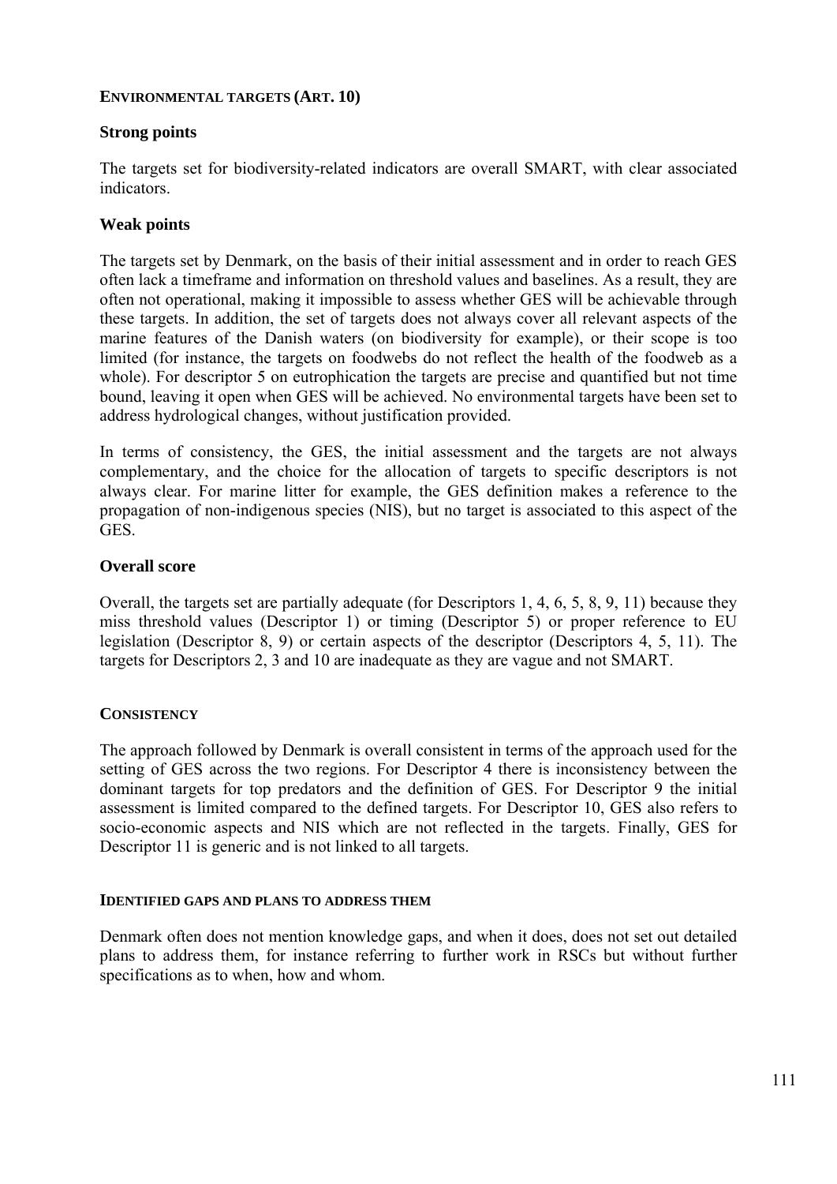#### ENVIRONMENTAL TARGETS (ART. 10)

**Strong points**

The targets set for biodiversity-related indicators are overall SMART, with clear associated indicators.

**Weak points**

The targets set by Denmark, on the basis of their initial assessment and in order to reach GES often lack a timeframe and information on threshold values and baselines. As a result, they are often not operational, making it impossible to assess whether GES will be achievable through these targets. In addition, the set of targets does not always cover all relevant aspects of the marine features of the Danish waters (on biodiversity for example), or their scope is too limited (for instance, the targets on foodwebs do not reflect the health of the foodweb as a whole). For descriptor 5 on eutrophication the targets are precise and quantified but not time bound, leaving it open when GES will be achieved. No environmental targets have been set to address hydrological changes, without justification provided.

In terms of consistency, the GES, the initial assessment and the targets are not always complementary, and the choice for the allocation of targets to specific descriptors is not always clear. For marine litter for example, the GES definition makes a reference to the propagation of non-indigenous species (NIS), but no target is associated to this aspect of the GES.

**Overall score**

Overall, the targets set are partially adequate (for Descriptors 1, 4, 6, 5, 8, 9, 11) because they miss threshold values (Descriptor 1) or timing (Descriptor 5) or proper reference to EU legislation (Descriptor 8, 9) or certain aspects of the descriptor (Descriptors 4, 5, 11). The targets for Descriptors 2, 3 and 10 are inadequate as they are vague and not SMART.

#### CONSISTENCY

The approach followed by Denmark is overall consistent in terms of the approach used for the setting of GES across the two regions. For Descriptor 4 there is inconsistency between the dominant targets for top predators and the definition of GES. For Descriptor 9 the initial assessment is limited compared to the defined targets. For Descriptor 10, GES also refers to socio-economic aspects and NIS which are not reflected in the targets. Finally, GES for Descriptor 11 is generic and is not linked to all targets.

#### IDENTIFIED GAPS AND PLANS TO ADDRESS THEM

Denmark often does not mention knowledge gaps, and when it does, does not set out detailed plans to address them, for instance referring to further work in RSCs but without further specifications as to when, how and whom.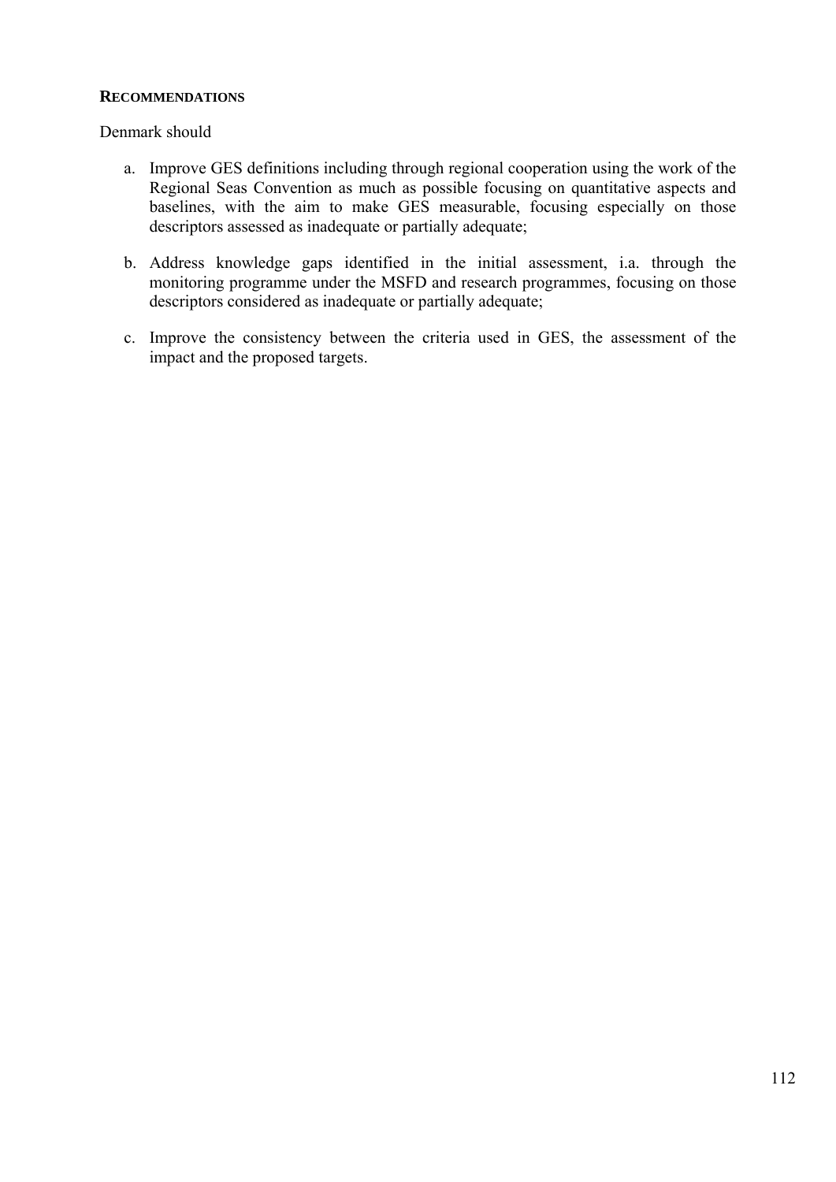**RECOMMENDATIONS**

Denmark should

a. Improve GES definitions including through regional cooperation using the work of the Regional Seas Convention as much as possible focusing on quantitative aspects and baselines, with the aim to make GES measurable, focusing especially on those descriptors assessed as inadequate or partially adequate;

b. Address knowledge gaps identified in the initial assessment, i.a. through the monitoring programme under the MSFD and research programmes, focusing on those descriptors considered as inadequate or partially adequate;

c. Improve the consistency between the criteria used in GES, the assessment of the impact and the proposed targets.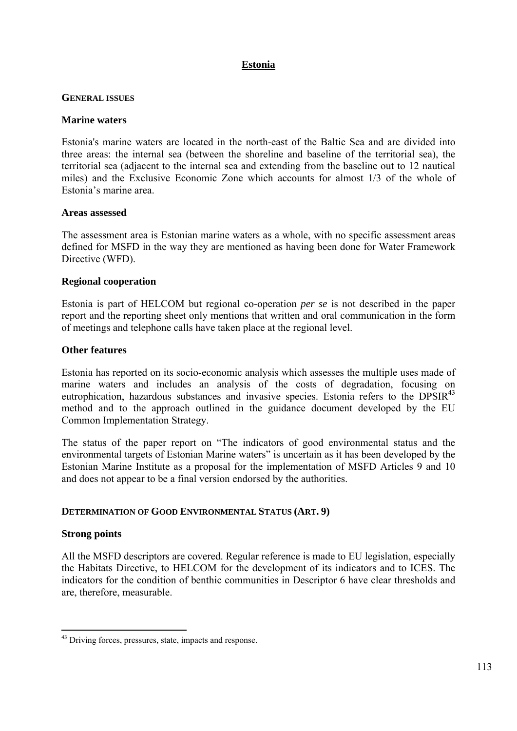# Estonia

## GENERAL ISSUES

### Marine waters

Estonia's marine waters are located in the north-east of the Baltic Sea and are divided into three areas: the internal sea (between the shoreline and baseline of the territorial sea), the territorial sea (adjacent to the internal sea and extending from the baseline out to 12 nautical miles) and the Exclusive Economic Zone which accounts for almost 1/3 of the whole of Estonia's marine area.

### Areas assessed

The assessment area is Estonian marine waters as a whole, with no specific assessment areas defined for MSFD in the way they are mentioned as having been done for Water Framework Directive (WFD).

### Regional cooperation

Estonia is part of HELCOM but regional co-operation *per se* is not described in the paper report and the reporting sheet only mentions that written and oral communication in the form of meetings and telephone calls have taken place at the regional level.

### Other features

Estonia has reported on its socio-economic analysis which assesses the multiple uses made of marine waters and includes an analysis of the costs of degradation, focusing on eutrophication, hazardous substances and invasive species. Estonia refers to the DPSIR[43] method and to the approach outlined in the guidance document developed by the EU Common Implementation Strategy.

The status of the paper report on "The indicators of good environmental status and the environmental targets of Estonian Marine waters" is uncertain as it has been developed by the Estonian Marine Institute as a proposal for the implementation of MSFD Articles 9 and 10 and does not appear to be a final version endorsed by the authorities.

## DETERMINATION OF GOOD ENVIRONMENTAL STATUS (ART. 9)

### Strong points

All the MSFD descriptors are covered. Regular reference is made to EU legislation, especially the Habitats Directive, to HELCOM for the development of its indicators and to ICES. The indicators for the condition of benthic communities in Descriptor 6 have clear thresholds and are, therefore, measurable.

---

[43] Driving forces, pressures, state, impacts and response.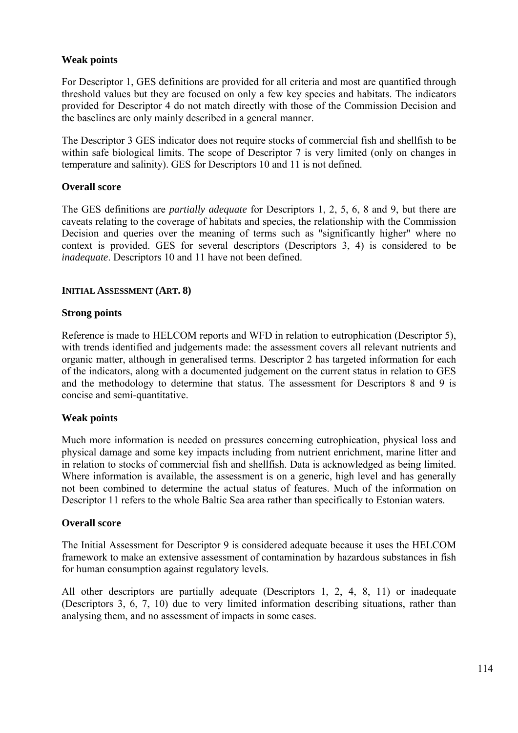**Weak points**

For Descriptor 1, GES definitions are provided for all criteria and most are quantified through threshold values but they are focused on only a few key species and habitats. The indicators provided for Descriptor 4 do not match directly with those of the Commission Decision and the baselines are only mainly described in a general manner.

The Descriptor 3 GES indicator does not require stocks of commercial fish and shellfish to be within safe biological limits. The scope of Descriptor 7 is very limited (only on changes in temperature and salinity). GES for Descriptors 10 and 11 is not defined.

**Overall score**

The GES definitions are *partially adequate* for Descriptors 1, 2, 5, 6, 8 and 9, but there are caveats relating to the coverage of habitats and species, the relationship with the Commission Decision and queries over the meaning of terms such as "significantly higher" where no context is provided. GES for several descriptors (Descriptors 3, 4) is considered to be *inadequate*. Descriptors 10 and 11 have not been defined.

**INITIAL ASSESSMENT (ART. 8)**

**Strong points**

Reference is made to HELCOM reports and WFD in relation to eutrophication (Descriptor 5), with trends identified and judgements made: the assessment covers all relevant nutrients and organic matter, although in generalised terms. Descriptor 2 has targeted information for each of the indicators, along with a documented judgement on the current status in relation to GES and the methodology to determine that status. The assessment for Descriptors 8 and 9 is concise and semi-quantitative.

**Weak points**

Much more information is needed on pressures concerning eutrophication, physical loss and physical damage and some key impacts including from nutrient enrichment, marine litter and in relation to stocks of commercial fish and shellfish. Data is acknowledged as being limited. Where information is available, the assessment is on a generic, high level and has generally not been combined to determine the actual status of features. Much of the information on Descriptor 11 refers to the whole Baltic Sea area rather than specifically to Estonian waters.

**Overall score**

The Initial Assessment for Descriptor 9 is considered adequate because it uses the HELCOM framework to make an extensive assessment of contamination by hazardous substances in fish for human consumption against regulatory levels.

All other descriptors are partially adequate (Descriptors 1, 2, 4, 8, 11) or inadequate (Descriptors 3, 6, 7, 10) due to very limited information describing situations, rather than analysing them, and no assessment of impacts in some cases.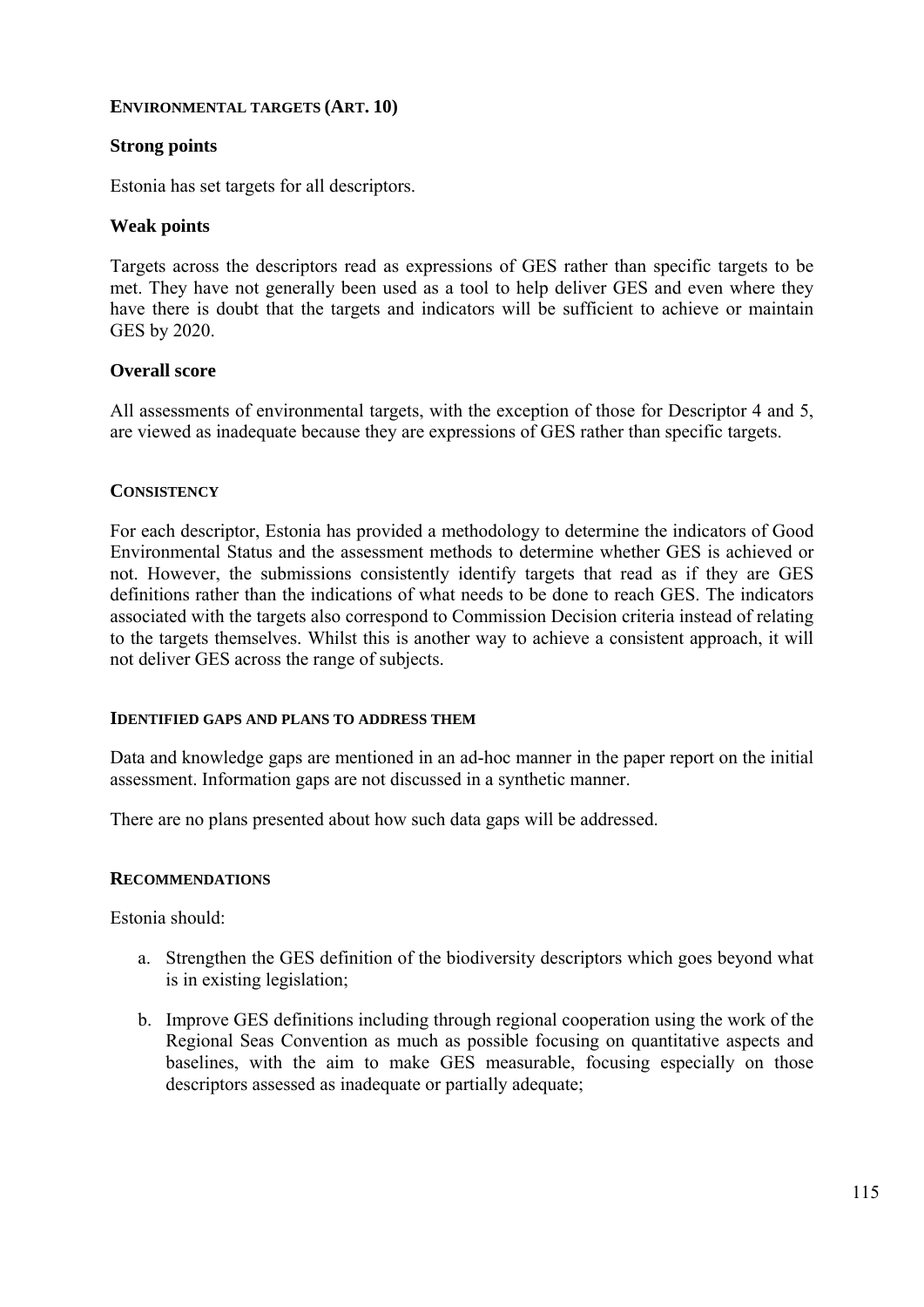#### ENVIRONMENTAL TARGETS (ART. 10)

### Strong points

Estonia has set targets for all descriptors.

### Weak points

Targets across the descriptors read as expressions of GES rather than specific targets to be met. They have not generally been used as a tool to help deliver GES and even where they have there is doubt that the targets and indicators will be sufficient to achieve or maintain GES by 2020.

### Overall score

All assessments of environmental targets, with the exception of those for Descriptor 4 and 5, are viewed as inadequate because they are expressions of GES rather than specific targets.

#### CONSISTENCY

For each descriptor, Estonia has provided a methodology to determine the indicators of Good Environmental Status and the assessment methods to determine whether GES is achieved or not. However, the submissions consistently identify targets that read as if they are GES definitions rather than the indications of what needs to be done to reach GES. The indicators associated with the targets also correspond to Commission Decision criteria instead of relating to the targets themselves. Whilst this is another way to achieve a consistent approach, it will not deliver GES across the range of subjects.

#### IDENTIFIED GAPS AND PLANS TO ADDRESS THEM

Data and knowledge gaps are mentioned in an ad-hoc manner in the paper report on the initial assessment. Information gaps are not discussed in a synthetic manner.

There are no plans presented about how such data gaps will be addressed.

#### RECOMMENDATIONS

Estonia should:

a. Strengthen the GES definition of the biodiversity descriptors which goes beyond what is in existing legislation;

b. Improve GES definitions including through regional cooperation using the work of the Regional Seas Convention as much as possible focusing on quantitative aspects and baselines, with the aim to make GES measurable, focusing especially on those descriptors assessed as inadequate or partially adequate;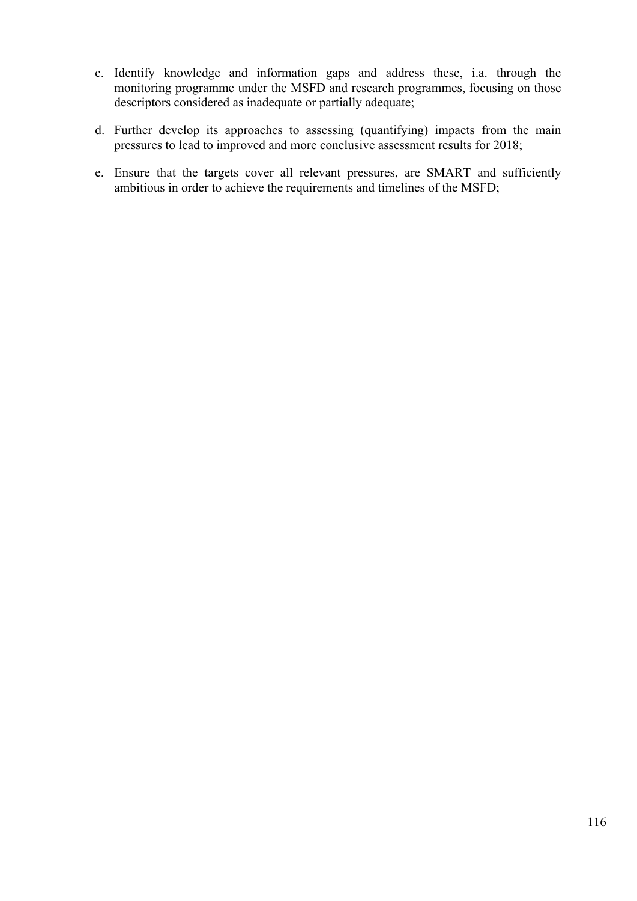c. Identify knowledge and information gaps and address these, i.a. through the monitoring programme under the MSFD and research programmes, focusing on those descriptors considered as inadequate or partially adequate;

d. Further develop its approaches to assessing (quantifying) impacts from the main pressures to lead to improved and more conclusive assessment results for 2018;

e. Ensure that the targets cover all relevant pressures, are SMART and sufficiently ambitious in order to achieve the requirements and timelines of the MSFD;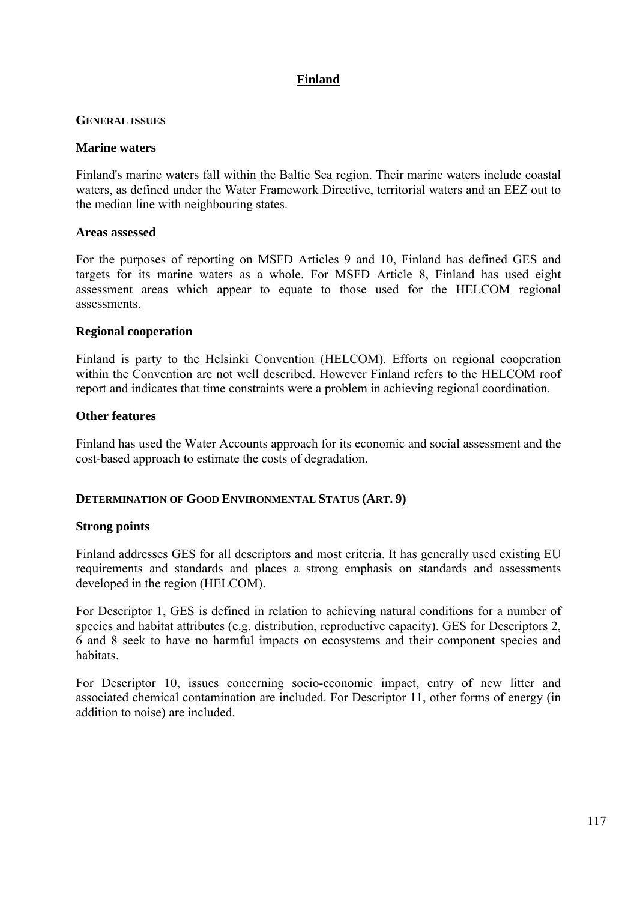# Finland

## GENERAL ISSUES

### Marine waters

Finland's marine waters fall within the Baltic Sea region. Their marine waters include coastal waters, as defined under the Water Framework Directive, territorial waters and an EEZ out to the median line with neighbouring states.

### Areas assessed

For the purposes of reporting on MSFD Articles 9 and 10, Finland has defined GES and targets for its marine waters as a whole. For MSFD Article 8, Finland has used eight assessment areas which appear to equate to those used for the HELCOM regional assessments.

### Regional cooperation

Finland is party to the Helsinki Convention (HELCOM). Efforts on regional cooperation within the Convention are not well described. However Finland refers to the HELCOM roof report and indicates that time constraints were a problem in achieving regional coordination.

### Other features

Finland has used the Water Accounts approach for its economic and social assessment and the cost-based approach to estimate the costs of degradation.

## DETERMINATION OF GOOD ENVIRONMENTAL STATUS (ART. 9)

### Strong points

Finland addresses GES for all descriptors and most criteria. It has generally used existing EU requirements and standards and places a strong emphasis on standards and assessments developed in the region (HELCOM).

For Descriptor 1, GES is defined in relation to achieving natural conditions for a number of species and habitat attributes (e.g. distribution, reproductive capacity). GES for Descriptors 2, 6 and 8 seek to have no harmful impacts on ecosystems and their component species and habitats.

For Descriptor 10, issues concerning socio-economic impact, entry of new litter and associated chemical contamination are included. For Descriptor 11, other forms of energy (in addition to noise) are included.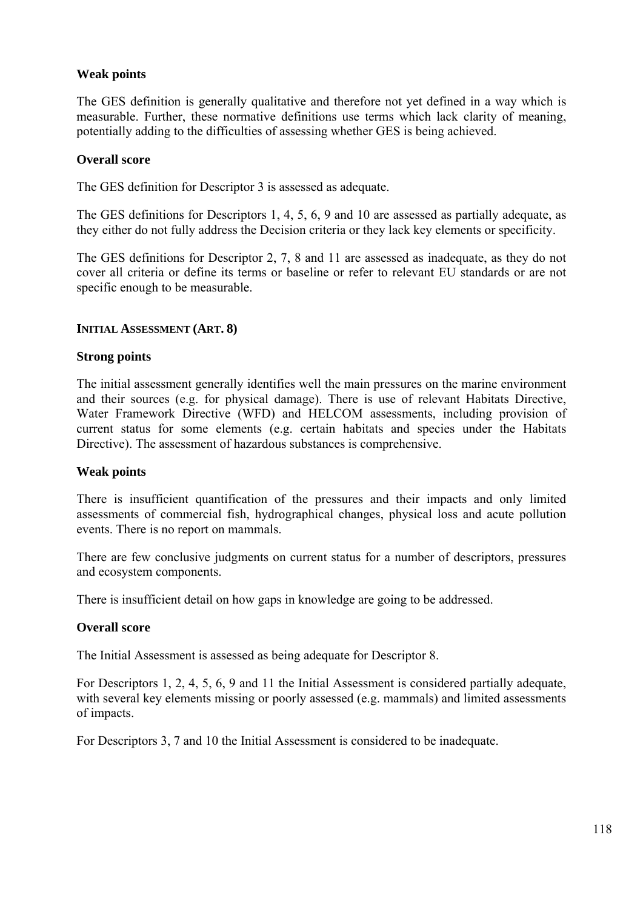**Weak points**

The GES definition is generally qualitative and therefore not yet defined in a way which is measurable. Further, these normative definitions use terms which lack clarity of meaning, potentially adding to the difficulties of assessing whether GES is being achieved.

**Overall score**

The GES definition for Descriptor 3 is assessed as adequate.

The GES definitions for Descriptors 1, 4, 5, 6, 9 and 10 are assessed as partially adequate, as they either do not fully address the Decision criteria or they lack key elements or specificity.

The GES definitions for Descriptor 2, 7, 8 and 11 are assessed as inadequate, as they do not cover all criteria or define its terms or baseline or refer to relevant EU standards or are not specific enough to be measurable.

**INITIAL ASSESSMENT (ART. 8)**

**Strong points**

The initial assessment generally identifies well the main pressures on the marine environment and their sources (e.g. for physical damage). There is use of relevant Habitats Directive, Water Framework Directive (WFD) and HELCOM assessments, including provision of current status for some elements (e.g. certain habitats and species under the Habitats Directive). The assessment of hazardous substances is comprehensive.

**Weak points**

There is insufficient quantification of the pressures and their impacts and only limited assessments of commercial fish, hydrographical changes, physical loss and acute pollution events. There is no report on mammals.

There are few conclusive judgments on current status for a number of descriptors, pressures and ecosystem components.

There is insufficient detail on how gaps in knowledge are going to be addressed.

**Overall score**

The Initial Assessment is assessed as being adequate for Descriptor 8.

For Descriptors 1, 2, 4, 5, 6, 9 and 11 the Initial Assessment is considered partially adequate, with several key elements missing or poorly assessed (e.g. mammals) and limited assessments of impacts.

For Descriptors 3, 7 and 10 the Initial Assessment is considered to be inadequate.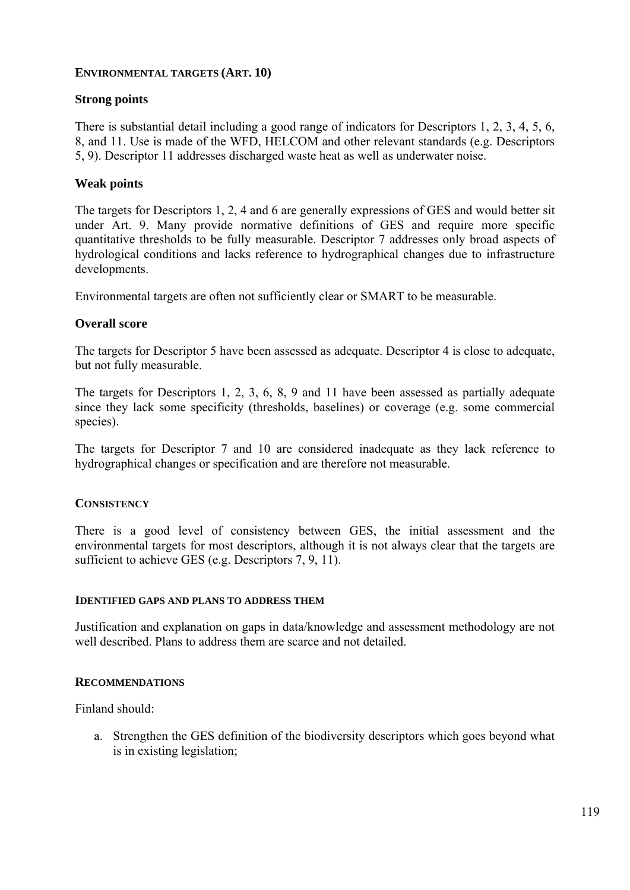#### ENVIRONMENTAL TARGETS (ART. 10)

**Strong points**

There is substantial detail including a good range of indicators for Descriptors 1, 2, 3, 4, 5, 6, 8, and 11. Use is made of the WFD, HELCOM and other relevant standards (e.g. Descriptors 5, 9). Descriptor 11 addresses discharged waste heat as well as underwater noise.

**Weak points**

The targets for Descriptors 1, 2, 4 and 6 are generally expressions of GES and would better sit under Art. 9. Many provide normative definitions of GES and require more specific quantitative thresholds to be fully measurable. Descriptor 7 addresses only broad aspects of hydrological conditions and lacks reference to hydrographical changes due to infrastructure developments.

Environmental targets are often not sufficiently clear or SMART to be measurable.

**Overall score**

The targets for Descriptor 5 have been assessed as adequate. Descriptor 4 is close to adequate, but not fully measurable.

The targets for Descriptors 1, 2, 3, 6, 8, 9 and 11 have been assessed as partially adequate since they lack some specificity (thresholds, baselines) or coverage (e.g. some commercial species).

The targets for Descriptor 7 and 10 are considered inadequate as they lack reference to hydrographical changes or specification and are therefore not measurable.

#### CONSISTENCY

There is a good level of consistency between GES, the initial assessment and the environmental targets for most descriptors, although it is not always clear that the targets are sufficient to achieve GES (e.g. Descriptors 7, 9, 11).

#### IDENTIFIED GAPS AND PLANS TO ADDRESS THEM

Justification and explanation on gaps in data/knowledge and assessment methodology are not well described. Plans to address them are scarce and not detailed.

#### RECOMMENDATIONS

Finland should:

a. Strengthen the GES definition of the biodiversity descriptors which goes beyond what is in existing legislation;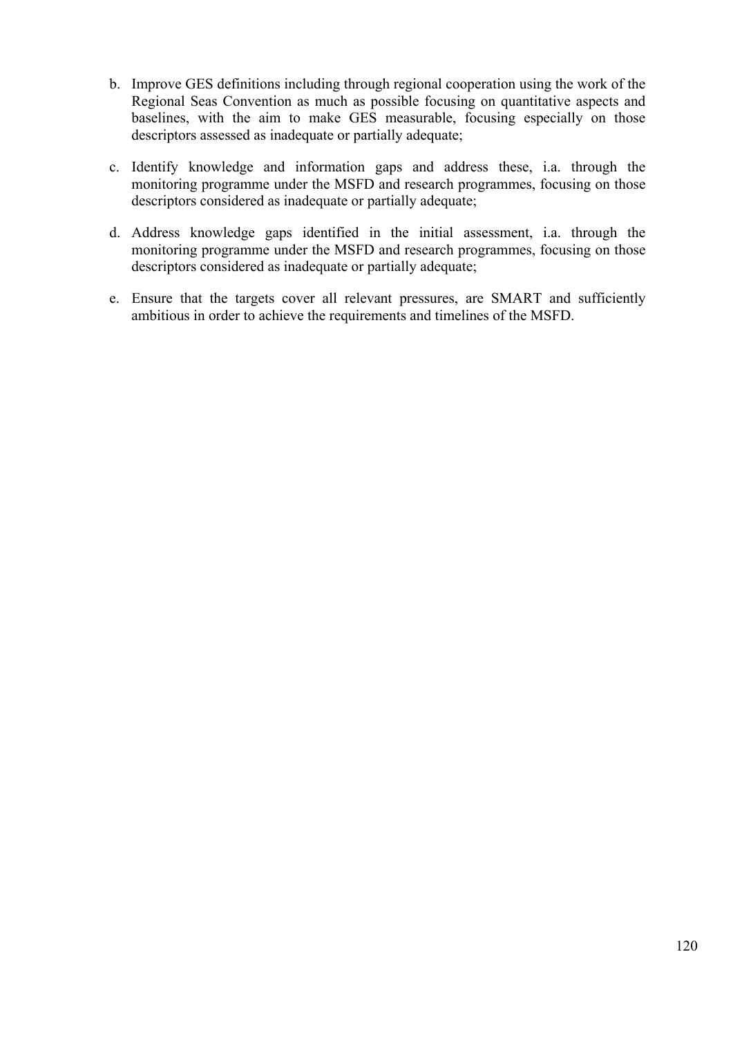b. Improve GES definitions including through regional cooperation using the work of the Regional Seas Convention as much as possible focusing on quantitative aspects and baselines, with the aim to make GES measurable, focusing especially on those descriptors assessed as inadequate or partially adequate;

c. Identify knowledge and information gaps and address these, i.a. through the monitoring programme under the MSFD and research programmes, focusing on those descriptors considered as inadequate or partially adequate;

d. Address knowledge gaps identified in the initial assessment, i.a. through the monitoring programme under the MSFD and research programmes, focusing on those descriptors considered as inadequate or partially adequate;

e. Ensure that the targets cover all relevant pressures, are SMART and sufficiently ambitious in order to achieve the requirements and timelines of the MSFD.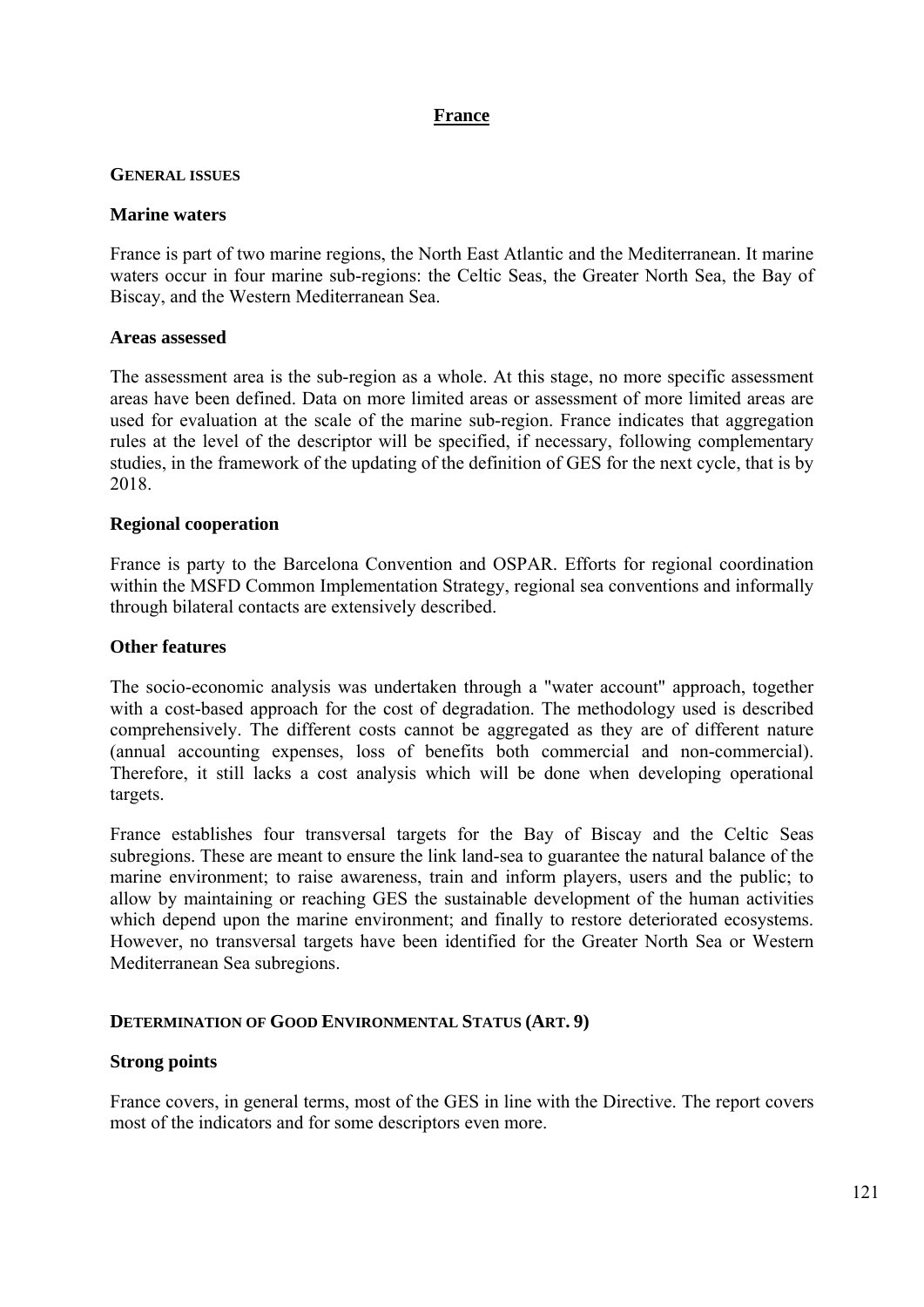## France

### GENERAL ISSUES

#### Marine waters

France is part of two marine regions, the North East Atlantic and the Mediterranean. It marine waters occur in four marine sub-regions: the Celtic Seas, the Greater North Sea, the Bay of Biscay, and the Western Mediterranean Sea.

#### Areas assessed

The assessment area is the sub-region as a whole. At this stage, no more specific assessment areas have been defined. Data on more limited areas or assessment of more limited areas are used for evaluation at the scale of the marine sub-region. France indicates that aggregation rules at the level of the descriptor will be specified, if necessary, following complementary studies, in the framework of the updating of the definition of GES for the next cycle, that is by 2018.

#### Regional cooperation

France is party to the Barcelona Convention and OSPAR. Efforts for regional coordination within the MSFD Common Implementation Strategy, regional sea conventions and informally through bilateral contacts are extensively described.

#### Other features

The socio-economic analysis was undertaken through a "water account" approach, together with a cost-based approach for the cost of degradation. The methodology used is described comprehensively. The different costs cannot be aggregated as they are of different nature (annual accounting expenses, loss of benefits both commercial and non-commercial). Therefore, it still lacks a cost analysis which will be done when developing operational targets.

France establishes four transversal targets for the Bay of Biscay and the Celtic Seas subregions. These are meant to ensure the link land-sea to guarantee the natural balance of the marine environment; to raise awareness, train and inform players, users and the public; to allow by maintaining or reaching GES the sustainable development of the human activities which depend upon the marine environment; and finally to restore deteriorated ecosystems. However, no transversal targets have been identified for the Greater North Sea or Western Mediterranean Sea subregions.

### DETERMINATION OF GOOD ENVIRONMENTAL STATUS (ART. 9)

#### Strong points

France covers, in general terms, most of the GES in line with the Directive. The report covers most of the indicators and for some descriptors even more.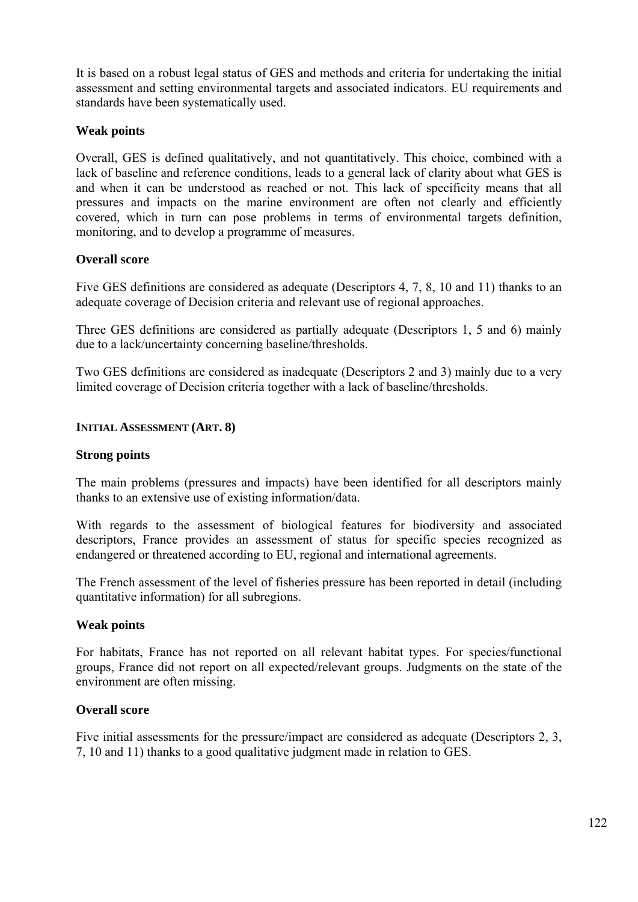It is based on a robust legal status of GES and methods and criteria for undertaking the initial assessment and setting environmental targets and associated indicators. EU requirements and standards have been systematically used.

**Weak points**

Overall, GES is defined qualitatively, and not quantitatively. This choice, combined with a lack of baseline and reference conditions, leads to a general lack of clarity about what GES is and when it can be understood as reached or not. This lack of specificity means that all pressures and impacts on the marine environment are often not clearly and efficiently covered, which in turn can pose problems in terms of environmental targets definition, monitoring, and to develop a programme of measures.

**Overall score**

Five GES definitions are considered as adequate (Descriptors 4, 7, 8, 10 and 11) thanks to an adequate coverage of Decision criteria and relevant use of regional approaches.

Three GES definitions are considered as partially adequate (Descriptors 1, 5 and 6) mainly due to a lack/uncertainty concerning baseline/thresholds.

Two GES definitions are considered as inadequate (Descriptors 2 and 3) mainly due to a very limited coverage of Decision criteria together with a lack of baseline/thresholds.

**INITIAL ASSESSMENT (ART. 8)**

**Strong points**

The main problems (pressures and impacts) have been identified for all descriptors mainly thanks to an extensive use of existing information/data.

With regards to the assessment of biological features for biodiversity and associated descriptors, France provides an assessment of status for specific species recognized as endangered or threatened according to EU, regional and international agreements.

The French assessment of the level of fisheries pressure has been reported in detail (including quantitative information) for all subregions.

**Weak points**

For habitats, France has not reported on all relevant habitat types. For species/functional groups, France did not report on all expected/relevant groups. Judgments on the state of the environment are often missing.

**Overall score**

Five initial assessments for the pressure/impact are considered as adequate (Descriptors 2, 3, 7, 10 and 11) thanks to a good qualitative judgment made in relation to GES.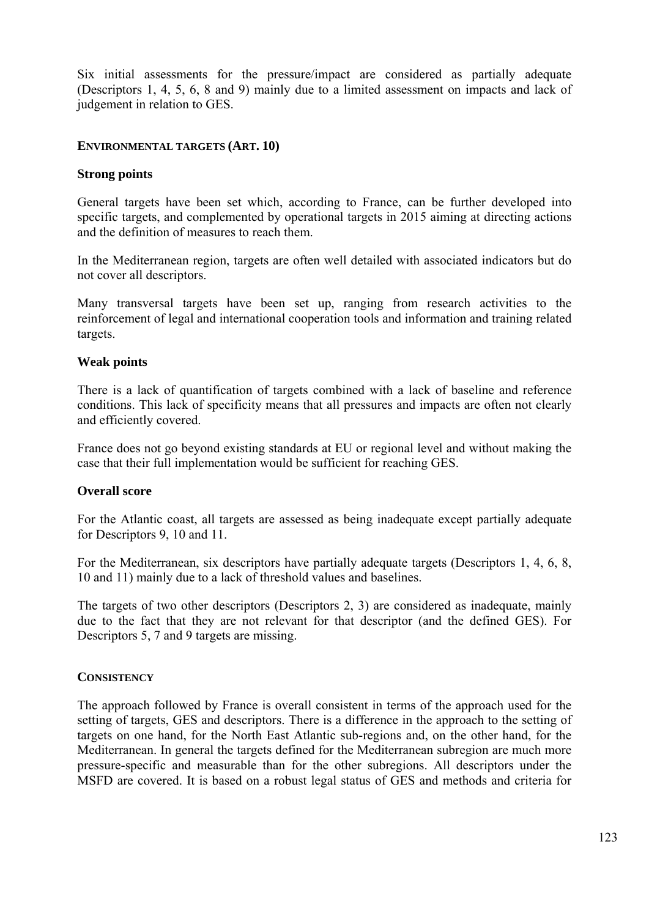Six initial assessments for the pressure/impact are considered as partially adequate (Descriptors 1, 4, 5, 6, 8 and 9) mainly due to a limited assessment on impacts and lack of judgement in relation to GES.

### ENVIRONMENTAL TARGETS (ART. 10)

**Strong points**

General targets have been set which, according to France, can be further developed into specific targets, and complemented by operational targets in 2015 aiming at directing actions and the definition of measures to reach them.

In the Mediterranean region, targets are often well detailed with associated indicators but do not cover all descriptors.

Many transversal targets have been set up, ranging from research activities to the reinforcement of legal and international cooperation tools and information and training related targets.

**Weak points**

There is a lack of quantification of targets combined with a lack of baseline and reference conditions. This lack of specificity means that all pressures and impacts are often not clearly and efficiently covered.

France does not go beyond existing standards at EU or regional level and without making the case that their full implementation would be sufficient for reaching GES.

**Overall score**

For the Atlantic coast, all targets are assessed as being inadequate except partially adequate for Descriptors 9, 10 and 11.

For the Mediterranean, six descriptors have partially adequate targets (Descriptors 1, 4, 6, 8, 10 and 11) mainly due to a lack of threshold values and baselines.

The targets of two other descriptors (Descriptors 2, 3) are considered as inadequate, mainly due to the fact that they are not relevant for that descriptor (and the defined GES). For Descriptors 5, 7 and 9 targets are missing.

### CONSISTENCY

The approach followed by France is overall consistent in terms of the approach used for the setting of targets, GES and descriptors. There is a difference in the approach to the setting of targets on one hand, for the North East Atlantic sub-regions and, on the other hand, for the Mediterranean. In general the targets defined for the Mediterranean subregion are much more pressure-specific and measurable than for the other subregions. All descriptors under the MSFD are covered. It is based on a robust legal status of GES and methods and criteria for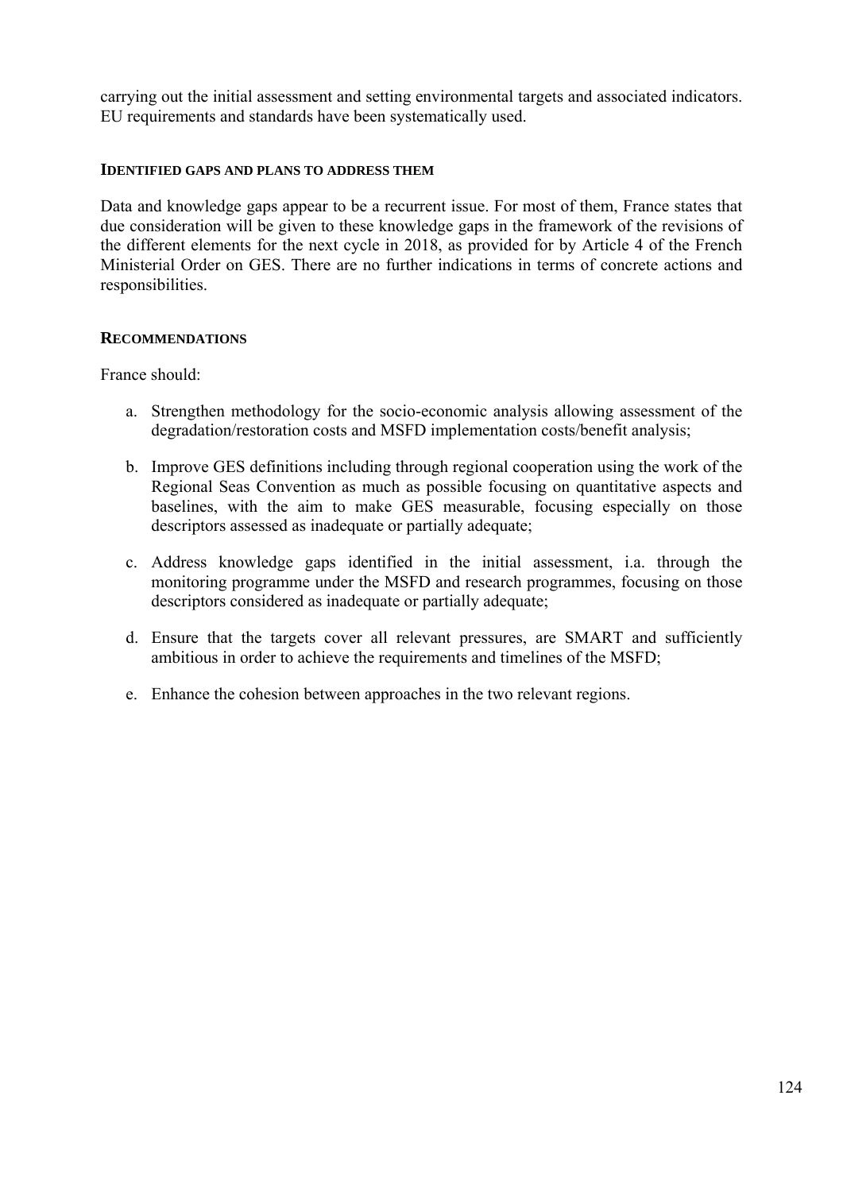carrying out the initial assessment and setting environmental targets and associated indicators. EU requirements and standards have been systematically used.

#### IDENTIFIED GAPS AND PLANS TO ADDRESS THEM

Data and knowledge gaps appear to be a recurrent issue. For most of them, France states that due consideration will be given to these knowledge gaps in the framework of the revisions of the different elements for the next cycle in 2018, as provided for by Article 4 of the French Ministerial Order on GES. There are no further indications in terms of concrete actions and responsibilities.

#### RECOMMENDATIONS

France should:

a. Strengthen methodology for the socio-economic analysis allowing assessment of the degradation/restoration costs and MSFD implementation costs/benefit analysis;

b. Improve GES definitions including through regional cooperation using the work of the Regional Seas Convention as much as possible focusing on quantitative aspects and baselines, with the aim to make GES measurable, focusing especially on those descriptors assessed as inadequate or partially adequate;

c. Address knowledge gaps identified in the initial assessment, i.a. through the monitoring programme under the MSFD and research programmes, focusing on those descriptors considered as inadequate or partially adequate;

d. Ensure that the targets cover all relevant pressures, are SMART and sufficiently ambitious in order to achieve the requirements and timelines of the MSFD;

e. Enhance the cohesion between approaches in the two relevant regions.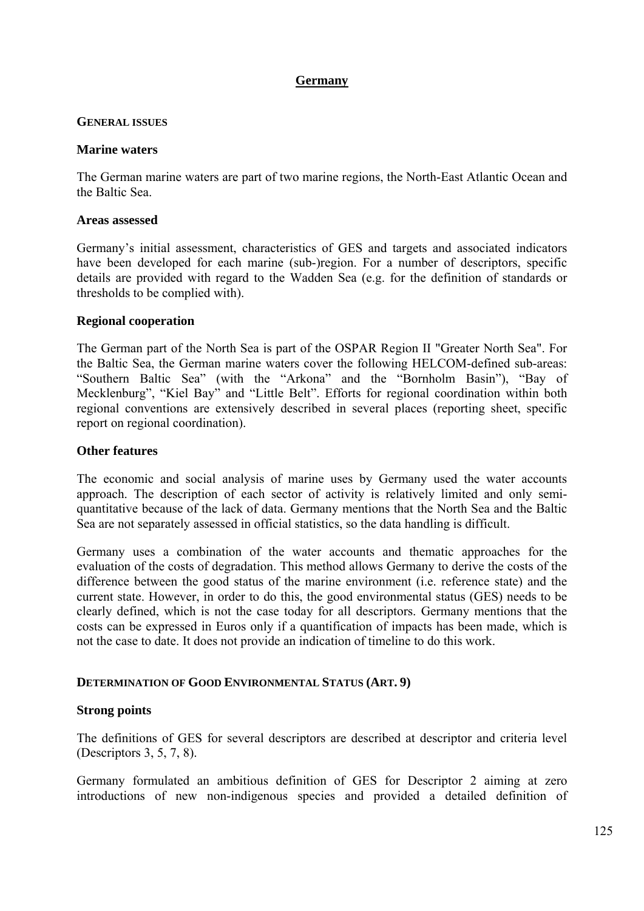## Germany

### GENERAL ISSUES

#### Marine waters

The German marine waters are part of two marine regions, the North-East Atlantic Ocean and the Baltic Sea.

#### Areas assessed

Germany's initial assessment, characteristics of GES and targets and associated indicators have been developed for each marine (sub-)region. For a number of descriptors, specific details are provided with regard to the Wadden Sea (e.g. for the definition of standards or thresholds to be complied with).

#### Regional cooperation

The German part of the North Sea is part of the OSPAR Region II "Greater North Sea". For the Baltic Sea, the German marine waters cover the following HELCOM-defined sub-areas: "Southern Baltic Sea" (with the "Arkona" and the "Bornholm Basin"), "Bay of Mecklenburg", "Kiel Bay" and "Little Belt". Efforts for regional coordination within both regional conventions are extensively described in several places (reporting sheet, specific report on regional coordination).

#### Other features

The economic and social analysis of marine uses by Germany used the water accounts approach. The description of each sector of activity is relatively limited and only semi-quantitative because of the lack of data. Germany mentions that the North Sea and the Baltic Sea are not separately assessed in official statistics, so the data handling is difficult.

Germany uses a combination of the water accounts and thematic approaches for the evaluation of the costs of degradation. This method allows Germany to derive the costs of the difference between the good status of the marine environment (i.e. reference state) and the current state. However, in order to do this, the good environmental status (GES) needs to be clearly defined, which is not the case today for all descriptors. Germany mentions that the costs can be expressed in Euros only if a quantification of impacts has been made, which is not the case to date. It does not provide an indication of timeline to do this work.

### DETERMINATION OF GOOD ENVIRONMENTAL STATUS (ART. 9)

#### Strong points

The definitions of GES for several descriptors are described at descriptor and criteria level (Descriptors 3, 5, 7, 8).

Germany formulated an ambitious definition of GES for Descriptor 2 aiming at zero introductions of new non-indigenous species and provided a detailed definition of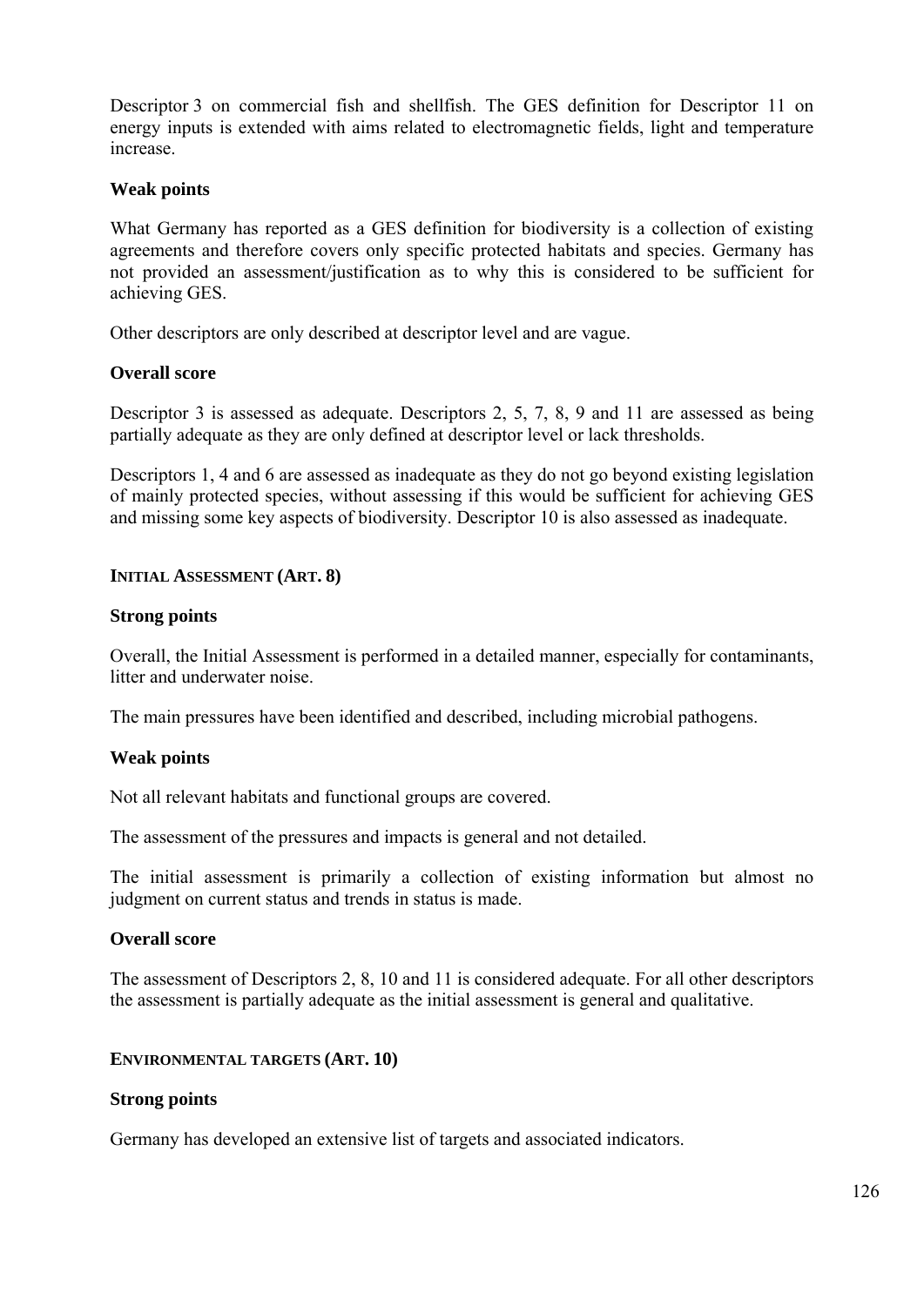Descriptor 3 on commercial fish and shellfish. The GES definition for Descriptor 11 on energy inputs is extended with aims related to electromagnetic fields, light and temperature increase.

**Weak points**

What Germany has reported as a GES definition for biodiversity is a collection of existing agreements and therefore covers only specific protected habitats and species. Germany has not provided an assessment/justification as to why this is considered to be sufficient for achieving GES.

Other descriptors are only described at descriptor level and are vague.

**Overall score**

Descriptor 3 is assessed as adequate. Descriptors 2, 5, 7, 8, 9 and 11 are assessed as being partially adequate as they are only defined at descriptor level or lack thresholds.

Descriptors 1, 4 and 6 are assessed as inadequate as they do not go beyond existing legislation of mainly protected species, without assessing if this would be sufficient for achieving GES and missing some key aspects of biodiversity. Descriptor 10 is also assessed as inadequate.

#### INITIAL ASSESSMENT (ART. 8)

**Strong points**

Overall, the Initial Assessment is performed in a detailed manner, especially for contaminants, litter and underwater noise.

The main pressures have been identified and described, including microbial pathogens.

**Weak points**

Not all relevant habitats and functional groups are covered.

The assessment of the pressures and impacts is general and not detailed.

The initial assessment is primarily a collection of existing information but almost no judgment on current status and trends in status is made.

**Overall score**

The assessment of Descriptors 2, 8, 10 and 11 is considered adequate. For all other descriptors the assessment is partially adequate as the initial assessment is general and qualitative.

#### ENVIRONMENTAL TARGETS (ART. 10)

**Strong points**

Germany has developed an extensive list of targets and associated indicators.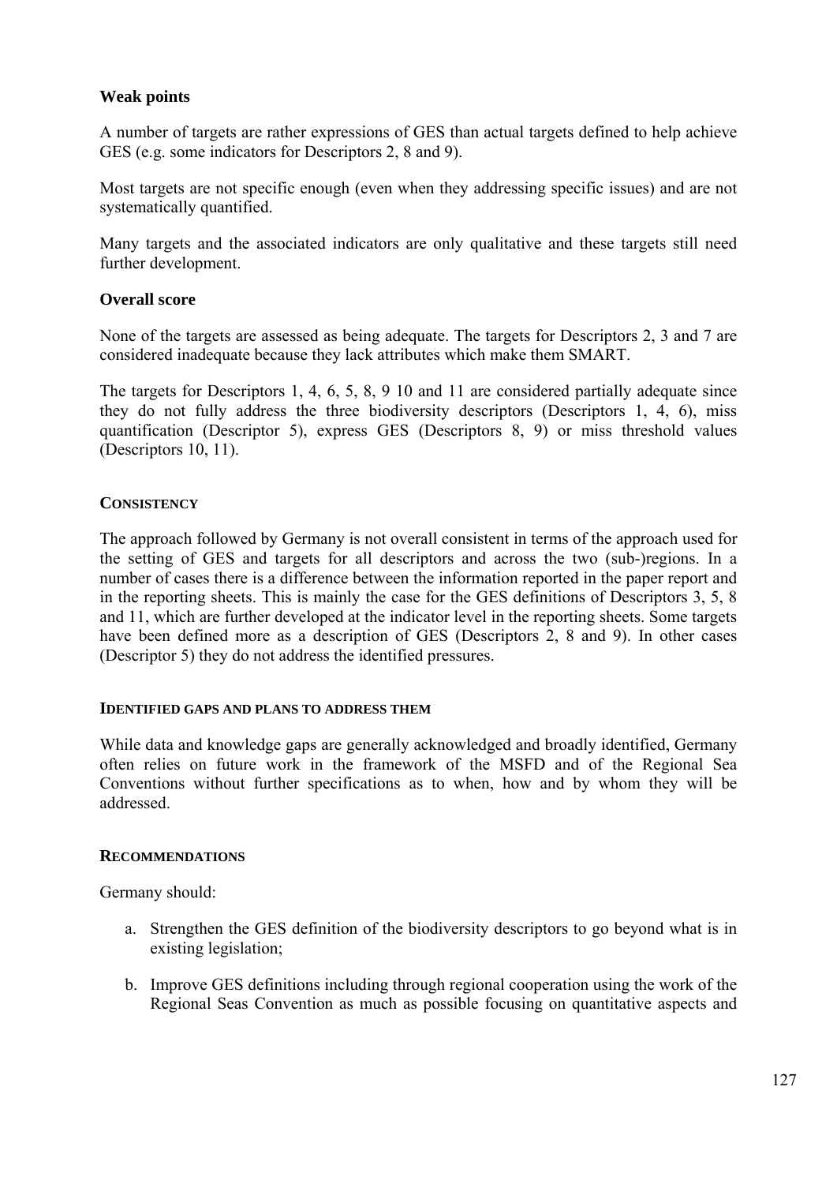**Weak points**

A number of targets are rather expressions of GES than actual targets defined to help achieve GES (e.g. some indicators for Descriptors 2, 8 and 9).

Most targets are not specific enough (even when they addressing specific issues) and are not systematically quantified.

Many targets and the associated indicators are only qualitative and these targets still need further development.

**Overall score**

None of the targets are assessed as being adequate. The targets for Descriptors 2, 3 and 7 are considered inadequate because they lack attributes which make them SMART.

The targets for Descriptors 1, 4, 6, 5, 8, 9 10 and 11 are considered partially adequate since they do not fully address the three biodiversity descriptors (Descriptors 1, 4, 6), miss quantification (Descriptor 5), express GES (Descriptors 8, 9) or miss threshold values (Descriptors 10, 11).

#### CONSISTENCY

The approach followed by Germany is not overall consistent in terms of the approach used for the setting of GES and targets for all descriptors and across the two (sub-)regions. In a number of cases there is a difference between the information reported in the paper report and in the reporting sheets. This is mainly the case for the GES definitions of Descriptors 3, 5, 8 and 11, which are further developed at the indicator level in the reporting sheets. Some targets have been defined more as a description of GES (Descriptors 2, 8 and 9). In other cases (Descriptor 5) they do not address the identified pressures.

#### IDENTIFIED GAPS AND PLANS TO ADDRESS THEM

While data and knowledge gaps are generally acknowledged and broadly identified, Germany often relies on future work in the framework of the MSFD and of the Regional Sea Conventions without further specifications as to when, how and by whom they will be addressed.

#### RECOMMENDATIONS

Germany should:

a. Strengthen the GES definition of the biodiversity descriptors to go beyond what is in existing legislation;

b. Improve GES definitions including through regional cooperation using the work of the Regional Seas Convention as much as possible focusing on quantitative aspects and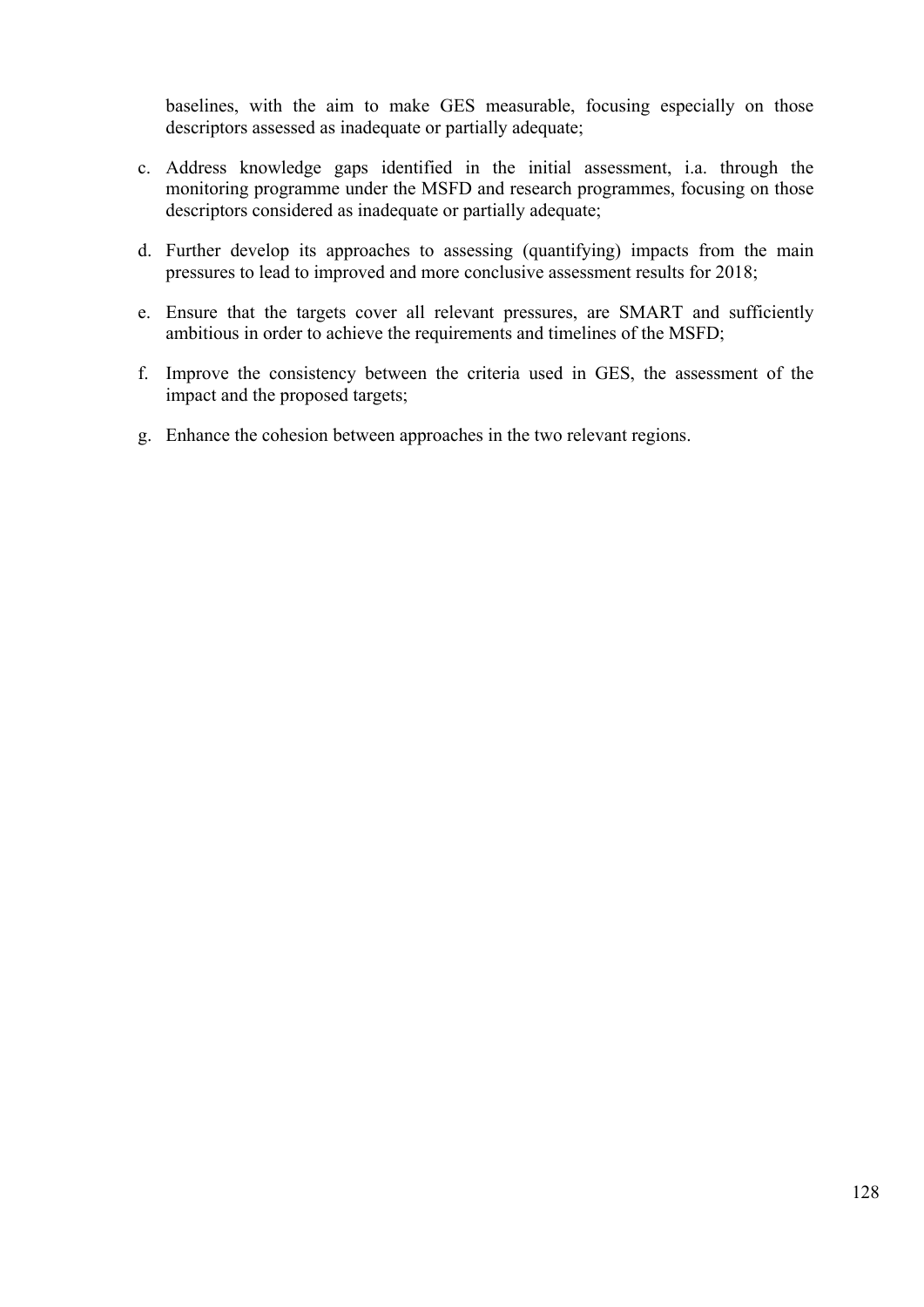baselines, with the aim to make GES measurable, focusing especially on those descriptors assessed as inadequate or partially adequate;

c. Address knowledge gaps identified in the initial assessment, i.a. through the monitoring programme under the MSFD and research programmes, focusing on those descriptors considered as inadequate or partially adequate;

d. Further develop its approaches to assessing (quantifying) impacts from the main pressures to lead to improved and more conclusive assessment results for 2018;

e. Ensure that the targets cover all relevant pressures, are SMART and sufficiently ambitious in order to achieve the requirements and timelines of the MSFD;

f. Improve the consistency between the criteria used in GES, the assessment of the impact and the proposed targets;

g. Enhance the cohesion between approaches in the two relevant regions.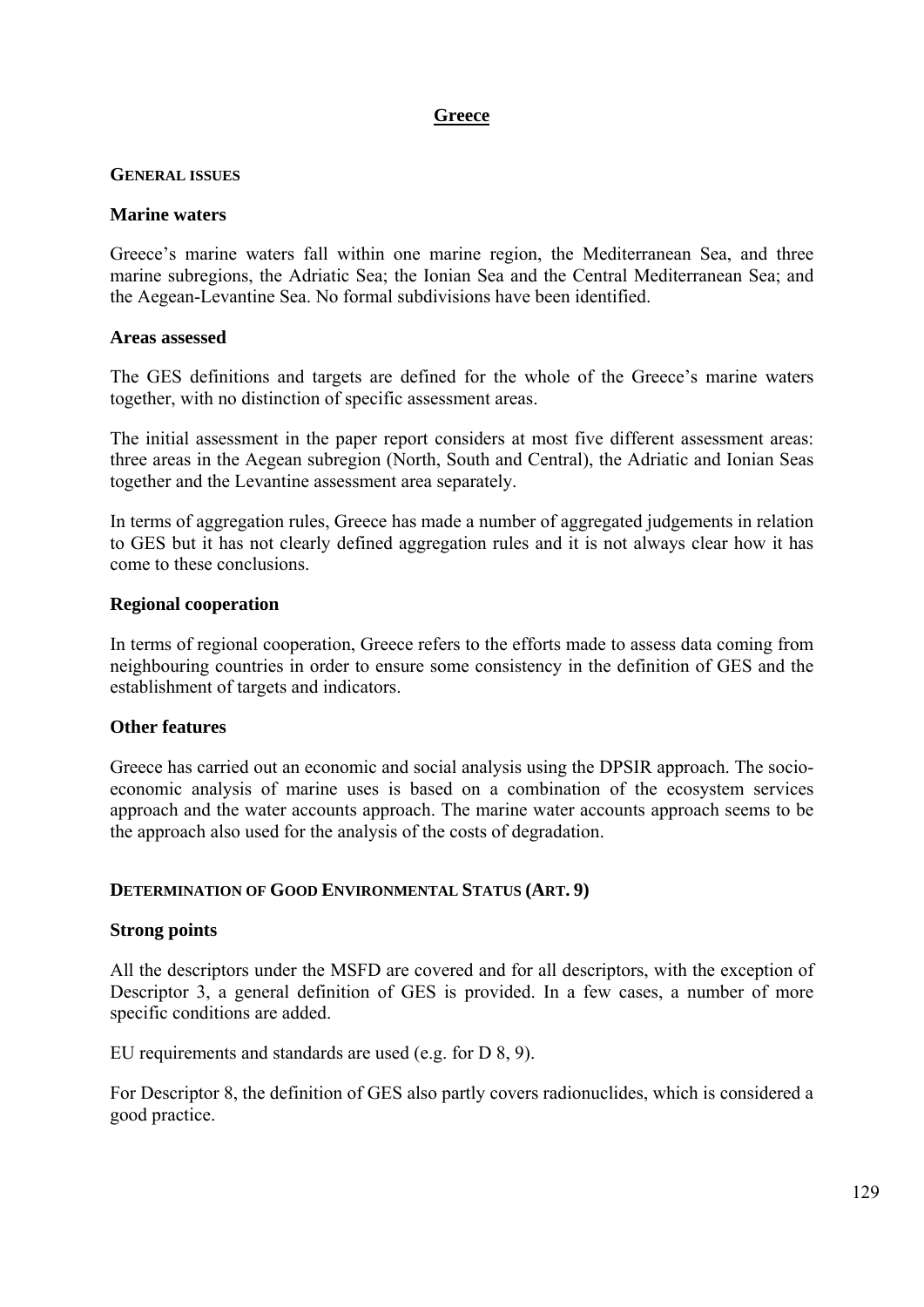# Greece

## GENERAL ISSUES

### Marine waters

Greece's marine waters fall within one marine region, the Mediterranean Sea, and three marine subregions, the Adriatic Sea; the Ionian Sea and the Central Mediterranean Sea; and the Aegean-Levantine Sea. No formal subdivisions have been identified.

### Areas assessed

The GES definitions and targets are defined for the whole of the Greece's marine waters together, with no distinction of specific assessment areas.

The initial assessment in the paper report considers at most five different assessment areas: three areas in the Aegean subregion (North, South and Central), the Adriatic and Ionian Seas together and the Levantine assessment area separately.

In terms of aggregation rules, Greece has made a number of aggregated judgements in relation to GES but it has not clearly defined aggregation rules and it is not always clear how it has come to these conclusions.

### Regional cooperation

In terms of regional cooperation, Greece refers to the efforts made to assess data coming from neighbouring countries in order to ensure some consistency in the definition of GES and the establishment of targets and indicators.

### Other features

Greece has carried out an economic and social analysis using the DPSIR approach. The socio-economic analysis of marine uses is based on a combination of the ecosystem services approach and the water accounts approach. The marine water accounts approach seems to be the approach also used for the analysis of the costs of degradation.

## DETERMINATION OF GOOD ENVIRONMENTAL STATUS (ART. 9)

### Strong points

All the descriptors under the MSFD are covered and for all descriptors, with the exception of Descriptor 3, a general definition of GES is provided. In a few cases, a number of more specific conditions are added.

EU requirements and standards are used (e.g. for D 8, 9).

For Descriptor 8, the definition of GES also partly covers radionuclides, which is considered a good practice.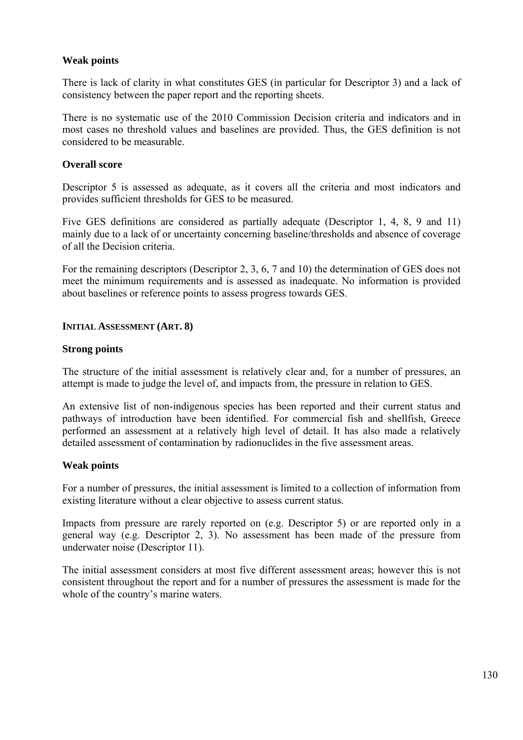### Weak points

There is lack of clarity in what constitutes GES (in particular for Descriptor 3) and a lack of consistency between the paper report and the reporting sheets.

There is no systematic use of the 2010 Commission Decision criteria and indicators and in most cases no threshold values and baselines are provided. Thus, the GES definition is not considered to be measurable.

### Overall score

Descriptor 5 is assessed as adequate, as it covers all the criteria and most indicators and provides sufficient thresholds for GES to be measured.

Five GES definitions are considered as partially adequate (Descriptor 1, 4, 8, 9 and 11) mainly due to a lack of or uncertainty concerning baseline/thresholds and absence of coverage of all the Decision criteria.

For the remaining descriptors (Descriptor 2, 3, 6, 7 and 10) the determination of GES does not meet the minimum requirements and is assessed as inadequate. No information is provided about baselines or reference points to assess progress towards GES.

## INITIAL ASSESSMENT (ART. 8)

### Strong points

The structure of the initial assessment is relatively clear and, for a number of pressures, an attempt is made to judge the level of, and impacts from, the pressure in relation to GES.

An extensive list of non-indigenous species has been reported and their current status and pathways of introduction have been identified. For commercial fish and shellfish, Greece performed an assessment at a relatively high level of detail. It has also made a relatively detailed assessment of contamination by radionuclides in the five assessment areas.

### Weak points

For a number of pressures, the initial assessment is limited to a collection of information from existing literature without a clear objective to assess current status.

Impacts from pressure are rarely reported on (e.g. Descriptor 5) or are reported only in a general way (e.g. Descriptor 2, 3). No assessment has been made of the pressure from underwater noise (Descriptor 11).

The initial assessment considers at most five different assessment areas; however this is not consistent throughout the report and for a number of pressures the assessment is made for the whole of the country's marine waters.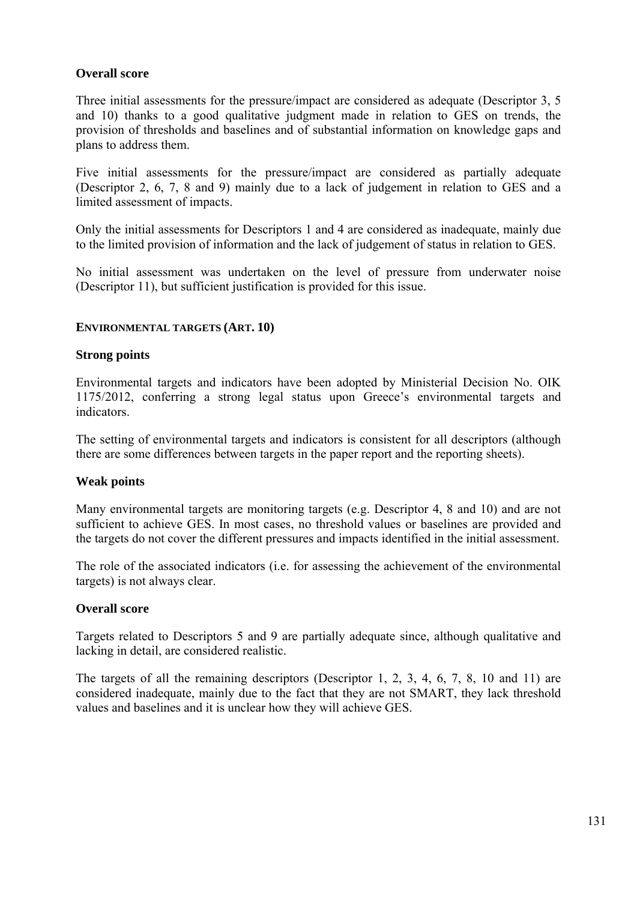**Overall score**

Three initial assessments for the pressure/impact are considered as adequate (Descriptor 3, 5 and 10) thanks to a good qualitative judgment made in relation to GES on trends, the provision of thresholds and baselines and of substantial information on knowledge gaps and plans to address them.

Five initial assessments for the pressure/impact are considered as partially adequate (Descriptor 2, 6, 7, 8 and 9) mainly due to a lack of judgement in relation to GES and a limited assessment of impacts.

Only the initial assessments for Descriptors 1 and 4 are considered as inadequate, mainly due to the limited provision of information and the lack of judgement of status in relation to GES.

No initial assessment was undertaken on the level of pressure from underwater noise (Descriptor 11), but sufficient justification is provided for this issue.

### ENVIRONMENTAL TARGETS (ART. 10)

**Strong points**

Environmental targets and indicators have been adopted by Ministerial Decision No. OIK 1175/2012, conferring a strong legal status upon Greece's environmental targets and indicators.

The setting of environmental targets and indicators is consistent for all descriptors (although there are some differences between targets in the paper report and the reporting sheets).

**Weak points**

Many environmental targets are monitoring targets (e.g. Descriptor 4, 8 and 10) and are not sufficient to achieve GES. In most cases, no threshold values or baselines are provided and the targets do not cover the different pressures and impacts identified in the initial assessment.

The role of the associated indicators (i.e. for assessing the achievement of the environmental targets) is not always clear.

**Overall score**

Targets related to Descriptors 5 and 9 are partially adequate since, although qualitative and lacking in detail, are considered realistic.

The targets of all the remaining descriptors (Descriptor 1, 2, 3, 4, 6, 7, 8, 10 and 11) are considered inadequate, mainly due to the fact that they are not SMART, they lack threshold values and baselines and it is unclear how they will achieve GES.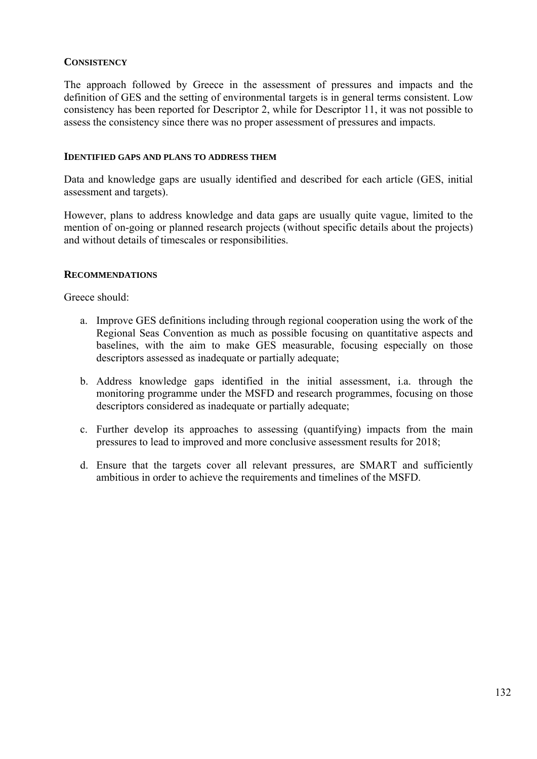### Consistency

The approach followed by Greece in the assessment of pressures and impacts and the definition of GES and the setting of environmental targets is in general terms consistent. Low consistency has been reported for Descriptor 2, while for Descriptor 11, it was not possible to assess the consistency since there was no proper assessment of pressures and impacts.

#### Identified gaps and plans to address them

Data and knowledge gaps are usually identified and described for each article (GES, initial assessment and targets).

However, plans to address knowledge and data gaps are usually quite vague, limited to the mention of on-going or planned research projects (without specific details about the projects) and without details of timescales or responsibilities.

### Recommendations

Greece should:

a. Improve GES definitions including through regional cooperation using the work of the Regional Seas Convention as much as possible focusing on quantitative aspects and baselines, with the aim to make GES measurable, focusing especially on those descriptors assessed as inadequate or partially adequate;

b. Address knowledge gaps identified in the initial assessment, i.a. through the monitoring programme under the MSFD and research programmes, focusing on those descriptors considered as inadequate or partially adequate;

c. Further develop its approaches to assessing (quantifying) impacts from the main pressures to lead to improved and more conclusive assessment results for 2018;

d. Ensure that the targets cover all relevant pressures, are SMART and sufficiently ambitious in order to achieve the requirements and timelines of the MSFD.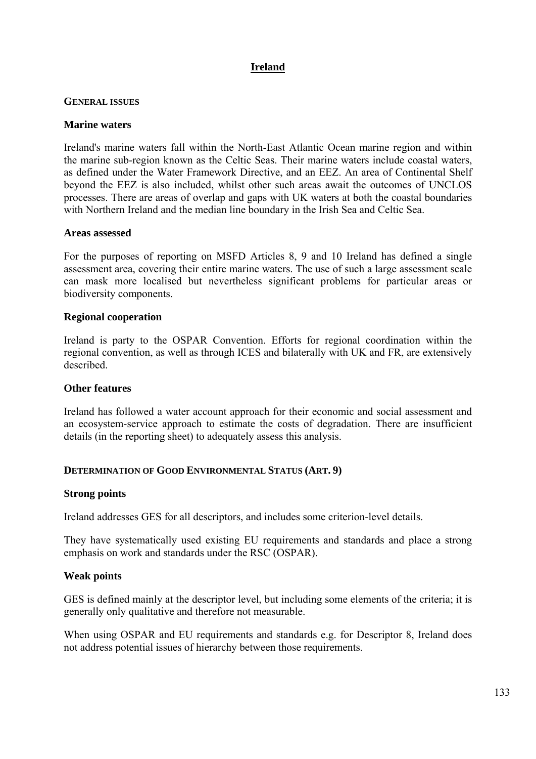# Ireland

## GENERAL ISSUES

### Marine waters

Ireland's marine waters fall within the North-East Atlantic Ocean marine region and within the marine sub-region known as the Celtic Seas. Their marine waters include coastal waters, as defined under the Water Framework Directive, and an EEZ. An area of Continental Shelf beyond the EEZ is also included, whilst other such areas await the outcomes of UNCLOS processes. There are areas of overlap and gaps with UK waters at both the coastal boundaries with Northern Ireland and the median line boundary in the Irish Sea and Celtic Sea.

### Areas assessed

For the purposes of reporting on MSFD Articles 8, 9 and 10 Ireland has defined a single assessment area, covering their entire marine waters. The use of such a large assessment scale can mask more localised but nevertheless significant problems for particular areas or biodiversity components.

### Regional cooperation

Ireland is party to the OSPAR Convention. Efforts for regional coordination within the regional convention, as well as through ICES and bilaterally with UK and FR, are extensively described.

### Other features

Ireland has followed a water account approach for their economic and social assessment and an ecosystem-service approach to estimate the costs of degradation. There are insufficient details (in the reporting sheet) to adequately assess this analysis.

## DETERMINATION OF GOOD ENVIRONMENTAL STATUS (ART. 9)

### Strong points

Ireland addresses GES for all descriptors, and includes some criterion-level details.

They have systematically used existing EU requirements and standards and place a strong emphasis on work and standards under the RSC (OSPAR).

### Weak points

GES is defined mainly at the descriptor level, but including some elements of the criteria; it is generally only qualitative and therefore not measurable.

When using OSPAR and EU requirements and standards e.g. for Descriptor 8, Ireland does not address potential issues of hierarchy between those requirements.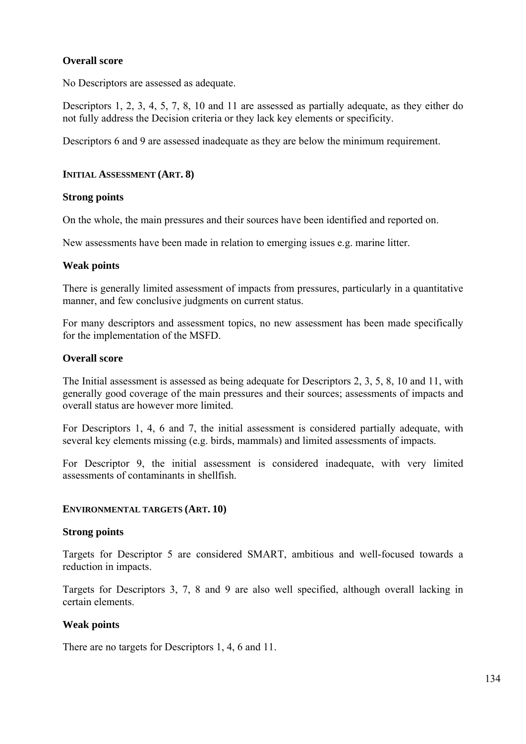**Overall score**

No Descriptors are assessed as adequate.

Descriptors 1, 2, 3, 4, 5, 7, 8, 10 and 11 are assessed as partially adequate, as they either do not fully address the Decision criteria or they lack key elements or specificity.

Descriptors 6 and 9 are assessed inadequate as they are below the minimum requirement.

### INITIAL ASSESSMENT (ART. 8)

**Strong points**

On the whole, the main pressures and their sources have been identified and reported on.

New assessments have been made in relation to emerging issues e.g. marine litter.

**Weak points**

There is generally limited assessment of impacts from pressures, particularly in a quantitative manner, and few conclusive judgments on current status.

For many descriptors and assessment topics, no new assessment has been made specifically for the implementation of the MSFD.

**Overall score**

The Initial assessment is assessed as being adequate for Descriptors 2, 3, 5, 8, 10 and 11, with generally good coverage of the main pressures and their sources; assessments of impacts and overall status are however more limited.

For Descriptors 1, 4, 6 and 7, the initial assessment is considered partially adequate, with several key elements missing (e.g. birds, mammals) and limited assessments of impacts.

For Descriptor 9, the initial assessment is considered inadequate, with very limited assessments of contaminants in shellfish.

### ENVIRONMENTAL TARGETS (ART. 10)

**Strong points**

Targets for Descriptor 5 are considered SMART, ambitious and well-focused towards a reduction in impacts.

Targets for Descriptors 3, 7, 8 and 9 are also well specified, although overall lacking in certain elements.

**Weak points**

There are no targets for Descriptors 1, 4, 6 and 11.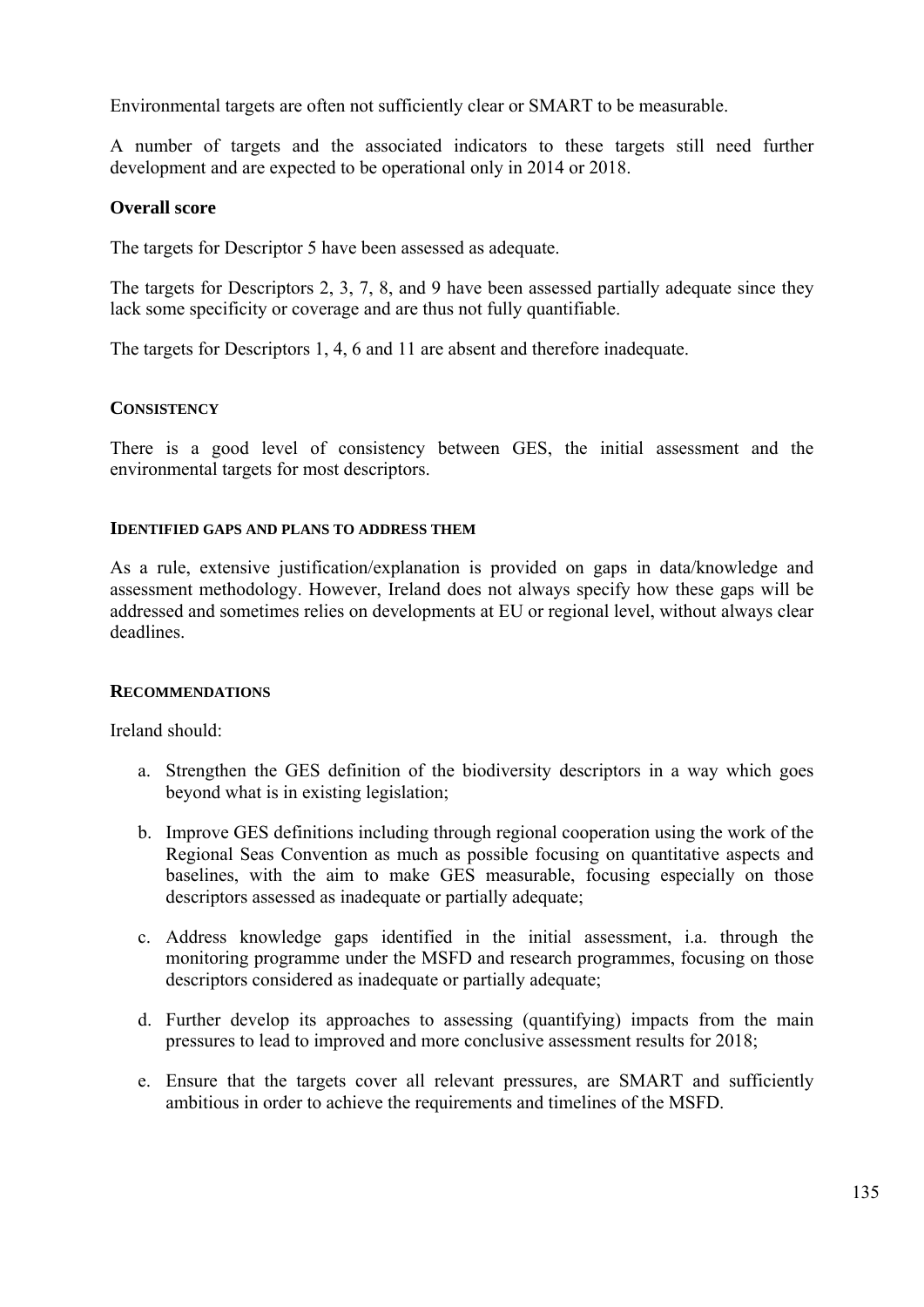Environmental targets are often not sufficiently clear or SMART to be measurable.

A number of targets and the associated indicators to these targets still need further development and are expected to be operational only in 2014 or 2018.

### Overall score

The targets for Descriptor 5 have been assessed as adequate.

The targets for Descriptors 2, 3, 7, 8, and 9 have been assessed partially adequate since they lack some specificity or coverage and are thus not fully quantifiable.

The targets for Descriptors 1, 4, 6 and 11 are absent and therefore inadequate.

#### CONSISTENCY

There is a good level of consistency between GES, the initial assessment and the environmental targets for most descriptors.

#### IDENTIFIED GAPS AND PLANS TO ADDRESS THEM

As a rule, extensive justification/explanation is provided on gaps in data/knowledge and assessment methodology. However, Ireland does not always specify how these gaps will be addressed and sometimes relies on developments at EU or regional level, without always clear deadlines.

#### RECOMMENDATIONS

Ireland should:

a. Strengthen the GES definition of the biodiversity descriptors in a way which goes beyond what is in existing legislation;

b. Improve GES definitions including through regional cooperation using the work of the Regional Seas Convention as much as possible focusing on quantitative aspects and baselines, with the aim to make GES measurable, focusing especially on those descriptors assessed as inadequate or partially adequate;

c. Address knowledge gaps identified in the initial assessment, i.a. through the monitoring programme under the MSFD and research programmes, focusing on those descriptors considered as inadequate or partially adequate;

d. Further develop its approaches to assessing (quantifying) impacts from the main pressures to lead to improved and more conclusive assessment results for 2018;

e. Ensure that the targets cover all relevant pressures, are SMART and sufficiently ambitious in order to achieve the requirements and timelines of the MSFD.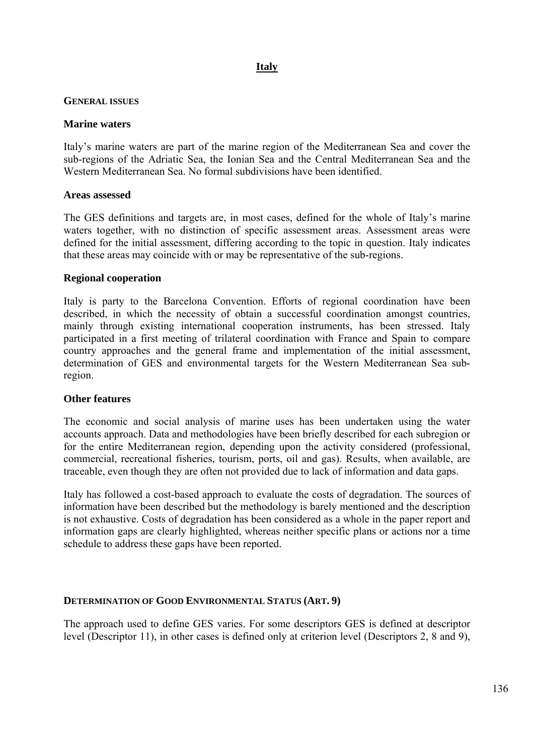# Italy

## GENERAL ISSUES

### Marine waters

Italy's marine waters are part of the marine region of the Mediterranean Sea and cover the sub-regions of the Adriatic Sea, the Ionian Sea and the Central Mediterranean Sea and the Western Mediterranean Sea. No formal subdivisions have been identified.

### Areas assessed

The GES definitions and targets are, in most cases, defined for the whole of Italy's marine waters together, with no distinction of specific assessment areas. Assessment areas were defined for the initial assessment, differing according to the topic in question. Italy indicates that these areas may coincide with or may be representative of the sub-regions.

### Regional cooperation

Italy is party to the Barcelona Convention. Efforts of regional coordination have been described, in which the necessity of obtain a successful coordination amongst countries, mainly through existing international cooperation instruments, has been stressed. Italy participated in a first meeting of trilateral coordination with France and Spain to compare country approaches and the general frame and implementation of the initial assessment, determination of GES and environmental targets for the Western Mediterranean Sea sub-region.

### Other features

The economic and social analysis of marine uses has been undertaken using the water accounts approach. Data and methodologies have been briefly described for each subregion or for the entire Mediterranean region, depending upon the activity considered (professional, commercial, recreational fisheries, tourism, ports, oil and gas). Results, when available, are traceable, even though they are often not provided due to lack of information and data gaps.

Italy has followed a cost-based approach to evaluate the costs of degradation. The sources of information have been described but the methodology is barely mentioned and the description is not exhaustive. Costs of degradation has been considered as a whole in the paper report and information gaps are clearly highlighted, whereas neither specific plans or actions nor a time schedule to address these gaps have been reported.

## DETERMINATION OF GOOD ENVIRONMENTAL STATUS (ART. 9)

The approach used to define GES varies. For some descriptors GES is defined at descriptor level (Descriptor 11), in other cases is defined only at criterion level (Descriptors 2, 8 and 9),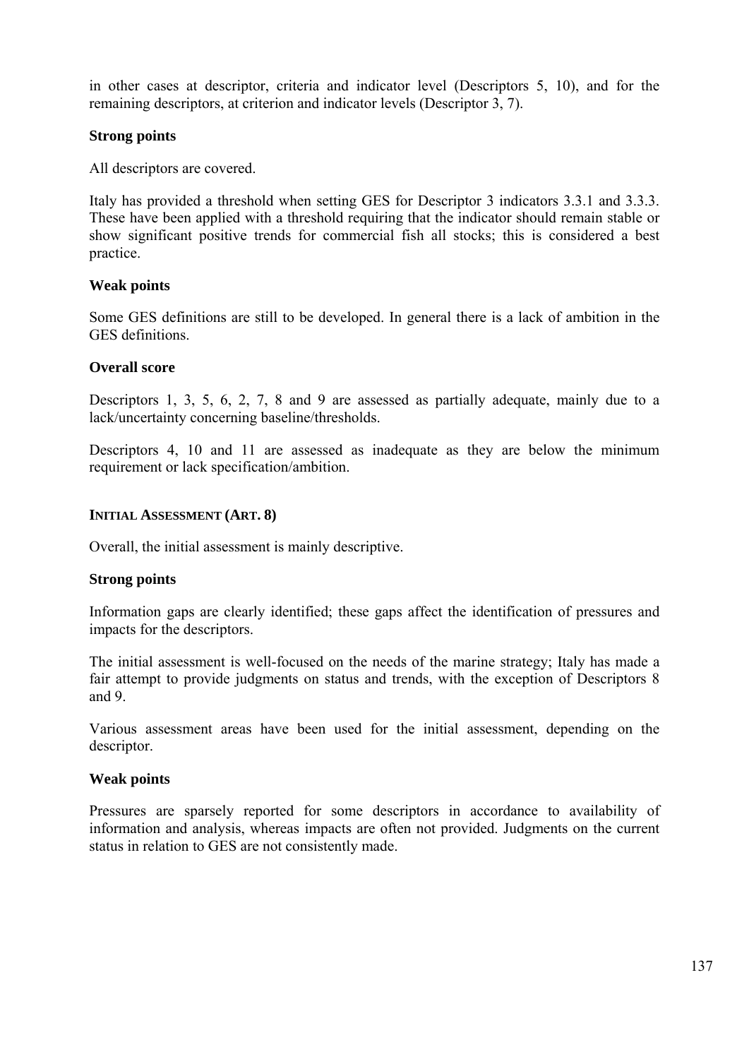in other cases at descriptor, criteria and indicator level (Descriptors 5, 10), and for the remaining descriptors, at criterion and indicator levels (Descriptor 3, 7).

**Strong points**

All descriptors are covered.

Italy has provided a threshold when setting GES for Descriptor 3 indicators 3.3.1 and 3.3.3. These have been applied with a threshold requiring that the indicator should remain stable or show significant positive trends for commercial fish all stocks; this is considered a best practice.

**Weak points**

Some GES definitions are still to be developed. In general there is a lack of ambition in the GES definitions.

**Overall score**

Descriptors 1, 3, 5, 6, 2, 7, 8 and 9 are assessed as partially adequate, mainly due to a lack/uncertainty concerning baseline/thresholds.

Descriptors 4, 10 and 11 are assessed as inadequate as they are below the minimum requirement or lack specification/ambition.

**INITIAL ASSESSMENT (ART. 8)**

Overall, the initial assessment is mainly descriptive.

**Strong points**

Information gaps are clearly identified; these gaps affect the identification of pressures and impacts for the descriptors.

The initial assessment is well-focused on the needs of the marine strategy; Italy has made a fair attempt to provide judgments on status and trends, with the exception of Descriptors 8 and 9.

Various assessment areas have been used for the initial assessment, depending on the descriptor.

**Weak points**

Pressures are sparsely reported for some descriptors in accordance to availability of information and analysis, whereas impacts are often not provided. Judgments on the current status in relation to GES are not consistently made.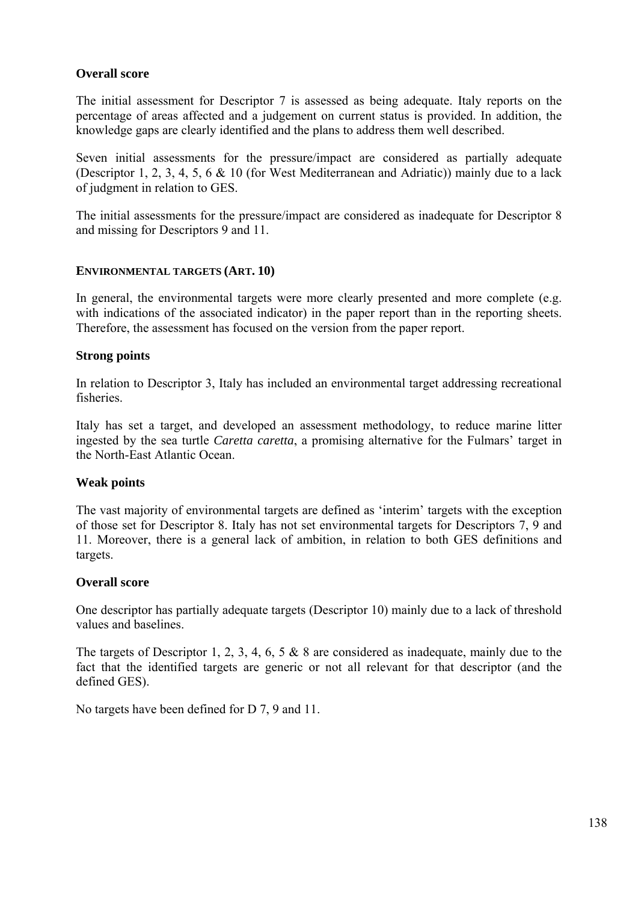**Overall score**

The initial assessment for Descriptor 7 is assessed as being adequate. Italy reports on the percentage of areas affected and a judgement on current status is provided. In addition, the knowledge gaps are clearly identified and the plans to address them well described.

Seven initial assessments for the pressure/impact are considered as partially adequate (Descriptor 1, 2, 3, 4, 5, 6 & 10 (for West Mediterranean and Adriatic)) mainly due to a lack of judgment in relation to GES.

The initial assessments for the pressure/impact are considered as inadequate for Descriptor 8 and missing for Descriptors 9 and 11.

### ENVIRONMENTAL TARGETS (ART. 10)

In general, the environmental targets were more clearly presented and more complete (e.g. with indications of the associated indicator) in the paper report than in the reporting sheets. Therefore, the assessment has focused on the version from the paper report.

**Strong points**

In relation to Descriptor 3, Italy has included an environmental target addressing recreational fisheries.

Italy has set a target, and developed an assessment methodology, to reduce marine litter ingested by the sea turtle *Caretta caretta*, a promising alternative for the Fulmars' target in the North-East Atlantic Ocean.

**Weak points**

The vast majority of environmental targets are defined as 'interim' targets with the exception of those set for Descriptor 8. Italy has not set environmental targets for Descriptors 7, 9 and 11. Moreover, there is a general lack of ambition, in relation to both GES definitions and targets.

**Overall score**

One descriptor has partially adequate targets (Descriptor 10) mainly due to a lack of threshold values and baselines.

The targets of Descriptor 1, 2, 3, 4, 6, 5 & 8 are considered as inadequate, mainly due to the fact that the identified targets are generic or not all relevant for that descriptor (and the defined GES).

No targets have been defined for D 7, 9 and 11.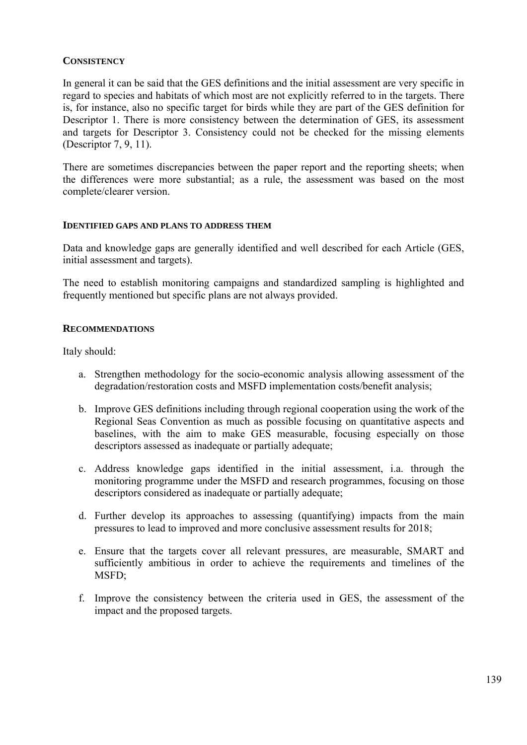### CONSISTENCY

In general it can be said that the GES definitions and the initial assessment are very specific in regard to species and habitats of which most are not explicitly referred to in the targets. There is, for instance, also no specific target for birds while they are part of the GES definition for Descriptor 1. There is more consistency between the determination of GES, its assessment and targets for Descriptor 3. Consistency could not be checked for the missing elements (Descriptor 7, 9, 11).

There are sometimes discrepancies between the paper report and the reporting sheets; when the differences were more substantial; as a rule, the assessment was based on the most complete/clearer version.

### IDENTIFIED GAPS AND PLANS TO ADDRESS THEM

Data and knowledge gaps are generally identified and well described for each Article (GES, initial assessment and targets).

The need to establish monitoring campaigns and standardized sampling is highlighted and frequently mentioned but specific plans are not always provided.

### RECOMMENDATIONS

Italy should:

a. Strengthen methodology for the socio-economic analysis allowing assessment of the degradation/restoration costs and MSFD implementation costs/benefit analysis;

b. Improve GES definitions including through regional cooperation using the work of the Regional Seas Convention as much as possible focusing on quantitative aspects and baselines, with the aim to make GES measurable, focusing especially on those descriptors assessed as inadequate or partially adequate;

c. Address knowledge gaps identified in the initial assessment, i.a. through the monitoring programme under the MSFD and research programmes, focusing on those descriptors considered as inadequate or partially adequate;

d. Further develop its approaches to assessing (quantifying) impacts from the main pressures to lead to improved and more conclusive assessment results for 2018;

e. Ensure that the targets cover all relevant pressures, are measurable, SMART and sufficiently ambitious in order to achieve the requirements and timelines of the MSFD;

f. Improve the consistency between the criteria used in GES, the assessment of the impact and the proposed targets.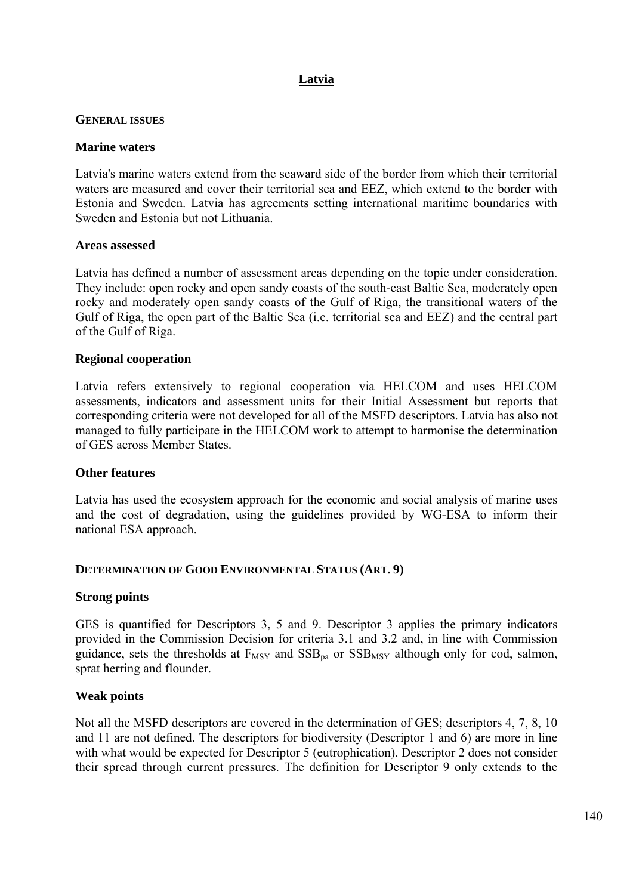# Latvia

## GENERAL ISSUES

### Marine waters

Latvia's marine waters extend from the seaward side of the border from which their territorial waters are measured and cover their territorial sea and EEZ, which extend to the border with Estonia and Sweden. Latvia has agreements setting international maritime boundaries with Sweden and Estonia but not Lithuania.

### Areas assessed

Latvia has defined a number of assessment areas depending on the topic under consideration. They include: open rocky and open sandy coasts of the south-east Baltic Sea, moderately open rocky and moderately open sandy coasts of the Gulf of Riga, the transitional waters of the Gulf of Riga, the open part of the Baltic Sea (i.e. territorial sea and EEZ) and the central part of the Gulf of Riga.

### Regional cooperation

Latvia refers extensively to regional cooperation via HELCOM and uses HELCOM assessments, indicators and assessment units for their Initial Assessment but reports that corresponding criteria were not developed for all of the MSFD descriptors. Latvia has also not managed to fully participate in the HELCOM work to attempt to harmonise the determination of GES across Member States.

### Other features

Latvia has used the ecosystem approach for the economic and social analysis of marine uses and the cost of degradation, using the guidelines provided by WG-ESA to inform their national ESA approach.

## DETERMINATION OF GOOD ENVIRONMENTAL STATUS (ART. 9)

### Strong points

GES is quantified for Descriptors 3, 5 and 9. Descriptor 3 applies the primary indicators provided in the Commission Decision for criteria 3.1 and 3.2 and, in line with Commission guidance, sets the thresholds at $F_{MSY}$ and $SSB_{pa}$ or $SSB_{MSY}$ although only for cod, salmon, sprat herring and flounder.

### Weak points

Not all the MSFD descriptors are covered in the determination of GES; descriptors 4, 7, 8, 10 and 11 are not defined. The descriptors for biodiversity (Descriptor 1 and 6) are more in line with what would be expected for Descriptor 5 (eutrophication). Descriptor 2 does not consider their spread through current pressures. The definition for Descriptor 9 only extends to the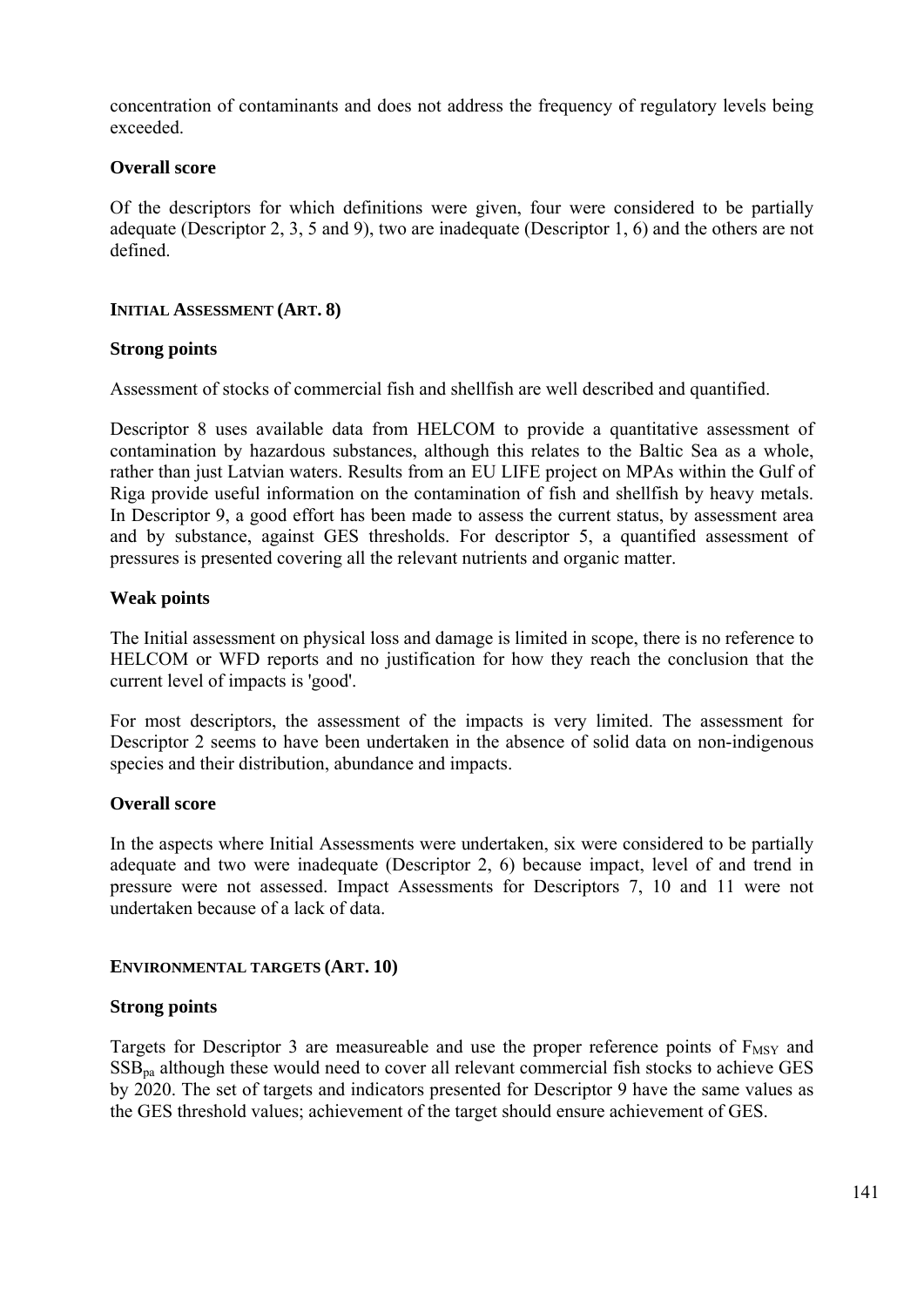concentration of contaminants and does not address the frequency of regulatory levels being exceeded.

**Overall score**

Of the descriptors for which definitions were given, four were considered to be partially adequate (Descriptor 2, 3, 5 and 9), two are inadequate (Descriptor 1, 6) and the others are not defined.

**INITIAL ASSESSMENT (ART. 8)**

**Strong points**

Assessment of stocks of commercial fish and shellfish are well described and quantified.

Descriptor 8 uses available data from HELCOM to provide a quantitative assessment of contamination by hazardous substances, although this relates to the Baltic Sea as a whole, rather than just Latvian waters. Results from an EU LIFE project on MPAs within the Gulf of Riga provide useful information on the contamination of fish and shellfish by heavy metals. In Descriptor 9, a good effort has been made to assess the current status, by assessment area and by substance, against GES thresholds. For descriptor 5, a quantified assessment of pressures is presented covering all the relevant nutrients and organic matter.

**Weak points**

The Initial assessment on physical loss and damage is limited in scope, there is no reference to HELCOM or WFD reports and no justification for how they reach the conclusion that the current level of impacts is 'good'.

For most descriptors, the assessment of the impacts is very limited. The assessment for Descriptor 2 seems to have been undertaken in the absence of solid data on non-indigenous species and their distribution, abundance and impacts.

**Overall score**

In the aspects where Initial Assessments were undertaken, six were considered to be partially adequate and two were inadequate (Descriptor 2, 6) because impact, level of and trend in pressure were not assessed. Impact Assessments for Descriptors 7, 10 and 11 were not undertaken because of a lack of data.

**ENVIRONMENTAL TARGETS (ART. 10)**

**Strong points**

Targets for Descriptor 3 are measureable and use the proper reference points of $F_{MSY}$ and $SSB_{pa}$ although these would need to cover all relevant commercial fish stocks to achieve GES by 2020. The set of targets and indicators presented for Descriptor 9 have the same values as the GES threshold values; achievement of the target should ensure achievement of GES.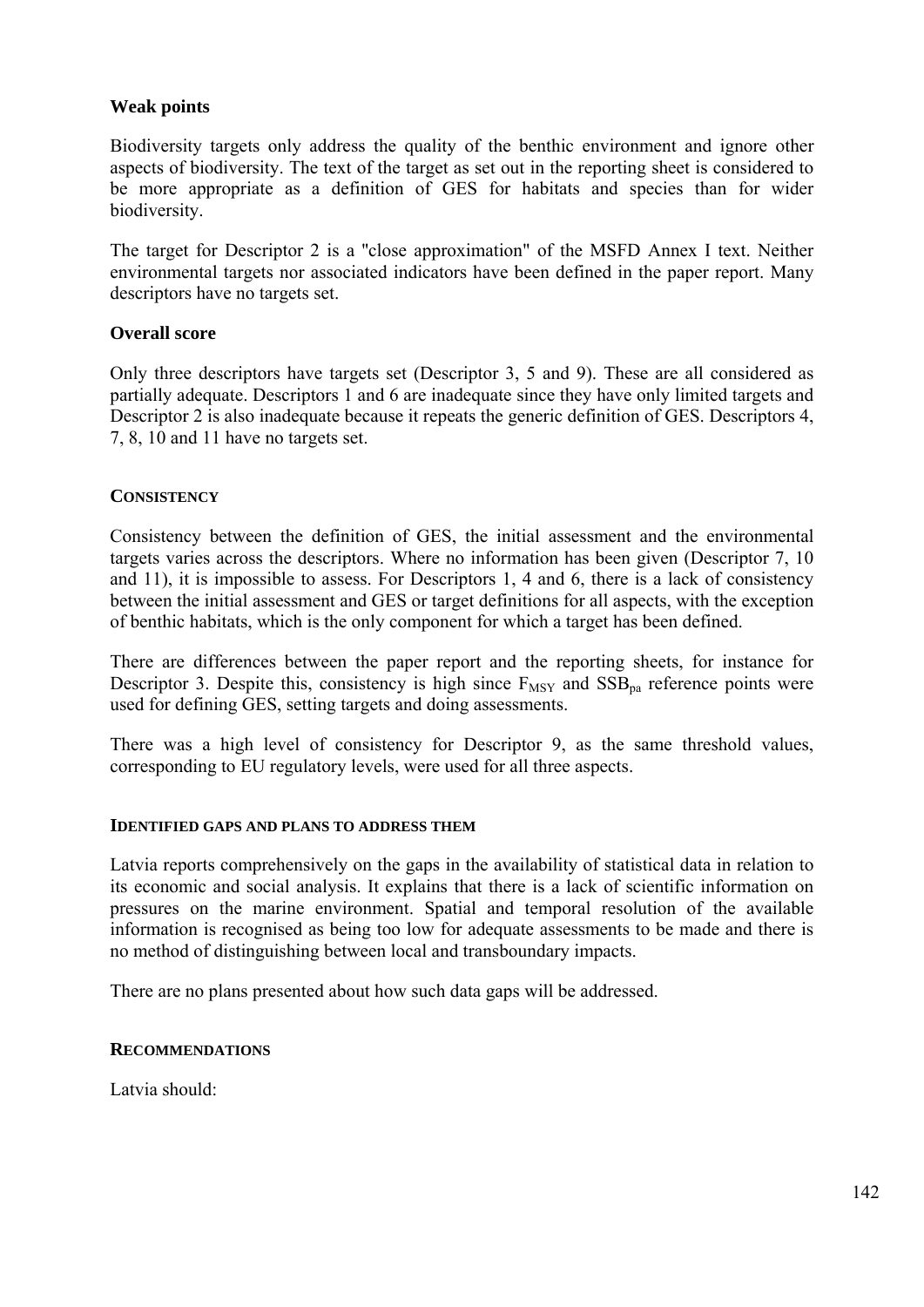**Weak points**

Biodiversity targets only address the quality of the benthic environment and ignore other aspects of biodiversity. The text of the target as set out in the reporting sheet is considered to be more appropriate as a definition of GES for habitats and species than for wider biodiversity.

The target for Descriptor 2 is a "close approximation" of the MSFD Annex I text. Neither environmental targets nor associated indicators have been defined in the paper report. Many descriptors have no targets set.

**Overall score**

Only three descriptors have targets set (Descriptor 3, 5 and 9). These are all considered as partially adequate. Descriptors 1 and 6 are inadequate since they have only limited targets and Descriptor 2 is also inadequate because it repeats the generic definition of GES. Descriptors 4, 7, 8, 10 and 11 have no targets set.

#### CONSISTENCY

Consistency between the definition of GES, the initial assessment and the environmental targets varies across the descriptors. Where no information has been given (Descriptor 7, 10 and 11), it is impossible to assess. For Descriptors 1, 4 and 6, there is a lack of consistency between the initial assessment and GES or target definitions for all aspects, with the exception of benthic habitats, which is the only component for which a target has been defined.

There are differences between the paper report and the reporting sheets, for instance for Descriptor 3. Despite this, consistency is high since $F_{MSY}$ and $SSB_{pa}$ reference points were used for defining GES, setting targets and doing assessments.

There was a high level of consistency for Descriptor 9, as the same threshold values, corresponding to EU regulatory levels, were used for all three aspects.

#### IDENTIFIED GAPS AND PLANS TO ADDRESS THEM

Latvia reports comprehensively on the gaps in the availability of statistical data in relation to its economic and social analysis. It explains that there is a lack of scientific information on pressures on the marine environment. Spatial and temporal resolution of the available information is recognised as being too low for adequate assessments to be made and there is no method of distinguishing between local and transboundary impacts.

There are no plans presented about how such data gaps will be addressed.

#### RECOMMENDATIONS

Latvia should: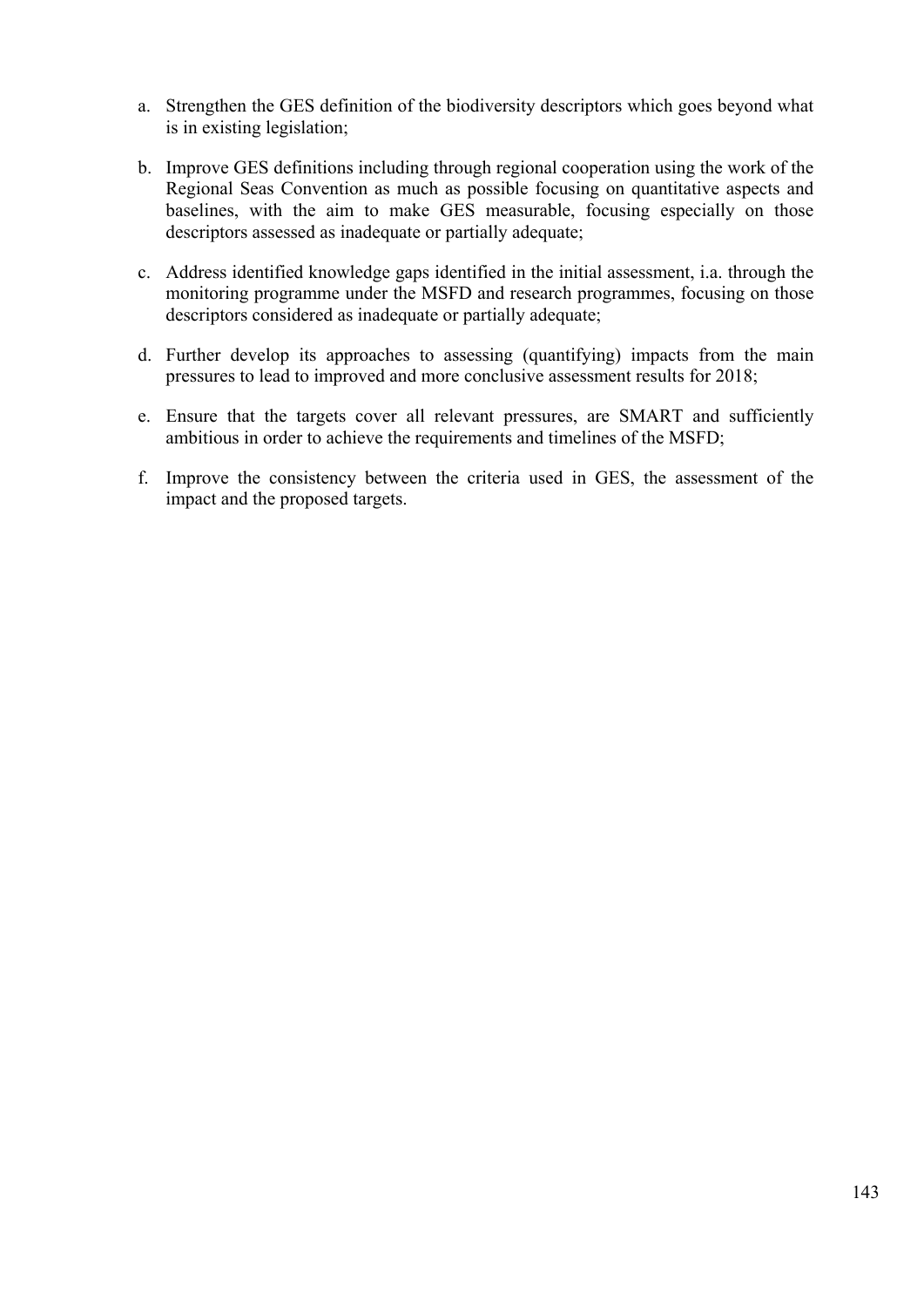a. Strengthen the GES definition of the biodiversity descriptors which goes beyond what is in existing legislation;

b. Improve GES definitions including through regional cooperation using the work of the Regional Seas Convention as much as possible focusing on quantitative aspects and baselines, with the aim to make GES measurable, focusing especially on those descriptors assessed as inadequate or partially adequate;

c. Address identified knowledge gaps identified in the initial assessment, i.a. through the monitoring programme under the MSFD and research programmes, focusing on those descriptors considered as inadequate or partially adequate;

d. Further develop its approaches to assessing (quantifying) impacts from the main pressures to lead to improved and more conclusive assessment results for 2018;

e. Ensure that the targets cover all relevant pressures, are SMART and sufficiently ambitious in order to achieve the requirements and timelines of the MSFD;

f. Improve the consistency between the criteria used in GES, the assessment of the impact and the proposed targets.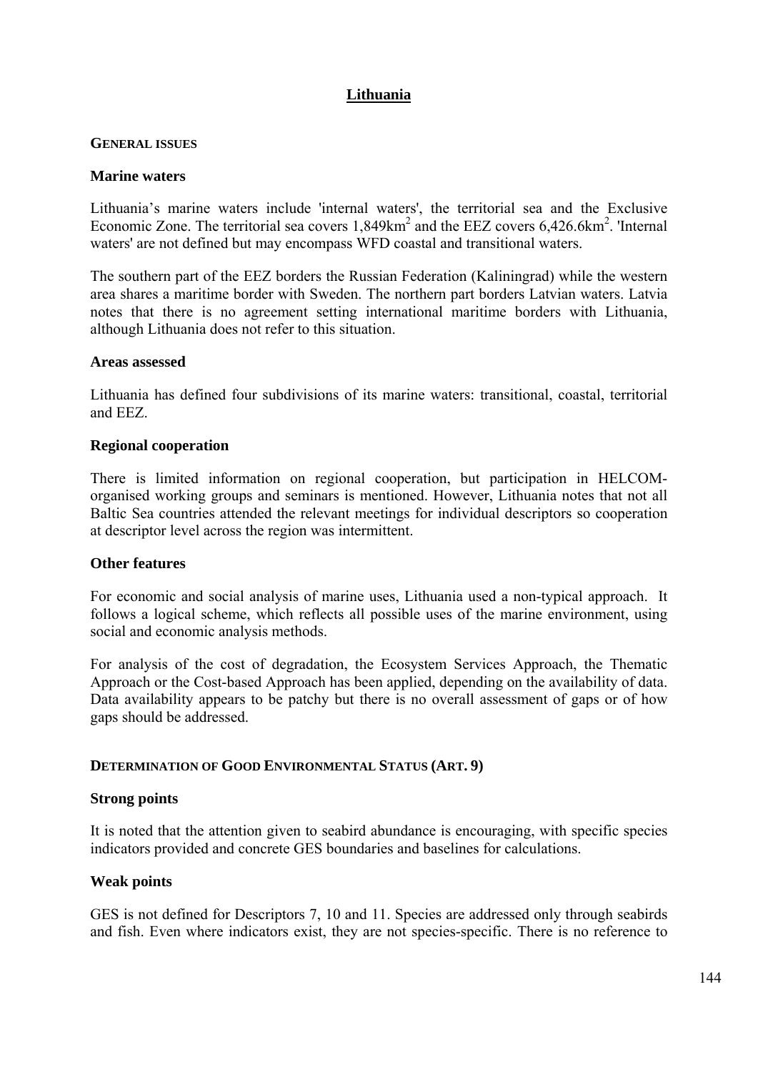# Lithuania

## General issues

### Marine waters

Lithuania's marine waters include 'internal waters', the territorial sea and the Exclusive Economic Zone. The territorial sea covers 1,849km$^2$ and the EEZ covers 6,426.6km$^2$. 'Internal waters' are not defined but may encompass WFD coastal and transitional waters.

The southern part of the EEZ borders the Russian Federation (Kaliningrad) while the western area shares a maritime border with Sweden. The northern part borders Latvian waters. Latvia notes that there is no agreement setting international maritime borders with Lithuania, although Lithuania does not refer to this situation.

### Areas assessed

Lithuania has defined four subdivisions of its marine waters: transitional, coastal, territorial and EEZ.

### Regional cooperation

There is limited information on regional cooperation, but participation in HELCOM-organised working groups and seminars is mentioned. However, Lithuania notes that not all Baltic Sea countries attended the relevant meetings for individual descriptors so cooperation at descriptor level across the region was intermittent.

### Other features

For economic and social analysis of marine uses, Lithuania used a non-typical approach. It follows a logical scheme, which reflects all possible uses of the marine environment, using social and economic analysis methods.

For analysis of the cost of degradation, the Ecosystem Services Approach, the Thematic Approach or the Cost-based Approach has been applied, depending on the availability of data. Data availability appears to be patchy but there is no overall assessment of gaps or of how gaps should be addressed.

## Determination of Good Environmental Status (Art. 9)

### Strong points

It is noted that the attention given to seabird abundance is encouraging, with specific species indicators provided and concrete GES boundaries and baselines for calculations.

### Weak points

GES is not defined for Descriptors 7, 10 and 11. Species are addressed only through seabirds and fish. Even where indicators exist, they are not species-specific. There is no reference to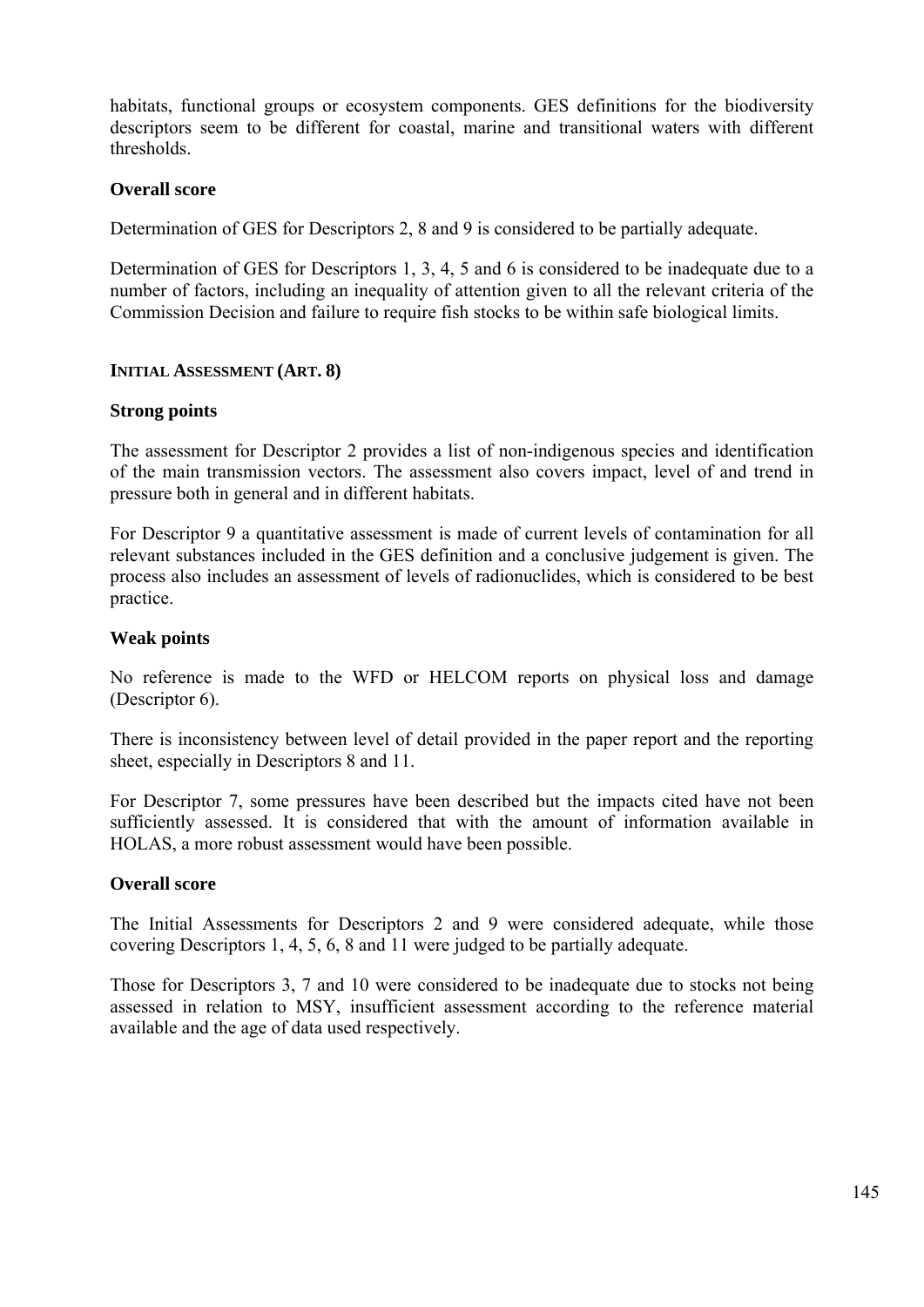habitats, functional groups or ecosystem components. GES definitions for the biodiversity descriptors seem to be different for coastal, marine and transitional waters with different thresholds.

**Overall score**

Determination of GES for Descriptors 2, 8 and 9 is considered to be partially adequate.

Determination of GES for Descriptors 1, 3, 4, 5 and 6 is considered to be inadequate due to a number of factors, including an inequality of attention given to all the relevant criteria of the Commission Decision and failure to require fish stocks to be within safe biological limits.

### INITIAL ASSESSMENT (ART. 8)

**Strong points**

The assessment for Descriptor 2 provides a list of non-indigenous species and identification of the main transmission vectors. The assessment also covers impact, level of and trend in pressure both in general and in different habitats.

For Descriptor 9 a quantitative assessment is made of current levels of contamination for all relevant substances included in the GES definition and a conclusive judgement is given. The process also includes an assessment of levels of radionuclides, which is considered to be best practice.

**Weak points**

No reference is made to the WFD or HELCOM reports on physical loss and damage (Descriptor 6).

There is inconsistency between level of detail provided in the paper report and the reporting sheet, especially in Descriptors 8 and 11.

For Descriptor 7, some pressures have been described but the impacts cited have not been sufficiently assessed. It is considered that with the amount of information available in HOLAS, a more robust assessment would have been possible.

**Overall score**

The Initial Assessments for Descriptors 2 and 9 were considered adequate, while those covering Descriptors 1, 4, 5, 6, 8 and 11 were judged to be partially adequate.

Those for Descriptors 3, 7 and 10 were considered to be inadequate due to stocks not being assessed in relation to MSY, insufficient assessment according to the reference material available and the age of data used respectively.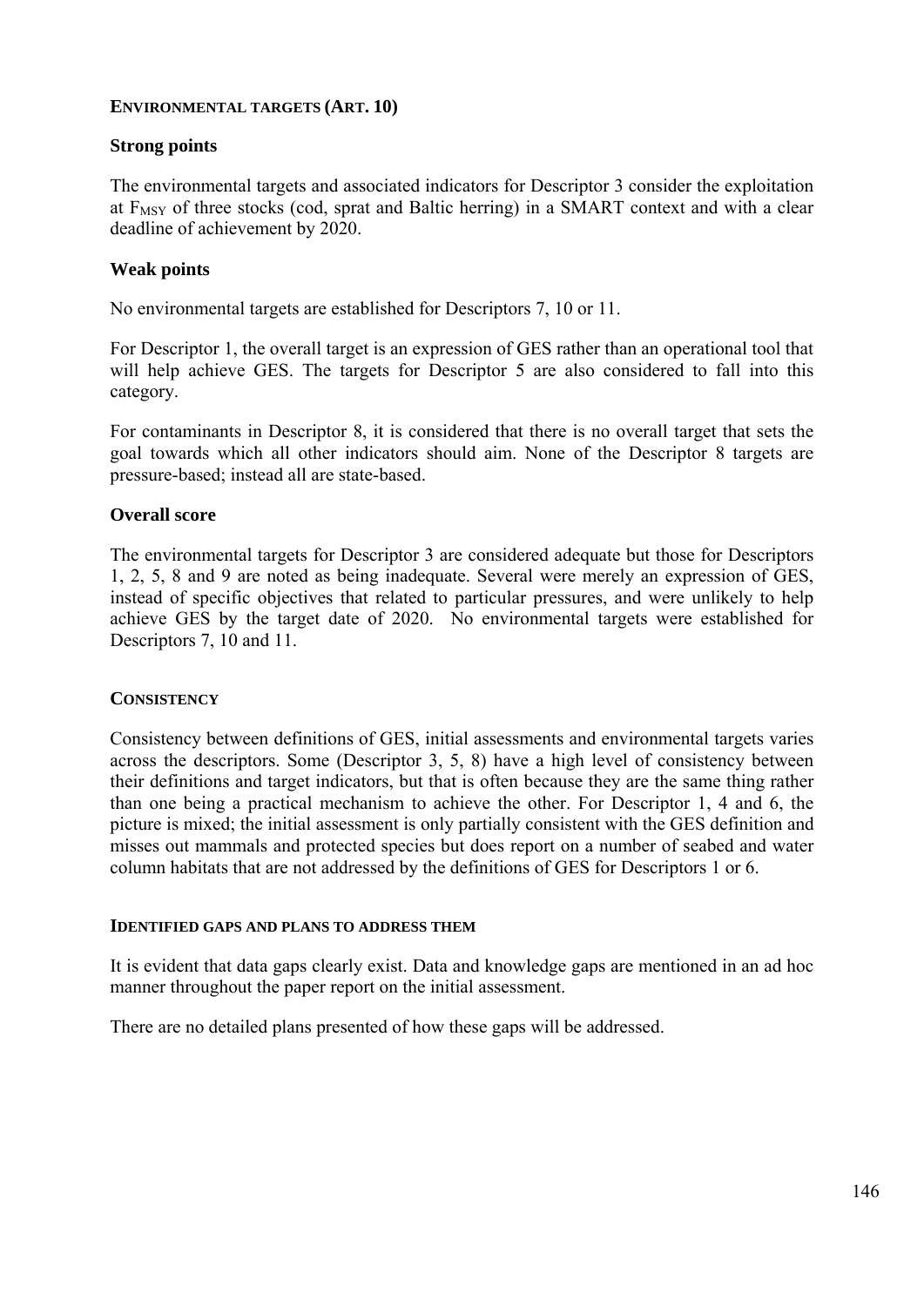### ENVIRONMENTAL TARGETS (ART. 10)

#### Strong points

The environmental targets and associated indicators for Descriptor 3 consider the exploitation at $F_{MSY}$ of three stocks (cod, sprat and Baltic herring) in a SMART context and with a clear deadline of achievement by 2020.

#### Weak points

No environmental targets are established for Descriptors 7, 10 or 11.

For Descriptor 1, the overall target is an expression of GES rather than an operational tool that will help achieve GES. The targets for Descriptor 5 are also considered to fall into this category.

For contaminants in Descriptor 8, it is considered that there is no overall target that sets the goal towards which all other indicators should aim. None of the Descriptor 8 targets are pressure-based; instead all are state-based.

#### Overall score

The environmental targets for Descriptor 3 are considered adequate but those for Descriptors 1, 2, 5, 8 and 9 are noted as being inadequate. Several were merely an expression of GES, instead of specific objectives that related to particular pressures, and were unlikely to help achieve GES by the target date of 2020. No environmental targets were established for Descriptors 7, 10 and 11.

### CONSISTENCY

Consistency between definitions of GES, initial assessments and environmental targets varies across the descriptors. Some (Descriptor 3, 5, 8) have a high level of consistency between their definitions and target indicators, but that is often because they are the same thing rather than one being a practical mechanism to achieve the other. For Descriptor 1, 4 and 6, the picture is mixed; the initial assessment is only partially consistent with the GES definition and misses out mammals and protected species but does report on a number of seabed and water column habitats that are not addressed by the definitions of GES for Descriptors 1 or 6.

### IDENTIFIED GAPS AND PLANS TO ADDRESS THEM

It is evident that data gaps clearly exist. Data and knowledge gaps are mentioned in an ad hoc manner throughout the paper report on the initial assessment.

There are no detailed plans presented of how these gaps will be addressed.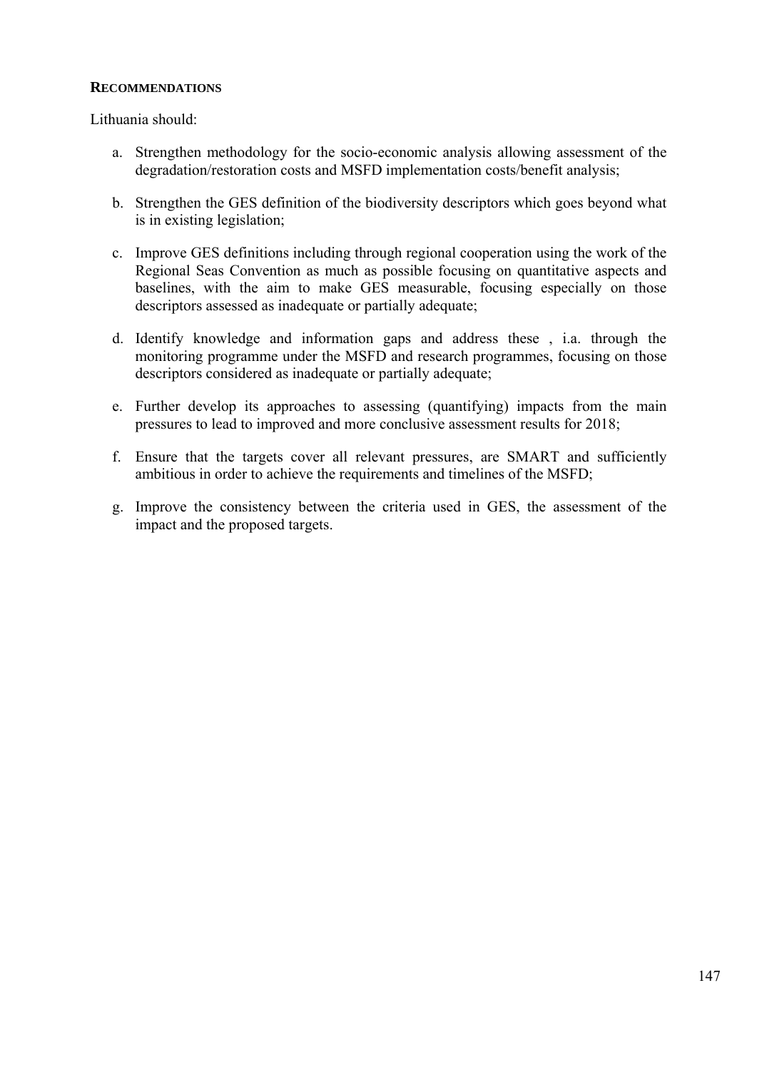**RECOMMENDATIONS**

Lithuania should:

a. Strengthen methodology for the socio-economic analysis allowing assessment of the degradation/restoration costs and MSFD implementation costs/benefit analysis;

b. Strengthen the GES definition of the biodiversity descriptors which goes beyond what is in existing legislation;

c. Improve GES definitions including through regional cooperation using the work of the Regional Seas Convention as much as possible focusing on quantitative aspects and baselines, with the aim to make GES measurable, focusing especially on those descriptors assessed as inadequate or partially adequate;

d. Identify knowledge and information gaps and address these , i.a. through the monitoring programme under the MSFD and research programmes, focusing on those descriptors considered as inadequate or partially adequate;

e. Further develop its approaches to assessing (quantifying) impacts from the main pressures to lead to improved and more conclusive assessment results for 2018;

f. Ensure that the targets cover all relevant pressures, are SMART and sufficiently ambitious in order to achieve the requirements and timelines of the MSFD;

g. Improve the consistency between the criteria used in GES, the assessment of the impact and the proposed targets.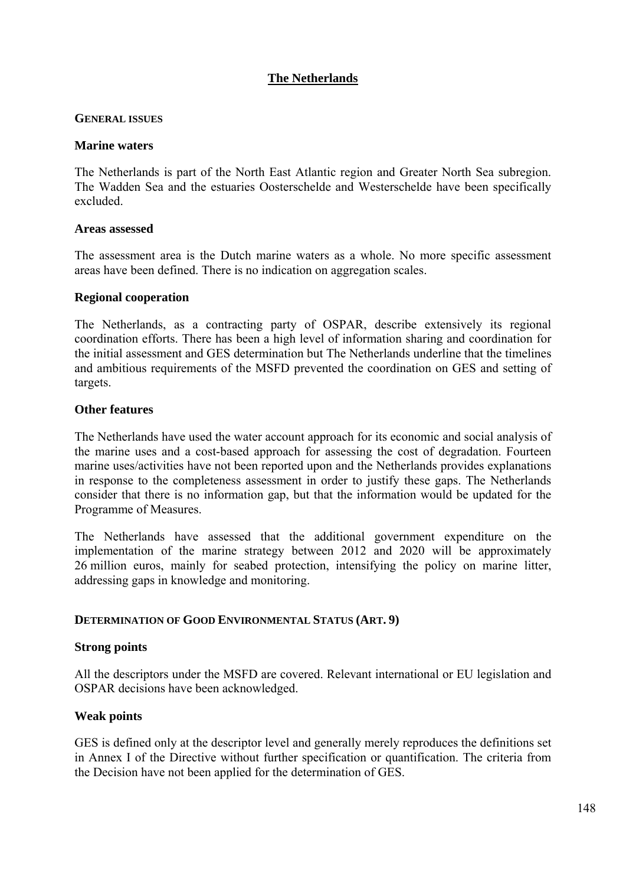# The Netherlands

## GENERAL ISSUES

### Marine waters

The Netherlands is part of the North East Atlantic region and Greater North Sea subregion. The Wadden Sea and the estuaries Oosterschelde and Westerschelde have been specifically excluded.

### Areas assessed

The assessment area is the Dutch marine waters as a whole. No more specific assessment areas have been defined. There is no indication on aggregation scales.

### Regional cooperation

The Netherlands, as a contracting party of OSPAR, describe extensively its regional coordination efforts. There has been a high level of information sharing and coordination for the initial assessment and GES determination but The Netherlands underline that the timelines and ambitious requirements of the MSFD prevented the coordination on GES and setting of targets.

### Other features

The Netherlands have used the water account approach for its economic and social analysis of the marine uses and a cost-based approach for assessing the cost of degradation. Fourteen marine uses/activities have not been reported upon and the Netherlands provides explanations in response to the completeness assessment in order to justify these gaps. The Netherlands consider that there is no information gap, but that the information would be updated for the Programme of Measures.

The Netherlands have assessed that the additional government expenditure on the implementation of the marine strategy between 2012 and 2020 will be approximately 26 million euros, mainly for seabed protection, intensifying the policy on marine litter, addressing gaps in knowledge and monitoring.

## DETERMINATION OF GOOD ENVIRONMENTAL STATUS (ART. 9)

### Strong points

All the descriptors under the MSFD are covered. Relevant international or EU legislation and OSPAR decisions have been acknowledged.

### Weak points

GES is defined only at the descriptor level and generally merely reproduces the definitions set in Annex I of the Directive without further specification or quantification. The criteria from the Decision have not been applied for the determination of GES.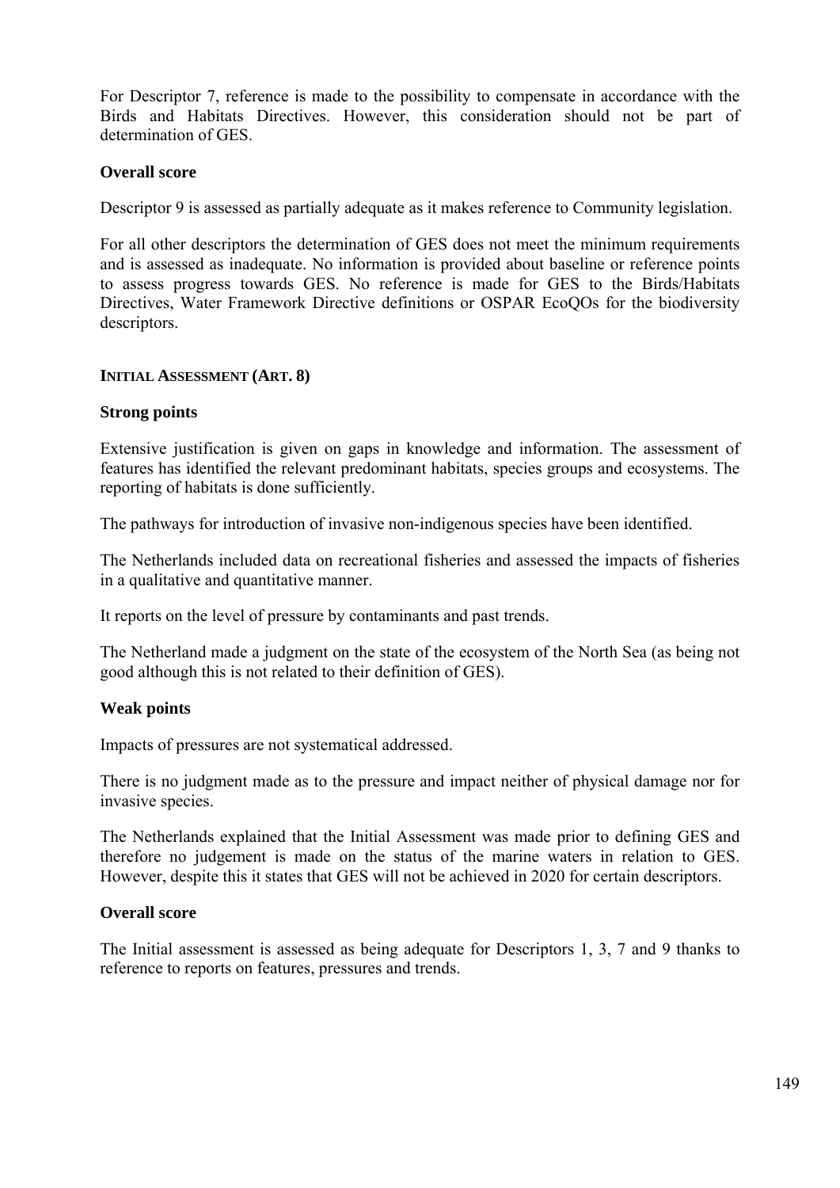For Descriptor 7, reference is made to the possibility to compensate in accordance with the Birds and Habitats Directives. However, this consideration should not be part of determination of GES.

**Overall score**

Descriptor 9 is assessed as partially adequate as it makes reference to Community legislation.

For all other descriptors the determination of GES does not meet the minimum requirements and is assessed as inadequate. No information is provided about baseline or reference points to assess progress towards GES. No reference is made for GES to the Birds/Habitats Directives, Water Framework Directive definitions or OSPAR EcoQOs for the biodiversity descriptors.

### INITIAL ASSESSMENT (ART. 8)

**Strong points**

Extensive justification is given on gaps in knowledge and information. The assessment of features has identified the relevant predominant habitats, species groups and ecosystems. The reporting of habitats is done sufficiently.

The pathways for introduction of invasive non-indigenous species have been identified.

The Netherlands included data on recreational fisheries and assessed the impacts of fisheries in a qualitative and quantitative manner.

It reports on the level of pressure by contaminants and past trends.

The Netherland made a judgment on the state of the ecosystem of the North Sea (as being not good although this is not related to their definition of GES).

**Weak points**

Impacts of pressures are not systematical addressed.

There is no judgment made as to the pressure and impact neither of physical damage nor for invasive species.

The Netherlands explained that the Initial Assessment was made prior to defining GES and therefore no judgement is made on the status of the marine waters in relation to GES. However, despite this it states that GES will not be achieved in 2020 for certain descriptors.

**Overall score**

The Initial assessment is assessed as being adequate for Descriptors 1, 3, 7 and 9 thanks to reference to reports on features, pressures and trends.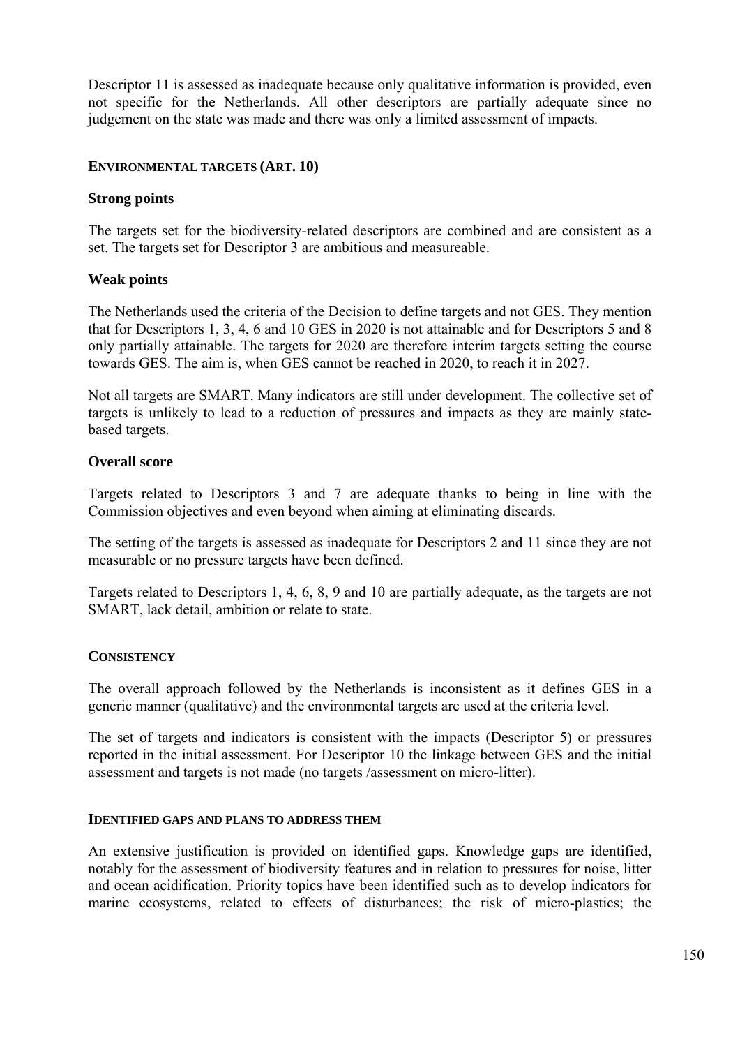Descriptor 11 is assessed as inadequate because only qualitative information is provided, even not specific for the Netherlands. All other descriptors are partially adequate since no judgement on the state was made and there was only a limited assessment of impacts.

#### ENVIRONMENTAL TARGETS (ART. 10)

### Strong points

The targets set for the biodiversity-related descriptors are combined and are consistent as a set. The targets set for Descriptor 3 are ambitious and measureable.

### Weak points

The Netherlands used the criteria of the Decision to define targets and not GES. They mention that for Descriptors 1, 3, 4, 6 and 10 GES in 2020 is not attainable and for Descriptors 5 and 8 only partially attainable. The targets for 2020 are therefore interim targets setting the course towards GES. The aim is, when GES cannot be reached in 2020, to reach it in 2027.

Not all targets are SMART. Many indicators are still under development. The collective set of targets is unlikely to lead to a reduction of pressures and impacts as they are mainly state-based targets.

### Overall score

Targets related to Descriptors 3 and 7 are adequate thanks to being in line with the Commission objectives and even beyond when aiming at eliminating discards.

The setting of the targets is assessed as inadequate for Descriptors 2 and 11 since they are not measurable or no pressure targets have been defined.

Targets related to Descriptors 1, 4, 6, 8, 9 and 10 are partially adequate, as the targets are not SMART, lack detail, ambition or relate to state.

#### CONSISTENCY

The overall approach followed by the Netherlands is inconsistent as it defines GES in a generic manner (qualitative) and the environmental targets are used at the criteria level.

The set of targets and indicators is consistent with the impacts (Descriptor 5) or pressures reported in the initial assessment. For Descriptor 10 the linkage between GES and the initial assessment and targets is not made (no targets /assessment on micro-litter).

#### IDENTIFIED GAPS AND PLANS TO ADDRESS THEM

An extensive justification is provided on identified gaps. Knowledge gaps are identified, notably for the assessment of biodiversity features and in relation to pressures for noise, litter and ocean acidification. Priority topics have been identified such as to develop indicators for marine ecosystems, related to effects of disturbances; the risk of micro-plastics; the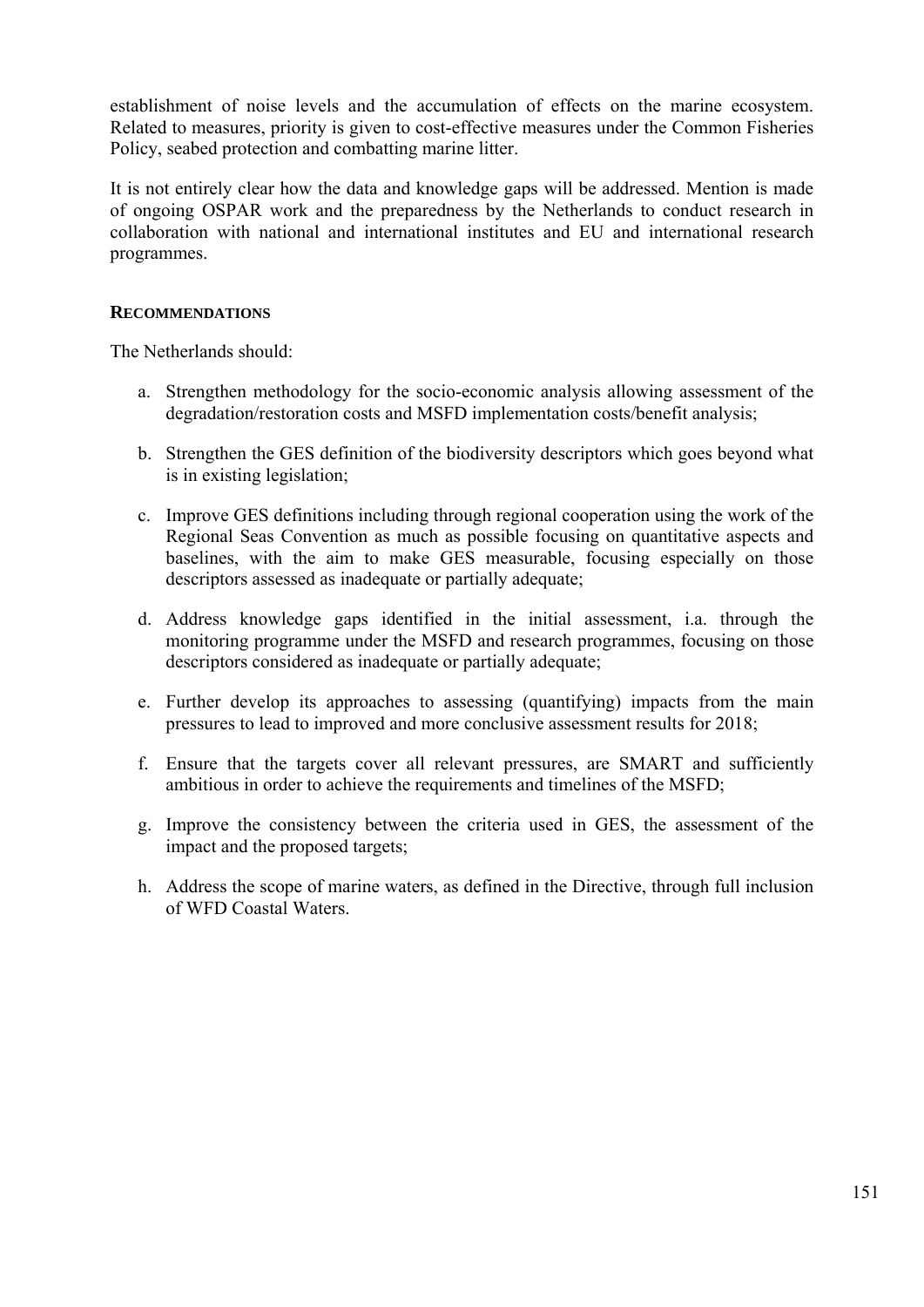establishment of noise levels and the accumulation of effects on the marine ecosystem. Related to measures, priority is given to cost-effective measures under the Common Fisheries Policy, seabed protection and combatting marine litter.

It is not entirely clear how the data and knowledge gaps will be addressed. Mention is made of ongoing OSPAR work and the preparedness by the Netherlands to conduct research in collaboration with national and international institutes and EU and international research programmes.

**RECOMMENDATIONS**

The Netherlands should:

a. Strengthen methodology for the socio-economic analysis allowing assessment of the degradation/restoration costs and MSFD implementation costs/benefit analysis;

b. Strengthen the GES definition of the biodiversity descriptors which goes beyond what is in existing legislation;

c. Improve GES definitions including through regional cooperation using the work of the Regional Seas Convention as much as possible focusing on quantitative aspects and baselines, with the aim to make GES measurable, focusing especially on those descriptors assessed as inadequate or partially adequate;

d. Address knowledge gaps identified in the initial assessment, i.a. through the monitoring programme under the MSFD and research programmes, focusing on those descriptors considered as inadequate or partially adequate;

e. Further develop its approaches to assessing (quantifying) impacts from the main pressures to lead to improved and more conclusive assessment results for 2018;

f. Ensure that the targets cover all relevant pressures, are SMART and sufficiently ambitious in order to achieve the requirements and timelines of the MSFD;

g. Improve the consistency between the criteria used in GES, the assessment of the impact and the proposed targets;

h. Address the scope of marine waters, as defined in the Directive, through full inclusion of WFD Coastal Waters.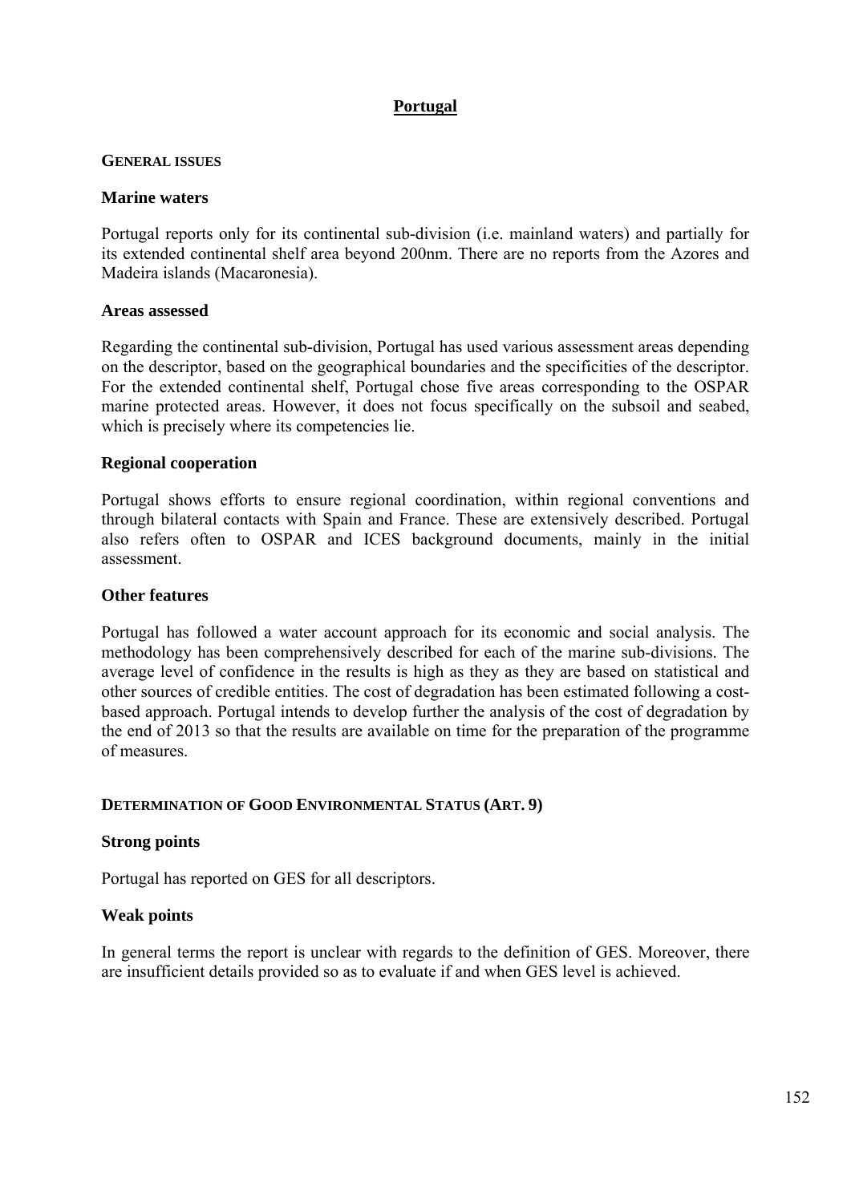# Portugal

## General issues

### Marine waters

Portugal reports only for its continental sub-division (i.e. mainland waters) and partially for its extended continental shelf area beyond 200nm. There are no reports from the Azores and Madeira islands (Macaronesia).

### Areas assessed

Regarding the continental sub-division, Portugal has used various assessment areas depending on the descriptor, based on the geographical boundaries and the specificities of the descriptor. For the extended continental shelf, Portugal chose five areas corresponding to the OSPAR marine protected areas. However, it does not focus specifically on the subsoil and seabed, which is precisely where its competencies lie.

### Regional cooperation

Portugal shows efforts to ensure regional coordination, within regional conventions and through bilateral contacts with Spain and France. These are extensively described. Portugal also refers often to OSPAR and ICES background documents, mainly in the initial assessment.

### Other features

Portugal has followed a water account approach for its economic and social analysis. The methodology has been comprehensively described for each of the marine sub-divisions. The average level of confidence in the results is high as they as they are based on statistical and other sources of credible entities. The cost of degradation has been estimated following a cost-based approach. Portugal intends to develop further the analysis of the cost of degradation by the end of 2013 so that the results are available on time for the preparation of the programme of measures.

## Determination of Good Environmental Status (Art. 9)

### Strong points

Portugal has reported on GES for all descriptors.

### Weak points

In general terms the report is unclear with regards to the definition of GES. Moreover, there are insufficient details provided so as to evaluate if and when GES level is achieved.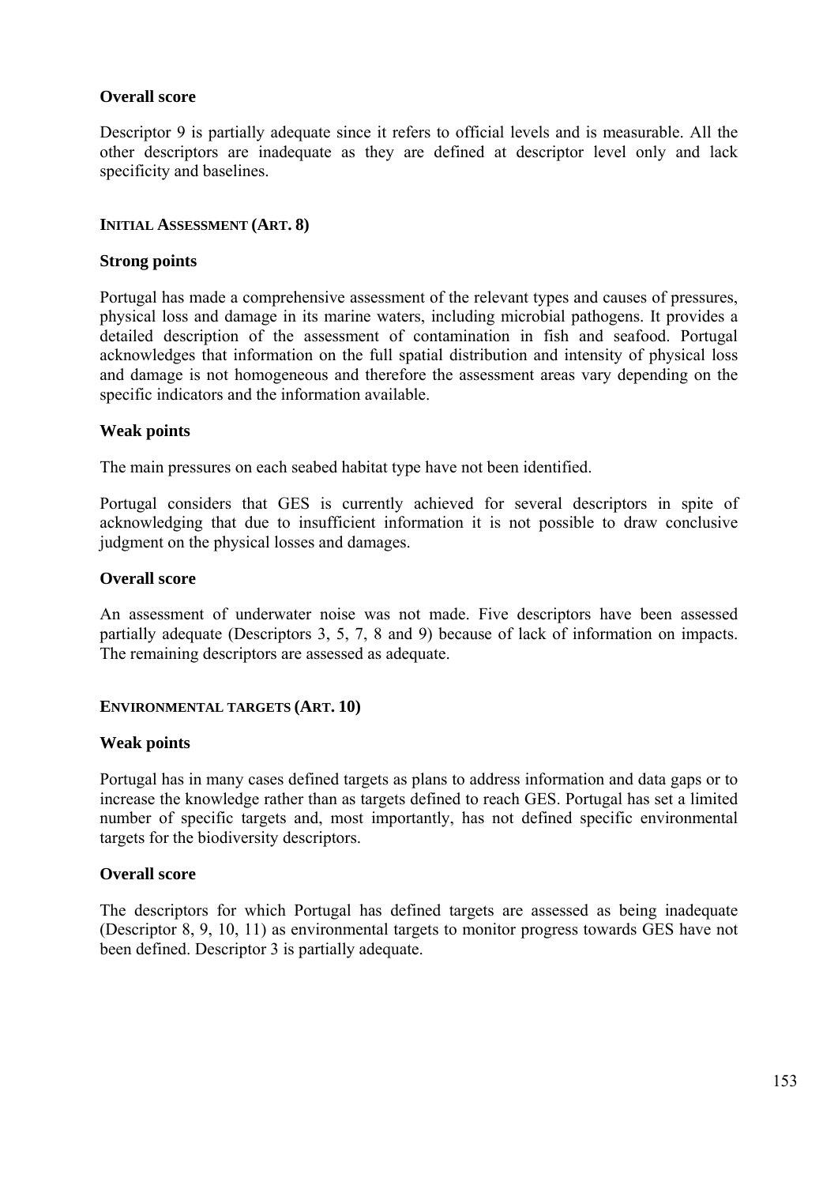**Overall score**

Descriptor 9 is partially adequate since it refers to official levels and is measurable. All the other descriptors are inadequate as they are defined at descriptor level only and lack specificity and baselines.

### INITIAL ASSESSMENT (ART. 8)

**Strong points**

Portugal has made a comprehensive assessment of the relevant types and causes of pressures, physical loss and damage in its marine waters, including microbial pathogens. It provides a detailed description of the assessment of contamination in fish and seafood. Portugal acknowledges that information on the full spatial distribution and intensity of physical loss and damage is not homogeneous and therefore the assessment areas vary depending on the specific indicators and the information available.

**Weak points**

The main pressures on each seabed habitat type have not been identified.

Portugal considers that GES is currently achieved for several descriptors in spite of acknowledging that due to insufficient information it is not possible to draw conclusive judgment on the physical losses and damages.

**Overall score**

An assessment of underwater noise was not made. Five descriptors have been assessed partially adequate (Descriptors 3, 5, 7, 8 and 9) because of lack of information on impacts. The remaining descriptors are assessed as adequate.

### ENVIRONMENTAL TARGETS (ART. 10)

**Weak points**

Portugal has in many cases defined targets as plans to address information and data gaps or to increase the knowledge rather than as targets defined to reach GES. Portugal has set a limited number of specific targets and, most importantly, has not defined specific environmental targets for the biodiversity descriptors.

**Overall score**

The descriptors for which Portugal has defined targets are assessed as being inadequate (Descriptor 8, 9, 10, 11) as environmental targets to monitor progress towards GES have not been defined. Descriptor 3 is partially adequate.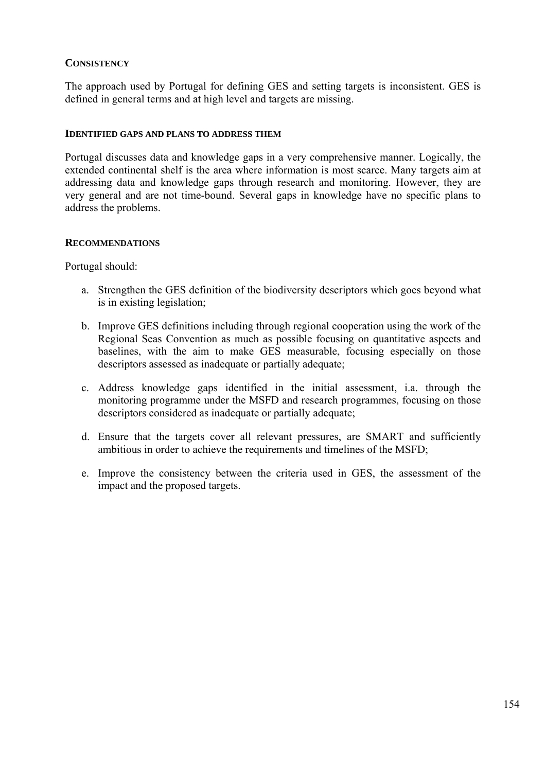### CONSISTENCY

The approach used by Portugal for defining GES and setting targets is inconsistent. GES is defined in general terms and at high level and targets are missing.

#### IDENTIFIED GAPS AND PLANS TO ADDRESS THEM

Portugal discusses data and knowledge gaps in a very comprehensive manner. Logically, the extended continental shelf is the area where information is most scarce. Many targets aim at addressing data and knowledge gaps through research and monitoring. However, they are very general and are not time-bound. Several gaps in knowledge have no specific plans to address the problems.

### RECOMMENDATIONS

Portugal should:

a. Strengthen the GES definition of the biodiversity descriptors which goes beyond what is in existing legislation;

b. Improve GES definitions including through regional cooperation using the work of the Regional Seas Convention as much as possible focusing on quantitative aspects and baselines, with the aim to make GES measurable, focusing especially on those descriptors assessed as inadequate or partially adequate;

c. Address knowledge gaps identified in the initial assessment, i.a. through the monitoring programme under the MSFD and research programmes, focusing on those descriptors considered as inadequate or partially adequate;

d. Ensure that the targets cover all relevant pressures, are SMART and sufficiently ambitious in order to achieve the requirements and timelines of the MSFD;

e. Improve the consistency between the criteria used in GES, the assessment of the impact and the proposed targets.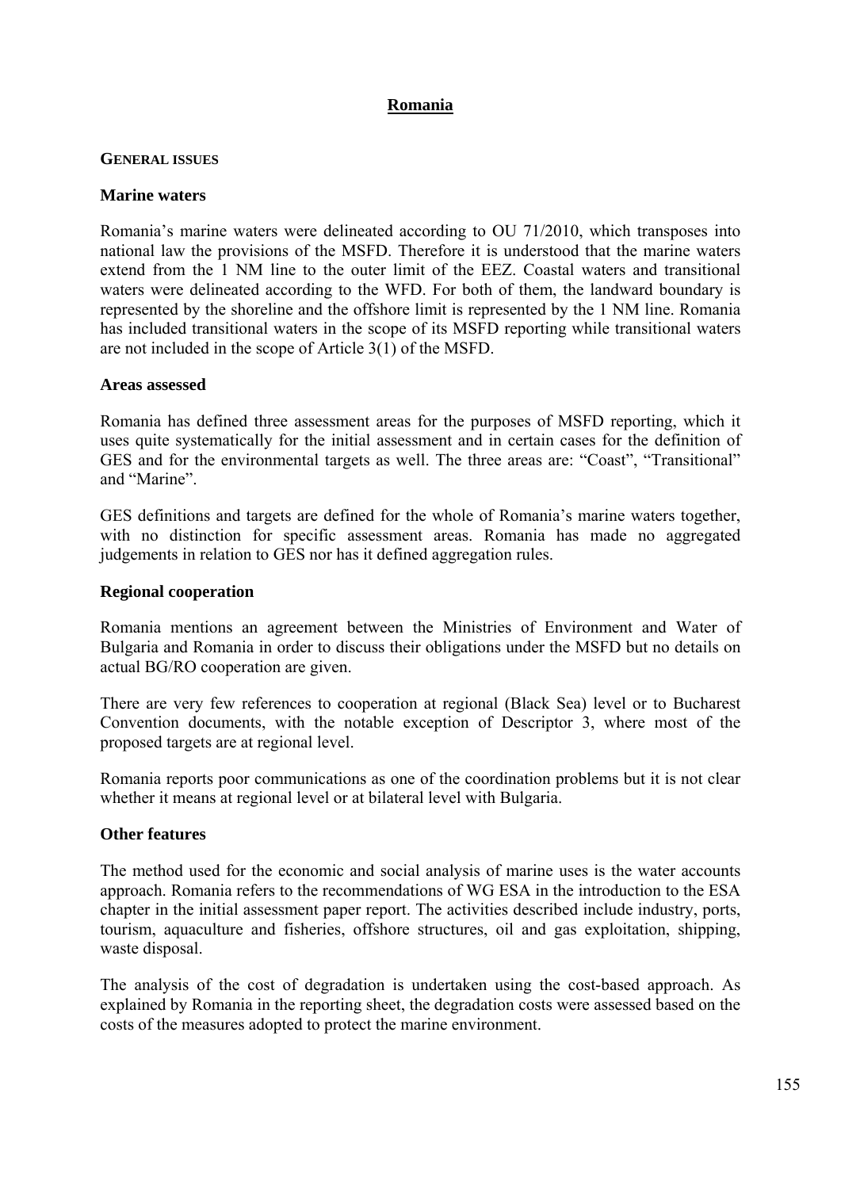# Romania

## GENERAL ISSUES

### Marine waters

Romania's marine waters were delineated according to OU 71/2010, which transposes into national law the provisions of the MSFD. Therefore it is understood that the marine waters extend from the 1 NM line to the outer limit of the EEZ. Coastal waters and transitional waters were delineated according to the WFD. For both of them, the landward boundary is represented by the shoreline and the offshore limit is represented by the 1 NM line. Romania has included transitional waters in the scope of its MSFD reporting while transitional waters are not included in the scope of Article 3(1) of the MSFD.

### Areas assessed

Romania has defined three assessment areas for the purposes of MSFD reporting, which it uses quite systematically for the initial assessment and in certain cases for the definition of GES and for the environmental targets as well. The three areas are: "Coast", "Transitional" and "Marine".

GES definitions and targets are defined for the whole of Romania's marine waters together, with no distinction for specific assessment areas. Romania has made no aggregated judgements in relation to GES nor has it defined aggregation rules.

### Regional cooperation

Romania mentions an agreement between the Ministries of Environment and Water of Bulgaria and Romania in order to discuss their obligations under the MSFD but no details on actual BG/RO cooperation are given.

There are very few references to cooperation at regional (Black Sea) level or to Bucharest Convention documents, with the notable exception of Descriptor 3, where most of the proposed targets are at regional level.

Romania reports poor communications as one of the coordination problems but it is not clear whether it means at regional level or at bilateral level with Bulgaria.

### Other features

The method used for the economic and social analysis of marine uses is the water accounts approach. Romania refers to the recommendations of WG ESA in the introduction to the ESA chapter in the initial assessment paper report. The activities described include industry, ports, tourism, aquaculture and fisheries, offshore structures, oil and gas exploitation, shipping, waste disposal.

The analysis of the cost of degradation is undertaken using the cost-based approach. As explained by Romania in the reporting sheet, the degradation costs were assessed based on the costs of the measures adopted to protect the marine environment.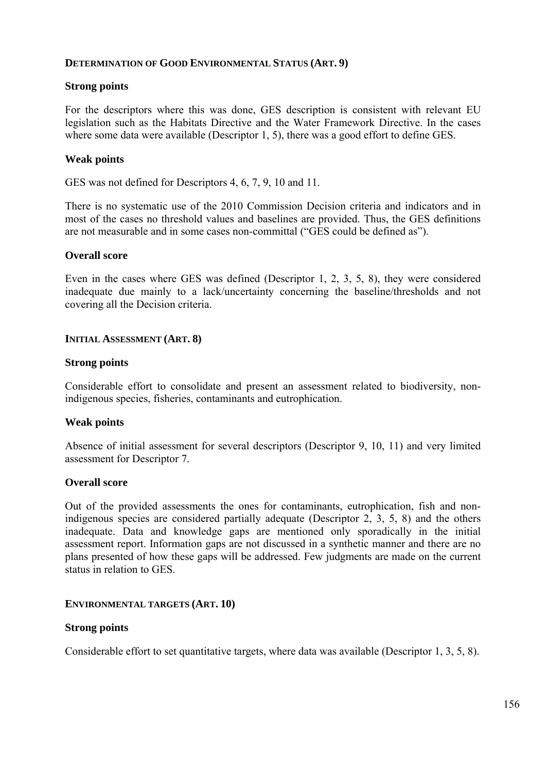#### DETERMINATION OF GOOD ENVIRONMENTAL STATUS (ART. 9)

**Strong points**

For the descriptors where this was done, GES description is consistent with relevant EU legislation such as the Habitats Directive and the Water Framework Directive. In the cases where some data were available (Descriptor 1, 5), there was a good effort to define GES.

**Weak points**

GES was not defined for Descriptors 4, 6, 7, 9, 10 and 11.

There is no systematic use of the 2010 Commission Decision criteria and indicators and in most of the cases no threshold values and baselines are provided. Thus, the GES definitions are not measurable and in some cases non-committal ("GES could be defined as").

**Overall score**

Even in the cases where GES was defined (Descriptor 1, 2, 3, 5, 8), they were considered inadequate due mainly to a lack/uncertainty concerning the baseline/thresholds and not covering all the Decision criteria.

#### INITIAL ASSESSMENT (ART. 8)

**Strong points**

Considerable effort to consolidate and present an assessment related to biodiversity, non-indigenous species, fisheries, contaminants and eutrophication.

**Weak points**

Absence of initial assessment for several descriptors (Descriptor 9, 10, 11) and very limited assessment for Descriptor 7.

**Overall score**

Out of the provided assessments the ones for contaminants, eutrophication, fish and non-indigenous species are considered partially adequate (Descriptor 2, 3, 5, 8) and the others inadequate. Data and knowledge gaps are mentioned only sporadically in the initial assessment report. Information gaps are not discussed in a synthetic manner and there are no plans presented of how these gaps will be addressed. Few judgments are made on the current status in relation to GES.

#### ENVIRONMENTAL TARGETS (ART. 10)

**Strong points**

Considerable effort to set quantitative targets, where data was available (Descriptor 1, 3, 5, 8).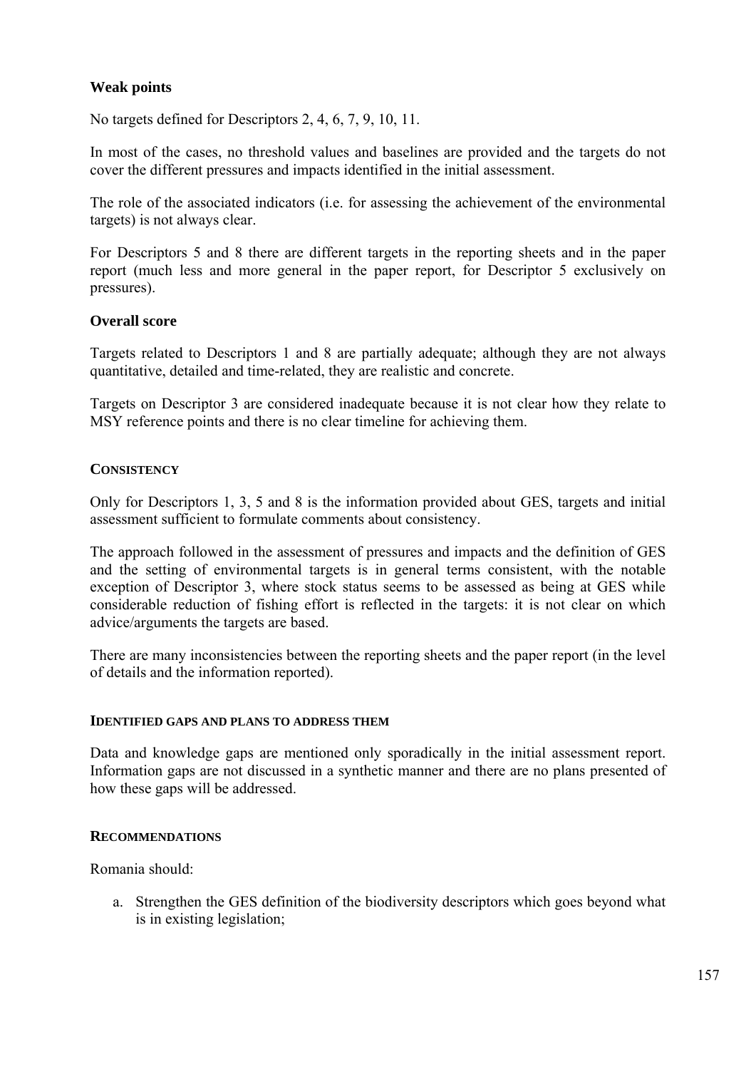#### Weak points

No targets defined for Descriptors 2, 4, 6, 7, 9, 10, 11.

In most of the cases, no threshold values and baselines are provided and the targets do not cover the different pressures and impacts identified in the initial assessment.

The role of the associated indicators (i.e. for assessing the achievement of the environmental targets) is not always clear.

For Descriptors 5 and 8 there are different targets in the reporting sheets and in the paper report (much less and more general in the paper report, for Descriptor 5 exclusively on pressures).

#### Overall score

Targets related to Descriptors 1 and 8 are partially adequate; although they are not always quantitative, detailed and time-related, they are realistic and concrete.

Targets on Descriptor 3 are considered inadequate because it is not clear how they relate to MSY reference points and there is no clear timeline for achieving them.

### CONSISTENCY

Only for Descriptors 1, 3, 5 and 8 is the information provided about GES, targets and initial assessment sufficient to formulate comments about consistency.

The approach followed in the assessment of pressures and impacts and the definition of GES and the setting of environmental targets is in general terms consistent, with the notable exception of Descriptor 3, where stock status seems to be assessed as being at GES while considerable reduction of fishing effort is reflected in the targets: it is not clear on which advice/arguments the targets are based.

There are many inconsistencies between the reporting sheets and the paper report (in the level of details and the information reported).

### IDENTIFIED GAPS AND PLANS TO ADDRESS THEM

Data and knowledge gaps are mentioned only sporadically in the initial assessment report. Information gaps are not discussed in a synthetic manner and there are no plans presented of how these gaps will be addressed.

### RECOMMENDATIONS

Romania should:

a. Strengthen the GES definition of the biodiversity descriptors which goes beyond what is in existing legislation;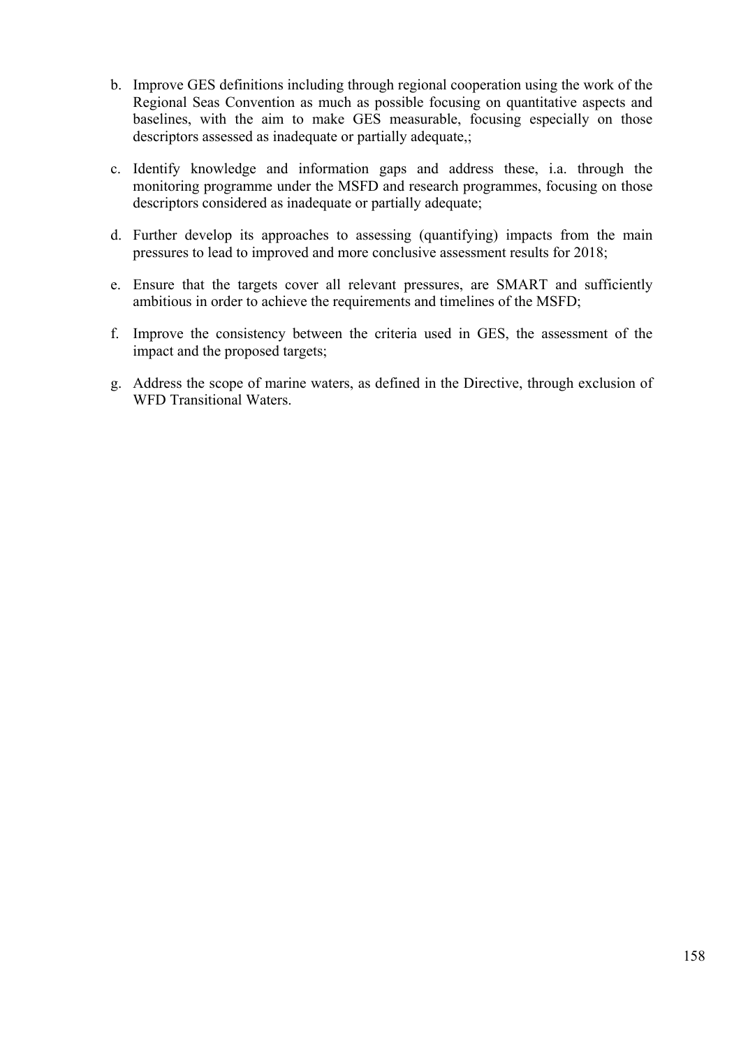b. Improve GES definitions including through regional cooperation using the work of the Regional Seas Convention as much as possible focusing on quantitative aspects and baselines, with the aim to make GES measurable, focusing especially on those descriptors assessed as inadequate or partially adequate,;

c. Identify knowledge and information gaps and address these, i.a. through the monitoring programme under the MSFD and research programmes, focusing on those descriptors considered as inadequate or partially adequate;

d. Further develop its approaches to assessing (quantifying) impacts from the main pressures to lead to improved and more conclusive assessment results for 2018;

e. Ensure that the targets cover all relevant pressures, are SMART and sufficiently ambitious in order to achieve the requirements and timelines of the MSFD;

f. Improve the consistency between the criteria used in GES, the assessment of the impact and the proposed targets;

g. Address the scope of marine waters, as defined in the Directive, through exclusion of WFD Transitional Waters.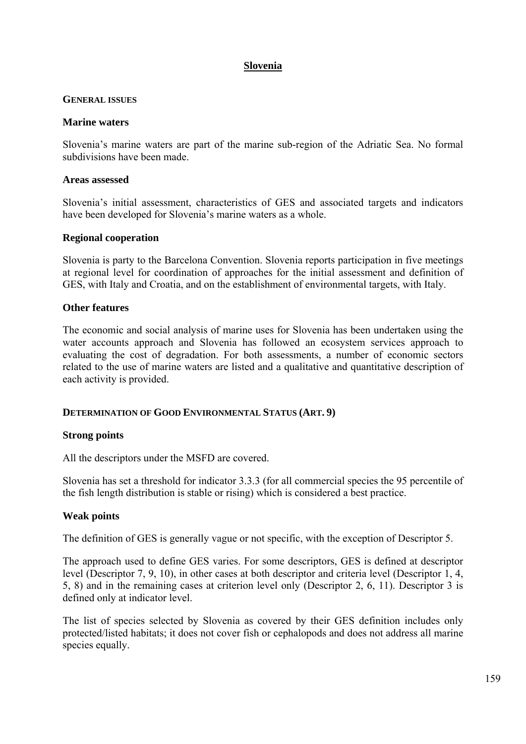# Slovenia

## General issues

### Marine waters

Slovenia's marine waters are part of the marine sub-region of the Adriatic Sea. No formal subdivisions have been made.

### Areas assessed

Slovenia's initial assessment, characteristics of GES and associated targets and indicators have been developed for Slovenia's marine waters as a whole.

### Regional cooperation

Slovenia is party to the Barcelona Convention. Slovenia reports participation in five meetings at regional level for coordination of approaches for the initial assessment and definition of GES, with Italy and Croatia, and on the establishment of environmental targets, with Italy.

### Other features

The economic and social analysis of marine uses for Slovenia has been undertaken using the water accounts approach and Slovenia has followed an ecosystem services approach to evaluating the cost of degradation. For both assessments, a number of economic sectors related to the use of marine waters are listed and a qualitative and quantitative description of each activity is provided.

## Determination of Good Environmental Status (Art. 9)

### Strong points

All the descriptors under the MSFD are covered.

Slovenia has set a threshold for indicator 3.3.3 (for all commercial species the 95 percentile of the fish length distribution is stable or rising) which is considered a best practice.

### Weak points

The definition of GES is generally vague or not specific, with the exception of Descriptor 5.

The approach used to define GES varies. For some descriptors, GES is defined at descriptor level (Descriptor 7, 9, 10), in other cases at both descriptor and criteria level (Descriptor 1, 4, 5, 8) and in the remaining cases at criterion level only (Descriptor 2, 6, 11). Descriptor 3 is defined only at indicator level.

The list of species selected by Slovenia as covered by their GES definition includes only protected/listed habitats; it does not cover fish or cephalopods and does not address all marine species equally.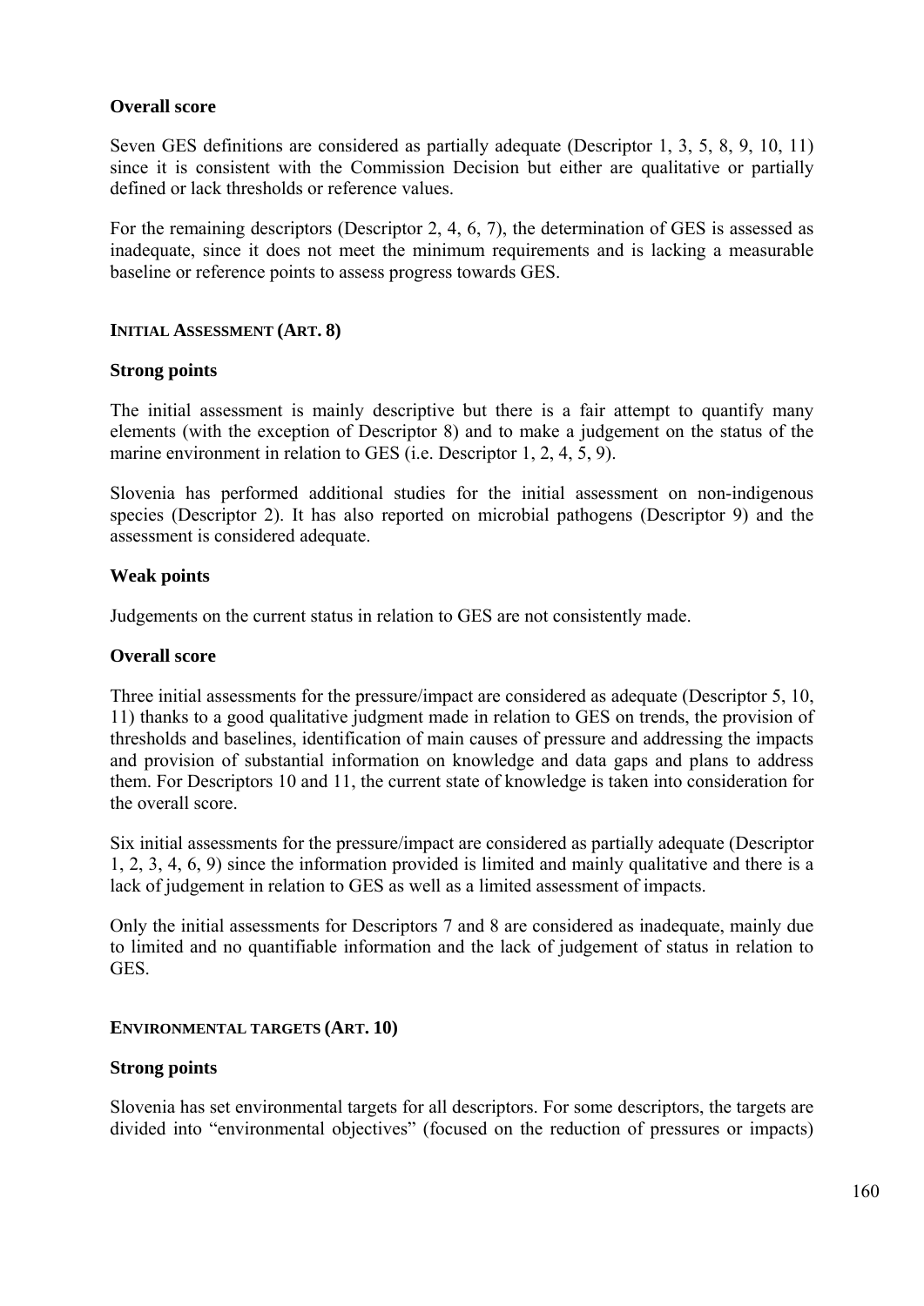**Overall score**

Seven GES definitions are considered as partially adequate (Descriptor 1, 3, 5, 8, 9, 10, 11) since it is consistent with the Commission Decision but either are qualitative or partially defined or lack thresholds or reference values.

For the remaining descriptors (Descriptor 2, 4, 6, 7), the determination of GES is assessed as inadequate, since it does not meet the minimum requirements and is lacking a measurable baseline or reference points to assess progress towards GES.

### INITIAL ASSESSMENT (ART. 8)

**Strong points**

The initial assessment is mainly descriptive but there is a fair attempt to quantify many elements (with the exception of Descriptor 8) and to make a judgement on the status of the marine environment in relation to GES (i.e. Descriptor 1, 2, 4, 5, 9).

Slovenia has performed additional studies for the initial assessment on non-indigenous species (Descriptor 2). It has also reported on microbial pathogens (Descriptor 9) and the assessment is considered adequate.

**Weak points**

Judgements on the current status in relation to GES are not consistently made.

**Overall score**

Three initial assessments for the pressure/impact are considered as adequate (Descriptor 5, 10, 11) thanks to a good qualitative judgment made in relation to GES on trends, the provision of thresholds and baselines, identification of main causes of pressure and addressing the impacts and provision of substantial information on knowledge and data gaps and plans to address them. For Descriptors 10 and 11, the current state of knowledge is taken into consideration for the overall score.

Six initial assessments for the pressure/impact are considered as partially adequate (Descriptor 1, 2, 3, 4, 6, 9) since the information provided is limited and mainly qualitative and there is a lack of judgement in relation to GES as well as a limited assessment of impacts.

Only the initial assessments for Descriptors 7 and 8 are considered as inadequate, mainly due to limited and no quantifiable information and the lack of judgement of status in relation to GES.

### ENVIRONMENTAL TARGETS (ART. 10)

**Strong points**

Slovenia has set environmental targets for all descriptors. For some descriptors, the targets are divided into "environmental objectives" (focused on the reduction of pressures or impacts)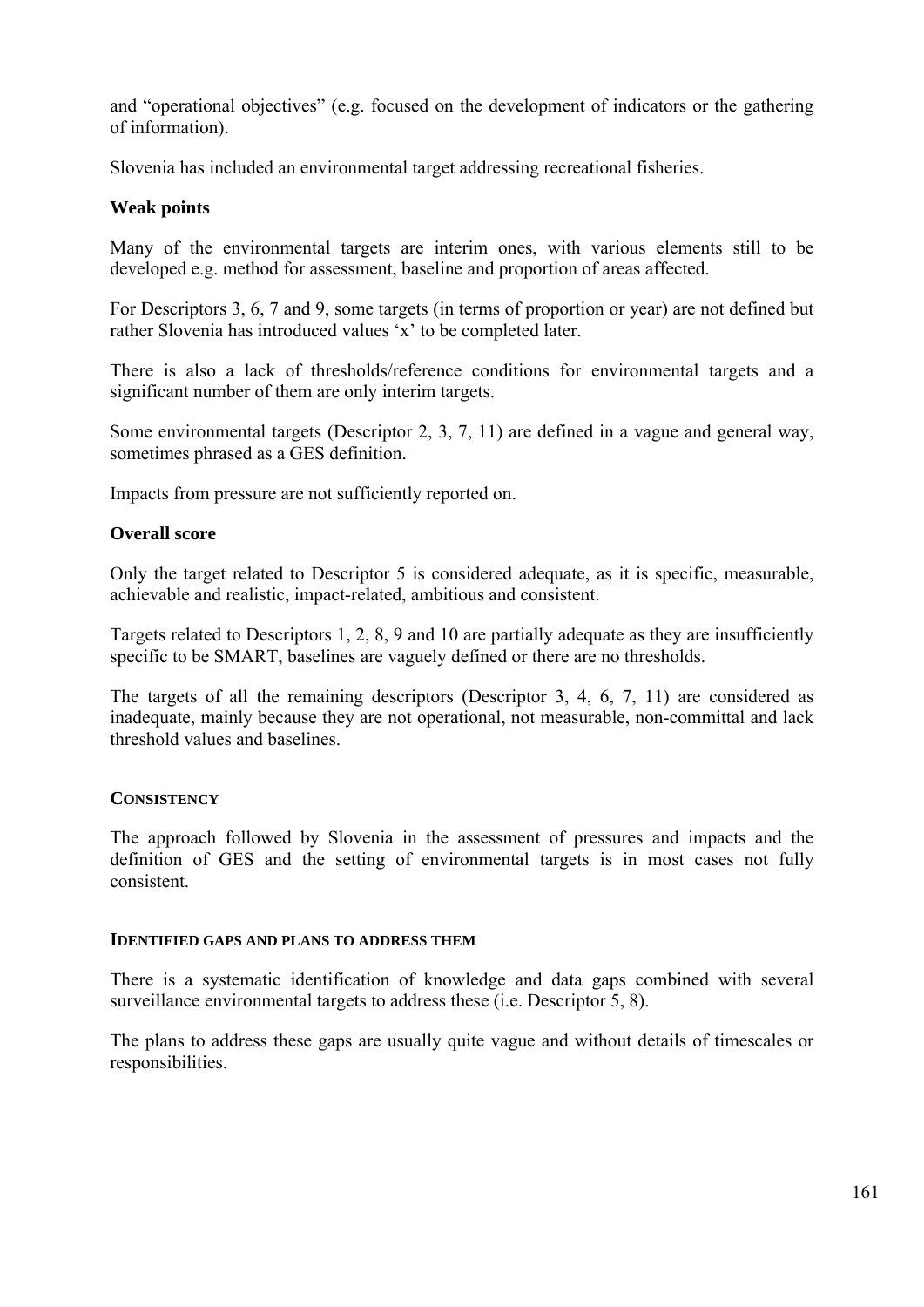and “operational objectives” (e.g. focused on the development of indicators or the gathering of information).

Slovenia has included an environmental target addressing recreational fisheries.

### Weak points

Many of the environmental targets are interim ones, with various elements still to be developed e.g. method for assessment, baseline and proportion of areas affected.

For Descriptors 3, 6, 7 and 9, some targets (in terms of proportion or year) are not defined but rather Slovenia has introduced values ‘x’ to be completed later.

There is also a lack of thresholds/reference conditions for environmental targets and a significant number of them are only interim targets.

Some environmental targets (Descriptor 2, 3, 7, 11) are defined in a vague and general way, sometimes phrased as a GES definition.

Impacts from pressure are not sufficiently reported on.

### Overall score

Only the target related to Descriptor 5 is considered adequate, as it is specific, measurable, achievable and realistic, impact-related, ambitious and consistent.

Targets related to Descriptors 1, 2, 8, 9 and 10 are partially adequate as they are insufficiently specific to be SMART, baselines are vaguely defined or there are no thresholds.

The targets of all the remaining descriptors (Descriptor 3, 4, 6, 7, 11) are considered as inadequate, mainly because they are not operational, not measurable, non-committal and lack threshold values and baselines.

#### CONSISTENCY

The approach followed by Slovenia in the assessment of pressures and impacts and the definition of GES and the setting of environmental targets is in most cases not fully consistent.

#### IDENTIFIED GAPS AND PLANS TO ADDRESS THEM

There is a systematic identification of knowledge and data gaps combined with several surveillance environmental targets to address these (i.e. Descriptor 5, 8).

The plans to address these gaps are usually quite vague and without details of timescales or responsibilities.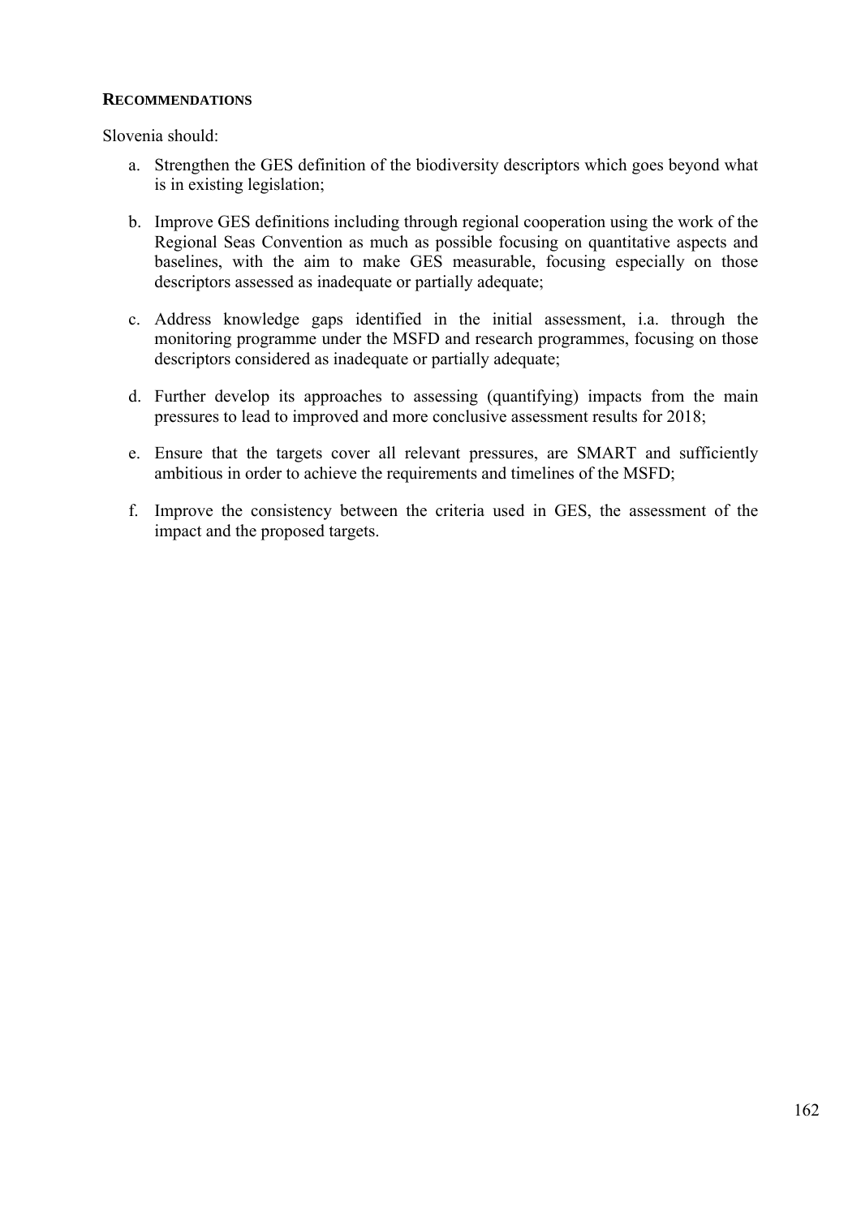**RECOMMENDATIONS**

Slovenia should:

a. Strengthen the GES definition of the biodiversity descriptors which goes beyond what is in existing legislation;

b. Improve GES definitions including through regional cooperation using the work of the Regional Seas Convention as much as possible focusing on quantitative aspects and baselines, with the aim to make GES measurable, focusing especially on those descriptors assessed as inadequate or partially adequate;

c. Address knowledge gaps identified in the initial assessment, i.a. through the monitoring programme under the MSFD and research programmes, focusing on those descriptors considered as inadequate or partially adequate;

d. Further develop its approaches to assessing (quantifying) impacts from the main pressures to lead to improved and more conclusive assessment results for 2018;

e. Ensure that the targets cover all relevant pressures, are SMART and sufficiently ambitious in order to achieve the requirements and timelines of the MSFD;

f. Improve the consistency between the criteria used in GES, the assessment of the impact and the proposed targets.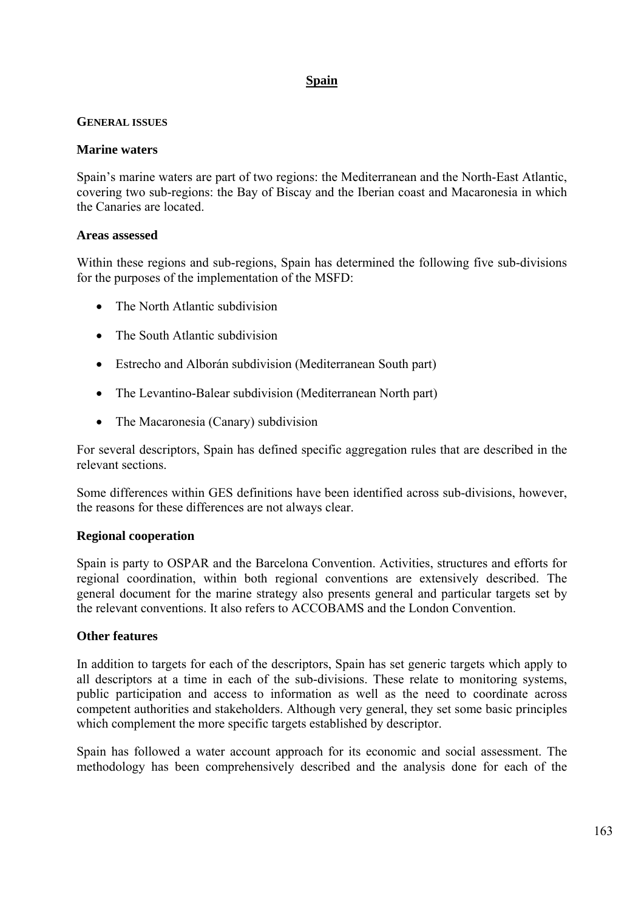## Spain

### GENERAL ISSUES

#### Marine waters

Spain's marine waters are part of two regions: the Mediterranean and the North-East Atlantic, covering two sub-regions: the Bay of Biscay and the Iberian coast and Macaronesia in which the Canaries are located.

#### Areas assessed

Within these regions and sub-regions, Spain has determined the following five sub-divisions for the purposes of the implementation of the MSFD:

- The North Atlantic subdivision
- The South Atlantic subdivision
- Estrecho and Alborán subdivision (Mediterranean South part)
- The Levantino-Balear subdivision (Mediterranean North part)
- The Macaronesia (Canary) subdivision

For several descriptors, Spain has defined specific aggregation rules that are described in the relevant sections.

Some differences within GES definitions have been identified across sub-divisions, however, the reasons for these differences are not always clear.

#### Regional cooperation

Spain is party to OSPAR and the Barcelona Convention. Activities, structures and efforts for regional coordination, within both regional conventions are extensively described. The general document for the marine strategy also presents general and particular targets set by the relevant conventions. It also refers to ACCOBAMS and the London Convention.

#### Other features

In addition to targets for each of the descriptors, Spain has set generic targets which apply to all descriptors at a time in each of the sub-divisions. These relate to monitoring systems, public participation and access to information as well as the need to coordinate across competent authorities and stakeholders. Although very general, they set some basic principles which complement the more specific targets established by descriptor.

Spain has followed a water account approach for its economic and social assessment. The methodology has been comprehensively described and the analysis done for each of the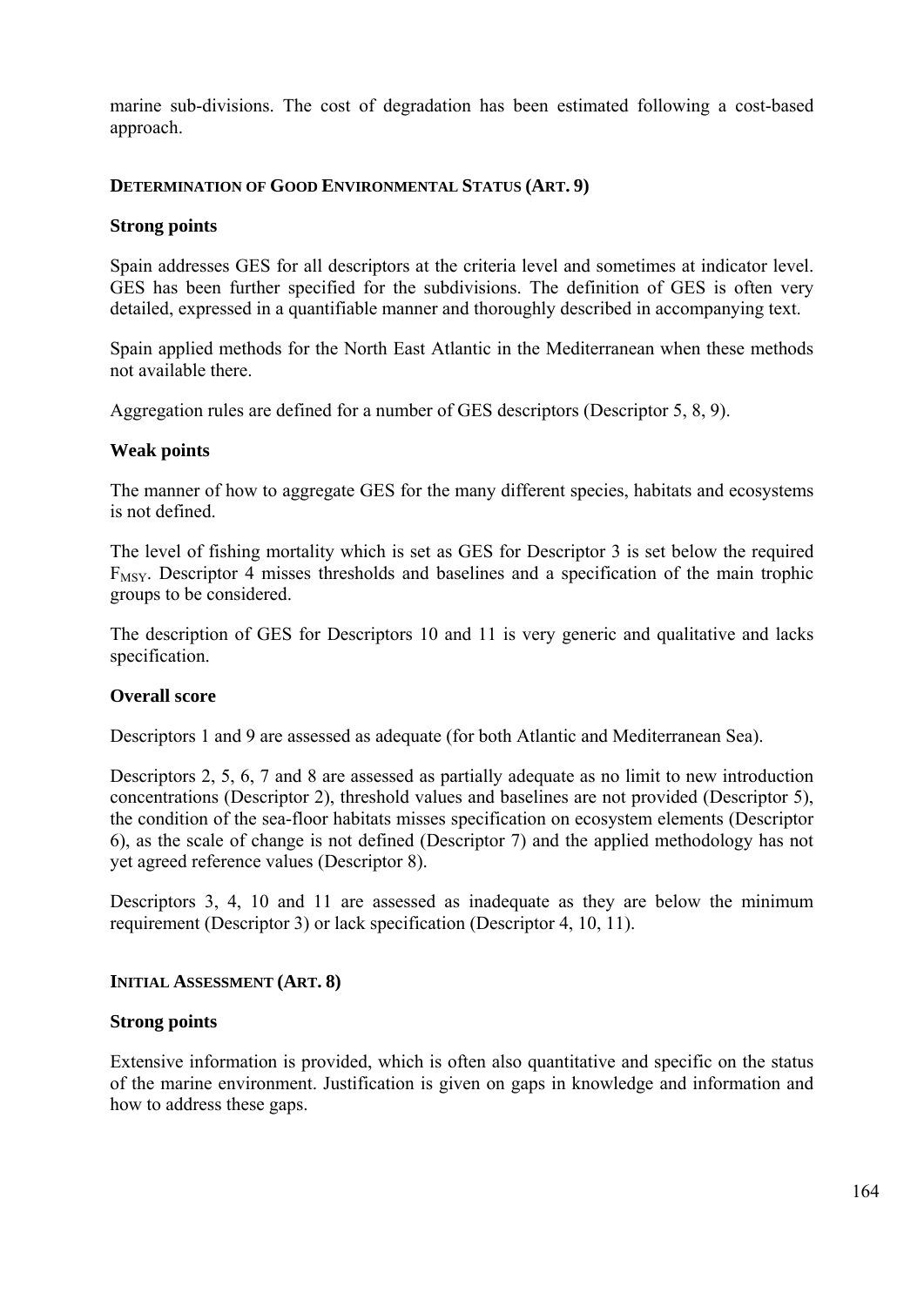marine sub-divisions. The cost of degradation has been estimated following a cost-based approach.

### DETERMINATION OF GOOD ENVIRONMENTAL STATUS (ART. 9)

#### Strong points

Spain addresses GES for all descriptors at the criteria level and sometimes at indicator level. GES has been further specified for the subdivisions. The definition of GES is often very detailed, expressed in a quantifiable manner and thoroughly described in accompanying text.

Spain applied methods for the North East Atlantic in the Mediterranean when these methods not available there.

Aggregation rules are defined for a number of GES descriptors (Descriptor 5, 8, 9).

#### Weak points

The manner of how to aggregate GES for the many different species, habitats and ecosystems is not defined.

The level of fishing mortality which is set as GES for Descriptor 3 is set below the required $F_{MSY}$. Descriptor 4 misses thresholds and baselines and a specification of the main trophic groups to be considered.

The description of GES for Descriptors 10 and 11 is very generic and qualitative and lacks specification.

#### Overall score

Descriptors 1 and 9 are assessed as adequate (for both Atlantic and Mediterranean Sea).

Descriptors 2, 5, 6, 7 and 8 are assessed as partially adequate as no limit to new introduction concentrations (Descriptor 2), threshold values and baselines are not provided (Descriptor 5), the condition of the sea-floor habitats misses specification on ecosystem elements (Descriptor 6), as the scale of change is not defined (Descriptor 7) and the applied methodology has not yet agreed reference values (Descriptor 8).

Descriptors 3, 4, 10 and 11 are assessed as inadequate as they are below the minimum requirement (Descriptor 3) or lack specification (Descriptor 4, 10, 11).

### INITIAL ASSESSMENT (ART. 8)

#### Strong points

Extensive information is provided, which is often also quantitative and specific on the status of the marine environment. Justification is given on gaps in knowledge and information and how to address these gaps.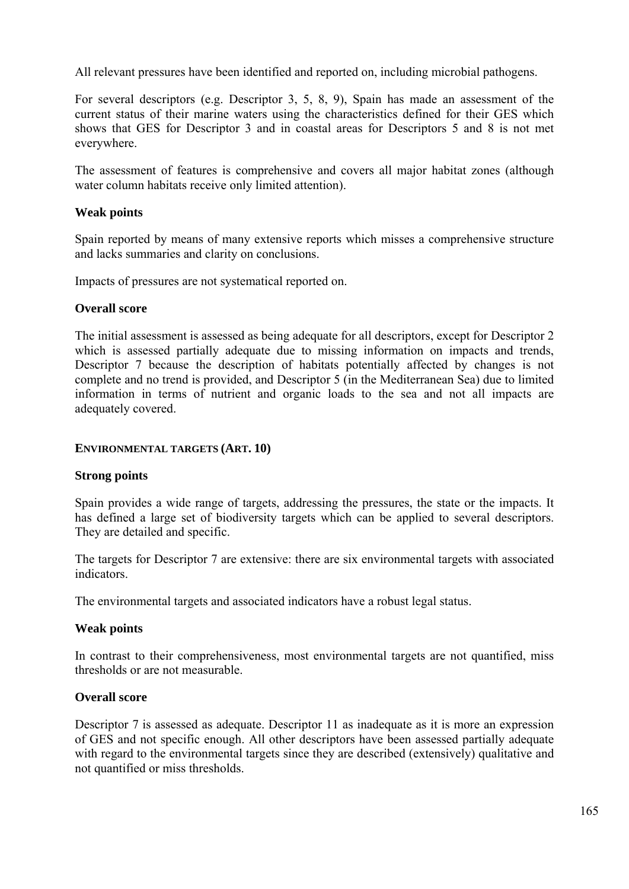All relevant pressures have been identified and reported on, including microbial pathogens.

For several descriptors (e.g. Descriptor 3, 5, 8, 9), Spain has made an assessment of the current status of their marine waters using the characteristics defined for their GES which shows that GES for Descriptor 3 and in coastal areas for Descriptors 5 and 8 is not met everywhere.

The assessment of features is comprehensive and covers all major habitat zones (although water column habitats receive only limited attention).

**Weak points**

Spain reported by means of many extensive reports which misses a comprehensive structure and lacks summaries and clarity on conclusions.

Impacts of pressures are not systematical reported on.

**Overall score**

The initial assessment is assessed as being adequate for all descriptors, except for Descriptor 2 which is assessed partially adequate due to missing information on impacts and trends, Descriptor 7 because the description of habitats potentially affected by changes is not complete and no trend is provided, and Descriptor 5 (in the Mediterranean Sea) due to limited information in terms of nutrient and organic loads to the sea and not all impacts are adequately covered.

#### ENVIRONMENTAL TARGETS (ART. 10)

**Strong points**

Spain provides a wide range of targets, addressing the pressures, the state or the impacts. It has defined a large set of biodiversity targets which can be applied to several descriptors. They are detailed and specific.

The targets for Descriptor 7 are extensive: there are six environmental targets with associated indicators.

The environmental targets and associated indicators have a robust legal status.

**Weak points**

In contrast to their comprehensiveness, most environmental targets are not quantified, miss thresholds or are not measurable.

**Overall score**

Descriptor 7 is assessed as adequate. Descriptor 11 as inadequate as it is more an expression of GES and not specific enough. All other descriptors have been assessed partially adequate with regard to the environmental targets since they are described (extensively) qualitative and not quantified or miss thresholds.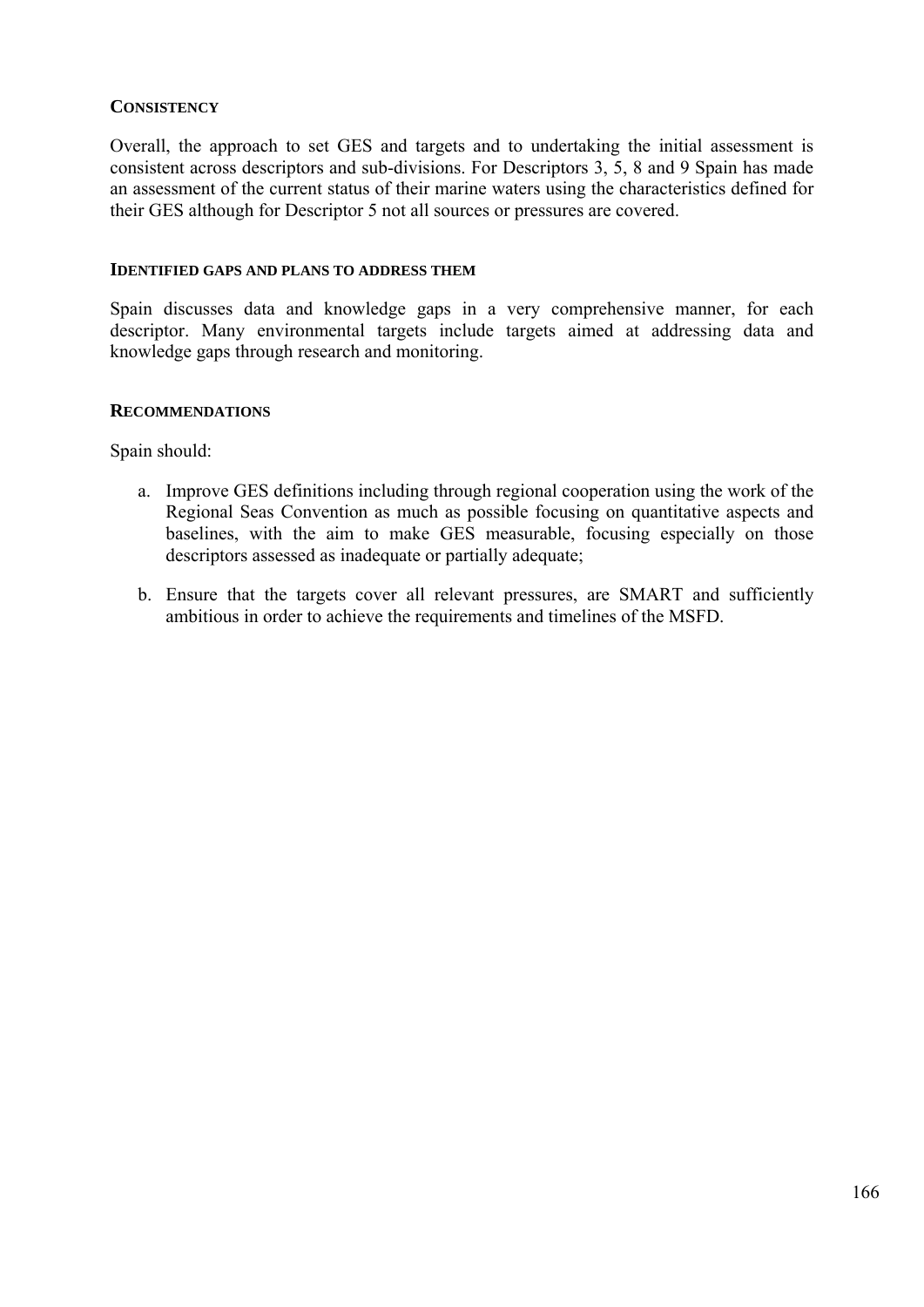#### CONSISTENCY

Overall, the approach to set GES and targets and to undertaking the initial assessment is consistent across descriptors and sub-divisions. For Descriptors 3, 5, 8 and 9 Spain has made an assessment of the current status of their marine waters using the characteristics defined for their GES although for Descriptor 5 not all sources or pressures are covered.

#### IDENTIFIED GAPS AND PLANS TO ADDRESS THEM

Spain discusses data and knowledge gaps in a very comprehensive manner, for each descriptor. Many environmental targets include targets aimed at addressing data and knowledge gaps through research and monitoring.

#### RECOMMENDATIONS

Spain should:

a. Improve GES definitions including through regional cooperation using the work of the Regional Seas Convention as much as possible focusing on quantitative aspects and baselines, with the aim to make GES measurable, focusing especially on those descriptors assessed as inadequate or partially adequate;

b. Ensure that the targets cover all relevant pressures, are SMART and sufficiently ambitious in order to achieve the requirements and timelines of the MSFD.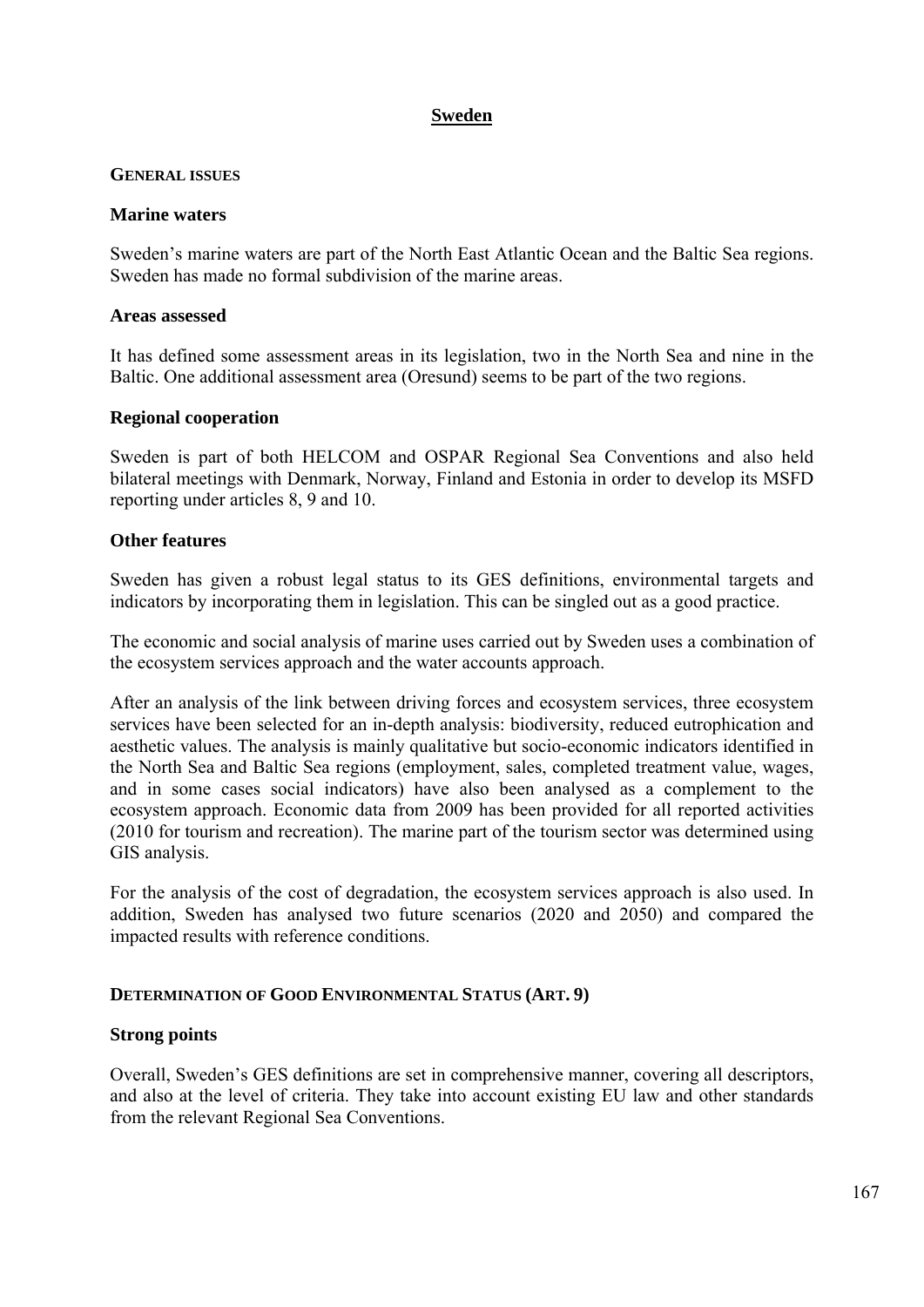# Sweden

## GENERAL ISSUES

### Marine waters

Sweden's marine waters are part of the North East Atlantic Ocean and the Baltic Sea regions. Sweden has made no formal subdivision of the marine areas.

### Areas assessed

It has defined some assessment areas in its legislation, two in the North Sea and nine in the Baltic. One additional assessment area (Oresund) seems to be part of the two regions.

### Regional cooperation

Sweden is part of both HELCOM and OSPAR Regional Sea Conventions and also held bilateral meetings with Denmark, Norway, Finland and Estonia in order to develop its MSFD reporting under articles 8, 9 and 10.

### Other features

Sweden has given a robust legal status to its GES definitions, environmental targets and indicators by incorporating them in legislation. This can be singled out as a good practice.

The economic and social analysis of marine uses carried out by Sweden uses a combination of the ecosystem services approach and the water accounts approach.

After an analysis of the link between driving forces and ecosystem services, three ecosystem services have been selected for an in-depth analysis: biodiversity, reduced eutrophication and aesthetic values. The analysis is mainly qualitative but socio-economic indicators identified in the North Sea and Baltic Sea regions (employment, sales, completed treatment value, wages, and in some cases social indicators) have also been analysed as a complement to the ecosystem approach. Economic data from 2009 has been provided for all reported activities (2010 for tourism and recreation). The marine part of the tourism sector was determined using GIS analysis.

For the analysis of the cost of degradation, the ecosystem services approach is also used. In addition, Sweden has analysed two future scenarios (2020 and 2050) and compared the impacted results with reference conditions.

## DETERMINATION OF GOOD ENVIRONMENTAL STATUS (ART. 9)

### Strong points

Overall, Sweden's GES definitions are set in comprehensive manner, covering all descriptors, and also at the level of criteria. They take into account existing EU law and other standards from the relevant Regional Sea Conventions.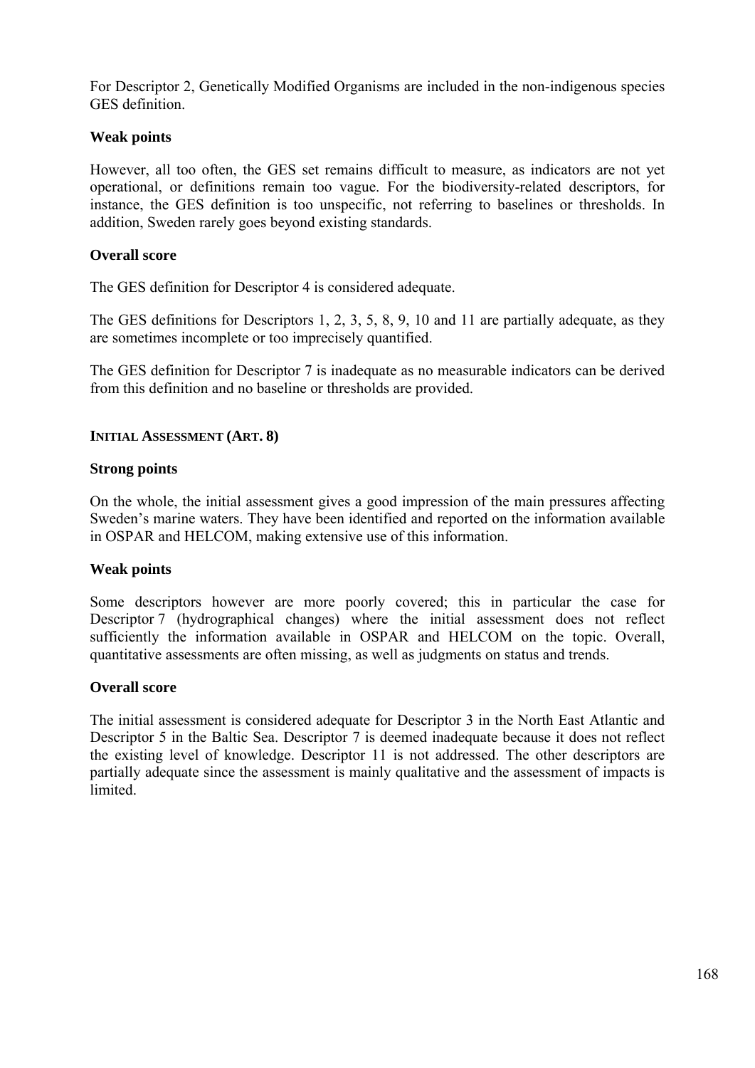For Descriptor 2, Genetically Modified Organisms are included in the non-indigenous species GES definition.

**Weak points**

However, all too often, the GES set remains difficult to measure, as indicators are not yet operational, or definitions remain too vague. For the biodiversity-related descriptors, for instance, the GES definition is too unspecific, not referring to baselines or thresholds. In addition, Sweden rarely goes beyond existing standards.

**Overall score**

The GES definition for Descriptor 4 is considered adequate.

The GES definitions for Descriptors 1, 2, 3, 5, 8, 9, 10 and 11 are partially adequate, as they are sometimes incomplete or too imprecisely quantified.

The GES definition for Descriptor 7 is inadequate as no measurable indicators can be derived from this definition and no baseline or thresholds are provided.

**INITIAL ASSESSMENT (ART. 8)**

**Strong points**

On the whole, the initial assessment gives a good impression of the main pressures affecting Sweden's marine waters. They have been identified and reported on the information available in OSPAR and HELCOM, making extensive use of this information.

**Weak points**

Some descriptors however are more poorly covered; this in particular the case for Descriptor 7 (hydrographical changes) where the initial assessment does not reflect sufficiently the information available in OSPAR and HELCOM on the topic. Overall, quantitative assessments are often missing, as well as judgments on status and trends.

**Overall score**

The initial assessment is considered adequate for Descriptor 3 in the North East Atlantic and Descriptor 5 in the Baltic Sea. Descriptor 7 is deemed inadequate because it does not reflect the existing level of knowledge. Descriptor 11 is not addressed. The other descriptors are partially adequate since the assessment is mainly qualitative and the assessment of impacts is limited.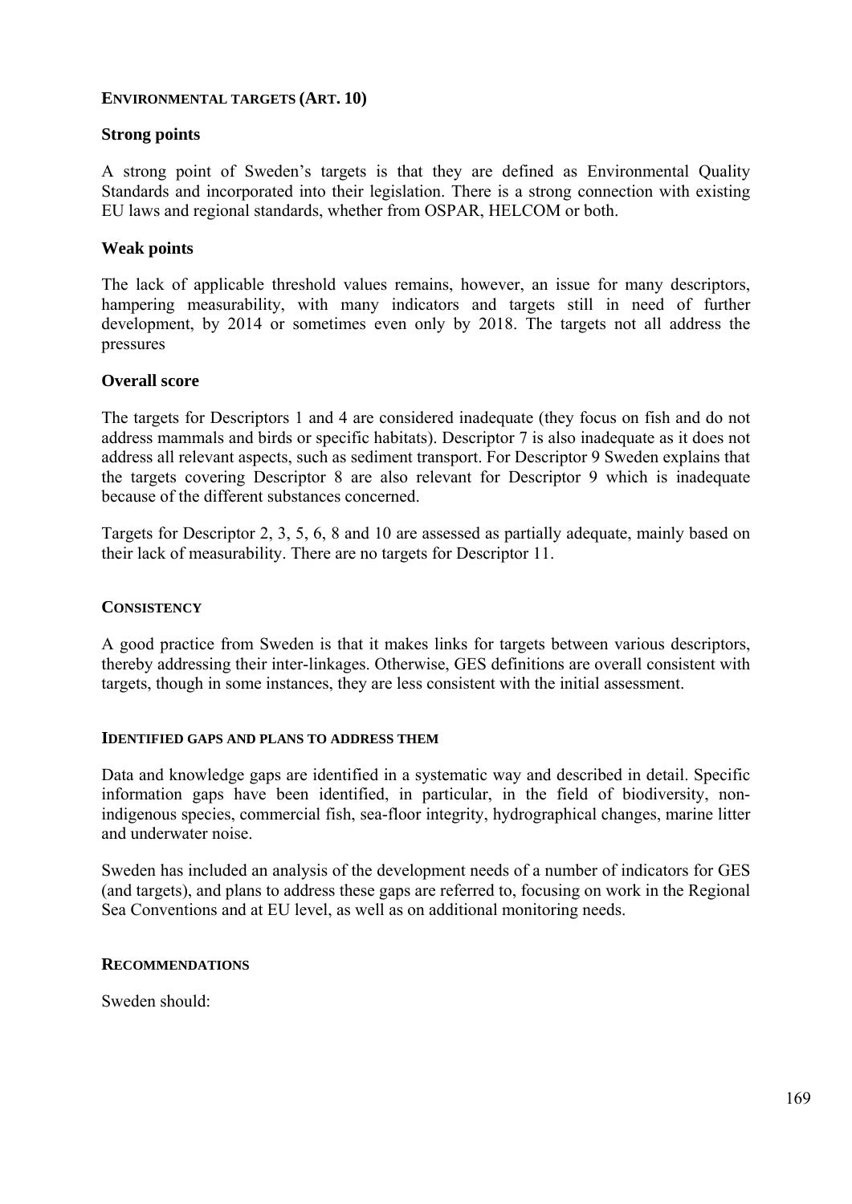### ENVIRONMENTAL TARGETS (ART. 10)

#### Strong points

A strong point of Sweden's targets is that they are defined as Environmental Quality Standards and incorporated into their legislation. There is a strong connection with existing EU laws and regional standards, whether from OSPAR, HELCOM or both.

#### Weak points

The lack of applicable threshold values remains, however, an issue for many descriptors, hampering measurability, with many indicators and targets still in need of further development, by 2014 or sometimes even only by 2018. The targets not all address the pressures

#### Overall score

The targets for Descriptors 1 and 4 are considered inadequate (they focus on fish and do not address mammals and birds or specific habitats). Descriptor 7 is also inadequate as it does not address all relevant aspects, such as sediment transport. For Descriptor 9 Sweden explains that the targets covering Descriptor 8 are also relevant for Descriptor 9 which is inadequate because of the different substances concerned.

Targets for Descriptor 2, 3, 5, 6, 8 and 10 are assessed as partially adequate, mainly based on their lack of measurability. There are no targets for Descriptor 11.

### CONSISTENCY

A good practice from Sweden is that it makes links for targets between various descriptors, thereby addressing their inter-linkages. Otherwise, GES definitions are overall consistent with targets, though in some instances, they are less consistent with the initial assessment.

### IDENTIFIED GAPS AND PLANS TO ADDRESS THEM

Data and knowledge gaps are identified in a systematic way and described in detail. Specific information gaps have been identified, in particular, in the field of biodiversity, non-indigenous species, commercial fish, sea-floor integrity, hydrographical changes, marine litter and underwater noise.

Sweden has included an analysis of the development needs of a number of indicators for GES (and targets), and plans to address these gaps are referred to, focusing on work in the Regional Sea Conventions and at EU level, as well as on additional monitoring needs.

### RECOMMENDATIONS

Sweden should: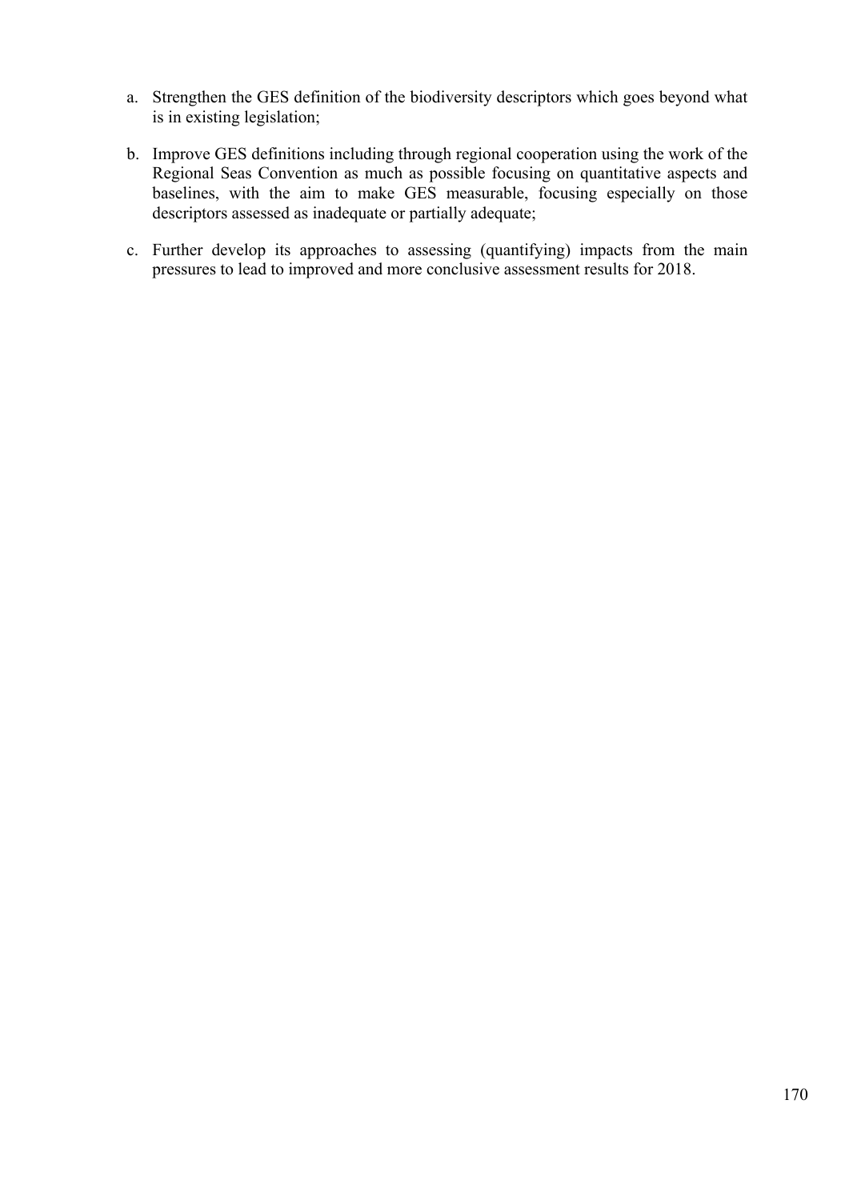a. Strengthen the GES definition of the biodiversity descriptors which goes beyond what is in existing legislation;

b. Improve GES definitions including through regional cooperation using the work of the Regional Seas Convention as much as possible focusing on quantitative aspects and baselines, with the aim to make GES measurable, focusing especially on those descriptors assessed as inadequate or partially adequate;

c. Further develop its approaches to assessing (quantifying) impacts from the main pressures to lead to improved and more conclusive assessment results for 2018.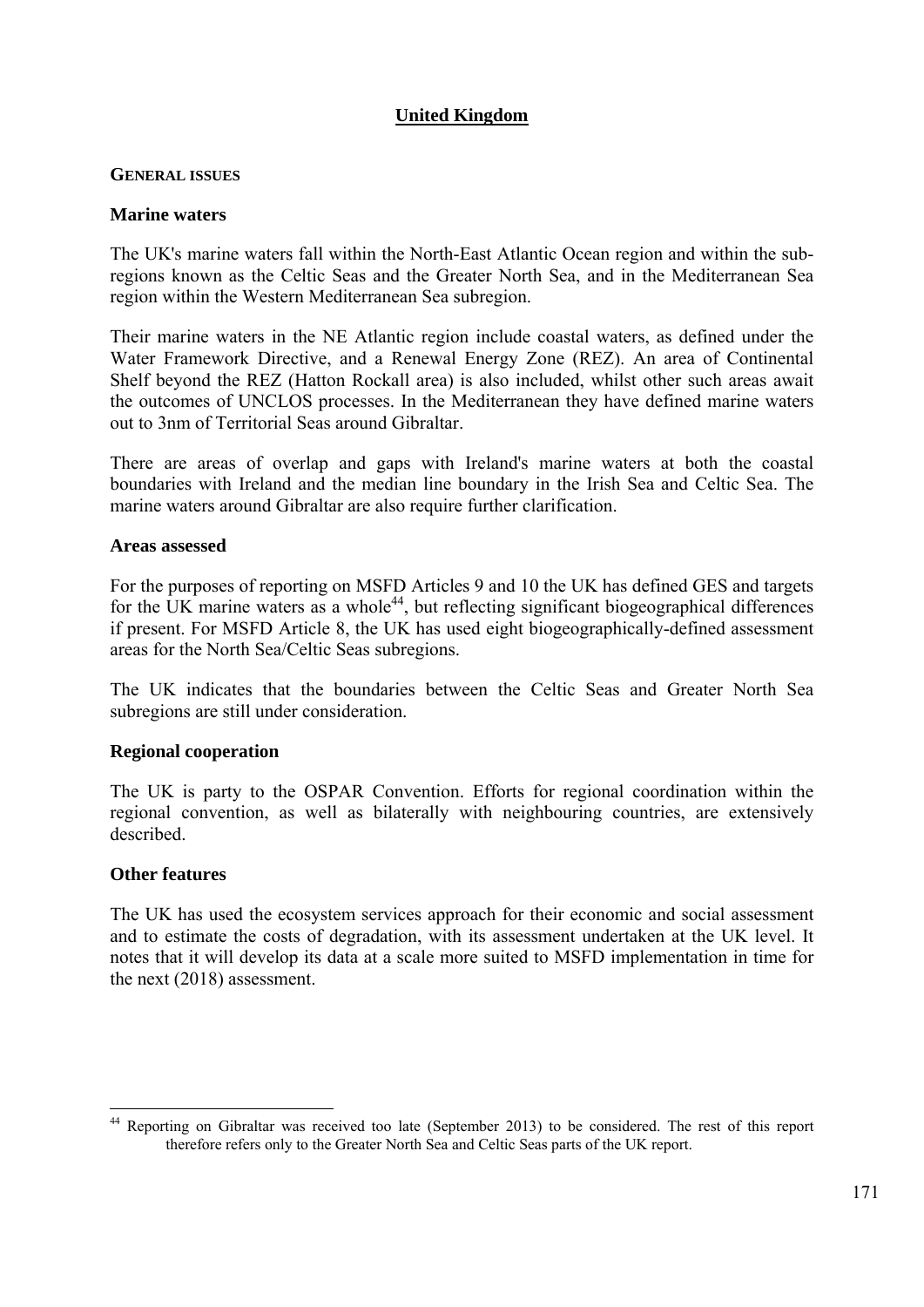## United Kingdom

### GENERAL ISSUES

#### Marine waters

The UK's marine waters fall within the North-East Atlantic Ocean region and within the sub-regions known as the Celtic Seas and the Greater North Sea, and in the Mediterranean Sea region within the Western Mediterranean Sea subregion.

Their marine waters in the NE Atlantic region include coastal waters, as defined under the Water Framework Directive, and a Renewal Energy Zone (REZ). An area of Continental Shelf beyond the REZ (Hatton Rockall area) is also included, whilst other such areas await the outcomes of UNCLOS processes. In the Mediterranean they have defined marine waters out to 3nm of Territorial Seas around Gibraltar.

There are areas of overlap and gaps with Ireland's marine waters at both the coastal boundaries with Ireland and the median line boundary in the Irish Sea and Celtic Sea. The marine waters around Gibraltar are also require further clarification.

#### Areas assessed

For the purposes of reporting on MSFD Articles 9 and 10 the UK has defined GES and targets for the UK marine waters as a whole[44], but reflecting significant biogeographical differences if present. For MSFD Article 8, the UK has used eight biogeographically-defined assessment areas for the North Sea/Celtic Seas subregions.

The UK indicates that the boundaries between the Celtic Seas and Greater North Sea subregions are still under consideration.

#### Regional cooperation

The UK is party to the OSPAR Convention. Efforts for regional coordination within the regional convention, as well as bilaterally with neighbouring countries, are extensively described.

#### Other features

The UK has used the ecosystem services approach for their economic and social assessment and to estimate the costs of degradation, with its assessment undertaken at the UK level. It notes that it will develop its data at a scale more suited to MSFD implementation in time for the next (2018) assessment.

[44] Reporting on Gibraltar was received too late (September 2013) to be considered. The rest of this report therefore refers only to the Greater North Sea and Celtic Seas parts of the UK report.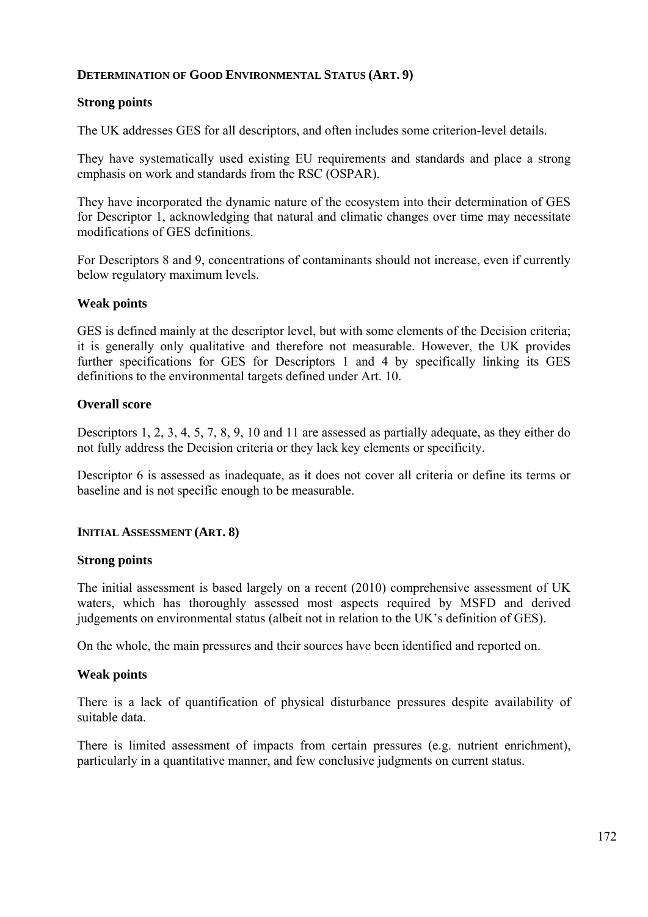## DETERMINATION OF GOOD ENVIRONMENTAL STATUS (ART. 9)

### Strong points

The UK addresses GES for all descriptors, and often includes some criterion-level details.

They have systematically used existing EU requirements and standards and place a strong emphasis on work and standards from the RSC (OSPAR).

They have incorporated the dynamic nature of the ecosystem into their determination of GES for Descriptor 1, acknowledging that natural and climatic changes over time may necessitate modifications of GES definitions.

For Descriptors 8 and 9, concentrations of contaminants should not increase, even if currently below regulatory maximum levels.

### Weak points

GES is defined mainly at the descriptor level, but with some elements of the Decision criteria; it is generally only qualitative and therefore not measurable. However, the UK provides further specifications for GES for Descriptors 1 and 4 by specifically linking its GES definitions to the environmental targets defined under Art. 10.

### Overall score

Descriptors 1, 2, 3, 4, 5, 7, 8, 9, 10 and 11 are assessed as partially adequate, as they either do not fully address the Decision criteria or they lack key elements or specificity.

Descriptor 6 is assessed as inadequate, as it does not cover all criteria or define its terms or baseline and is not specific enough to be measurable.

## INITIAL ASSESSMENT (ART. 8)

### Strong points

The initial assessment is based largely on a recent (2010) comprehensive assessment of UK waters, which has thoroughly assessed most aspects required by MSFD and derived judgements on environmental status (albeit not in relation to the UK's definition of GES).

On the whole, the main pressures and their sources have been identified and reported on.

### Weak points

There is a lack of quantification of physical disturbance pressures despite availability of suitable data.

There is limited assessment of impacts from certain pressures (e.g. nutrient enrichment), particularly in a quantitative manner, and few conclusive judgments on current status.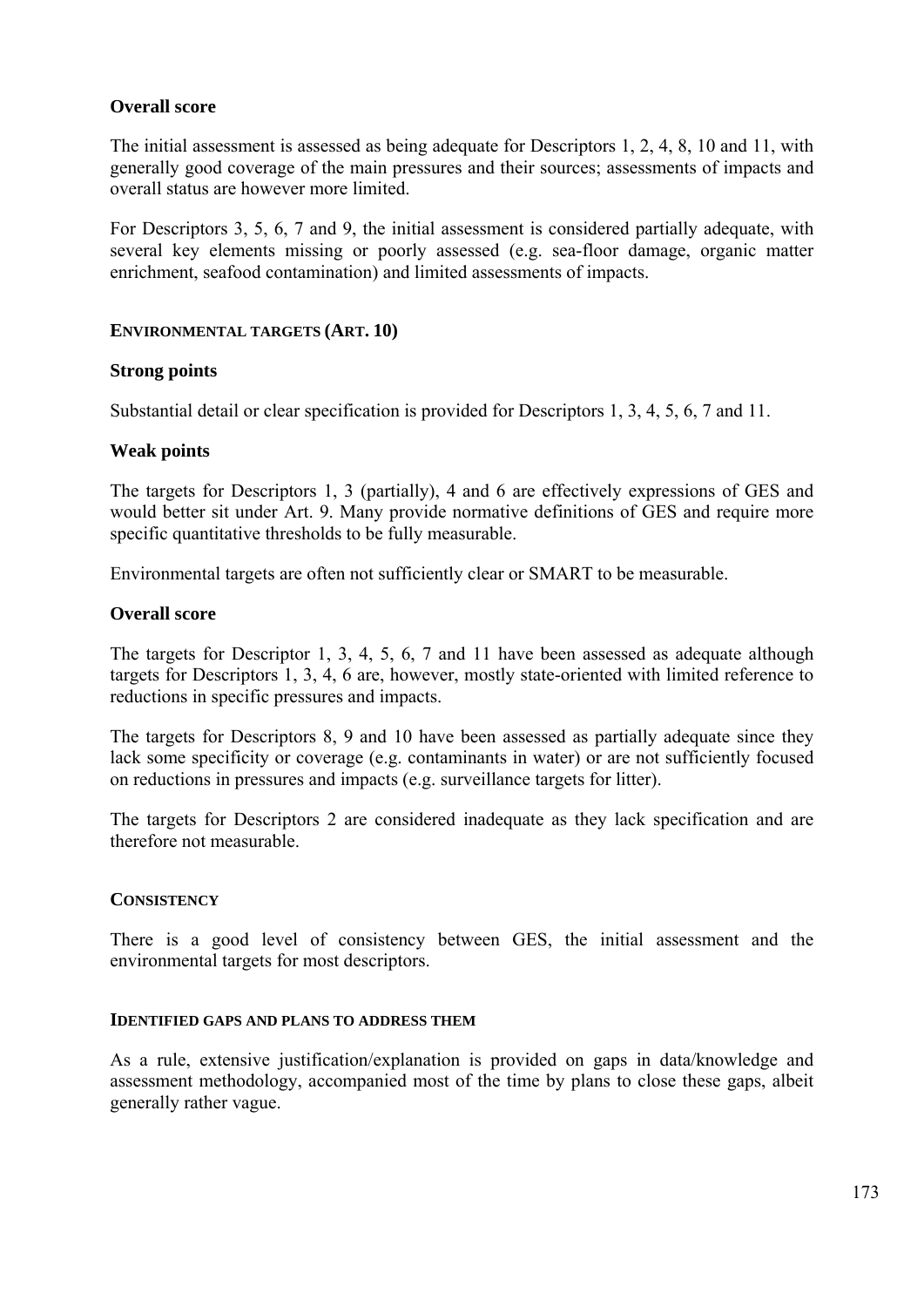**Overall score**

The initial assessment is assessed as being adequate for Descriptors 1, 2, 4, 8, 10 and 11, with generally good coverage of the main pressures and their sources; assessments of impacts and overall status are however more limited.

For Descriptors 3, 5, 6, 7 and 9, the initial assessment is considered partially adequate, with several key elements missing or poorly assessed (e.g. sea-floor damage, organic matter enrichment, seafood contamination) and limited assessments of impacts.

#### ENVIRONMENTAL TARGETS (ART. 10)

**Strong points**

Substantial detail or clear specification is provided for Descriptors 1, 3, 4, 5, 6, 7 and 11.

**Weak points**

The targets for Descriptors 1, 3 (partially), 4 and 6 are effectively expressions of GES and would better sit under Art. 9. Many provide normative definitions of GES and require more specific quantitative thresholds to be fully measurable.

Environmental targets are often not sufficiently clear or SMART to be measurable.

**Overall score**

The targets for Descriptor 1, 3, 4, 5, 6, 7 and 11 have been assessed as adequate although targets for Descriptors 1, 3, 4, 6 are, however, mostly state-oriented with limited reference to reductions in specific pressures and impacts.

The targets for Descriptors 8, 9 and 10 have been assessed as partially adequate since they lack some specificity or coverage (e.g. contaminants in water) or are not sufficiently focused on reductions in pressures and impacts (e.g. surveillance targets for litter).

The targets for Descriptors 2 are considered inadequate as they lack specification and are therefore not measurable.

#### CONSISTENCY

There is a good level of consistency between GES, the initial assessment and the environmental targets for most descriptors.

#### IDENTIFIED GAPS AND PLANS TO ADDRESS THEM

As a rule, extensive justification/explanation is provided on gaps in data/knowledge and assessment methodology, accompanied most of the time by plans to close these gaps, albeit generally rather vague.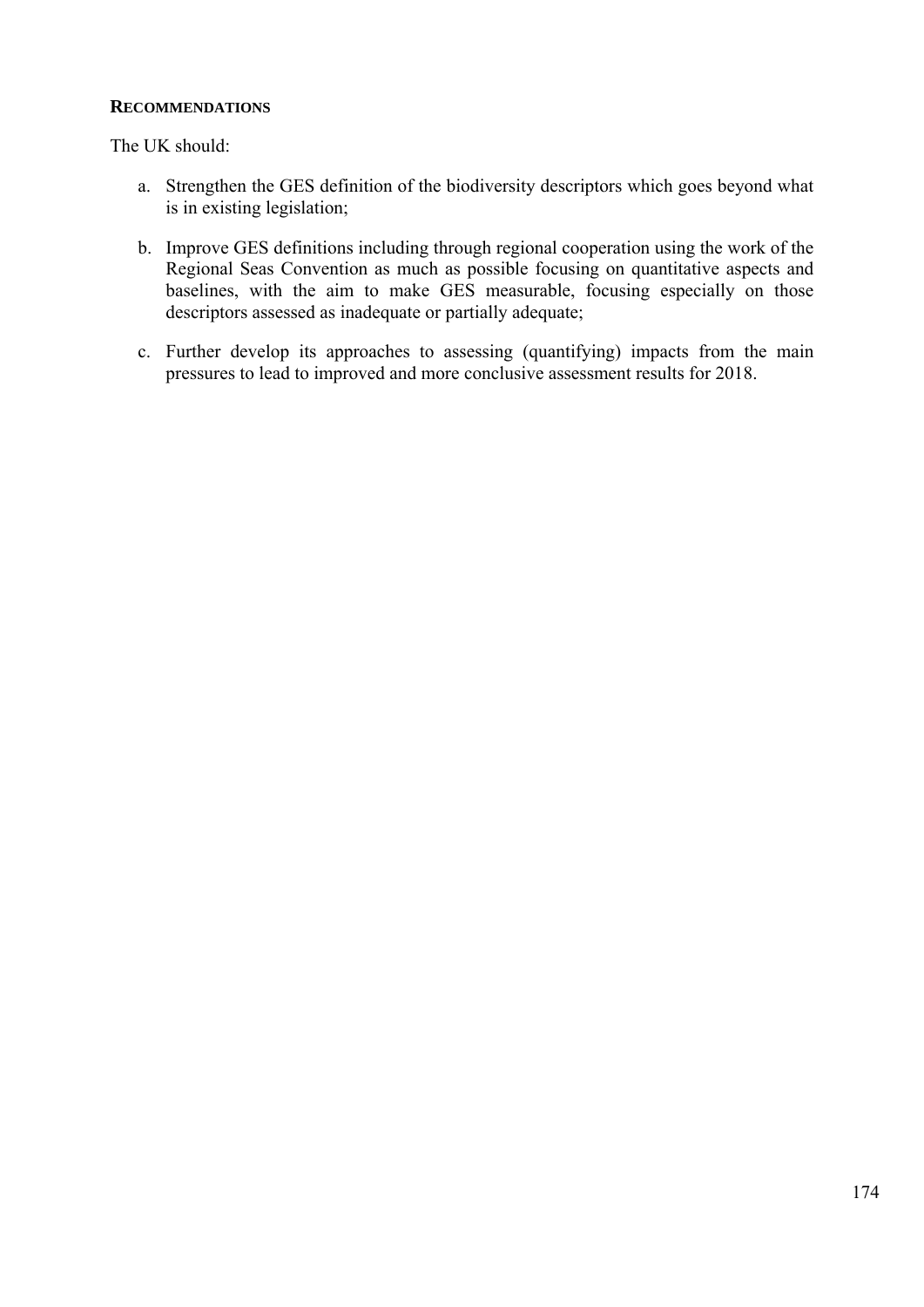**RECOMMENDATIONS**

The UK should:

a. Strengthen the GES definition of the biodiversity descriptors which goes beyond what is in existing legislation;

b. Improve GES definitions including through regional cooperation using the work of the Regional Seas Convention as much as possible focusing on quantitative aspects and baselines, with the aim to make GES measurable, focusing especially on those descriptors assessed as inadequate or partially adequate;

c. Further develop its approaches to assessing (quantifying) impacts from the main pressures to lead to improved and more conclusive assessment results for 2018.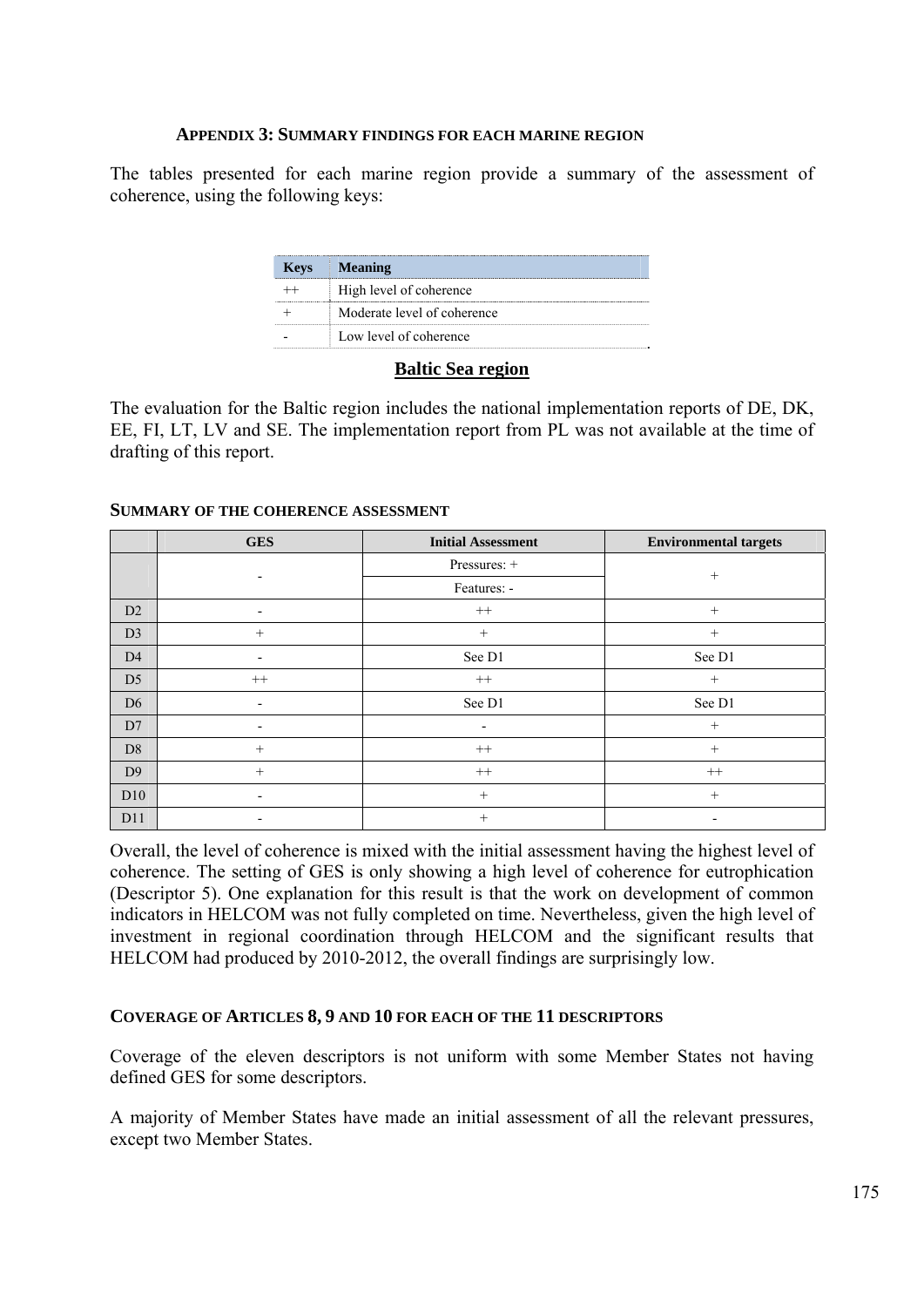### APPENDIX 3: SUMMARY FINDINGS FOR EACH MARINE REGION

The tables presented for each marine region provide a summary of the assessment of coherence, using the following keys:

| Keys | Meaning |
|---|---|
| ++ | High level of coherence |
| + | Moderate level of coherence |
| - | Low level of coherence |

## Baltic Sea region

The evaluation for the Baltic region includes the national implementation reports of DE, DK, EE, FI, LT, LV and SE. The implementation report from PL was not available at the time of drafting of this report.

### SUMMARY OF THE COHERENCE ASSESSMENT

| | GES | Initial Assessment | Environmental targets |
|---|---|---|---|
| | - | Pressures: + | + |
| | | Features: - | |
| D2 | - | ++ | + |
| D3 | + | + | + |
| D4 | - | See D1 | See D1 |
| D5 | ++ | ++ | + |
| D6 | - | See D1 | See D1 |
| D7 | - | - | + |
| D8 | + | ++ | + |
| D9 | + | ++ | ++ |
| D10 | - | + | + |
| D11 | - | + | - |

Overall, the level of coherence is mixed with the initial assessment having the highest level of coherence. The setting of GES is only showing a high level of coherence for eutrophication (Descriptor 5). One explanation for this result is that the work on development of common indicators in HELCOM was not fully completed on time. Nevertheless, given the high level of investment in regional coordination through HELCOM and the significant results that HELCOM had produced by 2010-2012, the overall findings are surprisingly low.

### COVERAGE OF ARTICLES 8, 9 AND 10 FOR EACH OF THE 11 DESCRIPTORS

Coverage of the eleven descriptors is not uniform with some Member States not having defined GES for some descriptors.

A majority of Member States have made an initial assessment of all the relevant pressures, except two Member States.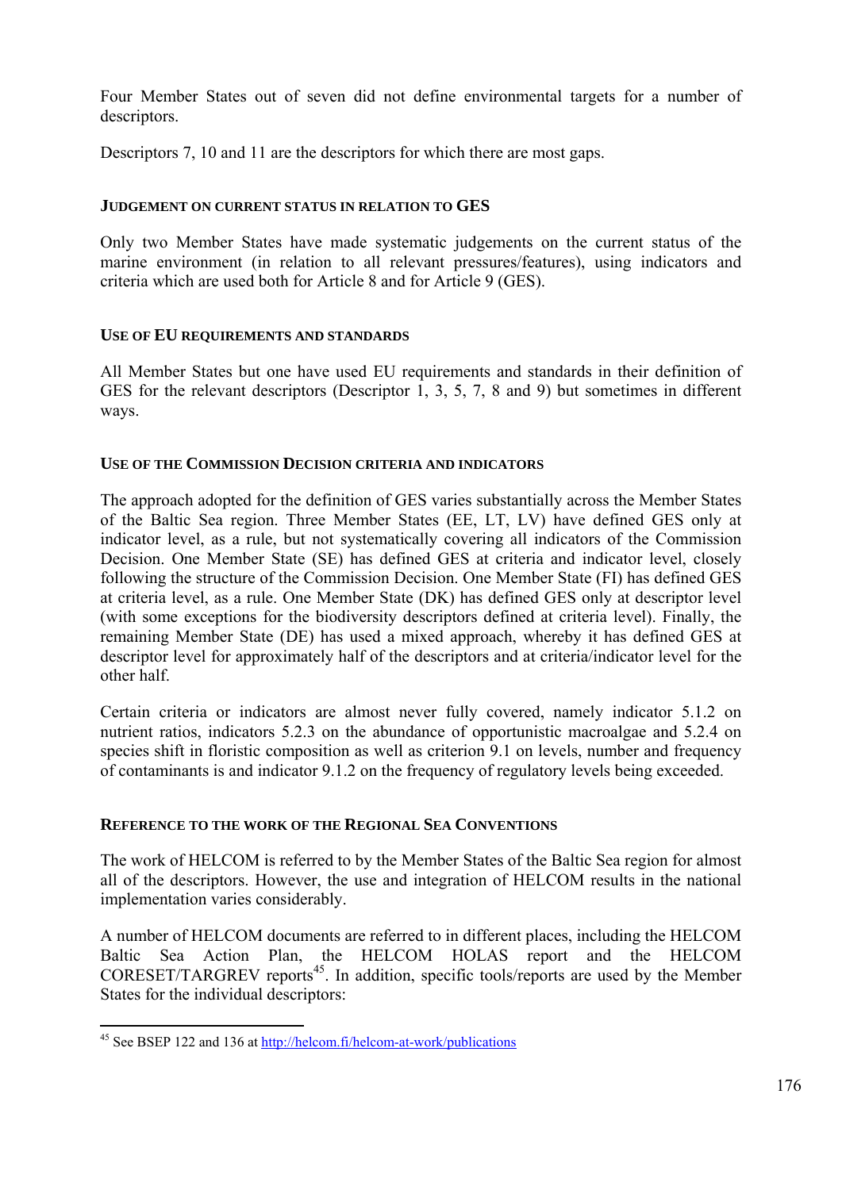Four Member States out of seven did not define environmental targets for a number of descriptors.

Descriptors 7, 10 and 11 are the descriptors for which there are most gaps.

### JUDGEMENT ON CURRENT STATUS IN RELATION TO GES

Only two Member States have made systematic judgements on the current status of the marine environment (in relation to all relevant pressures/features), using indicators and criteria which are used both for Article 8 and for Article 9 (GES).

### USE OF EU REQUIREMENTS AND STANDARDS

All Member States but one have used EU requirements and standards in their definition of GES for the relevant descriptors (Descriptor 1, 3, 5, 7, 8 and 9) but sometimes in different ways.

### USE OF THE COMMISSION DECISION CRITERIA AND INDICATORS

The approach adopted for the definition of GES varies substantially across the Member States of the Baltic Sea region. Three Member States (EE, LT, LV) have defined GES only at indicator level, as a rule, but not systematically covering all indicators of the Commission Decision. One Member State (SE) has defined GES at criteria and indicator level, closely following the structure of the Commission Decision. One Member State (FI) has defined GES at criteria level, as a rule. One Member State (DK) has defined GES only at descriptor level (with some exceptions for the biodiversity descriptors defined at criteria level). Finally, the remaining Member State (DE) has used a mixed approach, whereby it has defined GES at descriptor level for approximately half of the descriptors and at criteria/indicator level for the other half.

Certain criteria or indicators are almost never fully covered, namely indicator 5.1.2 on nutrient ratios, indicators 5.2.3 on the abundance of opportunistic macroalgae and 5.2.4 on species shift in floristic composition as well as criterion 9.1 on levels, number and frequency of contaminants is and indicator 9.1.2 on the frequency of regulatory levels being exceeded.

### REFERENCE TO THE WORK OF THE REGIONAL SEA CONVENTIONS

The work of HELCOM is referred to by the Member States of the Baltic Sea region for almost all of the descriptors. However, the use and integration of HELCOM results in the national implementation varies considerably.

A number of HELCOM documents are referred to in different places, including the HELCOM Baltic Sea Action Plan, the HELCOM HOLAS report and the HELCOM CORESET/TARGREV reports[45]. In addition, specific tools/reports are used by the Member States for the individual descriptors:

[45] See BSEP 122 and 136 at http://helcom.fi/helcom-at-work/publications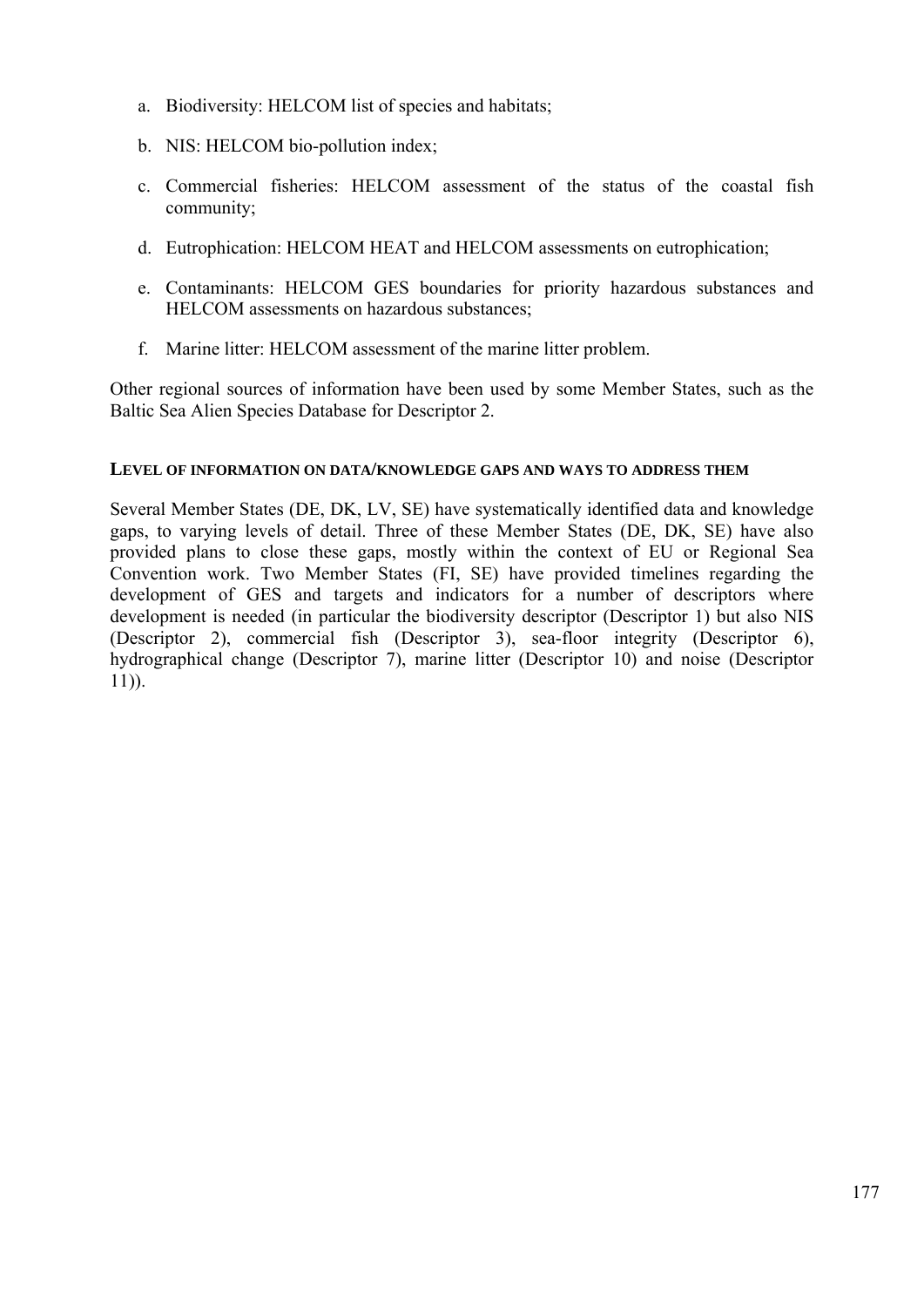a. Biodiversity: HELCOM list of species and habitats;

b. NIS: HELCOM bio-pollution index;

c. Commercial fisheries: HELCOM assessment of the status of the coastal fish community;

d. Eutrophication: HELCOM HEAT and HELCOM assessments on eutrophication;

e. Contaminants: HELCOM GES boundaries for priority hazardous substances and HELCOM assessments on hazardous substances;

f. Marine litter: HELCOM assessment of the marine litter problem.

Other regional sources of information have been used by some Member States, such as the Baltic Sea Alien Species Database for Descriptor 2.

### LEVEL OF INFORMATION ON DATA/KNOWLEDGE GAPS AND WAYS TO ADDRESS THEM

Several Member States (DE, DK, LV, SE) have systematically identified data and knowledge gaps, to varying levels of detail. Three of these Member States (DE, DK, SE) have also provided plans to close these gaps, mostly within the context of EU or Regional Sea Convention work. Two Member States (FI, SE) have provided timelines regarding the development of GES and targets and indicators for a number of descriptors where development is needed (in particular the biodiversity descriptor (Descriptor 1) but also NIS (Descriptor 2), commercial fish (Descriptor 3), sea-floor integrity (Descriptor 6), hydrographical change (Descriptor 7), marine litter (Descriptor 10) and noise (Descriptor 11)).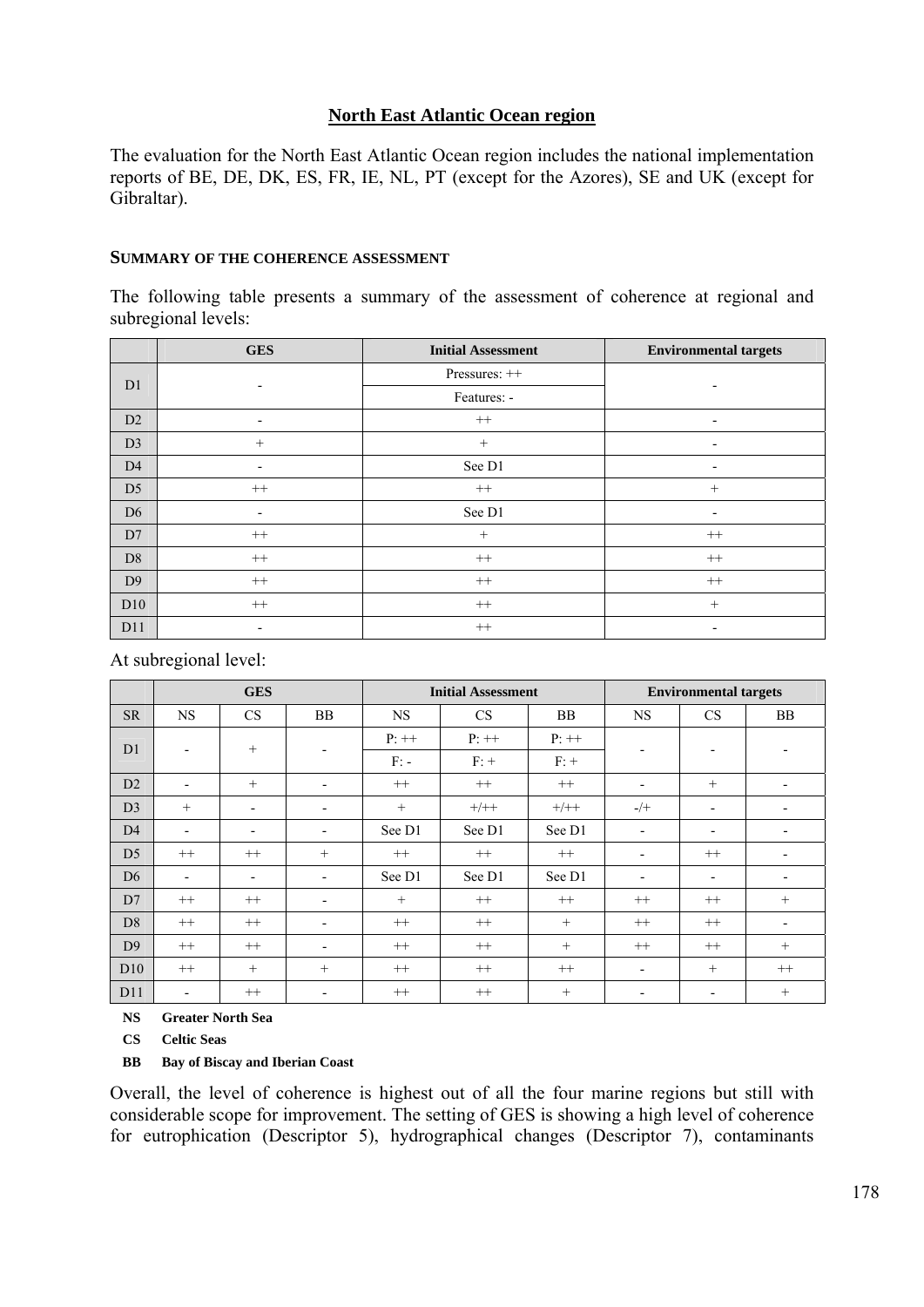## North East Atlantic Ocean region

The evaluation for the North East Atlantic Ocean region includes the national implementation reports of BE, DE, DK, ES, FR, IE, NL, PT (except for the Azores), SE and UK (except for Gibraltar).

### SUMMARY OF THE COHERENCE ASSESSMENT

The following table presents a summary of the assessment of coherence at regional and subregional levels:

| | GES | Initial Assessment | Environmental targets |
|---|---|---|---|
| D1 | - | Pressures: ++ | - |
| | | Features: - | |
| D2 | - | ++ | - |
| D3 | + | + | - |
| D4 | - | See D1 | - |
| D5 | ++ | ++ | + |
| D6 | - | See D1 | - |
| D7 | ++ | + | ++ |
| D8 | ++ | ++ | ++ |
| D9 | ++ | ++ | ++ |
| D10 | ++ | ++ | + |
| D11 | - | ++ | - |

At subregional level:

| | GES | | | Initial Assessment | | | Environmental targets | | |
|---|---|---|---|---|---|---|---|---|---|
| SR | NS | CS | BB | NS | CS | BB | NS | CS | BB |
| D1 | - | + | - | P: ++ | P: ++ | P: ++ | - | - | - |
| | | | | F: - | F: + | F: + | | | |
| D2 | - | + | - | ++ | ++ | ++ | - | + | - |
| D3 | + | - | - | + | +/++ | +/++ | -/+ | - | - |
| D4 | - | - | - | See D1 | See D1 | See D1 | - | - | - |
| D5 | ++ | ++ | + | ++ | ++ | ++ | - | ++ | - |
| D6 | - | - | - | See D1 | See D1 | See D1 | - | - | - |
| D7 | ++ | ++ | - | + | ++ | ++ | ++ | ++ | + |
| D8 | ++ | ++ | - | ++ | ++ | + | ++ | ++ | - |
| D9 | ++ | ++ | - | ++ | ++ | + | ++ | ++ | + |
| D10 | ++ | + | + | ++ | ++ | ++ | - | + | ++ |
| D11 | - | ++ | - | ++ | ++ | + | - | - | + |

**NS** **Greater North Sea**

**CS** **Celtic Seas**

**BB** **Bay of Biscay and Iberian Coast**

Overall, the level of coherence is highest out of all the four marine regions but still with considerable scope for improvement. The setting of GES is showing a high level of coherence for eutrophication (Descriptor 5), hydrographical changes (Descriptor 7), contaminants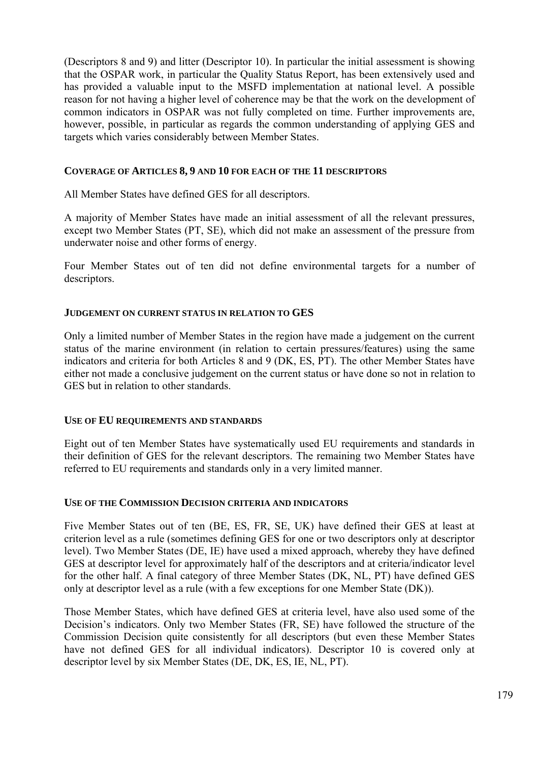(Descriptors 8 and 9) and litter (Descriptor 10). In particular the initial assessment is showing that the OSPAR work, in particular the Quality Status Report, has been extensively used and has provided a valuable input to the MSFD implementation at national level. A possible reason for not having a higher level of coherence may be that the work on the development of common indicators in OSPAR was not fully completed on time. Further improvements are, however, possible, in particular as regards the common understanding of applying GES and targets which varies considerably between Member States.

#### COVERAGE OF ARTICLES 8, 9 AND 10 FOR EACH OF THE 11 DESCRIPTORS

All Member States have defined GES for all descriptors.

A majority of Member States have made an initial assessment of all the relevant pressures, except two Member States (PT, SE), which did not make an assessment of the pressure from underwater noise and other forms of energy.

Four Member States out of ten did not define environmental targets for a number of descriptors.

#### JUDGEMENT ON CURRENT STATUS IN RELATION TO GES

Only a limited number of Member States in the region have made a judgement on the current status of the marine environment (in relation to certain pressures/features) using the same indicators and criteria for both Articles 8 and 9 (DK, ES, PT). The other Member States have either not made a conclusive judgement on the current status or have done so not in relation to GES but in relation to other standards.

#### USE OF EU REQUIREMENTS AND STANDARDS

Eight out of ten Member States have systematically used EU requirements and standards in their definition of GES for the relevant descriptors. The remaining two Member States have referred to EU requirements and standards only in a very limited manner.

#### USE OF THE COMMISSION DECISION CRITERIA AND INDICATORS

Five Member States out of ten (BE, ES, FR, SE, UK) have defined their GES at least at criterion level as a rule (sometimes defining GES for one or two descriptors only at descriptor level). Two Member States (DE, IE) have used a mixed approach, whereby they have defined GES at descriptor level for approximately half of the descriptors and at criteria/indicator level for the other half. A final category of three Member States (DK, NL, PT) have defined GES only at descriptor level as a rule (with a few exceptions for one Member State (DK)).

Those Member States, which have defined GES at criteria level, have also used some of the Decision's indicators. Only two Member States (FR, SE) have followed the structure of the Commission Decision quite consistently for all descriptors (but even these Member States have not defined GES for all individual indicators). Descriptor 10 is covered only at descriptor level by six Member States (DE, DK, ES, IE, NL, PT).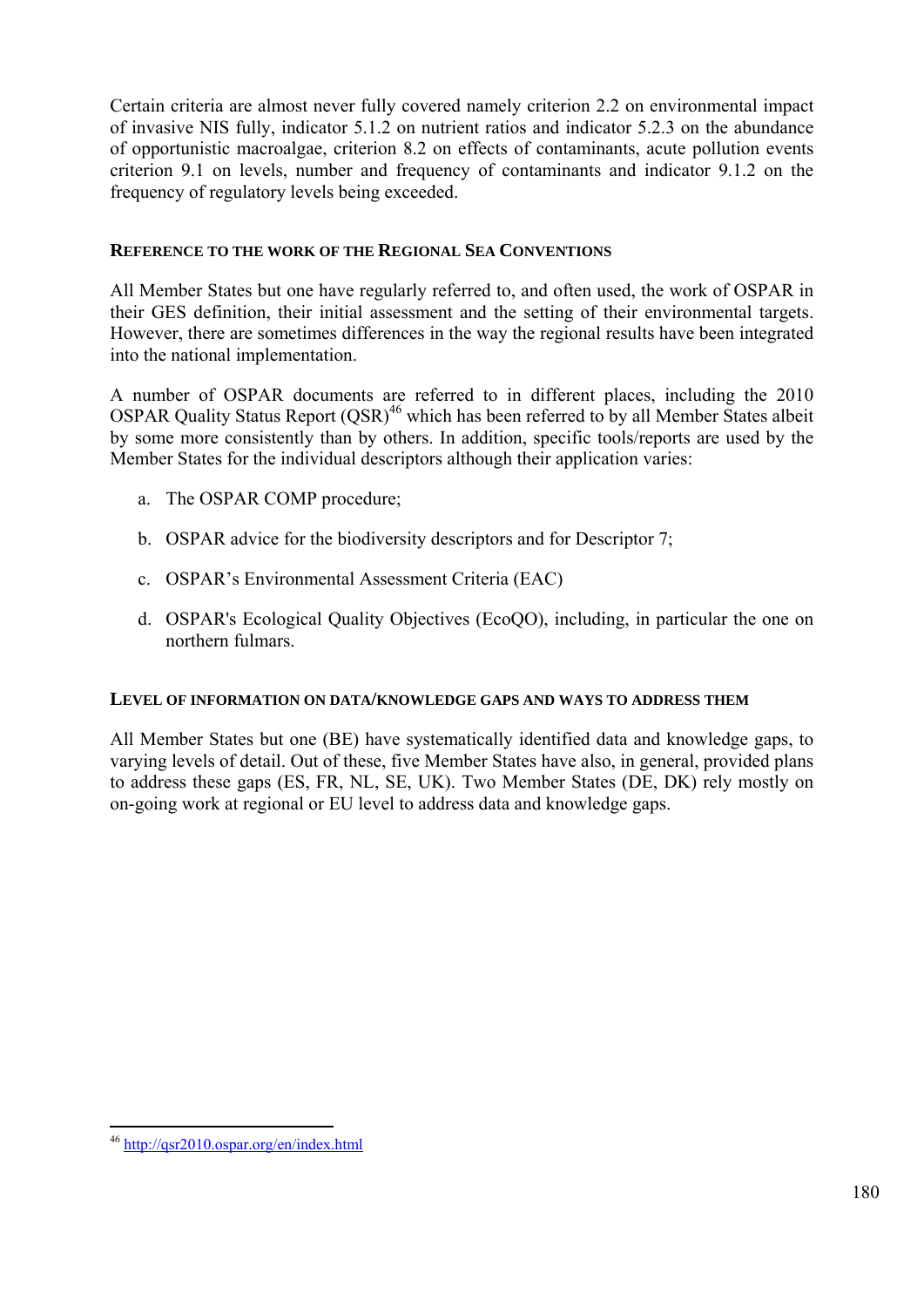Certain criteria are almost never fully covered namely criterion 2.2 on environmental impact of invasive NIS fully, indicator 5.1.2 on nutrient ratios and indicator 5.2.3 on the abundance of opportunistic macroalgae, criterion 8.2 on effects of contaminants, acute pollution events criterion 9.1 on levels, number and frequency of contaminants and indicator 9.1.2 on the frequency of regulatory levels being exceeded.

#### REFERENCE TO THE WORK OF THE REGIONAL SEA CONVENTIONS

All Member States but one have regularly referred to, and often used, the work of OSPAR in their GES definition, their initial assessment and the setting of their environmental targets. However, there are sometimes differences in the way the regional results have been integrated into the national implementation.

A number of OSPAR documents are referred to in different places, including the 2010 OSPAR Quality Status Report (QSR)[46] which has been referred to by all Member States albeit by some more consistently than by others. In addition, specific tools/reports are used by the Member States for the individual descriptors although their application varies:

a. The OSPAR COMP procedure;

b. OSPAR advice for the biodiversity descriptors and for Descriptor 7;

c. OSPAR's Environmental Assessment Criteria (EAC)

d. OSPAR's Ecological Quality Objectives (EcoQO), including, in particular the one on northern fulmars.

#### LEVEL OF INFORMATION ON DATA/KNOWLEDGE GAPS AND WAYS TO ADDRESS THEM

All Member States but one (BE) have systematically identified data and knowledge gaps, to varying levels of detail. Out of these, five Member States have also, in general, provided plans to address these gaps (ES, FR, NL, SE, UK). Two Member States (DE, DK) rely mostly on on-going work at regional or EU level to address data and knowledge gaps.

[46] http://qsr2010.ospar.org/en/index.html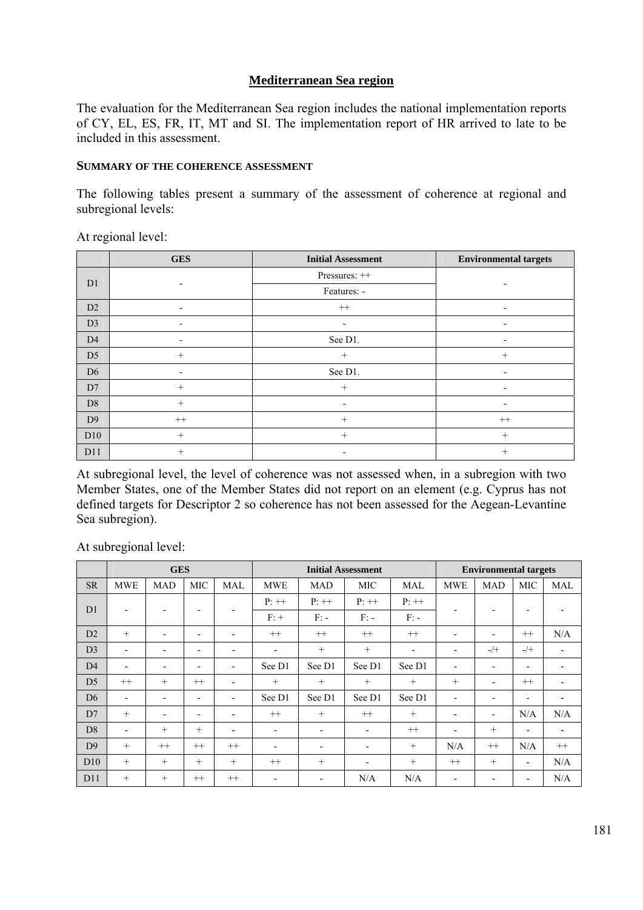# Mediterranean Sea region

The evaluation for the Mediterranean Sea region includes the national implementation reports of CY, EL, ES, FR, IT, MT and SI. The implementation report of HR arrived to late to be included in this assessment.

## SUMMARY OF THE COHERENCE ASSESSMENT

The following tables present a summary of the assessment of coherence at regional and subregional levels:

At regional level:

| | GES | Initial Assessment | Environmental targets |
|---|---|---|---|
| D1 | - | Pressures: ++ | - |
| | | Features: - | |
| D2 | - | ++ | - |
| D3 | - | - | - |
| D4 | - | See D1. | - |
| D5 | + | + | + |
| D6 | - | See D1. | - |
| D7 | + | + | - |
| D8 | + | - | - |
| D9 | ++ | + | ++ |
| D10 | + | + | + |
| D11 | + | - | + |

At subregional level, the level of coherence was not assessed when, in a subregion with two Member States, one of the Member States did not report on an element (e.g. Cyprus has not defined targets for Descriptor 2 so coherence has not been assessed for the Aegean-Levantine Sea subregion).

At subregional level:

| | GES | | | | Initial Assessment | | | | Environmental targets | | | |
|---|---|---|---|---|---|---|---|---|---|---|---|---|
| SR | MWE | MAD | MIC | MAL | MWE | MAD | MIC | MAL | MWE | MAD | MIC | MAL |
| D1 | - | - | - | - | P: ++ | P: ++ | P: ++ | P: ++ | - | - | - | - |
| | | | | | F: + | F: - | F: - | F: - | | | | |
| D2 | + | - | - | - | ++ | ++ | ++ | ++ | - | - | ++ | N/A |
| D3 | - | - | - | - | - | + | + | - | - | -/+ | -/+ | - |
| D4 | - | - | - | - | See D1 | See D1 | See D1 | See D1 | - | - | - | - |
| D5 | ++ | + | ++ | - | + | + | + | + | + | - | ++ | - |
| D6 | - | - | - | - | See D1 | See D1 | See D1 | See D1 | - | - | - | - |
| D7 | + | - | - | - | ++ | + | ++ | + | - | - | N/A | N/A |
| D8 | - | + | + | - | - | - | - | ++ | - | + | - | - |
| D9 | + | ++ | ++ | ++ | - | - | - | + | N/A | ++ | N/A | ++ |
| D10 | + | + | + | + | ++ | + | - | + | ++ | + | - | N/A |
| D11 | + | + | ++ | ++ | - | - | N/A | N/A | - | - | - | N/A |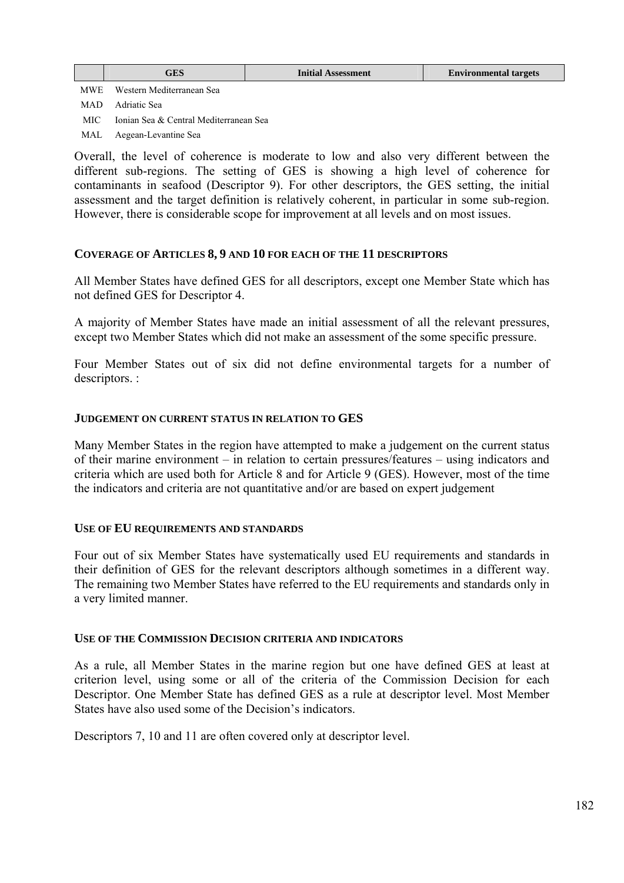| | GES | Initial Assessment | Environmental targets |
|---|---|---|---|

MWE Western Mediterranean Sea

MAD Adriatic Sea

MIC Ionian Sea & Central Mediterranean Sea

MAL Aegean-Levantine Sea

Overall, the level of coherence is moderate to low and also very different between the different sub-regions. The setting of GES is showing a high level of coherence for contaminants in seafood (Descriptor 9). For other descriptors, the GES setting, the initial assessment and the target definition is relatively coherent, in particular in some sub-region. However, there is considerable scope for improvement at all levels and on most issues.

#### COVERAGE OF ARTICLES 8, 9 AND 10 FOR EACH OF THE 11 DESCRIPTORS

All Member States have defined GES for all descriptors, except one Member State which has not defined GES for Descriptor 4.

A majority of Member States have made an initial assessment of all the relevant pressures, except two Member States which did not make an assessment of the some specific pressure.

Four Member States out of six did not define environmental targets for a number of descriptors. :

#### JUDGEMENT ON CURRENT STATUS IN RELATION TO GES

Many Member States in the region have attempted to make a judgement on the current status of their marine environment – in relation to certain pressures/features – using indicators and criteria which are used both for Article 8 and for Article 9 (GES). However, most of the time the indicators and criteria are not quantitative and/or are based on expert judgement

#### USE OF EU REQUIREMENTS AND STANDARDS

Four out of six Member States have systematically used EU requirements and standards in their definition of GES for the relevant descriptors although sometimes in a different way. The remaining two Member States have referred to the EU requirements and standards only in a very limited manner.

#### USE OF THE COMMISSION DECISION CRITERIA AND INDICATORS

As a rule, all Member States in the marine region but one have defined GES at least at criterion level, using some or all of the criteria of the Commission Decision for each Descriptor. One Member State has defined GES as a rule at descriptor level. Most Member States have also used some of the Decision's indicators.

Descriptors 7, 10 and 11 are often covered only at descriptor level.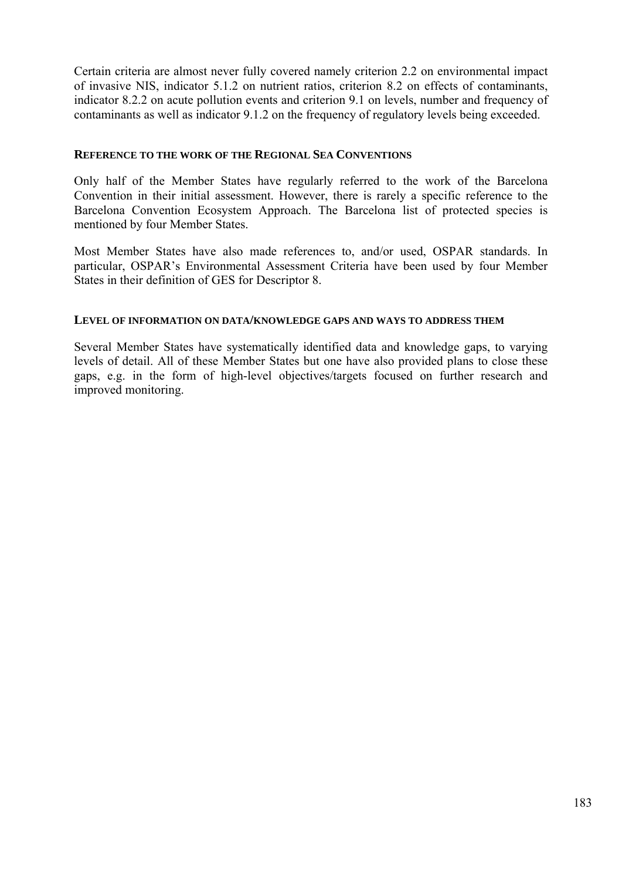Certain criteria are almost never fully covered namely criterion 2.2 on environmental impact of invasive NIS, indicator 5.1.2 on nutrient ratios, criterion 8.2 on effects of contaminants, indicator 8.2.2 on acute pollution events and criterion 9.1 on levels, number and frequency of contaminants as well as indicator 9.1.2 on the frequency of regulatory levels being exceeded.

#### REFERENCE TO THE WORK OF THE REGIONAL SEA CONVENTIONS

Only half of the Member States have regularly referred to the work of the Barcelona Convention in their initial assessment. However, there is rarely a specific reference to the Barcelona Convention Ecosystem Approach. The Barcelona list of protected species is mentioned by four Member States.

Most Member States have also made references to, and/or used, OSPAR standards. In particular, OSPAR's Environmental Assessment Criteria have been used by four Member States in their definition of GES for Descriptor 8.

#### LEVEL OF INFORMATION ON DATA/KNOWLEDGE GAPS AND WAYS TO ADDRESS THEM

Several Member States have systematically identified data and knowledge gaps, to varying levels of detail. All of these Member States but one have also provided plans to close these gaps, e.g. in the form of high-level objectives/targets focused on further research and improved monitoring.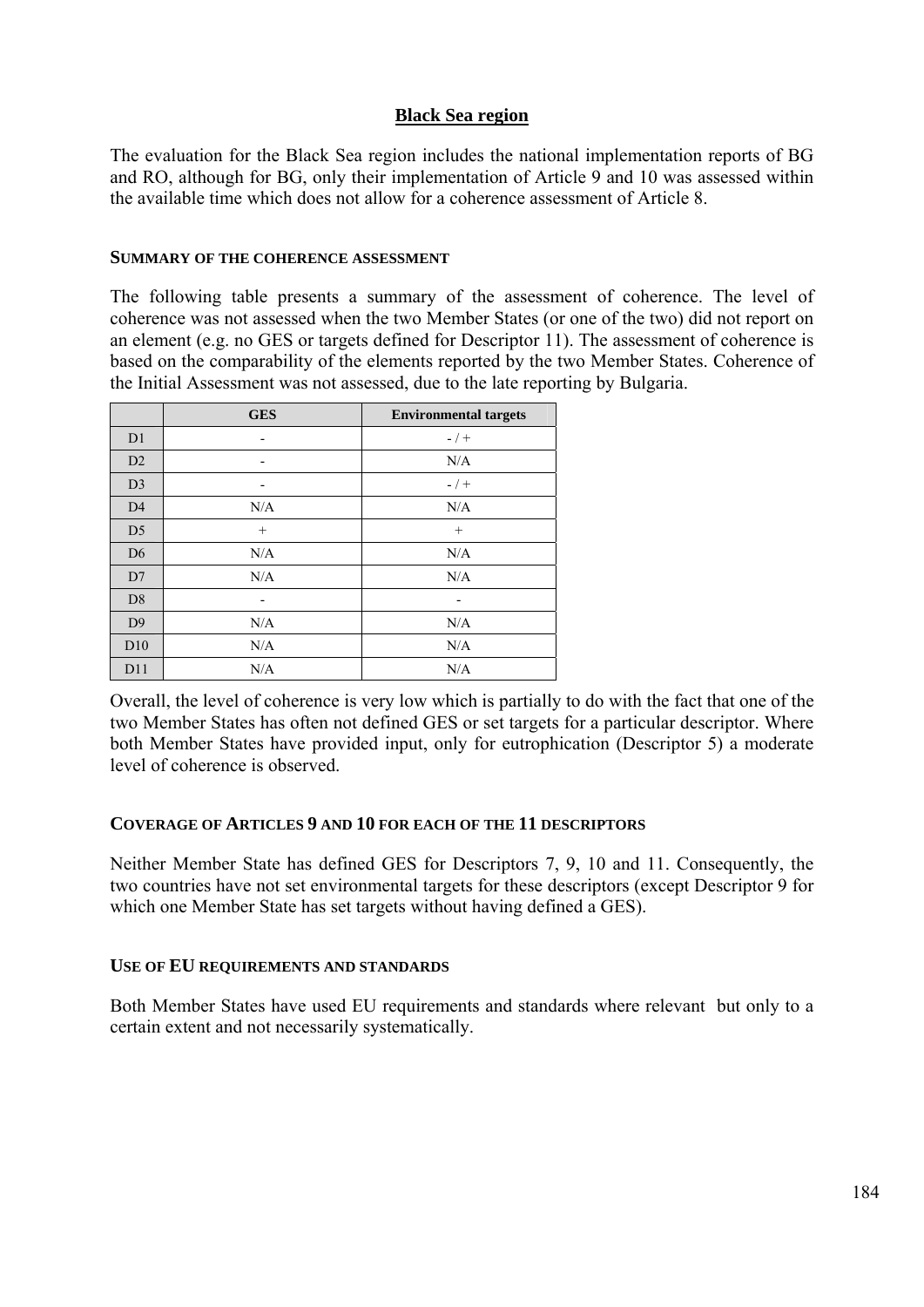## Black Sea region

The evaluation for the Black Sea region includes the national implementation reports of BG and RO, although for BG, only their implementation of Article 9 and 10 was assessed within the available time which does not allow for a coherence assessment of Article 8.

### SUMMARY OF THE COHERENCE ASSESSMENT

The following table presents a summary of the assessment of coherence. The level of coherence was not assessed when the two Member States (or one of the two) did not report on an element (e.g. no GES or targets defined for Descriptor 11). The assessment of coherence is based on the comparability of the elements reported by the two Member States. Coherence of the Initial Assessment was not assessed, due to the late reporting by Bulgaria.

| | GES | Environmental targets |
|---|---|---|
| D1 | - | - / + |
| D2 | - | N/A |
| D3 | - | - / + |
| D4 | N/A | N/A |
| D5 | + | + |
| D6 | N/A | N/A |
| D7 | N/A | N/A |
| D8 | - | - |
| D9 | N/A | N/A |
| D10 | N/A | N/A |
| D11 | N/A | N/A |

Overall, the level of coherence is very low which is partially to do with the fact that one of the two Member States has often not defined GES or set targets for a particular descriptor. Where both Member States have provided input, only for eutrophication (Descriptor 5) a moderate level of coherence is observed.

### COVERAGE OF ARTICLES 9 AND 10 FOR EACH OF THE 11 DESCRIPTORS

Neither Member State has defined GES for Descriptors 7, 9, 10 and 11. Consequently, the two countries have not set environmental targets for these descriptors (except Descriptor 9 for which one Member State has set targets without having defined a GES).

### USE OF EU REQUIREMENTS AND STANDARDS

Both Member States have used EU requirements and standards where relevant but only to a certain extent and not necessarily systematically.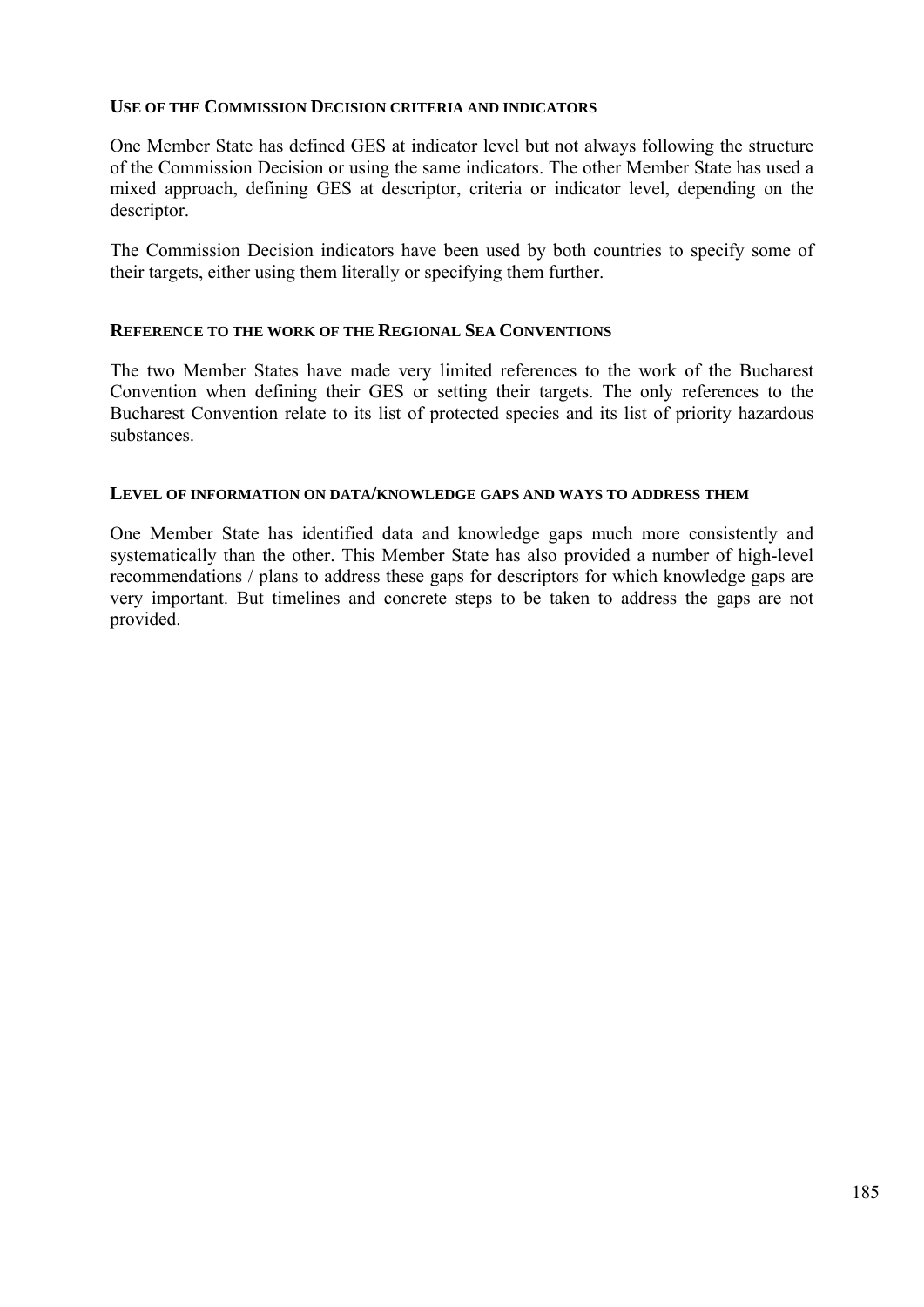#### USE OF THE COMMISSION DECISION CRITERIA AND INDICATORS

One Member State has defined GES at indicator level but not always following the structure of the Commission Decision or using the same indicators. The other Member State has used a mixed approach, defining GES at descriptor, criteria or indicator level, depending on the descriptor.

The Commission Decision indicators have been used by both countries to specify some of their targets, either using them literally or specifying them further.

#### REFERENCE TO THE WORK OF THE REGIONAL SEA CONVENTIONS

The two Member States have made very limited references to the work of the Bucharest Convention when defining their GES or setting their targets. The only references to the Bucharest Convention relate to its list of protected species and its list of priority hazardous substances.

#### LEVEL OF INFORMATION ON DATA/KNOWLEDGE GAPS AND WAYS TO ADDRESS THEM

One Member State has identified data and knowledge gaps much more consistently and systematically than the other. This Member State has also provided a number of high-level recommendations / plans to address these gaps for descriptors for which knowledge gaps are very important. But timelines and concrete steps to be taken to address the gaps are not provided.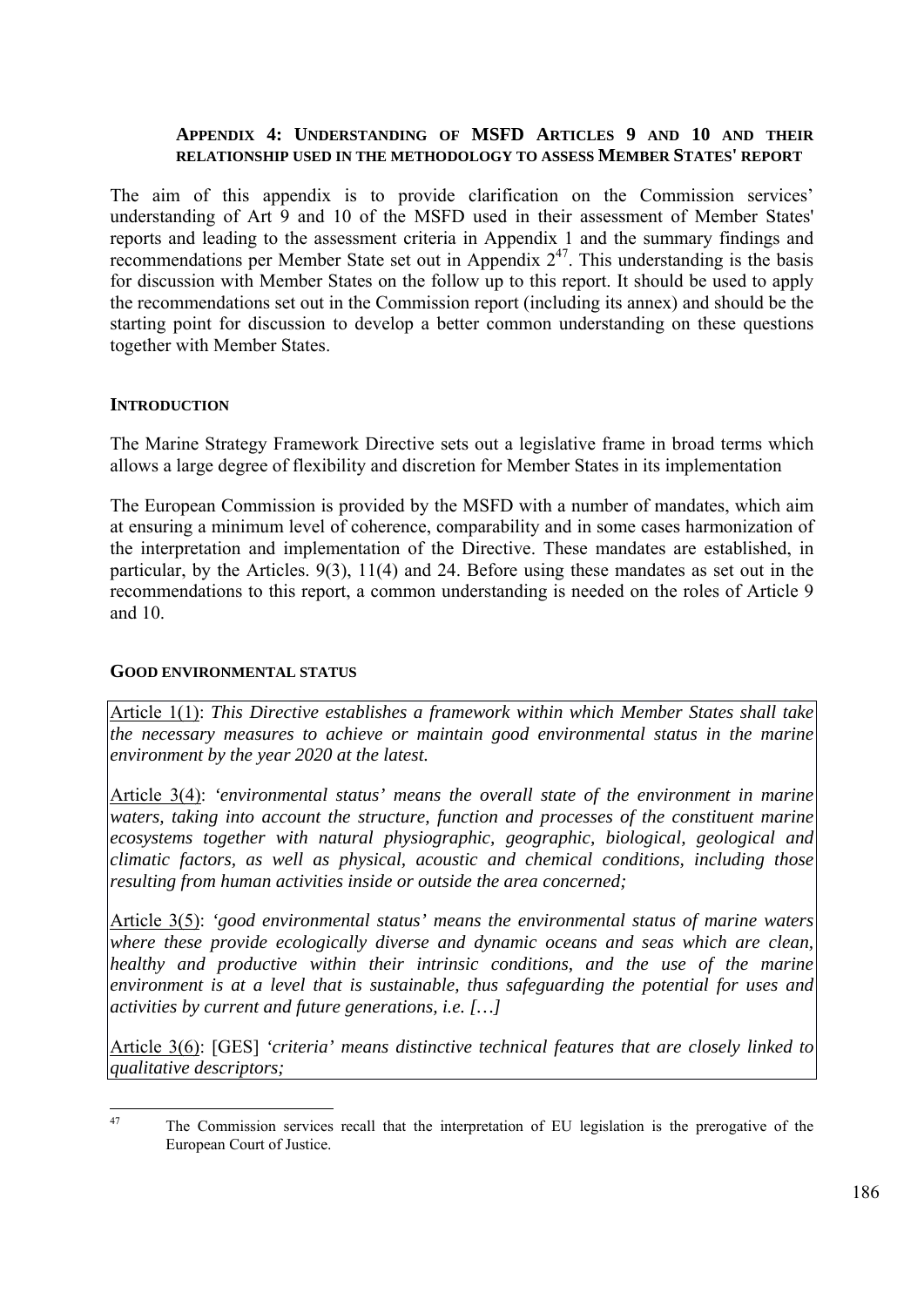## APPENDIX 4: UNDERSTANDING OF MSFD ARTICLES 9 AND 10 AND THEIR RELATIONSHIP USED IN THE METHODOLOGY TO ASSESS MEMBER STATES' REPORT

The aim of this appendix is to provide clarification on the Commission services' understanding of Art 9 and 10 of the MSFD used in their assessment of Member States' reports and leading to the assessment criteria in Appendix 1 and the summary findings and recommendations per Member State set out in Appendix 2[47]. This understanding is the basis for discussion with Member States on the follow up to this report. It should be used to apply the recommendations set out in the Commission report (including its annex) and should be the starting point for discussion to develop a better common understanding on these questions together with Member States.

### INTRODUCTION

The Marine Strategy Framework Directive sets out a legislative frame in broad terms which allows a large degree of flexibility and discretion for Member States in its implementation

The European Commission is provided by the MSFD with a number of mandates, which aim at ensuring a minimum level of coherence, comparability and in some cases harmonization of the interpretation and implementation of the Directive. These mandates are established, in particular, by the Articles. 9(3), 11(4) and 24. Before using these mandates as set out in the recommendations to this report, a common understanding is needed on the roles of Article 9 and 10.

### GOOD ENVIRONMENTAL STATUS

Article 1(1): *This Directive establishes a framework within which Member States shall take the necessary measures to achieve or maintain good environmental status in the marine environment by the year 2020 at the latest.*

Article 3(4): *'environmental status' means the overall state of the environment in marine waters, taking into account the structure, function and processes of the constituent marine ecosystems together with natural physiographic, geographic, biological, geological and climatic factors, as well as physical, acoustic and chemical conditions, including those resulting from human activities inside or outside the area concerned;*

Article 3(5): *'good environmental status' means the environmental status of marine waters where these provide ecologically diverse and dynamic oceans and seas which are clean, healthy and productive within their intrinsic conditions, and the use of the marine environment is at a level that is sustainable, thus safeguarding the potential for uses and activities by current and future generations, i.e. […]*

Article 3(6): [GES] *'criteria' means distinctive technical features that are closely linked to qualitative descriptors;*

---

[47] The Commission services recall that the interpretation of EU legislation is the prerogative of the European Court of Justice.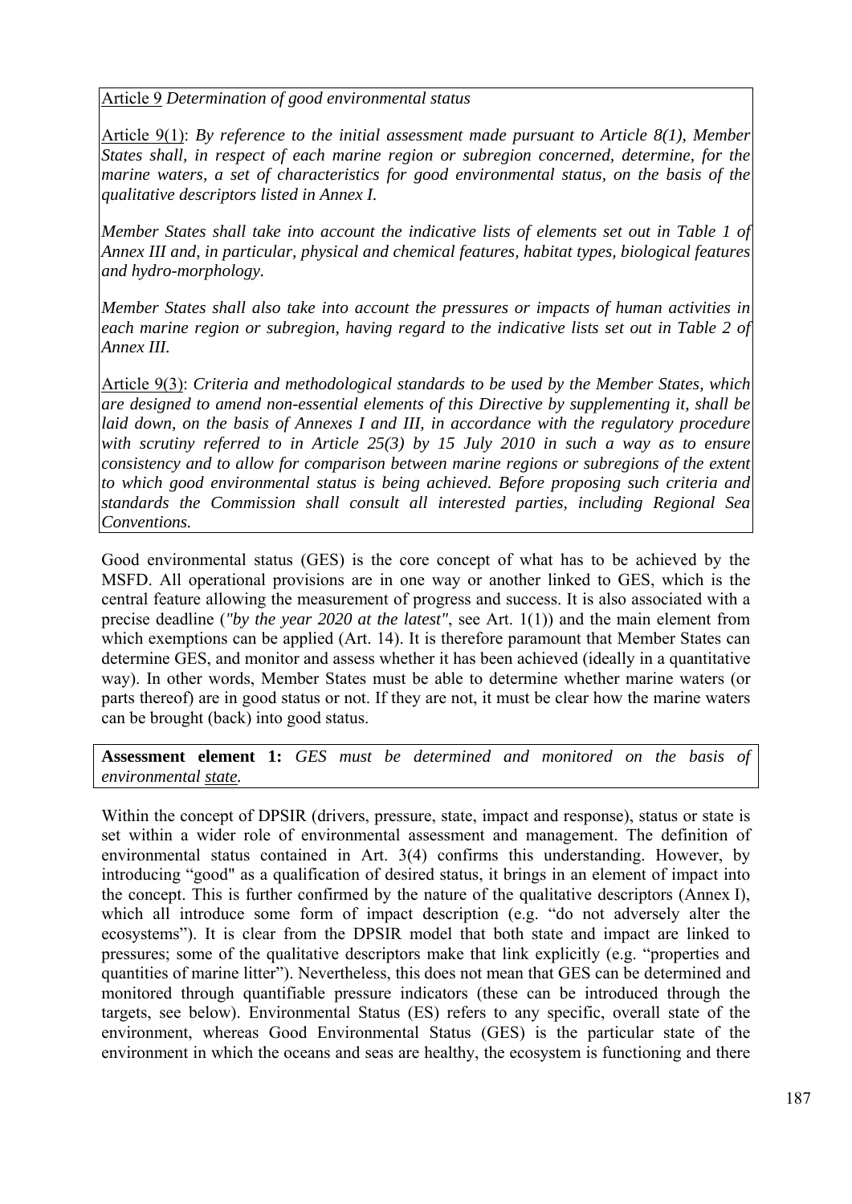<u>Article 9</u> *Determination of good environmental status*

<u>Article 9(1)</u>: *By reference to the initial assessment made pursuant to Article 8(1), Member States shall, in respect of each marine region or subregion concerned, determine, for the marine waters, a set of characteristics for good environmental status, on the basis of the qualitative descriptors listed in Annex I.*

*Member States shall take into account the indicative lists of elements set out in Table 1 of Annex III and, in particular, physical and chemical features, habitat types, biological features and hydro-morphology.*

*Member States shall also take into account the pressures or impacts of human activities in each marine region or subregion, having regard to the indicative lists set out in Table 2 of Annex III.*

<u>Article 9(3)</u>: *Criteria and methodological standards to be used by the Member States, which are designed to amend non-essential elements of this Directive by supplementing it, shall be laid down, on the basis of Annexes I and III, in accordance with the regulatory procedure with scrutiny referred to in Article 25(3) by 15 July 2010 in such a way as to ensure consistency and to allow for comparison between marine regions or subregions of the extent to which good environmental status is being achieved. Before proposing such criteria and standards the Commission shall consult all interested parties, including Regional Sea Conventions.*

Good environmental status (GES) is the core concept of what has to be achieved by the MSFD. All operational provisions are in one way or another linked to GES, which is the central feature allowing the measurement of progress and success. It is also associated with a precise deadline (*"by the year 2020 at the latest"*, see Art. 1(1)) and the main element from which exemptions can be applied (Art. 14). It is therefore paramount that Member States can determine GES, and monitor and assess whether it has been achieved (ideally in a quantitative way). In other words, Member States must be able to determine whether marine waters (or parts thereof) are in good status or not. If they are not, it must be clear how the marine waters can be brought (back) into good status.

**Assessment element 1:** *GES must be determined and monitored on the basis of environmental <u>state</u>.*

Within the concept of DPSIR (drivers, pressure, state, impact and response), status or state is set within a wider role of environmental assessment and management. The definition of environmental status contained in Art. 3(4) confirms this understanding. However, by introducing "good" as a qualification of desired status, it brings in an element of impact into the concept. This is further confirmed by the nature of the qualitative descriptors (Annex I), which all introduce some form of impact description (e.g. "do not adversely alter the ecosystems"). It is clear from the DPSIR model that both state and impact are linked to pressures; some of the qualitative descriptors make that link explicitly (e.g. "properties and quantities of marine litter"). Nevertheless, this does not mean that GES can be determined and monitored through quantifiable pressure indicators (these can be introduced through the targets, see below). Environmental Status (ES) refers to any specific, overall state of the environment, whereas Good Environmental Status (GES) is the particular state of the environment in which the oceans and seas are healthy, the ecosystem is functioning and there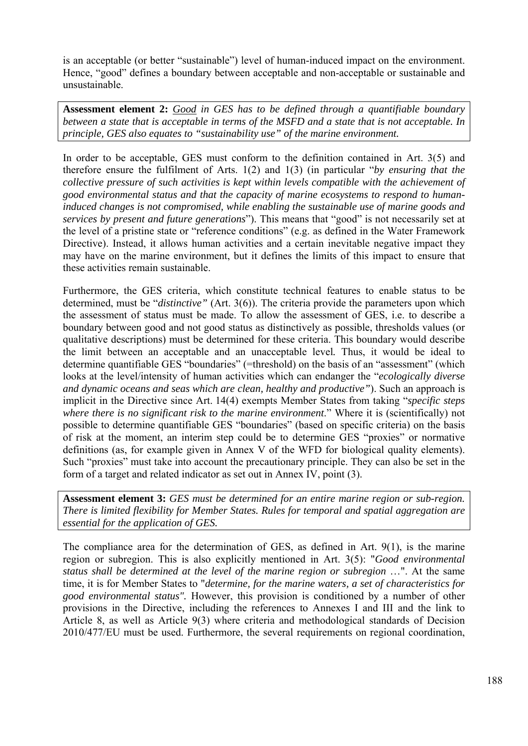is an acceptable (or better "sustainable") level of human-induced impact on the environment. Hence, "good" defines a boundary between acceptable and non-acceptable or sustainable and unsustainable.

**Assessment element 2:** ***Good*** *in GES has to be defined through a quantifiable boundary between a state that is acceptable in terms of the MSFD and a state that is not acceptable. In principle, GES also equates to "sustainability use" of the marine environment.*

In order to be acceptable, GES must conform to the definition contained in Art. 3(5) and therefore ensure the fulfilment of Arts. 1(2) and 1(3) (in particular "*by ensuring that the collective pressure of such activities is kept within levels compatible with the achievement of good environmental status and that the capacity of marine ecosystems to respond to human-induced changes is not compromised, while enabling the sustainable use of marine goods and services by present and future generations*"). This means that "good" is not necessarily set at the level of a pristine state or "reference conditions" (e.g. as defined in the Water Framework Directive). Instead, it allows human activities and a certain inevitable negative impact they may have on the marine environment, but it defines the limits of this impact to ensure that these activities remain sustainable.

Furthermore, the GES criteria, which constitute technical features to enable status to be determined, must be "*distinctive"* (Art. 3(6)). The criteria provide the parameters upon which the assessment of status must be made. To allow the assessment of GES, i.e. to describe a boundary between good and not good status as distinctively as possible, thresholds values (or qualitative descriptions) must be determined for these criteria. This boundary would describe the limit between an acceptable and an unacceptable level. Thus, it would be ideal to determine quantifiable GES "boundaries" (=threshold) on the basis of an "assessment" (which looks at the level/intensity of human activities which can endanger the "*ecologically diverse and dynamic oceans and seas which are clean, healthy and productive"*). Such an approach is implicit in the Directive since Art. 14(4) exempts Member States from taking "*specific steps where there is no significant risk to the marine environment*." Where it is (scientifically) not possible to determine quantifiable GES "boundaries" (based on specific criteria) on the basis of risk at the moment, an interim step could be to determine GES "proxies" or normative definitions (as, for example given in Annex V of the WFD for biological quality elements). Such "proxies" must take into account the precautionary principle. They can also be set in the form of a target and related indicator as set out in Annex IV, point (3).

**Assessment element 3:** *GES must be determined for an entire marine region or sub-region. There is limited flexibility for Member States. Rules for temporal and spatial aggregation are essential for the application of GES.*

The compliance area for the determination of GES, as defined in Art. 9(1), is the marine region or subregion. This is also explicitly mentioned in Art. 3(5): "*Good environmental status shall be determined at the level of the marine region or subregion* …". At the same time, it is for Member States to "*determine, for the marine waters, a set of characteristics for good environmental status".* However, this provision is conditioned by a number of other provisions in the Directive, including the references to Annexes I and III and the link to Article 8, as well as Article 9(3) where criteria and methodological standards of Decision 2010/477/EU must be used. Furthermore, the several requirements on regional coordination,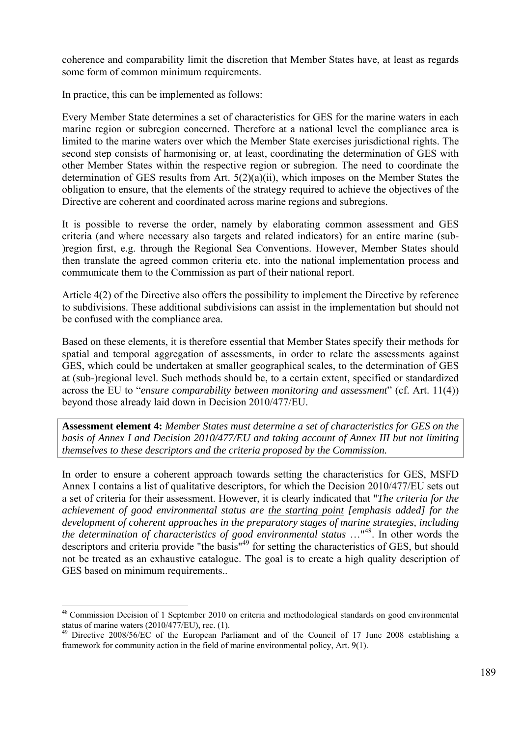coherence and comparability limit the discretion that Member States have, at least as regards some form of common minimum requirements.

In practice, this can be implemented as follows:

Every Member State determines a set of characteristics for GES for the marine waters in each marine region or subregion concerned. Therefore at a national level the compliance area is limited to the marine waters over which the Member State exercises jurisdictional rights. The second step consists of harmonising or, at least, coordinating the determination of GES with other Member States within the respective region or subregion. The need to coordinate the determination of GES results from Art. 5(2)(a)(ii), which imposes on the Member States the obligation to ensure, that the elements of the strategy required to achieve the objectives of the Directive are coherent and coordinated across marine regions and subregions.

It is possible to reverse the order, namely by elaborating common assessment and GES criteria (and where necessary also targets and related indicators) for an entire marine (sub-)region first, e.g. through the Regional Sea Conventions. However, Member States should then translate the agreed common criteria etc. into the national implementation process and communicate them to the Commission as part of their national report.

Article 4(2) of the Directive also offers the possibility to implement the Directive by reference to subdivisions. These additional subdivisions can assist in the implementation but should not be confused with the compliance area.

Based on these elements, it is therefore essential that Member States specify their methods for spatial and temporal aggregation of assessments, in order to relate the assessments against GES, which could be undertaken at smaller geographical scales, to the determination of GES at (sub-)regional level. Such methods should be, to a certain extent, specified or standardized across the EU to "*ensure comparability between monitoring and assessment*" (cf. Art. 11(4)) beyond those already laid down in Decision 2010/477/EU.

**Assessment element 4:** *Member States must determine a set of characteristics for GES on the basis of Annex I and Decision 2010/477/EU and taking account of Annex III but not limiting themselves to these descriptors and the criteria proposed by the Commission.*

In order to ensure a coherent approach towards setting the characteristics for GES, MSFD Annex I contains a list of qualitative descriptors, for which the Decision 2010/477/EU sets out a set of criteria for their assessment. However, it is clearly indicated that "*The criteria for the achievement of good environmental status are the starting point [emphasis added] for the development of coherent approaches in the preparatory stages of marine strategies, including the determination of characteristics of good environmental status …*"[48]. In other words the descriptors and criteria provide "the basis"[49] for setting the characteristics of GES, but should not be treated as an exhaustive catalogue. The goal is to create a high quality description of GES based on minimum requirements..

[48] Commission Decision of 1 September 2010 on criteria and methodological standards on good environmental status of marine waters (2010/477/EU), rec. (1).

[49] Directive 2008/56/EC of the European Parliament and of the Council of 17 June 2008 establishing a framework for community action in the field of marine environmental policy, Art. 9(1).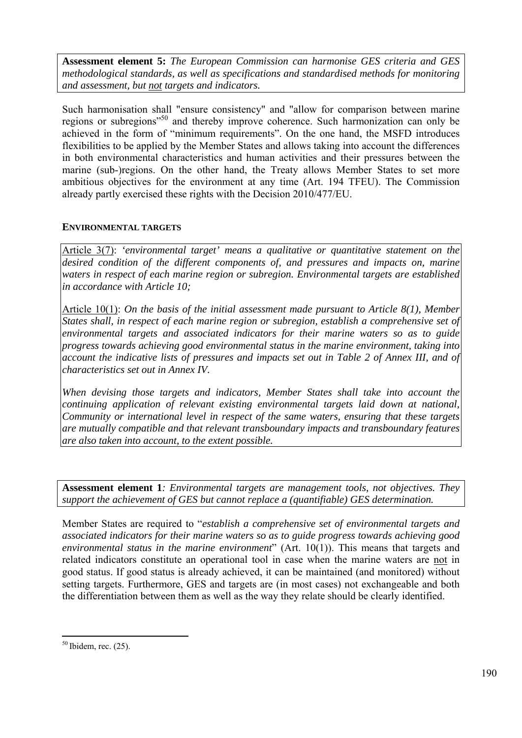**Assessment element 5:** *The European Commission can harmonise GES criteria and GES methodological standards, as well as specifications and standardised methods for monitoring and assessment, but not targets and indicators.*

Such harmonisation shall "ensure consistency" and "allow for comparison between marine regions or subregions"[50] and thereby improve coherence. Such harmonization can only be achieved in the form of "minimum requirements". On the one hand, the MSFD introduces flexibilities to be applied by the Member States and allows taking into account the differences in both environmental characteristics and human activities and their pressures between the marine (sub-)regions. On the other hand, the Treaty allows Member States to set more ambitious objectives for the environment at any time (Art. 194 TFEU). The Commission already partly exercised these rights with the Decision 2010/477/EU.

#### ENVIRONMENTAL TARGETS

Article 3(7): *'environmental target' means a qualitative or quantitative statement on the desired condition of the different components of, and pressures and impacts on, marine waters in respect of each marine region or subregion. Environmental targets are established in accordance with Article 10;*

Article 10(1): *On the basis of the initial assessment made pursuant to Article 8(1), Member States shall, in respect of each marine region or subregion, establish a comprehensive set of environmental targets and associated indicators for their marine waters so as to guide progress towards achieving good environmental status in the marine environment, taking into account the indicative lists of pressures and impacts set out in Table 2 of Annex III, and of characteristics set out in Annex IV.*

*When devising those targets and indicators, Member States shall take into account the continuing application of relevant existing environmental targets laid down at national, Community or international level in respect of the same waters, ensuring that these targets are mutually compatible and that relevant transboundary impacts and transboundary features are also taken into account, to the extent possible.*

**Assessment element 1***: Environmental targets are management tools, not objectives. They support the achievement of GES but cannot replace a (quantifiable) GES determination.*

Member States are required to "*establish a comprehensive set of environmental targets and associated indicators for their marine waters so as to guide progress towards achieving good environmental status in the marine environment*" (Art. 10(1)). This means that targets and related indicators constitute an operational tool in case when the marine waters are not in good status. If good status is already achieved, it can be maintained (and monitored) without setting targets. Furthermore, GES and targets are (in most cases) not exchangeable and both the differentiation between them as well as the way they relate should be clearly identified.

---

[50] Ibidem, rec. (25).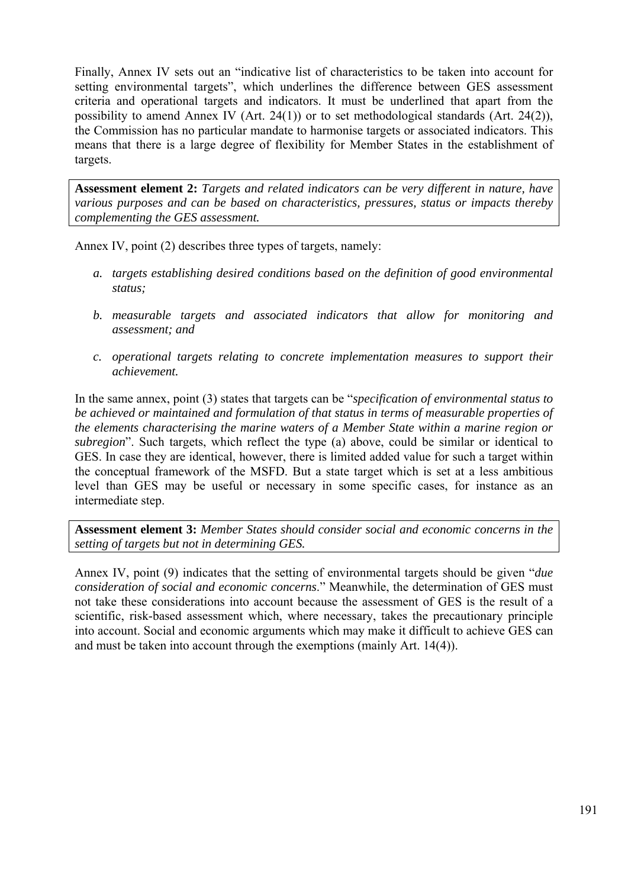Finally, Annex IV sets out an "indicative list of characteristics to be taken into account for setting environmental targets", which underlines the difference between GES assessment criteria and operational targets and indicators. It must be underlined that apart from the possibility to amend Annex IV (Art. 24(1)) or to set methodological standards (Art. 24(2)), the Commission has no particular mandate to harmonise targets or associated indicators. This means that there is a large degree of flexibility for Member States in the establishment of targets.

> **Assessment element 2:** *Targets and related indicators can be very different in nature, have various purposes and can be based on characteristics, pressures, status or impacts thereby complementing the GES assessment.*

Annex IV, point (2) describes three types of targets, namely:

*a. targets establishing desired conditions based on the definition of good environmental status;*

*b. measurable targets and associated indicators that allow for monitoring and assessment; and*

*c. operational targets relating to concrete implementation measures to support their achievement.*

In the same annex, point (3) states that targets can be "*specification of environmental status to be achieved or maintained and formulation of that status in terms of measurable properties of the elements characterising the marine waters of a Member State within a marine region or subregion*". Such targets, which reflect the type (a) above, could be similar or identical to GES. In case they are identical, however, there is limited added value for such a target within the conceptual framework of the MSFD. But a state target which is set at a less ambitious level than GES may be useful or necessary in some specific cases, for instance as an intermediate step.

> **Assessment element 3:** *Member States should consider social and economic concerns in the setting of targets but not in determining GES.*

Annex IV, point (9) indicates that the setting of environmental targets should be given "*due consideration of social and economic concerns*." Meanwhile, the determination of GES must not take these considerations into account because the assessment of GES is the result of a scientific, risk-based assessment which, where necessary, takes the precautionary principle into account. Social and economic arguments which may make it difficult to achieve GES can and must be taken into account through the exemptions (mainly Art. 14(4)).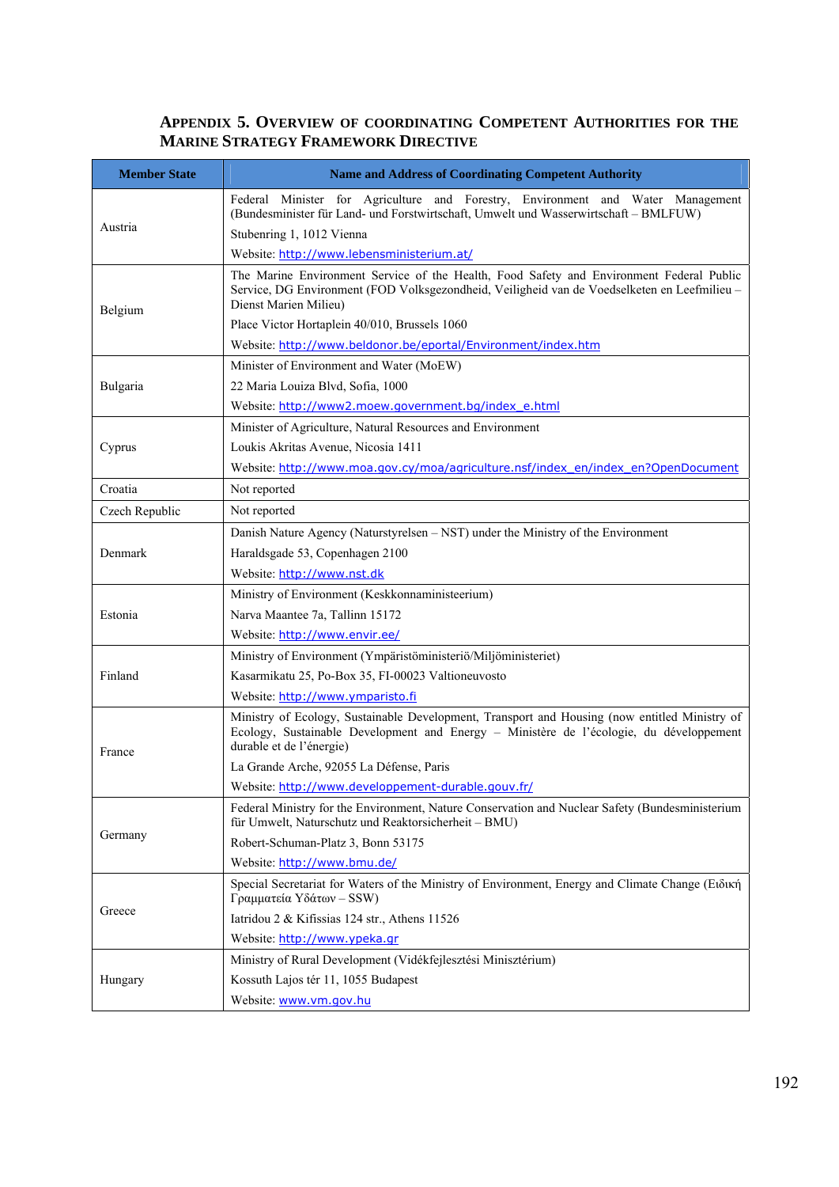## Appendix 5. Overview of coordinating Competent Authorities for the Marine Strategy Framework Directive

| Member State | Name and Address of Coordinating Competent Authority |
|---|---|
| Austria | Federal Minister for Agriculture and Forestry, Environment and Water Management (Bundesminister für Land- und Forstwirtschaft, Umwelt und Wasserwirtschaft – BMLFUW)<br>Stubenring 1, 1012 Vienna<br>Website: http://www.lebensministerium.at/ |
| Belgium | The Marine Environment Service of the Health, Food Safety and Environment Federal Public Service, DG Environment (FOD Volksgezondheid, Veiligheid van de Voedselketen en Leefmilieu – Dienst Marien Milieu)<br>Place Victor Hortaplein 40/010, Brussels 1060<br>Website: http://www.beldonor.be/eportal/Environment/index.htm |
| Bulgaria | Minister of Environment and Water (MoEW)<br>22 Maria Louiza Blvd, Sofia, 1000<br>Website: http://www2.moew.government.bg/index_e.html |
| Cyprus | Minister of Agriculture, Natural Resources and Environment<br>Loukis Akritas Avenue, Nicosia 1411<br>Website: http://www.moa.gov.cy/moa/agriculture.nsf/index_en/index_en?OpenDocument |
| Croatia | Not reported |
| Czech Republic | Not reported |
| Denmark | Danish Nature Agency (Naturstyrelsen – NST) under the Ministry of the Environment<br>Haraldsgade 53, Copenhagen 2100<br>Website: http://www.nst.dk |
| Estonia | Ministry of Environment (Keskkonnaministeerium)<br>Narva Maantee 7a, Tallinn 15172<br>Website: http://www.envir.ee/ |
| Finland | Ministry of Environment (Ympäristöministeriö/Miljöministeriet)<br>Kasarmikatu 25, Po-Box 35, FI-00023 Valtioneuvosto<br>Website: http://www.ymparisto.fi |
| France | Ministry of Ecology, Sustainable Development, Transport and Housing (now entitled Ministry of Ecology, Sustainable Development and Energy – Ministère de l'écologie, du développement durable et de l'énergie)<br>La Grande Arche, 92055 La Défense, Paris<br>Website: http://www.developpement-durable.gouv.fr/ |
| Germany | Federal Ministry for the Environment, Nature Conservation and Nuclear Safety (Bundesministerium für Umwelt, Naturschutz und Reaktorsicherheit – BMU)<br>Robert-Schuman-Platz 3, Bonn 53175<br>Website: http://www.bmu.de/ |
| Greece | Special Secretariat for Waters of the Ministry of Environment, Energy and Climate Change (Ειδική Γραμματεία Υδάτων – SSW)<br>Iatridou 2 & Kifissias 124 str., Athens 11526<br>Website: http://www.ypeka.gr |
| Hungary | Ministry of Rural Development (Vidékfejlesztési Minisztérium)<br>Kossuth Lajos tér 11, 1055 Budapest<br>Website: www.vm.gov.hu |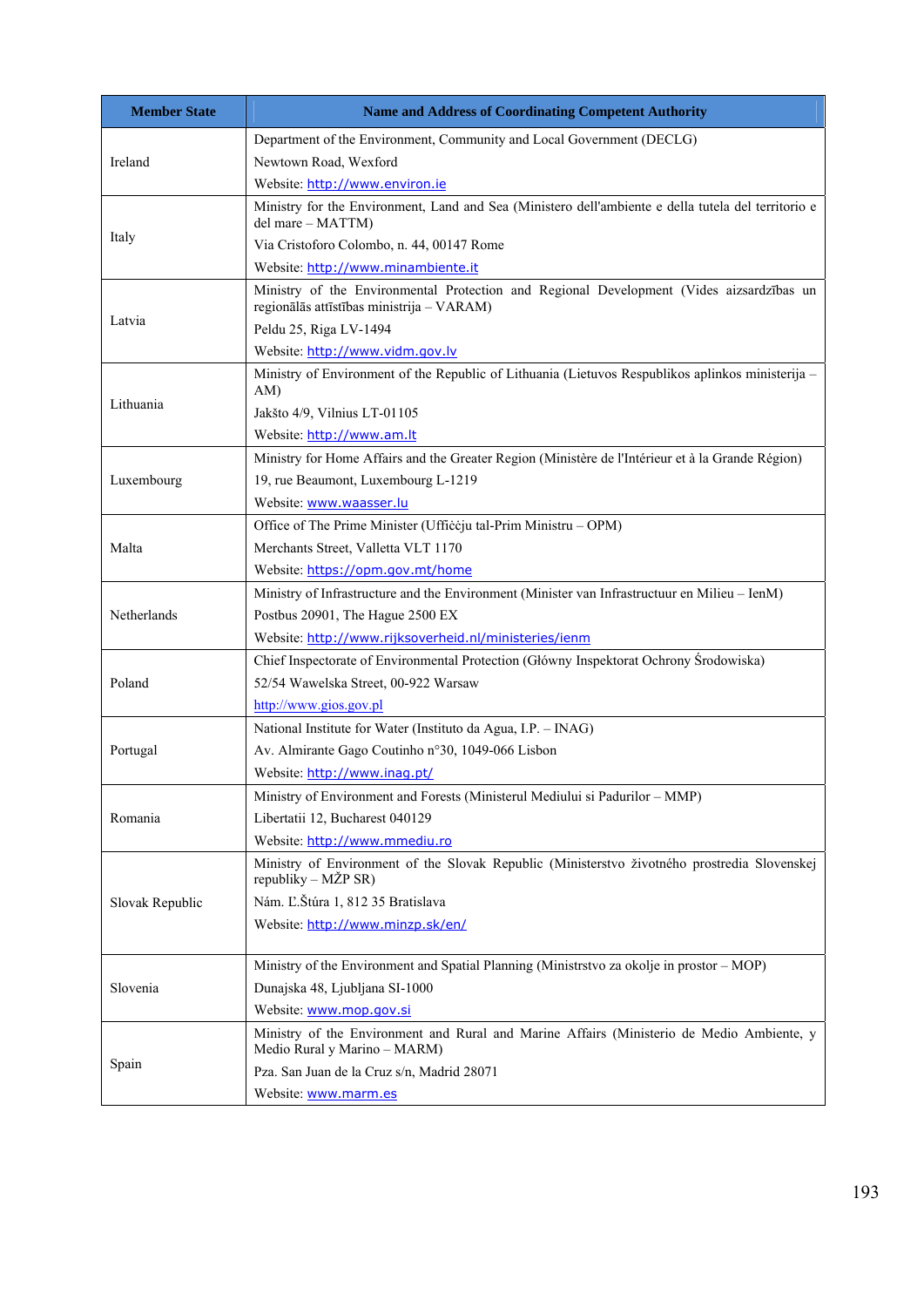| Member State | Name and Address of Coordinating Competent Authority |
| --- | --- |
| Ireland | Department of the Environment, Community and Local Government (DECLG)<br>Newtown Road, Wexford<br>Website: http://www.environ.ie |
| Italy | Ministry for the Environment, Land and Sea (Ministero dell'ambiente e della tutela del territorio e del mare – MATTM)<br>Via Cristoforo Colombo, n. 44, 00147 Rome<br>Website: http://www.minambiente.it |
| Latvia | Ministry of the Environmental Protection and Regional Development (Vides aizsardzības un reģionālās attīstības ministrija – VARAM)<br>Peldu 25, Riga LV-1494<br>Website: http://www.vidm.gov.lv |
| Lithuania | Ministry of Environment of the Republic of Lithuania (Lietuvos Respublikos aplinkos ministerija – AM)<br>Jakšto 4/9, Vilnius LT-01105<br>Website: http://www.am.lt |
| Luxembourg | Ministry for Home Affairs and the Greater Region (Ministère de l'Intérieur et à la Grande Région)<br>19, rue Beaumont, Luxembourg L-1219<br>Website: www.waasser.lu |
| Malta | Office of The Prime Minister (Uffiċċju tal-Prim Ministru – OPM)<br>Merchants Street, Valletta VLT 1170<br>Website: https://opm.gov.mt/home |
| Netherlands | Ministry of Infrastructure and the Environment (Minister van Infrastructuur en Milieu – IenM)<br>Postbus 20901, The Hague 2500 EX<br>Website: http://www.rijksoverheid.nl/ministeries/ienm |
| Poland | Chief Inspectorate of Environmental Protection (Główny Inspektorat Ochrony Środowiska)<br>52/54 Wawelska Street, 00-922 Warsaw<br>http://www.gios.gov.pl |
| Portugal | National Institute for Water (Instituto da Agua, I.P. – INAG)<br>Av. Almirante Gago Coutinho n°30, 1049-066 Lisbon<br>Website: http://www.inag.pt/ |
| Romania | Ministry of Environment and Forests (Ministerul Mediului si Padurilor – MMP)<br>Libertatii 12, Bucharest 040129<br>Website: http://www.mmediu.ro |
| Slovak Republic | Ministry of Environment of the Slovak Republic (Ministerstvo životného prostredia Slovenskej republiky – MŽP SR)<br>Nám. Ľ.Štúra 1, 812 35 Bratislava<br>Website: http://www.minzp.sk/en/ |
| Slovenia | Ministry of the Environment and Spatial Planning (Ministrstvo za okolje in prostor – MOP)<br>Dunajska 48, Ljubljana SI-1000<br>Website: www.mop.gov.si |
| Spain | Ministry of the Environment and Rural and Marine Affairs (Ministerio de Medio Ambiente, y Medio Rural y Marino – MARM)<br>Pza. San Juan de la Cruz s/n, Madrid 28071<br>Website: www.marm.es |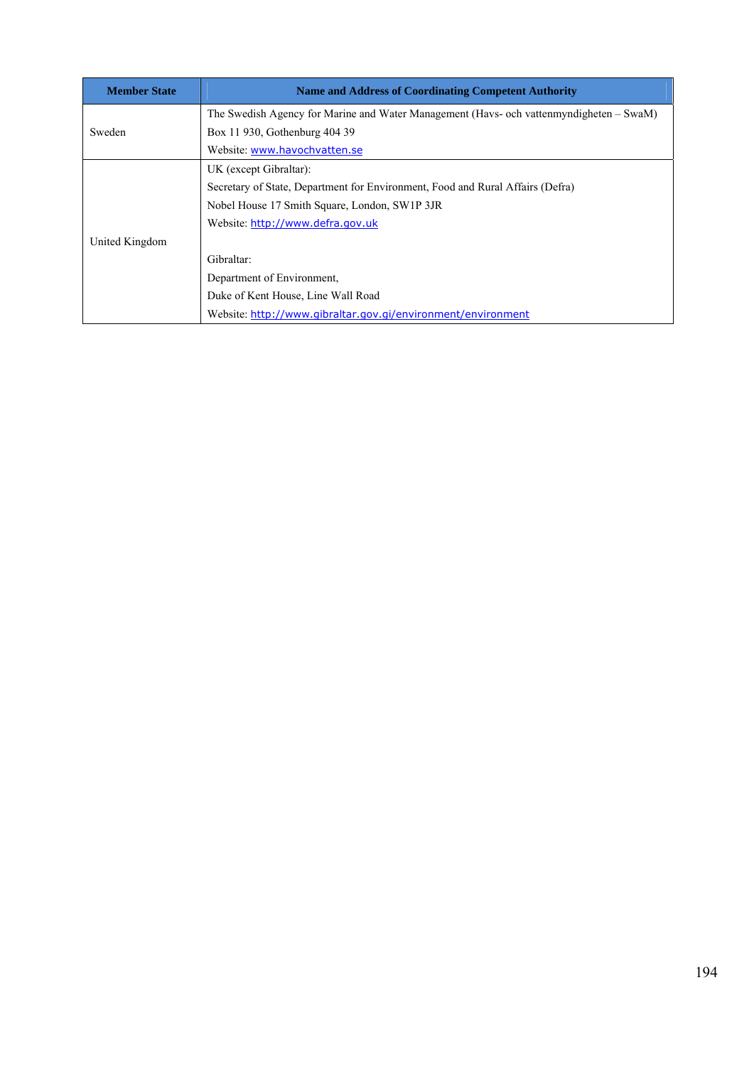| Member State | Name and Address of Coordinating Competent Authority |
| --- | --- |
| Sweden | The Swedish Agency for Marine and Water Management (Havs- och vattenmyndigheten – SwaM)<br>Box 11 930, Gothenburg 404 39<br>Website: www.havochvatten.se |
| United Kingdom | UK (except Gibraltar):<br>Secretary of State, Department for Environment, Food and Rural Affairs (Defra)<br>Nobel House 17 Smith Square, London, SW1P 3JR<br>Website: http://www.defra.gov.uk<br><br>Gibraltar:<br>Department of Environment,<br>Duke of Kent House, Line Wall Road<br>Website: http://www.gibraltar.gov.gi/environment/environment |